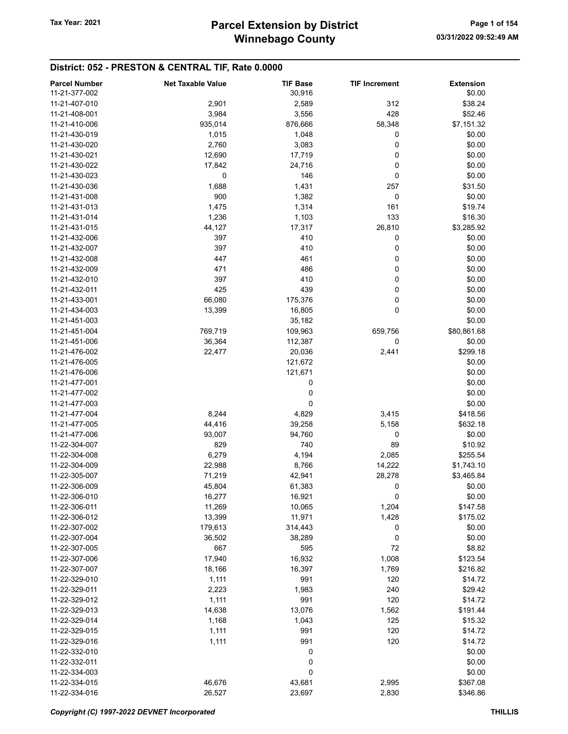# Parcel Extension by District
# Winnebago County

Tax Year: 2021

03/31/2022 09:52:49 AM

## District: 052 - PRESTON & CENTRAL TIF, Rate 0.0000

| Parcel Number | Net Taxable Value | TIF Base | TIF Increment | Extension |
|---|---|---|---|---|
| 11-21-377-002 | | 30,916 | | $0.00 |
| 11-21-407-010 | 2,901 | 2,589 | 312 | $38.24 |
| 11-21-408-001 | 3,984 | 3,556 | 428 | $52.46 |
| 11-21-410-006 | 935,014 | 876,666 | 58,348 | $7,151.32 |
| 11-21-430-019 | 1,015 | 1,048 | 0 | $0.00 |
| 11-21-430-020 | 2,760 | 3,083 | 0 | $0.00 |
| 11-21-430-021 | 12,690 | 17,719 | 0 | $0.00 |
| 11-21-430-022 | 17,842 | 24,716 | 0 | $0.00 |
| 11-21-430-023 | 0 | 146 | 0 | $0.00 |
| 11-21-430-036 | 1,688 | 1,431 | 257 | $31.50 |
| 11-21-431-008 | 900 | 1,382 | 0 | $0.00 |
| 11-21-431-013 | 1,475 | 1,314 | 161 | $19.74 |
| 11-21-431-014 | 1,236 | 1,103 | 133 | $16.30 |
| 11-21-431-015 | 44,127 | 17,317 | 26,810 | $3,285.92 |
| 11-21-432-006 | 397 | 410 | 0 | $0.00 |
| 11-21-432-007 | 397 | 410 | 0 | $0.00 |
| 11-21-432-008 | 447 | 461 | 0 | $0.00 |
| 11-21-432-009 | 471 | 486 | 0 | $0.00 |
| 11-21-432-010 | 397 | 410 | 0 | $0.00 |
| 11-21-432-011 | 425 | 439 | 0 | $0.00 |
| 11-21-433-001 | 66,080 | 175,376 | 0 | $0.00 |
| 11-21-434-003 | 13,399 | 16,805 | 0 | $0.00 |
| 11-21-451-003 | | 35,182 | | $0.00 |
| 11-21-451-004 | 769,719 | 109,963 | 659,756 | $80,861.68 |
| 11-21-451-006 | 36,364 | 112,387 | 0 | $0.00 |
| 11-21-476-002 | 22,477 | 20,036 | 2,441 | $299.18 |
| 11-21-476-005 | | 121,672 | | $0.00 |
| 11-21-476-006 | | 121,671 | | $0.00 |
| 11-21-477-001 | | 0 | | $0.00 |
| 11-21-477-002 | | 0 | | $0.00 |
| 11-21-477-003 | | 0 | | $0.00 |
| 11-21-477-004 | 8,244 | 4,829 | 3,415 | $418.56 |
| 11-21-477-005 | 44,416 | 39,258 | 5,158 | $632.18 |
| 11-21-477-006 | 93,007 | 94,760 | 0 | $0.00 |
| 11-22-304-007 | 829 | 740 | 89 | $10.92 |
| 11-22-304-008 | 6,279 | 4,194 | 2,085 | $255.54 |
| 11-22-304-009 | 22,988 | 8,766 | 14,222 | $1,743.10 |
| 11-22-305-007 | 71,219 | 42,941 | 28,278 | $3,465.84 |
| 11-22-306-009 | 45,804 | 61,383 | 0 | $0.00 |
| 11-22-306-010 | 16,277 | 16,921 | 0 | $0.00 |
| 11-22-306-011 | 11,269 | 10,065 | 1,204 | $147.58 |
| 11-22-306-012 | 13,399 | 11,971 | 1,428 | $175.02 |
| 11-22-307-002 | 179,613 | 314,443 | 0 | $0.00 |
| 11-22-307-004 | 36,502 | 38,289 | 0 | $0.00 |
| 11-22-307-005 | 667 | 595 | 72 | $8.82 |
| 11-22-307-006 | 17,940 | 16,932 | 1,008 | $123.54 |
| 11-22-307-007 | 18,166 | 16,397 | 1,769 | $216.82 |
| 11-22-329-010 | 1,111 | 991 | 120 | $14.72 |
| 11-22-329-011 | 2,223 | 1,983 | 240 | $29.42 |
| 11-22-329-012 | 1,111 | 991 | 120 | $14.72 |
| 11-22-329-013 | 14,638 | 13,076 | 1,562 | $191.44 |
| 11-22-329-014 | 1,168 | 1,043 | 125 | $15.32 |
| 11-22-329-015 | 1,111 | 991 | 120 | $14.72 |
| 11-22-329-016 | 1,111 | 991 | 120 | $14.72 |
| 11-22-332-010 | | 0 | | $0.00 |
| 11-22-332-011 | | 0 | | $0.00 |
| 11-22-334-003 | | 0 | | $0.00 |
| 11-22-334-015 | 46,676 | 43,681 | 2,995 | $367.08 |
| 11-22-334-016 | 26,527 | 23,697 | 2,830 | $346.86 |

*Copyright (C) 1997-2022 DEVNET Incorporated* THILLIS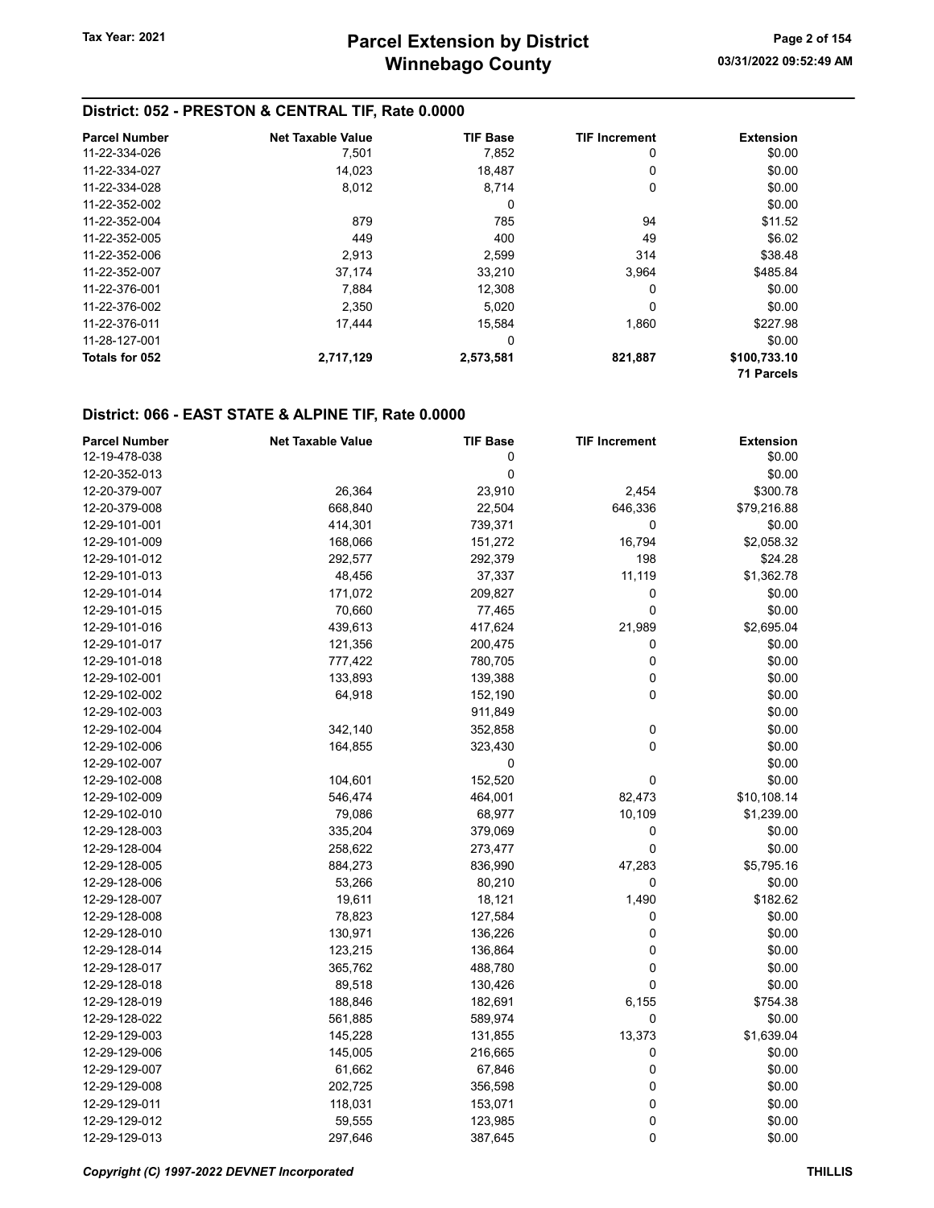## District: 052 - PRESTON & CENTRAL TIF, Rate 0.0000

| Parcel Number | Net Taxable Value | TIF Base | TIF Increment | Extension |
|---|---|---|---|---|
| 11-22-334-026 | 7,501 | 7,852 | 0 | $0.00 |
| 11-22-334-027 | 14,023 | 18,487 | 0 | $0.00 |
| 11-22-334-028 | 8,012 | 8,714 | 0 | $0.00 |
| 11-22-352-002 | | 0 | | $0.00 |
| 11-22-352-004 | 879 | 785 | 94 | $11.52 |
| 11-22-352-005 | 449 | 400 | 49 | $6.02 |
| 11-22-352-006 | 2,913 | 2,599 | 314 | $38.48 |
| 11-22-352-007 | 37,174 | 33,210 | 3,964 | $485.84 |
| 11-22-376-001 | 7,884 | 12,308 | 0 | $0.00 |
| 11-22-376-002 | 2,350 | 5,020 | 0 | $0.00 |
| 11-22-376-011 | 17,444 | 15,584 | 1,860 | $227.98 |
| 11-28-127-001 | | 0 | | $0.00 |
| **Totals for 052** | **2,717,129** | **2,573,581** | **821,887** | **$100,733.10** |
| | | | | **71 Parcels** |

## District: 066 - EAST STATE & ALPINE TIF, Rate 0.0000

| Parcel Number | Net Taxable Value | TIF Base | TIF Increment | Extension |
|---|---|---|---|---|
| 12-19-478-038 | | 0 | | $0.00 |
| 12-20-352-013 | | 0 | | $0.00 |
| 12-20-379-007 | 26,364 | 23,910 | 2,454 | $300.78 |
| 12-20-379-008 | 668,840 | 22,504 | 646,336 | $79,216.88 |
| 12-29-101-001 | 414,301 | 739,371 | 0 | $0.00 |
| 12-29-101-009 | 168,066 | 151,272 | 16,794 | $2,058.32 |
| 12-29-101-012 | 292,577 | 292,379 | 198 | $24.28 |
| 12-29-101-013 | 48,456 | 37,337 | 11,119 | $1,362.78 |
| 12-29-101-014 | 171,072 | 209,827 | 0 | $0.00 |
| 12-29-101-015 | 70,660 | 77,465 | 0 | $0.00 |
| 12-29-101-016 | 439,613 | 417,624 | 21,989 | $2,695.04 |
| 12-29-101-017 | 121,356 | 200,475 | 0 | $0.00 |
| 12-29-101-018 | 777,422 | 780,705 | 0 | $0.00 |
| 12-29-102-001 | 133,893 | 139,388 | 0 | $0.00 |
| 12-29-102-002 | 64,918 | 152,190 | 0 | $0.00 |
| 12-29-102-003 | | 911,849 | | $0.00 |
| 12-29-102-004 | 342,140 | 352,858 | 0 | $0.00 |
| 12-29-102-006 | 164,855 | 323,430 | 0 | $0.00 |
| 12-29-102-007 | | 0 | | $0.00 |
| 12-29-102-008 | 104,601 | 152,520 | 0 | $0.00 |
| 12-29-102-009 | 546,474 | 464,001 | 82,473 | $10,108.14 |
| 12-29-102-010 | 79,086 | 68,977 | 10,109 | $1,239.00 |
| 12-29-128-003 | 335,204 | 379,069 | 0 | $0.00 |
| 12-29-128-004 | 258,622 | 273,477 | 0 | $0.00 |
| 12-29-128-005 | 884,273 | 836,990 | 47,283 | $5,795.16 |
| 12-29-128-006 | 53,266 | 80,210 | 0 | $0.00 |
| 12-29-128-007 | 19,611 | 18,121 | 1,490 | $182.62 |
| 12-29-128-008 | 78,823 | 127,584 | 0 | $0.00 |
| 12-29-128-010 | 130,971 | 136,226 | 0 | $0.00 |
| 12-29-128-014 | 123,215 | 136,864 | 0 | $0.00 |
| 12-29-128-017 | 365,762 | 488,780 | 0 | $0.00 |
| 12-29-128-018 | 89,518 | 130,426 | 0 | $0.00 |
| 12-29-128-019 | 188,846 | 182,691 | 6,155 | $754.38 |
| 12-29-128-022 | 561,885 | 589,974 | 0 | $0.00 |
| 12-29-129-003 | 145,228 | 131,855 | 13,373 | $1,639.04 |
| 12-29-129-006 | 145,005 | 216,665 | 0 | $0.00 |
| 12-29-129-007 | 61,662 | 67,846 | 0 | $0.00 |
| 12-29-129-008 | 202,725 | 356,598 | 0 | $0.00 |
| 12-29-129-011 | 118,031 | 153,071 | 0 | $0.00 |
| 12-29-129-012 | 59,555 | 123,985 | 0 | $0.00 |
| 12-29-129-013 | 297,646 | 387,645 | 0 | $0.00 |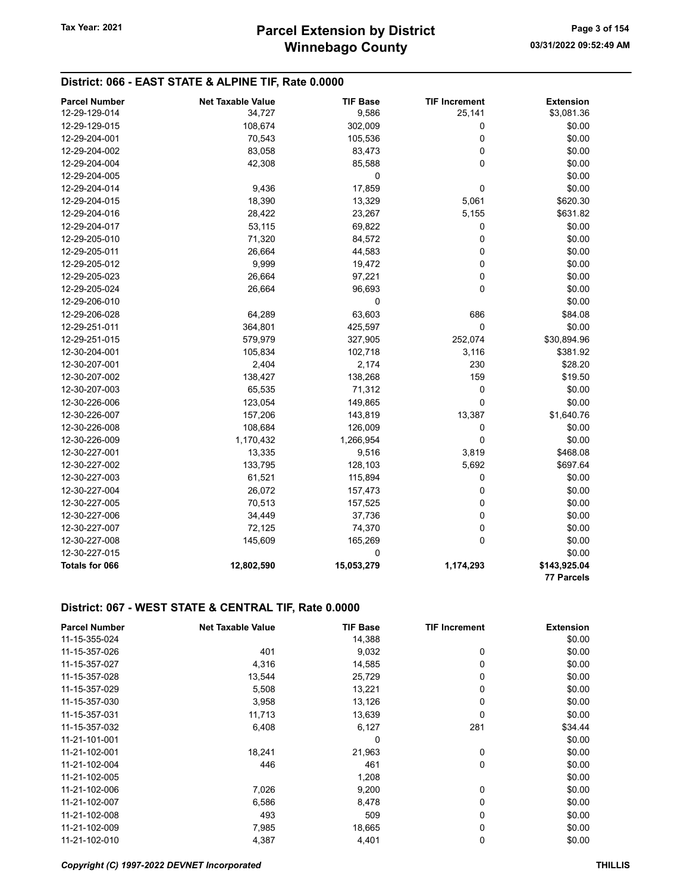## District: 066 - EAST STATE & ALPINE TIF, Rate 0.0000

| Parcel Number | Net Taxable Value | TIF Base | TIF Increment | Extension |
|---|---|---|---|---|
| 12-29-129-014 | 34,727 | 9,586 | 25,141 | $3,081.36 |
| 12-29-129-015 | 108,674 | 302,009 | 0 | $0.00 |
| 12-29-204-001 | 70,543 | 105,536 | 0 | $0.00 |
| 12-29-204-002 | 83,058 | 83,473 | 0 | $0.00 |
| 12-29-204-004 | 42,308 | 85,588 | 0 | $0.00 |
| 12-29-204-005 | | 0 | | $0.00 |
| 12-29-204-014 | 9,436 | 17,859 | 0 | $0.00 |
| 12-29-204-015 | 18,390 | 13,329 | 5,061 | $620.30 |
| 12-29-204-016 | 28,422 | 23,267 | 5,155 | $631.82 |
| 12-29-204-017 | 53,115 | 69,822 | 0 | $0.00 |
| 12-29-205-010 | 71,320 | 84,572 | 0 | $0.00 |
| 12-29-205-011 | 26,664 | 44,583 | 0 | $0.00 |
| 12-29-205-012 | 9,999 | 19,472 | 0 | $0.00 |
| 12-29-205-023 | 26,664 | 97,221 | 0 | $0.00 |
| 12-29-205-024 | 26,664 | 96,693 | 0 | $0.00 |
| 12-29-206-010 | | 0 | | $0.00 |
| 12-29-206-028 | 64,289 | 63,603 | 686 | $84.08 |
| 12-29-251-011 | 364,801 | 425,597 | 0 | $0.00 |
| 12-29-251-015 | 579,979 | 327,905 | 252,074 | $30,894.96 |
| 12-30-204-001 | 105,834 | 102,718 | 3,116 | $381.92 |
| 12-30-207-001 | 2,404 | 2,174 | 230 | $28.20 |
| 12-30-207-002 | 138,427 | 138,268 | 159 | $19.50 |
| 12-30-207-003 | 65,535 | 71,312 | 0 | $0.00 |
| 12-30-226-006 | 123,054 | 149,865 | 0 | $0.00 |
| 12-30-226-007 | 157,206 | 143,819 | 13,387 | $1,640.76 |
| 12-30-226-008 | 108,684 | 126,009 | 0 | $0.00 |
| 12-30-226-009 | 1,170,432 | 1,266,954 | 0 | $0.00 |
| 12-30-227-001 | 13,335 | 9,516 | 3,819 | $468.08 |
| 12-30-227-002 | 133,795 | 128,103 | 5,692 | $697.64 |
| 12-30-227-003 | 61,521 | 115,894 | 0 | $0.00 |
| 12-30-227-004 | 26,072 | 157,473 | 0 | $0.00 |
| 12-30-227-005 | 70,513 | 157,525 | 0 | $0.00 |
| 12-30-227-006 | 34,449 | 37,736 | 0 | $0.00 |
| 12-30-227-007 | 72,125 | 74,370 | 0 | $0.00 |
| 12-30-227-008 | 145,609 | 165,269 | 0 | $0.00 |
| 12-30-227-015 | | 0 | | $0.00 |
| **Totals for 066** | **12,802,590** | **15,053,279** | **1,174,293** | **$143,925.04** |
| | | | | **77 Parcels** |

## District: 067 - WEST STATE & CENTRAL TIF, Rate 0.0000

| Parcel Number | Net Taxable Value | TIF Base | TIF Increment | Extension |
|---|---|---|---|---|
| 11-15-355-024 | | 14,388 | | $0.00 |
| 11-15-357-026 | 401 | 9,032 | 0 | $0.00 |
| 11-15-357-027 | 4,316 | 14,585 | 0 | $0.00 |
| 11-15-357-028 | 13,544 | 25,729 | 0 | $0.00 |
| 11-15-357-029 | 5,508 | 13,221 | 0 | $0.00 |
| 11-15-357-030 | 3,958 | 13,126 | 0 | $0.00 |
| 11-15-357-031 | 11,713 | 13,639 | 0 | $0.00 |
| 11-15-357-032 | 6,408 | 6,127 | 281 | $34.44 |
| 11-21-101-001 | | 0 | | $0.00 |
| 11-21-102-001 | 18,241 | 21,963 | 0 | $0.00 |
| 11-21-102-004 | 446 | 461 | 0 | $0.00 |
| 11-21-102-005 | | 1,208 | | $0.00 |
| 11-21-102-006 | 7,026 | 9,200 | 0 | $0.00 |
| 11-21-102-007 | 6,586 | 8,478 | 0 | $0.00 |
| 11-21-102-008 | 493 | 509 | 0 | $0.00 |
| 11-21-102-009 | 7,985 | 18,665 | 0 | $0.00 |
| 11-21-102-010 | 4,387 | 4,401 | 0 | $0.00 |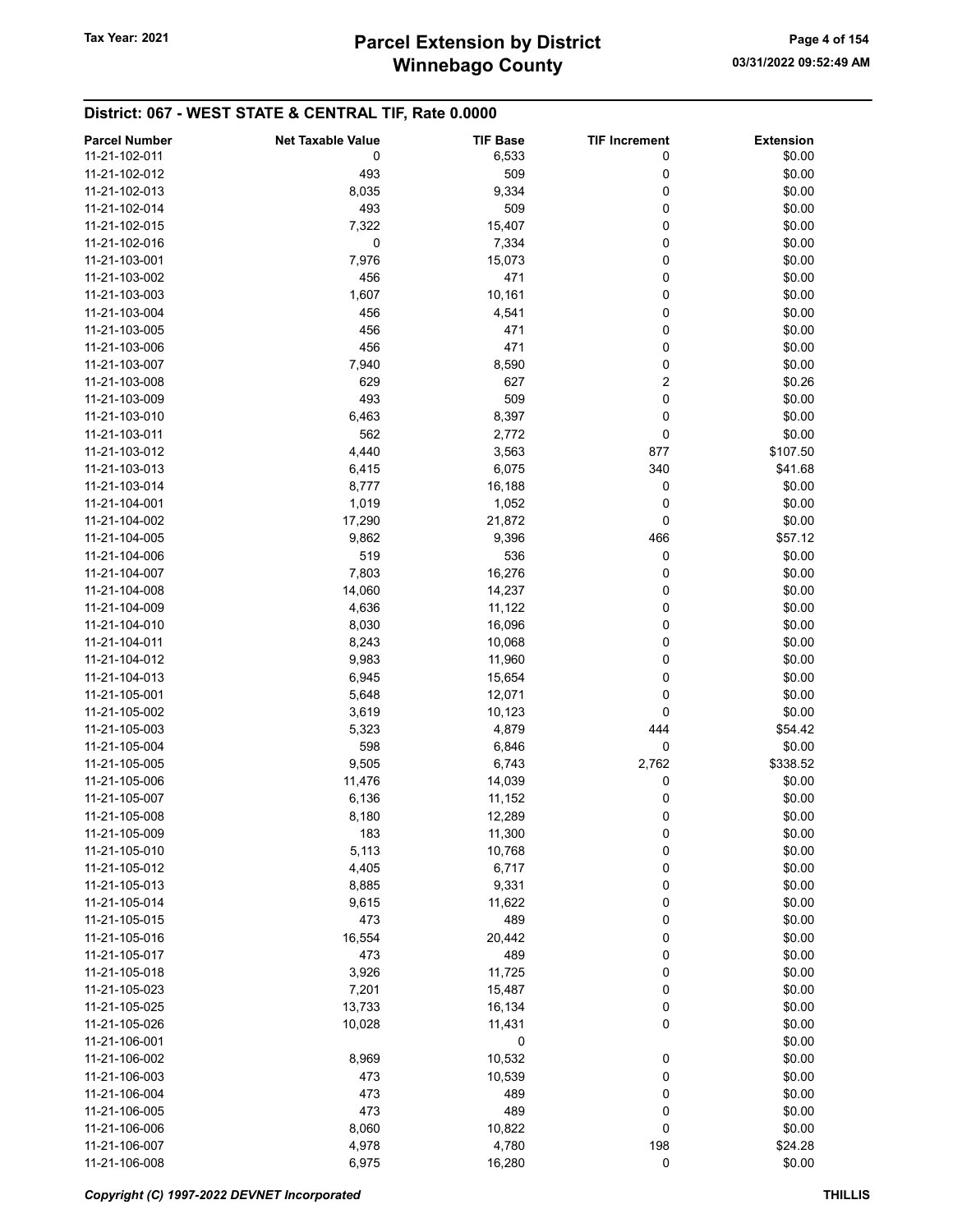## District: 067 - WEST STATE & CENTRAL TIF, Rate 0.0000

| Parcel Number | Net Taxable Value | TIF Base | TIF Increment | Extension |
|---|---|---|---|---|
| 11-21-102-011 | 0 | 6,533 | 0 | $0.00 |
| 11-21-102-012 | 493 | 509 | 0 | $0.00 |
| 11-21-102-013 | 8,035 | 9,334 | 0 | $0.00 |
| 11-21-102-014 | 493 | 509 | 0 | $0.00 |
| 11-21-102-015 | 7,322 | 15,407 | 0 | $0.00 |
| 11-21-102-016 | 0 | 7,334 | 0 | $0.00 |
| 11-21-103-001 | 7,976 | 15,073 | 0 | $0.00 |
| 11-21-103-002 | 456 | 471 | 0 | $0.00 |
| 11-21-103-003 | 1,607 | 10,161 | 0 | $0.00 |
| 11-21-103-004 | 456 | 4,541 | 0 | $0.00 |
| 11-21-103-005 | 456 | 471 | 0 | $0.00 |
| 11-21-103-006 | 456 | 471 | 0 | $0.00 |
| 11-21-103-007 | 7,940 | 8,590 | 0 | $0.00 |
| 11-21-103-008 | 629 | 627 | 2 | $0.26 |
| 11-21-103-009 | 493 | 509 | 0 | $0.00 |
| 11-21-103-010 | 6,463 | 8,397 | 0 | $0.00 |
| 11-21-103-011 | 562 | 2,772 | 0 | $0.00 |
| 11-21-103-012 | 4,440 | 3,563 | 877 | $107.50 |
| 11-21-103-013 | 6,415 | 6,075 | 340 | $41.68 |
| 11-21-103-014 | 8,777 | 16,188 | 0 | $0.00 |
| 11-21-104-001 | 1,019 | 1,052 | 0 | $0.00 |
| 11-21-104-002 | 17,290 | 21,872 | 0 | $0.00 |
| 11-21-104-005 | 9,862 | 9,396 | 466 | $57.12 |
| 11-21-104-006 | 519 | 536 | 0 | $0.00 |
| 11-21-104-007 | 7,803 | 16,276 | 0 | $0.00 |
| 11-21-104-008 | 14,060 | 14,237 | 0 | $0.00 |
| 11-21-104-009 | 4,636 | 11,122 | 0 | $0.00 |
| 11-21-104-010 | 8,030 | 16,096 | 0 | $0.00 |
| 11-21-104-011 | 8,243 | 10,068 | 0 | $0.00 |
| 11-21-104-012 | 9,983 | 11,960 | 0 | $0.00 |
| 11-21-104-013 | 6,945 | 15,654 | 0 | $0.00 |
| 11-21-105-001 | 5,648 | 12,071 | 0 | $0.00 |
| 11-21-105-002 | 3,619 | 10,123 | 0 | $0.00 |
| 11-21-105-003 | 5,323 | 4,879 | 444 | $54.42 |
| 11-21-105-004 | 598 | 6,846 | 0 | $0.00 |
| 11-21-105-005 | 9,505 | 6,743 | 2,762 | $338.52 |
| 11-21-105-006 | 11,476 | 14,039 | 0 | $0.00 |
| 11-21-105-007 | 6,136 | 11,152 | 0 | $0.00 |
| 11-21-105-008 | 8,180 | 12,289 | 0 | $0.00 |
| 11-21-105-009 | 183 | 11,300 | 0 | $0.00 |
| 11-21-105-010 | 5,113 | 10,768 | 0 | $0.00 |
| 11-21-105-012 | 4,405 | 6,717 | 0 | $0.00 |
| 11-21-105-013 | 8,885 | 9,331 | 0 | $0.00 |
| 11-21-105-014 | 9,615 | 11,622 | 0 | $0.00 |
| 11-21-105-015 | 473 | 489 | 0 | $0.00 |
| 11-21-105-016 | 16,554 | 20,442 | 0 | $0.00 |
| 11-21-105-017 | 473 | 489 | 0 | $0.00 |
| 11-21-105-018 | 3,926 | 11,725 | 0 | $0.00 |
| 11-21-105-023 | 7,201 | 15,487 | 0 | $0.00 |
| 11-21-105-025 | 13,733 | 16,134 | 0 | $0.00 |
| 11-21-105-026 | 10,028 | 11,431 | 0 | $0.00 |
| 11-21-106-001 | | 0 | | $0.00 |
| 11-21-106-002 | 8,969 | 10,532 | 0 | $0.00 |
| 11-21-106-003 | 473 | 10,539 | 0 | $0.00 |
| 11-21-106-004 | 473 | 489 | 0 | $0.00 |
| 11-21-106-005 | 473 | 489 | 0 | $0.00 |
| 11-21-106-006 | 8,060 | 10,822 | 0 | $0.00 |
| 11-21-106-007 | 4,978 | 4,780 | 198 | $24.28 |
| 11-21-106-008 | 6,975 | 16,280 | 0 | $0.00 |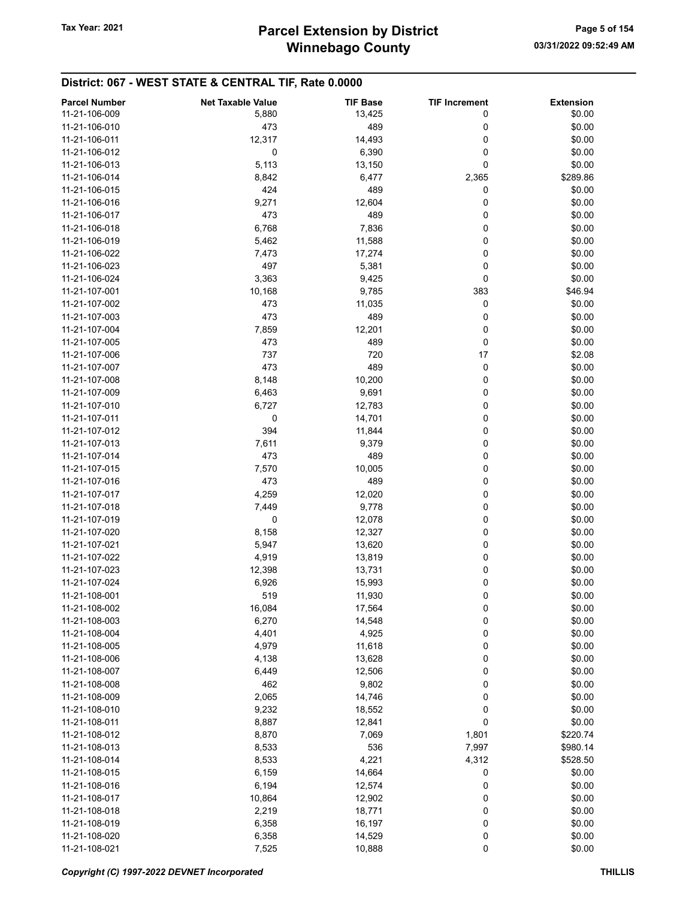## District: 067 - WEST STATE & CENTRAL TIF, Rate 0.0000

| Parcel Number | Net Taxable Value | TIF Base | TIF Increment | Extension |
|---|---|---|---|---|
| 11-21-106-009 | 5,880 | 13,425 | 0 | $0.00 |
| 11-21-106-010 | 473 | 489 | 0 | $0.00 |
| 11-21-106-011 | 12,317 | 14,493 | 0 | $0.00 |
| 11-21-106-012 | 0 | 6,390 | 0 | $0.00 |
| 11-21-106-013 | 5,113 | 13,150 | 0 | $0.00 |
| 11-21-106-014 | 8,842 | 6,477 | 2,365 | $289.86 |
| 11-21-106-015 | 424 | 489 | 0 | $0.00 |
| 11-21-106-016 | 9,271 | 12,604 | 0 | $0.00 |
| 11-21-106-017 | 473 | 489 | 0 | $0.00 |
| 11-21-106-018 | 6,768 | 7,836 | 0 | $0.00 |
| 11-21-106-019 | 5,462 | 11,588 | 0 | $0.00 |
| 11-21-106-022 | 7,473 | 17,274 | 0 | $0.00 |
| 11-21-106-023 | 497 | 5,381 | 0 | $0.00 |
| 11-21-106-024 | 3,363 | 9,425 | 0 | $0.00 |
| 11-21-107-001 | 10,168 | 9,785 | 383 | $46.94 |
| 11-21-107-002 | 473 | 11,035 | 0 | $0.00 |
| 11-21-107-003 | 473 | 489 | 0 | $0.00 |
| 11-21-107-004 | 7,859 | 12,201 | 0 | $0.00 |
| 11-21-107-005 | 473 | 489 | 0 | $0.00 |
| 11-21-107-006 | 737 | 720 | 17 | $2.08 |
| 11-21-107-007 | 473 | 489 | 0 | $0.00 |
| 11-21-107-008 | 8,148 | 10,200 | 0 | $0.00 |
| 11-21-107-009 | 6,463 | 9,691 | 0 | $0.00 |
| 11-21-107-010 | 6,727 | 12,783 | 0 | $0.00 |
| 11-21-107-011 | 0 | 14,701 | 0 | $0.00 |
| 11-21-107-012 | 394 | 11,844 | 0 | $0.00 |
| 11-21-107-013 | 7,611 | 9,379 | 0 | $0.00 |
| 11-21-107-014 | 473 | 489 | 0 | $0.00 |
| 11-21-107-015 | 7,570 | 10,005 | 0 | $0.00 |
| 11-21-107-016 | 473 | 489 | 0 | $0.00 |
| 11-21-107-017 | 4,259 | 12,020 | 0 | $0.00 |
| 11-21-107-018 | 7,449 | 9,778 | 0 | $0.00 |
| 11-21-107-019 | 0 | 12,078 | 0 | $0.00 |
| 11-21-107-020 | 8,158 | 12,327 | 0 | $0.00 |
| 11-21-107-021 | 5,947 | 13,620 | 0 | $0.00 |
| 11-21-107-022 | 4,919 | 13,819 | 0 | $0.00 |
| 11-21-107-023 | 12,398 | 13,731 | 0 | $0.00 |
| 11-21-107-024 | 6,926 | 15,993 | 0 | $0.00 |
| 11-21-108-001 | 519 | 11,930 | 0 | $0.00 |
| 11-21-108-002 | 16,084 | 17,564 | 0 | $0.00 |
| 11-21-108-003 | 6,270 | 14,548 | 0 | $0.00 |
| 11-21-108-004 | 4,401 | 4,925 | 0 | $0.00 |
| 11-21-108-005 | 4,979 | 11,618 | 0 | $0.00 |
| 11-21-108-006 | 4,138 | 13,628 | 0 | $0.00 |
| 11-21-108-007 | 6,449 | 12,506 | 0 | $0.00 |
| 11-21-108-008 | 462 | 9,802 | 0 | $0.00 |
| 11-21-108-009 | 2,065 | 14,746 | 0 | $0.00 |
| 11-21-108-010 | 9,232 | 18,552 | 0 | $0.00 |
| 11-21-108-011 | 8,887 | 12,841 | 0 | $0.00 |
| 11-21-108-012 | 8,870 | 7,069 | 1,801 | $220.74 |
| 11-21-108-013 | 8,533 | 536 | 7,997 | $980.14 |
| 11-21-108-014 | 8,533 | 4,221 | 4,312 | $528.50 |
| 11-21-108-015 | 6,159 | 14,664 | 0 | $0.00 |
| 11-21-108-016 | 6,194 | 12,574 | 0 | $0.00 |
| 11-21-108-017 | 10,864 | 12,902 | 0 | $0.00 |
| 11-21-108-018 | 2,219 | 18,771 | 0 | $0.00 |
| 11-21-108-019 | 6,358 | 16,197 | 0 | $0.00 |
| 11-21-108-020 | 6,358 | 14,529 | 0 | $0.00 |
| 11-21-108-021 | 7,525 | 10,888 | 0 | $0.00 |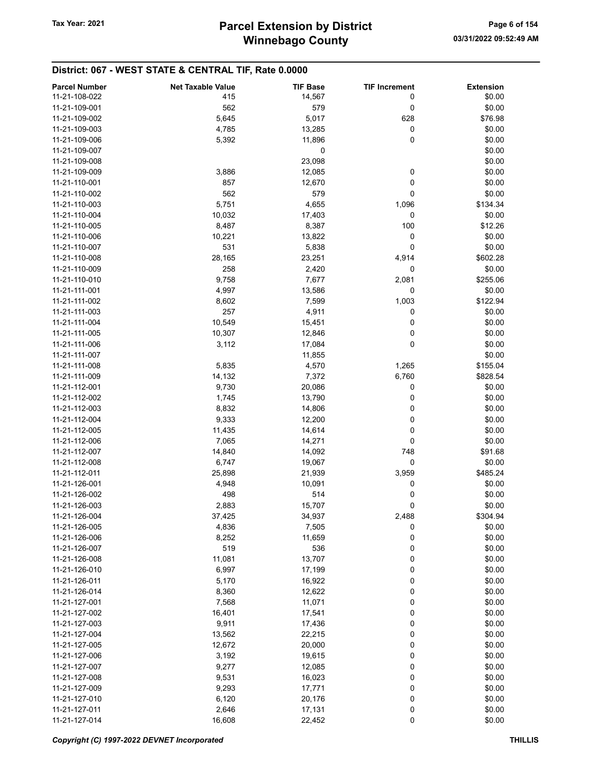## District: 067 - WEST STATE & CENTRAL TIF, Rate 0.0000

| Parcel Number | Net Taxable Value | TIF Base | TIF Increment | Extension |
|---|---|---|---|---|
| 11-21-108-022 | 415 | 14,567 | 0 | $0.00 |
| 11-21-109-001 | 562 | 579 | 0 | $0.00 |
| 11-21-109-002 | 5,645 | 5,017 | 628 | $76.98 |
| 11-21-109-003 | 4,785 | 13,285 | 0 | $0.00 |
| 11-21-109-006 | 5,392 | 11,896 | 0 | $0.00 |
| 11-21-109-007 | | 0 | | $0.00 |
| 11-21-109-008 | | 23,098 | | $0.00 |
| 11-21-109-009 | 3,886 | 12,085 | 0 | $0.00 |
| 11-21-110-001 | 857 | 12,670 | 0 | $0.00 |
| 11-21-110-002 | 562 | 579 | 0 | $0.00 |
| 11-21-110-003 | 5,751 | 4,655 | 1,096 | $134.34 |
| 11-21-110-004 | 10,032 | 17,403 | 0 | $0.00 |
| 11-21-110-005 | 8,487 | 8,387 | 100 | $12.26 |
| 11-21-110-006 | 10,221 | 13,822 | 0 | $0.00 |
| 11-21-110-007 | 531 | 5,838 | 0 | $0.00 |
| 11-21-110-008 | 28,165 | 23,251 | 4,914 | $602.28 |
| 11-21-110-009 | 258 | 2,420 | 0 | $0.00 |
| 11-21-110-010 | 9,758 | 7,677 | 2,081 | $255.06 |
| 11-21-111-001 | 4,997 | 13,586 | 0 | $0.00 |
| 11-21-111-002 | 8,602 | 7,599 | 1,003 | $122.94 |
| 11-21-111-003 | 257 | 4,911 | 0 | $0.00 |
| 11-21-111-004 | 10,549 | 15,451 | 0 | $0.00 |
| 11-21-111-005 | 10,307 | 12,846 | 0 | $0.00 |
| 11-21-111-006 | 3,112 | 17,084 | 0 | $0.00 |
| 11-21-111-007 | | 11,855 | | $0.00 |
| 11-21-111-008 | 5,835 | 4,570 | 1,265 | $155.04 |
| 11-21-111-009 | 14,132 | 7,372 | 6,760 | $828.54 |
| 11-21-112-001 | 9,730 | 20,086 | 0 | $0.00 |
| 11-21-112-002 | 1,745 | 13,790 | 0 | $0.00 |
| 11-21-112-003 | 8,832 | 14,806 | 0 | $0.00 |
| 11-21-112-004 | 9,333 | 12,200 | 0 | $0.00 |
| 11-21-112-005 | 11,435 | 14,614 | 0 | $0.00 |
| 11-21-112-006 | 7,065 | 14,271 | 0 | $0.00 |
| 11-21-112-007 | 14,840 | 14,092 | 748 | $91.68 |
| 11-21-112-008 | 6,747 | 19,067 | 0 | $0.00 |
| 11-21-112-011 | 25,898 | 21,939 | 3,959 | $485.24 |
| 11-21-126-001 | 4,948 | 10,091 | 0 | $0.00 |
| 11-21-126-002 | 498 | 514 | 0 | $0.00 |
| 11-21-126-003 | 2,883 | 15,707 | 0 | $0.00 |
| 11-21-126-004 | 37,425 | 34,937 | 2,488 | $304.94 |
| 11-21-126-005 | 4,836 | 7,505 | 0 | $0.00 |
| 11-21-126-006 | 8,252 | 11,659 | 0 | $0.00 |
| 11-21-126-007 | 519 | 536 | 0 | $0.00 |
| 11-21-126-008 | 11,081 | 13,707 | 0 | $0.00 |
| 11-21-126-010 | 6,997 | 17,199 | 0 | $0.00 |
| 11-21-126-011 | 5,170 | 16,922 | 0 | $0.00 |
| 11-21-126-014 | 8,360 | 12,622 | 0 | $0.00 |
| 11-21-127-001 | 7,568 | 11,071 | 0 | $0.00 |
| 11-21-127-002 | 16,401 | 17,541 | 0 | $0.00 |
| 11-21-127-003 | 9,911 | 17,436 | 0 | $0.00 |
| 11-21-127-004 | 13,562 | 22,215 | 0 | $0.00 |
| 11-21-127-005 | 12,672 | 20,000 | 0 | $0.00 |
| 11-21-127-006 | 3,192 | 19,615 | 0 | $0.00 |
| 11-21-127-007 | 9,277 | 12,085 | 0 | $0.00 |
| 11-21-127-008 | 9,531 | 16,023 | 0 | $0.00 |
| 11-21-127-009 | 9,293 | 17,771 | 0 | $0.00 |
| 11-21-127-010 | 6,120 | 20,176 | 0 | $0.00 |
| 11-21-127-011 | 2,646 | 17,131 | 0 | $0.00 |
| 11-21-127-014 | 16,608 | 22,452 | 0 | $0.00 |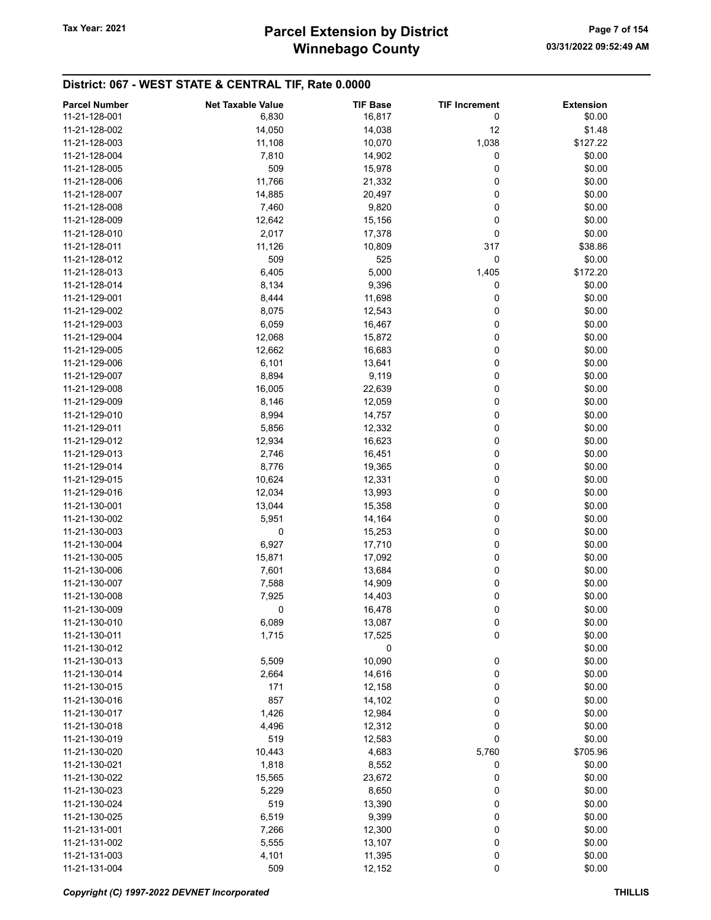## District: 067 - WEST STATE & CENTRAL TIF, Rate 0.0000

| Parcel Number | Net Taxable Value | TIF Base | TIF Increment | Extension |
|---|---|---|---|---|
| 11-21-128-001 | 6,830 | 16,817 | 0 | $0.00 |
| 11-21-128-002 | 14,050 | 14,038 | 12 | $1.48 |
| 11-21-128-003 | 11,108 | 10,070 | 1,038 | $127.22 |
| 11-21-128-004 | 7,810 | 14,902 | 0 | $0.00 |
| 11-21-128-005 | 509 | 15,978 | 0 | $0.00 |
| 11-21-128-006 | 11,766 | 21,332 | 0 | $0.00 |
| 11-21-128-007 | 14,885 | 20,497 | 0 | $0.00 |
| 11-21-128-008 | 7,460 | 9,820 | 0 | $0.00 |
| 11-21-128-009 | 12,642 | 15,156 | 0 | $0.00 |
| 11-21-128-010 | 2,017 | 17,378 | 0 | $0.00 |
| 11-21-128-011 | 11,126 | 10,809 | 317 | $38.86 |
| 11-21-128-012 | 509 | 525 | 0 | $0.00 |
| 11-21-128-013 | 6,405 | 5,000 | 1,405 | $172.20 |
| 11-21-128-014 | 8,134 | 9,396 | 0 | $0.00 |
| 11-21-129-001 | 8,444 | 11,698 | 0 | $0.00 |
| 11-21-129-002 | 8,075 | 12,543 | 0 | $0.00 |
| 11-21-129-003 | 6,059 | 16,467 | 0 | $0.00 |
| 11-21-129-004 | 12,068 | 15,872 | 0 | $0.00 |
| 11-21-129-005 | 12,662 | 16,683 | 0 | $0.00 |
| 11-21-129-006 | 6,101 | 13,641 | 0 | $0.00 |
| 11-21-129-007 | 8,894 | 9,119 | 0 | $0.00 |
| 11-21-129-008 | 16,005 | 22,639 | 0 | $0.00 |
| 11-21-129-009 | 8,146 | 12,059 | 0 | $0.00 |
| 11-21-129-010 | 8,994 | 14,757 | 0 | $0.00 |
| 11-21-129-011 | 5,856 | 12,332 | 0 | $0.00 |
| 11-21-129-012 | 12,934 | 16,623 | 0 | $0.00 |
| 11-21-129-013 | 2,746 | 16,451 | 0 | $0.00 |
| 11-21-129-014 | 8,776 | 19,365 | 0 | $0.00 |
| 11-21-129-015 | 10,624 | 12,331 | 0 | $0.00 |
| 11-21-129-016 | 12,034 | 13,993 | 0 | $0.00 |
| 11-21-130-001 | 13,044 | 15,358 | 0 | $0.00 |
| 11-21-130-002 | 5,951 | 14,164 | 0 | $0.00 |
| 11-21-130-003 | 0 | 15,253 | 0 | $0.00 |
| 11-21-130-004 | 6,927 | 17,710 | 0 | $0.00 |
| 11-21-130-005 | 15,871 | 17,092 | 0 | $0.00 |
| 11-21-130-006 | 7,601 | 13,684 | 0 | $0.00 |
| 11-21-130-007 | 7,588 | 14,909 | 0 | $0.00 |
| 11-21-130-008 | 7,925 | 14,403 | 0 | $0.00 |
| 11-21-130-009 | 0 | 16,478 | 0 | $0.00 |
| 11-21-130-010 | 6,089 | 13,087 | 0 | $0.00 |
| 11-21-130-011 | 1,715 | 17,525 | 0 | $0.00 |
| 11-21-130-012 | | 0 | | $0.00 |
| 11-21-130-013 | 5,509 | 10,090 | 0 | $0.00 |
| 11-21-130-014 | 2,664 | 14,616 | 0 | $0.00 |
| 11-21-130-015 | 171 | 12,158 | 0 | $0.00 |
| 11-21-130-016 | 857 | 14,102 | 0 | $0.00 |
| 11-21-130-017 | 1,426 | 12,984 | 0 | $0.00 |
| 11-21-130-018 | 4,496 | 12,312 | 0 | $0.00 |
| 11-21-130-019 | 519 | 12,583 | 0 | $0.00 |
| 11-21-130-020 | 10,443 | 4,683 | 5,760 | $705.96 |
| 11-21-130-021 | 1,818 | 8,552 | 0 | $0.00 |
| 11-21-130-022 | 15,565 | 23,672 | 0 | $0.00 |
| 11-21-130-023 | 5,229 | 8,650 | 0 | $0.00 |
| 11-21-130-024 | 519 | 13,390 | 0 | $0.00 |
| 11-21-130-025 | 6,519 | 9,399 | 0 | $0.00 |
| 11-21-131-001 | 7,266 | 12,300 | 0 | $0.00 |
| 11-21-131-002 | 5,555 | 13,107 | 0 | $0.00 |
| 11-21-131-003 | 4,101 | 11,395 | 0 | $0.00 |
| 11-21-131-004 | 509 | 12,152 | 0 | $0.00 |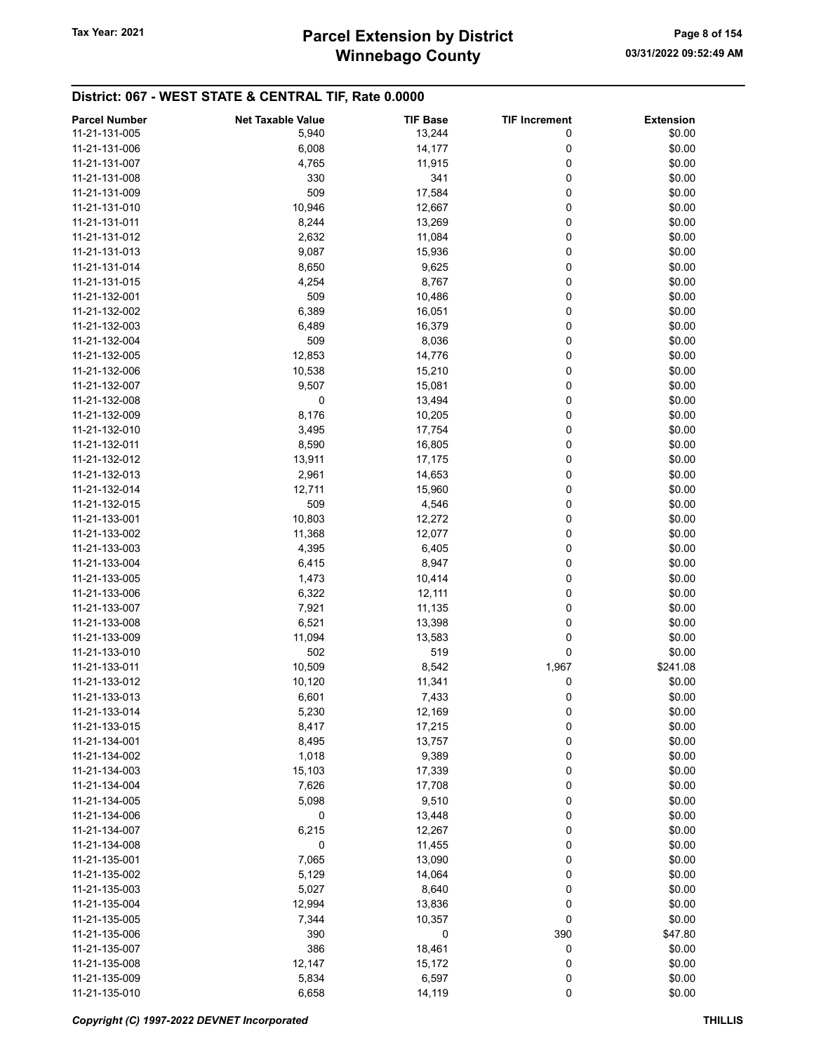## District: 067 - WEST STATE & CENTRAL TIF, Rate 0.0000

| Parcel Number | Net Taxable Value | TIF Base | TIF Increment | Extension |
|---|---|---|---|---|
| 11-21-131-005 | 5,940 | 13,244 | 0 | $0.00 |
| 11-21-131-006 | 6,008 | 14,177 | 0 | $0.00 |
| 11-21-131-007 | 4,765 | 11,915 | 0 | $0.00 |
| 11-21-131-008 | 330 | 341 | 0 | $0.00 |
| 11-21-131-009 | 509 | 17,584 | 0 | $0.00 |
| 11-21-131-010 | 10,946 | 12,667 | 0 | $0.00 |
| 11-21-131-011 | 8,244 | 13,269 | 0 | $0.00 |
| 11-21-131-012 | 2,632 | 11,084 | 0 | $0.00 |
| 11-21-131-013 | 9,087 | 15,936 | 0 | $0.00 |
| 11-21-131-014 | 8,650 | 9,625 | 0 | $0.00 |
| 11-21-131-015 | 4,254 | 8,767 | 0 | $0.00 |
| 11-21-132-001 | 509 | 10,486 | 0 | $0.00 |
| 11-21-132-002 | 6,389 | 16,051 | 0 | $0.00 |
| 11-21-132-003 | 6,489 | 16,379 | 0 | $0.00 |
| 11-21-132-004 | 509 | 8,036 | 0 | $0.00 |
| 11-21-132-005 | 12,853 | 14,776 | 0 | $0.00 |
| 11-21-132-006 | 10,538 | 15,210 | 0 | $0.00 |
| 11-21-132-007 | 9,507 | 15,081 | 0 | $0.00 |
| 11-21-132-008 | 0 | 13,494 | 0 | $0.00 |
| 11-21-132-009 | 8,176 | 10,205 | 0 | $0.00 |
| 11-21-132-010 | 3,495 | 17,754 | 0 | $0.00 |
| 11-21-132-011 | 8,590 | 16,805 | 0 | $0.00 |
| 11-21-132-012 | 13,911 | 17,175 | 0 | $0.00 |
| 11-21-132-013 | 2,961 | 14,653 | 0 | $0.00 |
| 11-21-132-014 | 12,711 | 15,960 | 0 | $0.00 |
| 11-21-132-015 | 509 | 4,546 | 0 | $0.00 |
| 11-21-133-001 | 10,803 | 12,272 | 0 | $0.00 |
| 11-21-133-002 | 11,368 | 12,077 | 0 | $0.00 |
| 11-21-133-003 | 4,395 | 6,405 | 0 | $0.00 |
| 11-21-133-004 | 6,415 | 8,947 | 0 | $0.00 |
| 11-21-133-005 | 1,473 | 10,414 | 0 | $0.00 |
| 11-21-133-006 | 6,322 | 12,111 | 0 | $0.00 |
| 11-21-133-007 | 7,921 | 11,135 | 0 | $0.00 |
| 11-21-133-008 | 6,521 | 13,398 | 0 | $0.00 |
| 11-21-133-009 | 11,094 | 13,583 | 0 | $0.00 |
| 11-21-133-010 | 502 | 519 | 0 | $0.00 |
| 11-21-133-011 | 10,509 | 8,542 | 1,967 | $241.08 |
| 11-21-133-012 | 10,120 | 11,341 | 0 | $0.00 |
| 11-21-133-013 | 6,601 | 7,433 | 0 | $0.00 |
| 11-21-133-014 | 5,230 | 12,169 | 0 | $0.00 |
| 11-21-133-015 | 8,417 | 17,215 | 0 | $0.00 |
| 11-21-134-001 | 8,495 | 13,757 | 0 | $0.00 |
| 11-21-134-002 | 1,018 | 9,389 | 0 | $0.00 |
| 11-21-134-003 | 15,103 | 17,339 | 0 | $0.00 |
| 11-21-134-004 | 7,626 | 17,708 | 0 | $0.00 |
| 11-21-134-005 | 5,098 | 9,510 | 0 | $0.00 |
| 11-21-134-006 | 0 | 13,448 | 0 | $0.00 |
| 11-21-134-007 | 6,215 | 12,267 | 0 | $0.00 |
| 11-21-134-008 | 0 | 11,455 | 0 | $0.00 |
| 11-21-135-001 | 7,065 | 13,090 | 0 | $0.00 |
| 11-21-135-002 | 5,129 | 14,064 | 0 | $0.00 |
| 11-21-135-003 | 5,027 | 8,640 | 0 | $0.00 |
| 11-21-135-004 | 12,994 | 13,836 | 0 | $0.00 |
| 11-21-135-005 | 7,344 | 10,357 | 0 | $0.00 |
| 11-21-135-006 | 390 | 0 | 390 | $47.80 |
| 11-21-135-007 | 386 | 18,461 | 0 | $0.00 |
| 11-21-135-008 | 12,147 | 15,172 | 0 | $0.00 |
| 11-21-135-009 | 5,834 | 6,597 | 0 | $0.00 |
| 11-21-135-010 | 6,658 | 14,119 | 0 | $0.00 |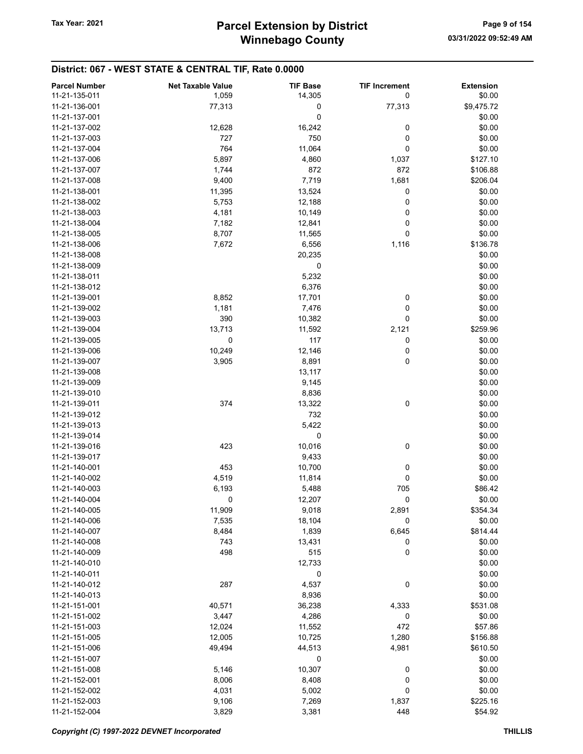## District: 067 - WEST STATE & CENTRAL TIF, Rate 0.0000

| Parcel Number | Net Taxable Value | TIF Base | TIF Increment | Extension |
|---|---|---|---|---|
| 11-21-135-011 | 1,059 | 14,305 | 0 | $0.00 |
| 11-21-136-001 | 77,313 | 0 | 77,313 | $9,475.72 |
| 11-21-137-001 | | 0 | | $0.00 |
| 11-21-137-002 | 12,628 | 16,242 | 0 | $0.00 |
| 11-21-137-003 | 727 | 750 | 0 | $0.00 |
| 11-21-137-004 | 764 | 11,064 | 0 | $0.00 |
| 11-21-137-006 | 5,897 | 4,860 | 1,037 | $127.10 |
| 11-21-137-007 | 1,744 | 872 | 872 | $106.88 |
| 11-21-137-008 | 9,400 | 7,719 | 1,681 | $206.04 |
| 11-21-138-001 | 11,395 | 13,524 | 0 | $0.00 |
| 11-21-138-002 | 5,753 | 12,188 | 0 | $0.00 |
| 11-21-138-003 | 4,181 | 10,149 | 0 | $0.00 |
| 11-21-138-004 | 7,182 | 12,841 | 0 | $0.00 |
| 11-21-138-005 | 8,707 | 11,565 | 0 | $0.00 |
| 11-21-138-006 | 7,672 | 6,556 | 1,116 | $136.78 |
| 11-21-138-008 | | 20,235 | | $0.00 |
| 11-21-138-009 | | 0 | | $0.00 |
| 11-21-138-011 | | 5,232 | | $0.00 |
| 11-21-138-012 | | 6,376 | | $0.00 |
| 11-21-139-001 | 8,852 | 17,701 | 0 | $0.00 |
| 11-21-139-002 | 1,181 | 7,476 | 0 | $0.00 |
| 11-21-139-003 | 390 | 10,382 | 0 | $0.00 |
| 11-21-139-004 | 13,713 | 11,592 | 2,121 | $259.96 |
| 11-21-139-005 | 0 | 117 | 0 | $0.00 |
| 11-21-139-006 | 10,249 | 12,146 | 0 | $0.00 |
| 11-21-139-007 | 3,905 | 8,891 | 0 | $0.00 |
| 11-21-139-008 | | 13,117 | | $0.00 |
| 11-21-139-009 | | 9,145 | | $0.00 |
| 11-21-139-010 | | 8,836 | | $0.00 |
| 11-21-139-011 | 374 | 13,322 | 0 | $0.00 |
| 11-21-139-012 | | 732 | | $0.00 |
| 11-21-139-013 | | 5,422 | | $0.00 |
| 11-21-139-014 | | 0 | | $0.00 |
| 11-21-139-016 | 423 | 10,016 | 0 | $0.00 |
| 11-21-139-017 | | 9,433 | | $0.00 |
| 11-21-140-001 | 453 | 10,700 | 0 | $0.00 |
| 11-21-140-002 | 4,519 | 11,814 | 0 | $0.00 |
| 11-21-140-003 | 6,193 | 5,488 | 705 | $86.42 |
| 11-21-140-004 | 0 | 12,207 | 0 | $0.00 |
| 11-21-140-005 | 11,909 | 9,018 | 2,891 | $354.34 |
| 11-21-140-006 | 7,535 | 18,104 | 0 | $0.00 |
| 11-21-140-007 | 8,484 | 1,839 | 6,645 | $814.44 |
| 11-21-140-008 | 743 | 13,431 | 0 | $0.00 |
| 11-21-140-009 | 498 | 515 | 0 | $0.00 |
| 11-21-140-010 | | 12,733 | | $0.00 |
| 11-21-140-011 | | 0 | | $0.00 |
| 11-21-140-012 | 287 | 4,537 | 0 | $0.00 |
| 11-21-140-013 | | 8,936 | | $0.00 |
| 11-21-151-001 | 40,571 | 36,238 | 4,333 | $531.08 |
| 11-21-151-002 | 3,447 | 4,286 | 0 | $0.00 |
| 11-21-151-003 | 12,024 | 11,552 | 472 | $57.86 |
| 11-21-151-005 | 12,005 | 10,725 | 1,280 | $156.88 |
| 11-21-151-006 | 49,494 | 44,513 | 4,981 | $610.50 |
| 11-21-151-007 | | 0 | | $0.00 |
| 11-21-151-008 | 5,146 | 10,307 | 0 | $0.00 |
| 11-21-152-001 | 8,006 | 8,408 | 0 | $0.00 |
| 11-21-152-002 | 4,031 | 5,002 | 0 | $0.00 |
| 11-21-152-003 | 9,106 | 7,269 | 1,837 | $225.16 |
| 11-21-152-004 | 3,829 | 3,381 | 448 | $54.92 |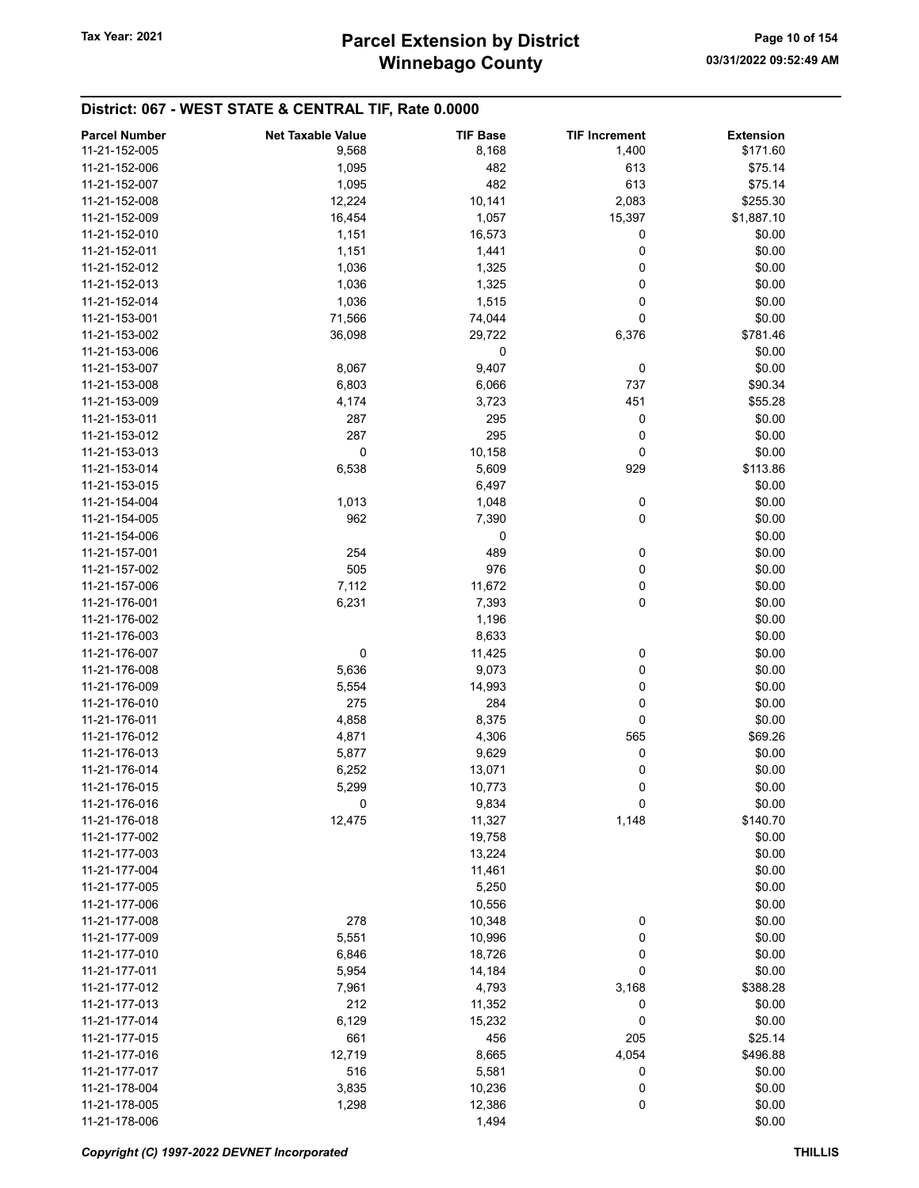## District: 067 - WEST STATE & CENTRAL TIF, Rate 0.0000

| Parcel Number | Net Taxable Value | TIF Base | TIF Increment | Extension |
|---|---|---|---|---|
| 11-21-152-005 | 9,568 | 8,168 | 1,400 | $171.60 |
| 11-21-152-006 | 1,095 | 482 | 613 | $75.14 |
| 11-21-152-007 | 1,095 | 482 | 613 | $75.14 |
| 11-21-152-008 | 12,224 | 10,141 | 2,083 | $255.30 |
| 11-21-152-009 | 16,454 | 1,057 | 15,397 | $1,887.10 |
| 11-21-152-010 | 1,151 | 16,573 | 0 | $0.00 |
| 11-21-152-011 | 1,151 | 1,441 | 0 | $0.00 |
| 11-21-152-012 | 1,036 | 1,325 | 0 | $0.00 |
| 11-21-152-013 | 1,036 | 1,325 | 0 | $0.00 |
| 11-21-152-014 | 1,036 | 1,515 | 0 | $0.00 |
| 11-21-153-001 | 71,566 | 74,044 | 0 | $0.00 |
| 11-21-153-002 | 36,098 | 29,722 | 6,376 | $781.46 |
| 11-21-153-006 | | 0 | | $0.00 |
| 11-21-153-007 | 8,067 | 9,407 | 0 | $0.00 |
| 11-21-153-008 | 6,803 | 6,066 | 737 | $90.34 |
| 11-21-153-009 | 4,174 | 3,723 | 451 | $55.28 |
| 11-21-153-011 | 287 | 295 | 0 | $0.00 |
| 11-21-153-012 | 287 | 295 | 0 | $0.00 |
| 11-21-153-013 | 0 | 10,158 | 0 | $0.00 |
| 11-21-153-014 | 6,538 | 5,609 | 929 | $113.86 |
| 11-21-153-015 | | 6,497 | | $0.00 |
| 11-21-154-004 | 1,013 | 1,048 | 0 | $0.00 |
| 11-21-154-005 | 962 | 7,390 | 0 | $0.00 |
| 11-21-154-006 | | 0 | | $0.00 |
| 11-21-157-001 | 254 | 489 | 0 | $0.00 |
| 11-21-157-002 | 505 | 976 | 0 | $0.00 |
| 11-21-157-006 | 7,112 | 11,672 | 0 | $0.00 |
| 11-21-176-001 | 6,231 | 7,393 | 0 | $0.00 |
| 11-21-176-002 | | 1,196 | | $0.00 |
| 11-21-176-003 | | 8,633 | | $0.00 |
| 11-21-176-007 | 0 | 11,425 | 0 | $0.00 |
| 11-21-176-008 | 5,636 | 9,073 | 0 | $0.00 |
| 11-21-176-009 | 5,554 | 14,993 | 0 | $0.00 |
| 11-21-176-010 | 275 | 284 | 0 | $0.00 |
| 11-21-176-011 | 4,858 | 8,375 | 0 | $0.00 |
| 11-21-176-012 | 4,871 | 4,306 | 565 | $69.26 |
| 11-21-176-013 | 5,877 | 9,629 | 0 | $0.00 |
| 11-21-176-014 | 6,252 | 13,071 | 0 | $0.00 |
| 11-21-176-015 | 5,299 | 10,773 | 0 | $0.00 |
| 11-21-176-016 | 0 | 9,834 | 0 | $0.00 |
| 11-21-176-018 | 12,475 | 11,327 | 1,148 | $140.70 |
| 11-21-177-002 | | 19,758 | | $0.00 |
| 11-21-177-003 | | 13,224 | | $0.00 |
| 11-21-177-004 | | 11,461 | | $0.00 |
| 11-21-177-005 | | 5,250 | | $0.00 |
| 11-21-177-006 | | 10,556 | | $0.00 |
| 11-21-177-008 | 278 | 10,348 | 0 | $0.00 |
| 11-21-177-009 | 5,551 | 10,996 | 0 | $0.00 |
| 11-21-177-010 | 6,846 | 18,726 | 0 | $0.00 |
| 11-21-177-011 | 5,954 | 14,184 | 0 | $0.00 |
| 11-21-177-012 | 7,961 | 4,793 | 3,168 | $388.28 |
| 11-21-177-013 | 212 | 11,352 | 0 | $0.00 |
| 11-21-177-014 | 6,129 | 15,232 | 0 | $0.00 |
| 11-21-177-015 | 661 | 456 | 205 | $25.14 |
| 11-21-177-016 | 12,719 | 8,665 | 4,054 | $496.88 |
| 11-21-177-017 | 516 | 5,581 | 0 | $0.00 |
| 11-21-178-004 | 3,835 | 10,236 | 0 | $0.00 |
| 11-21-178-005 | 1,298 | 12,386 | 0 | $0.00 |
| 11-21-178-006 | | 1,494 | | $0.00 |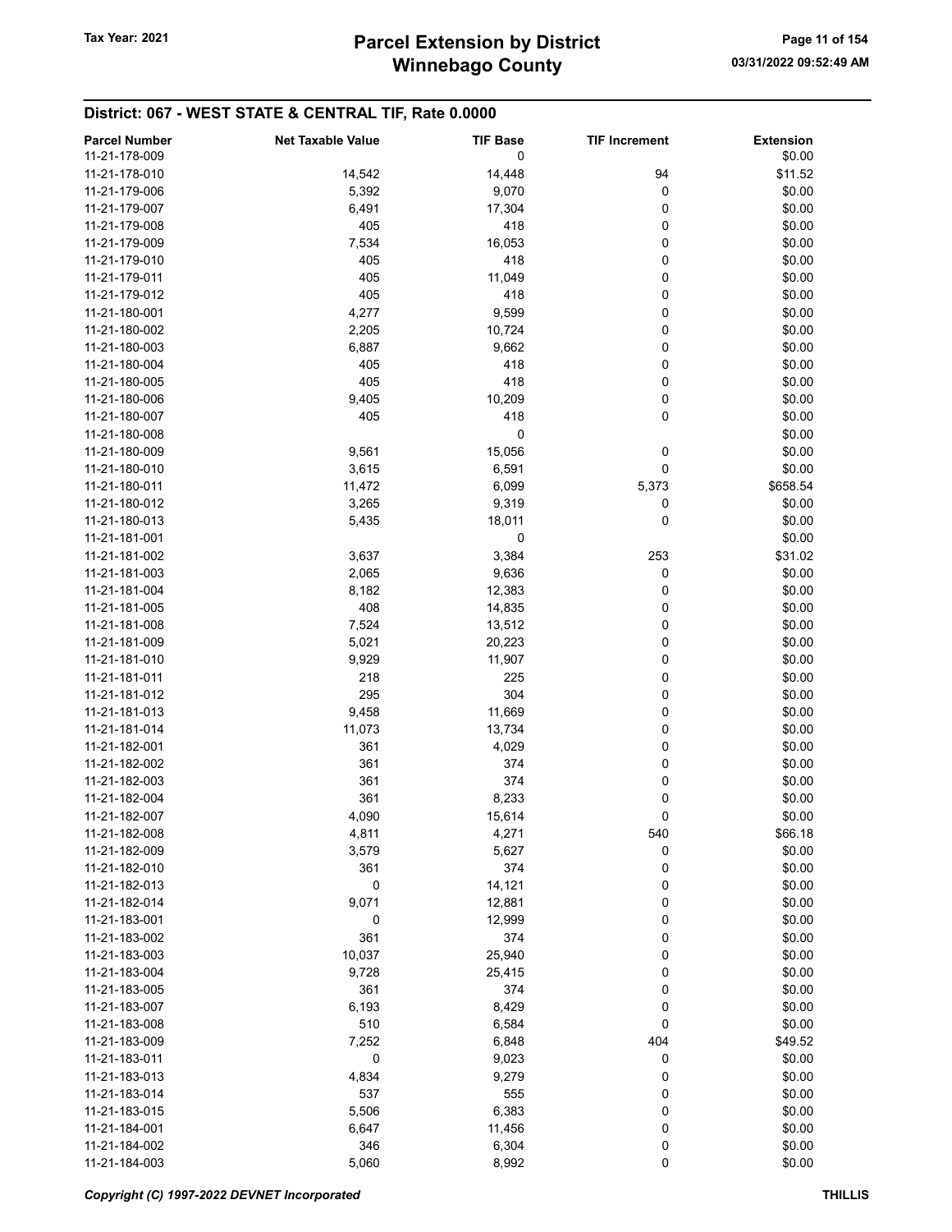## District: 067 - WEST STATE & CENTRAL TIF, Rate 0.0000

| Parcel Number | Net Taxable Value | TIF Base | TIF Increment | Extension |
|---|---|---|---|---|
| 11-21-178-009 | | 0 | | $0.00 |
| 11-21-178-010 | 14,542 | 14,448 | 94 | $11.52 |
| 11-21-179-006 | 5,392 | 9,070 | 0 | $0.00 |
| 11-21-179-007 | 6,491 | 17,304 | 0 | $0.00 |
| 11-21-179-008 | 405 | 418 | 0 | $0.00 |
| 11-21-179-009 | 7,534 | 16,053 | 0 | $0.00 |
| 11-21-179-010 | 405 | 418 | 0 | $0.00 |
| 11-21-179-011 | 405 | 11,049 | 0 | $0.00 |
| 11-21-179-012 | 405 | 418 | 0 | $0.00 |
| 11-21-180-001 | 4,277 | 9,599 | 0 | $0.00 |
| 11-21-180-002 | 2,205 | 10,724 | 0 | $0.00 |
| 11-21-180-003 | 6,887 | 9,662 | 0 | $0.00 |
| 11-21-180-004 | 405 | 418 | 0 | $0.00 |
| 11-21-180-005 | 405 | 418 | 0 | $0.00 |
| 11-21-180-006 | 9,405 | 10,209 | 0 | $0.00 |
| 11-21-180-007 | 405 | 418 | 0 | $0.00 |
| 11-21-180-008 | | 0 | | $0.00 |
| 11-21-180-009 | 9,561 | 15,056 | 0 | $0.00 |
| 11-21-180-010 | 3,615 | 6,591 | 0 | $0.00 |
| 11-21-180-011 | 11,472 | 6,099 | 5,373 | $658.54 |
| 11-21-180-012 | 3,265 | 9,319 | 0 | $0.00 |
| 11-21-180-013 | 5,435 | 18,011 | 0 | $0.00 |
| 11-21-181-001 | | 0 | | $0.00 |
| 11-21-181-002 | 3,637 | 3,384 | 253 | $31.02 |
| 11-21-181-003 | 2,065 | 9,636 | 0 | $0.00 |
| 11-21-181-004 | 8,182 | 12,383 | 0 | $0.00 |
| 11-21-181-005 | 408 | 14,835 | 0 | $0.00 |
| 11-21-181-008 | 7,524 | 13,512 | 0 | $0.00 |
| 11-21-181-009 | 5,021 | 20,223 | 0 | $0.00 |
| 11-21-181-010 | 9,929 | 11,907 | 0 | $0.00 |
| 11-21-181-011 | 218 | 225 | 0 | $0.00 |
| 11-21-181-012 | 295 | 304 | 0 | $0.00 |
| 11-21-181-013 | 9,458 | 11,669 | 0 | $0.00 |
| 11-21-181-014 | 11,073 | 13,734 | 0 | $0.00 |
| 11-21-182-001 | 361 | 4,029 | 0 | $0.00 |
| 11-21-182-002 | 361 | 374 | 0 | $0.00 |
| 11-21-182-003 | 361 | 374 | 0 | $0.00 |
| 11-21-182-004 | 361 | 8,233 | 0 | $0.00 |
| 11-21-182-007 | 4,090 | 15,614 | 0 | $0.00 |
| 11-21-182-008 | 4,811 | 4,271 | 540 | $66.18 |
| 11-21-182-009 | 3,579 | 5,627 | 0 | $0.00 |
| 11-21-182-010 | 361 | 374 | 0 | $0.00 |
| 11-21-182-013 | 0 | 14,121 | 0 | $0.00 |
| 11-21-182-014 | 9,071 | 12,881 | 0 | $0.00 |
| 11-21-183-001 | 0 | 12,999 | 0 | $0.00 |
| 11-21-183-002 | 361 | 374 | 0 | $0.00 |
| 11-21-183-003 | 10,037 | 25,940 | 0 | $0.00 |
| 11-21-183-004 | 9,728 | 25,415 | 0 | $0.00 |
| 11-21-183-005 | 361 | 374 | 0 | $0.00 |
| 11-21-183-007 | 6,193 | 8,429 | 0 | $0.00 |
| 11-21-183-008 | 510 | 6,584 | 0 | $0.00 |
| 11-21-183-009 | 7,252 | 6,848 | 404 | $49.52 |
| 11-21-183-011 | 0 | 9,023 | 0 | $0.00 |
| 11-21-183-013 | 4,834 | 9,279 | 0 | $0.00 |
| 11-21-183-014 | 537 | 555 | 0 | $0.00 |
| 11-21-183-015 | 5,506 | 6,383 | 0 | $0.00 |
| 11-21-184-001 | 6,647 | 11,456 | 0 | $0.00 |
| 11-21-184-002 | 346 | 6,304 | 0 | $0.00 |
| 11-21-184-003 | 5,060 | 8,992 | 0 | $0.00 |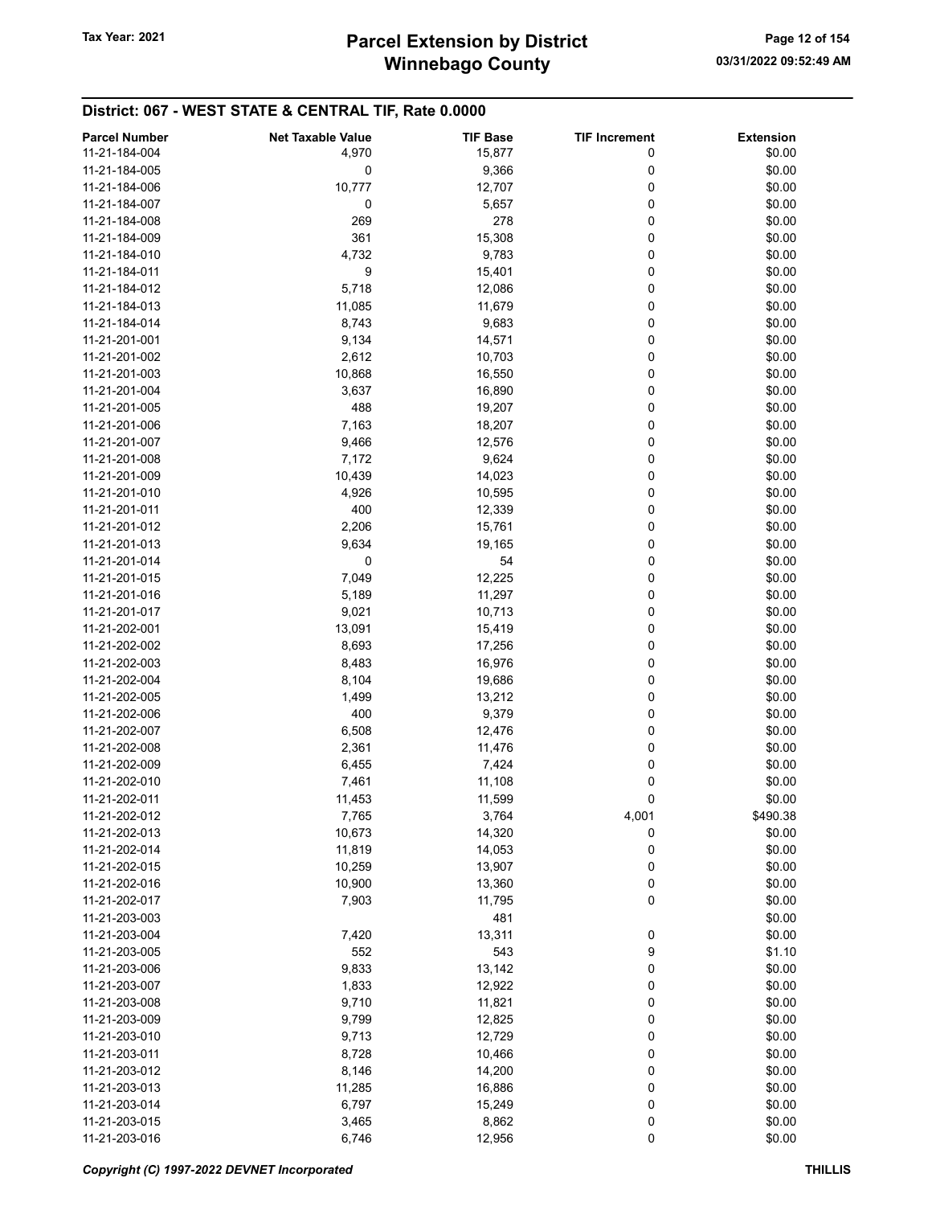## District: 067 - WEST STATE & CENTRAL TIF, Rate 0.0000

| Parcel Number | Net Taxable Value | TIF Base | TIF Increment | Extension |
|---|---|---|---|---|
| 11-21-184-004 | 4,970 | 15,877 | 0 | $0.00 |
| 11-21-184-005 | 0 | 9,366 | 0 | $0.00 |
| 11-21-184-006 | 10,777 | 12,707 | 0 | $0.00 |
| 11-21-184-007 | 0 | 5,657 | 0 | $0.00 |
| 11-21-184-008 | 269 | 278 | 0 | $0.00 |
| 11-21-184-009 | 361 | 15,308 | 0 | $0.00 |
| 11-21-184-010 | 4,732 | 9,783 | 0 | $0.00 |
| 11-21-184-011 | 9 | 15,401 | 0 | $0.00 |
| 11-21-184-012 | 5,718 | 12,086 | 0 | $0.00 |
| 11-21-184-013 | 11,085 | 11,679 | 0 | $0.00 |
| 11-21-184-014 | 8,743 | 9,683 | 0 | $0.00 |
| 11-21-201-001 | 9,134 | 14,571 | 0 | $0.00 |
| 11-21-201-002 | 2,612 | 10,703 | 0 | $0.00 |
| 11-21-201-003 | 10,868 | 16,550 | 0 | $0.00 |
| 11-21-201-004 | 3,637 | 16,890 | 0 | $0.00 |
| 11-21-201-005 | 488 | 19,207 | 0 | $0.00 |
| 11-21-201-006 | 7,163 | 18,207 | 0 | $0.00 |
| 11-21-201-007 | 9,466 | 12,576 | 0 | $0.00 |
| 11-21-201-008 | 7,172 | 9,624 | 0 | $0.00 |
| 11-21-201-009 | 10,439 | 14,023 | 0 | $0.00 |
| 11-21-201-010 | 4,926 | 10,595 | 0 | $0.00 |
| 11-21-201-011 | 400 | 12,339 | 0 | $0.00 |
| 11-21-201-012 | 2,206 | 15,761 | 0 | $0.00 |
| 11-21-201-013 | 9,634 | 19,165 | 0 | $0.00 |
| 11-21-201-014 | 0 | 54 | 0 | $0.00 |
| 11-21-201-015 | 7,049 | 12,225 | 0 | $0.00 |
| 11-21-201-016 | 5,189 | 11,297 | 0 | $0.00 |
| 11-21-201-017 | 9,021 | 10,713 | 0 | $0.00 |
| 11-21-202-001 | 13,091 | 15,419 | 0 | $0.00 |
| 11-21-202-002 | 8,693 | 17,256 | 0 | $0.00 |
| 11-21-202-003 | 8,483 | 16,976 | 0 | $0.00 |
| 11-21-202-004 | 8,104 | 19,686 | 0 | $0.00 |
| 11-21-202-005 | 1,499 | 13,212 | 0 | $0.00 |
| 11-21-202-006 | 400 | 9,379 | 0 | $0.00 |
| 11-21-202-007 | 6,508 | 12,476 | 0 | $0.00 |
| 11-21-202-008 | 2,361 | 11,476 | 0 | $0.00 |
| 11-21-202-009 | 6,455 | 7,424 | 0 | $0.00 |
| 11-21-202-010 | 7,461 | 11,108 | 0 | $0.00 |
| 11-21-202-011 | 11,453 | 11,599 | 0 | $0.00 |
| 11-21-202-012 | 7,765 | 3,764 | 4,001 | $490.38 |
| 11-21-202-013 | 10,673 | 14,320 | 0 | $0.00 |
| 11-21-202-014 | 11,819 | 14,053 | 0 | $0.00 |
| 11-21-202-015 | 10,259 | 13,907 | 0 | $0.00 |
| 11-21-202-016 | 10,900 | 13,360 | 0 | $0.00 |
| 11-21-202-017 | 7,903 | 11,795 | 0 | $0.00 |
| 11-21-203-003 | | 481 | | $0.00 |
| 11-21-203-004 | 7,420 | 13,311 | 0 | $0.00 |
| 11-21-203-005 | 552 | 543 | 9 | $1.10 |
| 11-21-203-006 | 9,833 | 13,142 | 0 | $0.00 |
| 11-21-203-007 | 1,833 | 12,922 | 0 | $0.00 |
| 11-21-203-008 | 9,710 | 11,821 | 0 | $0.00 |
| 11-21-203-009 | 9,799 | 12,825 | 0 | $0.00 |
| 11-21-203-010 | 9,713 | 12,729 | 0 | $0.00 |
| 11-21-203-011 | 8,728 | 10,466 | 0 | $0.00 |
| 11-21-203-012 | 8,146 | 14,200 | 0 | $0.00 |
| 11-21-203-013 | 11,285 | 16,886 | 0 | $0.00 |
| 11-21-203-014 | 6,797 | 15,249 | 0 | $0.00 |
| 11-21-203-015 | 3,465 | 8,862 | 0 | $0.00 |
| 11-21-203-016 | 6,746 | 12,956 | 0 | $0.00 |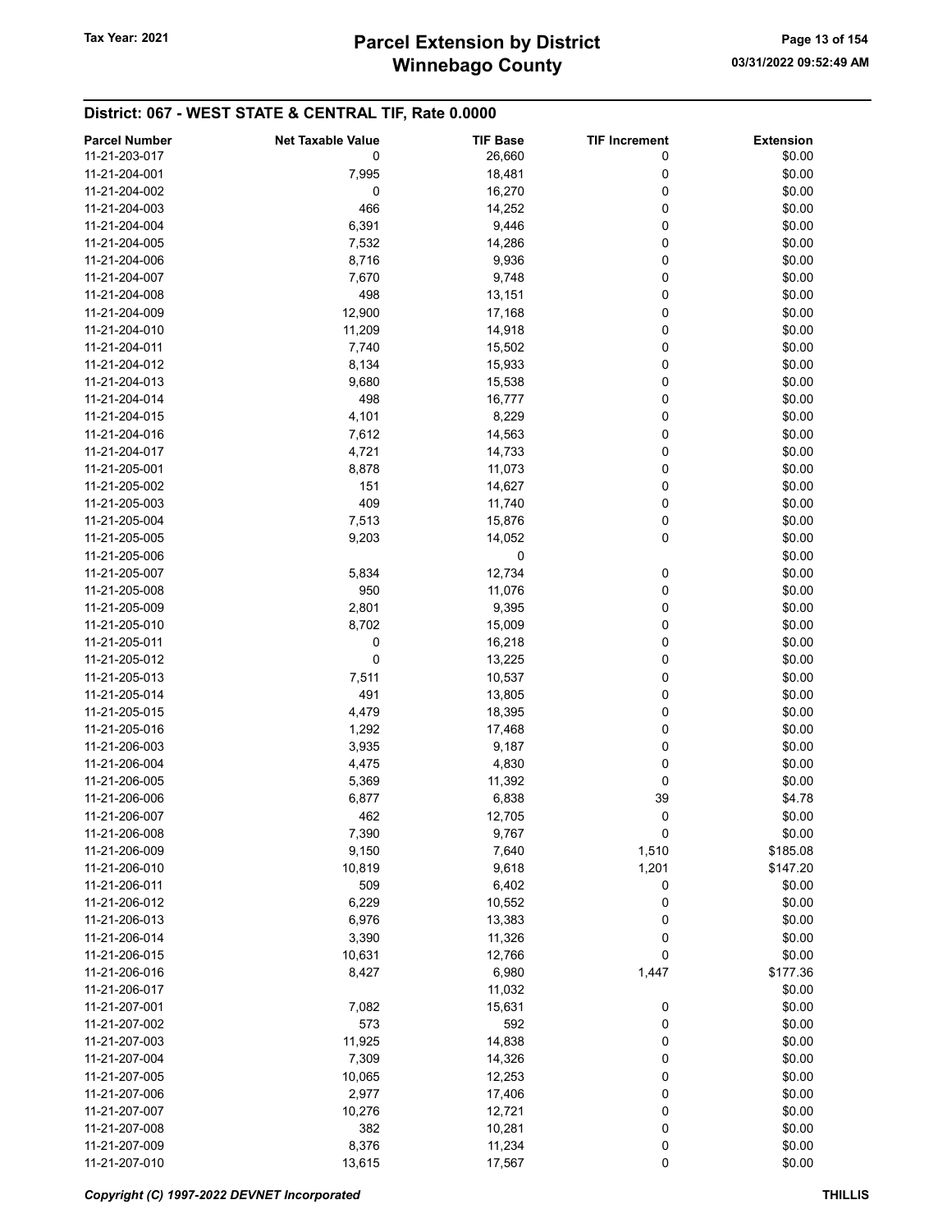## District: 067 - WEST STATE & CENTRAL TIF, Rate 0.0000

| Parcel Number | Net Taxable Value | TIF Base | TIF Increment | Extension |
|---|---|---|---|---|
| 11-21-203-017 | 0 | 26,660 | 0 | $0.00 |
| 11-21-204-001 | 7,995 | 18,481 | 0 | $0.00 |
| 11-21-204-002 | 0 | 16,270 | 0 | $0.00 |
| 11-21-204-003 | 466 | 14,252 | 0 | $0.00 |
| 11-21-204-004 | 6,391 | 9,446 | 0 | $0.00 |
| 11-21-204-005 | 7,532 | 14,286 | 0 | $0.00 |
| 11-21-204-006 | 8,716 | 9,936 | 0 | $0.00 |
| 11-21-204-007 | 7,670 | 9,748 | 0 | $0.00 |
| 11-21-204-008 | 498 | 13,151 | 0 | $0.00 |
| 11-21-204-009 | 12,900 | 17,168 | 0 | $0.00 |
| 11-21-204-010 | 11,209 | 14,918 | 0 | $0.00 |
| 11-21-204-011 | 7,740 | 15,502 | 0 | $0.00 |
| 11-21-204-012 | 8,134 | 15,933 | 0 | $0.00 |
| 11-21-204-013 | 9,680 | 15,538 | 0 | $0.00 |
| 11-21-204-014 | 498 | 16,777 | 0 | $0.00 |
| 11-21-204-015 | 4,101 | 8,229 | 0 | $0.00 |
| 11-21-204-016 | 7,612 | 14,563 | 0 | $0.00 |
| 11-21-204-017 | 4,721 | 14,733 | 0 | $0.00 |
| 11-21-205-001 | 8,878 | 11,073 | 0 | $0.00 |
| 11-21-205-002 | 151 | 14,627 | 0 | $0.00 |
| 11-21-205-003 | 409 | 11,740 | 0 | $0.00 |
| 11-21-205-004 | 7,513 | 15,876 | 0 | $0.00 |
| 11-21-205-005 | 9,203 | 14,052 | 0 | $0.00 |
| 11-21-205-006 | | 0 | | $0.00 |
| 11-21-205-007 | 5,834 | 12,734 | 0 | $0.00 |
| 11-21-205-008 | 950 | 11,076 | 0 | $0.00 |
| 11-21-205-009 | 2,801 | 9,395 | 0 | $0.00 |
| 11-21-205-010 | 8,702 | 15,009 | 0 | $0.00 |
| 11-21-205-011 | 0 | 16,218 | 0 | $0.00 |
| 11-21-205-012 | 0 | 13,225 | 0 | $0.00 |
| 11-21-205-013 | 7,511 | 10,537 | 0 | $0.00 |
| 11-21-205-014 | 491 | 13,805 | 0 | $0.00 |
| 11-21-205-015 | 4,479 | 18,395 | 0 | $0.00 |
| 11-21-205-016 | 1,292 | 17,468 | 0 | $0.00 |
| 11-21-206-003 | 3,935 | 9,187 | 0 | $0.00 |
| 11-21-206-004 | 4,475 | 4,830 | 0 | $0.00 |
| 11-21-206-005 | 5,369 | 11,392 | 0 | $0.00 |
| 11-21-206-006 | 6,877 | 6,838 | 39 | $4.78 |
| 11-21-206-007 | 462 | 12,705 | 0 | $0.00 |
| 11-21-206-008 | 7,390 | 9,767 | 0 | $0.00 |
| 11-21-206-009 | 9,150 | 7,640 | 1,510 | $185.08 |
| 11-21-206-010 | 10,819 | 9,618 | 1,201 | $147.20 |
| 11-21-206-011 | 509 | 6,402 | 0 | $0.00 |
| 11-21-206-012 | 6,229 | 10,552 | 0 | $0.00 |
| 11-21-206-013 | 6,976 | 13,383 | 0 | $0.00 |
| 11-21-206-014 | 3,390 | 11,326 | 0 | $0.00 |
| 11-21-206-015 | 10,631 | 12,766 | 0 | $0.00 |
| 11-21-206-016 | 8,427 | 6,980 | 1,447 | $177.36 |
| 11-21-206-017 | | 11,032 | | $0.00 |
| 11-21-207-001 | 7,082 | 15,631 | 0 | $0.00 |
| 11-21-207-002 | 573 | 592 | 0 | $0.00 |
| 11-21-207-003 | 11,925 | 14,838 | 0 | $0.00 |
| 11-21-207-004 | 7,309 | 14,326 | 0 | $0.00 |
| 11-21-207-005 | 10,065 | 12,253 | 0 | $0.00 |
| 11-21-207-006 | 2,977 | 17,406 | 0 | $0.00 |
| 11-21-207-007 | 10,276 | 12,721 | 0 | $0.00 |
| 11-21-207-008 | 382 | 10,281 | 0 | $0.00 |
| 11-21-207-009 | 8,376 | 11,234 | 0 | $0.00 |
| 11-21-207-010 | 13,615 | 17,567 | 0 | $0.00 |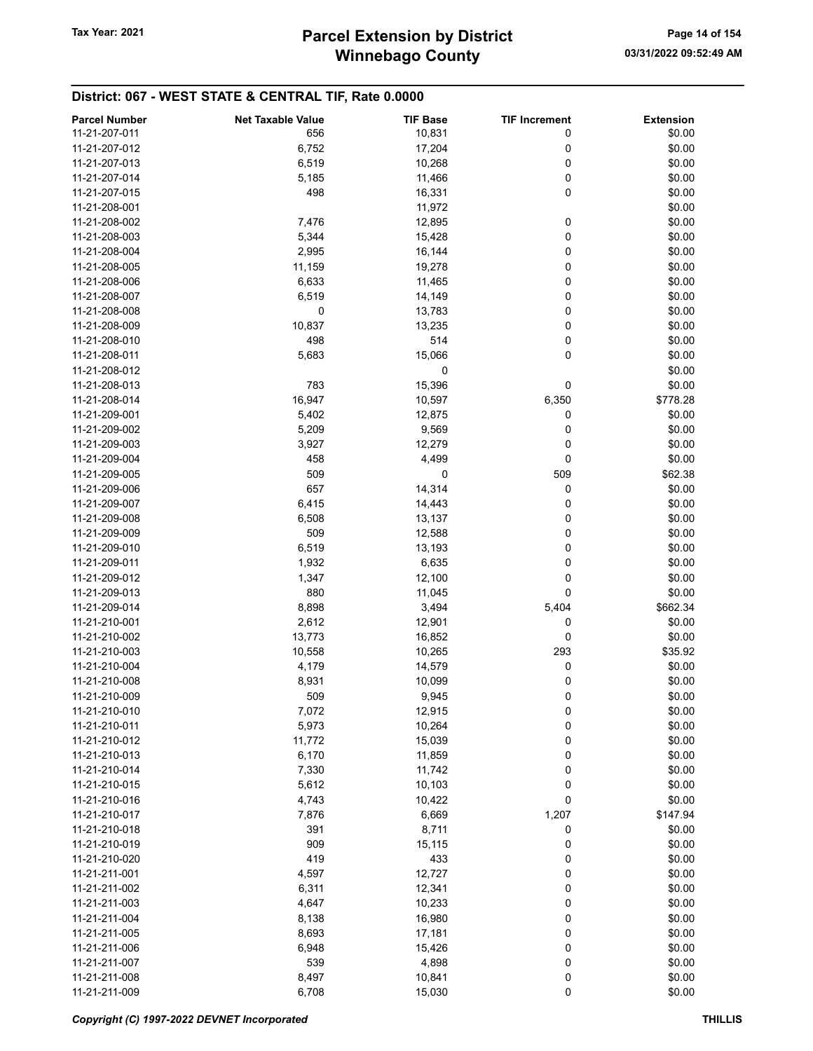## District: 067 - WEST STATE & CENTRAL TIF, Rate 0.0000

| Parcel Number | Net Taxable Value | TIF Base | TIF Increment | Extension |
|---|---|---|---|---|
| 11-21-207-011 | 656 | 10,831 | 0 | $0.00 |
| 11-21-207-012 | 6,752 | 17,204 | 0 | $0.00 |
| 11-21-207-013 | 6,519 | 10,268 | 0 | $0.00 |
| 11-21-207-014 | 5,185 | 11,466 | 0 | $0.00 |
| 11-21-207-015 | 498 | 16,331 | 0 | $0.00 |
| 11-21-208-001 | | 11,972 | | $0.00 |
| 11-21-208-002 | 7,476 | 12,895 | 0 | $0.00 |
| 11-21-208-003 | 5,344 | 15,428 | 0 | $0.00 |
| 11-21-208-004 | 2,995 | 16,144 | 0 | $0.00 |
| 11-21-208-005 | 11,159 | 19,278 | 0 | $0.00 |
| 11-21-208-006 | 6,633 | 11,465 | 0 | $0.00 |
| 11-21-208-007 | 6,519 | 14,149 | 0 | $0.00 |
| 11-21-208-008 | 0 | 13,783 | 0 | $0.00 |
| 11-21-208-009 | 10,837 | 13,235 | 0 | $0.00 |
| 11-21-208-010 | 498 | 514 | 0 | $0.00 |
| 11-21-208-011 | 5,683 | 15,066 | 0 | $0.00 |
| 11-21-208-012 | | 0 | | $0.00 |
| 11-21-208-013 | 783 | 15,396 | 0 | $0.00 |
| 11-21-208-014 | 16,947 | 10,597 | 6,350 | $778.28 |
| 11-21-209-001 | 5,402 | 12,875 | 0 | $0.00 |
| 11-21-209-002 | 5,209 | 9,569 | 0 | $0.00 |
| 11-21-209-003 | 3,927 | 12,279 | 0 | $0.00 |
| 11-21-209-004 | 458 | 4,499 | 0 | $0.00 |
| 11-21-209-005 | 509 | 0 | 509 | $62.38 |
| 11-21-209-006 | 657 | 14,314 | 0 | $0.00 |
| 11-21-209-007 | 6,415 | 14,443 | 0 | $0.00 |
| 11-21-209-008 | 6,508 | 13,137 | 0 | $0.00 |
| 11-21-209-009 | 509 | 12,588 | 0 | $0.00 |
| 11-21-209-010 | 6,519 | 13,193 | 0 | $0.00 |
| 11-21-209-011 | 1,932 | 6,635 | 0 | $0.00 |
| 11-21-209-012 | 1,347 | 12,100 | 0 | $0.00 |
| 11-21-209-013 | 880 | 11,045 | 0 | $0.00 |
| 11-21-209-014 | 8,898 | 3,494 | 5,404 | $662.34 |
| 11-21-210-001 | 2,612 | 12,901 | 0 | $0.00 |
| 11-21-210-002 | 13,773 | 16,852 | 0 | $0.00 |
| 11-21-210-003 | 10,558 | 10,265 | 293 | $35.92 |
| 11-21-210-004 | 4,179 | 14,579 | 0 | $0.00 |
| 11-21-210-008 | 8,931 | 10,099 | 0 | $0.00 |
| 11-21-210-009 | 509 | 9,945 | 0 | $0.00 |
| 11-21-210-010 | 7,072 | 12,915 | 0 | $0.00 |
| 11-21-210-011 | 5,973 | 10,264 | 0 | $0.00 |
| 11-21-210-012 | 11,772 | 15,039 | 0 | $0.00 |
| 11-21-210-013 | 6,170 | 11,859 | 0 | $0.00 |
| 11-21-210-014 | 7,330 | 11,742 | 0 | $0.00 |
| 11-21-210-015 | 5,612 | 10,103 | 0 | $0.00 |
| 11-21-210-016 | 4,743 | 10,422 | 0 | $0.00 |
| 11-21-210-017 | 7,876 | 6,669 | 1,207 | $147.94 |
| 11-21-210-018 | 391 | 8,711 | 0 | $0.00 |
| 11-21-210-019 | 909 | 15,115 | 0 | $0.00 |
| 11-21-210-020 | 419 | 433 | 0 | $0.00 |
| 11-21-211-001 | 4,597 | 12,727 | 0 | $0.00 |
| 11-21-211-002 | 6,311 | 12,341 | 0 | $0.00 |
| 11-21-211-003 | 4,647 | 10,233 | 0 | $0.00 |
| 11-21-211-004 | 8,138 | 16,980 | 0 | $0.00 |
| 11-21-211-005 | 8,693 | 17,181 | 0 | $0.00 |
| 11-21-211-006 | 6,948 | 15,426 | 0 | $0.00 |
| 11-21-211-007 | 539 | 4,898 | 0 | $0.00 |
| 11-21-211-008 | 8,497 | 10,841 | 0 | $0.00 |
| 11-21-211-009 | 6,708 | 15,030 | 0 | $0.00 |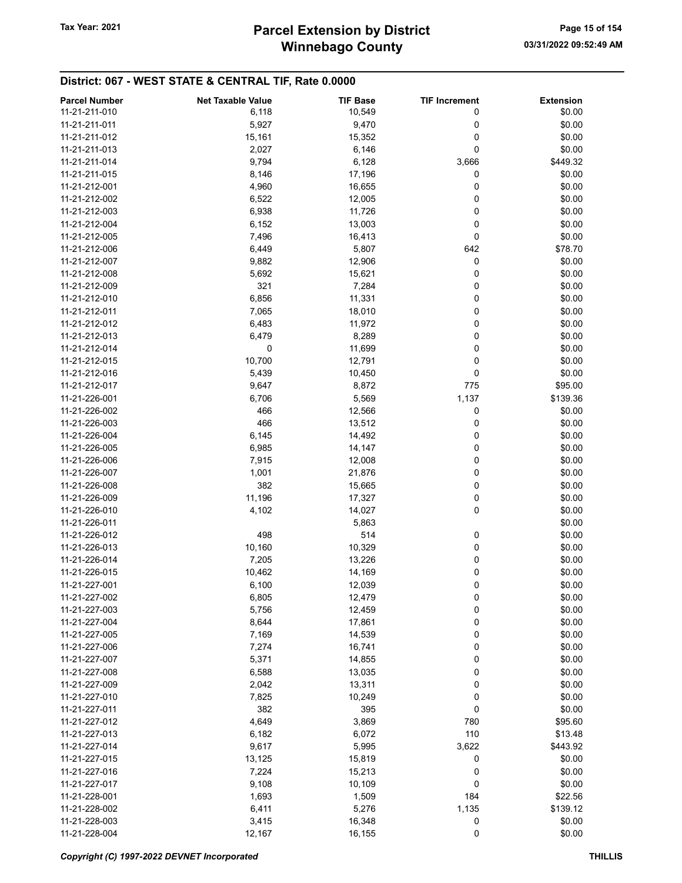## District: 067 - WEST STATE & CENTRAL TIF, Rate 0.0000

| Parcel Number | Net Taxable Value | TIF Base | TIF Increment | Extension |
|---|---|---|---|---|
| 11-21-211-010 | 6,118 | 10,549 | 0 | $0.00 |
| 11-21-211-011 | 5,927 | 9,470 | 0 | $0.00 |
| 11-21-211-012 | 15,161 | 15,352 | 0 | $0.00 |
| 11-21-211-013 | 2,027 | 6,146 | 0 | $0.00 |
| 11-21-211-014 | 9,794 | 6,128 | 3,666 | $449.32 |
| 11-21-211-015 | 8,146 | 17,196 | 0 | $0.00 |
| 11-21-212-001 | 4,960 | 16,655 | 0 | $0.00 |
| 11-21-212-002 | 6,522 | 12,005 | 0 | $0.00 |
| 11-21-212-003 | 6,938 | 11,726 | 0 | $0.00 |
| 11-21-212-004 | 6,152 | 13,003 | 0 | $0.00 |
| 11-21-212-005 | 7,496 | 16,413 | 0 | $0.00 |
| 11-21-212-006 | 6,449 | 5,807 | 642 | $78.70 |
| 11-21-212-007 | 9,882 | 12,906 | 0 | $0.00 |
| 11-21-212-008 | 5,692 | 15,621 | 0 | $0.00 |
| 11-21-212-009 | 321 | 7,284 | 0 | $0.00 |
| 11-21-212-010 | 6,856 | 11,331 | 0 | $0.00 |
| 11-21-212-011 | 7,065 | 18,010 | 0 | $0.00 |
| 11-21-212-012 | 6,483 | 11,972 | 0 | $0.00 |
| 11-21-212-013 | 6,479 | 8,289 | 0 | $0.00 |
| 11-21-212-014 | 0 | 11,699 | 0 | $0.00 |
| 11-21-212-015 | 10,700 | 12,791 | 0 | $0.00 |
| 11-21-212-016 | 5,439 | 10,450 | 0 | $0.00 |
| 11-21-212-017 | 9,647 | 8,872 | 775 | $95.00 |
| 11-21-226-001 | 6,706 | 5,569 | 1,137 | $139.36 |
| 11-21-226-002 | 466 | 12,566 | 0 | $0.00 |
| 11-21-226-003 | 466 | 13,512 | 0 | $0.00 |
| 11-21-226-004 | 6,145 | 14,492 | 0 | $0.00 |
| 11-21-226-005 | 6,985 | 14,147 | 0 | $0.00 |
| 11-21-226-006 | 7,915 | 12,008 | 0 | $0.00 |
| 11-21-226-007 | 1,001 | 21,876 | 0 | $0.00 |
| 11-21-226-008 | 382 | 15,665 | 0 | $0.00 |
| 11-21-226-009 | 11,196 | 17,327 | 0 | $0.00 |
| 11-21-226-010 | 4,102 | 14,027 | 0 | $0.00 |
| 11-21-226-011 | | 5,863 | | $0.00 |
| 11-21-226-012 | 498 | 514 | 0 | $0.00 |
| 11-21-226-013 | 10,160 | 10,329 | 0 | $0.00 |
| 11-21-226-014 | 7,205 | 13,226 | 0 | $0.00 |
| 11-21-226-015 | 10,462 | 14,169 | 0 | $0.00 |
| 11-21-227-001 | 6,100 | 12,039 | 0 | $0.00 |
| 11-21-227-002 | 6,805 | 12,479 | 0 | $0.00 |
| 11-21-227-003 | 5,756 | 12,459 | 0 | $0.00 |
| 11-21-227-004 | 8,644 | 17,861 | 0 | $0.00 |
| 11-21-227-005 | 7,169 | 14,539 | 0 | $0.00 |
| 11-21-227-006 | 7,274 | 16,741 | 0 | $0.00 |
| 11-21-227-007 | 5,371 | 14,855 | 0 | $0.00 |
| 11-21-227-008 | 6,588 | 13,035 | 0 | $0.00 |
| 11-21-227-009 | 2,042 | 13,311 | 0 | $0.00 |
| 11-21-227-010 | 7,825 | 10,249 | 0 | $0.00 |
| 11-21-227-011 | 382 | 395 | 0 | $0.00 |
| 11-21-227-012 | 4,649 | 3,869 | 780 | $95.60 |
| 11-21-227-013 | 6,182 | 6,072 | 110 | $13.48 |
| 11-21-227-014 | 9,617 | 5,995 | 3,622 | $443.92 |
| 11-21-227-015 | 13,125 | 15,819 | 0 | $0.00 |
| 11-21-227-016 | 7,224 | 15,213 | 0 | $0.00 |
| 11-21-227-017 | 9,108 | 10,109 | 0 | $0.00 |
| 11-21-228-001 | 1,693 | 1,509 | 184 | $22.56 |
| 11-21-228-002 | 6,411 | 5,276 | 1,135 | $139.12 |
| 11-21-228-003 | 3,415 | 16,348 | 0 | $0.00 |
| 11-21-228-004 | 12,167 | 16,155 | 0 | $0.00 |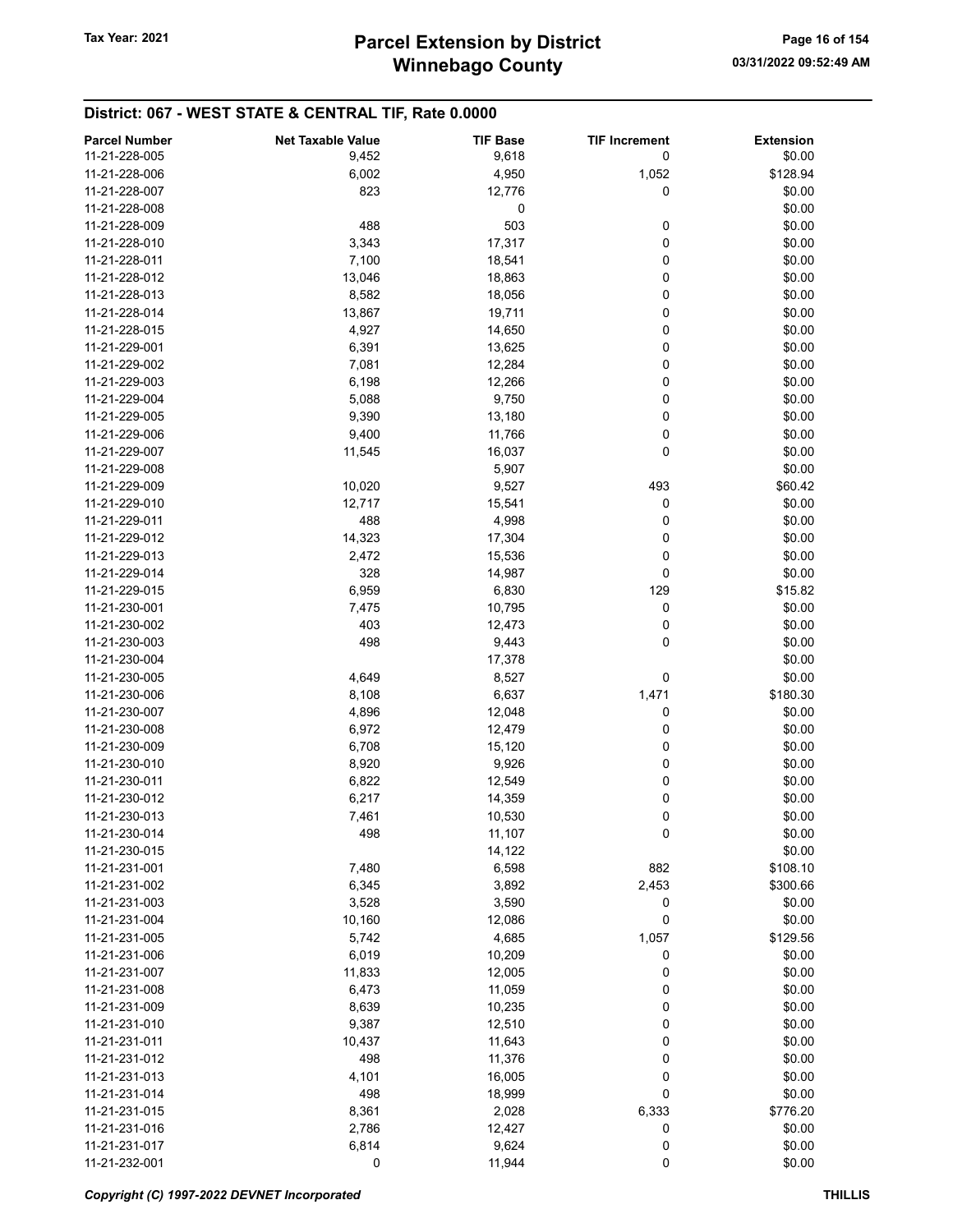## District: 067 - WEST STATE & CENTRAL TIF, Rate 0.0000

| Parcel Number | Net Taxable Value | TIF Base | TIF Increment | Extension |
|---|---|---|---|---|
| 11-21-228-005 | 9,452 | 9,618 | 0 | $0.00 |
| 11-21-228-006 | 6,002 | 4,950 | 1,052 | $128.94 |
| 11-21-228-007 | 823 | 12,776 | 0 | $0.00 |
| 11-21-228-008 | | 0 | | $0.00 |
| 11-21-228-009 | 488 | 503 | 0 | $0.00 |
| 11-21-228-010 | 3,343 | 17,317 | 0 | $0.00 |
| 11-21-228-011 | 7,100 | 18,541 | 0 | $0.00 |
| 11-21-228-012 | 13,046 | 18,863 | 0 | $0.00 |
| 11-21-228-013 | 8,582 | 18,056 | 0 | $0.00 |
| 11-21-228-014 | 13,867 | 19,711 | 0 | $0.00 |
| 11-21-228-015 | 4,927 | 14,650 | 0 | $0.00 |
| 11-21-229-001 | 6,391 | 13,625 | 0 | $0.00 |
| 11-21-229-002 | 7,081 | 12,284 | 0 | $0.00 |
| 11-21-229-003 | 6,198 | 12,266 | 0 | $0.00 |
| 11-21-229-004 | 5,088 | 9,750 | 0 | $0.00 |
| 11-21-229-005 | 9,390 | 13,180 | 0 | $0.00 |
| 11-21-229-006 | 9,400 | 11,766 | 0 | $0.00 |
| 11-21-229-007 | 11,545 | 16,037 | 0 | $0.00 |
| 11-21-229-008 | | 5,907 | | $0.00 |
| 11-21-229-009 | 10,020 | 9,527 | 493 | $60.42 |
| 11-21-229-010 | 12,717 | 15,541 | 0 | $0.00 |
| 11-21-229-011 | 488 | 4,998 | 0 | $0.00 |
| 11-21-229-012 | 14,323 | 17,304 | 0 | $0.00 |
| 11-21-229-013 | 2,472 | 15,536 | 0 | $0.00 |
| 11-21-229-014 | 328 | 14,987 | 0 | $0.00 |
| 11-21-229-015 | 6,959 | 6,830 | 129 | $15.82 |
| 11-21-230-001 | 7,475 | 10,795 | 0 | $0.00 |
| 11-21-230-002 | 403 | 12,473 | 0 | $0.00 |
| 11-21-230-003 | 498 | 9,443 | 0 | $0.00 |
| 11-21-230-004 | | 17,378 | | $0.00 |
| 11-21-230-005 | 4,649 | 8,527 | 0 | $0.00 |
| 11-21-230-006 | 8,108 | 6,637 | 1,471 | $180.30 |
| 11-21-230-007 | 4,896 | 12,048 | 0 | $0.00 |
| 11-21-230-008 | 6,972 | 12,479 | 0 | $0.00 |
| 11-21-230-009 | 6,708 | 15,120 | 0 | $0.00 |
| 11-21-230-010 | 8,920 | 9,926 | 0 | $0.00 |
| 11-21-230-011 | 6,822 | 12,549 | 0 | $0.00 |
| 11-21-230-012 | 6,217 | 14,359 | 0 | $0.00 |
| 11-21-230-013 | 7,461 | 10,530 | 0 | $0.00 |
| 11-21-230-014 | 498 | 11,107 | 0 | $0.00 |
| 11-21-230-015 | | 14,122 | | $0.00 |
| 11-21-231-001 | 7,480 | 6,598 | 882 | $108.10 |
| 11-21-231-002 | 6,345 | 3,892 | 2,453 | $300.66 |
| 11-21-231-003 | 3,528 | 3,590 | 0 | $0.00 |
| 11-21-231-004 | 10,160 | 12,086 | 0 | $0.00 |
| 11-21-231-005 | 5,742 | 4,685 | 1,057 | $129.56 |
| 11-21-231-006 | 6,019 | 10,209 | 0 | $0.00 |
| 11-21-231-007 | 11,833 | 12,005 | 0 | $0.00 |
| 11-21-231-008 | 6,473 | 11,059 | 0 | $0.00 |
| 11-21-231-009 | 8,639 | 10,235 | 0 | $0.00 |
| 11-21-231-010 | 9,387 | 12,510 | 0 | $0.00 |
| 11-21-231-011 | 10,437 | 11,643 | 0 | $0.00 |
| 11-21-231-012 | 498 | 11,376 | 0 | $0.00 |
| 11-21-231-013 | 4,101 | 16,005 | 0 | $0.00 |
| 11-21-231-014 | 498 | 18,999 | 0 | $0.00 |
| 11-21-231-015 | 8,361 | 2,028 | 6,333 | $776.20 |
| 11-21-231-016 | 2,786 | 12,427 | 0 | $0.00 |
| 11-21-231-017 | 6,814 | 9,624 | 0 | $0.00 |
| 11-21-232-001 | 0 | 11,944 | 0 | $0.00 |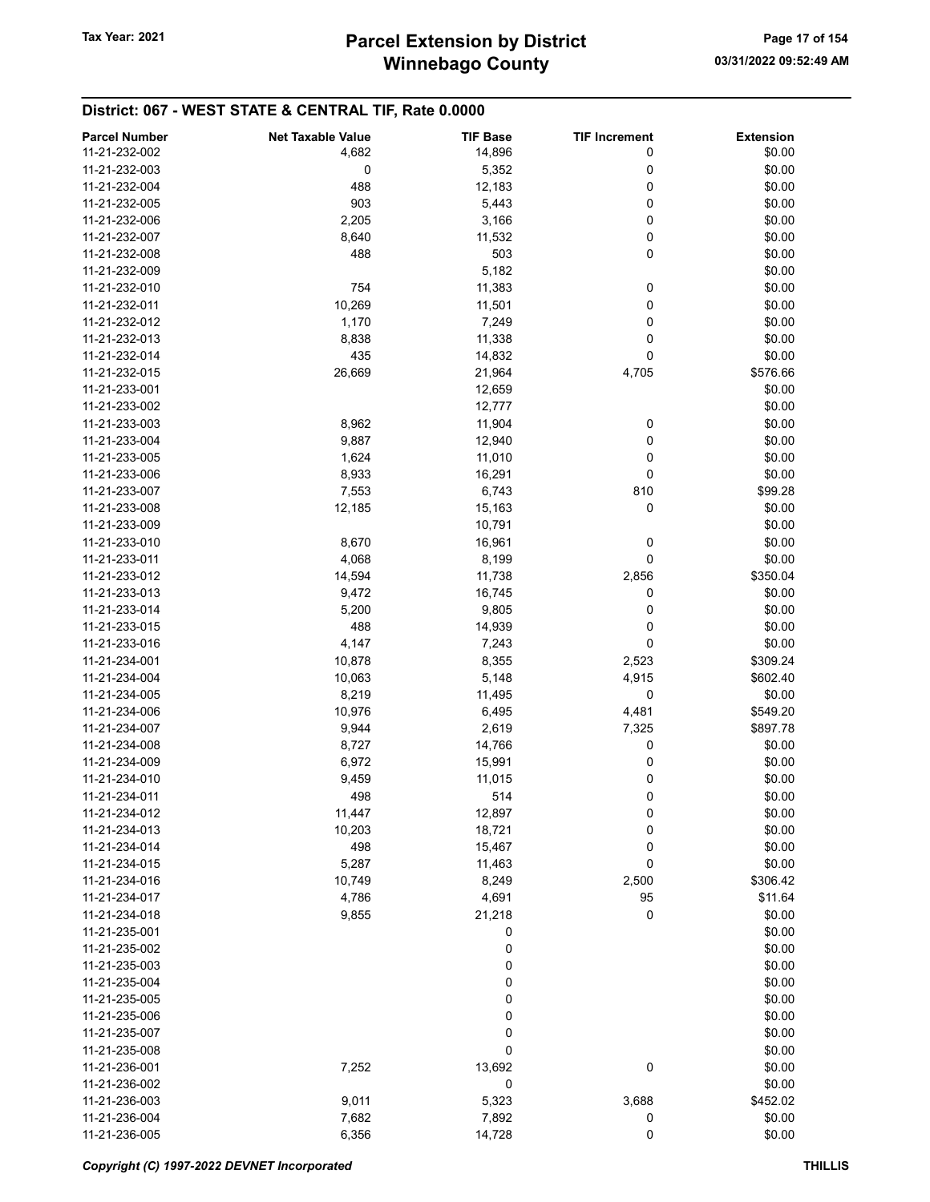## District: 067 - WEST STATE & CENTRAL TIF, Rate 0.0000

| Parcel Number | Net Taxable Value | TIF Base | TIF Increment | Extension |
|---|---|---|---|---|
| 11-21-232-002 | 4,682 | 14,896 | 0 | $0.00 |
| 11-21-232-003 | 0 | 5,352 | 0 | $0.00 |
| 11-21-232-004 | 488 | 12,183 | 0 | $0.00 |
| 11-21-232-005 | 903 | 5,443 | 0 | $0.00 |
| 11-21-232-006 | 2,205 | 3,166 | 0 | $0.00 |
| 11-21-232-007 | 8,640 | 11,532 | 0 | $0.00 |
| 11-21-232-008 | 488 | 503 | 0 | $0.00 |
| 11-21-232-009 | | 5,182 | | $0.00 |
| 11-21-232-010 | 754 | 11,383 | 0 | $0.00 |
| 11-21-232-011 | 10,269 | 11,501 | 0 | $0.00 |
| 11-21-232-012 | 1,170 | 7,249 | 0 | $0.00 |
| 11-21-232-013 | 8,838 | 11,338 | 0 | $0.00 |
| 11-21-232-014 | 435 | 14,832 | 0 | $0.00 |
| 11-21-232-015 | 26,669 | 21,964 | 4,705 | $576.66 |
| 11-21-233-001 | | 12,659 | | $0.00 |
| 11-21-233-002 | | 12,777 | | $0.00 |
| 11-21-233-003 | 8,962 | 11,904 | 0 | $0.00 |
| 11-21-233-004 | 9,887 | 12,940 | 0 | $0.00 |
| 11-21-233-005 | 1,624 | 11,010 | 0 | $0.00 |
| 11-21-233-006 | 8,933 | 16,291 | 0 | $0.00 |
| 11-21-233-007 | 7,553 | 6,743 | 810 | $99.28 |
| 11-21-233-008 | 12,185 | 15,163 | 0 | $0.00 |
| 11-21-233-009 | | 10,791 | | $0.00 |
| 11-21-233-010 | 8,670 | 16,961 | 0 | $0.00 |
| 11-21-233-011 | 4,068 | 8,199 | 0 | $0.00 |
| 11-21-233-012 | 14,594 | 11,738 | 2,856 | $350.04 |
| 11-21-233-013 | 9,472 | 16,745 | 0 | $0.00 |
| 11-21-233-014 | 5,200 | 9,805 | 0 | $0.00 |
| 11-21-233-015 | 488 | 14,939 | 0 | $0.00 |
| 11-21-233-016 | 4,147 | 7,243 | 0 | $0.00 |
| 11-21-234-001 | 10,878 | 8,355 | 2,523 | $309.24 |
| 11-21-234-004 | 10,063 | 5,148 | 4,915 | $602.40 |
| 11-21-234-005 | 8,219 | 11,495 | 0 | $0.00 |
| 11-21-234-006 | 10,976 | 6,495 | 4,481 | $549.20 |
| 11-21-234-007 | 9,944 | 2,619 | 7,325 | $897.78 |
| 11-21-234-008 | 8,727 | 14,766 | 0 | $0.00 |
| 11-21-234-009 | 6,972 | 15,991 | 0 | $0.00 |
| 11-21-234-010 | 9,459 | 11,015 | 0 | $0.00 |
| 11-21-234-011 | 498 | 514 | 0 | $0.00 |
| 11-21-234-012 | 11,447 | 12,897 | 0 | $0.00 |
| 11-21-234-013 | 10,203 | 18,721 | 0 | $0.00 |
| 11-21-234-014 | 498 | 15,467 | 0 | $0.00 |
| 11-21-234-015 | 5,287 | 11,463 | 0 | $0.00 |
| 11-21-234-016 | 10,749 | 8,249 | 2,500 | $306.42 |
| 11-21-234-017 | 4,786 | 4,691 | 95 | $11.64 |
| 11-21-234-018 | 9,855 | 21,218 | 0 | $0.00 |
| 11-21-235-001 | | 0 | | $0.00 |
| 11-21-235-002 | | 0 | | $0.00 |
| 11-21-235-003 | | 0 | | $0.00 |
| 11-21-235-004 | | 0 | | $0.00 |
| 11-21-235-005 | | 0 | | $0.00 |
| 11-21-235-006 | | 0 | | $0.00 |
| 11-21-235-007 | | 0 | | $0.00 |
| 11-21-235-008 | | 0 | | $0.00 |
| 11-21-236-001 | 7,252 | 13,692 | 0 | $0.00 |
| 11-21-236-002 | | 0 | | $0.00 |
| 11-21-236-003 | 9,011 | 5,323 | 3,688 | $452.02 |
| 11-21-236-004 | 7,682 | 7,892 | 0 | $0.00 |
| 11-21-236-005 | 6,356 | 14,728 | 0 | $0.00 |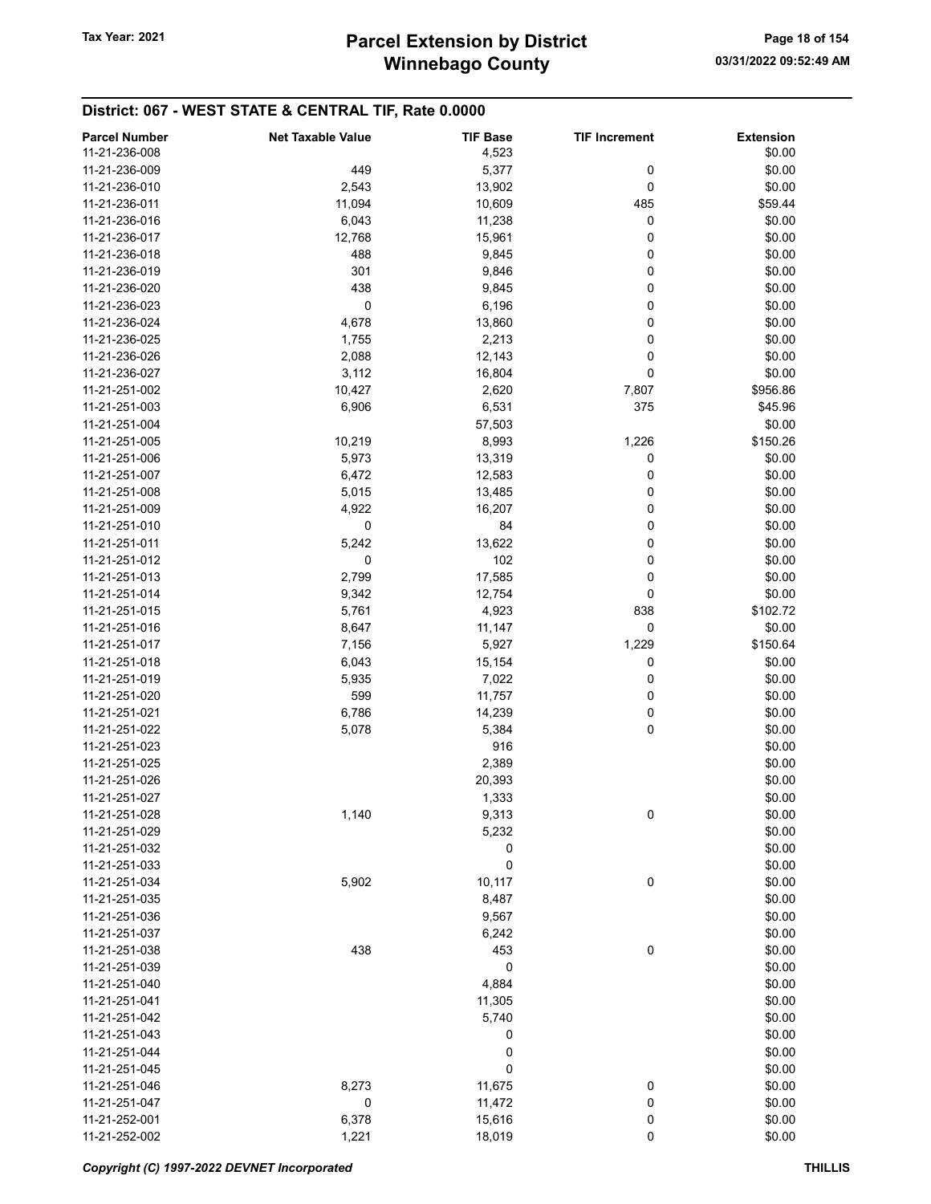## District: 067 - WEST STATE & CENTRAL TIF, Rate 0.0000

| Parcel Number | Net Taxable Value | TIF Base | TIF Increment | Extension |
|---|---|---|---|---|
| 11-21-236-008 | | 4,523 | | $0.00 |
| 11-21-236-009 | 449 | 5,377 | 0 | $0.00 |
| 11-21-236-010 | 2,543 | 13,902 | 0 | $0.00 |
| 11-21-236-011 | 11,094 | 10,609 | 485 | $59.44 |
| 11-21-236-016 | 6,043 | 11,238 | 0 | $0.00 |
| 11-21-236-017 | 12,768 | 15,961 | 0 | $0.00 |
| 11-21-236-018 | 488 | 9,845 | 0 | $0.00 |
| 11-21-236-019 | 301 | 9,846 | 0 | $0.00 |
| 11-21-236-020 | 438 | 9,845 | 0 | $0.00 |
| 11-21-236-023 | 0 | 6,196 | 0 | $0.00 |
| 11-21-236-024 | 4,678 | 13,860 | 0 | $0.00 |
| 11-21-236-025 | 1,755 | 2,213 | 0 | $0.00 |
| 11-21-236-026 | 2,088 | 12,143 | 0 | $0.00 |
| 11-21-236-027 | 3,112 | 16,804 | 0 | $0.00 |
| 11-21-251-002 | 10,427 | 2,620 | 7,807 | $956.86 |
| 11-21-251-003 | 6,906 | 6,531 | 375 | $45.96 |
| 11-21-251-004 | | 57,503 | | $0.00 |
| 11-21-251-005 | 10,219 | 8,993 | 1,226 | $150.26 |
| 11-21-251-006 | 5,973 | 13,319 | 0 | $0.00 |
| 11-21-251-007 | 6,472 | 12,583 | 0 | $0.00 |
| 11-21-251-008 | 5,015 | 13,485 | 0 | $0.00 |
| 11-21-251-009 | 4,922 | 16,207 | 0 | $0.00 |
| 11-21-251-010 | 0 | 84 | 0 | $0.00 |
| 11-21-251-011 | 5,242 | 13,622 | 0 | $0.00 |
| 11-21-251-012 | 0 | 102 | 0 | $0.00 |
| 11-21-251-013 | 2,799 | 17,585 | 0 | $0.00 |
| 11-21-251-014 | 9,342 | 12,754 | 0 | $0.00 |
| 11-21-251-015 | 5,761 | 4,923 | 838 | $102.72 |
| 11-21-251-016 | 8,647 | 11,147 | 0 | $0.00 |
| 11-21-251-017 | 7,156 | 5,927 | 1,229 | $150.64 |
| 11-21-251-018 | 6,043 | 15,154 | 0 | $0.00 |
| 11-21-251-019 | 5,935 | 7,022 | 0 | $0.00 |
| 11-21-251-020 | 599 | 11,757 | 0 | $0.00 |
| 11-21-251-021 | 6,786 | 14,239 | 0 | $0.00 |
| 11-21-251-022 | 5,078 | 5,384 | 0 | $0.00 |
| 11-21-251-023 | | 916 | | $0.00 |
| 11-21-251-025 | | 2,389 | | $0.00 |
| 11-21-251-026 | | 20,393 | | $0.00 |
| 11-21-251-027 | | 1,333 | | $0.00 |
| 11-21-251-028 | 1,140 | 9,313 | 0 | $0.00 |
| 11-21-251-029 | | 5,232 | | $0.00 |
| 11-21-251-032 | | 0 | | $0.00 |
| 11-21-251-033 | | 0 | | $0.00 |
| 11-21-251-034 | 5,902 | 10,117 | 0 | $0.00 |
| 11-21-251-035 | | 8,487 | | $0.00 |
| 11-21-251-036 | | 9,567 | | $0.00 |
| 11-21-251-037 | | 6,242 | | $0.00 |
| 11-21-251-038 | 438 | 453 | 0 | $0.00 |
| 11-21-251-039 | | 0 | | $0.00 |
| 11-21-251-040 | | 4,884 | | $0.00 |
| 11-21-251-041 | | 11,305 | | $0.00 |
| 11-21-251-042 | | 5,740 | | $0.00 |
| 11-21-251-043 | | 0 | | $0.00 |
| 11-21-251-044 | | 0 | | $0.00 |
| 11-21-251-045 | | 0 | | $0.00 |
| 11-21-251-046 | 8,273 | 11,675 | 0 | $0.00 |
| 11-21-251-047 | 0 | 11,472 | 0 | $0.00 |
| 11-21-252-001 | 6,378 | 15,616 | 0 | $0.00 |
| 11-21-252-002 | 1,221 | 18,019 | 0 | $0.00 |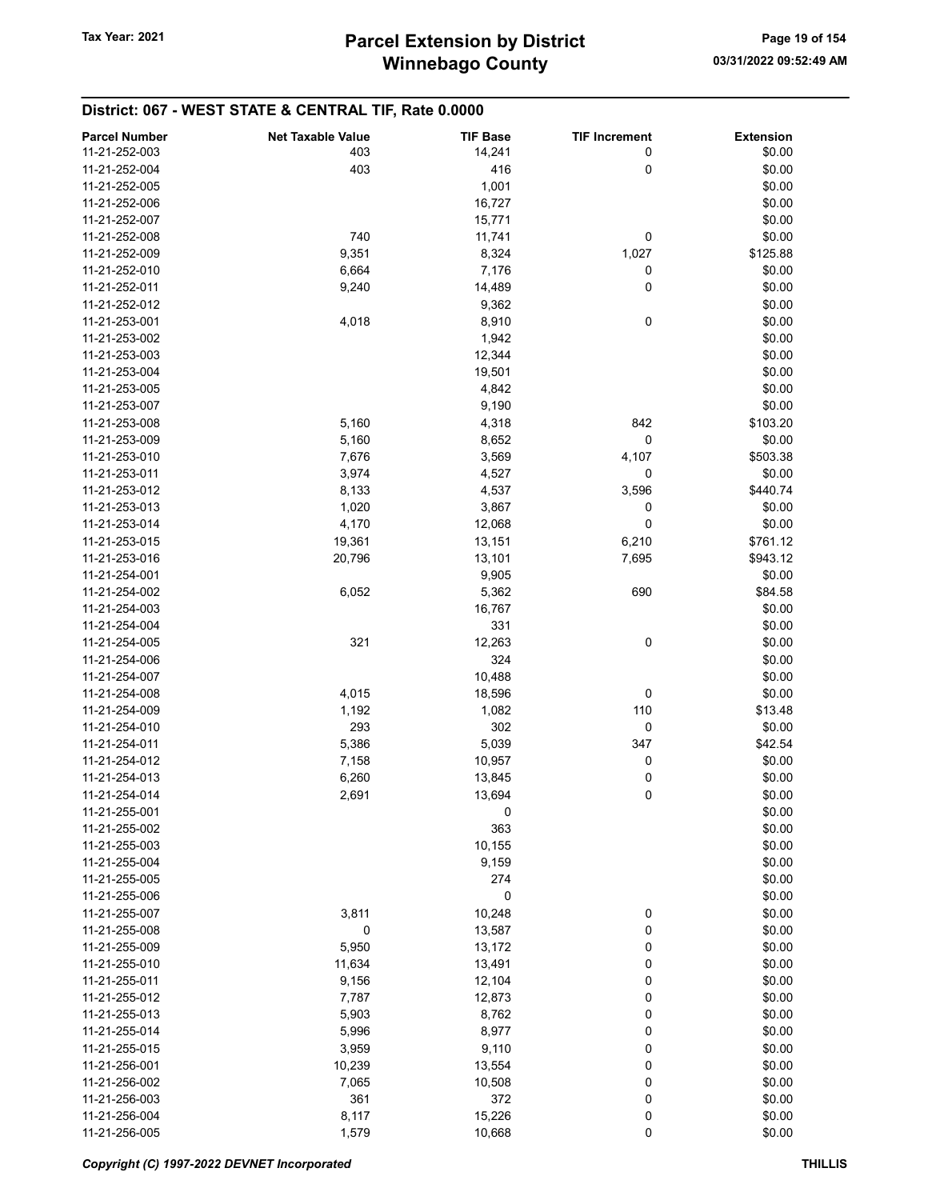## District: 067 - WEST STATE & CENTRAL TIF, Rate 0.0000

| Parcel Number | Net Taxable Value | TIF Base | TIF Increment | Extension |
|---|---|---|---|---|
| 11-21-252-003 | 403 | 14,241 | 0 | $0.00 |
| 11-21-252-004 | 403 | 416 | 0 | $0.00 |
| 11-21-252-005 | | 1,001 | | $0.00 |
| 11-21-252-006 | | 16,727 | | $0.00 |
| 11-21-252-007 | | 15,771 | | $0.00 |
| 11-21-252-008 | 740 | 11,741 | 0 | $0.00 |
| 11-21-252-009 | 9,351 | 8,324 | 1,027 | $125.88 |
| 11-21-252-010 | 6,664 | 7,176 | 0 | $0.00 |
| 11-21-252-011 | 9,240 | 14,489 | 0 | $0.00 |
| 11-21-252-012 | | 9,362 | | $0.00 |
| 11-21-253-001 | 4,018 | 8,910 | 0 | $0.00 |
| 11-21-253-002 | | 1,942 | | $0.00 |
| 11-21-253-003 | | 12,344 | | $0.00 |
| 11-21-253-004 | | 19,501 | | $0.00 |
| 11-21-253-005 | | 4,842 | | $0.00 |
| 11-21-253-007 | | 9,190 | | $0.00 |
| 11-21-253-008 | 5,160 | 4,318 | 842 | $103.20 |
| 11-21-253-009 | 5,160 | 8,652 | 0 | $0.00 |
| 11-21-253-010 | 7,676 | 3,569 | 4,107 | $503.38 |
| 11-21-253-011 | 3,974 | 4,527 | 0 | $0.00 |
| 11-21-253-012 | 8,133 | 4,537 | 3,596 | $440.74 |
| 11-21-253-013 | 1,020 | 3,867 | 0 | $0.00 |
| 11-21-253-014 | 4,170 | 12,068 | 0 | $0.00 |
| 11-21-253-015 | 19,361 | 13,151 | 6,210 | $761.12 |
| 11-21-253-016 | 20,796 | 13,101 | 7,695 | $943.12 |
| 11-21-254-001 | | 9,905 | | $0.00 |
| 11-21-254-002 | 6,052 | 5,362 | 690 | $84.58 |
| 11-21-254-003 | | 16,767 | | $0.00 |
| 11-21-254-004 | | 331 | | $0.00 |
| 11-21-254-005 | 321 | 12,263 | 0 | $0.00 |
| 11-21-254-006 | | 324 | | $0.00 |
| 11-21-254-007 | | 10,488 | | $0.00 |
| 11-21-254-008 | 4,015 | 18,596 | 0 | $0.00 |
| 11-21-254-009 | 1,192 | 1,082 | 110 | $13.48 |
| 11-21-254-010 | 293 | 302 | 0 | $0.00 |
| 11-21-254-011 | 5,386 | 5,039 | 347 | $42.54 |
| 11-21-254-012 | 7,158 | 10,957 | 0 | $0.00 |
| 11-21-254-013 | 6,260 | 13,845 | 0 | $0.00 |
| 11-21-254-014 | 2,691 | 13,694 | 0 | $0.00 |
| 11-21-255-001 | | 0 | | $0.00 |
| 11-21-255-002 | | 363 | | $0.00 |
| 11-21-255-003 | | 10,155 | | $0.00 |
| 11-21-255-004 | | 9,159 | | $0.00 |
| 11-21-255-005 | | 274 | | $0.00 |
| 11-21-255-006 | | 0 | | $0.00 |
| 11-21-255-007 | 3,811 | 10,248 | 0 | $0.00 |
| 11-21-255-008 | 0 | 13,587 | 0 | $0.00 |
| 11-21-255-009 | 5,950 | 13,172 | 0 | $0.00 |
| 11-21-255-010 | 11,634 | 13,491 | 0 | $0.00 |
| 11-21-255-011 | 9,156 | 12,104 | 0 | $0.00 |
| 11-21-255-012 | 7,787 | 12,873 | 0 | $0.00 |
| 11-21-255-013 | 5,903 | 8,762 | 0 | $0.00 |
| 11-21-255-014 | 5,996 | 8,977 | 0 | $0.00 |
| 11-21-255-015 | 3,959 | 9,110 | 0 | $0.00 |
| 11-21-256-001 | 10,239 | 13,554 | 0 | $0.00 |
| 11-21-256-002 | 7,065 | 10,508 | 0 | $0.00 |
| 11-21-256-003 | 361 | 372 | 0 | $0.00 |
| 11-21-256-004 | 8,117 | 15,226 | 0 | $0.00 |
| 11-21-256-005 | 1,579 | 10,668 | 0 | $0.00 |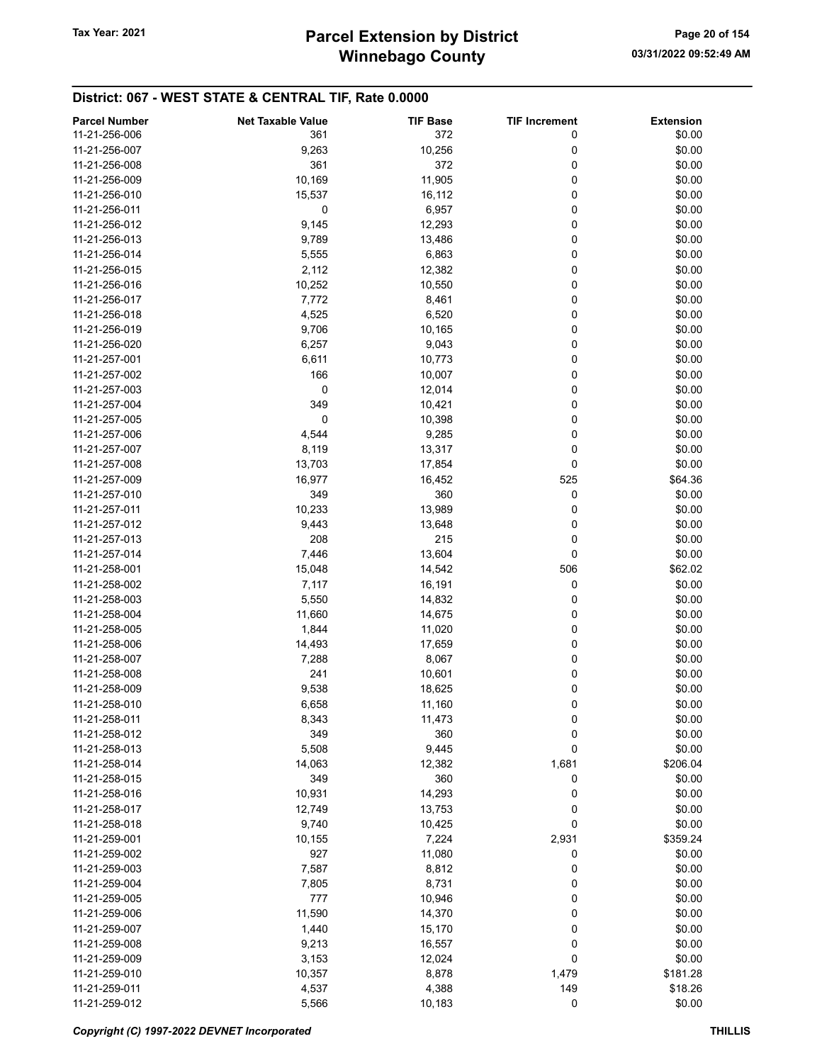## District: 067 - WEST STATE & CENTRAL TIF, Rate 0.0000

| Parcel Number | Net Taxable Value | TIF Base | TIF Increment | Extension |
|---|---|---|---|---|
| 11-21-256-006 | 361 | 372 | 0 | $0.00 |
| 11-21-256-007 | 9,263 | 10,256 | 0 | $0.00 |
| 11-21-256-008 | 361 | 372 | 0 | $0.00 |
| 11-21-256-009 | 10,169 | 11,905 | 0 | $0.00 |
| 11-21-256-010 | 15,537 | 16,112 | 0 | $0.00 |
| 11-21-256-011 | 0 | 6,957 | 0 | $0.00 |
| 11-21-256-012 | 9,145 | 12,293 | 0 | $0.00 |
| 11-21-256-013 | 9,789 | 13,486 | 0 | $0.00 |
| 11-21-256-014 | 5,555 | 6,863 | 0 | $0.00 |
| 11-21-256-015 | 2,112 | 12,382 | 0 | $0.00 |
| 11-21-256-016 | 10,252 | 10,550 | 0 | $0.00 |
| 11-21-256-017 | 7,772 | 8,461 | 0 | $0.00 |
| 11-21-256-018 | 4,525 | 6,520 | 0 | $0.00 |
| 11-21-256-019 | 9,706 | 10,165 | 0 | $0.00 |
| 11-21-256-020 | 6,257 | 9,043 | 0 | $0.00 |
| 11-21-257-001 | 6,611 | 10,773 | 0 | $0.00 |
| 11-21-257-002 | 166 | 10,007 | 0 | $0.00 |
| 11-21-257-003 | 0 | 12,014 | 0 | $0.00 |
| 11-21-257-004 | 349 | 10,421 | 0 | $0.00 |
| 11-21-257-005 | 0 | 10,398 | 0 | $0.00 |
| 11-21-257-006 | 4,544 | 9,285 | 0 | $0.00 |
| 11-21-257-007 | 8,119 | 13,317 | 0 | $0.00 |
| 11-21-257-008 | 13,703 | 17,854 | 0 | $0.00 |
| 11-21-257-009 | 16,977 | 16,452 | 525 | $64.36 |
| 11-21-257-010 | 349 | 360 | 0 | $0.00 |
| 11-21-257-011 | 10,233 | 13,989 | 0 | $0.00 |
| 11-21-257-012 | 9,443 | 13,648 | 0 | $0.00 |
| 11-21-257-013 | 208 | 215 | 0 | $0.00 |
| 11-21-257-014 | 7,446 | 13,604 | 0 | $0.00 |
| 11-21-258-001 | 15,048 | 14,542 | 506 | $62.02 |
| 11-21-258-002 | 7,117 | 16,191 | 0 | $0.00 |
| 11-21-258-003 | 5,550 | 14,832 | 0 | $0.00 |
| 11-21-258-004 | 11,660 | 14,675 | 0 | $0.00 |
| 11-21-258-005 | 1,844 | 11,020 | 0 | $0.00 |
| 11-21-258-006 | 14,493 | 17,659 | 0 | $0.00 |
| 11-21-258-007 | 7,288 | 8,067 | 0 | $0.00 |
| 11-21-258-008 | 241 | 10,601 | 0 | $0.00 |
| 11-21-258-009 | 9,538 | 18,625 | 0 | $0.00 |
| 11-21-258-010 | 6,658 | 11,160 | 0 | $0.00 |
| 11-21-258-011 | 8,343 | 11,473 | 0 | $0.00 |
| 11-21-258-012 | 349 | 360 | 0 | $0.00 |
| 11-21-258-013 | 5,508 | 9,445 | 0 | $0.00 |
| 11-21-258-014 | 14,063 | 12,382 | 1,681 | $206.04 |
| 11-21-258-015 | 349 | 360 | 0 | $0.00 |
| 11-21-258-016 | 10,931 | 14,293 | 0 | $0.00 |
| 11-21-258-017 | 12,749 | 13,753 | 0 | $0.00 |
| 11-21-258-018 | 9,740 | 10,425 | 0 | $0.00 |
| 11-21-259-001 | 10,155 | 7,224 | 2,931 | $359.24 |
| 11-21-259-002 | 927 | 11,080 | 0 | $0.00 |
| 11-21-259-003 | 7,587 | 8,812 | 0 | $0.00 |
| 11-21-259-004 | 7,805 | 8,731 | 0 | $0.00 |
| 11-21-259-005 | 777 | 10,946 | 0 | $0.00 |
| 11-21-259-006 | 11,590 | 14,370 | 0 | $0.00 |
| 11-21-259-007 | 1,440 | 15,170 | 0 | $0.00 |
| 11-21-259-008 | 9,213 | 16,557 | 0 | $0.00 |
| 11-21-259-009 | 3,153 | 12,024 | 0 | $0.00 |
| 11-21-259-010 | 10,357 | 8,878 | 1,479 | $181.28 |
| 11-21-259-011 | 4,537 | 4,388 | 149 | $18.26 |
| 11-21-259-012 | 5,566 | 10,183 | 0 | $0.00 |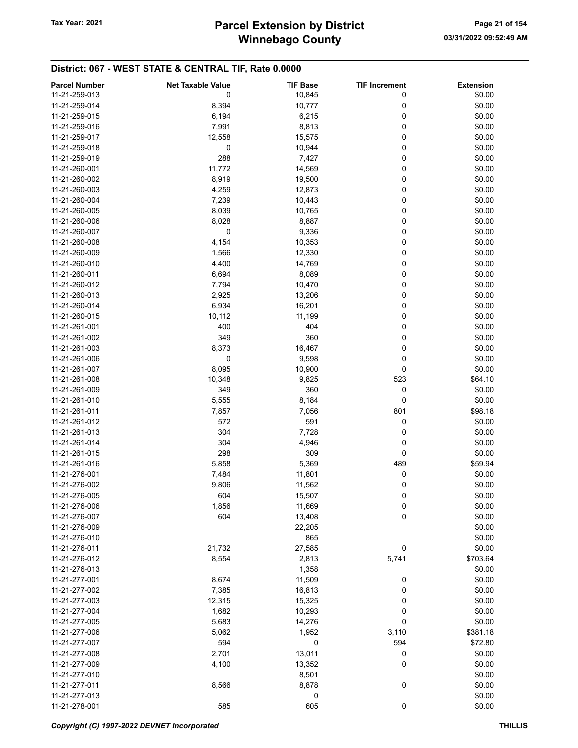## District: 067 - WEST STATE & CENTRAL TIF, Rate 0.0000

| Parcel Number | Net Taxable Value | TIF Base | TIF Increment | Extension |
|---|---|---|---|---|
| 11-21-259-013 | 0 | 10,845 | 0 | $0.00 |
| 11-21-259-014 | 8,394 | 10,777 | 0 | $0.00 |
| 11-21-259-015 | 6,194 | 6,215 | 0 | $0.00 |
| 11-21-259-016 | 7,991 | 8,813 | 0 | $0.00 |
| 11-21-259-017 | 12,558 | 15,575 | 0 | $0.00 |
| 11-21-259-018 | 0 | 10,944 | 0 | $0.00 |
| 11-21-259-019 | 288 | 7,427 | 0 | $0.00 |
| 11-21-260-001 | 11,772 | 14,569 | 0 | $0.00 |
| 11-21-260-002 | 8,919 | 19,500 | 0 | $0.00 |
| 11-21-260-003 | 4,259 | 12,873 | 0 | $0.00 |
| 11-21-260-004 | 7,239 | 10,443 | 0 | $0.00 |
| 11-21-260-005 | 8,039 | 10,765 | 0 | $0.00 |
| 11-21-260-006 | 8,028 | 8,887 | 0 | $0.00 |
| 11-21-260-007 | 0 | 9,336 | 0 | $0.00 |
| 11-21-260-008 | 4,154 | 10,353 | 0 | $0.00 |
| 11-21-260-009 | 1,566 | 12,330 | 0 | $0.00 |
| 11-21-260-010 | 4,400 | 14,769 | 0 | $0.00 |
| 11-21-260-011 | 6,694 | 8,089 | 0 | $0.00 |
| 11-21-260-012 | 7,794 | 10,470 | 0 | $0.00 |
| 11-21-260-013 | 2,925 | 13,206 | 0 | $0.00 |
| 11-21-260-014 | 6,934 | 16,201 | 0 | $0.00 |
| 11-21-260-015 | 10,112 | 11,199 | 0 | $0.00 |
| 11-21-261-001 | 400 | 404 | 0 | $0.00 |
| 11-21-261-002 | 349 | 360 | 0 | $0.00 |
| 11-21-261-003 | 8,373 | 16,467 | 0 | $0.00 |
| 11-21-261-006 | 0 | 9,598 | 0 | $0.00 |
| 11-21-261-007 | 8,095 | 10,900 | 0 | $0.00 |
| 11-21-261-008 | 10,348 | 9,825 | 523 | $64.10 |
| 11-21-261-009 | 349 | 360 | 0 | $0.00 |
| 11-21-261-010 | 5,555 | 8,184 | 0 | $0.00 |
| 11-21-261-011 | 7,857 | 7,056 | 801 | $98.18 |
| 11-21-261-012 | 572 | 591 | 0 | $0.00 |
| 11-21-261-013 | 304 | 7,728 | 0 | $0.00 |
| 11-21-261-014 | 304 | 4,946 | 0 | $0.00 |
| 11-21-261-015 | 298 | 309 | 0 | $0.00 |
| 11-21-261-016 | 5,858 | 5,369 | 489 | $59.94 |
| 11-21-276-001 | 7,484 | 11,801 | 0 | $0.00 |
| 11-21-276-002 | 9,806 | 11,562 | 0 | $0.00 |
| 11-21-276-005 | 604 | 15,507 | 0 | $0.00 |
| 11-21-276-006 | 1,856 | 11,669 | 0 | $0.00 |
| 11-21-276-007 | 604 | 13,408 | 0 | $0.00 |
| 11-21-276-009 | | 22,205 | | $0.00 |
| 11-21-276-010 | | 865 | | $0.00 |
| 11-21-276-011 | 21,732 | 27,585 | 0 | $0.00 |
| 11-21-276-012 | 8,554 | 2,813 | 5,741 | $703.64 |
| 11-21-276-013 | | 1,358 | | $0.00 |
| 11-21-277-001 | 8,674 | 11,509 | 0 | $0.00 |
| 11-21-277-002 | 7,385 | 16,813 | 0 | $0.00 |
| 11-21-277-003 | 12,315 | 15,325 | 0 | $0.00 |
| 11-21-277-004 | 1,682 | 10,293 | 0 | $0.00 |
| 11-21-277-005 | 5,683 | 14,276 | 0 | $0.00 |
| 11-21-277-006 | 5,062 | 1,952 | 3,110 | $381.18 |
| 11-21-277-007 | 594 | 0 | 594 | $72.80 |
| 11-21-277-008 | 2,701 | 13,011 | 0 | $0.00 |
| 11-21-277-009 | 4,100 | 13,352 | 0 | $0.00 |
| 11-21-277-010 | | 8,501 | | $0.00 |
| 11-21-277-011 | 8,566 | 8,878 | 0 | $0.00 |
| 11-21-277-013 | | 0 | | $0.00 |
| 11-21-278-001 | 585 | 605 | 0 | $0.00 |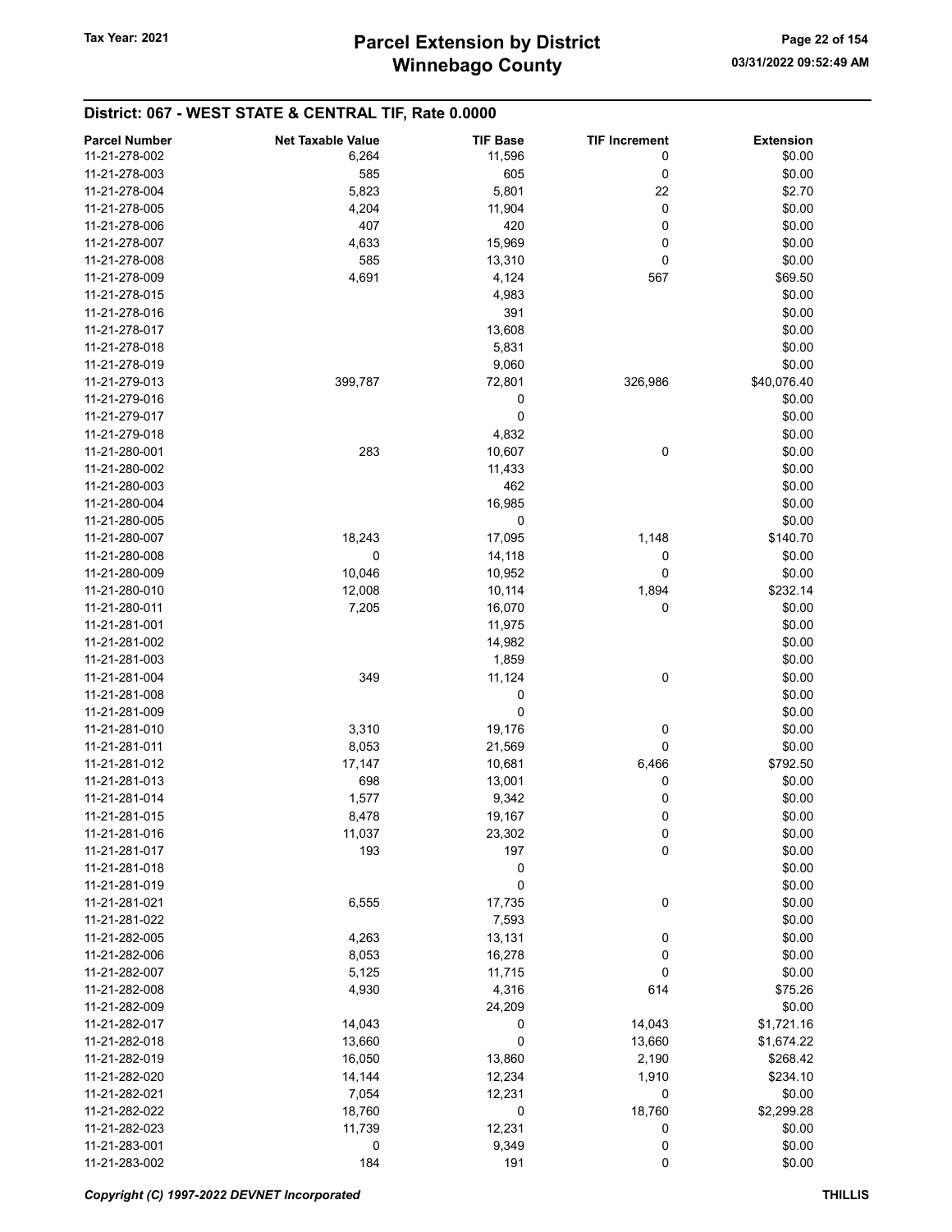## District: 067 - WEST STATE & CENTRAL TIF, Rate 0.0000

| Parcel Number | Net Taxable Value | TIF Base | TIF Increment | Extension |
|---|---|---|---|---|
| 11-21-278-002 | 6,264 | 11,596 | 0 | $0.00 |
| 11-21-278-003 | 585 | 605 | 0 | $0.00 |
| 11-21-278-004 | 5,823 | 5,801 | 22 | $2.70 |
| 11-21-278-005 | 4,204 | 11,904 | 0 | $0.00 |
| 11-21-278-006 | 407 | 420 | 0 | $0.00 |
| 11-21-278-007 | 4,633 | 15,969 | 0 | $0.00 |
| 11-21-278-008 | 585 | 13,310 | 0 | $0.00 |
| 11-21-278-009 | 4,691 | 4,124 | 567 | $69.50 |
| 11-21-278-015 | | 4,983 | | $0.00 |
| 11-21-278-016 | | 391 | | $0.00 |
| 11-21-278-017 | | 13,608 | | $0.00 |
| 11-21-278-018 | | 5,831 | | $0.00 |
| 11-21-278-019 | | 9,060 | | $0.00 |
| 11-21-279-013 | 399,787 | 72,801 | 326,986 | $40,076.40 |
| 11-21-279-016 | | 0 | | $0.00 |
| 11-21-279-017 | | 0 | | $0.00 |
| 11-21-279-018 | | 4,832 | | $0.00 |
| 11-21-280-001 | 283 | 10,607 | 0 | $0.00 |
| 11-21-280-002 | | 11,433 | | $0.00 |
| 11-21-280-003 | | 462 | | $0.00 |
| 11-21-280-004 | | 16,985 | | $0.00 |
| 11-21-280-005 | | 0 | | $0.00 |
| 11-21-280-007 | 18,243 | 17,095 | 1,148 | $140.70 |
| 11-21-280-008 | 0 | 14,118 | 0 | $0.00 |
| 11-21-280-009 | 10,046 | 10,952 | 0 | $0.00 |
| 11-21-280-010 | 12,008 | 10,114 | 1,894 | $232.14 |
| 11-21-280-011 | 7,205 | 16,070 | 0 | $0.00 |
| 11-21-281-001 | | 11,975 | | $0.00 |
| 11-21-281-002 | | 14,982 | | $0.00 |
| 11-21-281-003 | | 1,859 | | $0.00 |
| 11-21-281-004 | 349 | 11,124 | 0 | $0.00 |
| 11-21-281-008 | | 0 | | $0.00 |
| 11-21-281-009 | | 0 | | $0.00 |
| 11-21-281-010 | 3,310 | 19,176 | 0 | $0.00 |
| 11-21-281-011 | 8,053 | 21,569 | 0 | $0.00 |
| 11-21-281-012 | 17,147 | 10,681 | 6,466 | $792.50 |
| 11-21-281-013 | 698 | 13,001 | 0 | $0.00 |
| 11-21-281-014 | 1,577 | 9,342 | 0 | $0.00 |
| 11-21-281-015 | 8,478 | 19,167 | 0 | $0.00 |
| 11-21-281-016 | 11,037 | 23,302 | 0 | $0.00 |
| 11-21-281-017 | 193 | 197 | 0 | $0.00 |
| 11-21-281-018 | | 0 | | $0.00 |
| 11-21-281-019 | | 0 | | $0.00 |
| 11-21-281-021 | 6,555 | 17,735 | 0 | $0.00 |
| 11-21-281-022 | | 7,593 | | $0.00 |
| 11-21-282-005 | 4,263 | 13,131 | 0 | $0.00 |
| 11-21-282-006 | 8,053 | 16,278 | 0 | $0.00 |
| 11-21-282-007 | 5,125 | 11,715 | 0 | $0.00 |
| 11-21-282-008 | 4,930 | 4,316 | 614 | $75.26 |
| 11-21-282-009 | | 24,209 | | $0.00 |
| 11-21-282-017 | 14,043 | 0 | 14,043 | $1,721.16 |
| 11-21-282-018 | 13,660 | 0 | 13,660 | $1,674.22 |
| 11-21-282-019 | 16,050 | 13,860 | 2,190 | $268.42 |
| 11-21-282-020 | 14,144 | 12,234 | 1,910 | $234.10 |
| 11-21-282-021 | 7,054 | 12,231 | 0 | $0.00 |
| 11-21-282-022 | 18,760 | 0 | 18,760 | $2,299.28 |
| 11-21-282-023 | 11,739 | 12,231 | 0 | $0.00 |
| 11-21-283-001 | 0 | 9,349 | 0 | $0.00 |
| 11-21-283-002 | 184 | 191 | 0 | $0.00 |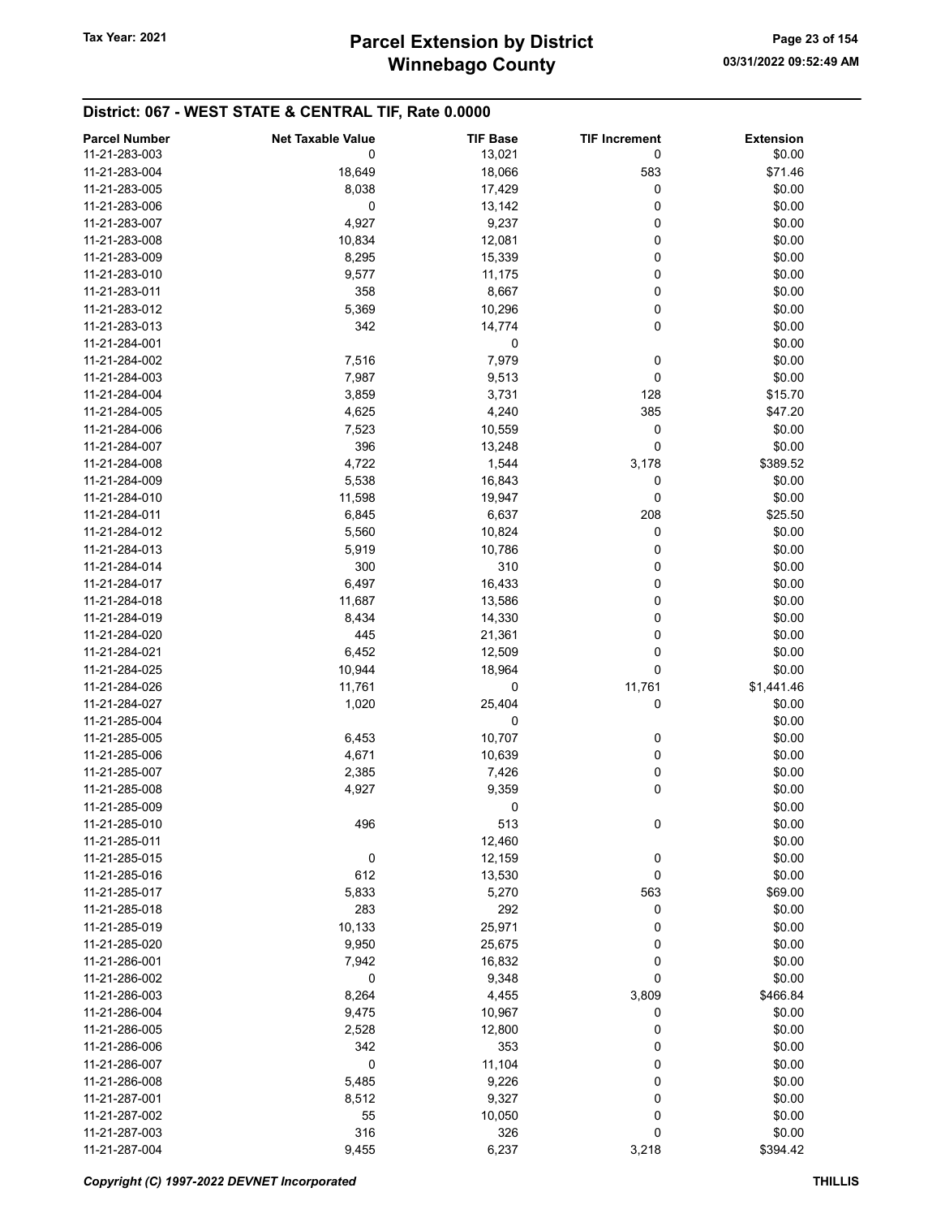## District: 067 - WEST STATE & CENTRAL TIF, Rate 0.0000

| Parcel Number | Net Taxable Value | TIF Base | TIF Increment | Extension |
|---|---|---|---|---|
| 11-21-283-003 | 0 | 13,021 | 0 | $0.00 |
| 11-21-283-004 | 18,649 | 18,066 | 583 | $71.46 |
| 11-21-283-005 | 8,038 | 17,429 | 0 | $0.00 |
| 11-21-283-006 | 0 | 13,142 | 0 | $0.00 |
| 11-21-283-007 | 4,927 | 9,237 | 0 | $0.00 |
| 11-21-283-008 | 10,834 | 12,081 | 0 | $0.00 |
| 11-21-283-009 | 8,295 | 15,339 | 0 | $0.00 |
| 11-21-283-010 | 9,577 | 11,175 | 0 | $0.00 |
| 11-21-283-011 | 358 | 8,667 | 0 | $0.00 |
| 11-21-283-012 | 5,369 | 10,296 | 0 | $0.00 |
| 11-21-283-013 | 342 | 14,774 | 0 | $0.00 |
| 11-21-284-001 | | 0 | | $0.00 |
| 11-21-284-002 | 7,516 | 7,979 | 0 | $0.00 |
| 11-21-284-003 | 7,987 | 9,513 | 0 | $0.00 |
| 11-21-284-004 | 3,859 | 3,731 | 128 | $15.70 |
| 11-21-284-005 | 4,625 | 4,240 | 385 | $47.20 |
| 11-21-284-006 | 7,523 | 10,559 | 0 | $0.00 |
| 11-21-284-007 | 396 | 13,248 | 0 | $0.00 |
| 11-21-284-008 | 4,722 | 1,544 | 3,178 | $389.52 |
| 11-21-284-009 | 5,538 | 16,843 | 0 | $0.00 |
| 11-21-284-010 | 11,598 | 19,947 | 0 | $0.00 |
| 11-21-284-011 | 6,845 | 6,637 | 208 | $25.50 |
| 11-21-284-012 | 5,560 | 10,824 | 0 | $0.00 |
| 11-21-284-013 | 5,919 | 10,786 | 0 | $0.00 |
| 11-21-284-014 | 300 | 310 | 0 | $0.00 |
| 11-21-284-017 | 6,497 | 16,433 | 0 | $0.00 |
| 11-21-284-018 | 11,687 | 13,586 | 0 | $0.00 |
| 11-21-284-019 | 8,434 | 14,330 | 0 | $0.00 |
| 11-21-284-020 | 445 | 21,361 | 0 | $0.00 |
| 11-21-284-021 | 6,452 | 12,509 | 0 | $0.00 |
| 11-21-284-025 | 10,944 | 18,964 | 0 | $0.00 |
| 11-21-284-026 | 11,761 | 0 | 11,761 | $1,441.46 |
| 11-21-284-027 | 1,020 | 25,404 | 0 | $0.00 |
| 11-21-285-004 | | 0 | | $0.00 |
| 11-21-285-005 | 6,453 | 10,707 | 0 | $0.00 |
| 11-21-285-006 | 4,671 | 10,639 | 0 | $0.00 |
| 11-21-285-007 | 2,385 | 7,426 | 0 | $0.00 |
| 11-21-285-008 | 4,927 | 9,359 | 0 | $0.00 |
| 11-21-285-009 | | 0 | | $0.00 |
| 11-21-285-010 | 496 | 513 | 0 | $0.00 |
| 11-21-285-011 | | 12,460 | | $0.00 |
| 11-21-285-015 | 0 | 12,159 | 0 | $0.00 |
| 11-21-285-016 | 612 | 13,530 | 0 | $0.00 |
| 11-21-285-017 | 5,833 | 5,270 | 563 | $69.00 |
| 11-21-285-018 | 283 | 292 | 0 | $0.00 |
| 11-21-285-019 | 10,133 | 25,971 | 0 | $0.00 |
| 11-21-285-020 | 9,950 | 25,675 | 0 | $0.00 |
| 11-21-286-001 | 7,942 | 16,832 | 0 | $0.00 |
| 11-21-286-002 | 0 | 9,348 | 0 | $0.00 |
| 11-21-286-003 | 8,264 | 4,455 | 3,809 | $466.84 |
| 11-21-286-004 | 9,475 | 10,967 | 0 | $0.00 |
| 11-21-286-005 | 2,528 | 12,800 | 0 | $0.00 |
| 11-21-286-006 | 342 | 353 | 0 | $0.00 |
| 11-21-286-007 | 0 | 11,104 | 0 | $0.00 |
| 11-21-286-008 | 5,485 | 9,226 | 0 | $0.00 |
| 11-21-287-001 | 8,512 | 9,327 | 0 | $0.00 |
| 11-21-287-002 | 55 | 10,050 | 0 | $0.00 |
| 11-21-287-003 | 316 | 326 | 0 | $0.00 |
| 11-21-287-004 | 9,455 | 6,237 | 3,218 | $394.42 |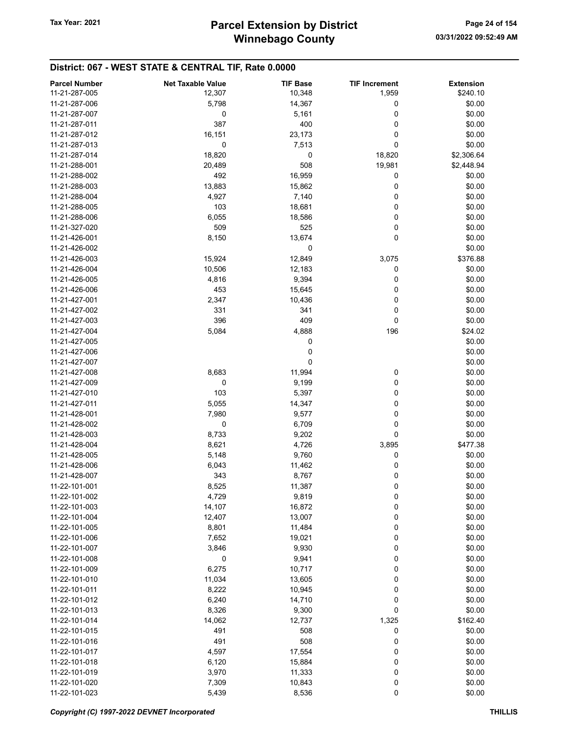## District: 067 - WEST STATE & CENTRAL TIF, Rate 0.0000

| Parcel Number | Net Taxable Value | TIF Base | TIF Increment | Extension |
|---|---|---|---|---|
| 11-21-287-005 | 12,307 | 10,348 | 1,959 | $240.10 |
| 11-21-287-006 | 5,798 | 14,367 | 0 | $0.00 |
| 11-21-287-007 | 0 | 5,161 | 0 | $0.00 |
| 11-21-287-011 | 387 | 400 | 0 | $0.00 |
| 11-21-287-012 | 16,151 | 23,173 | 0 | $0.00 |
| 11-21-287-013 | 0 | 7,513 | 0 | $0.00 |
| 11-21-287-014 | 18,820 | 0 | 18,820 | $2,306.64 |
| 11-21-288-001 | 20,489 | 508 | 19,981 | $2,448.94 |
| 11-21-288-002 | 492 | 16,959 | 0 | $0.00 |
| 11-21-288-003 | 13,883 | 15,862 | 0 | $0.00 |
| 11-21-288-004 | 4,927 | 7,140 | 0 | $0.00 |
| 11-21-288-005 | 103 | 18,681 | 0 | $0.00 |
| 11-21-288-006 | 6,055 | 18,586 | 0 | $0.00 |
| 11-21-327-020 | 509 | 525 | 0 | $0.00 |
| 11-21-426-001 | 8,150 | 13,674 | 0 | $0.00 |
| 11-21-426-002 | | 0 | | $0.00 |
| 11-21-426-003 | 15,924 | 12,849 | 3,075 | $376.88 |
| 11-21-426-004 | 10,506 | 12,183 | 0 | $0.00 |
| 11-21-426-005 | 4,816 | 9,394 | 0 | $0.00 |
| 11-21-426-006 | 453 | 15,645 | 0 | $0.00 |
| 11-21-427-001 | 2,347 | 10,436 | 0 | $0.00 |
| 11-21-427-002 | 331 | 341 | 0 | $0.00 |
| 11-21-427-003 | 396 | 409 | 0 | $0.00 |
| 11-21-427-004 | 5,084 | 4,888 | 196 | $24.02 |
| 11-21-427-005 | | 0 | | $0.00 |
| 11-21-427-006 | | 0 | | $0.00 |
| 11-21-427-007 | | 0 | | $0.00 |
| 11-21-427-008 | 8,683 | 11,994 | 0 | $0.00 |
| 11-21-427-009 | 0 | 9,199 | 0 | $0.00 |
| 11-21-427-010 | 103 | 5,397 | 0 | $0.00 |
| 11-21-427-011 | 5,055 | 14,347 | 0 | $0.00 |
| 11-21-428-001 | 7,980 | 9,577 | 0 | $0.00 |
| 11-21-428-002 | 0 | 6,709 | 0 | $0.00 |
| 11-21-428-003 | 8,733 | 9,202 | 0 | $0.00 |
| 11-21-428-004 | 8,621 | 4,726 | 3,895 | $477.38 |
| 11-21-428-005 | 5,148 | 9,760 | 0 | $0.00 |
| 11-21-428-006 | 6,043 | 11,462 | 0 | $0.00 |
| 11-21-428-007 | 343 | 8,767 | 0 | $0.00 |
| 11-22-101-001 | 8,525 | 11,387 | 0 | $0.00 |
| 11-22-101-002 | 4,729 | 9,819 | 0 | $0.00 |
| 11-22-101-003 | 14,107 | 16,872 | 0 | $0.00 |
| 11-22-101-004 | 12,407 | 13,007 | 0 | $0.00 |
| 11-22-101-005 | 8,801 | 11,484 | 0 | $0.00 |
| 11-22-101-006 | 7,652 | 19,021 | 0 | $0.00 |
| 11-22-101-007 | 3,846 | 9,930 | 0 | $0.00 |
| 11-22-101-008 | 0 | 9,941 | 0 | $0.00 |
| 11-22-101-009 | 6,275 | 10,717 | 0 | $0.00 |
| 11-22-101-010 | 11,034 | 13,605 | 0 | $0.00 |
| 11-22-101-011 | 8,222 | 10,945 | 0 | $0.00 |
| 11-22-101-012 | 6,240 | 14,710 | 0 | $0.00 |
| 11-22-101-013 | 8,326 | 9,300 | 0 | $0.00 |
| 11-22-101-014 | 14,062 | 12,737 | 1,325 | $162.40 |
| 11-22-101-015 | 491 | 508 | 0 | $0.00 |
| 11-22-101-016 | 491 | 508 | 0 | $0.00 |
| 11-22-101-017 | 4,597 | 17,554 | 0 | $0.00 |
| 11-22-101-018 | 6,120 | 15,884 | 0 | $0.00 |
| 11-22-101-019 | 3,970 | 11,333 | 0 | $0.00 |
| 11-22-101-020 | 7,309 | 10,843 | 0 | $0.00 |
| 11-22-101-023 | 5,439 | 8,536 | 0 | $0.00 |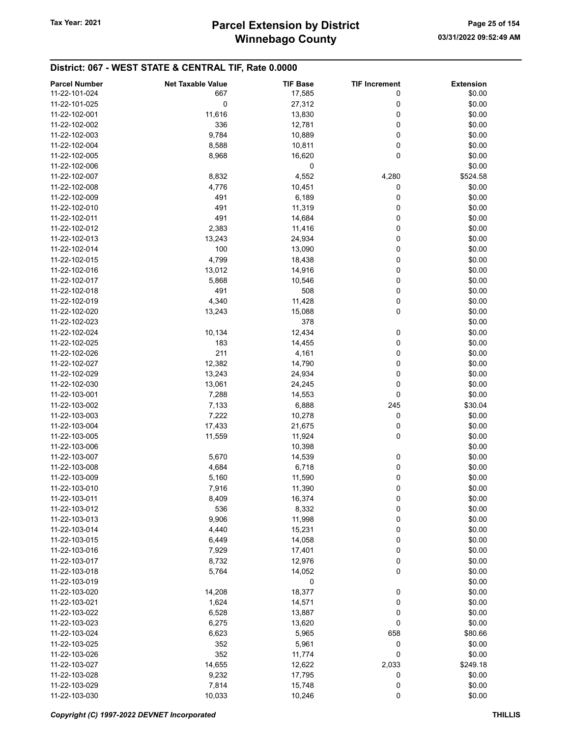## District: 067 - WEST STATE & CENTRAL TIF, Rate 0.0000

| Parcel Number | Net Taxable Value | TIF Base | TIF Increment | Extension |
|---|---|---|---|---|
| 11-22-101-024 | 667 | 17,585 | 0 | $0.00 |
| 11-22-101-025 | 0 | 27,312 | 0 | $0.00 |
| 11-22-102-001 | 11,616 | 13,830 | 0 | $0.00 |
| 11-22-102-002 | 336 | 12,781 | 0 | $0.00 |
| 11-22-102-003 | 9,784 | 10,889 | 0 | $0.00 |
| 11-22-102-004 | 8,588 | 10,811 | 0 | $0.00 |
| 11-22-102-005 | 8,968 | 16,620 | 0 | $0.00 |
| 11-22-102-006 | | 0 | | $0.00 |
| 11-22-102-007 | 8,832 | 4,552 | 4,280 | $524.58 |
| 11-22-102-008 | 4,776 | 10,451 | 0 | $0.00 |
| 11-22-102-009 | 491 | 6,189 | 0 | $0.00 |
| 11-22-102-010 | 491 | 11,319 | 0 | $0.00 |
| 11-22-102-011 | 491 | 14,684 | 0 | $0.00 |
| 11-22-102-012 | 2,383 | 11,416 | 0 | $0.00 |
| 11-22-102-013 | 13,243 | 24,934 | 0 | $0.00 |
| 11-22-102-014 | 100 | 13,090 | 0 | $0.00 |
| 11-22-102-015 | 4,799 | 18,438 | 0 | $0.00 |
| 11-22-102-016 | 13,012 | 14,916 | 0 | $0.00 |
| 11-22-102-017 | 5,868 | 10,546 | 0 | $0.00 |
| 11-22-102-018 | 491 | 508 | 0 | $0.00 |
| 11-22-102-019 | 4,340 | 11,428 | 0 | $0.00 |
| 11-22-102-020 | 13,243 | 15,088 | 0 | $0.00 |
| 11-22-102-023 | | 378 | | $0.00 |
| 11-22-102-024 | 10,134 | 12,434 | 0 | $0.00 |
| 11-22-102-025 | 183 | 14,455 | 0 | $0.00 |
| 11-22-102-026 | 211 | 4,161 | 0 | $0.00 |
| 11-22-102-027 | 12,382 | 14,790 | 0 | $0.00 |
| 11-22-102-029 | 13,243 | 24,934 | 0 | $0.00 |
| 11-22-102-030 | 13,061 | 24,245 | 0 | $0.00 |
| 11-22-103-001 | 7,288 | 14,553 | 0 | $0.00 |
| 11-22-103-002 | 7,133 | 6,888 | 245 | $30.04 |
| 11-22-103-003 | 7,222 | 10,278 | 0 | $0.00 |
| 11-22-103-004 | 17,433 | 21,675 | 0 | $0.00 |
| 11-22-103-005 | 11,559 | 11,924 | 0 | $0.00 |
| 11-22-103-006 | | 10,398 | | $0.00 |
| 11-22-103-007 | 5,670 | 14,539 | 0 | $0.00 |
| 11-22-103-008 | 4,684 | 6,718 | 0 | $0.00 |
| 11-22-103-009 | 5,160 | 11,590 | 0 | $0.00 |
| 11-22-103-010 | 7,916 | 11,390 | 0 | $0.00 |
| 11-22-103-011 | 8,409 | 16,374 | 0 | $0.00 |
| 11-22-103-012 | 536 | 8,332 | 0 | $0.00 |
| 11-22-103-013 | 9,906 | 11,998 | 0 | $0.00 |
| 11-22-103-014 | 4,440 | 15,231 | 0 | $0.00 |
| 11-22-103-015 | 6,449 | 14,058 | 0 | $0.00 |
| 11-22-103-016 | 7,929 | 17,401 | 0 | $0.00 |
| 11-22-103-017 | 8,732 | 12,976 | 0 | $0.00 |
| 11-22-103-018 | 5,764 | 14,052 | 0 | $0.00 |
| 11-22-103-019 | | 0 | | $0.00 |
| 11-22-103-020 | 14,208 | 18,377 | 0 | $0.00 |
| 11-22-103-021 | 1,624 | 14,571 | 0 | $0.00 |
| 11-22-103-022 | 6,528 | 13,887 | 0 | $0.00 |
| 11-22-103-023 | 6,275 | 13,620 | 0 | $0.00 |
| 11-22-103-024 | 6,623 | 5,965 | 658 | $80.66 |
| 11-22-103-025 | 352 | 5,961 | 0 | $0.00 |
| 11-22-103-026 | 352 | 11,774 | 0 | $0.00 |
| 11-22-103-027 | 14,655 | 12,622 | 2,033 | $249.18 |
| 11-22-103-028 | 9,232 | 17,795 | 0 | $0.00 |
| 11-22-103-029 | 7,814 | 15,748 | 0 | $0.00 |
| 11-22-103-030 | 10,033 | 10,246 | 0 | $0.00 |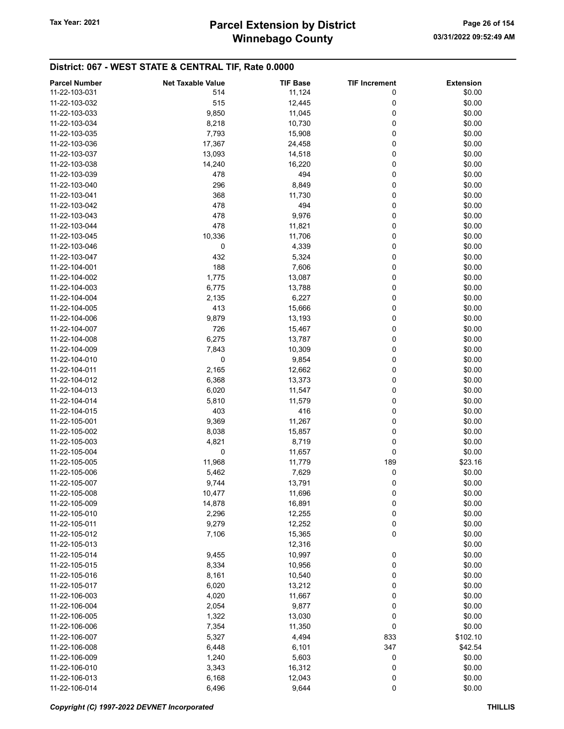## District: 067 - WEST STATE & CENTRAL TIF, Rate 0.0000

| Parcel Number | Net Taxable Value | TIF Base | TIF Increment | Extension |
|---|---|---|---|---|
| 11-22-103-031 | 514 | 11,124 | 0 | $0.00 |
| 11-22-103-032 | 515 | 12,445 | 0 | $0.00 |
| 11-22-103-033 | 9,850 | 11,045 | 0 | $0.00 |
| 11-22-103-034 | 8,218 | 10,730 | 0 | $0.00 |
| 11-22-103-035 | 7,793 | 15,908 | 0 | $0.00 |
| 11-22-103-036 | 17,367 | 24,458 | 0 | $0.00 |
| 11-22-103-037 | 13,093 | 14,518 | 0 | $0.00 |
| 11-22-103-038 | 14,240 | 16,220 | 0 | $0.00 |
| 11-22-103-039 | 478 | 494 | 0 | $0.00 |
| 11-22-103-040 | 296 | 8,849 | 0 | $0.00 |
| 11-22-103-041 | 368 | 11,730 | 0 | $0.00 |
| 11-22-103-042 | 478 | 494 | 0 | $0.00 |
| 11-22-103-043 | 478 | 9,976 | 0 | $0.00 |
| 11-22-103-044 | 478 | 11,821 | 0 | $0.00 |
| 11-22-103-045 | 10,336 | 11,706 | 0 | $0.00 |
| 11-22-103-046 | 0 | 4,339 | 0 | $0.00 |
| 11-22-103-047 | 432 | 5,324 | 0 | $0.00 |
| 11-22-104-001 | 188 | 7,606 | 0 | $0.00 |
| 11-22-104-002 | 1,775 | 13,087 | 0 | $0.00 |
| 11-22-104-003 | 6,775 | 13,788 | 0 | $0.00 |
| 11-22-104-004 | 2,135 | 6,227 | 0 | $0.00 |
| 11-22-104-005 | 413 | 15,666 | 0 | $0.00 |
| 11-22-104-006 | 9,879 | 13,193 | 0 | $0.00 |
| 11-22-104-007 | 726 | 15,467 | 0 | $0.00 |
| 11-22-104-008 | 6,275 | 13,787 | 0 | $0.00 |
| 11-22-104-009 | 7,843 | 10,309 | 0 | $0.00 |
| 11-22-104-010 | 0 | 9,854 | 0 | $0.00 |
| 11-22-104-011 | 2,165 | 12,662 | 0 | $0.00 |
| 11-22-104-012 | 6,368 | 13,373 | 0 | $0.00 |
| 11-22-104-013 | 6,020 | 11,547 | 0 | $0.00 |
| 11-22-104-014 | 5,810 | 11,579 | 0 | $0.00 |
| 11-22-104-015 | 403 | 416 | 0 | $0.00 |
| 11-22-105-001 | 9,369 | 11,267 | 0 | $0.00 |
| 11-22-105-002 | 8,038 | 15,857 | 0 | $0.00 |
| 11-22-105-003 | 4,821 | 8,719 | 0 | $0.00 |
| 11-22-105-004 | 0 | 11,657 | 0 | $0.00 |
| 11-22-105-005 | 11,968 | 11,779 | 189 | $23.16 |
| 11-22-105-006 | 5,462 | 7,629 | 0 | $0.00 |
| 11-22-105-007 | 9,744 | 13,791 | 0 | $0.00 |
| 11-22-105-008 | 10,477 | 11,696 | 0 | $0.00 |
| 11-22-105-009 | 14,878 | 16,891 | 0 | $0.00 |
| 11-22-105-010 | 2,296 | 12,255 | 0 | $0.00 |
| 11-22-105-011 | 9,279 | 12,252 | 0 | $0.00 |
| 11-22-105-012 | 7,106 | 15,365 | 0 | $0.00 |
| 11-22-105-013 | | 12,316 | | $0.00 |
| 11-22-105-014 | 9,455 | 10,997 | 0 | $0.00 |
| 11-22-105-015 | 8,334 | 10,956 | 0 | $0.00 |
| 11-22-105-016 | 8,161 | 10,540 | 0 | $0.00 |
| 11-22-105-017 | 6,020 | 13,212 | 0 | $0.00 |
| 11-22-106-003 | 4,020 | 11,667 | 0 | $0.00 |
| 11-22-106-004 | 2,054 | 9,877 | 0 | $0.00 |
| 11-22-106-005 | 1,322 | 13,030 | 0 | $0.00 |
| 11-22-106-006 | 7,354 | 11,350 | 0 | $0.00 |
| 11-22-106-007 | 5,327 | 4,494 | 833 | $102.10 |
| 11-22-106-008 | 6,448 | 6,101 | 347 | $42.54 |
| 11-22-106-009 | 1,240 | 5,603 | 0 | $0.00 |
| 11-22-106-010 | 3,343 | 16,312 | 0 | $0.00 |
| 11-22-106-013 | 6,168 | 12,043 | 0 | $0.00 |
| 11-22-106-014 | 6,496 | 9,644 | 0 | $0.00 |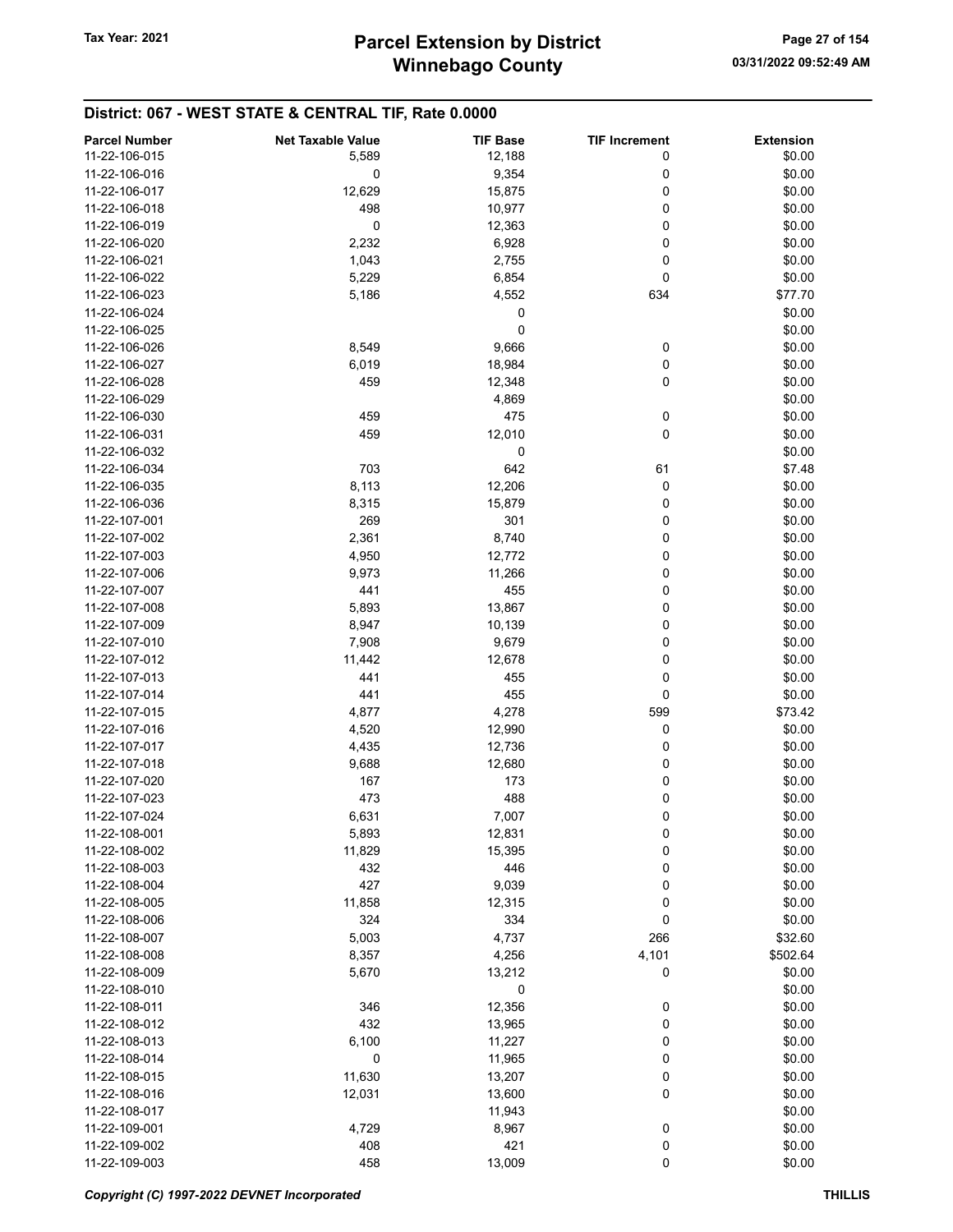## District: 067 - WEST STATE & CENTRAL TIF, Rate 0.0000

| Parcel Number | Net Taxable Value | TIF Base | TIF Increment | Extension |
|---|---|---|---|---|
| 11-22-106-015 | 5,589 | 12,188 | 0 | $0.00 |
| 11-22-106-016 | 0 | 9,354 | 0 | $0.00 |
| 11-22-106-017 | 12,629 | 15,875 | 0 | $0.00 |
| 11-22-106-018 | 498 | 10,977 | 0 | $0.00 |
| 11-22-106-019 | 0 | 12,363 | 0 | $0.00 |
| 11-22-106-020 | 2,232 | 6,928 | 0 | $0.00 |
| 11-22-106-021 | 1,043 | 2,755 | 0 | $0.00 |
| 11-22-106-022 | 5,229 | 6,854 | 0 | $0.00 |
| 11-22-106-023 | 5,186 | 4,552 | 634 | $77.70 |
| 11-22-106-024 | | 0 | | $0.00 |
| 11-22-106-025 | | 0 | | $0.00 |
| 11-22-106-026 | 8,549 | 9,666 | 0 | $0.00 |
| 11-22-106-027 | 6,019 | 18,984 | 0 | $0.00 |
| 11-22-106-028 | 459 | 12,348 | 0 | $0.00 |
| 11-22-106-029 | | 4,869 | | $0.00 |
| 11-22-106-030 | 459 | 475 | 0 | $0.00 |
| 11-22-106-031 | 459 | 12,010 | 0 | $0.00 |
| 11-22-106-032 | | 0 | | $0.00 |
| 11-22-106-034 | 703 | 642 | 61 | $7.48 |
| 11-22-106-035 | 8,113 | 12,206 | 0 | $0.00 |
| 11-22-106-036 | 8,315 | 15,879 | 0 | $0.00 |
| 11-22-107-001 | 269 | 301 | 0 | $0.00 |
| 11-22-107-002 | 2,361 | 8,740 | 0 | $0.00 |
| 11-22-107-003 | 4,950 | 12,772 | 0 | $0.00 |
| 11-22-107-006 | 9,973 | 11,266 | 0 | $0.00 |
| 11-22-107-007 | 441 | 455 | 0 | $0.00 |
| 11-22-107-008 | 5,893 | 13,867 | 0 | $0.00 |
| 11-22-107-009 | 8,947 | 10,139 | 0 | $0.00 |
| 11-22-107-010 | 7,908 | 9,679 | 0 | $0.00 |
| 11-22-107-012 | 11,442 | 12,678 | 0 | $0.00 |
| 11-22-107-013 | 441 | 455 | 0 | $0.00 |
| 11-22-107-014 | 441 | 455 | 0 | $0.00 |
| 11-22-107-015 | 4,877 | 4,278 | 599 | $73.42 |
| 11-22-107-016 | 4,520 | 12,990 | 0 | $0.00 |
| 11-22-107-017 | 4,435 | 12,736 | 0 | $0.00 |
| 11-22-107-018 | 9,688 | 12,680 | 0 | $0.00 |
| 11-22-107-020 | 167 | 173 | 0 | $0.00 |
| 11-22-107-023 | 473 | 488 | 0 | $0.00 |
| 11-22-107-024 | 6,631 | 7,007 | 0 | $0.00 |
| 11-22-108-001 | 5,893 | 12,831 | 0 | $0.00 |
| 11-22-108-002 | 11,829 | 15,395 | 0 | $0.00 |
| 11-22-108-003 | 432 | 446 | 0 | $0.00 |
| 11-22-108-004 | 427 | 9,039 | 0 | $0.00 |
| 11-22-108-005 | 11,858 | 12,315 | 0 | $0.00 |
| 11-22-108-006 | 324 | 334 | 0 | $0.00 |
| 11-22-108-007 | 5,003 | 4,737 | 266 | $32.60 |
| 11-22-108-008 | 8,357 | 4,256 | 4,101 | $502.64 |
| 11-22-108-009 | 5,670 | 13,212 | 0 | $0.00 |
| 11-22-108-010 | | 0 | | $0.00 |
| 11-22-108-011 | 346 | 12,356 | 0 | $0.00 |
| 11-22-108-012 | 432 | 13,965 | 0 | $0.00 |
| 11-22-108-013 | 6,100 | 11,227 | 0 | $0.00 |
| 11-22-108-014 | 0 | 11,965 | 0 | $0.00 |
| 11-22-108-015 | 11,630 | 13,207 | 0 | $0.00 |
| 11-22-108-016 | 12,031 | 13,600 | 0 | $0.00 |
| 11-22-108-017 | | 11,943 | | $0.00 |
| 11-22-109-001 | 4,729 | 8,967 | 0 | $0.00 |
| 11-22-109-002 | 408 | 421 | 0 | $0.00 |
| 11-22-109-003 | 458 | 13,009 | 0 | $0.00 |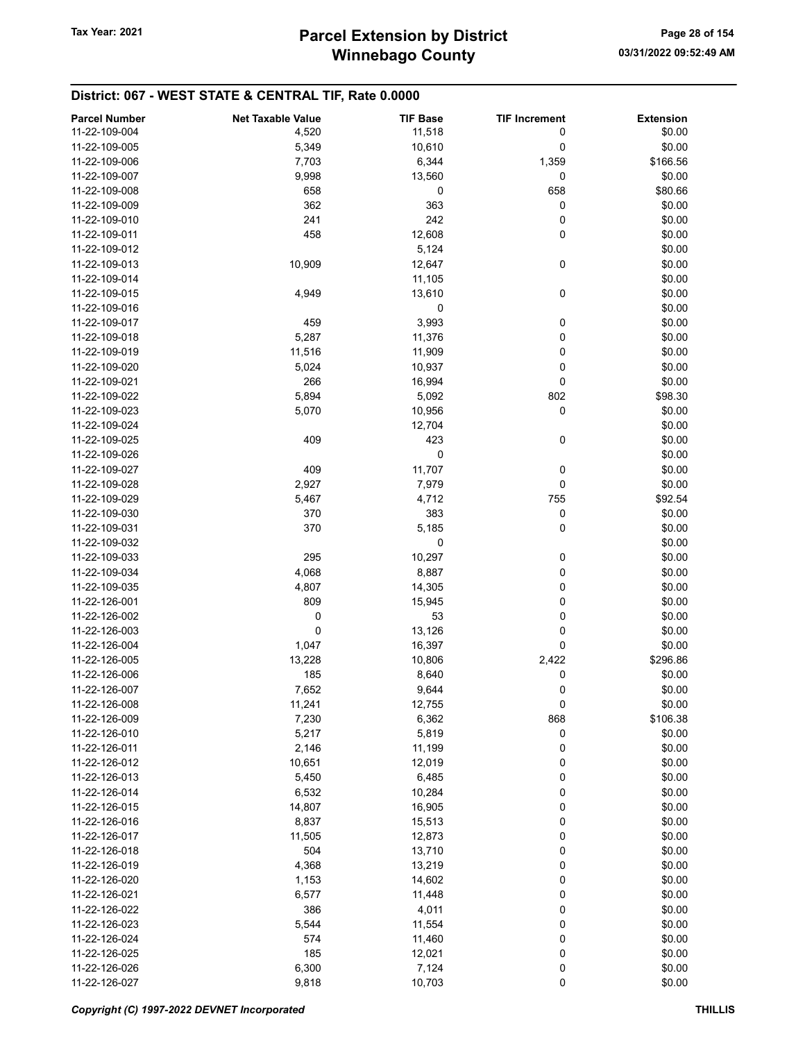## District: 067 - WEST STATE & CENTRAL TIF, Rate 0.0000

| Parcel Number | Net Taxable Value | TIF Base | TIF Increment | Extension |
|---|---|---|---|---|
| 11-22-109-004 | 4,520 | 11,518 | 0 | $0.00 |
| 11-22-109-005 | 5,349 | 10,610 | 0 | $0.00 |
| 11-22-109-006 | 7,703 | 6,344 | 1,359 | $166.56 |
| 11-22-109-007 | 9,998 | 13,560 | 0 | $0.00 |
| 11-22-109-008 | 658 | 0 | 658 | $80.66 |
| 11-22-109-009 | 362 | 363 | 0 | $0.00 |
| 11-22-109-010 | 241 | 242 | 0 | $0.00 |
| 11-22-109-011 | 458 | 12,608 | 0 | $0.00 |
| 11-22-109-012 | | 5,124 | | $0.00 |
| 11-22-109-013 | 10,909 | 12,647 | 0 | $0.00 |
| 11-22-109-014 | | 11,105 | | $0.00 |
| 11-22-109-015 | 4,949 | 13,610 | 0 | $0.00 |
| 11-22-109-016 | | 0 | | $0.00 |
| 11-22-109-017 | 459 | 3,993 | 0 | $0.00 |
| 11-22-109-018 | 5,287 | 11,376 | 0 | $0.00 |
| 11-22-109-019 | 11,516 | 11,909 | 0 | $0.00 |
| 11-22-109-020 | 5,024 | 10,937 | 0 | $0.00 |
| 11-22-109-021 | 266 | 16,994 | 0 | $0.00 |
| 11-22-109-022 | 5,894 | 5,092 | 802 | $98.30 |
| 11-22-109-023 | 5,070 | 10,956 | 0 | $0.00 |
| 11-22-109-024 | | 12,704 | | $0.00 |
| 11-22-109-025 | 409 | 423 | 0 | $0.00 |
| 11-22-109-026 | | 0 | | $0.00 |
| 11-22-109-027 | 409 | 11,707 | 0 | $0.00 |
| 11-22-109-028 | 2,927 | 7,979 | 0 | $0.00 |
| 11-22-109-029 | 5,467 | 4,712 | 755 | $92.54 |
| 11-22-109-030 | 370 | 383 | 0 | $0.00 |
| 11-22-109-031 | 370 | 5,185 | 0 | $0.00 |
| 11-22-109-032 | | 0 | | $0.00 |
| 11-22-109-033 | 295 | 10,297 | 0 | $0.00 |
| 11-22-109-034 | 4,068 | 8,887 | 0 | $0.00 |
| 11-22-109-035 | 4,807 | 14,305 | 0 | $0.00 |
| 11-22-126-001 | 809 | 15,945 | 0 | $0.00 |
| 11-22-126-002 | 0 | 53 | 0 | $0.00 |
| 11-22-126-003 | 0 | 13,126 | 0 | $0.00 |
| 11-22-126-004 | 1,047 | 16,397 | 0 | $0.00 |
| 11-22-126-005 | 13,228 | 10,806 | 2,422 | $296.86 |
| 11-22-126-006 | 185 | 8,640 | 0 | $0.00 |
| 11-22-126-007 | 7,652 | 9,644 | 0 | $0.00 |
| 11-22-126-008 | 11,241 | 12,755 | 0 | $0.00 |
| 11-22-126-009 | 7,230 | 6,362 | 868 | $106.38 |
| 11-22-126-010 | 5,217 | 5,819 | 0 | $0.00 |
| 11-22-126-011 | 2,146 | 11,199 | 0 | $0.00 |
| 11-22-126-012 | 10,651 | 12,019 | 0 | $0.00 |
| 11-22-126-013 | 5,450 | 6,485 | 0 | $0.00 |
| 11-22-126-014 | 6,532 | 10,284 | 0 | $0.00 |
| 11-22-126-015 | 14,807 | 16,905 | 0 | $0.00 |
| 11-22-126-016 | 8,837 | 15,513 | 0 | $0.00 |
| 11-22-126-017 | 11,505 | 12,873 | 0 | $0.00 |
| 11-22-126-018 | 504 | 13,710 | 0 | $0.00 |
| 11-22-126-019 | 4,368 | 13,219 | 0 | $0.00 |
| 11-22-126-020 | 1,153 | 14,602 | 0 | $0.00 |
| 11-22-126-021 | 6,577 | 11,448 | 0 | $0.00 |
| 11-22-126-022 | 386 | 4,011 | 0 | $0.00 |
| 11-22-126-023 | 5,544 | 11,554 | 0 | $0.00 |
| 11-22-126-024 | 574 | 11,460 | 0 | $0.00 |
| 11-22-126-025 | 185 | 12,021 | 0 | $0.00 |
| 11-22-126-026 | 6,300 | 7,124 | 0 | $0.00 |
| 11-22-126-027 | 9,818 | 10,703 | 0 | $0.00 |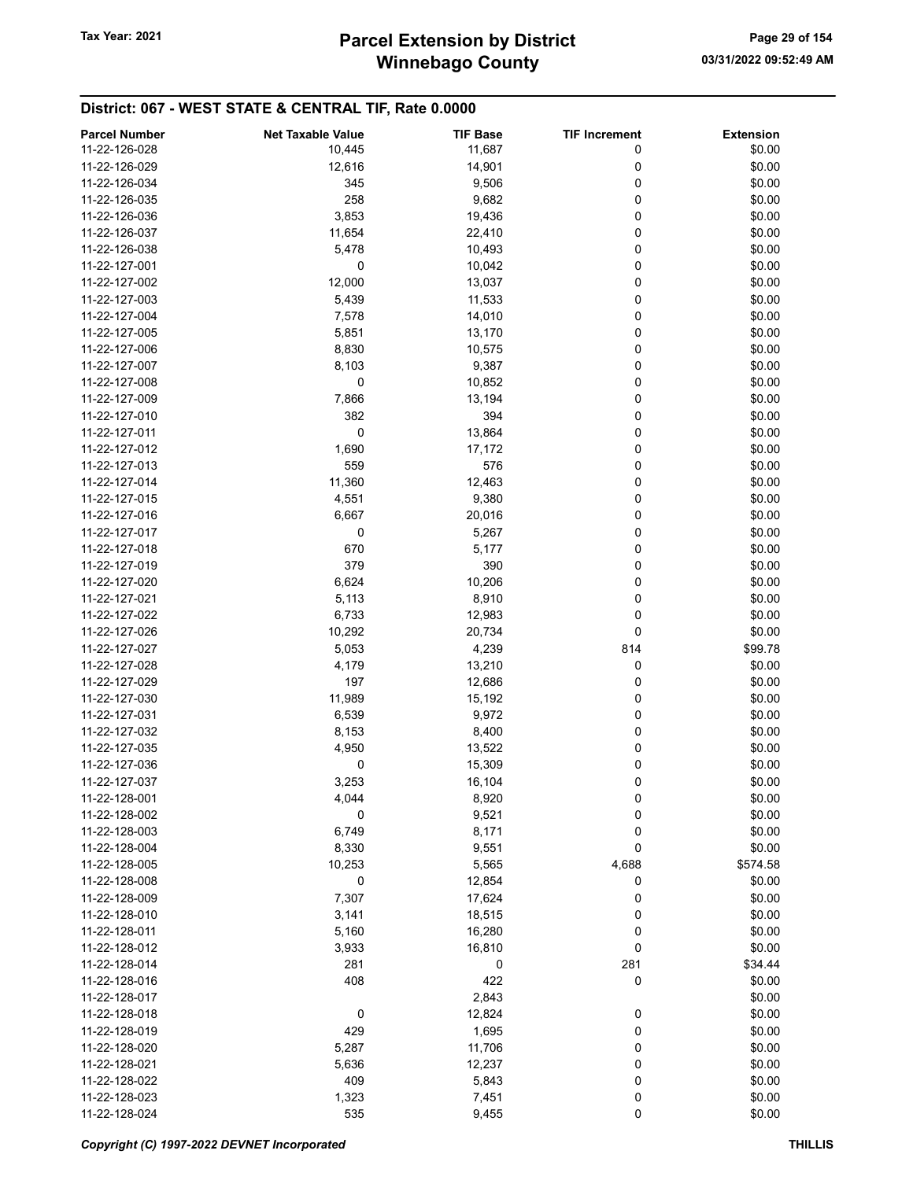## District: 067 - WEST STATE & CENTRAL TIF, Rate 0.0000

| Parcel Number | Net Taxable Value | TIF Base | TIF Increment | Extension |
|---|---|---|---|---|
| 11-22-126-028 | 10,445 | 11,687 | 0 | $0.00 |
| 11-22-126-029 | 12,616 | 14,901 | 0 | $0.00 |
| 11-22-126-034 | 345 | 9,506 | 0 | $0.00 |
| 11-22-126-035 | 258 | 9,682 | 0 | $0.00 |
| 11-22-126-036 | 3,853 | 19,436 | 0 | $0.00 |
| 11-22-126-037 | 11,654 | 22,410 | 0 | $0.00 |
| 11-22-126-038 | 5,478 | 10,493 | 0 | $0.00 |
| 11-22-127-001 | 0 | 10,042 | 0 | $0.00 |
| 11-22-127-002 | 12,000 | 13,037 | 0 | $0.00 |
| 11-22-127-003 | 5,439 | 11,533 | 0 | $0.00 |
| 11-22-127-004 | 7,578 | 14,010 | 0 | $0.00 |
| 11-22-127-005 | 5,851 | 13,170 | 0 | $0.00 |
| 11-22-127-006 | 8,830 | 10,575 | 0 | $0.00 |
| 11-22-127-007 | 8,103 | 9,387 | 0 | $0.00 |
| 11-22-127-008 | 0 | 10,852 | 0 | $0.00 |
| 11-22-127-009 | 7,866 | 13,194 | 0 | $0.00 |
| 11-22-127-010 | 382 | 394 | 0 | $0.00 |
| 11-22-127-011 | 0 | 13,864 | 0 | $0.00 |
| 11-22-127-012 | 1,690 | 17,172 | 0 | $0.00 |
| 11-22-127-013 | 559 | 576 | 0 | $0.00 |
| 11-22-127-014 | 11,360 | 12,463 | 0 | $0.00 |
| 11-22-127-015 | 4,551 | 9,380 | 0 | $0.00 |
| 11-22-127-016 | 6,667 | 20,016 | 0 | $0.00 |
| 11-22-127-017 | 0 | 5,267 | 0 | $0.00 |
| 11-22-127-018 | 670 | 5,177 | 0 | $0.00 |
| 11-22-127-019 | 379 | 390 | 0 | $0.00 |
| 11-22-127-020 | 6,624 | 10,206 | 0 | $0.00 |
| 11-22-127-021 | 5,113 | 8,910 | 0 | $0.00 |
| 11-22-127-022 | 6,733 | 12,983 | 0 | $0.00 |
| 11-22-127-026 | 10,292 | 20,734 | 0 | $0.00 |
| 11-22-127-027 | 5,053 | 4,239 | 814 | $99.78 |
| 11-22-127-028 | 4,179 | 13,210 | 0 | $0.00 |
| 11-22-127-029 | 197 | 12,686 | 0 | $0.00 |
| 11-22-127-030 | 11,989 | 15,192 | 0 | $0.00 |
| 11-22-127-031 | 6,539 | 9,972 | 0 | $0.00 |
| 11-22-127-032 | 8,153 | 8,400 | 0 | $0.00 |
| 11-22-127-035 | 4,950 | 13,522 | 0 | $0.00 |
| 11-22-127-036 | 0 | 15,309 | 0 | $0.00 |
| 11-22-127-037 | 3,253 | 16,104 | 0 | $0.00 |
| 11-22-128-001 | 4,044 | 8,920 | 0 | $0.00 |
| 11-22-128-002 | 0 | 9,521 | 0 | $0.00 |
| 11-22-128-003 | 6,749 | 8,171 | 0 | $0.00 |
| 11-22-128-004 | 8,330 | 9,551 | 0 | $0.00 |
| 11-22-128-005 | 10,253 | 5,565 | 4,688 | $574.58 |
| 11-22-128-008 | 0 | 12,854 | 0 | $0.00 |
| 11-22-128-009 | 7,307 | 17,624 | 0 | $0.00 |
| 11-22-128-010 | 3,141 | 18,515 | 0 | $0.00 |
| 11-22-128-011 | 5,160 | 16,280 | 0 | $0.00 |
| 11-22-128-012 | 3,933 | 16,810 | 0 | $0.00 |
| 11-22-128-014 | 281 | 0 | 281 | $34.44 |
| 11-22-128-016 | 408 | 422 | 0 | $0.00 |
| 11-22-128-017 | | 2,843 | | $0.00 |
| 11-22-128-018 | 0 | 12,824 | 0 | $0.00 |
| 11-22-128-019 | 429 | 1,695 | 0 | $0.00 |
| 11-22-128-020 | 5,287 | 11,706 | 0 | $0.00 |
| 11-22-128-021 | 5,636 | 12,237 | 0 | $0.00 |
| 11-22-128-022 | 409 | 5,843 | 0 | $0.00 |
| 11-22-128-023 | 1,323 | 7,451 | 0 | $0.00 |
| 11-22-128-024 | 535 | 9,455 | 0 | $0.00 |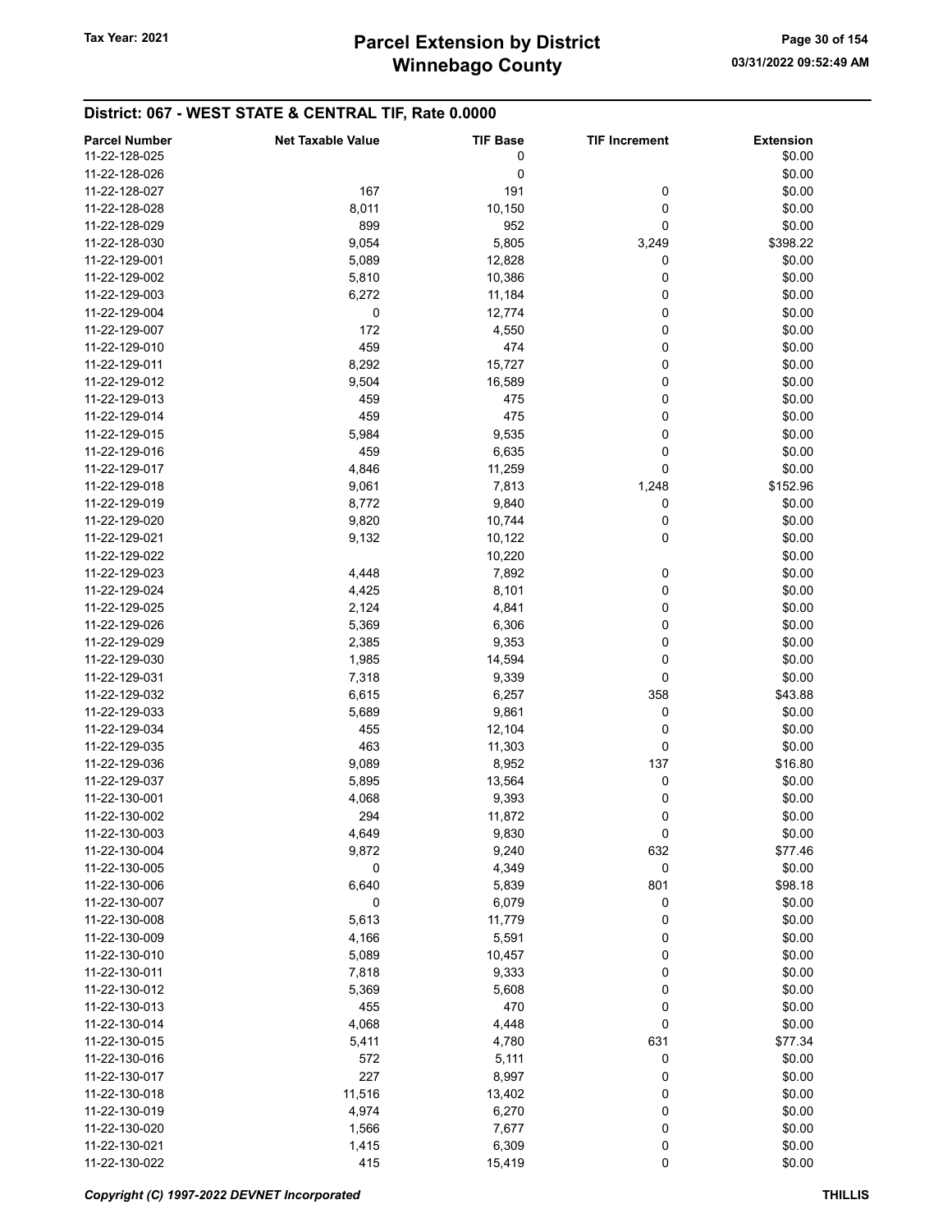## District: 067 - WEST STATE & CENTRAL TIF, Rate 0.0000

| Parcel Number | Net Taxable Value | TIF Base | TIF Increment | Extension |
|---|---|---|---|---|
| 11-22-128-025 | | 0 | | $0.00 |
| 11-22-128-026 | | 0 | | $0.00 |
| 11-22-128-027 | 167 | 191 | 0 | $0.00 |
| 11-22-128-028 | 8,011 | 10,150 | 0 | $0.00 |
| 11-22-128-029 | 899 | 952 | 0 | $0.00 |
| 11-22-128-030 | 9,054 | 5,805 | 3,249 | $398.22 |
| 11-22-129-001 | 5,089 | 12,828 | 0 | $0.00 |
| 11-22-129-002 | 5,810 | 10,386 | 0 | $0.00 |
| 11-22-129-003 | 6,272 | 11,184 | 0 | $0.00 |
| 11-22-129-004 | 0 | 12,774 | 0 | $0.00 |
| 11-22-129-007 | 172 | 4,550 | 0 | $0.00 |
| 11-22-129-010 | 459 | 474 | 0 | $0.00 |
| 11-22-129-011 | 8,292 | 15,727 | 0 | $0.00 |
| 11-22-129-012 | 9,504 | 16,589 | 0 | $0.00 |
| 11-22-129-013 | 459 | 475 | 0 | $0.00 |
| 11-22-129-014 | 459 | 475 | 0 | $0.00 |
| 11-22-129-015 | 5,984 | 9,535 | 0 | $0.00 |
| 11-22-129-016 | 459 | 6,635 | 0 | $0.00 |
| 11-22-129-017 | 4,846 | 11,259 | 0 | $0.00 |
| 11-22-129-018 | 9,061 | 7,813 | 1,248 | $152.96 |
| 11-22-129-019 | 8,772 | 9,840 | 0 | $0.00 |
| 11-22-129-020 | 9,820 | 10,744 | 0 | $0.00 |
| 11-22-129-021 | 9,132 | 10,122 | 0 | $0.00 |
| 11-22-129-022 | | 10,220 | | $0.00 |
| 11-22-129-023 | 4,448 | 7,892 | 0 | $0.00 |
| 11-22-129-024 | 4,425 | 8,101 | 0 | $0.00 |
| 11-22-129-025 | 2,124 | 4,841 | 0 | $0.00 |
| 11-22-129-026 | 5,369 | 6,306 | 0 | $0.00 |
| 11-22-129-029 | 2,385 | 9,353 | 0 | $0.00 |
| 11-22-129-030 | 1,985 | 14,594 | 0 | $0.00 |
| 11-22-129-031 | 7,318 | 9,339 | 0 | $0.00 |
| 11-22-129-032 | 6,615 | 6,257 | 358 | $43.88 |
| 11-22-129-033 | 5,689 | 9,861 | 0 | $0.00 |
| 11-22-129-034 | 455 | 12,104 | 0 | $0.00 |
| 11-22-129-035 | 463 | 11,303 | 0 | $0.00 |
| 11-22-129-036 | 9,089 | 8,952 | 137 | $16.80 |
| 11-22-129-037 | 5,895 | 13,564 | 0 | $0.00 |
| 11-22-130-001 | 4,068 | 9,393 | 0 | $0.00 |
| 11-22-130-002 | 294 | 11,872 | 0 | $0.00 |
| 11-22-130-003 | 4,649 | 9,830 | 0 | $0.00 |
| 11-22-130-004 | 9,872 | 9,240 | 632 | $77.46 |
| 11-22-130-005 | 0 | 4,349 | 0 | $0.00 |
| 11-22-130-006 | 6,640 | 5,839 | 801 | $98.18 |
| 11-22-130-007 | 0 | 6,079 | 0 | $0.00 |
| 11-22-130-008 | 5,613 | 11,779 | 0 | $0.00 |
| 11-22-130-009 | 4,166 | 5,591 | 0 | $0.00 |
| 11-22-130-010 | 5,089 | 10,457 | 0 | $0.00 |
| 11-22-130-011 | 7,818 | 9,333 | 0 | $0.00 |
| 11-22-130-012 | 5,369 | 5,608 | 0 | $0.00 |
| 11-22-130-013 | 455 | 470 | 0 | $0.00 |
| 11-22-130-014 | 4,068 | 4,448 | 0 | $0.00 |
| 11-22-130-015 | 5,411 | 4,780 | 631 | $77.34 |
| 11-22-130-016 | 572 | 5,111 | 0 | $0.00 |
| 11-22-130-017 | 227 | 8,997 | 0 | $0.00 |
| 11-22-130-018 | 11,516 | 13,402 | 0 | $0.00 |
| 11-22-130-019 | 4,974 | 6,270 | 0 | $0.00 |
| 11-22-130-020 | 1,566 | 7,677 | 0 | $0.00 |
| 11-22-130-021 | 1,415 | 6,309 | 0 | $0.00 |
| 11-22-130-022 | 415 | 15,419 | 0 | $0.00 |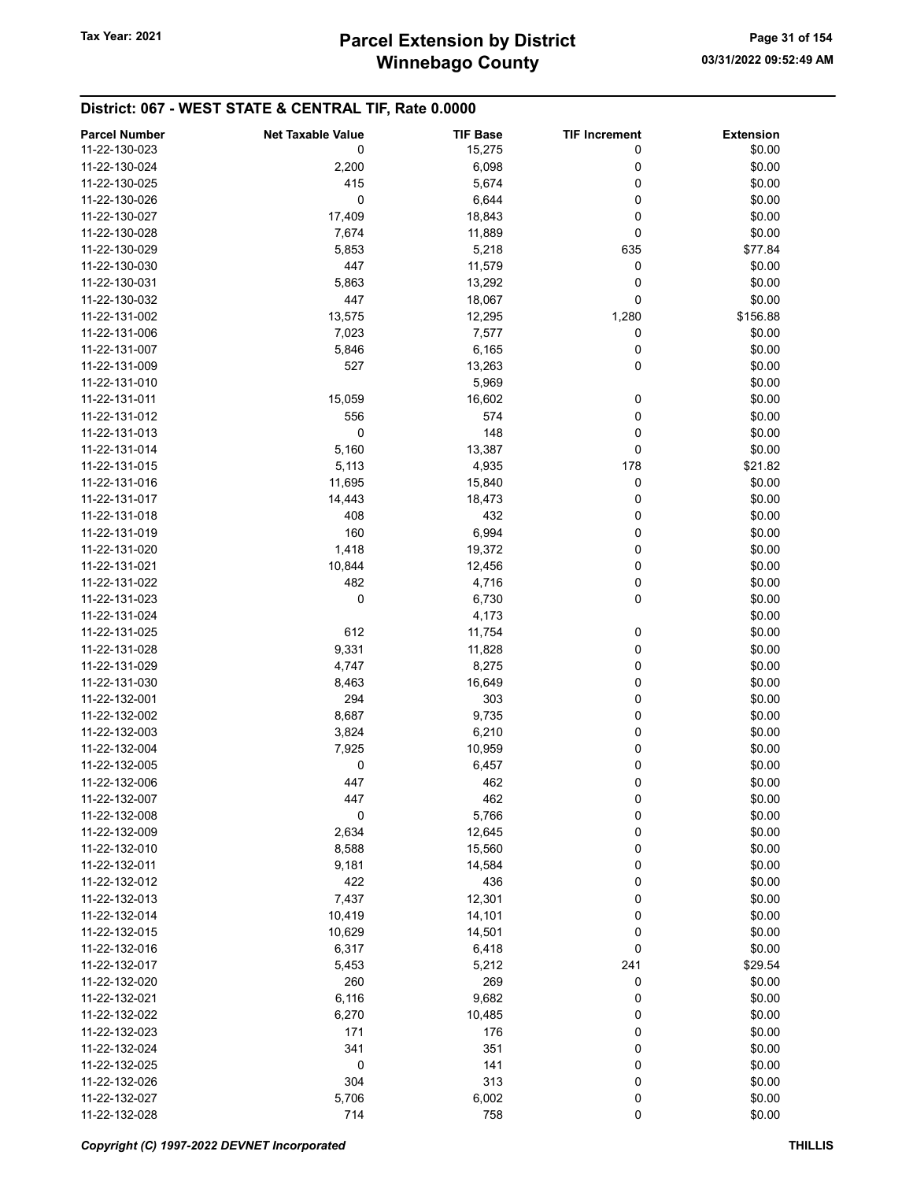## District: 067 - WEST STATE & CENTRAL TIF, Rate 0.0000

| Parcel Number | Net Taxable Value | TIF Base | TIF Increment | Extension |
|---|---|---|---|---|
| 11-22-130-023 | 0 | 15,275 | 0 | $0.00 |
| 11-22-130-024 | 2,200 | 6,098 | 0 | $0.00 |
| 11-22-130-025 | 415 | 5,674 | 0 | $0.00 |
| 11-22-130-026 | 0 | 6,644 | 0 | $0.00 |
| 11-22-130-027 | 17,409 | 18,843 | 0 | $0.00 |
| 11-22-130-028 | 7,674 | 11,889 | 0 | $0.00 |
| 11-22-130-029 | 5,853 | 5,218 | 635 | $77.84 |
| 11-22-130-030 | 447 | 11,579 | 0 | $0.00 |
| 11-22-130-031 | 5,863 | 13,292 | 0 | $0.00 |
| 11-22-130-032 | 447 | 18,067 | 0 | $0.00 |
| 11-22-131-002 | 13,575 | 12,295 | 1,280 | $156.88 |
| 11-22-131-006 | 7,023 | 7,577 | 0 | $0.00 |
| 11-22-131-007 | 5,846 | 6,165 | 0 | $0.00 |
| 11-22-131-009 | 527 | 13,263 | 0 | $0.00 |
| 11-22-131-010 | | 5,969 | | $0.00 |
| 11-22-131-011 | 15,059 | 16,602 | 0 | $0.00 |
| 11-22-131-012 | 556 | 574 | 0 | $0.00 |
| 11-22-131-013 | 0 | 148 | 0 | $0.00 |
| 11-22-131-014 | 5,160 | 13,387 | 0 | $0.00 |
| 11-22-131-015 | 5,113 | 4,935 | 178 | $21.82 |
| 11-22-131-016 | 11,695 | 15,840 | 0 | $0.00 |
| 11-22-131-017 | 14,443 | 18,473 | 0 | $0.00 |
| 11-22-131-018 | 408 | 432 | 0 | $0.00 |
| 11-22-131-019 | 160 | 6,994 | 0 | $0.00 |
| 11-22-131-020 | 1,418 | 19,372 | 0 | $0.00 |
| 11-22-131-021 | 10,844 | 12,456 | 0 | $0.00 |
| 11-22-131-022 | 482 | 4,716 | 0 | $0.00 |
| 11-22-131-023 | 0 | 6,730 | 0 | $0.00 |
| 11-22-131-024 | | 4,173 | | $0.00 |
| 11-22-131-025 | 612 | 11,754 | 0 | $0.00 |
| 11-22-131-028 | 9,331 | 11,828 | 0 | $0.00 |
| 11-22-131-029 | 4,747 | 8,275 | 0 | $0.00 |
| 11-22-131-030 | 8,463 | 16,649 | 0 | $0.00 |
| 11-22-132-001 | 294 | 303 | 0 | $0.00 |
| 11-22-132-002 | 8,687 | 9,735 | 0 | $0.00 |
| 11-22-132-003 | 3,824 | 6,210 | 0 | $0.00 |
| 11-22-132-004 | 7,925 | 10,959 | 0 | $0.00 |
| 11-22-132-005 | 0 | 6,457 | 0 | $0.00 |
| 11-22-132-006 | 447 | 462 | 0 | $0.00 |
| 11-22-132-007 | 447 | 462 | 0 | $0.00 |
| 11-22-132-008 | 0 | 5,766 | 0 | $0.00 |
| 11-22-132-009 | 2,634 | 12,645 | 0 | $0.00 |
| 11-22-132-010 | 8,588 | 15,560 | 0 | $0.00 |
| 11-22-132-011 | 9,181 | 14,584 | 0 | $0.00 |
| 11-22-132-012 | 422 | 436 | 0 | $0.00 |
| 11-22-132-013 | 7,437 | 12,301 | 0 | $0.00 |
| 11-22-132-014 | 10,419 | 14,101 | 0 | $0.00 |
| 11-22-132-015 | 10,629 | 14,501 | 0 | $0.00 |
| 11-22-132-016 | 6,317 | 6,418 | 0 | $0.00 |
| 11-22-132-017 | 5,453 | 5,212 | 241 | $29.54 |
| 11-22-132-020 | 260 | 269 | 0 | $0.00 |
| 11-22-132-021 | 6,116 | 9,682 | 0 | $0.00 |
| 11-22-132-022 | 6,270 | 10,485 | 0 | $0.00 |
| 11-22-132-023 | 171 | 176 | 0 | $0.00 |
| 11-22-132-024 | 341 | 351 | 0 | $0.00 |
| 11-22-132-025 | 0 | 141 | 0 | $0.00 |
| 11-22-132-026 | 304 | 313 | 0 | $0.00 |
| 11-22-132-027 | 5,706 | 6,002 | 0 | $0.00 |
| 11-22-132-028 | 714 | 758 | 0 | $0.00 |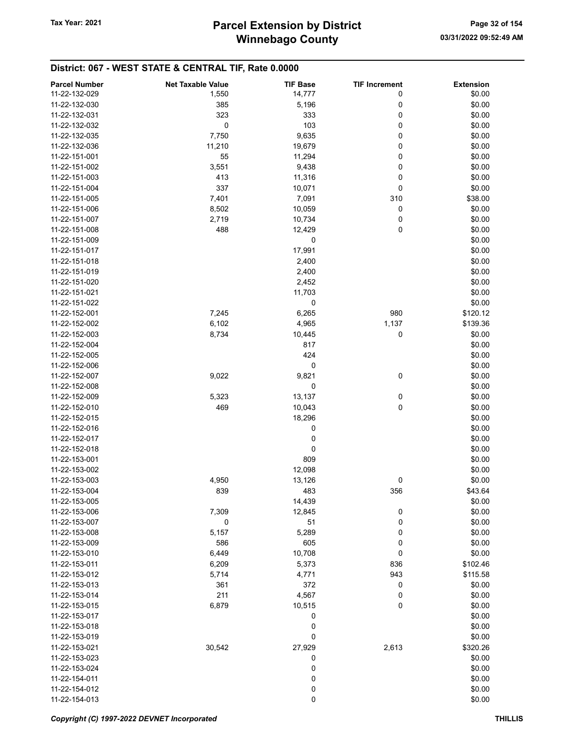## District: 067 - WEST STATE & CENTRAL TIF, Rate 0.0000

| Parcel Number | Net Taxable Value | TIF Base | TIF Increment | Extension |
|---|---|---|---|---|
| 11-22-132-029 | 1,550 | 14,777 | 0 | $0.00 |
| 11-22-132-030 | 385 | 5,196 | 0 | $0.00 |
| 11-22-132-031 | 323 | 333 | 0 | $0.00 |
| 11-22-132-032 | 0 | 103 | 0 | $0.00 |
| 11-22-132-035 | 7,750 | 9,635 | 0 | $0.00 |
| 11-22-132-036 | 11,210 | 19,679 | 0 | $0.00 |
| 11-22-151-001 | 55 | 11,294 | 0 | $0.00 |
| 11-22-151-002 | 3,551 | 9,438 | 0 | $0.00 |
| 11-22-151-003 | 413 | 11,316 | 0 | $0.00 |
| 11-22-151-004 | 337 | 10,071 | 0 | $0.00 |
| 11-22-151-005 | 7,401 | 7,091 | 310 | $38.00 |
| 11-22-151-006 | 8,502 | 10,059 | 0 | $0.00 |
| 11-22-151-007 | 2,719 | 10,734 | 0 | $0.00 |
| 11-22-151-008 | 488 | 12,429 | 0 | $0.00 |
| 11-22-151-009 | | 0 | | $0.00 |
| 11-22-151-017 | | 17,991 | | $0.00 |
| 11-22-151-018 | | 2,400 | | $0.00 |
| 11-22-151-019 | | 2,400 | | $0.00 |
| 11-22-151-020 | | 2,452 | | $0.00 |
| 11-22-151-021 | | 11,703 | | $0.00 |
| 11-22-151-022 | | 0 | | $0.00 |
| 11-22-152-001 | 7,245 | 6,265 | 980 | $120.12 |
| 11-22-152-002 | 6,102 | 4,965 | 1,137 | $139.36 |
| 11-22-152-003 | 8,734 | 10,445 | 0 | $0.00 |
| 11-22-152-004 | | 817 | | $0.00 |
| 11-22-152-005 | | 424 | | $0.00 |
| 11-22-152-006 | | 0 | | $0.00 |
| 11-22-152-007 | 9,022 | 9,821 | 0 | $0.00 |
| 11-22-152-008 | | 0 | | $0.00 |
| 11-22-152-009 | 5,323 | 13,137 | 0 | $0.00 |
| 11-22-152-010 | 469 | 10,043 | 0 | $0.00 |
| 11-22-152-015 | | 18,296 | | $0.00 |
| 11-22-152-016 | | 0 | | $0.00 |
| 11-22-152-017 | | 0 | | $0.00 |
| 11-22-152-018 | | 0 | | $0.00 |
| 11-22-153-001 | | 809 | | $0.00 |
| 11-22-153-002 | | 12,098 | | $0.00 |
| 11-22-153-003 | 4,950 | 13,126 | 0 | $0.00 |
| 11-22-153-004 | 839 | 483 | 356 | $43.64 |
| 11-22-153-005 | | 14,439 | | $0.00 |
| 11-22-153-006 | 7,309 | 12,845 | 0 | $0.00 |
| 11-22-153-007 | 0 | 51 | 0 | $0.00 |
| 11-22-153-008 | 5,157 | 5,289 | 0 | $0.00 |
| 11-22-153-009 | 586 | 605 | 0 | $0.00 |
| 11-22-153-010 | 6,449 | 10,708 | 0 | $0.00 |
| 11-22-153-011 | 6,209 | 5,373 | 836 | $102.46 |
| 11-22-153-012 | 5,714 | 4,771 | 943 | $115.58 |
| 11-22-153-013 | 361 | 372 | 0 | $0.00 |
| 11-22-153-014 | 211 | 4,567 | 0 | $0.00 |
| 11-22-153-015 | 6,879 | 10,515 | 0 | $0.00 |
| 11-22-153-017 | | 0 | | $0.00 |
| 11-22-153-018 | | 0 | | $0.00 |
| 11-22-153-019 | | 0 | | $0.00 |
| 11-22-153-021 | 30,542 | 27,929 | 2,613 | $320.26 |
| 11-22-153-023 | | 0 | | $0.00 |
| 11-22-153-024 | | 0 | | $0.00 |
| 11-22-154-011 | | 0 | | $0.00 |
| 11-22-154-012 | | 0 | | $0.00 |
| 11-22-154-013 | | 0 | | $0.00 |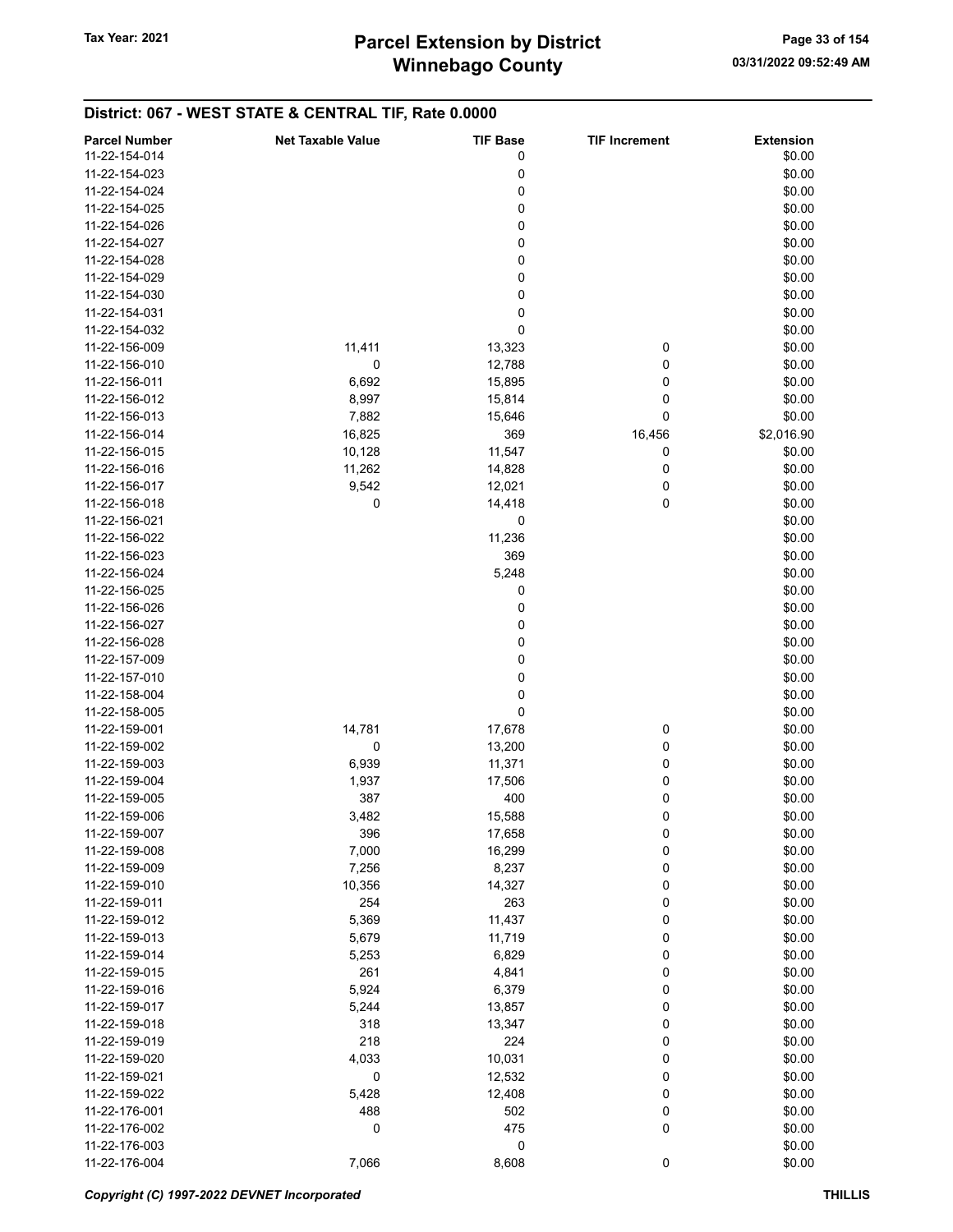## District: 067 - WEST STATE & CENTRAL TIF, Rate 0.0000

| Parcel Number | Net Taxable Value | TIF Base | TIF Increment | Extension |
|---|---|---|---|---|
| 11-22-154-014 | | 0 | | $0.00 |
| 11-22-154-023 | | 0 | | $0.00 |
| 11-22-154-024 | | 0 | | $0.00 |
| 11-22-154-025 | | 0 | | $0.00 |
| 11-22-154-026 | | 0 | | $0.00 |
| 11-22-154-027 | | 0 | | $0.00 |
| 11-22-154-028 | | 0 | | $0.00 |
| 11-22-154-029 | | 0 | | $0.00 |
| 11-22-154-030 | | 0 | | $0.00 |
| 11-22-154-031 | | 0 | | $0.00 |
| 11-22-154-032 | | 0 | | $0.00 |
| 11-22-156-009 | 11,411 | 13,323 | 0 | $0.00 |
| 11-22-156-010 | 0 | 12,788 | 0 | $0.00 |
| 11-22-156-011 | 6,692 | 15,895 | 0 | $0.00 |
| 11-22-156-012 | 8,997 | 15,814 | 0 | $0.00 |
| 11-22-156-013 | 7,882 | 15,646 | 0 | $0.00 |
| 11-22-156-014 | 16,825 | 369 | 16,456 | $2,016.90 |
| 11-22-156-015 | 10,128 | 11,547 | 0 | $0.00 |
| 11-22-156-016 | 11,262 | 14,828 | 0 | $0.00 |
| 11-22-156-017 | 9,542 | 12,021 | 0 | $0.00 |
| 11-22-156-018 | 0 | 14,418 | 0 | $0.00 |
| 11-22-156-021 | | 0 | | $0.00 |
| 11-22-156-022 | | 11,236 | | $0.00 |
| 11-22-156-023 | | 369 | | $0.00 |
| 11-22-156-024 | | 5,248 | | $0.00 |
| 11-22-156-025 | | 0 | | $0.00 |
| 11-22-156-026 | | 0 | | $0.00 |
| 11-22-156-027 | | 0 | | $0.00 |
| 11-22-156-028 | | 0 | | $0.00 |
| 11-22-157-009 | | 0 | | $0.00 |
| 11-22-157-010 | | 0 | | $0.00 |
| 11-22-158-004 | | 0 | | $0.00 |
| 11-22-158-005 | | 0 | | $0.00 |
| 11-22-159-001 | 14,781 | 17,678 | 0 | $0.00 |
| 11-22-159-002 | 0 | 13,200 | 0 | $0.00 |
| 11-22-159-003 | 6,939 | 11,371 | 0 | $0.00 |
| 11-22-159-004 | 1,937 | 17,506 | 0 | $0.00 |
| 11-22-159-005 | 387 | 400 | 0 | $0.00 |
| 11-22-159-006 | 3,482 | 15,588 | 0 | $0.00 |
| 11-22-159-007 | 396 | 17,658 | 0 | $0.00 |
| 11-22-159-008 | 7,000 | 16,299 | 0 | $0.00 |
| 11-22-159-009 | 7,256 | 8,237 | 0 | $0.00 |
| 11-22-159-010 | 10,356 | 14,327 | 0 | $0.00 |
| 11-22-159-011 | 254 | 263 | 0 | $0.00 |
| 11-22-159-012 | 5,369 | 11,437 | 0 | $0.00 |
| 11-22-159-013 | 5,679 | 11,719 | 0 | $0.00 |
| 11-22-159-014 | 5,253 | 6,829 | 0 | $0.00 |
| 11-22-159-015 | 261 | 4,841 | 0 | $0.00 |
| 11-22-159-016 | 5,924 | 6,379 | 0 | $0.00 |
| 11-22-159-017 | 5,244 | 13,857 | 0 | $0.00 |
| 11-22-159-018 | 318 | 13,347 | 0 | $0.00 |
| 11-22-159-019 | 218 | 224 | 0 | $0.00 |
| 11-22-159-020 | 4,033 | 10,031 | 0 | $0.00 |
| 11-22-159-021 | 0 | 12,532 | 0 | $0.00 |
| 11-22-159-022 | 5,428 | 12,408 | 0 | $0.00 |
| 11-22-176-001 | 488 | 502 | 0 | $0.00 |
| 11-22-176-002 | 0 | 475 | 0 | $0.00 |
| 11-22-176-003 | | 0 | | $0.00 |
| 11-22-176-004 | 7,066 | 8,608 | 0 | $0.00 |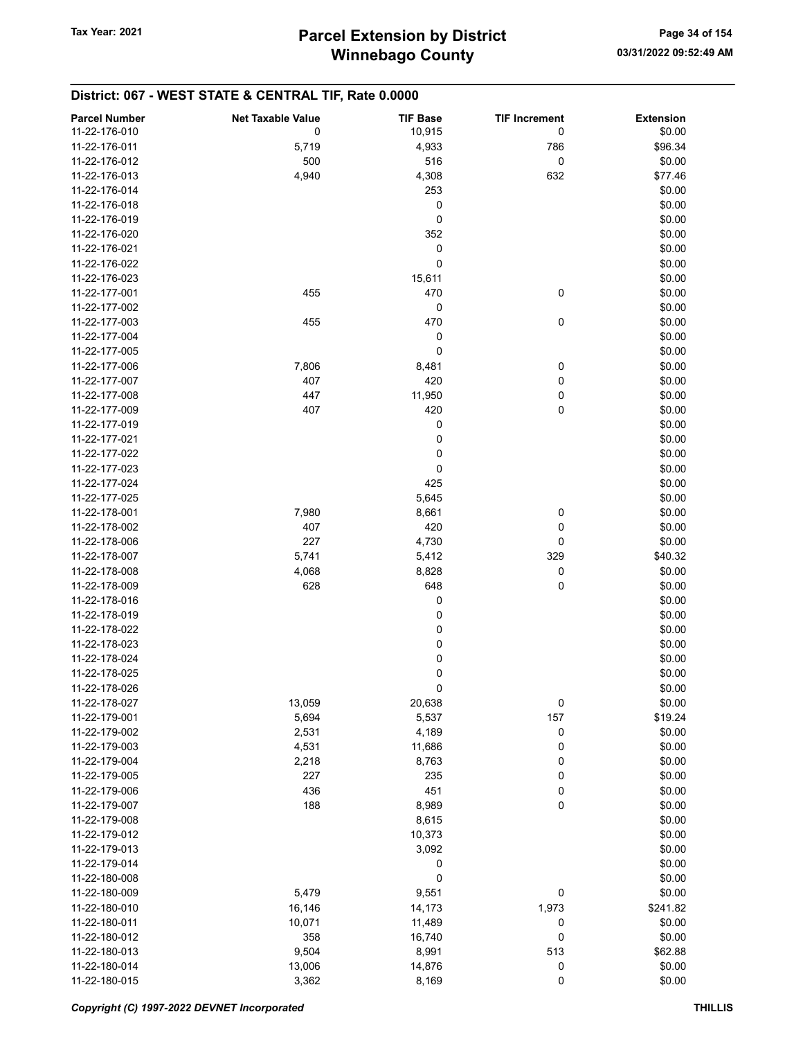## District: 067 - WEST STATE & CENTRAL TIF, Rate 0.0000

| Parcel Number | Net Taxable Value | TIF Base | TIF Increment | Extension |
|---|---|---|---|---|
| 11-22-176-010 | 0 | 10,915 | 0 | $0.00 |
| 11-22-176-011 | 5,719 | 4,933 | 786 | $96.34 |
| 11-22-176-012 | 500 | 516 | 0 | $0.00 |
| 11-22-176-013 | 4,940 | 4,308 | 632 | $77.46 |
| 11-22-176-014 | | 253 | | $0.00 |
| 11-22-176-018 | | 0 | | $0.00 |
| 11-22-176-019 | | 0 | | $0.00 |
| 11-22-176-020 | | 352 | | $0.00 |
| 11-22-176-021 | | 0 | | $0.00 |
| 11-22-176-022 | | 0 | | $0.00 |
| 11-22-176-023 | | 15,611 | | $0.00 |
| 11-22-177-001 | 455 | 470 | 0 | $0.00 |
| 11-22-177-002 | | 0 | | $0.00 |
| 11-22-177-003 | 455 | 470 | 0 | $0.00 |
| 11-22-177-004 | | 0 | | $0.00 |
| 11-22-177-005 | | 0 | | $0.00 |
| 11-22-177-006 | 7,806 | 8,481 | 0 | $0.00 |
| 11-22-177-007 | 407 | 420 | 0 | $0.00 |
| 11-22-177-008 | 447 | 11,950 | 0 | $0.00 |
| 11-22-177-009 | 407 | 420 | 0 | $0.00 |
| 11-22-177-019 | | 0 | | $0.00 |
| 11-22-177-021 | | 0 | | $0.00 |
| 11-22-177-022 | | 0 | | $0.00 |
| 11-22-177-023 | | 0 | | $0.00 |
| 11-22-177-024 | | 425 | | $0.00 |
| 11-22-177-025 | | 5,645 | | $0.00 |
| 11-22-178-001 | 7,980 | 8,661 | 0 | $0.00 |
| 11-22-178-002 | 407 | 420 | 0 | $0.00 |
| 11-22-178-006 | 227 | 4,730 | 0 | $0.00 |
| 11-22-178-007 | 5,741 | 5,412 | 329 | $40.32 |
| 11-22-178-008 | 4,068 | 8,828 | 0 | $0.00 |
| 11-22-178-009 | 628 | 648 | 0 | $0.00 |
| 11-22-178-016 | | 0 | | $0.00 |
| 11-22-178-019 | | 0 | | $0.00 |
| 11-22-178-022 | | 0 | | $0.00 |
| 11-22-178-023 | | 0 | | $0.00 |
| 11-22-178-024 | | 0 | | $0.00 |
| 11-22-178-025 | | 0 | | $0.00 |
| 11-22-178-026 | | 0 | | $0.00 |
| 11-22-178-027 | 13,059 | 20,638 | 0 | $0.00 |
| 11-22-179-001 | 5,694 | 5,537 | 157 | $19.24 |
| 11-22-179-002 | 2,531 | 4,189 | 0 | $0.00 |
| 11-22-179-003 | 4,531 | 11,686 | 0 | $0.00 |
| 11-22-179-004 | 2,218 | 8,763 | 0 | $0.00 |
| 11-22-179-005 | 227 | 235 | 0 | $0.00 |
| 11-22-179-006 | 436 | 451 | 0 | $0.00 |
| 11-22-179-007 | 188 | 8,989 | 0 | $0.00 |
| 11-22-179-008 | | 8,615 | | $0.00 |
| 11-22-179-012 | | 10,373 | | $0.00 |
| 11-22-179-013 | | 3,092 | | $0.00 |
| 11-22-179-014 | | 0 | | $0.00 |
| 11-22-180-008 | | 0 | | $0.00 |
| 11-22-180-009 | 5,479 | 9,551 | 0 | $0.00 |
| 11-22-180-010 | 16,146 | 14,173 | 1,973 | $241.82 |
| 11-22-180-011 | 10,071 | 11,489 | 0 | $0.00 |
| 11-22-180-012 | 358 | 16,740 | 0 | $0.00 |
| 11-22-180-013 | 9,504 | 8,991 | 513 | $62.88 |
| 11-22-180-014 | 13,006 | 14,876 | 0 | $0.00 |
| 11-22-180-015 | 3,362 | 8,169 | 0 | $0.00 |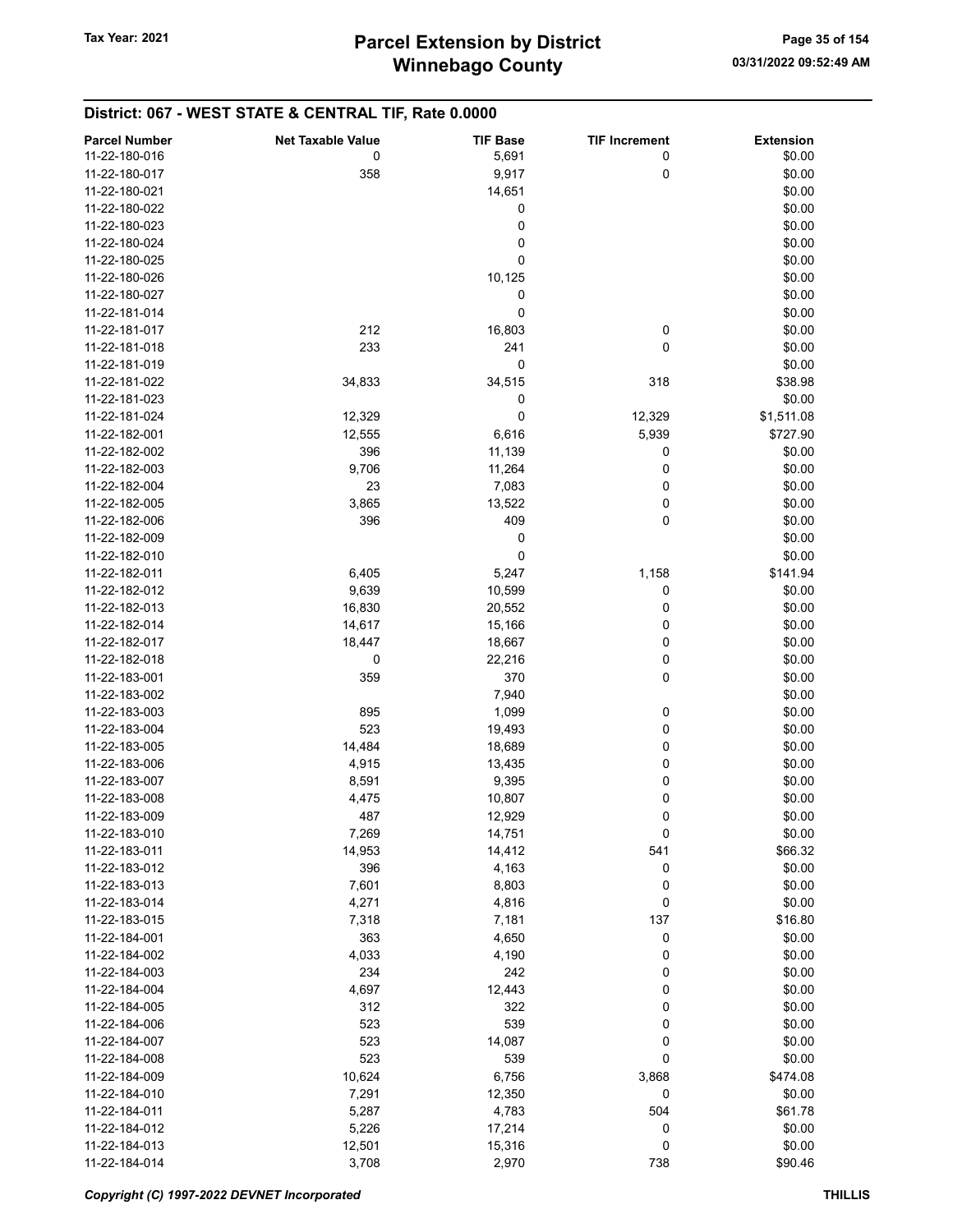## District: 067 - WEST STATE & CENTRAL TIF, Rate 0.0000

| Parcel Number | Net Taxable Value | TIF Base | TIF Increment | Extension |
|---|---|---|---|---|
| 11-22-180-016 | 0 | 5,691 | 0 | $0.00 |
| 11-22-180-017 | 358 | 9,917 | 0 | $0.00 |
| 11-22-180-021 | | 14,651 | | $0.00 |
| 11-22-180-022 | | 0 | | $0.00 |
| 11-22-180-023 | | 0 | | $0.00 |
| 11-22-180-024 | | 0 | | $0.00 |
| 11-22-180-025 | | 0 | | $0.00 |
| 11-22-180-026 | | 10,125 | | $0.00 |
| 11-22-180-027 | | 0 | | $0.00 |
| 11-22-181-014 | | 0 | | $0.00 |
| 11-22-181-017 | 212 | 16,803 | 0 | $0.00 |
| 11-22-181-018 | 233 | 241 | 0 | $0.00 |
| 11-22-181-019 | | 0 | | $0.00 |
| 11-22-181-022 | 34,833 | 34,515 | 318 | $38.98 |
| 11-22-181-023 | | 0 | | $0.00 |
| 11-22-181-024 | 12,329 | 0 | 12,329 | $1,511.08 |
| 11-22-182-001 | 12,555 | 6,616 | 5,939 | $727.90 |
| 11-22-182-002 | 396 | 11,139 | 0 | $0.00 |
| 11-22-182-003 | 9,706 | 11,264 | 0 | $0.00 |
| 11-22-182-004 | 23 | 7,083 | 0 | $0.00 |
| 11-22-182-005 | 3,865 | 13,522 | 0 | $0.00 |
| 11-22-182-006 | 396 | 409 | 0 | $0.00 |
| 11-22-182-009 | | 0 | | $0.00 |
| 11-22-182-010 | | 0 | | $0.00 |
| 11-22-182-011 | 6,405 | 5,247 | 1,158 | $141.94 |
| 11-22-182-012 | 9,639 | 10,599 | 0 | $0.00 |
| 11-22-182-013 | 16,830 | 20,552 | 0 | $0.00 |
| 11-22-182-014 | 14,617 | 15,166 | 0 | $0.00 |
| 11-22-182-017 | 18,447 | 18,667 | 0 | $0.00 |
| 11-22-182-018 | 0 | 22,216 | 0 | $0.00 |
| 11-22-183-001 | 359 | 370 | 0 | $0.00 |
| 11-22-183-002 | | 7,940 | | $0.00 |
| 11-22-183-003 | 895 | 1,099 | 0 | $0.00 |
| 11-22-183-004 | 523 | 19,493 | 0 | $0.00 |
| 11-22-183-005 | 14,484 | 18,689 | 0 | $0.00 |
| 11-22-183-006 | 4,915 | 13,435 | 0 | $0.00 |
| 11-22-183-007 | 8,591 | 9,395 | 0 | $0.00 |
| 11-22-183-008 | 4,475 | 10,807 | 0 | $0.00 |
| 11-22-183-009 | 487 | 12,929 | 0 | $0.00 |
| 11-22-183-010 | 7,269 | 14,751 | 0 | $0.00 |
| 11-22-183-011 | 14,953 | 14,412 | 541 | $66.32 |
| 11-22-183-012 | 396 | 4,163 | 0 | $0.00 |
| 11-22-183-013 | 7,601 | 8,803 | 0 | $0.00 |
| 11-22-183-014 | 4,271 | 4,816 | 0 | $0.00 |
| 11-22-183-015 | 7,318 | 7,181 | 137 | $16.80 |
| 11-22-184-001 | 363 | 4,650 | 0 | $0.00 |
| 11-22-184-002 | 4,033 | 4,190 | 0 | $0.00 |
| 11-22-184-003 | 234 | 242 | 0 | $0.00 |
| 11-22-184-004 | 4,697 | 12,443 | 0 | $0.00 |
| 11-22-184-005 | 312 | 322 | 0 | $0.00 |
| 11-22-184-006 | 523 | 539 | 0 | $0.00 |
| 11-22-184-007 | 523 | 14,087 | 0 | $0.00 |
| 11-22-184-008 | 523 | 539 | 0 | $0.00 |
| 11-22-184-009 | 10,624 | 6,756 | 3,868 | $474.08 |
| 11-22-184-010 | 7,291 | 12,350 | 0 | $0.00 |
| 11-22-184-011 | 5,287 | 4,783 | 504 | $61.78 |
| 11-22-184-012 | 5,226 | 17,214 | 0 | $0.00 |
| 11-22-184-013 | 12,501 | 15,316 | 0 | $0.00 |
| 11-22-184-014 | 3,708 | 2,970 | 738 | $90.46 |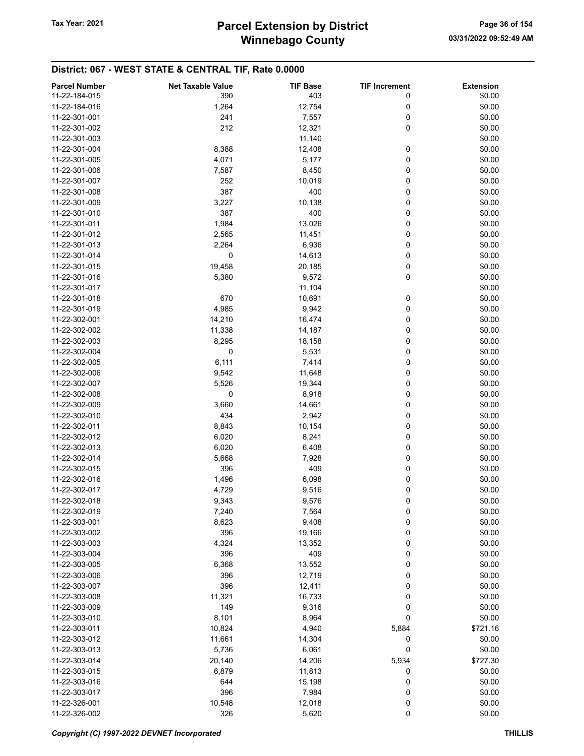## District: 067 - WEST STATE & CENTRAL TIF, Rate 0.0000

| Parcel Number | Net Taxable Value | TIF Base | TIF Increment | Extension |
|---|---|---|---|---|
| 11-22-184-015 | 390 | 403 | 0 | $0.00 |
| 11-22-184-016 | 1,264 | 12,754 | 0 | $0.00 |
| 11-22-301-001 | 241 | 7,557 | 0 | $0.00 |
| 11-22-301-002 | 212 | 12,321 | 0 | $0.00 |
| 11-22-301-003 | | 11,140 | | $0.00 |
| 11-22-301-004 | 8,388 | 12,408 | 0 | $0.00 |
| 11-22-301-005 | 4,071 | 5,177 | 0 | $0.00 |
| 11-22-301-006 | 7,587 | 8,450 | 0 | $0.00 |
| 11-22-301-007 | 252 | 10,019 | 0 | $0.00 |
| 11-22-301-008 | 387 | 400 | 0 | $0.00 |
| 11-22-301-009 | 3,227 | 10,138 | 0 | $0.00 |
| 11-22-301-010 | 387 | 400 | 0 | $0.00 |
| 11-22-301-011 | 1,984 | 13,026 | 0 | $0.00 |
| 11-22-301-012 | 2,565 | 11,451 | 0 | $0.00 |
| 11-22-301-013 | 2,264 | 6,936 | 0 | $0.00 |
| 11-22-301-014 | 0 | 14,613 | 0 | $0.00 |
| 11-22-301-015 | 19,458 | 20,185 | 0 | $0.00 |
| 11-22-301-016 | 5,380 | 9,572 | 0 | $0.00 |
| 11-22-301-017 | | 11,104 | | $0.00 |
| 11-22-301-018 | 670 | 10,691 | 0 | $0.00 |
| 11-22-301-019 | 4,985 | 9,942 | 0 | $0.00 |
| 11-22-302-001 | 14,210 | 16,474 | 0 | $0.00 |
| 11-22-302-002 | 11,338 | 14,187 | 0 | $0.00 |
| 11-22-302-003 | 8,295 | 18,158 | 0 | $0.00 |
| 11-22-302-004 | 0 | 5,531 | 0 | $0.00 |
| 11-22-302-005 | 6,111 | 7,414 | 0 | $0.00 |
| 11-22-302-006 | 9,542 | 11,648 | 0 | $0.00 |
| 11-22-302-007 | 5,526 | 19,344 | 0 | $0.00 |
| 11-22-302-008 | 0 | 8,918 | 0 | $0.00 |
| 11-22-302-009 | 3,660 | 14,661 | 0 | $0.00 |
| 11-22-302-010 | 434 | 2,942 | 0 | $0.00 |
| 11-22-302-011 | 8,843 | 10,154 | 0 | $0.00 |
| 11-22-302-012 | 6,020 | 8,241 | 0 | $0.00 |
| 11-22-302-013 | 6,020 | 6,408 | 0 | $0.00 |
| 11-22-302-014 | 5,668 | 7,928 | 0 | $0.00 |
| 11-22-302-015 | 396 | 409 | 0 | $0.00 |
| 11-22-302-016 | 1,496 | 6,098 | 0 | $0.00 |
| 11-22-302-017 | 4,729 | 9,516 | 0 | $0.00 |
| 11-22-302-018 | 9,343 | 9,576 | 0 | $0.00 |
| 11-22-302-019 | 7,240 | 7,564 | 0 | $0.00 |
| 11-22-303-001 | 8,623 | 9,408 | 0 | $0.00 |
| 11-22-303-002 | 396 | 19,166 | 0 | $0.00 |
| 11-22-303-003 | 4,324 | 13,352 | 0 | $0.00 |
| 11-22-303-004 | 396 | 409 | 0 | $0.00 |
| 11-22-303-005 | 6,368 | 13,552 | 0 | $0.00 |
| 11-22-303-006 | 396 | 12,719 | 0 | $0.00 |
| 11-22-303-007 | 396 | 12,411 | 0 | $0.00 |
| 11-22-303-008 | 11,321 | 16,733 | 0 | $0.00 |
| 11-22-303-009 | 149 | 9,316 | 0 | $0.00 |
| 11-22-303-010 | 8,101 | 8,964 | 0 | $0.00 |
| 11-22-303-011 | 10,824 | 4,940 | 5,884 | $721.16 |
| 11-22-303-012 | 11,661 | 14,304 | 0 | $0.00 |
| 11-22-303-013 | 5,736 | 6,061 | 0 | $0.00 |
| 11-22-303-014 | 20,140 | 14,206 | 5,934 | $727.30 |
| 11-22-303-015 | 6,879 | 11,813 | 0 | $0.00 |
| 11-22-303-016 | 644 | 15,198 | 0 | $0.00 |
| 11-22-303-017 | 396 | 7,984 | 0 | $0.00 |
| 11-22-326-001 | 10,548 | 12,018 | 0 | $0.00 |
| 11-22-326-002 | 326 | 5,620 | 0 | $0.00 |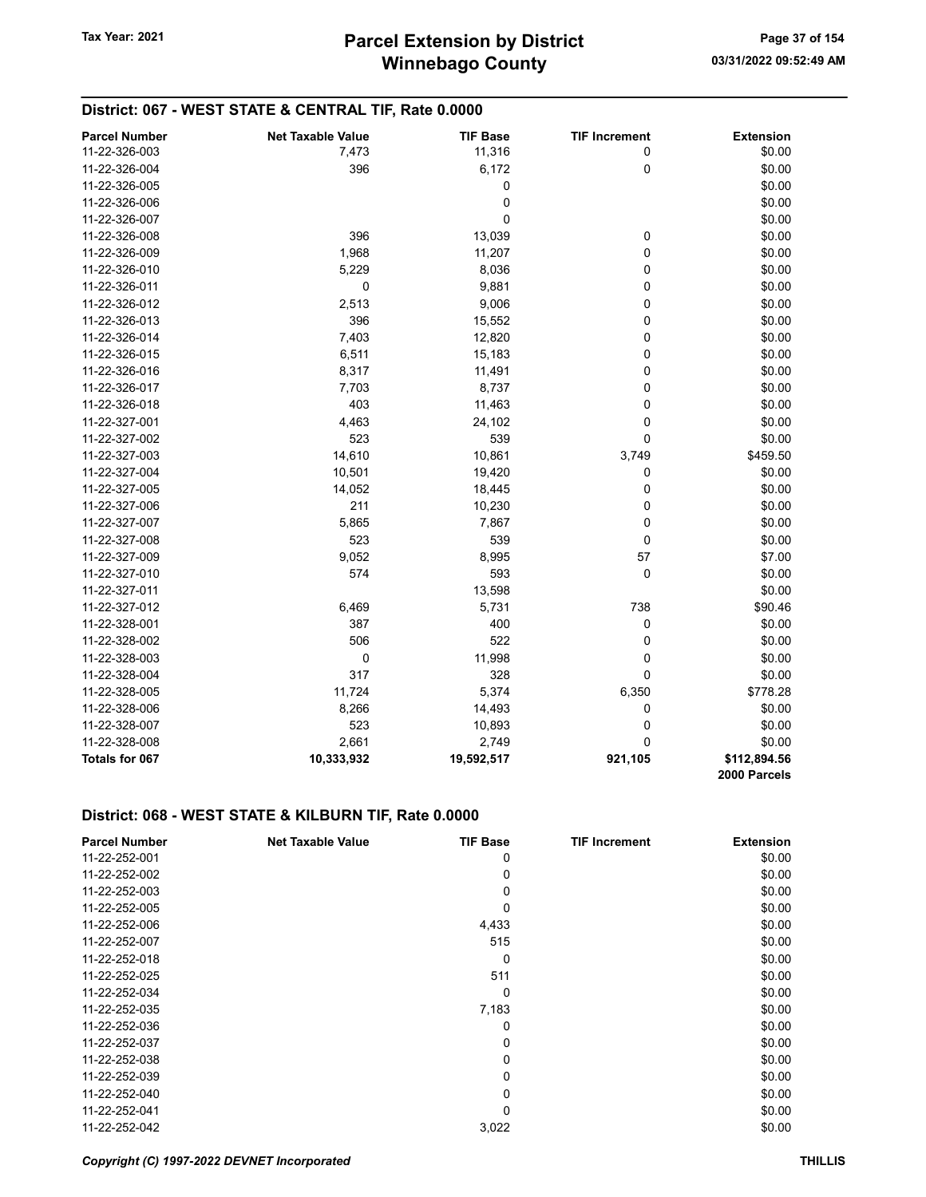## District: 067 - WEST STATE & CENTRAL TIF, Rate 0.0000

| Parcel Number | Net Taxable Value | TIF Base | TIF Increment | Extension |
|---|---|---|---|---|
| 11-22-326-003 | 7,473 | 11,316 | 0 | $0.00 |
| 11-22-326-004 | 396 | 6,172 | 0 | $0.00 |
| 11-22-326-005 | | 0 | | $0.00 |
| 11-22-326-006 | | 0 | | $0.00 |
| 11-22-326-007 | | 0 | | $0.00 |
| 11-22-326-008 | 396 | 13,039 | 0 | $0.00 |
| 11-22-326-009 | 1,968 | 11,207 | 0 | $0.00 |
| 11-22-326-010 | 5,229 | 8,036 | 0 | $0.00 |
| 11-22-326-011 | 0 | 9,881 | 0 | $0.00 |
| 11-22-326-012 | 2,513 | 9,006 | 0 | $0.00 |
| 11-22-326-013 | 396 | 15,552 | 0 | $0.00 |
| 11-22-326-014 | 7,403 | 12,820 | 0 | $0.00 |
| 11-22-326-015 | 6,511 | 15,183 | 0 | $0.00 |
| 11-22-326-016 | 8,317 | 11,491 | 0 | $0.00 |
| 11-22-326-017 | 7,703 | 8,737 | 0 | $0.00 |
| 11-22-326-018 | 403 | 11,463 | 0 | $0.00 |
| 11-22-327-001 | 4,463 | 24,102 | 0 | $0.00 |
| 11-22-327-002 | 523 | 539 | 0 | $0.00 |
| 11-22-327-003 | 14,610 | 10,861 | 3,749 | $459.50 |
| 11-22-327-004 | 10,501 | 19,420 | 0 | $0.00 |
| 11-22-327-005 | 14,052 | 18,445 | 0 | $0.00 |
| 11-22-327-006 | 211 | 10,230 | 0 | $0.00 |
| 11-22-327-007 | 5,865 | 7,867 | 0 | $0.00 |
| 11-22-327-008 | 523 | 539 | 0 | $0.00 |
| 11-22-327-009 | 9,052 | 8,995 | 57 | $7.00 |
| 11-22-327-010 | 574 | 593 | 0 | $0.00 |
| 11-22-327-011 | | 13,598 | | $0.00 |
| 11-22-327-012 | 6,469 | 5,731 | 738 | $90.46 |
| 11-22-328-001 | 387 | 400 | 0 | $0.00 |
| 11-22-328-002 | 506 | 522 | 0 | $0.00 |
| 11-22-328-003 | 0 | 11,998 | 0 | $0.00 |
| 11-22-328-004 | 317 | 328 | 0 | $0.00 |
| 11-22-328-005 | 11,724 | 5,374 | 6,350 | $778.28 |
| 11-22-328-006 | 8,266 | 14,493 | 0 | $0.00 |
| 11-22-328-007 | 523 | 10,893 | 0 | $0.00 |
| 11-22-328-008 | 2,661 | 2,749 | 0 | $0.00 |
| **Totals for 067** | **10,333,932** | **19,592,517** | **921,105** | **$112,894.56** |
| | | | | **2000 Parcels** |

## District: 068 - WEST STATE & KILBURN TIF, Rate 0.0000

| Parcel Number | Net Taxable Value | TIF Base | TIF Increment | Extension |
|---|---|---|---|---|
| 11-22-252-001 | | 0 | | $0.00 |
| 11-22-252-002 | | 0 | | $0.00 |
| 11-22-252-003 | | 0 | | $0.00 |
| 11-22-252-005 | | 0 | | $0.00 |
| 11-22-252-006 | | 4,433 | | $0.00 |
| 11-22-252-007 | | 515 | | $0.00 |
| 11-22-252-018 | | 0 | | $0.00 |
| 11-22-252-025 | | 511 | | $0.00 |
| 11-22-252-034 | | 0 | | $0.00 |
| 11-22-252-035 | | 7,183 | | $0.00 |
| 11-22-252-036 | | 0 | | $0.00 |
| 11-22-252-037 | | 0 | | $0.00 |
| 11-22-252-038 | | 0 | | $0.00 |
| 11-22-252-039 | | 0 | | $0.00 |
| 11-22-252-040 | | 0 | | $0.00 |
| 11-22-252-041 | | 0 | | $0.00 |
| 11-22-252-042 | | 3,022 | | $0.00 |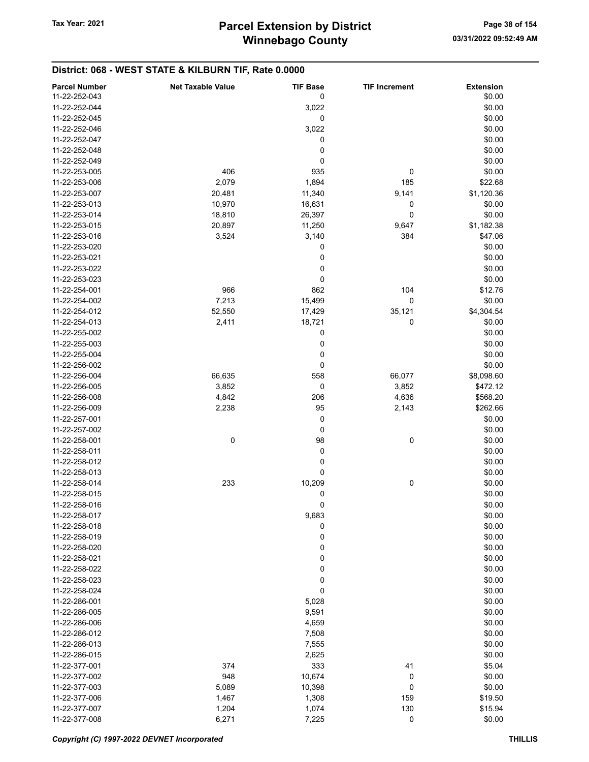## District: 068 - WEST STATE & KILBURN TIF, Rate 0.0000

| Parcel Number | Net Taxable Value | TIF Base | TIF Increment | Extension |
|---|---|---|---|---|
| 11-22-252-043 | | 0 | | $0.00 |
| 11-22-252-044 | | 3,022 | | $0.00 |
| 11-22-252-045 | | 0 | | $0.00 |
| 11-22-252-046 | | 3,022 | | $0.00 |
| 11-22-252-047 | | 0 | | $0.00 |
| 11-22-252-048 | | 0 | | $0.00 |
| 11-22-252-049 | | 0 | | $0.00 |
| 11-22-253-005 | 406 | 935 | 0 | $0.00 |
| 11-22-253-006 | 2,079 | 1,894 | 185 | $22.68 |
| 11-22-253-007 | 20,481 | 11,340 | 9,141 | $1,120.36 |
| 11-22-253-013 | 10,970 | 16,631 | 0 | $0.00 |
| 11-22-253-014 | 18,810 | 26,397 | 0 | $0.00 |
| 11-22-253-015 | 20,897 | 11,250 | 9,647 | $1,182.38 |
| 11-22-253-016 | 3,524 | 3,140 | 384 | $47.06 |
| 11-22-253-020 | | 0 | | $0.00 |
| 11-22-253-021 | | 0 | | $0.00 |
| 11-22-253-022 | | 0 | | $0.00 |
| 11-22-253-023 | | 0 | | $0.00 |
| 11-22-254-001 | 966 | 862 | 104 | $12.76 |
| 11-22-254-002 | 7,213 | 15,499 | 0 | $0.00 |
| 11-22-254-012 | 52,550 | 17,429 | 35,121 | $4,304.54 |
| 11-22-254-013 | 2,411 | 18,721 | 0 | $0.00 |
| 11-22-255-002 | | 0 | | $0.00 |
| 11-22-255-003 | | 0 | | $0.00 |
| 11-22-255-004 | | 0 | | $0.00 |
| 11-22-256-002 | | 0 | | $0.00 |
| 11-22-256-004 | 66,635 | 558 | 66,077 | $8,098.60 |
| 11-22-256-005 | 3,852 | 0 | 3,852 | $472.12 |
| 11-22-256-008 | 4,842 | 206 | 4,636 | $568.20 |
| 11-22-256-009 | 2,238 | 95 | 2,143 | $262.66 |
| 11-22-257-001 | | 0 | | $0.00 |
| 11-22-257-002 | | 0 | | $0.00 |
| 11-22-258-001 | 0 | 98 | 0 | $0.00 |
| 11-22-258-011 | | 0 | | $0.00 |
| 11-22-258-012 | | 0 | | $0.00 |
| 11-22-258-013 | | 0 | | $0.00 |
| 11-22-258-014 | 233 | 10,209 | 0 | $0.00 |
| 11-22-258-015 | | 0 | | $0.00 |
| 11-22-258-016 | | 0 | | $0.00 |
| 11-22-258-017 | | 9,683 | | $0.00 |
| 11-22-258-018 | | 0 | | $0.00 |
| 11-22-258-019 | | 0 | | $0.00 |
| 11-22-258-020 | | 0 | | $0.00 |
| 11-22-258-021 | | 0 | | $0.00 |
| 11-22-258-022 | | 0 | | $0.00 |
| 11-22-258-023 | | 0 | | $0.00 |
| 11-22-258-024 | | 0 | | $0.00 |
| 11-22-286-001 | | 5,028 | | $0.00 |
| 11-22-286-005 | | 9,591 | | $0.00 |
| 11-22-286-006 | | 4,659 | | $0.00 |
| 11-22-286-012 | | 7,508 | | $0.00 |
| 11-22-286-013 | | 7,555 | | $0.00 |
| 11-22-286-015 | | 2,625 | | $0.00 |
| 11-22-377-001 | 374 | 333 | 41 | $5.04 |
| 11-22-377-002 | 948 | 10,674 | 0 | $0.00 |
| 11-22-377-003 | 5,089 | 10,398 | 0 | $0.00 |
| 11-22-377-006 | 1,467 | 1,308 | 159 | $19.50 |
| 11-22-377-007 | 1,204 | 1,074 | 130 | $15.94 |
| 11-22-377-008 | 6,271 | 7,225 | 0 | $0.00 |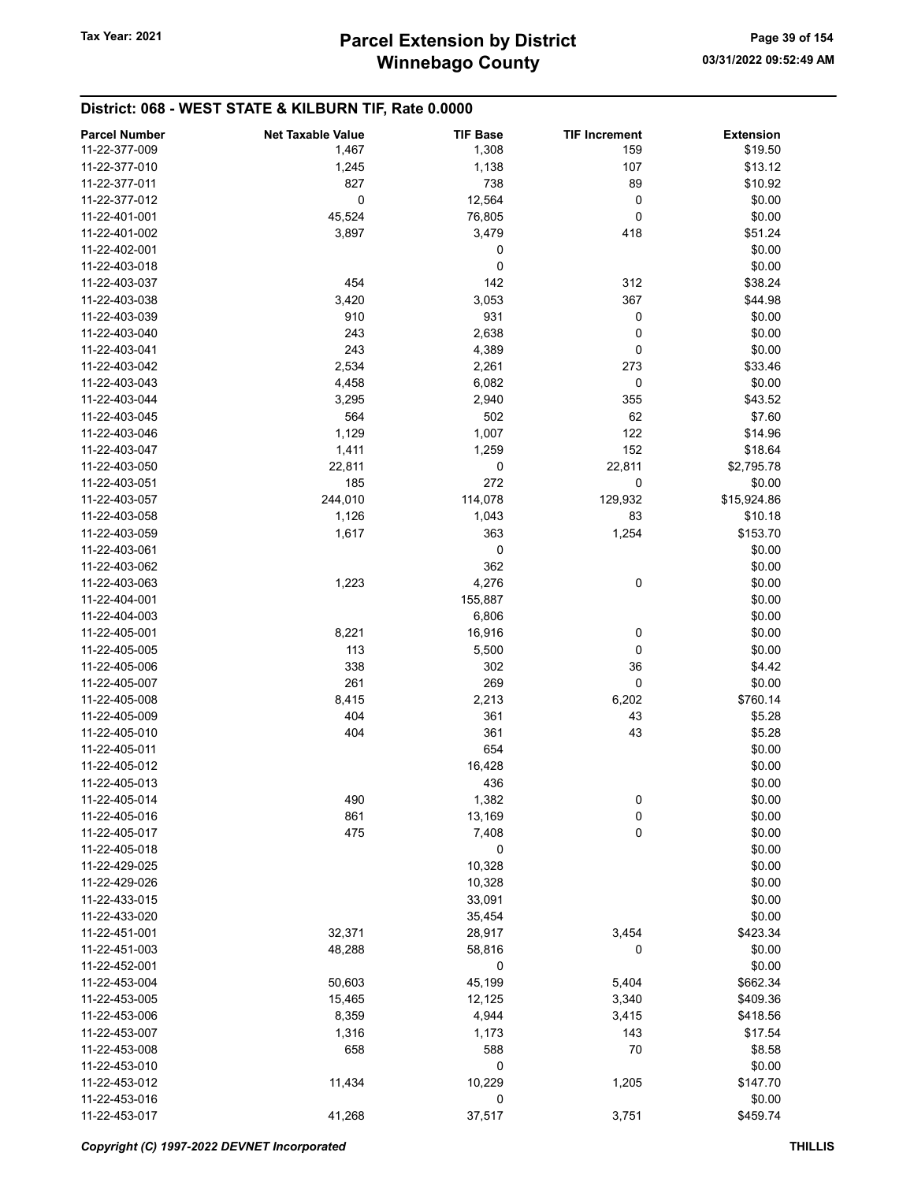## District: 068 - WEST STATE & KILBURN TIF, Rate 0.0000

| Parcel Number | Net Taxable Value | TIF Base | TIF Increment | Extension |
|---|---|---|---|---|
| 11-22-377-009 | 1,467 | 1,308 | 159 | $19.50 |
| 11-22-377-010 | 1,245 | 1,138 | 107 | $13.12 |
| 11-22-377-011 | 827 | 738 | 89 | $10.92 |
| 11-22-377-012 | 0 | 12,564 | 0 | $0.00 |
| 11-22-401-001 | 45,524 | 76,805 | 0 | $0.00 |
| 11-22-401-002 | 3,897 | 3,479 | 418 | $51.24 |
| 11-22-402-001 | | 0 | | $0.00 |
| 11-22-403-018 | | 0 | | $0.00 |
| 11-22-403-037 | 454 | 142 | 312 | $38.24 |
| 11-22-403-038 | 3,420 | 3,053 | 367 | $44.98 |
| 11-22-403-039 | 910 | 931 | 0 | $0.00 |
| 11-22-403-040 | 243 | 2,638 | 0 | $0.00 |
| 11-22-403-041 | 243 | 4,389 | 0 | $0.00 |
| 11-22-403-042 | 2,534 | 2,261 | 273 | $33.46 |
| 11-22-403-043 | 4,458 | 6,082 | 0 | $0.00 |
| 11-22-403-044 | 3,295 | 2,940 | 355 | $43.52 |
| 11-22-403-045 | 564 | 502 | 62 | $7.60 |
| 11-22-403-046 | 1,129 | 1,007 | 122 | $14.96 |
| 11-22-403-047 | 1,411 | 1,259 | 152 | $18.64 |
| 11-22-403-050 | 22,811 | 0 | 22,811 | $2,795.78 |
| 11-22-403-051 | 185 | 272 | 0 | $0.00 |
| 11-22-403-057 | 244,010 | 114,078 | 129,932 | $15,924.86 |
| 11-22-403-058 | 1,126 | 1,043 | 83 | $10.18 |
| 11-22-403-059 | 1,617 | 363 | 1,254 | $153.70 |
| 11-22-403-061 | | 0 | | $0.00 |
| 11-22-403-062 | | 362 | | $0.00 |
| 11-22-403-063 | 1,223 | 4,276 | 0 | $0.00 |
| 11-22-404-001 | | 155,887 | | $0.00 |
| 11-22-404-003 | | 6,806 | | $0.00 |
| 11-22-405-001 | 8,221 | 16,916 | 0 | $0.00 |
| 11-22-405-005 | 113 | 5,500 | 0 | $0.00 |
| 11-22-405-006 | 338 | 302 | 36 | $4.42 |
| 11-22-405-007 | 261 | 269 | 0 | $0.00 |
| 11-22-405-008 | 8,415 | 2,213 | 6,202 | $760.14 |
| 11-22-405-009 | 404 | 361 | 43 | $5.28 |
| 11-22-405-010 | 404 | 361 | 43 | $5.28 |
| 11-22-405-011 | | 654 | | $0.00 |
| 11-22-405-012 | | 16,428 | | $0.00 |
| 11-22-405-013 | | 436 | | $0.00 |
| 11-22-405-014 | 490 | 1,382 | 0 | $0.00 |
| 11-22-405-016 | 861 | 13,169 | 0 | $0.00 |
| 11-22-405-017 | 475 | 7,408 | 0 | $0.00 |
| 11-22-405-018 | | 0 | | $0.00 |
| 11-22-429-025 | | 10,328 | | $0.00 |
| 11-22-429-026 | | 10,328 | | $0.00 |
| 11-22-433-015 | | 33,091 | | $0.00 |
| 11-22-433-020 | | 35,454 | | $0.00 |
| 11-22-451-001 | 32,371 | 28,917 | 3,454 | $423.34 |
| 11-22-451-003 | 48,288 | 58,816 | 0 | $0.00 |
| 11-22-452-001 | | 0 | | $0.00 |
| 11-22-453-004 | 50,603 | 45,199 | 5,404 | $662.34 |
| 11-22-453-005 | 15,465 | 12,125 | 3,340 | $409.36 |
| 11-22-453-006 | 8,359 | 4,944 | 3,415 | $418.56 |
| 11-22-453-007 | 1,316 | 1,173 | 143 | $17.54 |
| 11-22-453-008 | 658 | 588 | 70 | $8.58 |
| 11-22-453-010 | | 0 | | $0.00 |
| 11-22-453-012 | 11,434 | 10,229 | 1,205 | $147.70 |
| 11-22-453-016 | | 0 | | $0.00 |
| 11-22-453-017 | 41,268 | 37,517 | 3,751 | $459.74 |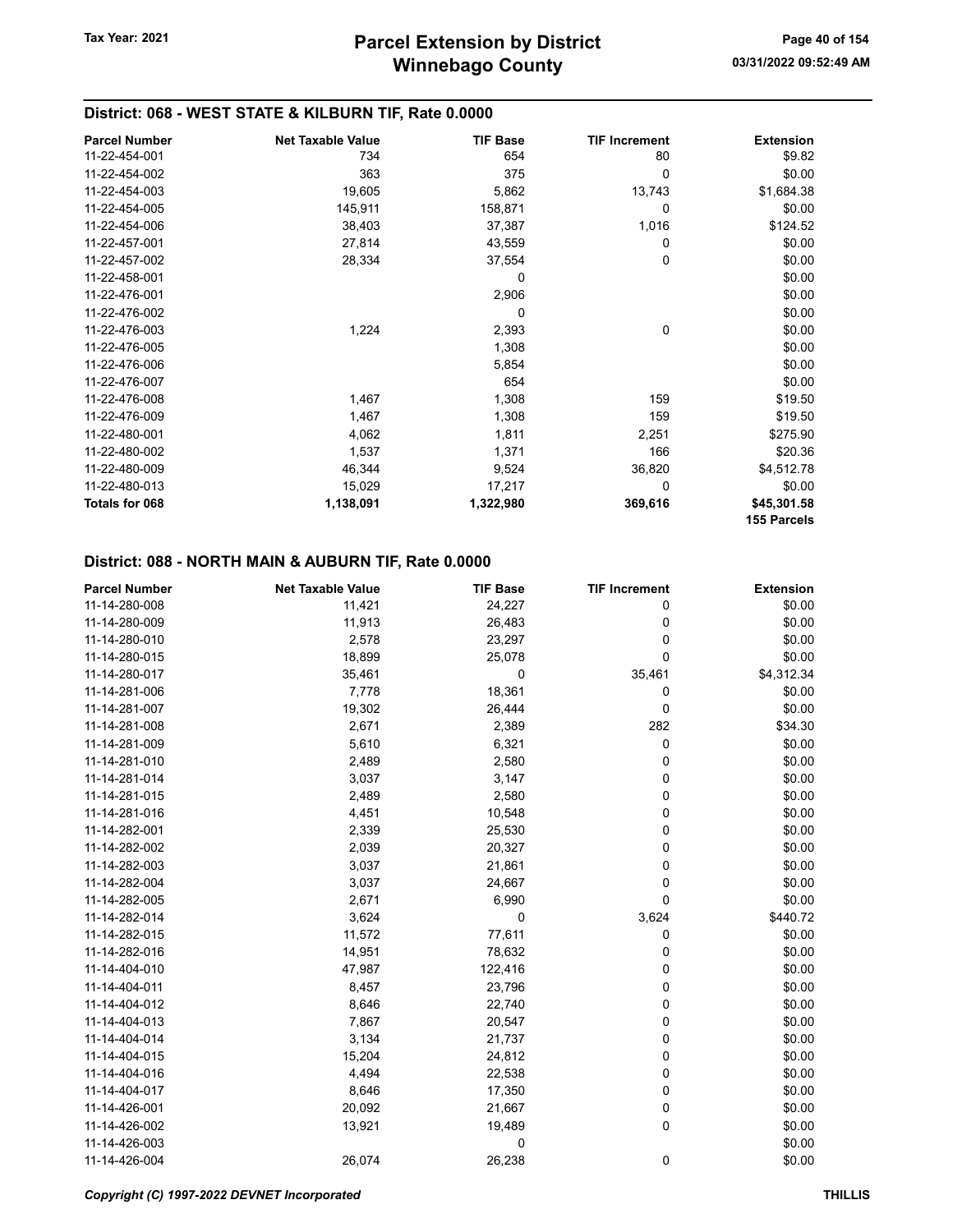## District: 068 - WEST STATE & KILBURN TIF, Rate 0.0000

| Parcel Number | Net Taxable Value | TIF Base | TIF Increment | Extension |
|---|---|---|---|---|
| 11-22-454-001 | 734 | 654 | 80 | $9.82 |
| 11-22-454-002 | 363 | 375 | 0 | $0.00 |
| 11-22-454-003 | 19,605 | 5,862 | 13,743 | $1,684.38 |
| 11-22-454-005 | 145,911 | 158,871 | 0 | $0.00 |
| 11-22-454-006 | 38,403 | 37,387 | 1,016 | $124.52 |
| 11-22-457-001 | 27,814 | 43,559 | 0 | $0.00 |
| 11-22-457-002 | 28,334 | 37,554 | 0 | $0.00 |
| 11-22-458-001 | | 0 | | $0.00 |
| 11-22-476-001 | | 2,906 | | $0.00 |
| 11-22-476-002 | | 0 | | $0.00 |
| 11-22-476-003 | 1,224 | 2,393 | 0 | $0.00 |
| 11-22-476-005 | | 1,308 | | $0.00 |
| 11-22-476-006 | | 5,854 | | $0.00 |
| 11-22-476-007 | | 654 | | $0.00 |
| 11-22-476-008 | 1,467 | 1,308 | 159 | $19.50 |
| 11-22-476-009 | 1,467 | 1,308 | 159 | $19.50 |
| 11-22-480-001 | 4,062 | 1,811 | 2,251 | $275.90 |
| 11-22-480-002 | 1,537 | 1,371 | 166 | $20.36 |
| 11-22-480-009 | 46,344 | 9,524 | 36,820 | $4,512.78 |
| 11-22-480-013 | 15,029 | 17,217 | 0 | $0.00 |
| **Totals for 068** | **1,138,091** | **1,322,980** | **369,616** | **$45,301.58** |
| | | | | **155 Parcels** |

## District: 088 - NORTH MAIN & AUBURN TIF, Rate 0.0000

| Parcel Number | Net Taxable Value | TIF Base | TIF Increment | Extension |
|---|---|---|---|---|
| 11-14-280-008 | 11,421 | 24,227 | 0 | $0.00 |
| 11-14-280-009 | 11,913 | 26,483 | 0 | $0.00 |
| 11-14-280-010 | 2,578 | 23,297 | 0 | $0.00 |
| 11-14-280-015 | 18,899 | 25,078 | 0 | $0.00 |
| 11-14-280-017 | 35,461 | 0 | 35,461 | $4,312.34 |
| 11-14-281-006 | 7,778 | 18,361 | 0 | $0.00 |
| 11-14-281-007 | 19,302 | 26,444 | 0 | $0.00 |
| 11-14-281-008 | 2,671 | 2,389 | 282 | $34.30 |
| 11-14-281-009 | 5,610 | 6,321 | 0 | $0.00 |
| 11-14-281-010 | 2,489 | 2,580 | 0 | $0.00 |
| 11-14-281-014 | 3,037 | 3,147 | 0 | $0.00 |
| 11-14-281-015 | 2,489 | 2,580 | 0 | $0.00 |
| 11-14-281-016 | 4,451 | 10,548 | 0 | $0.00 |
| 11-14-282-001 | 2,339 | 25,530 | 0 | $0.00 |
| 11-14-282-002 | 2,039 | 20,327 | 0 | $0.00 |
| 11-14-282-003 | 3,037 | 21,861 | 0 | $0.00 |
| 11-14-282-004 | 3,037 | 24,667 | 0 | $0.00 |
| 11-14-282-005 | 2,671 | 6,990 | 0 | $0.00 |
| 11-14-282-014 | 3,624 | 0 | 3,624 | $440.72 |
| 11-14-282-015 | 11,572 | 77,611 | 0 | $0.00 |
| 11-14-282-016 | 14,951 | 78,632 | 0 | $0.00 |
| 11-14-404-010 | 47,987 | 122,416 | 0 | $0.00 |
| 11-14-404-011 | 8,457 | 23,796 | 0 | $0.00 |
| 11-14-404-012 | 8,646 | 22,740 | 0 | $0.00 |
| 11-14-404-013 | 7,867 | 20,547 | 0 | $0.00 |
| 11-14-404-014 | 3,134 | 21,737 | 0 | $0.00 |
| 11-14-404-015 | 15,204 | 24,812 | 0 | $0.00 |
| 11-14-404-016 | 4,494 | 22,538 | 0 | $0.00 |
| 11-14-404-017 | 8,646 | 17,350 | 0 | $0.00 |
| 11-14-426-001 | 20,092 | 21,667 | 0 | $0.00 |
| 11-14-426-002 | 13,921 | 19,489 | 0 | $0.00 |
| 11-14-426-003 | | 0 | | $0.00 |
| 11-14-426-004 | 26,074 | 26,238 | 0 | $0.00 |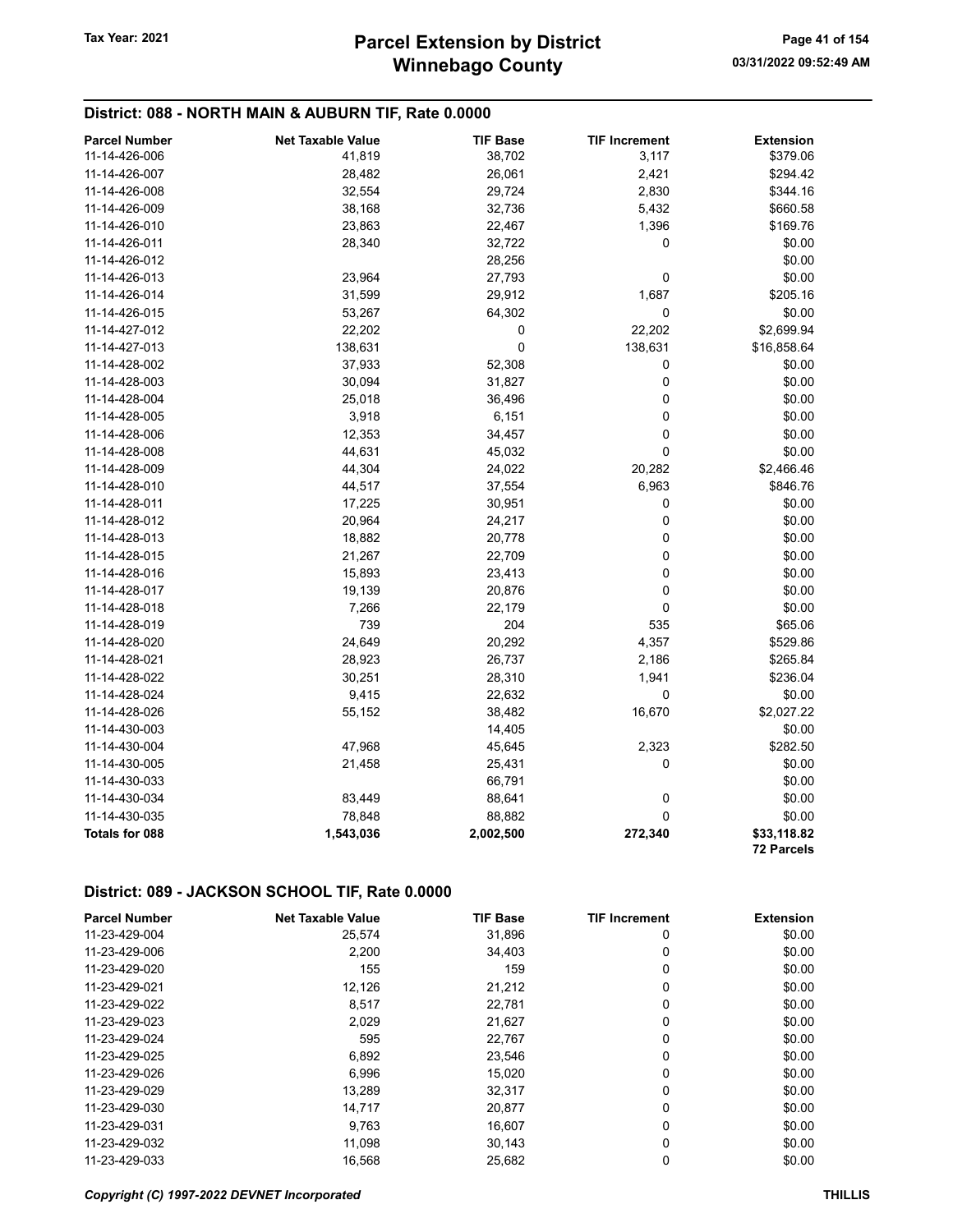## District: 088 - NORTH MAIN & AUBURN TIF, Rate 0.0000

| Parcel Number | Net Taxable Value | TIF Base | TIF Increment | Extension |
|---|---|---|---|---|
| 11-14-426-006 | 41,819 | 38,702 | 3,117 | $379.06 |
| 11-14-426-007 | 28,482 | 26,061 | 2,421 | $294.42 |
| 11-14-426-008 | 32,554 | 29,724 | 2,830 | $344.16 |
| 11-14-426-009 | 38,168 | 32,736 | 5,432 | $660.58 |
| 11-14-426-010 | 23,863 | 22,467 | 1,396 | $169.76 |
| 11-14-426-011 | 28,340 | 32,722 | 0 | $0.00 |
| 11-14-426-012 | | 28,256 | | $0.00 |
| 11-14-426-013 | 23,964 | 27,793 | 0 | $0.00 |
| 11-14-426-014 | 31,599 | 29,912 | 1,687 | $205.16 |
| 11-14-426-015 | 53,267 | 64,302 | 0 | $0.00 |
| 11-14-427-012 | 22,202 | 0 | 22,202 | $2,699.94 |
| 11-14-427-013 | 138,631 | 0 | 138,631 | $16,858.64 |
| 11-14-428-002 | 37,933 | 52,308 | 0 | $0.00 |
| 11-14-428-003 | 30,094 | 31,827 | 0 | $0.00 |
| 11-14-428-004 | 25,018 | 36,496 | 0 | $0.00 |
| 11-14-428-005 | 3,918 | 6,151 | 0 | $0.00 |
| 11-14-428-006 | 12,353 | 34,457 | 0 | $0.00 |
| 11-14-428-008 | 44,631 | 45,032 | 0 | $0.00 |
| 11-14-428-009 | 44,304 | 24,022 | 20,282 | $2,466.46 |
| 11-14-428-010 | 44,517 | 37,554 | 6,963 | $846.76 |
| 11-14-428-011 | 17,225 | 30,951 | 0 | $0.00 |
| 11-14-428-012 | 20,964 | 24,217 | 0 | $0.00 |
| 11-14-428-013 | 18,882 | 20,778 | 0 | $0.00 |
| 11-14-428-015 | 21,267 | 22,709 | 0 | $0.00 |
| 11-14-428-016 | 15,893 | 23,413 | 0 | $0.00 |
| 11-14-428-017 | 19,139 | 20,876 | 0 | $0.00 |
| 11-14-428-018 | 7,266 | 22,179 | 0 | $0.00 |
| 11-14-428-019 | 739 | 204 | 535 | $65.06 |
| 11-14-428-020 | 24,649 | 20,292 | 4,357 | $529.86 |
| 11-14-428-021 | 28,923 | 26,737 | 2,186 | $265.84 |
| 11-14-428-022 | 30,251 | 28,310 | 1,941 | $236.04 |
| 11-14-428-024 | 9,415 | 22,632 | 0 | $0.00 |
| 11-14-428-026 | 55,152 | 38,482 | 16,670 | $2,027.22 |
| 11-14-430-003 | | 14,405 | | $0.00 |
| 11-14-430-004 | 47,968 | 45,645 | 2,323 | $282.50 |
| 11-14-430-005 | 21,458 | 25,431 | 0 | $0.00 |
| 11-14-430-033 | | 66,791 | | $0.00 |
| 11-14-430-034 | 83,449 | 88,641 | 0 | $0.00 |
| 11-14-430-035 | 78,848 | 88,882 | 0 | $0.00 |
| **Totals for 088** | **1,543,036** | **2,002,500** | **272,340** | **$33,118.82** |
| | | | | **72 Parcels** |

## District: 089 - JACKSON SCHOOL TIF, Rate 0.0000

| Parcel Number | Net Taxable Value | TIF Base | TIF Increment | Extension |
|---|---|---|---|---|
| 11-23-429-004 | 25,574 | 31,896 | 0 | $0.00 |
| 11-23-429-006 | 2,200 | 34,403 | 0 | $0.00 |
| 11-23-429-020 | 155 | 159 | 0 | $0.00 |
| 11-23-429-021 | 12,126 | 21,212 | 0 | $0.00 |
| 11-23-429-022 | 8,517 | 22,781 | 0 | $0.00 |
| 11-23-429-023 | 2,029 | 21,627 | 0 | $0.00 |
| 11-23-429-024 | 595 | 22,767 | 0 | $0.00 |
| 11-23-429-025 | 6,892 | 23,546 | 0 | $0.00 |
| 11-23-429-026 | 6,996 | 15,020 | 0 | $0.00 |
| 11-23-429-029 | 13,289 | 32,317 | 0 | $0.00 |
| 11-23-429-030 | 14,717 | 20,877 | 0 | $0.00 |
| 11-23-429-031 | 9,763 | 16,607 | 0 | $0.00 |
| 11-23-429-032 | 11,098 | 30,143 | 0 | $0.00 |
| 11-23-429-033 | 16,568 | 25,682 | 0 | $0.00 |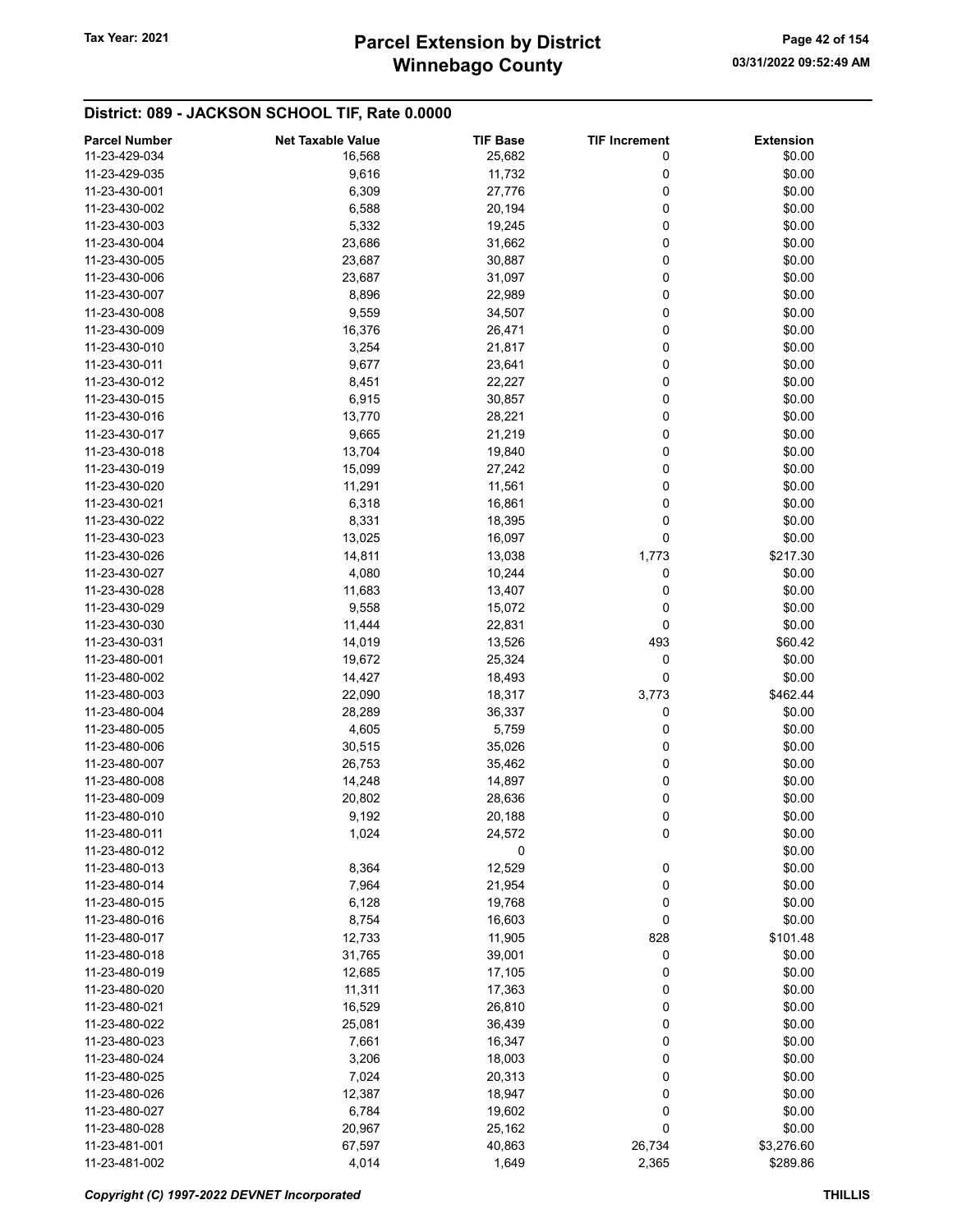## District: 089 - JACKSON SCHOOL TIF, Rate 0.0000

| Parcel Number | Net Taxable Value | TIF Base | TIF Increment | Extension |
|---|---|---|---|---|
| 11-23-429-034 | 16,568 | 25,682 | 0 | $0.00 |
| 11-23-429-035 | 9,616 | 11,732 | 0 | $0.00 |
| 11-23-430-001 | 6,309 | 27,776 | 0 | $0.00 |
| 11-23-430-002 | 6,588 | 20,194 | 0 | $0.00 |
| 11-23-430-003 | 5,332 | 19,245 | 0 | $0.00 |
| 11-23-430-004 | 23,686 | 31,662 | 0 | $0.00 |
| 11-23-430-005 | 23,687 | 30,887 | 0 | $0.00 |
| 11-23-430-006 | 23,687 | 31,097 | 0 | $0.00 |
| 11-23-430-007 | 8,896 | 22,989 | 0 | $0.00 |
| 11-23-430-008 | 9,559 | 34,507 | 0 | $0.00 |
| 11-23-430-009 | 16,376 | 26,471 | 0 | $0.00 |
| 11-23-430-010 | 3,254 | 21,817 | 0 | $0.00 |
| 11-23-430-011 | 9,677 | 23,641 | 0 | $0.00 |
| 11-23-430-012 | 8,451 | 22,227 | 0 | $0.00 |
| 11-23-430-015 | 6,915 | 30,857 | 0 | $0.00 |
| 11-23-430-016 | 13,770 | 28,221 | 0 | $0.00 |
| 11-23-430-017 | 9,665 | 21,219 | 0 | $0.00 |
| 11-23-430-018 | 13,704 | 19,840 | 0 | $0.00 |
| 11-23-430-019 | 15,099 | 27,242 | 0 | $0.00 |
| 11-23-430-020 | 11,291 | 11,561 | 0 | $0.00 |
| 11-23-430-021 | 6,318 | 16,861 | 0 | $0.00 |
| 11-23-430-022 | 8,331 | 18,395 | 0 | $0.00 |
| 11-23-430-023 | 13,025 | 16,097 | 0 | $0.00 |
| 11-23-430-026 | 14,811 | 13,038 | 1,773 | $217.30 |
| 11-23-430-027 | 4,080 | 10,244 | 0 | $0.00 |
| 11-23-430-028 | 11,683 | 13,407 | 0 | $0.00 |
| 11-23-430-029 | 9,558 | 15,072 | 0 | $0.00 |
| 11-23-430-030 | 11,444 | 22,831 | 0 | $0.00 |
| 11-23-430-031 | 14,019 | 13,526 | 493 | $60.42 |
| 11-23-480-001 | 19,672 | 25,324 | 0 | $0.00 |
| 11-23-480-002 | 14,427 | 18,493 | 0 | $0.00 |
| 11-23-480-003 | 22,090 | 18,317 | 3,773 | $462.44 |
| 11-23-480-004 | 28,289 | 36,337 | 0 | $0.00 |
| 11-23-480-005 | 4,605 | 5,759 | 0 | $0.00 |
| 11-23-480-006 | 30,515 | 35,026 | 0 | $0.00 |
| 11-23-480-007 | 26,753 | 35,462 | 0 | $0.00 |
| 11-23-480-008 | 14,248 | 14,897 | 0 | $0.00 |
| 11-23-480-009 | 20,802 | 28,636 | 0 | $0.00 |
| 11-23-480-010 | 9,192 | 20,188 | 0 | $0.00 |
| 11-23-480-011 | 1,024 | 24,572 | 0 | $0.00 |
| 11-23-480-012 | | 0 | | $0.00 |
| 11-23-480-013 | 8,364 | 12,529 | 0 | $0.00 |
| 11-23-480-014 | 7,964 | 21,954 | 0 | $0.00 |
| 11-23-480-015 | 6,128 | 19,768 | 0 | $0.00 |
| 11-23-480-016 | 8,754 | 16,603 | 0 | $0.00 |
| 11-23-480-017 | 12,733 | 11,905 | 828 | $101.48 |
| 11-23-480-018 | 31,765 | 39,001 | 0 | $0.00 |
| 11-23-480-019 | 12,685 | 17,105 | 0 | $0.00 |
| 11-23-480-020 | 11,311 | 17,363 | 0 | $0.00 |
| 11-23-480-021 | 16,529 | 26,810 | 0 | $0.00 |
| 11-23-480-022 | 25,081 | 36,439 | 0 | $0.00 |
| 11-23-480-023 | 7,661 | 16,347 | 0 | $0.00 |
| 11-23-480-024 | 3,206 | 18,003 | 0 | $0.00 |
| 11-23-480-025 | 7,024 | 20,313 | 0 | $0.00 |
| 11-23-480-026 | 12,387 | 18,947 | 0 | $0.00 |
| 11-23-480-027 | 6,784 | 19,602 | 0 | $0.00 |
| 11-23-480-028 | 20,967 | 25,162 | 0 | $0.00 |
| 11-23-481-001 | 67,597 | 40,863 | 26,734 | $3,276.60 |
| 11-23-481-002 | 4,014 | 1,649 | 2,365 | $289.86 |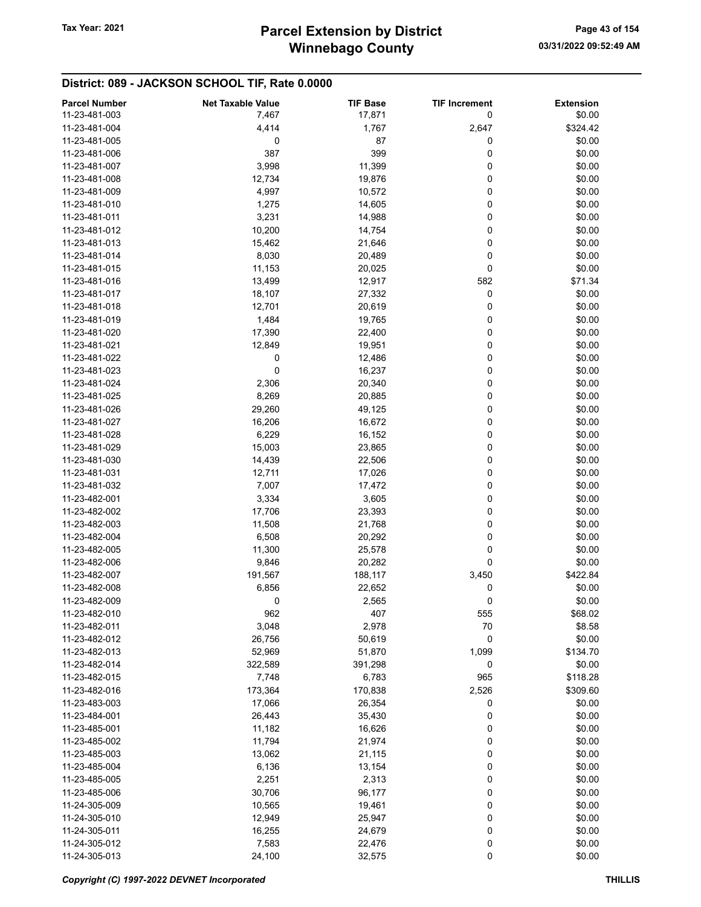## District: 089 - JACKSON SCHOOL TIF, Rate 0.0000

| Parcel Number | Net Taxable Value | TIF Base | TIF Increment | Extension |
|---|---|---|---|---|
| 11-23-481-003 | 7,467 | 17,871 | 0 | $0.00 |
| 11-23-481-004 | 4,414 | 1,767 | 2,647 | $324.42 |
| 11-23-481-005 | 0 | 87 | 0 | $0.00 |
| 11-23-481-006 | 387 | 399 | 0 | $0.00 |
| 11-23-481-007 | 3,998 | 11,399 | 0 | $0.00 |
| 11-23-481-008 | 12,734 | 19,876 | 0 | $0.00 |
| 11-23-481-009 | 4,997 | 10,572 | 0 | $0.00 |
| 11-23-481-010 | 1,275 | 14,605 | 0 | $0.00 |
| 11-23-481-011 | 3,231 | 14,988 | 0 | $0.00 |
| 11-23-481-012 | 10,200 | 14,754 | 0 | $0.00 |
| 11-23-481-013 | 15,462 | 21,646 | 0 | $0.00 |
| 11-23-481-014 | 8,030 | 20,489 | 0 | $0.00 |
| 11-23-481-015 | 11,153 | 20,025 | 0 | $0.00 |
| 11-23-481-016 | 13,499 | 12,917 | 582 | $71.34 |
| 11-23-481-017 | 18,107 | 27,332 | 0 | $0.00 |
| 11-23-481-018 | 12,701 | 20,619 | 0 | $0.00 |
| 11-23-481-019 | 1,484 | 19,765 | 0 | $0.00 |
| 11-23-481-020 | 17,390 | 22,400 | 0 | $0.00 |
| 11-23-481-021 | 12,849 | 19,951 | 0 | $0.00 |
| 11-23-481-022 | 0 | 12,486 | 0 | $0.00 |
| 11-23-481-023 | 0 | 16,237 | 0 | $0.00 |
| 11-23-481-024 | 2,306 | 20,340 | 0 | $0.00 |
| 11-23-481-025 | 8,269 | 20,885 | 0 | $0.00 |
| 11-23-481-026 | 29,260 | 49,125 | 0 | $0.00 |
| 11-23-481-027 | 16,206 | 16,672 | 0 | $0.00 |
| 11-23-481-028 | 6,229 | 16,152 | 0 | $0.00 |
| 11-23-481-029 | 15,003 | 23,865 | 0 | $0.00 |
| 11-23-481-030 | 14,439 | 22,506 | 0 | $0.00 |
| 11-23-481-031 | 12,711 | 17,026 | 0 | $0.00 |
| 11-23-481-032 | 7,007 | 17,472 | 0 | $0.00 |
| 11-23-482-001 | 3,334 | 3,605 | 0 | $0.00 |
| 11-23-482-002 | 17,706 | 23,393 | 0 | $0.00 |
| 11-23-482-003 | 11,508 | 21,768 | 0 | $0.00 |
| 11-23-482-004 | 6,508 | 20,292 | 0 | $0.00 |
| 11-23-482-005 | 11,300 | 25,578 | 0 | $0.00 |
| 11-23-482-006 | 9,846 | 20,282 | 0 | $0.00 |
| 11-23-482-007 | 191,567 | 188,117 | 3,450 | $422.84 |
| 11-23-482-008 | 6,856 | 22,652 | 0 | $0.00 |
| 11-23-482-009 | 0 | 2,565 | 0 | $0.00 |
| 11-23-482-010 | 962 | 407 | 555 | $68.02 |
| 11-23-482-011 | 3,048 | 2,978 | 70 | $8.58 |
| 11-23-482-012 | 26,756 | 50,619 | 0 | $0.00 |
| 11-23-482-013 | 52,969 | 51,870 | 1,099 | $134.70 |
| 11-23-482-014 | 322,589 | 391,298 | 0 | $0.00 |
| 11-23-482-015 | 7,748 | 6,783 | 965 | $118.28 |
| 11-23-482-016 | 173,364 | 170,838 | 2,526 | $309.60 |
| 11-23-483-003 | 17,066 | 26,354 | 0 | $0.00 |
| 11-23-484-001 | 26,443 | 35,430 | 0 | $0.00 |
| 11-23-485-001 | 11,182 | 16,626 | 0 | $0.00 |
| 11-23-485-002 | 11,794 | 21,974 | 0 | $0.00 |
| 11-23-485-003 | 13,062 | 21,115 | 0 | $0.00 |
| 11-23-485-004 | 6,136 | 13,154 | 0 | $0.00 |
| 11-23-485-005 | 2,251 | 2,313 | 0 | $0.00 |
| 11-23-485-006 | 30,706 | 96,177 | 0 | $0.00 |
| 11-24-305-009 | 10,565 | 19,461 | 0 | $0.00 |
| 11-24-305-010 | 12,949 | 25,947 | 0 | $0.00 |
| 11-24-305-011 | 16,255 | 24,679 | 0 | $0.00 |
| 11-24-305-012 | 7,583 | 22,476 | 0 | $0.00 |
| 11-24-305-013 | 24,100 | 32,575 | 0 | $0.00 |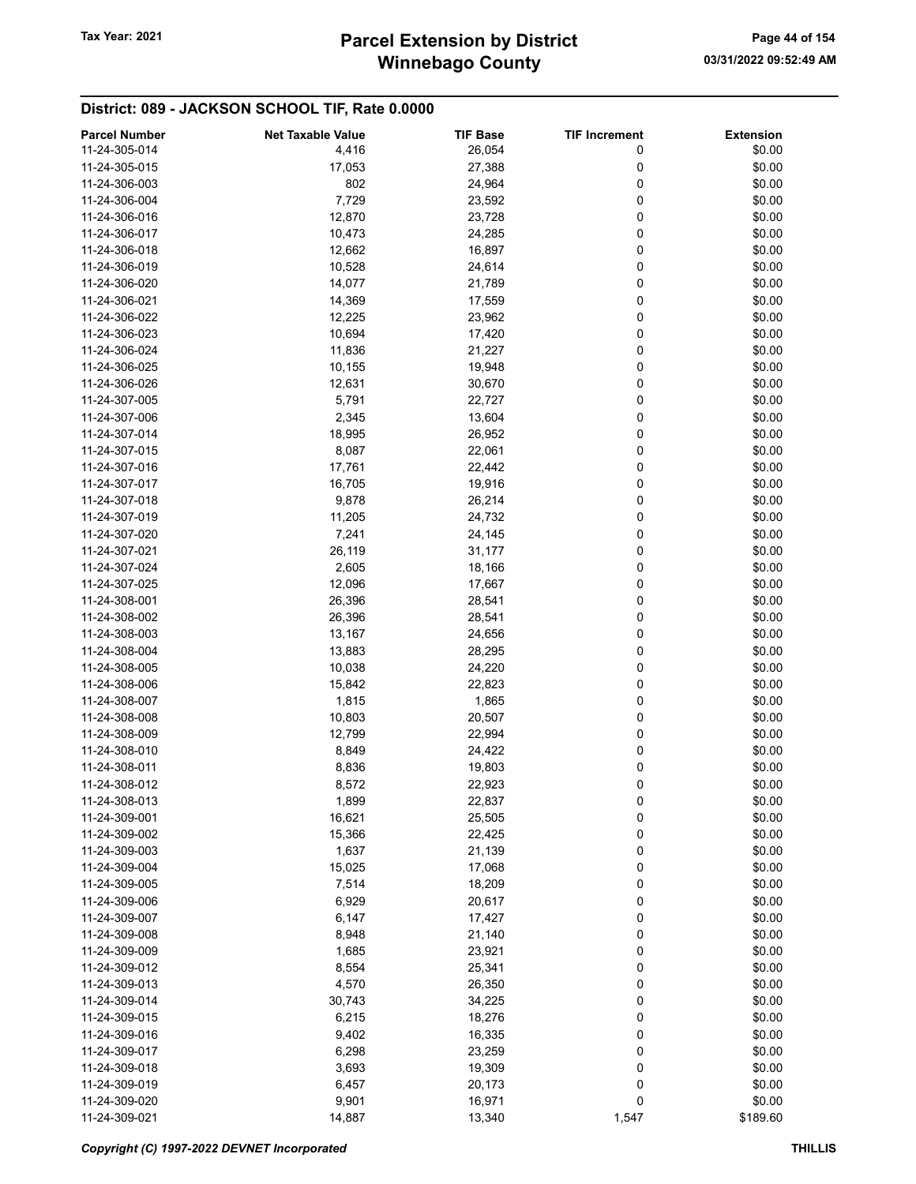## District: 089 - JACKSON SCHOOL TIF, Rate 0.0000

| Parcel Number | Net Taxable Value | TIF Base | TIF Increment | Extension |
|---|---|---|---|---|
| 11-24-305-014 | 4,416 | 26,054 | 0 | $0.00 |
| 11-24-305-015 | 17,053 | 27,388 | 0 | $0.00 |
| 11-24-306-003 | 802 | 24,964 | 0 | $0.00 |
| 11-24-306-004 | 7,729 | 23,592 | 0 | $0.00 |
| 11-24-306-016 | 12,870 | 23,728 | 0 | $0.00 |
| 11-24-306-017 | 10,473 | 24,285 | 0 | $0.00 |
| 11-24-306-018 | 12,662 | 16,897 | 0 | $0.00 |
| 11-24-306-019 | 10,528 | 24,614 | 0 | $0.00 |
| 11-24-306-020 | 14,077 | 21,789 | 0 | $0.00 |
| 11-24-306-021 | 14,369 | 17,559 | 0 | $0.00 |
| 11-24-306-022 | 12,225 | 23,962 | 0 | $0.00 |
| 11-24-306-023 | 10,694 | 17,420 | 0 | $0.00 |
| 11-24-306-024 | 11,836 | 21,227 | 0 | $0.00 |
| 11-24-306-025 | 10,155 | 19,948 | 0 | $0.00 |
| 11-24-306-026 | 12,631 | 30,670 | 0 | $0.00 |
| 11-24-307-005 | 5,791 | 22,727 | 0 | $0.00 |
| 11-24-307-006 | 2,345 | 13,604 | 0 | $0.00 |
| 11-24-307-014 | 18,995 | 26,952 | 0 | $0.00 |
| 11-24-307-015 | 8,087 | 22,061 | 0 | $0.00 |
| 11-24-307-016 | 17,761 | 22,442 | 0 | $0.00 |
| 11-24-307-017 | 16,705 | 19,916 | 0 | $0.00 |
| 11-24-307-018 | 9,878 | 26,214 | 0 | $0.00 |
| 11-24-307-019 | 11,205 | 24,732 | 0 | $0.00 |
| 11-24-307-020 | 7,241 | 24,145 | 0 | $0.00 |
| 11-24-307-021 | 26,119 | 31,177 | 0 | $0.00 |
| 11-24-307-024 | 2,605 | 18,166 | 0 | $0.00 |
| 11-24-307-025 | 12,096 | 17,667 | 0 | $0.00 |
| 11-24-308-001 | 26,396 | 28,541 | 0 | $0.00 |
| 11-24-308-002 | 26,396 | 28,541 | 0 | $0.00 |
| 11-24-308-003 | 13,167 | 24,656 | 0 | $0.00 |
| 11-24-308-004 | 13,883 | 28,295 | 0 | $0.00 |
| 11-24-308-005 | 10,038 | 24,220 | 0 | $0.00 |
| 11-24-308-006 | 15,842 | 22,823 | 0 | $0.00 |
| 11-24-308-007 | 1,815 | 1,865 | 0 | $0.00 |
| 11-24-308-008 | 10,803 | 20,507 | 0 | $0.00 |
| 11-24-308-009 | 12,799 | 22,994 | 0 | $0.00 |
| 11-24-308-010 | 8,849 | 24,422 | 0 | $0.00 |
| 11-24-308-011 | 8,836 | 19,803 | 0 | $0.00 |
| 11-24-308-012 | 8,572 | 22,923 | 0 | $0.00 |
| 11-24-308-013 | 1,899 | 22,837 | 0 | $0.00 |
| 11-24-309-001 | 16,621 | 25,505 | 0 | $0.00 |
| 11-24-309-002 | 15,366 | 22,425 | 0 | $0.00 |
| 11-24-309-003 | 1,637 | 21,139 | 0 | $0.00 |
| 11-24-309-004 | 15,025 | 17,068 | 0 | $0.00 |
| 11-24-309-005 | 7,514 | 18,209 | 0 | $0.00 |
| 11-24-309-006 | 6,929 | 20,617 | 0 | $0.00 |
| 11-24-309-007 | 6,147 | 17,427 | 0 | $0.00 |
| 11-24-309-008 | 8,948 | 21,140 | 0 | $0.00 |
| 11-24-309-009 | 1,685 | 23,921 | 0 | $0.00 |
| 11-24-309-012 | 8,554 | 25,341 | 0 | $0.00 |
| 11-24-309-013 | 4,570 | 26,350 | 0 | $0.00 |
| 11-24-309-014 | 30,743 | 34,225 | 0 | $0.00 |
| 11-24-309-015 | 6,215 | 18,276 | 0 | $0.00 |
| 11-24-309-016 | 9,402 | 16,335 | 0 | $0.00 |
| 11-24-309-017 | 6,298 | 23,259 | 0 | $0.00 |
| 11-24-309-018 | 3,693 | 19,309 | 0 | $0.00 |
| 11-24-309-019 | 6,457 | 20,173 | 0 | $0.00 |
| 11-24-309-020 | 9,901 | 16,971 | 0 | $0.00 |
| 11-24-309-021 | 14,887 | 13,340 | 1,547 | $189.60 |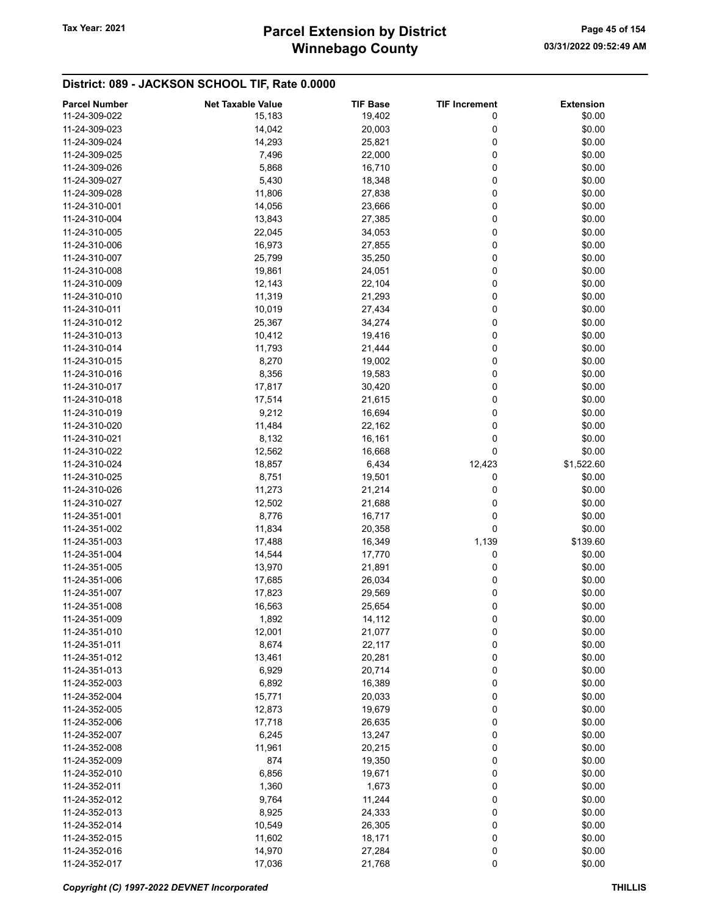## District: 089 - JACKSON SCHOOL TIF, Rate 0.0000

| Parcel Number | Net Taxable Value | TIF Base | TIF Increment | Extension |
|---|---|---|---|---|
| 11-24-309-022 | 15,183 | 19,402 | 0 | $0.00 |
| 11-24-309-023 | 14,042 | 20,003 | 0 | $0.00 |
| 11-24-309-024 | 14,293 | 25,821 | 0 | $0.00 |
| 11-24-309-025 | 7,496 | 22,000 | 0 | $0.00 |
| 11-24-309-026 | 5,868 | 16,710 | 0 | $0.00 |
| 11-24-309-027 | 5,430 | 18,348 | 0 | $0.00 |
| 11-24-309-028 | 11,806 | 27,838 | 0 | $0.00 |
| 11-24-310-001 | 14,056 | 23,666 | 0 | $0.00 |
| 11-24-310-004 | 13,843 | 27,385 | 0 | $0.00 |
| 11-24-310-005 | 22,045 | 34,053 | 0 | $0.00 |
| 11-24-310-006 | 16,973 | 27,855 | 0 | $0.00 |
| 11-24-310-007 | 25,799 | 35,250 | 0 | $0.00 |
| 11-24-310-008 | 19,861 | 24,051 | 0 | $0.00 |
| 11-24-310-009 | 12,143 | 22,104 | 0 | $0.00 |
| 11-24-310-010 | 11,319 | 21,293 | 0 | $0.00 |
| 11-24-310-011 | 10,019 | 27,434 | 0 | $0.00 |
| 11-24-310-012 | 25,367 | 34,274 | 0 | $0.00 |
| 11-24-310-013 | 10,412 | 19,416 | 0 | $0.00 |
| 11-24-310-014 | 11,793 | 21,444 | 0 | $0.00 |
| 11-24-310-015 | 8,270 | 19,002 | 0 | $0.00 |
| 11-24-310-016 | 8,356 | 19,583 | 0 | $0.00 |
| 11-24-310-017 | 17,817 | 30,420 | 0 | $0.00 |
| 11-24-310-018 | 17,514 | 21,615 | 0 | $0.00 |
| 11-24-310-019 | 9,212 | 16,694 | 0 | $0.00 |
| 11-24-310-020 | 11,484 | 22,162 | 0 | $0.00 |
| 11-24-310-021 | 8,132 | 16,161 | 0 | $0.00 |
| 11-24-310-022 | 12,562 | 16,668 | 0 | $0.00 |
| 11-24-310-024 | 18,857 | 6,434 | 12,423 | $1,522.60 |
| 11-24-310-025 | 8,751 | 19,501 | 0 | $0.00 |
| 11-24-310-026 | 11,273 | 21,214 | 0 | $0.00 |
| 11-24-310-027 | 12,502 | 21,688 | 0 | $0.00 |
| 11-24-351-001 | 8,776 | 16,717 | 0 | $0.00 |
| 11-24-351-002 | 11,834 | 20,358 | 0 | $0.00 |
| 11-24-351-003 | 17,488 | 16,349 | 1,139 | $139.60 |
| 11-24-351-004 | 14,544 | 17,770 | 0 | $0.00 |
| 11-24-351-005 | 13,970 | 21,891 | 0 | $0.00 |
| 11-24-351-006 | 17,685 | 26,034 | 0 | $0.00 |
| 11-24-351-007 | 17,823 | 29,569 | 0 | $0.00 |
| 11-24-351-008 | 16,563 | 25,654 | 0 | $0.00 |
| 11-24-351-009 | 1,892 | 14,112 | 0 | $0.00 |
| 11-24-351-010 | 12,001 | 21,077 | 0 | $0.00 |
| 11-24-351-011 | 8,674 | 22,117 | 0 | $0.00 |
| 11-24-351-012 | 13,461 | 20,281 | 0 | $0.00 |
| 11-24-351-013 | 6,929 | 20,714 | 0 | $0.00 |
| 11-24-352-003 | 6,892 | 16,389 | 0 | $0.00 |
| 11-24-352-004 | 15,771 | 20,033 | 0 | $0.00 |
| 11-24-352-005 | 12,873 | 19,679 | 0 | $0.00 |
| 11-24-352-006 | 17,718 | 26,635 | 0 | $0.00 |
| 11-24-352-007 | 6,245 | 13,247 | 0 | $0.00 |
| 11-24-352-008 | 11,961 | 20,215 | 0 | $0.00 |
| 11-24-352-009 | 874 | 19,350 | 0 | $0.00 |
| 11-24-352-010 | 6,856 | 19,671 | 0 | $0.00 |
| 11-24-352-011 | 1,360 | 1,673 | 0 | $0.00 |
| 11-24-352-012 | 9,764 | 11,244 | 0 | $0.00 |
| 11-24-352-013 | 8,925 | 24,333 | 0 | $0.00 |
| 11-24-352-014 | 10,549 | 26,305 | 0 | $0.00 |
| 11-24-352-015 | 11,602 | 18,171 | 0 | $0.00 |
| 11-24-352-016 | 14,970 | 27,284 | 0 | $0.00 |
| 11-24-352-017 | 17,036 | 21,768 | 0 | $0.00 |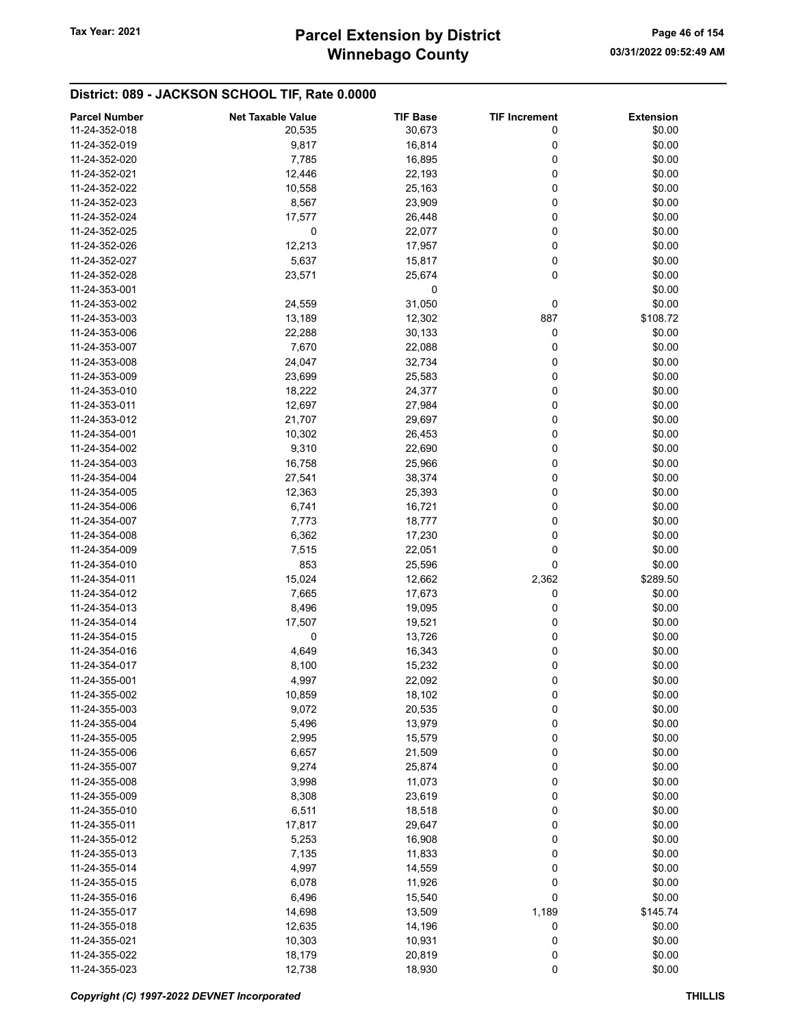## District: 089 - JACKSON SCHOOL TIF, Rate 0.0000

| Parcel Number | Net Taxable Value | TIF Base | TIF Increment | Extension |
|---|---|---|---|---|
| 11-24-352-018 | 20,535 | 30,673 | 0 | $0.00 |
| 11-24-352-019 | 9,817 | 16,814 | 0 | $0.00 |
| 11-24-352-020 | 7,785 | 16,895 | 0 | $0.00 |
| 11-24-352-021 | 12,446 | 22,193 | 0 | $0.00 |
| 11-24-352-022 | 10,558 | 25,163 | 0 | $0.00 |
| 11-24-352-023 | 8,567 | 23,909 | 0 | $0.00 |
| 11-24-352-024 | 17,577 | 26,448 | 0 | $0.00 |
| 11-24-352-025 | 0 | 22,077 | 0 | $0.00 |
| 11-24-352-026 | 12,213 | 17,957 | 0 | $0.00 |
| 11-24-352-027 | 5,637 | 15,817 | 0 | $0.00 |
| 11-24-352-028 | 23,571 | 25,674 | 0 | $0.00 |
| 11-24-353-001 | | 0 | | $0.00 |
| 11-24-353-002 | 24,559 | 31,050 | 0 | $0.00 |
| 11-24-353-003 | 13,189 | 12,302 | 887 | $108.72 |
| 11-24-353-006 | 22,288 | 30,133 | 0 | $0.00 |
| 11-24-353-007 | 7,670 | 22,088 | 0 | $0.00 |
| 11-24-353-008 | 24,047 | 32,734 | 0 | $0.00 |
| 11-24-353-009 | 23,699 | 25,583 | 0 | $0.00 |
| 11-24-353-010 | 18,222 | 24,377 | 0 | $0.00 |
| 11-24-353-011 | 12,697 | 27,984 | 0 | $0.00 |
| 11-24-353-012 | 21,707 | 29,697 | 0 | $0.00 |
| 11-24-354-001 | 10,302 | 26,453 | 0 | $0.00 |
| 11-24-354-002 | 9,310 | 22,690 | 0 | $0.00 |
| 11-24-354-003 | 16,758 | 25,966 | 0 | $0.00 |
| 11-24-354-004 | 27,541 | 38,374 | 0 | $0.00 |
| 11-24-354-005 | 12,363 | 25,393 | 0 | $0.00 |
| 11-24-354-006 | 6,741 | 16,721 | 0 | $0.00 |
| 11-24-354-007 | 7,773 | 18,777 | 0 | $0.00 |
| 11-24-354-008 | 6,362 | 17,230 | 0 | $0.00 |
| 11-24-354-009 | 7,515 | 22,051 | 0 | $0.00 |
| 11-24-354-010 | 853 | 25,596 | 0 | $0.00 |
| 11-24-354-011 | 15,024 | 12,662 | 2,362 | $289.50 |
| 11-24-354-012 | 7,665 | 17,673 | 0 | $0.00 |
| 11-24-354-013 | 8,496 | 19,095 | 0 | $0.00 |
| 11-24-354-014 | 17,507 | 19,521 | 0 | $0.00 |
| 11-24-354-015 | 0 | 13,726 | 0 | $0.00 |
| 11-24-354-016 | 4,649 | 16,343 | 0 | $0.00 |
| 11-24-354-017 | 8,100 | 15,232 | 0 | $0.00 |
| 11-24-355-001 | 4,997 | 22,092 | 0 | $0.00 |
| 11-24-355-002 | 10,859 | 18,102 | 0 | $0.00 |
| 11-24-355-003 | 9,072 | 20,535 | 0 | $0.00 |
| 11-24-355-004 | 5,496 | 13,979 | 0 | $0.00 |
| 11-24-355-005 | 2,995 | 15,579 | 0 | $0.00 |
| 11-24-355-006 | 6,657 | 21,509 | 0 | $0.00 |
| 11-24-355-007 | 9,274 | 25,874 | 0 | $0.00 |
| 11-24-355-008 | 3,998 | 11,073 | 0 | $0.00 |
| 11-24-355-009 | 8,308 | 23,619 | 0 | $0.00 |
| 11-24-355-010 | 6,511 | 18,518 | 0 | $0.00 |
| 11-24-355-011 | 17,817 | 29,647 | 0 | $0.00 |
| 11-24-355-012 | 5,253 | 16,908 | 0 | $0.00 |
| 11-24-355-013 | 7,135 | 11,833 | 0 | $0.00 |
| 11-24-355-014 | 4,997 | 14,559 | 0 | $0.00 |
| 11-24-355-015 | 6,078 | 11,926 | 0 | $0.00 |
| 11-24-355-016 | 6,496 | 15,540 | 0 | $0.00 |
| 11-24-355-017 | 14,698 | 13,509 | 1,189 | $145.74 |
| 11-24-355-018 | 12,635 | 14,196 | 0 | $0.00 |
| 11-24-355-021 | 10,303 | 10,931 | 0 | $0.00 |
| 11-24-355-022 | 18,179 | 20,819 | 0 | $0.00 |
| 11-24-355-023 | 12,738 | 18,930 | 0 | $0.00 |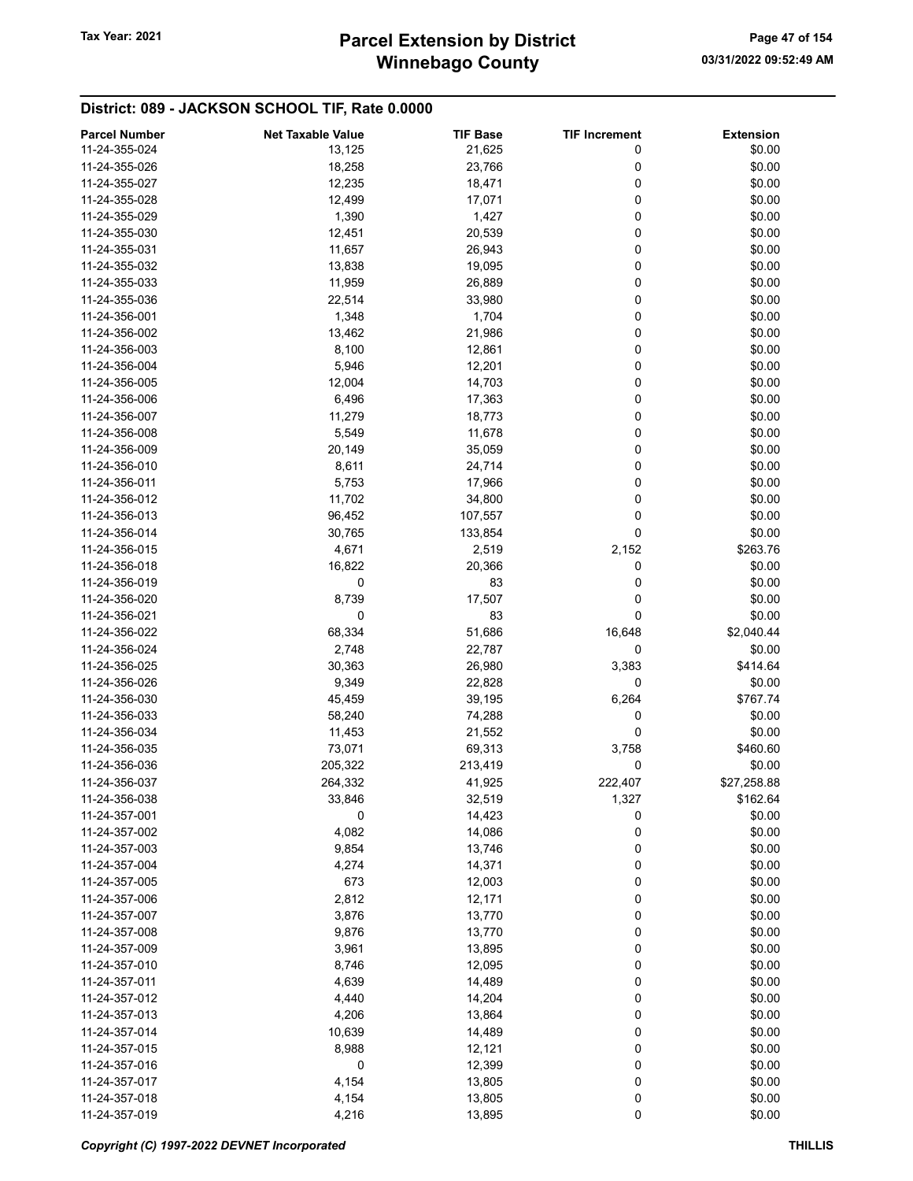## District: 089 - JACKSON SCHOOL TIF, Rate 0.0000

| Parcel Number | Net Taxable Value | TIF Base | TIF Increment | Extension |
|---|---|---|---|---|
| 11-24-355-024 | 13,125 | 21,625 | 0 | $0.00 |
| 11-24-355-026 | 18,258 | 23,766 | 0 | $0.00 |
| 11-24-355-027 | 12,235 | 18,471 | 0 | $0.00 |
| 11-24-355-028 | 12,499 | 17,071 | 0 | $0.00 |
| 11-24-355-029 | 1,390 | 1,427 | 0 | $0.00 |
| 11-24-355-030 | 12,451 | 20,539 | 0 | $0.00 |
| 11-24-355-031 | 11,657 | 26,943 | 0 | $0.00 |
| 11-24-355-032 | 13,838 | 19,095 | 0 | $0.00 |
| 11-24-355-033 | 11,959 | 26,889 | 0 | $0.00 |
| 11-24-355-036 | 22,514 | 33,980 | 0 | $0.00 |
| 11-24-356-001 | 1,348 | 1,704 | 0 | $0.00 |
| 11-24-356-002 | 13,462 | 21,986 | 0 | $0.00 |
| 11-24-356-003 | 8,100 | 12,861 | 0 | $0.00 |
| 11-24-356-004 | 5,946 | 12,201 | 0 | $0.00 |
| 11-24-356-005 | 12,004 | 14,703 | 0 | $0.00 |
| 11-24-356-006 | 6,496 | 17,363 | 0 | $0.00 |
| 11-24-356-007 | 11,279 | 18,773 | 0 | $0.00 |
| 11-24-356-008 | 5,549 | 11,678 | 0 | $0.00 |
| 11-24-356-009 | 20,149 | 35,059 | 0 | $0.00 |
| 11-24-356-010 | 8,611 | 24,714 | 0 | $0.00 |
| 11-24-356-011 | 5,753 | 17,966 | 0 | $0.00 |
| 11-24-356-012 | 11,702 | 34,800 | 0 | $0.00 |
| 11-24-356-013 | 96,452 | 107,557 | 0 | $0.00 |
| 11-24-356-014 | 30,765 | 133,854 | 0 | $0.00 |
| 11-24-356-015 | 4,671 | 2,519 | 2,152 | $263.76 |
| 11-24-356-018 | 16,822 | 20,366 | 0 | $0.00 |
| 11-24-356-019 | 0 | 83 | 0 | $0.00 |
| 11-24-356-020 | 8,739 | 17,507 | 0 | $0.00 |
| 11-24-356-021 | 0 | 83 | 0 | $0.00 |
| 11-24-356-022 | 68,334 | 51,686 | 16,648 | $2,040.44 |
| 11-24-356-024 | 2,748 | 22,787 | 0 | $0.00 |
| 11-24-356-025 | 30,363 | 26,980 | 3,383 | $414.64 |
| 11-24-356-026 | 9,349 | 22,828 | 0 | $0.00 |
| 11-24-356-030 | 45,459 | 39,195 | 6,264 | $767.74 |
| 11-24-356-033 | 58,240 | 74,288 | 0 | $0.00 |
| 11-24-356-034 | 11,453 | 21,552 | 0 | $0.00 |
| 11-24-356-035 | 73,071 | 69,313 | 3,758 | $460.60 |
| 11-24-356-036 | 205,322 | 213,419 | 0 | $0.00 |
| 11-24-356-037 | 264,332 | 41,925 | 222,407 | $27,258.88 |
| 11-24-356-038 | 33,846 | 32,519 | 1,327 | $162.64 |
| 11-24-357-001 | 0 | 14,423 | 0 | $0.00 |
| 11-24-357-002 | 4,082 | 14,086 | 0 | $0.00 |
| 11-24-357-003 | 9,854 | 13,746 | 0 | $0.00 |
| 11-24-357-004 | 4,274 | 14,371 | 0 | $0.00 |
| 11-24-357-005 | 673 | 12,003 | 0 | $0.00 |
| 11-24-357-006 | 2,812 | 12,171 | 0 | $0.00 |
| 11-24-357-007 | 3,876 | 13,770 | 0 | $0.00 |
| 11-24-357-008 | 9,876 | 13,770 | 0 | $0.00 |
| 11-24-357-009 | 3,961 | 13,895 | 0 | $0.00 |
| 11-24-357-010 | 8,746 | 12,095 | 0 | $0.00 |
| 11-24-357-011 | 4,639 | 14,489 | 0 | $0.00 |
| 11-24-357-012 | 4,440 | 14,204 | 0 | $0.00 |
| 11-24-357-013 | 4,206 | 13,864 | 0 | $0.00 |
| 11-24-357-014 | 10,639 | 14,489 | 0 | $0.00 |
| 11-24-357-015 | 8,988 | 12,121 | 0 | $0.00 |
| 11-24-357-016 | 0 | 12,399 | 0 | $0.00 |
| 11-24-357-017 | 4,154 | 13,805 | 0 | $0.00 |
| 11-24-357-018 | 4,154 | 13,805 | 0 | $0.00 |
| 11-24-357-019 | 4,216 | 13,895 | 0 | $0.00 |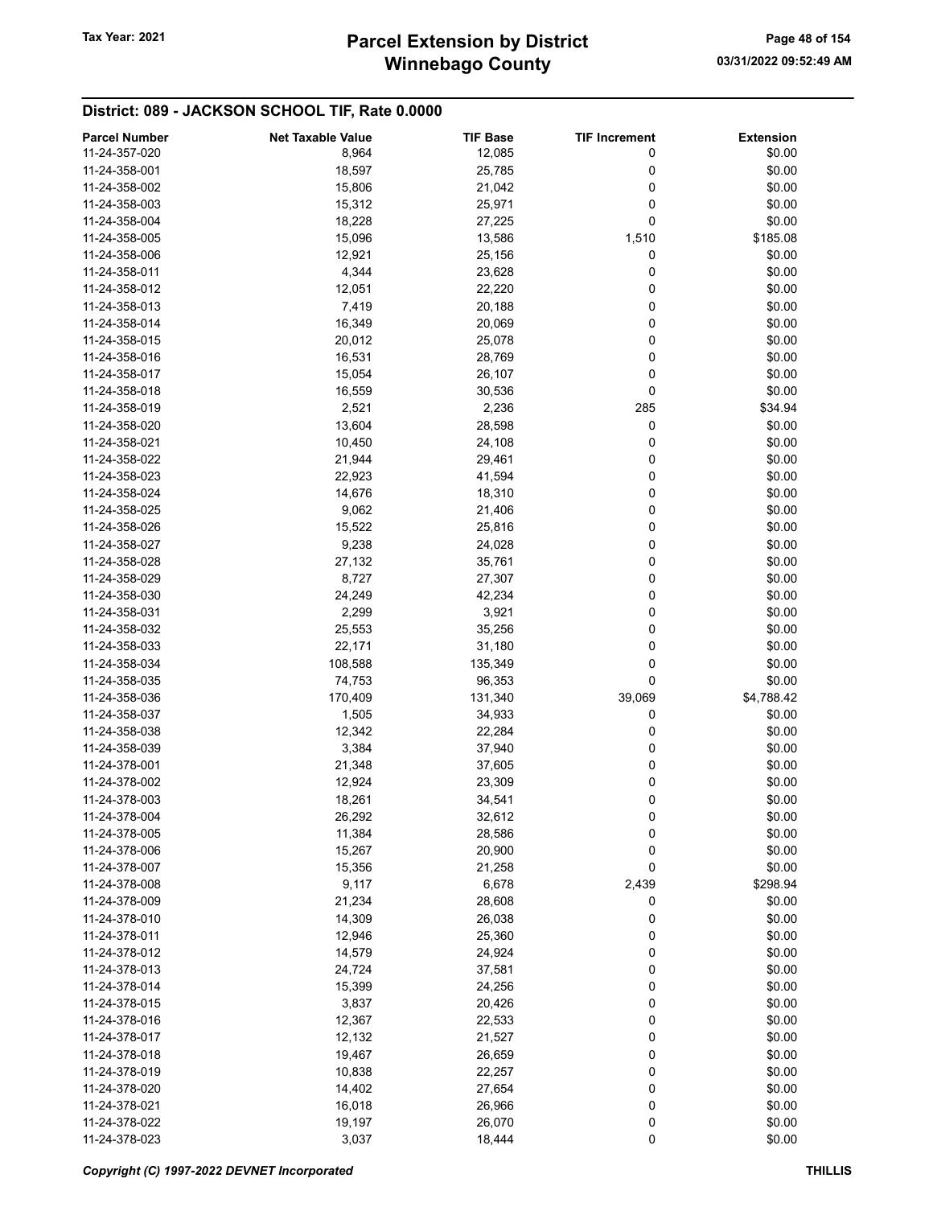## District: 089 - JACKSON SCHOOL TIF, Rate 0.0000

| Parcel Number | Net Taxable Value | TIF Base | TIF Increment | Extension |
|---|---|---|---|---|
| 11-24-357-020 | 8,964 | 12,085 | 0 | $0.00 |
| 11-24-358-001 | 18,597 | 25,785 | 0 | $0.00 |
| 11-24-358-002 | 15,806 | 21,042 | 0 | $0.00 |
| 11-24-358-003 | 15,312 | 25,971 | 0 | $0.00 |
| 11-24-358-004 | 18,228 | 27,225 | 0 | $0.00 |
| 11-24-358-005 | 15,096 | 13,586 | 1,510 | $185.08 |
| 11-24-358-006 | 12,921 | 25,156 | 0 | $0.00 |
| 11-24-358-011 | 4,344 | 23,628 | 0 | $0.00 |
| 11-24-358-012 | 12,051 | 22,220 | 0 | $0.00 |
| 11-24-358-013 | 7,419 | 20,188 | 0 | $0.00 |
| 11-24-358-014 | 16,349 | 20,069 | 0 | $0.00 |
| 11-24-358-015 | 20,012 | 25,078 | 0 | $0.00 |
| 11-24-358-016 | 16,531 | 28,769 | 0 | $0.00 |
| 11-24-358-017 | 15,054 | 26,107 | 0 | $0.00 |
| 11-24-358-018 | 16,559 | 30,536 | 0 | $0.00 |
| 11-24-358-019 | 2,521 | 2,236 | 285 | $34.94 |
| 11-24-358-020 | 13,604 | 28,598 | 0 | $0.00 |
| 11-24-358-021 | 10,450 | 24,108 | 0 | $0.00 |
| 11-24-358-022 | 21,944 | 29,461 | 0 | $0.00 |
| 11-24-358-023 | 22,923 | 41,594 | 0 | $0.00 |
| 11-24-358-024 | 14,676 | 18,310 | 0 | $0.00 |
| 11-24-358-025 | 9,062 | 21,406 | 0 | $0.00 |
| 11-24-358-026 | 15,522 | 25,816 | 0 | $0.00 |
| 11-24-358-027 | 9,238 | 24,028 | 0 | $0.00 |
| 11-24-358-028 | 27,132 | 35,761 | 0 | $0.00 |
| 11-24-358-029 | 8,727 | 27,307 | 0 | $0.00 |
| 11-24-358-030 | 24,249 | 42,234 | 0 | $0.00 |
| 11-24-358-031 | 2,299 | 3,921 | 0 | $0.00 |
| 11-24-358-032 | 25,553 | 35,256 | 0 | $0.00 |
| 11-24-358-033 | 22,171 | 31,180 | 0 | $0.00 |
| 11-24-358-034 | 108,588 | 135,349 | 0 | $0.00 |
| 11-24-358-035 | 74,753 | 96,353 | 0 | $0.00 |
| 11-24-358-036 | 170,409 | 131,340 | 39,069 | $4,788.42 |
| 11-24-358-037 | 1,505 | 34,933 | 0 | $0.00 |
| 11-24-358-038 | 12,342 | 22,284 | 0 | $0.00 |
| 11-24-358-039 | 3,384 | 37,940 | 0 | $0.00 |
| 11-24-378-001 | 21,348 | 37,605 | 0 | $0.00 |
| 11-24-378-002 | 12,924 | 23,309 | 0 | $0.00 |
| 11-24-378-003 | 18,261 | 34,541 | 0 | $0.00 |
| 11-24-378-004 | 26,292 | 32,612 | 0 | $0.00 |
| 11-24-378-005 | 11,384 | 28,586 | 0 | $0.00 |
| 11-24-378-006 | 15,267 | 20,900 | 0 | $0.00 |
| 11-24-378-007 | 15,356 | 21,258 | 0 | $0.00 |
| 11-24-378-008 | 9,117 | 6,678 | 2,439 | $298.94 |
| 11-24-378-009 | 21,234 | 28,608 | 0 | $0.00 |
| 11-24-378-010 | 14,309 | 26,038 | 0 | $0.00 |
| 11-24-378-011 | 12,946 | 25,360 | 0 | $0.00 |
| 11-24-378-012 | 14,579 | 24,924 | 0 | $0.00 |
| 11-24-378-013 | 24,724 | 37,581 | 0 | $0.00 |
| 11-24-378-014 | 15,399 | 24,256 | 0 | $0.00 |
| 11-24-378-015 | 3,837 | 20,426 | 0 | $0.00 |
| 11-24-378-016 | 12,367 | 22,533 | 0 | $0.00 |
| 11-24-378-017 | 12,132 | 21,527 | 0 | $0.00 |
| 11-24-378-018 | 19,467 | 26,659 | 0 | $0.00 |
| 11-24-378-019 | 10,838 | 22,257 | 0 | $0.00 |
| 11-24-378-020 | 14,402 | 27,654 | 0 | $0.00 |
| 11-24-378-021 | 16,018 | 26,966 | 0 | $0.00 |
| 11-24-378-022 | 19,197 | 26,070 | 0 | $0.00 |
| 11-24-378-023 | 3,037 | 18,444 | 0 | $0.00 |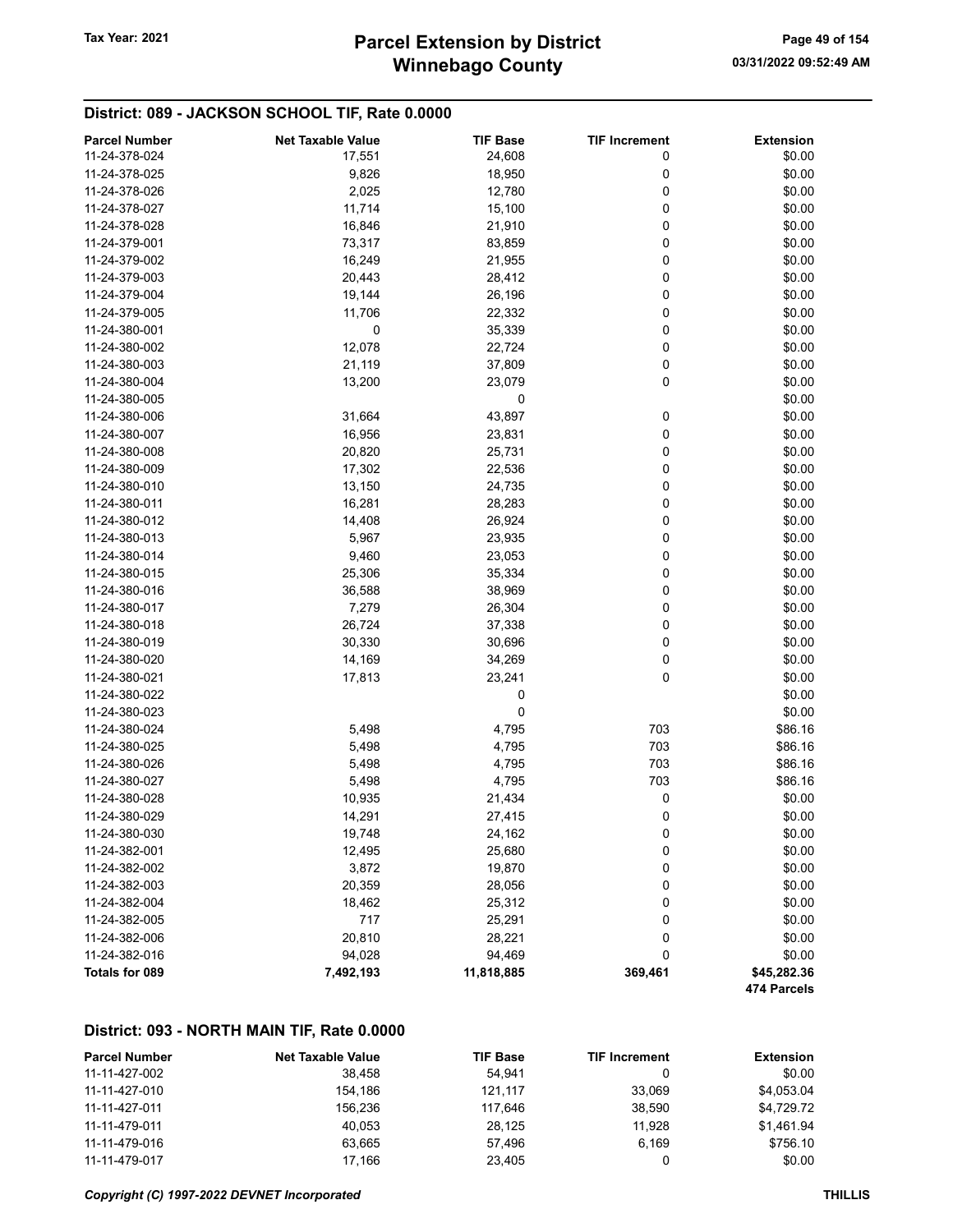## District: 089 - JACKSON SCHOOL TIF, Rate 0.0000

| Parcel Number | Net Taxable Value | TIF Base | TIF Increment | Extension |
|---|---|---|---|---|
| 11-24-378-024 | 17,551 | 24,608 | 0 | $0.00 |
| 11-24-378-025 | 9,826 | 18,950 | 0 | $0.00 |
| 11-24-378-026 | 2,025 | 12,780 | 0 | $0.00 |
| 11-24-378-027 | 11,714 | 15,100 | 0 | $0.00 |
| 11-24-378-028 | 16,846 | 21,910 | 0 | $0.00 |
| 11-24-379-001 | 73,317 | 83,859 | 0 | $0.00 |
| 11-24-379-002 | 16,249 | 21,955 | 0 | $0.00 |
| 11-24-379-003 | 20,443 | 28,412 | 0 | $0.00 |
| 11-24-379-004 | 19,144 | 26,196 | 0 | $0.00 |
| 11-24-379-005 | 11,706 | 22,332 | 0 | $0.00 |
| 11-24-380-001 | 0 | 35,339 | 0 | $0.00 |
| 11-24-380-002 | 12,078 | 22,724 | 0 | $0.00 |
| 11-24-380-003 | 21,119 | 37,809 | 0 | $0.00 |
| 11-24-380-004 | 13,200 | 23,079 | 0 | $0.00 |
| 11-24-380-005 | | 0 | | $0.00 |
| 11-24-380-006 | 31,664 | 43,897 | 0 | $0.00 |
| 11-24-380-007 | 16,956 | 23,831 | 0 | $0.00 |
| 11-24-380-008 | 20,820 | 25,731 | 0 | $0.00 |
| 11-24-380-009 | 17,302 | 22,536 | 0 | $0.00 |
| 11-24-380-010 | 13,150 | 24,735 | 0 | $0.00 |
| 11-24-380-011 | 16,281 | 28,283 | 0 | $0.00 |
| 11-24-380-012 | 14,408 | 26,924 | 0 | $0.00 |
| 11-24-380-013 | 5,967 | 23,935 | 0 | $0.00 |
| 11-24-380-014 | 9,460 | 23,053 | 0 | $0.00 |
| 11-24-380-015 | 25,306 | 35,334 | 0 | $0.00 |
| 11-24-380-016 | 36,588 | 38,969 | 0 | $0.00 |
| 11-24-380-017 | 7,279 | 26,304 | 0 | $0.00 |
| 11-24-380-018 | 26,724 | 37,338 | 0 | $0.00 |
| 11-24-380-019 | 30,330 | 30,696 | 0 | $0.00 |
| 11-24-380-020 | 14,169 | 34,269 | 0 | $0.00 |
| 11-24-380-021 | 17,813 | 23,241 | 0 | $0.00 |
| 11-24-380-022 | | 0 | | $0.00 |
| 11-24-380-023 | | 0 | | $0.00 |
| 11-24-380-024 | 5,498 | 4,795 | 703 | $86.16 |
| 11-24-380-025 | 5,498 | 4,795 | 703 | $86.16 |
| 11-24-380-026 | 5,498 | 4,795 | 703 | $86.16 |
| 11-24-380-027 | 5,498 | 4,795 | 703 | $86.16 |
| 11-24-380-028 | 10,935 | 21,434 | 0 | $0.00 |
| 11-24-380-029 | 14,291 | 27,415 | 0 | $0.00 |
| 11-24-380-030 | 19,748 | 24,162 | 0 | $0.00 |
| 11-24-382-001 | 12,495 | 25,680 | 0 | $0.00 |
| 11-24-382-002 | 3,872 | 19,870 | 0 | $0.00 |
| 11-24-382-003 | 20,359 | 28,056 | 0 | $0.00 |
| 11-24-382-004 | 18,462 | 25,312 | 0 | $0.00 |
| 11-24-382-005 | 717 | 25,291 | 0 | $0.00 |
| 11-24-382-006 | 20,810 | 28,221 | 0 | $0.00 |
| 11-24-382-016 | 94,028 | 94,469 | 0 | $0.00 |
| **Totals for 089** | **7,492,193** | **11,818,885** | **369,461** | **$45,282.36** |
| | | | | **474 Parcels** |

## District: 093 - NORTH MAIN TIF, Rate 0.0000

| Parcel Number | Net Taxable Value | TIF Base | TIF Increment | Extension |
|---|---|---|---|---|
| 11-11-427-002 | 38,458 | 54,941 | 0 | $0.00 |
| 11-11-427-010 | 154,186 | 121,117 | 33,069 | $4,053.04 |
| 11-11-427-011 | 156,236 | 117,646 | 38,590 | $4,729.72 |
| 11-11-479-011 | 40,053 | 28,125 | 11,928 | $1,461.94 |
| 11-11-479-016 | 63,665 | 57,496 | 6,169 | $756.10 |
| 11-11-479-017 | 17,166 | 23,405 | 0 | $0.00 |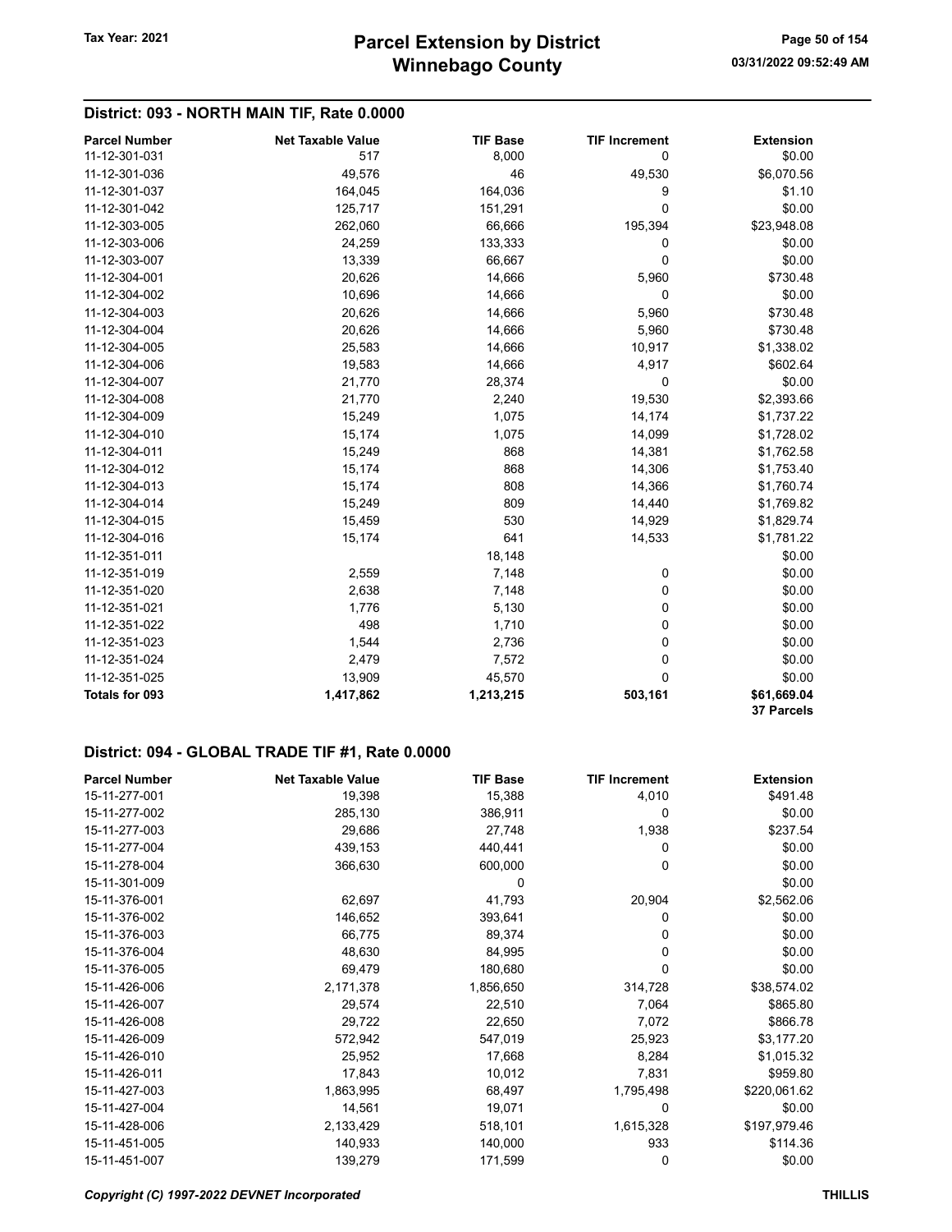## District: 093 - NORTH MAIN TIF, Rate 0.0000

| Parcel Number | Net Taxable Value | TIF Base | TIF Increment | Extension |
|---|---|---|---|---|
| 11-12-301-031 | 517 | 8,000 | 0 | $0.00 |
| 11-12-301-036 | 49,576 | 46 | 49,530 | $6,070.56 |
| 11-12-301-037 | 164,045 | 164,036 | 9 | $1.10 |
| 11-12-301-042 | 125,717 | 151,291 | 0 | $0.00 |
| 11-12-303-005 | 262,060 | 66,666 | 195,394 | $23,948.08 |
| 11-12-303-006 | 24,259 | 133,333 | 0 | $0.00 |
| 11-12-303-007 | 13,339 | 66,667 | 0 | $0.00 |
| 11-12-304-001 | 20,626 | 14,666 | 5,960 | $730.48 |
| 11-12-304-002 | 10,696 | 14,666 | 0 | $0.00 |
| 11-12-304-003 | 20,626 | 14,666 | 5,960 | $730.48 |
| 11-12-304-004 | 20,626 | 14,666 | 5,960 | $730.48 |
| 11-12-304-005 | 25,583 | 14,666 | 10,917 | $1,338.02 |
| 11-12-304-006 | 19,583 | 14,666 | 4,917 | $602.64 |
| 11-12-304-007 | 21,770 | 28,374 | 0 | $0.00 |
| 11-12-304-008 | 21,770 | 2,240 | 19,530 | $2,393.66 |
| 11-12-304-009 | 15,249 | 1,075 | 14,174 | $1,737.22 |
| 11-12-304-010 | 15,174 | 1,075 | 14,099 | $1,728.02 |
| 11-12-304-011 | 15,249 | 868 | 14,381 | $1,762.58 |
| 11-12-304-012 | 15,174 | 868 | 14,306 | $1,753.40 |
| 11-12-304-013 | 15,174 | 808 | 14,366 | $1,760.74 |
| 11-12-304-014 | 15,249 | 809 | 14,440 | $1,769.82 |
| 11-12-304-015 | 15,459 | 530 | 14,929 | $1,829.74 |
| 11-12-304-016 | 15,174 | 641 | 14,533 | $1,781.22 |
| 11-12-351-011 | | 18,148 | | $0.00 |
| 11-12-351-019 | 2,559 | 7,148 | 0 | $0.00 |
| 11-12-351-020 | 2,638 | 7,148 | 0 | $0.00 |
| 11-12-351-021 | 1,776 | 5,130 | 0 | $0.00 |
| 11-12-351-022 | 498 | 1,710 | 0 | $0.00 |
| 11-12-351-023 | 1,544 | 2,736 | 0 | $0.00 |
| 11-12-351-024 | 2,479 | 7,572 | 0 | $0.00 |
| 11-12-351-025 | 13,909 | 45,570 | 0 | $0.00 |
| **Totals for 093** | **1,417,862** | **1,213,215** | **503,161** | **$61,669.04** |
| | | | | **37 Parcels** |

## District: 094 - GLOBAL TRADE TIF #1, Rate 0.0000

| Parcel Number | Net Taxable Value | TIF Base | TIF Increment | Extension |
|---|---|---|---|---|
| 15-11-277-001 | 19,398 | 15,388 | 4,010 | $491.48 |
| 15-11-277-002 | 285,130 | 386,911 | 0 | $0.00 |
| 15-11-277-003 | 29,686 | 27,748 | 1,938 | $237.54 |
| 15-11-277-004 | 439,153 | 440,441 | 0 | $0.00 |
| 15-11-278-004 | 366,630 | 600,000 | 0 | $0.00 |
| 15-11-301-009 | | 0 | | $0.00 |
| 15-11-376-001 | 62,697 | 41,793 | 20,904 | $2,562.06 |
| 15-11-376-002 | 146,652 | 393,641 | 0 | $0.00 |
| 15-11-376-003 | 66,775 | 89,374 | 0 | $0.00 |
| 15-11-376-004 | 48,630 | 84,995 | 0 | $0.00 |
| 15-11-376-005 | 69,479 | 180,680 | 0 | $0.00 |
| 15-11-426-006 | 2,171,378 | 1,856,650 | 314,728 | $38,574.02 |
| 15-11-426-007 | 29,574 | 22,510 | 7,064 | $865.80 |
| 15-11-426-008 | 29,722 | 22,650 | 7,072 | $866.78 |
| 15-11-426-009 | 572,942 | 547,019 | 25,923 | $3,177.20 |
| 15-11-426-010 | 25,952 | 17,668 | 8,284 | $1,015.32 |
| 15-11-426-011 | 17,843 | 10,012 | 7,831 | $959.80 |
| 15-11-427-003 | 1,863,995 | 68,497 | 1,795,498 | $220,061.62 |
| 15-11-427-004 | 14,561 | 19,071 | 0 | $0.00 |
| 15-11-428-006 | 2,133,429 | 518,101 | 1,615,328 | $197,979.46 |
| 15-11-451-005 | 140,933 | 140,000 | 933 | $114.36 |
| 15-11-451-007 | 139,279 | 171,599 | 0 | $0.00 |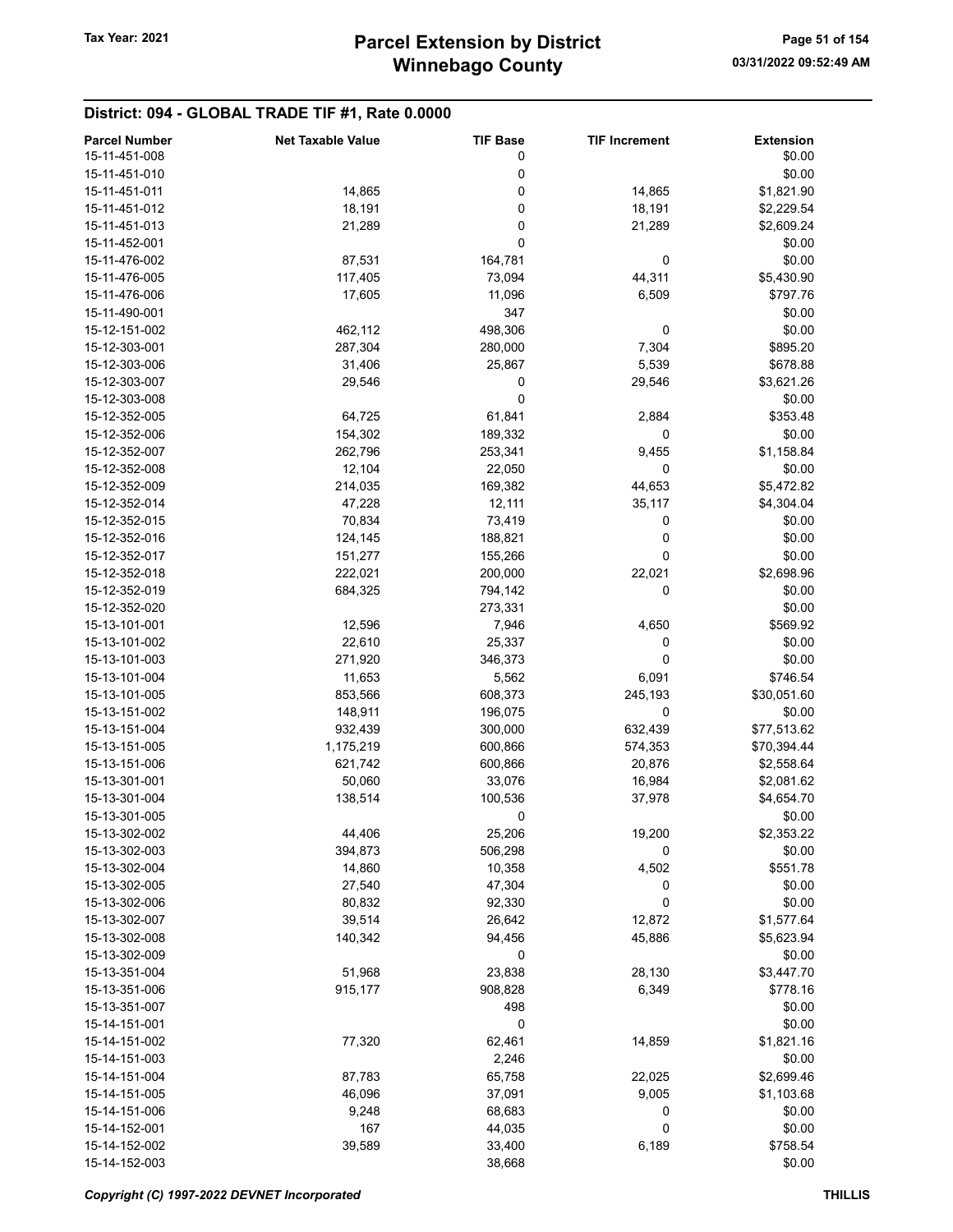## District: 094 - GLOBAL TRADE TIF #1, Rate 0.0000

| Parcel Number | Net Taxable Value | TIF Base | TIF Increment | Extension |
|---|---|---|---|---|
| 15-11-451-008 | | 0 | | $0.00 |
| 15-11-451-010 | | 0 | | $0.00 |
| 15-11-451-011 | 14,865 | 0 | 14,865 | $1,821.90 |
| 15-11-451-012 | 18,191 | 0 | 18,191 | $2,229.54 |
| 15-11-451-013 | 21,289 | 0 | 21,289 | $2,609.24 |
| 15-11-452-001 | | 0 | | $0.00 |
| 15-11-476-002 | 87,531 | 164,781 | 0 | $0.00 |
| 15-11-476-005 | 117,405 | 73,094 | 44,311 | $5,430.90 |
| 15-11-476-006 | 17,605 | 11,096 | 6,509 | $797.76 |
| 15-11-490-001 | | 347 | | $0.00 |
| 15-12-151-002 | 462,112 | 498,306 | 0 | $0.00 |
| 15-12-303-001 | 287,304 | 280,000 | 7,304 | $895.20 |
| 15-12-303-006 | 31,406 | 25,867 | 5,539 | $678.88 |
| 15-12-303-007 | 29,546 | 0 | 29,546 | $3,621.26 |
| 15-12-303-008 | | 0 | | $0.00 |
| 15-12-352-005 | 64,725 | 61,841 | 2,884 | $353.48 |
| 15-12-352-006 | 154,302 | 189,332 | 0 | $0.00 |
| 15-12-352-007 | 262,796 | 253,341 | 9,455 | $1,158.84 |
| 15-12-352-008 | 12,104 | 22,050 | 0 | $0.00 |
| 15-12-352-009 | 214,035 | 169,382 | 44,653 | $5,472.82 |
| 15-12-352-014 | 47,228 | 12,111 | 35,117 | $4,304.04 |
| 15-12-352-015 | 70,834 | 73,419 | 0 | $0.00 |
| 15-12-352-016 | 124,145 | 188,821 | 0 | $0.00 |
| 15-12-352-017 | 151,277 | 155,266 | 0 | $0.00 |
| 15-12-352-018 | 222,021 | 200,000 | 22,021 | $2,698.96 |
| 15-12-352-019 | 684,325 | 794,142 | 0 | $0.00 |
| 15-12-352-020 | | 273,331 | | $0.00 |
| 15-13-101-001 | 12,596 | 7,946 | 4,650 | $569.92 |
| 15-13-101-002 | 22,610 | 25,337 | 0 | $0.00 |
| 15-13-101-003 | 271,920 | 346,373 | 0 | $0.00 |
| 15-13-101-004 | 11,653 | 5,562 | 6,091 | $746.54 |
| 15-13-101-005 | 853,566 | 608,373 | 245,193 | $30,051.60 |
| 15-13-151-002 | 148,911 | 196,075 | 0 | $0.00 |
| 15-13-151-004 | 932,439 | 300,000 | 632,439 | $77,513.62 |
| 15-13-151-005 | 1,175,219 | 600,866 | 574,353 | $70,394.44 |
| 15-13-151-006 | 621,742 | 600,866 | 20,876 | $2,558.64 |
| 15-13-301-001 | 50,060 | 33,076 | 16,984 | $2,081.62 |
| 15-13-301-004 | 138,514 | 100,536 | 37,978 | $4,654.70 |
| 15-13-301-005 | | 0 | | $0.00 |
| 15-13-302-002 | 44,406 | 25,206 | 19,200 | $2,353.22 |
| 15-13-302-003 | 394,873 | 506,298 | 0 | $0.00 |
| 15-13-302-004 | 14,860 | 10,358 | 4,502 | $551.78 |
| 15-13-302-005 | 27,540 | 47,304 | 0 | $0.00 |
| 15-13-302-006 | 80,832 | 92,330 | 0 | $0.00 |
| 15-13-302-007 | 39,514 | 26,642 | 12,872 | $1,577.64 |
| 15-13-302-008 | 140,342 | 94,456 | 45,886 | $5,623.94 |
| 15-13-302-009 | | 0 | | $0.00 |
| 15-13-351-004 | 51,968 | 23,838 | 28,130 | $3,447.70 |
| 15-13-351-006 | 915,177 | 908,828 | 6,349 | $778.16 |
| 15-13-351-007 | | 498 | | $0.00 |
| 15-14-151-001 | | 0 | | $0.00 |
| 15-14-151-002 | 77,320 | 62,461 | 14,859 | $1,821.16 |
| 15-14-151-003 | | 2,246 | | $0.00 |
| 15-14-151-004 | 87,783 | 65,758 | 22,025 | $2,699.46 |
| 15-14-151-005 | 46,096 | 37,091 | 9,005 | $1,103.68 |
| 15-14-151-006 | 9,248 | 68,683 | 0 | $0.00 |
| 15-14-152-001 | 167 | 44,035 | 0 | $0.00 |
| 15-14-152-002 | 39,589 | 33,400 | 6,189 | $758.54 |
| 15-14-152-003 | | 38,668 | | $0.00 |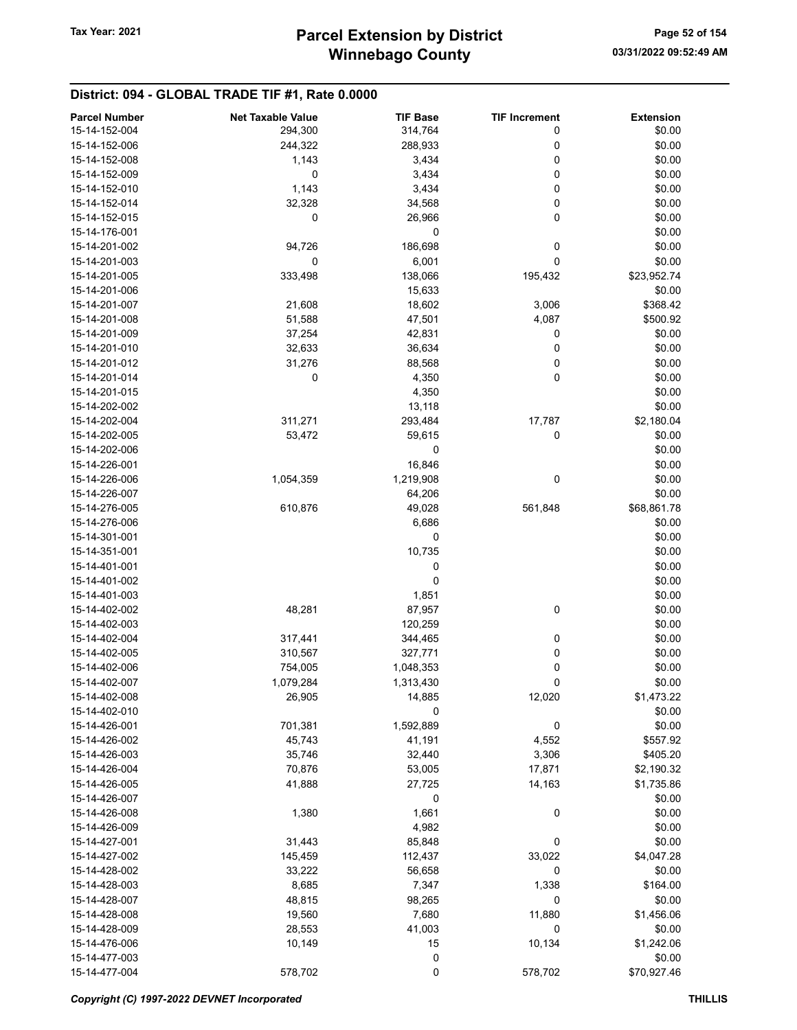## District: 094 - GLOBAL TRADE TIF #1, Rate 0.0000

| Parcel Number | Net Taxable Value | TIF Base | TIF Increment | Extension |
|---|---|---|---|---|
| 15-14-152-004 | 294,300 | 314,764 | 0 | $0.00 |
| 15-14-152-006 | 244,322 | 288,933 | 0 | $0.00 |
| 15-14-152-008 | 1,143 | 3,434 | 0 | $0.00 |
| 15-14-152-009 | 0 | 3,434 | 0 | $0.00 |
| 15-14-152-010 | 1,143 | 3,434 | 0 | $0.00 |
| 15-14-152-014 | 32,328 | 34,568 | 0 | $0.00 |
| 15-14-152-015 | 0 | 26,966 | 0 | $0.00 |
| 15-14-176-001 | | 0 | | $0.00 |
| 15-14-201-002 | 94,726 | 186,698 | 0 | $0.00 |
| 15-14-201-003 | 0 | 6,001 | 0 | $0.00 |
| 15-14-201-005 | 333,498 | 138,066 | 195,432 | $23,952.74 |
| 15-14-201-006 | | 15,633 | | $0.00 |
| 15-14-201-007 | 21,608 | 18,602 | 3,006 | $368.42 |
| 15-14-201-008 | 51,588 | 47,501 | 4,087 | $500.92 |
| 15-14-201-009 | 37,254 | 42,831 | 0 | $0.00 |
| 15-14-201-010 | 32,633 | 36,634 | 0 | $0.00 |
| 15-14-201-012 | 31,276 | 88,568 | 0 | $0.00 |
| 15-14-201-014 | 0 | 4,350 | 0 | $0.00 |
| 15-14-201-015 | | 4,350 | | $0.00 |
| 15-14-202-002 | | 13,118 | | $0.00 |
| 15-14-202-004 | 311,271 | 293,484 | 17,787 | $2,180.04 |
| 15-14-202-005 | 53,472 | 59,615 | 0 | $0.00 |
| 15-14-202-006 | | 0 | | $0.00 |
| 15-14-226-001 | | 16,846 | | $0.00 |
| 15-14-226-006 | 1,054,359 | 1,219,908 | 0 | $0.00 |
| 15-14-226-007 | | 64,206 | | $0.00 |
| 15-14-276-005 | 610,876 | 49,028 | 561,848 | $68,861.78 |
| 15-14-276-006 | | 6,686 | | $0.00 |
| 15-14-301-001 | | 0 | | $0.00 |
| 15-14-351-001 | | 10,735 | | $0.00 |
| 15-14-401-001 | | 0 | | $0.00 |
| 15-14-401-002 | | 0 | | $0.00 |
| 15-14-401-003 | | 1,851 | | $0.00 |
| 15-14-402-002 | 48,281 | 87,957 | 0 | $0.00 |
| 15-14-402-003 | | 120,259 | | $0.00 |
| 15-14-402-004 | 317,441 | 344,465 | 0 | $0.00 |
| 15-14-402-005 | 310,567 | 327,771 | 0 | $0.00 |
| 15-14-402-006 | 754,005 | 1,048,353 | 0 | $0.00 |
| 15-14-402-007 | 1,079,284 | 1,313,430 | 0 | $0.00 |
| 15-14-402-008 | 26,905 | 14,885 | 12,020 | $1,473.22 |
| 15-14-402-010 | | 0 | | $0.00 |
| 15-14-426-001 | 701,381 | 1,592,889 | 0 | $0.00 |
| 15-14-426-002 | 45,743 | 41,191 | 4,552 | $557.92 |
| 15-14-426-003 | 35,746 | 32,440 | 3,306 | $405.20 |
| 15-14-426-004 | 70,876 | 53,005 | 17,871 | $2,190.32 |
| 15-14-426-005 | 41,888 | 27,725 | 14,163 | $1,735.86 |
| 15-14-426-007 | | 0 | | $0.00 |
| 15-14-426-008 | 1,380 | 1,661 | 0 | $0.00 |
| 15-14-426-009 | | 4,982 | | $0.00 |
| 15-14-427-001 | 31,443 | 85,848 | 0 | $0.00 |
| 15-14-427-002 | 145,459 | 112,437 | 33,022 | $4,047.28 |
| 15-14-428-002 | 33,222 | 56,658 | 0 | $0.00 |
| 15-14-428-003 | 8,685 | 7,347 | 1,338 | $164.00 |
| 15-14-428-007 | 48,815 | 98,265 | 0 | $0.00 |
| 15-14-428-008 | 19,560 | 7,680 | 11,880 | $1,456.06 |
| 15-14-428-009 | 28,553 | 41,003 | 0 | $0.00 |
| 15-14-476-006 | 10,149 | 15 | 10,134 | $1,242.06 |
| 15-14-477-003 | | 0 | | $0.00 |
| 15-14-477-004 | 578,702 | 0 | 578,702 | $70,927.46 |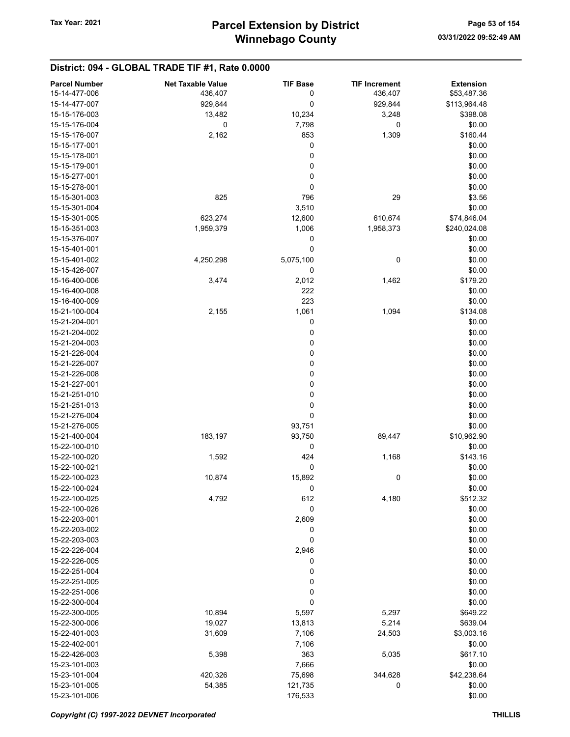## District: 094 - GLOBAL TRADE TIF #1, Rate 0.0000

| Parcel Number | Net Taxable Value | TIF Base | TIF Increment | Extension |
|---|---|---|---|---|
| 15-14-477-006 | 436,407 | 0 | 436,407 | $53,487.36 |
| 15-14-477-007 | 929,844 | 0 | 929,844 | $113,964.48 |
| 15-15-176-003 | 13,482 | 10,234 | 3,248 | $398.08 |
| 15-15-176-004 | 0 | 7,798 | 0 | $0.00 |
| 15-15-176-007 | 2,162 | 853 | 1,309 | $160.44 |
| 15-15-177-001 | | 0 | | $0.00 |
| 15-15-178-001 | | 0 | | $0.00 |
| 15-15-179-001 | | 0 | | $0.00 |
| 15-15-277-001 | | 0 | | $0.00 |
| 15-15-278-001 | | 0 | | $0.00 |
| 15-15-301-003 | 825 | 796 | 29 | $3.56 |
| 15-15-301-004 | | 3,510 | | $0.00 |
| 15-15-301-005 | 623,274 | 12,600 | 610,674 | $74,846.04 |
| 15-15-351-003 | 1,959,379 | 1,006 | 1,958,373 | $240,024.08 |
| 15-15-376-007 | | 0 | | $0.00 |
| 15-15-401-001 | | 0 | | $0.00 |
| 15-15-401-002 | 4,250,298 | 5,075,100 | 0 | $0.00 |
| 15-15-426-007 | | 0 | | $0.00 |
| 15-16-400-006 | 3,474 | 2,012 | 1,462 | $179.20 |
| 15-16-400-008 | | 222 | | $0.00 |
| 15-16-400-009 | | 223 | | $0.00 |
| 15-21-100-004 | 2,155 | 1,061 | 1,094 | $134.08 |
| 15-21-204-001 | | 0 | | $0.00 |
| 15-21-204-002 | | 0 | | $0.00 |
| 15-21-204-003 | | 0 | | $0.00 |
| 15-21-226-004 | | 0 | | $0.00 |
| 15-21-226-007 | | 0 | | $0.00 |
| 15-21-226-008 | | 0 | | $0.00 |
| 15-21-227-001 | | 0 | | $0.00 |
| 15-21-251-010 | | 0 | | $0.00 |
| 15-21-251-013 | | 0 | | $0.00 |
| 15-21-276-004 | | 0 | | $0.00 |
| 15-21-276-005 | | 93,751 | | $0.00 |
| 15-21-400-004 | 183,197 | 93,750 | 89,447 | $10,962.90 |
| 15-22-100-010 | | 0 | | $0.00 |
| 15-22-100-020 | 1,592 | 424 | 1,168 | $143.16 |
| 15-22-100-021 | | 0 | | $0.00 |
| 15-22-100-023 | 10,874 | 15,892 | 0 | $0.00 |
| 15-22-100-024 | | 0 | | $0.00 |
| 15-22-100-025 | 4,792 | 612 | 4,180 | $512.32 |
| 15-22-100-026 | | 0 | | $0.00 |
| 15-22-203-001 | | 2,609 | | $0.00 |
| 15-22-203-002 | | 0 | | $0.00 |
| 15-22-203-003 | | 0 | | $0.00 |
| 15-22-226-004 | | 2,946 | | $0.00 |
| 15-22-226-005 | | 0 | | $0.00 |
| 15-22-251-004 | | 0 | | $0.00 |
| 15-22-251-005 | | 0 | | $0.00 |
| 15-22-251-006 | | 0 | | $0.00 |
| 15-22-300-004 | | 0 | | $0.00 |
| 15-22-300-005 | 10,894 | 5,597 | 5,297 | $649.22 |
| 15-22-300-006 | 19,027 | 13,813 | 5,214 | $639.04 |
| 15-22-401-003 | 31,609 | 7,106 | 24,503 | $3,003.16 |
| 15-22-402-001 | | 7,106 | | $0.00 |
| 15-22-426-003 | 5,398 | 363 | 5,035 | $617.10 |
| 15-23-101-003 | | 7,666 | | $0.00 |
| 15-23-101-004 | 420,326 | 75,698 | 344,628 | $42,238.64 |
| 15-23-101-005 | 54,385 | 121,735 | 0 | $0.00 |
| 15-23-101-006 | | 176,533 | | $0.00 |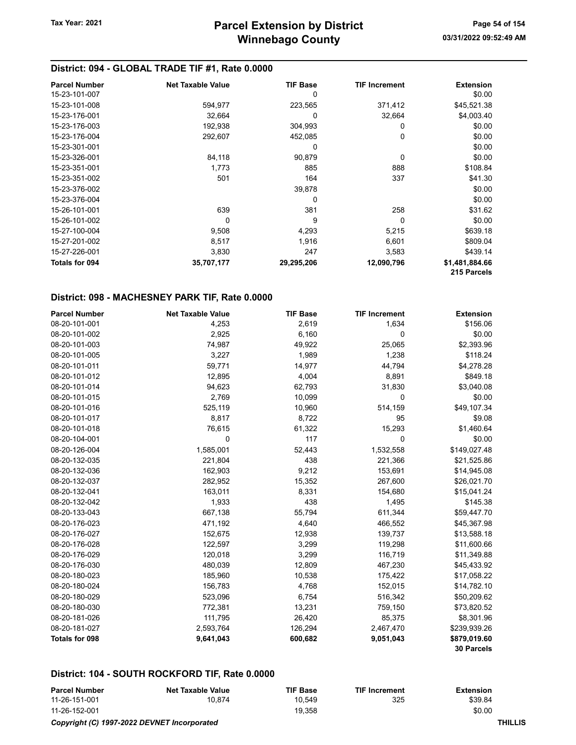## District: 094 - GLOBAL TRADE TIF #1, Rate 0.0000

| Parcel Number | Net Taxable Value | TIF Base | TIF Increment | Extension |
|---|---|---|---|---|
| 15-23-101-007 | | 0 | | $0.00 |
| 15-23-101-008 | 594,977 | 223,565 | 371,412 | $45,521.38 |
| 15-23-176-001 | 32,664 | 0 | 32,664 | $4,003.40 |
| 15-23-176-003 | 192,938 | 304,993 | 0 | $0.00 |
| 15-23-176-004 | 292,607 | 452,085 | 0 | $0.00 |
| 15-23-301-001 | | 0 | | $0.00 |
| 15-23-326-001 | 84,118 | 90,879 | 0 | $0.00 |
| 15-23-351-001 | 1,773 | 885 | 888 | $108.84 |
| 15-23-351-002 | 501 | 164 | 337 | $41.30 |
| 15-23-376-002 | | 39,878 | | $0.00 |
| 15-23-376-004 | | 0 | | $0.00 |
| 15-26-101-001 | 639 | 381 | 258 | $31.62 |
| 15-26-101-002 | 0 | 9 | 0 | $0.00 |
| 15-27-100-004 | 9,508 | 4,293 | 5,215 | $639.18 |
| 15-27-201-002 | 8,517 | 1,916 | 6,601 | $809.04 |
| 15-27-226-001 | 3,830 | 247 | 3,583 | $439.14 |
| **Totals for 094** | **35,707,177** | **29,295,206** | **12,090,796** | **$1,481,884.66** |
| | | | | **215 Parcels** |

## District: 098 - MACHESNEY PARK TIF, Rate 0.0000

| Parcel Number | Net Taxable Value | TIF Base | TIF Increment | Extension |
|---|---|---|---|---|
| 08-20-101-001 | 4,253 | 2,619 | 1,634 | $156.06 |
| 08-20-101-002 | 2,925 | 6,160 | 0 | $0.00 |
| 08-20-101-003 | 74,987 | 49,922 | 25,065 | $2,393.96 |
| 08-20-101-005 | 3,227 | 1,989 | 1,238 | $118.24 |
| 08-20-101-011 | 59,771 | 14,977 | 44,794 | $4,278.28 |
| 08-20-101-012 | 12,895 | 4,004 | 8,891 | $849.18 |
| 08-20-101-014 | 94,623 | 62,793 | 31,830 | $3,040.08 |
| 08-20-101-015 | 2,769 | 10,099 | 0 | $0.00 |
| 08-20-101-016 | 525,119 | 10,960 | 514,159 | $49,107.34 |
| 08-20-101-017 | 8,817 | 8,722 | 95 | $9.08 |
| 08-20-101-018 | 76,615 | 61,322 | 15,293 | $1,460.64 |
| 08-20-104-001 | 0 | 117 | 0 | $0.00 |
| 08-20-126-004 | 1,585,001 | 52,443 | 1,532,558 | $149,027.48 |
| 08-20-132-035 | 221,804 | 438 | 221,366 | $21,525.86 |
| 08-20-132-036 | 162,903 | 9,212 | 153,691 | $14,945.08 |
| 08-20-132-037 | 282,952 | 15,352 | 267,600 | $26,021.70 |
| 08-20-132-041 | 163,011 | 8,331 | 154,680 | $15,041.24 |
| 08-20-132-042 | 1,933 | 438 | 1,495 | $145.38 |
| 08-20-133-043 | 667,138 | 55,794 | 611,344 | $59,447.70 |
| 08-20-176-023 | 471,192 | 4,640 | 466,552 | $45,367.98 |
| 08-20-176-027 | 152,675 | 12,938 | 139,737 | $13,588.18 |
| 08-20-176-028 | 122,597 | 3,299 | 119,298 | $11,600.66 |
| 08-20-176-029 | 120,018 | 3,299 | 116,719 | $11,349.88 |
| 08-20-176-030 | 480,039 | 12,809 | 467,230 | $45,433.92 |
| 08-20-180-023 | 185,960 | 10,538 | 175,422 | $17,058.22 |
| 08-20-180-024 | 156,783 | 4,768 | 152,015 | $14,782.10 |
| 08-20-180-029 | 523,096 | 6,754 | 516,342 | $50,209.62 |
| 08-20-180-030 | 772,381 | 13,231 | 759,150 | $73,820.52 |
| 08-20-181-026 | 111,795 | 26,420 | 85,375 | $8,301.96 |
| 08-20-181-027 | 2,593,764 | 126,294 | 2,467,470 | $239,939.26 |
| **Totals for 098** | **9,641,043** | **600,682** | **9,051,043** | **$879,019.60** |
| | | | | **30 Parcels** |

## District: 104 - SOUTH ROCKFORD TIF, Rate 0.0000

| Parcel Number | Net Taxable Value | TIF Base | TIF Increment | Extension |
|---|---|---|---|---|
| 11-26-151-001 | 10,874 | 10,549 | 325 | $39.84 |
| 11-26-152-001 | | 19,358 | | $0.00 |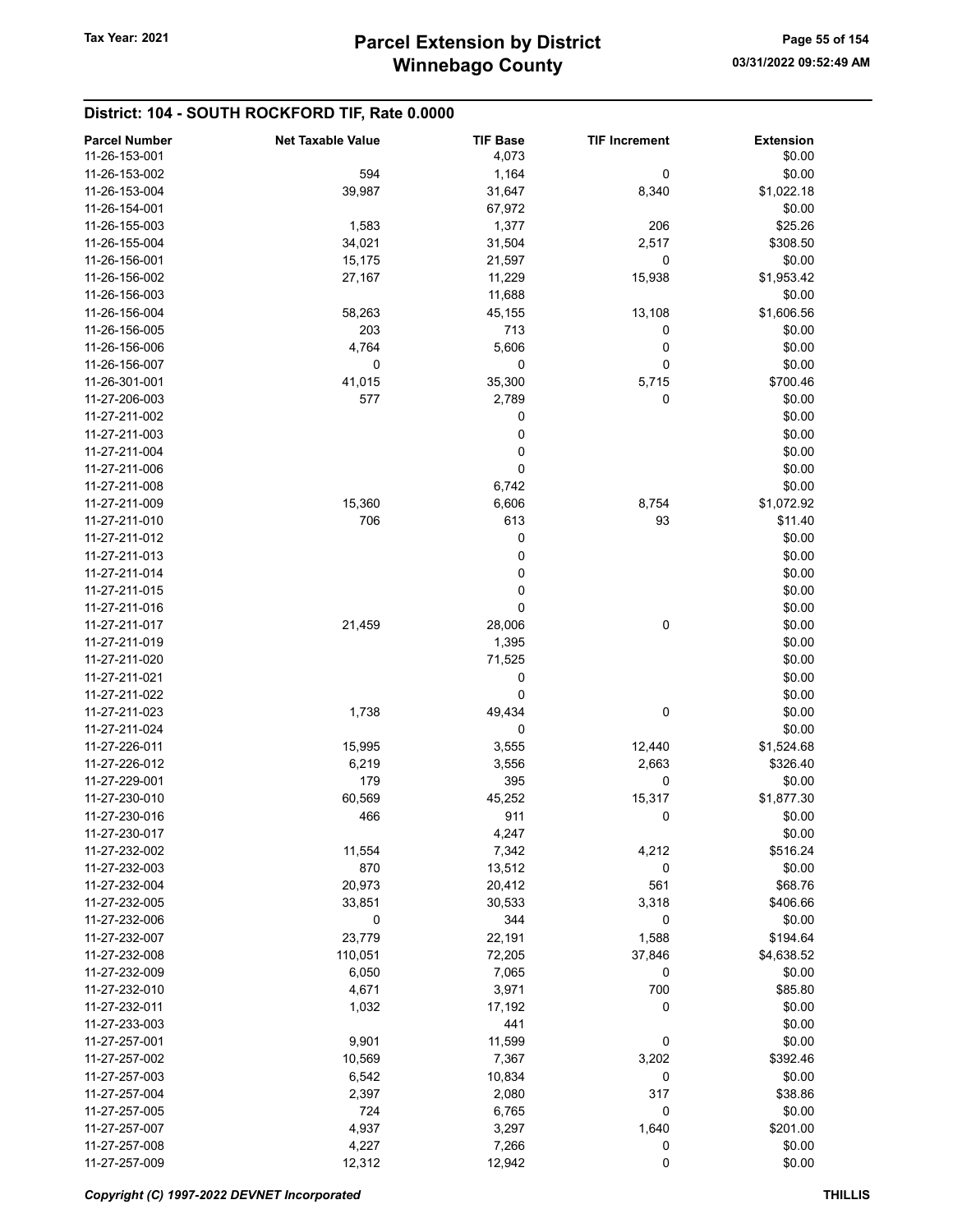## District: 104 - SOUTH ROCKFORD TIF, Rate 0.0000

| Parcel Number | Net Taxable Value | TIF Base | TIF Increment | Extension |
|---|---|---|---|---|
| 11-26-153-001 | | 4,073 | | $0.00 |
| 11-26-153-002 | 594 | 1,164 | 0 | $0.00 |
| 11-26-153-004 | 39,987 | 31,647 | 8,340 | $1,022.18 |
| 11-26-154-001 | | 67,972 | | $0.00 |
| 11-26-155-003 | 1,583 | 1,377 | 206 | $25.26 |
| 11-26-155-004 | 34,021 | 31,504 | 2,517 | $308.50 |
| 11-26-156-001 | 15,175 | 21,597 | 0 | $0.00 |
| 11-26-156-002 | 27,167 | 11,229 | 15,938 | $1,953.42 |
| 11-26-156-003 | | 11,688 | | $0.00 |
| 11-26-156-004 | 58,263 | 45,155 | 13,108 | $1,606.56 |
| 11-26-156-005 | 203 | 713 | 0 | $0.00 |
| 11-26-156-006 | 4,764 | 5,606 | 0 | $0.00 |
| 11-26-156-007 | 0 | 0 | 0 | $0.00 |
| 11-26-301-001 | 41,015 | 35,300 | 5,715 | $700.46 |
| 11-27-206-003 | 577 | 2,789 | 0 | $0.00 |
| 11-27-211-002 | | 0 | | $0.00 |
| 11-27-211-003 | | 0 | | $0.00 |
| 11-27-211-004 | | 0 | | $0.00 |
| 11-27-211-006 | | 0 | | $0.00 |
| 11-27-211-008 | | 6,742 | | $0.00 |
| 11-27-211-009 | 15,360 | 6,606 | 8,754 | $1,072.92 |
| 11-27-211-010 | 706 | 613 | 93 | $11.40 |
| 11-27-211-012 | | 0 | | $0.00 |
| 11-27-211-013 | | 0 | | $0.00 |
| 11-27-211-014 | | 0 | | $0.00 |
| 11-27-211-015 | | 0 | | $0.00 |
| 11-27-211-016 | | 0 | | $0.00 |
| 11-27-211-017 | 21,459 | 28,006 | 0 | $0.00 |
| 11-27-211-019 | | 1,395 | | $0.00 |
| 11-27-211-020 | | 71,525 | | $0.00 |
| 11-27-211-021 | | 0 | | $0.00 |
| 11-27-211-022 | | 0 | | $0.00 |
| 11-27-211-023 | 1,738 | 49,434 | 0 | $0.00 |
| 11-27-211-024 | | 0 | | $0.00 |
| 11-27-226-011 | 15,995 | 3,555 | 12,440 | $1,524.68 |
| 11-27-226-012 | 6,219 | 3,556 | 2,663 | $326.40 |
| 11-27-229-001 | 179 | 395 | 0 | $0.00 |
| 11-27-230-010 | 60,569 | 45,252 | 15,317 | $1,877.30 |
| 11-27-230-016 | 466 | 911 | 0 | $0.00 |
| 11-27-230-017 | | 4,247 | | $0.00 |
| 11-27-232-002 | 11,554 | 7,342 | 4,212 | $516.24 |
| 11-27-232-003 | 870 | 13,512 | 0 | $0.00 |
| 11-27-232-004 | 20,973 | 20,412 | 561 | $68.76 |
| 11-27-232-005 | 33,851 | 30,533 | 3,318 | $406.66 |
| 11-27-232-006 | 0 | 344 | 0 | $0.00 |
| 11-27-232-007 | 23,779 | 22,191 | 1,588 | $194.64 |
| 11-27-232-008 | 110,051 | 72,205 | 37,846 | $4,638.52 |
| 11-27-232-009 | 6,050 | 7,065 | 0 | $0.00 |
| 11-27-232-010 | 4,671 | 3,971 | 700 | $85.80 |
| 11-27-232-011 | 1,032 | 17,192 | 0 | $0.00 |
| 11-27-233-003 | | 441 | | $0.00 |
| 11-27-257-001 | 9,901 | 11,599 | 0 | $0.00 |
| 11-27-257-002 | 10,569 | 7,367 | 3,202 | $392.46 |
| 11-27-257-003 | 6,542 | 10,834 | 0 | $0.00 |
| 11-27-257-004 | 2,397 | 2,080 | 317 | $38.86 |
| 11-27-257-005 | 724 | 6,765 | 0 | $0.00 |
| 11-27-257-007 | 4,937 | 3,297 | 1,640 | $201.00 |
| 11-27-257-008 | 4,227 | 7,266 | 0 | $0.00 |
| 11-27-257-009 | 12,312 | 12,942 | 0 | $0.00 |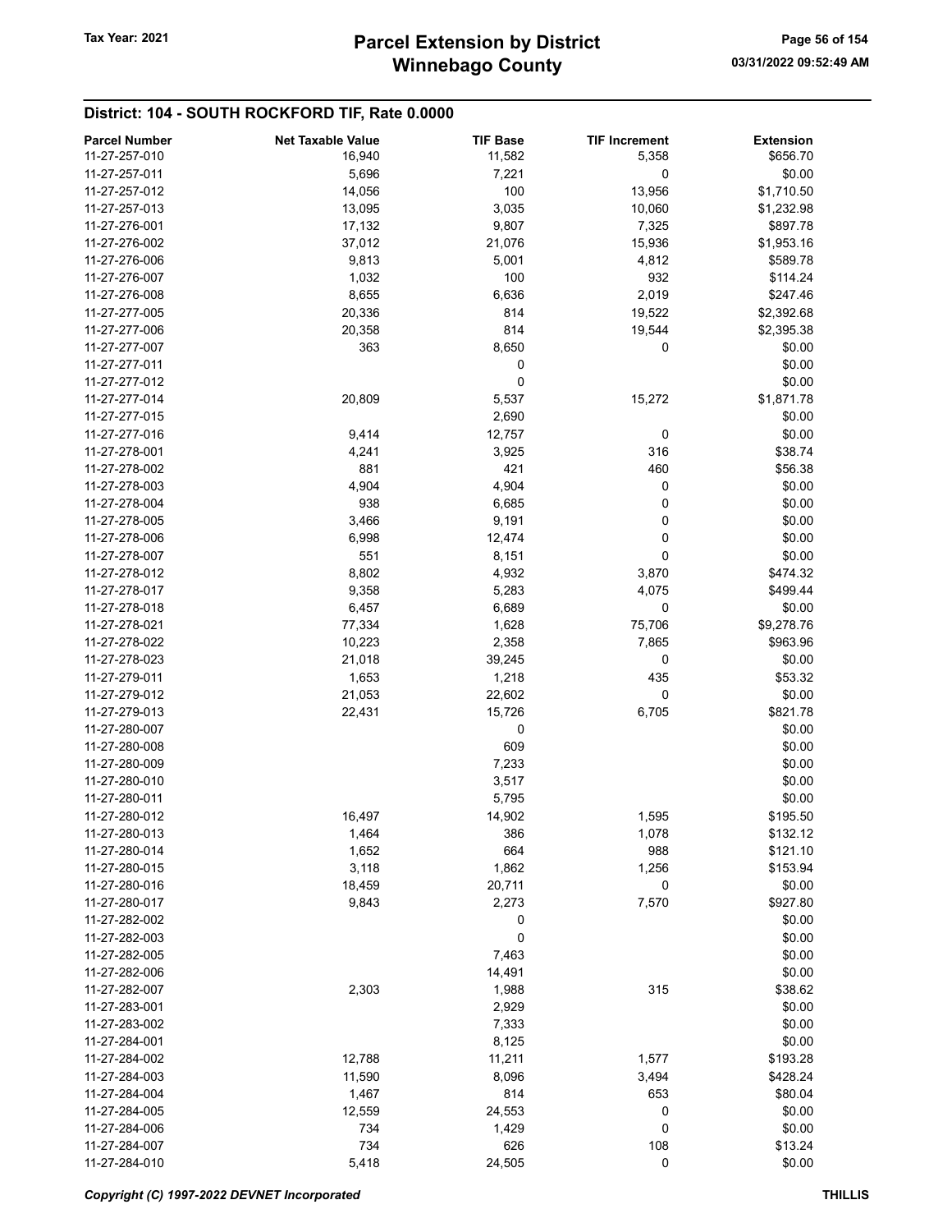## District: 104 - SOUTH ROCKFORD TIF, Rate 0.0000

| Parcel Number | Net Taxable Value | TIF Base | TIF Increment | Extension |
|---|---|---|---|---|
| 11-27-257-010 | 16,940 | 11,582 | 5,358 | $656.70 |
| 11-27-257-011 | 5,696 | 7,221 | 0 | $0.00 |
| 11-27-257-012 | 14,056 | 100 | 13,956 | $1,710.50 |
| 11-27-257-013 | 13,095 | 3,035 | 10,060 | $1,232.98 |
| 11-27-276-001 | 17,132 | 9,807 | 7,325 | $897.78 |
| 11-27-276-002 | 37,012 | 21,076 | 15,936 | $1,953.16 |
| 11-27-276-006 | 9,813 | 5,001 | 4,812 | $589.78 |
| 11-27-276-007 | 1,032 | 100 | 932 | $114.24 |
| 11-27-276-008 | 8,655 | 6,636 | 2,019 | $247.46 |
| 11-27-277-005 | 20,336 | 814 | 19,522 | $2,392.68 |
| 11-27-277-006 | 20,358 | 814 | 19,544 | $2,395.38 |
| 11-27-277-007 | 363 | 8,650 | 0 | $0.00 |
| 11-27-277-011 | | 0 | | $0.00 |
| 11-27-277-012 | | 0 | | $0.00 |
| 11-27-277-014 | 20,809 | 5,537 | 15,272 | $1,871.78 |
| 11-27-277-015 | | 2,690 | | $0.00 |
| 11-27-277-016 | 9,414 | 12,757 | 0 | $0.00 |
| 11-27-278-001 | 4,241 | 3,925 | 316 | $38.74 |
| 11-27-278-002 | 881 | 421 | 460 | $56.38 |
| 11-27-278-003 | 4,904 | 4,904 | 0 | $0.00 |
| 11-27-278-004 | 938 | 6,685 | 0 | $0.00 |
| 11-27-278-005 | 3,466 | 9,191 | 0 | $0.00 |
| 11-27-278-006 | 6,998 | 12,474 | 0 | $0.00 |
| 11-27-278-007 | 551 | 8,151 | 0 | $0.00 |
| 11-27-278-012 | 8,802 | 4,932 | 3,870 | $474.32 |
| 11-27-278-017 | 9,358 | 5,283 | 4,075 | $499.44 |
| 11-27-278-018 | 6,457 | 6,689 | 0 | $0.00 |
| 11-27-278-021 | 77,334 | 1,628 | 75,706 | $9,278.76 |
| 11-27-278-022 | 10,223 | 2,358 | 7,865 | $963.96 |
| 11-27-278-023 | 21,018 | 39,245 | 0 | $0.00 |
| 11-27-279-011 | 1,653 | 1,218 | 435 | $53.32 |
| 11-27-279-012 | 21,053 | 22,602 | 0 | $0.00 |
| 11-27-279-013 | 22,431 | 15,726 | 6,705 | $821.78 |
| 11-27-280-007 | | 0 | | $0.00 |
| 11-27-280-008 | | 609 | | $0.00 |
| 11-27-280-009 | | 7,233 | | $0.00 |
| 11-27-280-010 | | 3,517 | | $0.00 |
| 11-27-280-011 | | 5,795 | | $0.00 |
| 11-27-280-012 | 16,497 | 14,902 | 1,595 | $195.50 |
| 11-27-280-013 | 1,464 | 386 | 1,078 | $132.12 |
| 11-27-280-014 | 1,652 | 664 | 988 | $121.10 |
| 11-27-280-015 | 3,118 | 1,862 | 1,256 | $153.94 |
| 11-27-280-016 | 18,459 | 20,711 | 0 | $0.00 |
| 11-27-280-017 | 9,843 | 2,273 | 7,570 | $927.80 |
| 11-27-282-002 | | 0 | | $0.00 |
| 11-27-282-003 | | 0 | | $0.00 |
| 11-27-282-005 | | 7,463 | | $0.00 |
| 11-27-282-006 | | 14,491 | | $0.00 |
| 11-27-282-007 | 2,303 | 1,988 | 315 | $38.62 |
| 11-27-283-001 | | 2,929 | | $0.00 |
| 11-27-283-002 | | 7,333 | | $0.00 |
| 11-27-284-001 | | 8,125 | | $0.00 |
| 11-27-284-002 | 12,788 | 11,211 | 1,577 | $193.28 |
| 11-27-284-003 | 11,590 | 8,096 | 3,494 | $428.24 |
| 11-27-284-004 | 1,467 | 814 | 653 | $80.04 |
| 11-27-284-005 | 12,559 | 24,553 | 0 | $0.00 |
| 11-27-284-006 | 734 | 1,429 | 0 | $0.00 |
| 11-27-284-007 | 734 | 626 | 108 | $13.24 |
| 11-27-284-010 | 5,418 | 24,505 | 0 | $0.00 |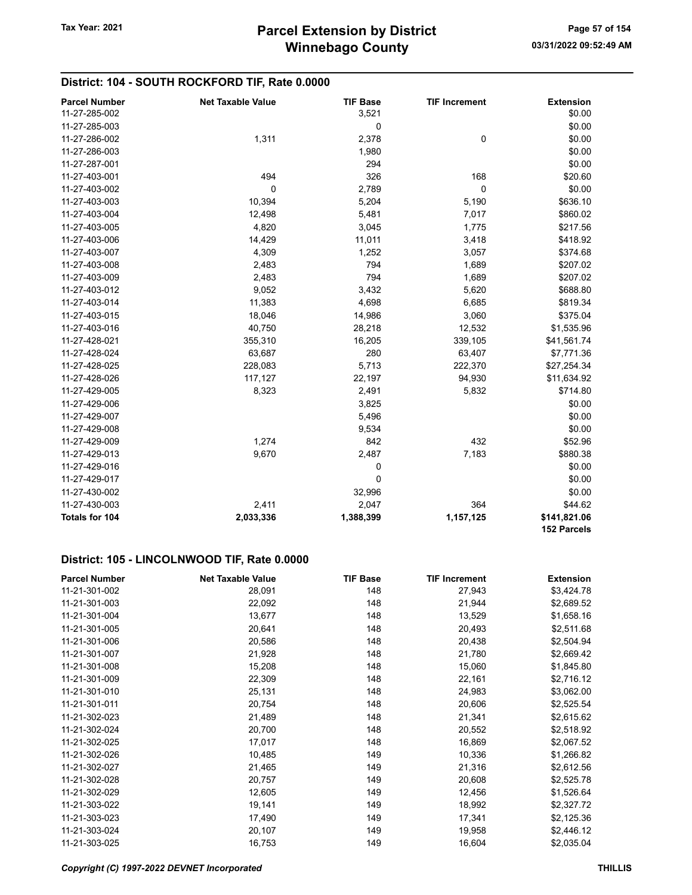## District: 104 - SOUTH ROCKFORD TIF, Rate 0.0000

| Parcel Number | Net Taxable Value | TIF Base | TIF Increment | Extension |
|---|---|---|---|---|
| 11-27-285-002 | | 3,521 | | $0.00 |
| 11-27-285-003 | | 0 | | $0.00 |
| 11-27-286-002 | 1,311 | 2,378 | 0 | $0.00 |
| 11-27-286-003 | | 1,980 | | $0.00 |
| 11-27-287-001 | | 294 | | $0.00 |
| 11-27-403-001 | 494 | 326 | 168 | $20.60 |
| 11-27-403-002 | 0 | 2,789 | 0 | $0.00 |
| 11-27-403-003 | 10,394 | 5,204 | 5,190 | $636.10 |
| 11-27-403-004 | 12,498 | 5,481 | 7,017 | $860.02 |
| 11-27-403-005 | 4,820 | 3,045 | 1,775 | $217.56 |
| 11-27-403-006 | 14,429 | 11,011 | 3,418 | $418.92 |
| 11-27-403-007 | 4,309 | 1,252 | 3,057 | $374.68 |
| 11-27-403-008 | 2,483 | 794 | 1,689 | $207.02 |
| 11-27-403-009 | 2,483 | 794 | 1,689 | $207.02 |
| 11-27-403-012 | 9,052 | 3,432 | 5,620 | $688.80 |
| 11-27-403-014 | 11,383 | 4,698 | 6,685 | $819.34 |
| 11-27-403-015 | 18,046 | 14,986 | 3,060 | $375.04 |
| 11-27-403-016 | 40,750 | 28,218 | 12,532 | $1,535.96 |
| 11-27-428-021 | 355,310 | 16,205 | 339,105 | $41,561.74 |
| 11-27-428-024 | 63,687 | 280 | 63,407 | $7,771.36 |
| 11-27-428-025 | 228,083 | 5,713 | 222,370 | $27,254.34 |
| 11-27-428-026 | 117,127 | 22,197 | 94,930 | $11,634.92 |
| 11-27-429-005 | 8,323 | 2,491 | 5,832 | $714.80 |
| 11-27-429-006 | | 3,825 | | $0.00 |
| 11-27-429-007 | | 5,496 | | $0.00 |
| 11-27-429-008 | | 9,534 | | $0.00 |
| 11-27-429-009 | 1,274 | 842 | 432 | $52.96 |
| 11-27-429-013 | 9,670 | 2,487 | 7,183 | $880.38 |
| 11-27-429-016 | | 0 | | $0.00 |
| 11-27-429-017 | | 0 | | $0.00 |
| 11-27-430-002 | | 32,996 | | $0.00 |
| 11-27-430-003 | 2,411 | 2,047 | 364 | $44.62 |
| **Totals for 104** | **2,033,336** | **1,388,399** | **1,157,125** | **$141,821.06** |
| | | | | **152 Parcels** |

## District: 105 - LINCOLNWOOD TIF, Rate 0.0000

| Parcel Number | Net Taxable Value | TIF Base | TIF Increment | Extension |
|---|---|---|---|---|
| 11-21-301-002 | 28,091 | 148 | 27,943 | $3,424.78 |
| 11-21-301-003 | 22,092 | 148 | 21,944 | $2,689.52 |
| 11-21-301-004 | 13,677 | 148 | 13,529 | $1,658.16 |
| 11-21-301-005 | 20,641 | 148 | 20,493 | $2,511.68 |
| 11-21-301-006 | 20,586 | 148 | 20,438 | $2,504.94 |
| 11-21-301-007 | 21,928 | 148 | 21,780 | $2,669.42 |
| 11-21-301-008 | 15,208 | 148 | 15,060 | $1,845.80 |
| 11-21-301-009 | 22,309 | 148 | 22,161 | $2,716.12 |
| 11-21-301-010 | 25,131 | 148 | 24,983 | $3,062.00 |
| 11-21-301-011 | 20,754 | 148 | 20,606 | $2,525.54 |
| 11-21-302-023 | 21,489 | 148 | 21,341 | $2,615.62 |
| 11-21-302-024 | 20,700 | 148 | 20,552 | $2,518.92 |
| 11-21-302-025 | 17,017 | 148 | 16,869 | $2,067.52 |
| 11-21-302-026 | 10,485 | 149 | 10,336 | $1,266.82 |
| 11-21-302-027 | 21,465 | 149 | 21,316 | $2,612.56 |
| 11-21-302-028 | 20,757 | 149 | 20,608 | $2,525.78 |
| 11-21-302-029 | 12,605 | 149 | 12,456 | $1,526.64 |
| 11-21-303-022 | 19,141 | 149 | 18,992 | $2,327.72 |
| 11-21-303-023 | 17,490 | 149 | 17,341 | $2,125.36 |
| 11-21-303-024 | 20,107 | 149 | 19,958 | $2,446.12 |
| 11-21-303-025 | 16,753 | 149 | 16,604 | $2,035.04 |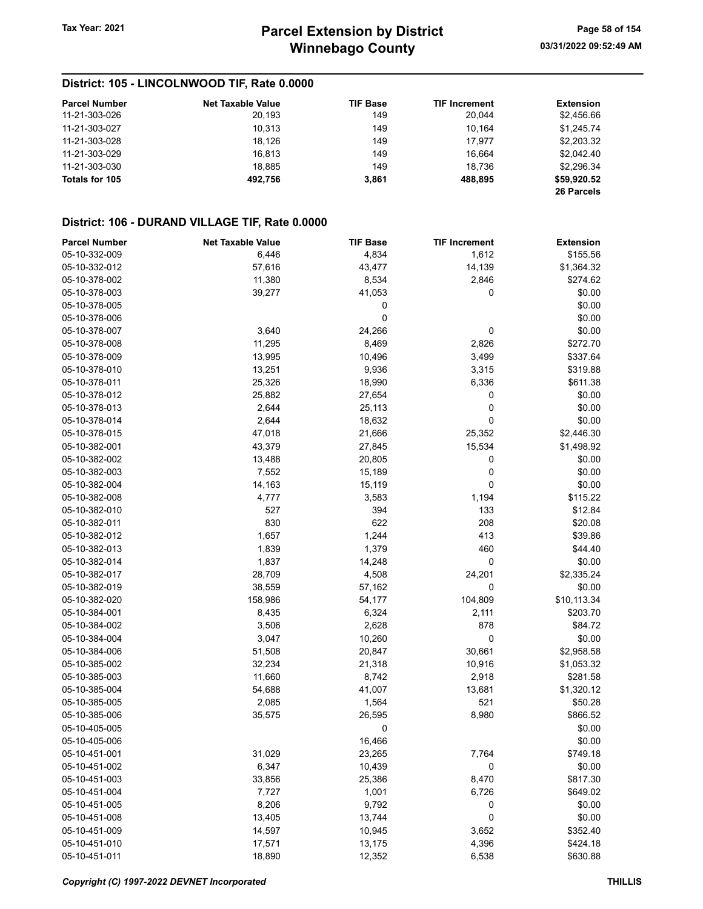## District: 105 - LINCOLNWOOD TIF, Rate 0.0000

| Parcel Number | Net Taxable Value | TIF Base | TIF Increment | Extension |
|---|---|---|---|---|
| 11-21-303-026 | 20,193 | 149 | 20,044 | $2,456.66 |
| 11-21-303-027 | 10,313 | 149 | 10,164 | $1,245.74 |
| 11-21-303-028 | 18,126 | 149 | 17,977 | $2,203.32 |
| 11-21-303-029 | 16,813 | 149 | 16,664 | $2,042.40 |
| 11-21-303-030 | 18,885 | 149 | 18,736 | $2,296.34 |
| **Totals for 105** | **492,756** | **3,861** | **488,895** | **$59,920.52** |
| | | | | **26 Parcels** |

## District: 106 - DURAND VILLAGE TIF, Rate 0.0000

| Parcel Number | Net Taxable Value | TIF Base | TIF Increment | Extension |
|---|---|---|---|---|
| 05-10-332-009 | 6,446 | 4,834 | 1,612 | $155.56 |
| 05-10-332-012 | 57,616 | 43,477 | 14,139 | $1,364.32 |
| 05-10-378-002 | 11,380 | 8,534 | 2,846 | $274.62 |
| 05-10-378-003 | 39,277 | 41,053 | 0 | $0.00 |
| 05-10-378-005 | | 0 | | $0.00 |
| 05-10-378-006 | | 0 | | $0.00 |
| 05-10-378-007 | 3,640 | 24,266 | 0 | $0.00 |
| 05-10-378-008 | 11,295 | 8,469 | 2,826 | $272.70 |
| 05-10-378-009 | 13,995 | 10,496 | 3,499 | $337.64 |
| 05-10-378-010 | 13,251 | 9,936 | 3,315 | $319.88 |
| 05-10-378-011 | 25,326 | 18,990 | 6,336 | $611.38 |
| 05-10-378-012 | 25,882 | 27,654 | 0 | $0.00 |
| 05-10-378-013 | 2,644 | 25,113 | 0 | $0.00 |
| 05-10-378-014 | 2,644 | 18,632 | 0 | $0.00 |
| 05-10-378-015 | 47,018 | 21,666 | 25,352 | $2,446.30 |
| 05-10-382-001 | 43,379 | 27,845 | 15,534 | $1,498.92 |
| 05-10-382-002 | 13,488 | 20,805 | 0 | $0.00 |
| 05-10-382-003 | 7,552 | 15,189 | 0 | $0.00 |
| 05-10-382-004 | 14,163 | 15,119 | 0 | $0.00 |
| 05-10-382-008 | 4,777 | 3,583 | 1,194 | $115.22 |
| 05-10-382-010 | 527 | 394 | 133 | $12.84 |
| 05-10-382-011 | 830 | 622 | 208 | $20.08 |
| 05-10-382-012 | 1,657 | 1,244 | 413 | $39.86 |
| 05-10-382-013 | 1,839 | 1,379 | 460 | $44.40 |
| 05-10-382-014 | 1,837 | 14,248 | 0 | $0.00 |
| 05-10-382-017 | 28,709 | 4,508 | 24,201 | $2,335.24 |
| 05-10-382-019 | 38,559 | 57,162 | 0 | $0.00 |
| 05-10-382-020 | 158,986 | 54,177 | 104,809 | $10,113.34 |
| 05-10-384-001 | 8,435 | 6,324 | 2,111 | $203.70 |
| 05-10-384-002 | 3,506 | 2,628 | 878 | $84.72 |
| 05-10-384-004 | 3,047 | 10,260 | 0 | $0.00 |
| 05-10-384-006 | 51,508 | 20,847 | 30,661 | $2,958.58 |
| 05-10-385-002 | 32,234 | 21,318 | 10,916 | $1,053.32 |
| 05-10-385-003 | 11,660 | 8,742 | 2,918 | $281.58 |
| 05-10-385-004 | 54,688 | 41,007 | 13,681 | $1,320.12 |
| 05-10-385-005 | 2,085 | 1,564 | 521 | $50.28 |
| 05-10-385-006 | 35,575 | 26,595 | 8,980 | $866.52 |
| 05-10-405-005 | | 0 | | $0.00 |
| 05-10-405-006 | | 16,466 | | $0.00 |
| 05-10-451-001 | 31,029 | 23,265 | 7,764 | $749.18 |
| 05-10-451-002 | 6,347 | 10,439 | 0 | $0.00 |
| 05-10-451-003 | 33,856 | 25,386 | 8,470 | $817.30 |
| 05-10-451-004 | 7,727 | 1,001 | 6,726 | $649.02 |
| 05-10-451-005 | 8,206 | 9,792 | 0 | $0.00 |
| 05-10-451-008 | 13,405 | 13,744 | 0 | $0.00 |
| 05-10-451-009 | 14,597 | 10,945 | 3,652 | $352.40 |
| 05-10-451-010 | 17,571 | 13,175 | 4,396 | $424.18 |
| 05-10-451-011 | 18,890 | 12,352 | 6,538 | $630.88 |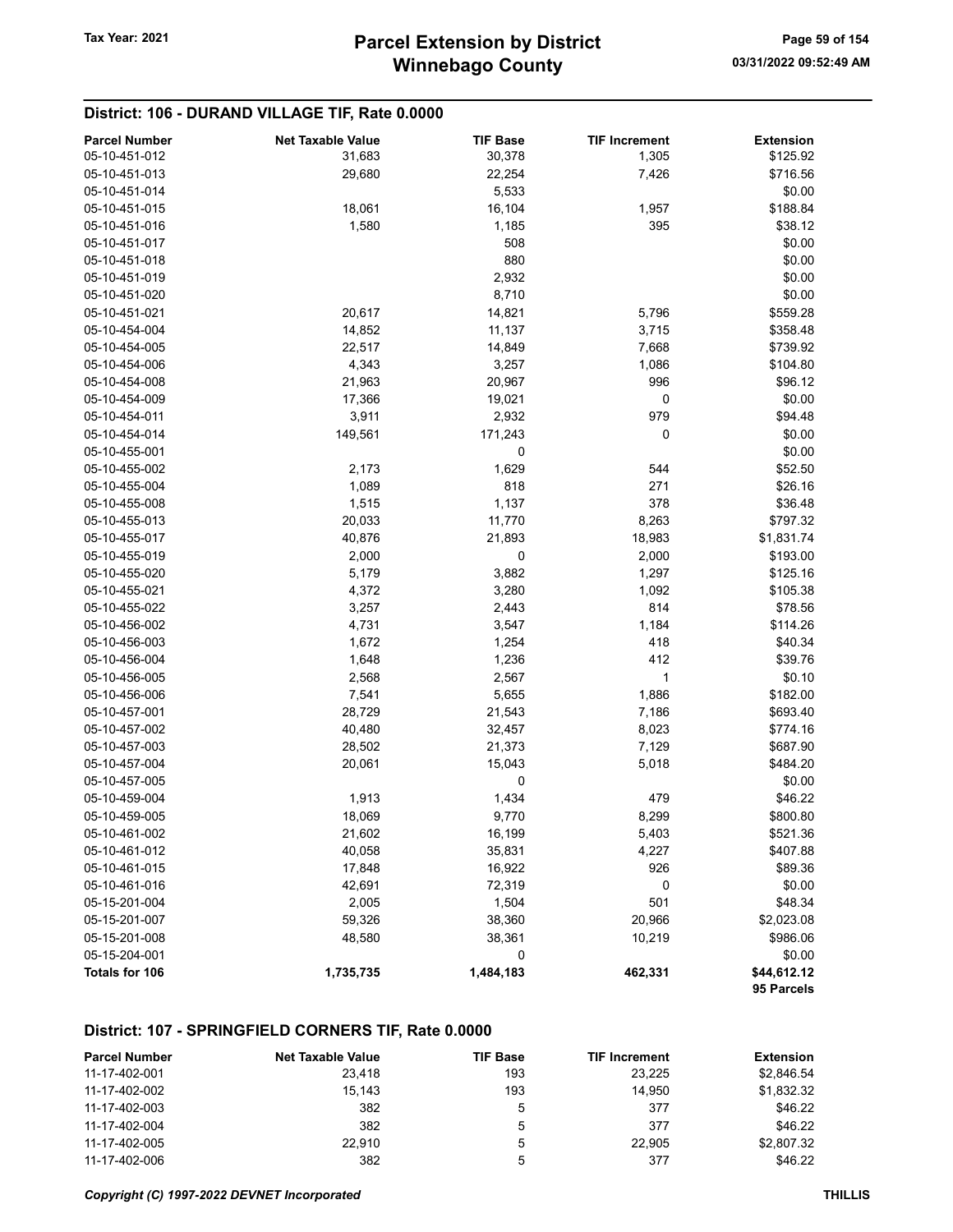## District: 106 - DURAND VILLAGE TIF, Rate 0.0000

| Parcel Number | Net Taxable Value | TIF Base | TIF Increment | Extension |
|---|---|---|---|---|
| 05-10-451-012 | 31,683 | 30,378 | 1,305 | $125.92 |
| 05-10-451-013 | 29,680 | 22,254 | 7,426 | $716.56 |
| 05-10-451-014 | | 5,533 | | $0.00 |
| 05-10-451-015 | 18,061 | 16,104 | 1,957 | $188.84 |
| 05-10-451-016 | 1,580 | 1,185 | 395 | $38.12 |
| 05-10-451-017 | | 508 | | $0.00 |
| 05-10-451-018 | | 880 | | $0.00 |
| 05-10-451-019 | | 2,932 | | $0.00 |
| 05-10-451-020 | | 8,710 | | $0.00 |
| 05-10-451-021 | 20,617 | 14,821 | 5,796 | $559.28 |
| 05-10-454-004 | 14,852 | 11,137 | 3,715 | $358.48 |
| 05-10-454-005 | 22,517 | 14,849 | 7,668 | $739.92 |
| 05-10-454-006 | 4,343 | 3,257 | 1,086 | $104.80 |
| 05-10-454-008 | 21,963 | 20,967 | 996 | $96.12 |
| 05-10-454-009 | 17,366 | 19,021 | 0 | $0.00 |
| 05-10-454-011 | 3,911 | 2,932 | 979 | $94.48 |
| 05-10-454-014 | 149,561 | 171,243 | 0 | $0.00 |
| 05-10-455-001 | | 0 | | $0.00 |
| 05-10-455-002 | 2,173 | 1,629 | 544 | $52.50 |
| 05-10-455-004 | 1,089 | 818 | 271 | $26.16 |
| 05-10-455-008 | 1,515 | 1,137 | 378 | $36.48 |
| 05-10-455-013 | 20,033 | 11,770 | 8,263 | $797.32 |
| 05-10-455-017 | 40,876 | 21,893 | 18,983 | $1,831.74 |
| 05-10-455-019 | 2,000 | 0 | 2,000 | $193.00 |
| 05-10-455-020 | 5,179 | 3,882 | 1,297 | $125.16 |
| 05-10-455-021 | 4,372 | 3,280 | 1,092 | $105.38 |
| 05-10-455-022 | 3,257 | 2,443 | 814 | $78.56 |
| 05-10-456-002 | 4,731 | 3,547 | 1,184 | $114.26 |
| 05-10-456-003 | 1,672 | 1,254 | 418 | $40.34 |
| 05-10-456-004 | 1,648 | 1,236 | 412 | $39.76 |
| 05-10-456-005 | 2,568 | 2,567 | 1 | $0.10 |
| 05-10-456-006 | 7,541 | 5,655 | 1,886 | $182.00 |
| 05-10-457-001 | 28,729 | 21,543 | 7,186 | $693.40 |
| 05-10-457-002 | 40,480 | 32,457 | 8,023 | $774.16 |
| 05-10-457-003 | 28,502 | 21,373 | 7,129 | $687.90 |
| 05-10-457-004 | 20,061 | 15,043 | 5,018 | $484.20 |
| 05-10-457-005 | | 0 | | $0.00 |
| 05-10-459-004 | 1,913 | 1,434 | 479 | $46.22 |
| 05-10-459-005 | 18,069 | 9,770 | 8,299 | $800.80 |
| 05-10-461-002 | 21,602 | 16,199 | 5,403 | $521.36 |
| 05-10-461-012 | 40,058 | 35,831 | 4,227 | $407.88 |
| 05-10-461-015 | 17,848 | 16,922 | 926 | $89.36 |
| 05-10-461-016 | 42,691 | 72,319 | 0 | $0.00 |
| 05-15-201-004 | 2,005 | 1,504 | 501 | $48.34 |
| 05-15-201-007 | 59,326 | 38,360 | 20,966 | $2,023.08 |
| 05-15-201-008 | 48,580 | 38,361 | 10,219 | $986.06 |
| 05-15-204-001 | | 0 | | $0.00 |
| **Totals for 106** | **1,735,735** | **1,484,183** | **462,331** | **$44,612.12** |
| | | | | **95 Parcels** |

## District: 107 - SPRINGFIELD CORNERS TIF, Rate 0.0000

| Parcel Number | Net Taxable Value | TIF Base | TIF Increment | Extension |
|---|---|---|---|---|
| 11-17-402-001 | 23,418 | 193 | 23,225 | $2,846.54 |
| 11-17-402-002 | 15,143 | 193 | 14,950 | $1,832.32 |
| 11-17-402-003 | 382 | 5 | 377 | $46.22 |
| 11-17-402-004 | 382 | 5 | 377 | $46.22 |
| 11-17-402-005 | 22,910 | 5 | 22,905 | $2,807.32 |
| 11-17-402-006 | 382 | 5 | 377 | $46.22 |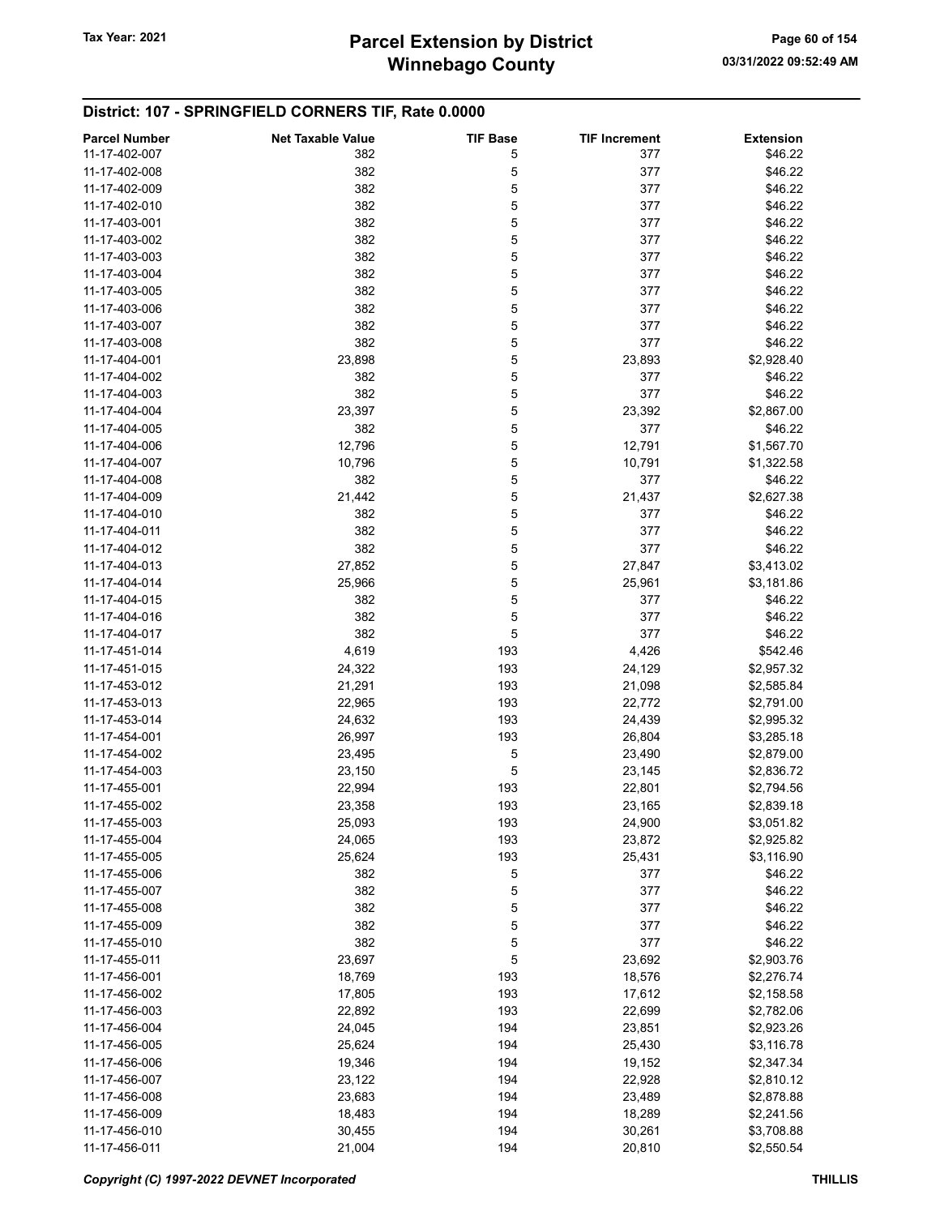## District: 107 - SPRINGFIELD CORNERS TIF, Rate 0.0000

| Parcel Number | Net Taxable Value | TIF Base | TIF Increment | Extension |
|---|---|---|---|---|
| 11-17-402-007 | 382 | 5 | 377 | $46.22 |
| 11-17-402-008 | 382 | 5 | 377 | $46.22 |
| 11-17-402-009 | 382 | 5 | 377 | $46.22 |
| 11-17-402-010 | 382 | 5 | 377 | $46.22 |
| 11-17-403-001 | 382 | 5 | 377 | $46.22 |
| 11-17-403-002 | 382 | 5 | 377 | $46.22 |
| 11-17-403-003 | 382 | 5 | 377 | $46.22 |
| 11-17-403-004 | 382 | 5 | 377 | $46.22 |
| 11-17-403-005 | 382 | 5 | 377 | $46.22 |
| 11-17-403-006 | 382 | 5 | 377 | $46.22 |
| 11-17-403-007 | 382 | 5 | 377 | $46.22 |
| 11-17-403-008 | 382 | 5 | 377 | $46.22 |
| 11-17-404-001 | 23,898 | 5 | 23,893 | $2,928.40 |
| 11-17-404-002 | 382 | 5 | 377 | $46.22 |
| 11-17-404-003 | 382 | 5 | 377 | $46.22 |
| 11-17-404-004 | 23,397 | 5 | 23,392 | $2,867.00 |
| 11-17-404-005 | 382 | 5 | 377 | $46.22 |
| 11-17-404-006 | 12,796 | 5 | 12,791 | $1,567.70 |
| 11-17-404-007 | 10,796 | 5 | 10,791 | $1,322.58 |
| 11-17-404-008 | 382 | 5 | 377 | $46.22 |
| 11-17-404-009 | 21,442 | 5 | 21,437 | $2,627.38 |
| 11-17-404-010 | 382 | 5 | 377 | $46.22 |
| 11-17-404-011 | 382 | 5 | 377 | $46.22 |
| 11-17-404-012 | 382 | 5 | 377 | $46.22 |
| 11-17-404-013 | 27,852 | 5 | 27,847 | $3,413.02 |
| 11-17-404-014 | 25,966 | 5 | 25,961 | $3,181.86 |
| 11-17-404-015 | 382 | 5 | 377 | $46.22 |
| 11-17-404-016 | 382 | 5 | 377 | $46.22 |
| 11-17-404-017 | 382 | 5 | 377 | $46.22 |
| 11-17-451-014 | 4,619 | 193 | 4,426 | $542.46 |
| 11-17-451-015 | 24,322 | 193 | 24,129 | $2,957.32 |
| 11-17-453-012 | 21,291 | 193 | 21,098 | $2,585.84 |
| 11-17-453-013 | 22,965 | 193 | 22,772 | $2,791.00 |
| 11-17-453-014 | 24,632 | 193 | 24,439 | $2,995.32 |
| 11-17-454-001 | 26,997 | 193 | 26,804 | $3,285.18 |
| 11-17-454-002 | 23,495 | 5 | 23,490 | $2,879.00 |
| 11-17-454-003 | 23,150 | 5 | 23,145 | $2,836.72 |
| 11-17-455-001 | 22,994 | 193 | 22,801 | $2,794.56 |
| 11-17-455-002 | 23,358 | 193 | 23,165 | $2,839.18 |
| 11-17-455-003 | 25,093 | 193 | 24,900 | $3,051.82 |
| 11-17-455-004 | 24,065 | 193 | 23,872 | $2,925.82 |
| 11-17-455-005 | 25,624 | 193 | 25,431 | $3,116.90 |
| 11-17-455-006 | 382 | 5 | 377 | $46.22 |
| 11-17-455-007 | 382 | 5 | 377 | $46.22 |
| 11-17-455-008 | 382 | 5 | 377 | $46.22 |
| 11-17-455-009 | 382 | 5 | 377 | $46.22 |
| 11-17-455-010 | 382 | 5 | 377 | $46.22 |
| 11-17-455-011 | 23,697 | 5 | 23,692 | $2,903.76 |
| 11-17-456-001 | 18,769 | 193 | 18,576 | $2,276.74 |
| 11-17-456-002 | 17,805 | 193 | 17,612 | $2,158.58 |
| 11-17-456-003 | 22,892 | 193 | 22,699 | $2,782.06 |
| 11-17-456-004 | 24,045 | 194 | 23,851 | $2,923.26 |
| 11-17-456-005 | 25,624 | 194 | 25,430 | $3,116.78 |
| 11-17-456-006 | 19,346 | 194 | 19,152 | $2,347.34 |
| 11-17-456-007 | 23,122 | 194 | 22,928 | $2,810.12 |
| 11-17-456-008 | 23,683 | 194 | 23,489 | $2,878.88 |
| 11-17-456-009 | 18,483 | 194 | 18,289 | $2,241.56 |
| 11-17-456-010 | 30,455 | 194 | 30,261 | $3,708.88 |
| 11-17-456-011 | 21,004 | 194 | 20,810 | $2,550.54 |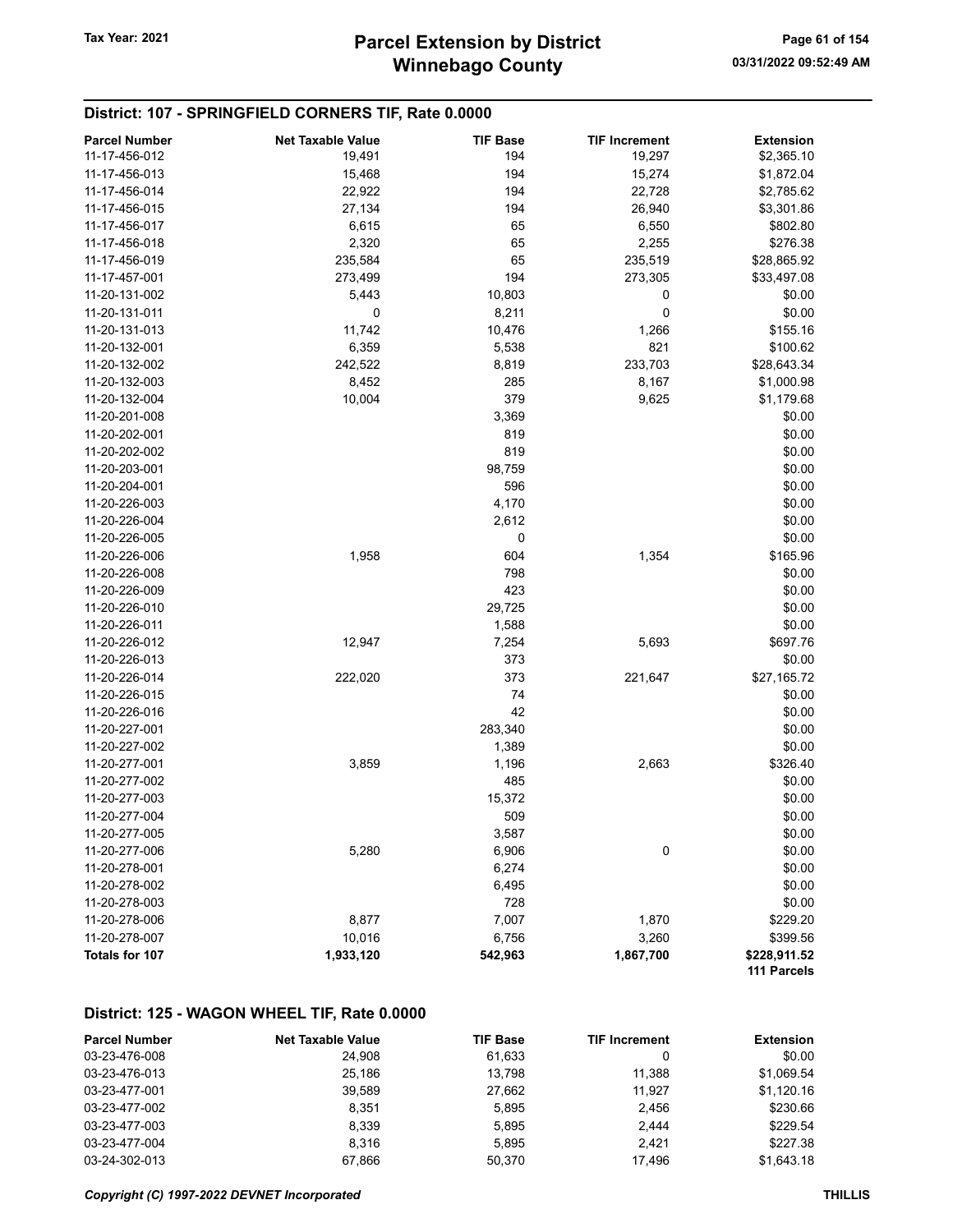## District: 107 - SPRINGFIELD CORNERS TIF, Rate 0.0000

| Parcel Number | Net Taxable Value | TIF Base | TIF Increment | Extension |
|---|---|---|---|---|
| 11-17-456-012 | 19,491 | 194 | 19,297 | $2,365.10 |
| 11-17-456-013 | 15,468 | 194 | 15,274 | $1,872.04 |
| 11-17-456-014 | 22,922 | 194 | 22,728 | $2,785.62 |
| 11-17-456-015 | 27,134 | 194 | 26,940 | $3,301.86 |
| 11-17-456-017 | 6,615 | 65 | 6,550 | $802.80 |
| 11-17-456-018 | 2,320 | 65 | 2,255 | $276.38 |
| 11-17-456-019 | 235,584 | 65 | 235,519 | $28,865.92 |
| 11-17-457-001 | 273,499 | 194 | 273,305 | $33,497.08 |
| 11-20-131-002 | 5,443 | 10,803 | 0 | $0.00 |
| 11-20-131-011 | 0 | 8,211 | 0 | $0.00 |
| 11-20-131-013 | 11,742 | 10,476 | 1,266 | $155.16 |
| 11-20-132-001 | 6,359 | 5,538 | 821 | $100.62 |
| 11-20-132-002 | 242,522 | 8,819 | 233,703 | $28,643.34 |
| 11-20-132-003 | 8,452 | 285 | 8,167 | $1,000.98 |
| 11-20-132-004 | 10,004 | 379 | 9,625 | $1,179.68 |
| 11-20-201-008 | | 3,369 | | $0.00 |
| 11-20-202-001 | | 819 | | $0.00 |
| 11-20-202-002 | | 819 | | $0.00 |
| 11-20-203-001 | | 98,759 | | $0.00 |
| 11-20-204-001 | | 596 | | $0.00 |
| 11-20-226-003 | | 4,170 | | $0.00 |
| 11-20-226-004 | | 2,612 | | $0.00 |
| 11-20-226-005 | | 0 | | $0.00 |
| 11-20-226-006 | 1,958 | 604 | 1,354 | $165.96 |
| 11-20-226-008 | | 798 | | $0.00 |
| 11-20-226-009 | | 423 | | $0.00 |
| 11-20-226-010 | | 29,725 | | $0.00 |
| 11-20-226-011 | | 1,588 | | $0.00 |
| 11-20-226-012 | 12,947 | 7,254 | 5,693 | $697.76 |
| 11-20-226-013 | | 373 | | $0.00 |
| 11-20-226-014 | 222,020 | 373 | 221,647 | $27,165.72 |
| 11-20-226-015 | | 74 | | $0.00 |
| 11-20-226-016 | | 42 | | $0.00 |
| 11-20-227-001 | | 283,340 | | $0.00 |
| 11-20-227-002 | | 1,389 | | $0.00 |
| 11-20-277-001 | 3,859 | 1,196 | 2,663 | $326.40 |
| 11-20-277-002 | | 485 | | $0.00 |
| 11-20-277-003 | | 15,372 | | $0.00 |
| 11-20-277-004 | | 509 | | $0.00 |
| 11-20-277-005 | | 3,587 | | $0.00 |
| 11-20-277-006 | 5,280 | 6,906 | 0 | $0.00 |
| 11-20-278-001 | | 6,274 | | $0.00 |
| 11-20-278-002 | | 6,495 | | $0.00 |
| 11-20-278-003 | | 728 | | $0.00 |
| 11-20-278-006 | 8,877 | 7,007 | 1,870 | $229.20 |
| 11-20-278-007 | 10,016 | 6,756 | 3,260 | $399.56 |
| **Totals for 107** | **1,933,120** | **542,963** | **1,867,700** | **$228,911.52** |
| | | | | **111 Parcels** |

## District: 125 - WAGON WHEEL TIF, Rate 0.0000

| Parcel Number | Net Taxable Value | TIF Base | TIF Increment | Extension |
|---|---|---|---|---|
| 03-23-476-008 | 24,908 | 61,633 | 0 | $0.00 |
| 03-23-476-013 | 25,186 | 13,798 | 11,388 | $1,069.54 |
| 03-23-477-001 | 39,589 | 27,662 | 11,927 | $1,120.16 |
| 03-23-477-002 | 8,351 | 5,895 | 2,456 | $230.66 |
| 03-23-477-003 | 8,339 | 5,895 | 2,444 | $229.54 |
| 03-23-477-004 | 8,316 | 5,895 | 2,421 | $227.38 |
| 03-24-302-013 | 67,866 | 50,370 | 17,496 | $1,643.18 |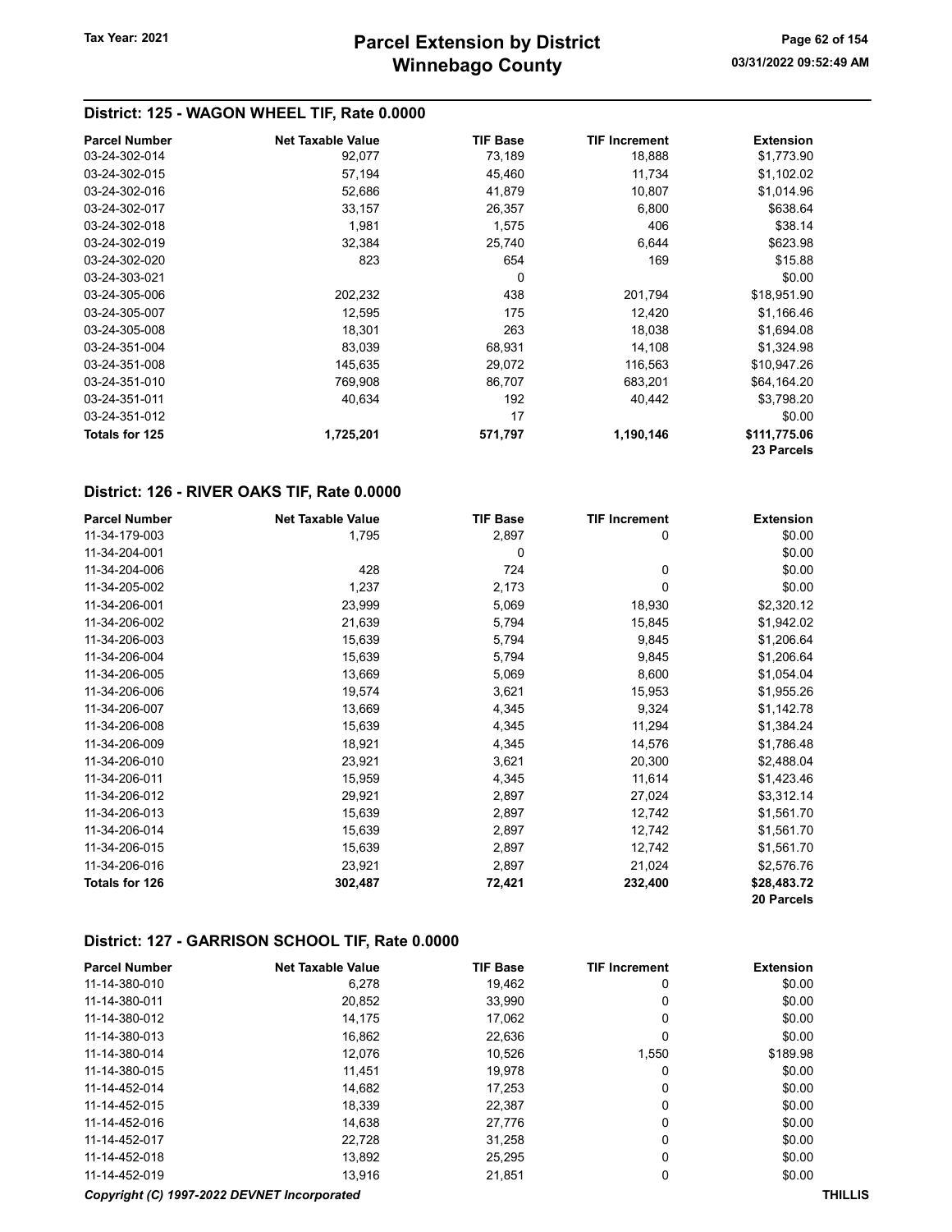## District: 125 - WAGON WHEEL TIF, Rate 0.0000

| Parcel Number | Net Taxable Value | TIF Base | TIF Increment | Extension |
|---|---|---|---|---|
| 03-24-302-014 | 92,077 | 73,189 | 18,888 | $1,773.90 |
| 03-24-302-015 | 57,194 | 45,460 | 11,734 | $1,102.02 |
| 03-24-302-016 | 52,686 | 41,879 | 10,807 | $1,014.96 |
| 03-24-302-017 | 33,157 | 26,357 | 6,800 | $638.64 |
| 03-24-302-018 | 1,981 | 1,575 | 406 | $38.14 |
| 03-24-302-019 | 32,384 | 25,740 | 6,644 | $623.98 |
| 03-24-302-020 | 823 | 654 | 169 | $15.88 |
| 03-24-303-021 | | 0 | | $0.00 |
| 03-24-305-006 | 202,232 | 438 | 201,794 | $18,951.90 |
| 03-24-305-007 | 12,595 | 175 | 12,420 | $1,166.46 |
| 03-24-305-008 | 18,301 | 263 | 18,038 | $1,694.08 |
| 03-24-351-004 | 83,039 | 68,931 | 14,108 | $1,324.98 |
| 03-24-351-008 | 145,635 | 29,072 | 116,563 | $10,947.26 |
| 03-24-351-010 | 769,908 | 86,707 | 683,201 | $64,164.20 |
| 03-24-351-011 | 40,634 | 192 | 40,442 | $3,798.20 |
| 03-24-351-012 | | 17 | | $0.00 |
| **Totals for 125** | **1,725,201** | **571,797** | **1,190,146** | **$111,775.06** |
| | | | | **23 Parcels** |

## District: 126 - RIVER OAKS TIF, Rate 0.0000

| Parcel Number | Net Taxable Value | TIF Base | TIF Increment | Extension |
|---|---|---|---|---|
| 11-34-179-003 | 1,795 | 2,897 | 0 | $0.00 |
| 11-34-204-001 | | 0 | | $0.00 |
| 11-34-204-006 | 428 | 724 | 0 | $0.00 |
| 11-34-205-002 | 1,237 | 2,173 | 0 | $0.00 |
| 11-34-206-001 | 23,999 | 5,069 | 18,930 | $2,320.12 |
| 11-34-206-002 | 21,639 | 5,794 | 15,845 | $1,942.02 |
| 11-34-206-003 | 15,639 | 5,794 | 9,845 | $1,206.64 |
| 11-34-206-004 | 15,639 | 5,794 | 9,845 | $1,206.64 |
| 11-34-206-005 | 13,669 | 5,069 | 8,600 | $1,054.04 |
| 11-34-206-006 | 19,574 | 3,621 | 15,953 | $1,955.26 |
| 11-34-206-007 | 13,669 | 4,345 | 9,324 | $1,142.78 |
| 11-34-206-008 | 15,639 | 4,345 | 11,294 | $1,384.24 |
| 11-34-206-009 | 18,921 | 4,345 | 14,576 | $1,786.48 |
| 11-34-206-010 | 23,921 | 3,621 | 20,300 | $2,488.04 |
| 11-34-206-011 | 15,959 | 4,345 | 11,614 | $1,423.46 |
| 11-34-206-012 | 29,921 | 2,897 | 27,024 | $3,312.14 |
| 11-34-206-013 | 15,639 | 2,897 | 12,742 | $1,561.70 |
| 11-34-206-014 | 15,639 | 2,897 | 12,742 | $1,561.70 |
| 11-34-206-015 | 15,639 | 2,897 | 12,742 | $1,561.70 |
| 11-34-206-016 | 23,921 | 2,897 | 21,024 | $2,576.76 |
| **Totals for 126** | **302,487** | **72,421** | **232,400** | **$28,483.72** |
| | | | | **20 Parcels** |

## District: 127 - GARRISON SCHOOL TIF, Rate 0.0000

| Parcel Number | Net Taxable Value | TIF Base | TIF Increment | Extension |
|---|---|---|---|---|
| 11-14-380-010 | 6,278 | 19,462 | 0 | $0.00 |
| 11-14-380-011 | 20,852 | 33,990 | 0 | $0.00 |
| 11-14-380-012 | 14,175 | 17,062 | 0 | $0.00 |
| 11-14-380-013 | 16,862 | 22,636 | 0 | $0.00 |
| 11-14-380-014 | 12,076 | 10,526 | 1,550 | $189.98 |
| 11-14-380-015 | 11,451 | 19,978 | 0 | $0.00 |
| 11-14-452-014 | 14,682 | 17,253 | 0 | $0.00 |
| 11-14-452-015 | 18,339 | 22,387 | 0 | $0.00 |
| 11-14-452-016 | 14,638 | 27,776 | 0 | $0.00 |
| 11-14-452-017 | 22,728 | 31,258 | 0 | $0.00 |
| 11-14-452-018 | 13,892 | 25,295 | 0 | $0.00 |
| 11-14-452-019 | 13,916 | 21,851 | 0 | $0.00 |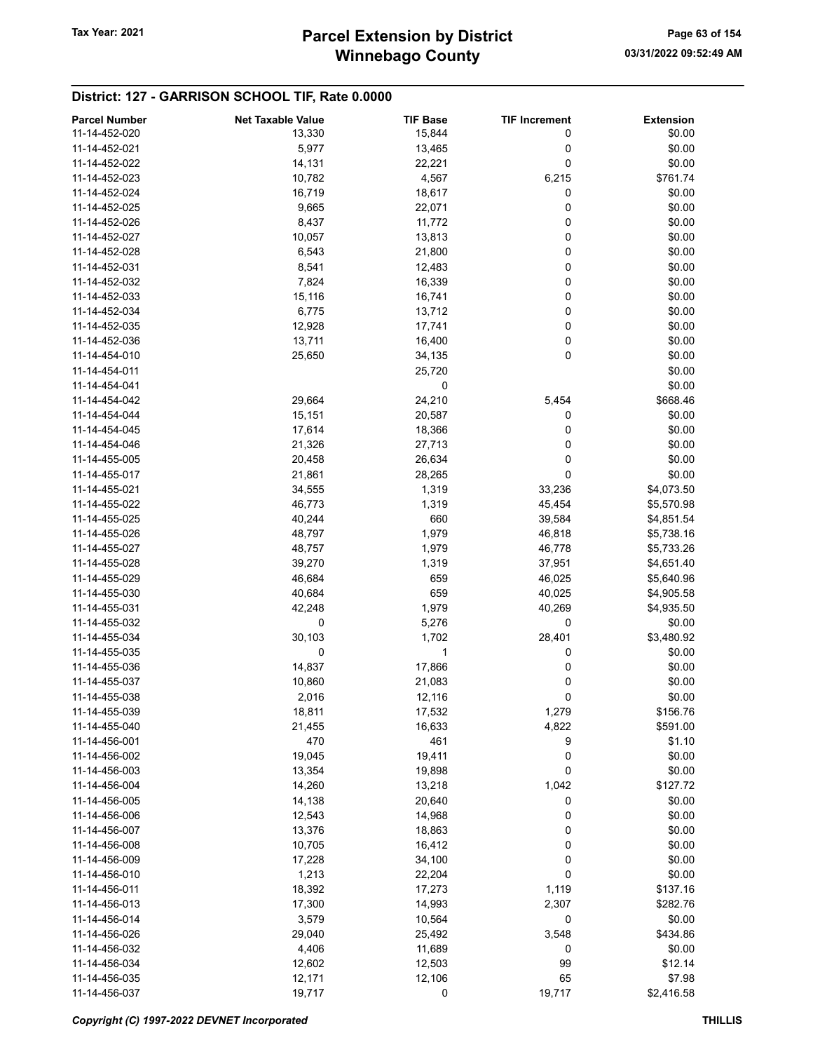## District: 127 - GARRISON SCHOOL TIF, Rate 0.0000

| Parcel Number | Net Taxable Value | TIF Base | TIF Increment | Extension |
|---|---|---|---|---|
| 11-14-452-020 | 13,330 | 15,844 | 0 | $0.00 |
| 11-14-452-021 | 5,977 | 13,465 | 0 | $0.00 |
| 11-14-452-022 | 14,131 | 22,221 | 0 | $0.00 |
| 11-14-452-023 | 10,782 | 4,567 | 6,215 | $761.74 |
| 11-14-452-024 | 16,719 | 18,617 | 0 | $0.00 |
| 11-14-452-025 | 9,665 | 22,071 | 0 | $0.00 |
| 11-14-452-026 | 8,437 | 11,772 | 0 | $0.00 |
| 11-14-452-027 | 10,057 | 13,813 | 0 | $0.00 |
| 11-14-452-028 | 6,543 | 21,800 | 0 | $0.00 |
| 11-14-452-031 | 8,541 | 12,483 | 0 | $0.00 |
| 11-14-452-032 | 7,824 | 16,339 | 0 | $0.00 |
| 11-14-452-033 | 15,116 | 16,741 | 0 | $0.00 |
| 11-14-452-034 | 6,775 | 13,712 | 0 | $0.00 |
| 11-14-452-035 | 12,928 | 17,741 | 0 | $0.00 |
| 11-14-452-036 | 13,711 | 16,400 | 0 | $0.00 |
| 11-14-454-010 | 25,650 | 34,135 | 0 | $0.00 |
| 11-14-454-011 | | 25,720 | | $0.00 |
| 11-14-454-041 | | 0 | | $0.00 |
| 11-14-454-042 | 29,664 | 24,210 | 5,454 | $668.46 |
| 11-14-454-044 | 15,151 | 20,587 | 0 | $0.00 |
| 11-14-454-045 | 17,614 | 18,366 | 0 | $0.00 |
| 11-14-454-046 | 21,326 | 27,713 | 0 | $0.00 |
| 11-14-455-005 | 20,458 | 26,634 | 0 | $0.00 |
| 11-14-455-017 | 21,861 | 28,265 | 0 | $0.00 |
| 11-14-455-021 | 34,555 | 1,319 | 33,236 | $4,073.50 |
| 11-14-455-022 | 46,773 | 1,319 | 45,454 | $5,570.98 |
| 11-14-455-025 | 40,244 | 660 | 39,584 | $4,851.54 |
| 11-14-455-026 | 48,797 | 1,979 | 46,818 | $5,738.16 |
| 11-14-455-027 | 48,757 | 1,979 | 46,778 | $5,733.26 |
| 11-14-455-028 | 39,270 | 1,319 | 37,951 | $4,651.40 |
| 11-14-455-029 | 46,684 | 659 | 46,025 | $5,640.96 |
| 11-14-455-030 | 40,684 | 659 | 40,025 | $4,905.58 |
| 11-14-455-031 | 42,248 | 1,979 | 40,269 | $4,935.50 |
| 11-14-455-032 | 0 | 5,276 | 0 | $0.00 |
| 11-14-455-034 | 30,103 | 1,702 | 28,401 | $3,480.92 |
| 11-14-455-035 | 0 | 1 | 0 | $0.00 |
| 11-14-455-036 | 14,837 | 17,866 | 0 | $0.00 |
| 11-14-455-037 | 10,860 | 21,083 | 0 | $0.00 |
| 11-14-455-038 | 2,016 | 12,116 | 0 | $0.00 |
| 11-14-455-039 | 18,811 | 17,532 | 1,279 | $156.76 |
| 11-14-455-040 | 21,455 | 16,633 | 4,822 | $591.00 |
| 11-14-456-001 | 470 | 461 | 9 | $1.10 |
| 11-14-456-002 | 19,045 | 19,411 | 0 | $0.00 |
| 11-14-456-003 | 13,354 | 19,898 | 0 | $0.00 |
| 11-14-456-004 | 14,260 | 13,218 | 1,042 | $127.72 |
| 11-14-456-005 | 14,138 | 20,640 | 0 | $0.00 |
| 11-14-456-006 | 12,543 | 14,968 | 0 | $0.00 |
| 11-14-456-007 | 13,376 | 18,863 | 0 | $0.00 |
| 11-14-456-008 | 10,705 | 16,412 | 0 | $0.00 |
| 11-14-456-009 | 17,228 | 34,100 | 0 | $0.00 |
| 11-14-456-010 | 1,213 | 22,204 | 0 | $0.00 |
| 11-14-456-011 | 18,392 | 17,273 | 1,119 | $137.16 |
| 11-14-456-013 | 17,300 | 14,993 | 2,307 | $282.76 |
| 11-14-456-014 | 3,579 | 10,564 | 0 | $0.00 |
| 11-14-456-026 | 29,040 | 25,492 | 3,548 | $434.86 |
| 11-14-456-032 | 4,406 | 11,689 | 0 | $0.00 |
| 11-14-456-034 | 12,602 | 12,503 | 99 | $12.14 |
| 11-14-456-035 | 12,171 | 12,106 | 65 | $7.98 |
| 11-14-456-037 | 19,717 | 0 | 19,717 | $2,416.58 |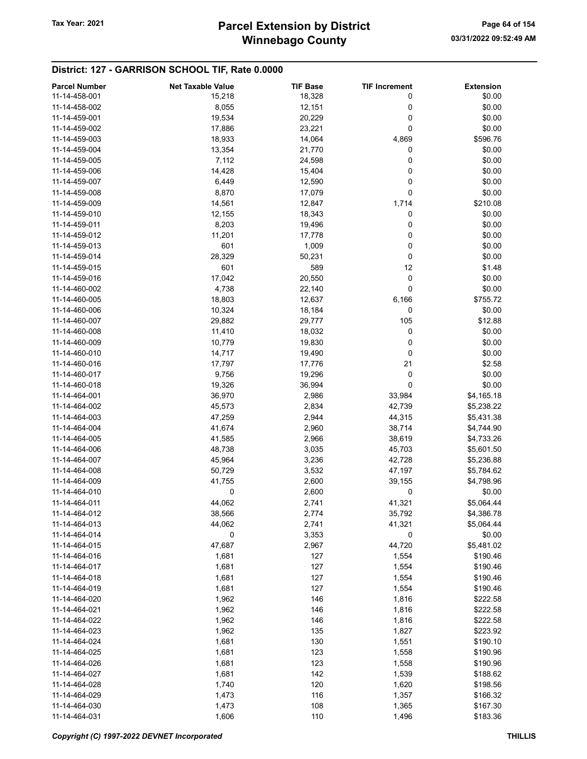## District: 127 - GARRISON SCHOOL TIF, Rate 0.0000

| Parcel Number | Net Taxable Value | TIF Base | TIF Increment | Extension |
|---|---|---|---|---|
| 11-14-458-001 | 15,218 | 18,328 | 0 | $0.00 |
| 11-14-458-002 | 8,055 | 12,151 | 0 | $0.00 |
| 11-14-459-001 | 19,534 | 20,229 | 0 | $0.00 |
| 11-14-459-002 | 17,886 | 23,221 | 0 | $0.00 |
| 11-14-459-003 | 18,933 | 14,064 | 4,869 | $596.76 |
| 11-14-459-004 | 13,354 | 21,770 | 0 | $0.00 |
| 11-14-459-005 | 7,112 | 24,598 | 0 | $0.00 |
| 11-14-459-006 | 14,428 | 15,404 | 0 | $0.00 |
| 11-14-459-007 | 6,449 | 12,590 | 0 | $0.00 |
| 11-14-459-008 | 8,870 | 17,079 | 0 | $0.00 |
| 11-14-459-009 | 14,561 | 12,847 | 1,714 | $210.08 |
| 11-14-459-010 | 12,155 | 18,343 | 0 | $0.00 |
| 11-14-459-011 | 8,203 | 19,496 | 0 | $0.00 |
| 11-14-459-012 | 11,201 | 17,778 | 0 | $0.00 |
| 11-14-459-013 | 601 | 1,009 | 0 | $0.00 |
| 11-14-459-014 | 28,329 | 50,231 | 0 | $0.00 |
| 11-14-459-015 | 601 | 589 | 12 | $1.48 |
| 11-14-459-016 | 17,042 | 20,550 | 0 | $0.00 |
| 11-14-460-002 | 4,738 | 22,140 | 0 | $0.00 |
| 11-14-460-005 | 18,803 | 12,637 | 6,166 | $755.72 |
| 11-14-460-006 | 10,324 | 18,184 | 0 | $0.00 |
| 11-14-460-007 | 29,882 | 29,777 | 105 | $12.88 |
| 11-14-460-008 | 11,410 | 18,032 | 0 | $0.00 |
| 11-14-460-009 | 10,779 | 19,830 | 0 | $0.00 |
| 11-14-460-010 | 14,717 | 19,490 | 0 | $0.00 |
| 11-14-460-016 | 17,797 | 17,776 | 21 | $2.58 |
| 11-14-460-017 | 9,756 | 19,296 | 0 | $0.00 |
| 11-14-460-018 | 19,326 | 36,994 | 0 | $0.00 |
| 11-14-464-001 | 36,970 | 2,986 | 33,984 | $4,165.18 |
| 11-14-464-002 | 45,573 | 2,834 | 42,739 | $5,238.22 |
| 11-14-464-003 | 47,259 | 2,944 | 44,315 | $5,431.38 |
| 11-14-464-004 | 41,674 | 2,960 | 38,714 | $4,744.90 |
| 11-14-464-005 | 41,585 | 2,966 | 38,619 | $4,733.26 |
| 11-14-464-006 | 48,738 | 3,035 | 45,703 | $5,601.50 |
| 11-14-464-007 | 45,964 | 3,236 | 42,728 | $5,236.88 |
| 11-14-464-008 | 50,729 | 3,532 | 47,197 | $5,784.62 |
| 11-14-464-009 | 41,755 | 2,600 | 39,155 | $4,798.96 |
| 11-14-464-010 | 0 | 2,600 | 0 | $0.00 |
| 11-14-464-011 | 44,062 | 2,741 | 41,321 | $5,064.44 |
| 11-14-464-012 | 38,566 | 2,774 | 35,792 | $4,386.78 |
| 11-14-464-013 | 44,062 | 2,741 | 41,321 | $5,064.44 |
| 11-14-464-014 | 0 | 3,353 | 0 | $0.00 |
| 11-14-464-015 | 47,687 | 2,967 | 44,720 | $5,481.02 |
| 11-14-464-016 | 1,681 | 127 | 1,554 | $190.46 |
| 11-14-464-017 | 1,681 | 127 | 1,554 | $190.46 |
| 11-14-464-018 | 1,681 | 127 | 1,554 | $190.46 |
| 11-14-464-019 | 1,681 | 127 | 1,554 | $190.46 |
| 11-14-464-020 | 1,962 | 146 | 1,816 | $222.58 |
| 11-14-464-021 | 1,962 | 146 | 1,816 | $222.58 |
| 11-14-464-022 | 1,962 | 146 | 1,816 | $222.58 |
| 11-14-464-023 | 1,962 | 135 | 1,827 | $223.92 |
| 11-14-464-024 | 1,681 | 130 | 1,551 | $190.10 |
| 11-14-464-025 | 1,681 | 123 | 1,558 | $190.96 |
| 11-14-464-026 | 1,681 | 123 | 1,558 | $190.96 |
| 11-14-464-027 | 1,681 | 142 | 1,539 | $188.62 |
| 11-14-464-028 | 1,740 | 120 | 1,620 | $198.56 |
| 11-14-464-029 | 1,473 | 116 | 1,357 | $166.32 |
| 11-14-464-030 | 1,473 | 108 | 1,365 | $167.30 |
| 11-14-464-031 | 1,606 | 110 | 1,496 | $183.36 |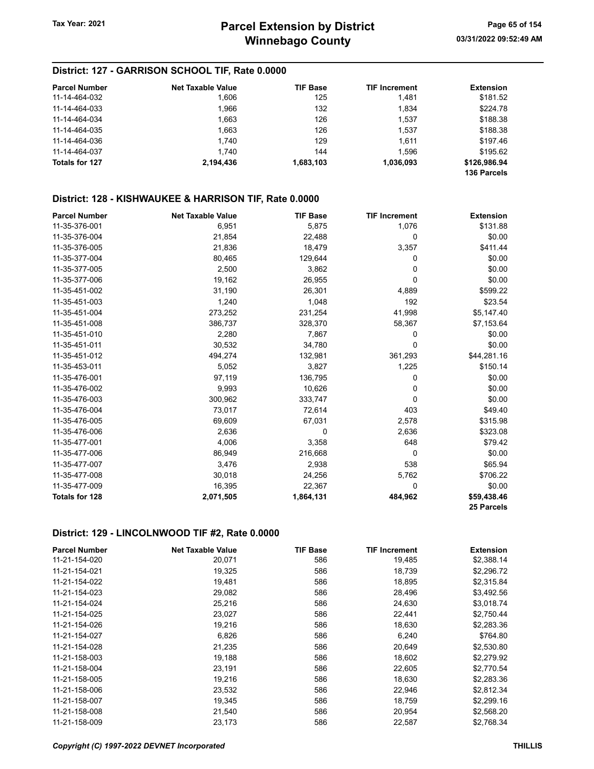## District: 127 - GARRISON SCHOOL TIF, Rate 0.0000

| Parcel Number | Net Taxable Value | TIF Base | TIF Increment | Extension |
|---|---|---|---|---|
| 11-14-464-032 | 1,606 | 125 | 1,481 | $181.52 |
| 11-14-464-033 | 1,966 | 132 | 1,834 | $224.78 |
| 11-14-464-034 | 1,663 | 126 | 1,537 | $188.38 |
| 11-14-464-035 | 1,663 | 126 | 1,537 | $188.38 |
| 11-14-464-036 | 1,740 | 129 | 1,611 | $197.46 |
| 11-14-464-037 | 1,740 | 144 | 1,596 | $195.62 |
| **Totals for 127** | **2,194,436** | **1,683,103** | **1,036,093** | **$126,986.94** |
| | | | | **136 Parcels** |

## District: 128 - KISHWAUKEE & HARRISON TIF, Rate 0.0000

| Parcel Number | Net Taxable Value | TIF Base | TIF Increment | Extension |
|---|---|---|---|---|
| 11-35-376-001 | 6,951 | 5,875 | 1,076 | $131.88 |
| 11-35-376-004 | 21,854 | 22,488 | 0 | $0.00 |
| 11-35-376-005 | 21,836 | 18,479 | 3,357 | $411.44 |
| 11-35-377-004 | 80,465 | 129,644 | 0 | $0.00 |
| 11-35-377-005 | 2,500 | 3,862 | 0 | $0.00 |
| 11-35-377-006 | 19,162 | 26,955 | 0 | $0.00 |
| 11-35-451-002 | 31,190 | 26,301 | 4,889 | $599.22 |
| 11-35-451-003 | 1,240 | 1,048 | 192 | $23.54 |
| 11-35-451-004 | 273,252 | 231,254 | 41,998 | $5,147.40 |
| 11-35-451-008 | 386,737 | 328,370 | 58,367 | $7,153.64 |
| 11-35-451-010 | 2,280 | 7,867 | 0 | $0.00 |
| 11-35-451-011 | 30,532 | 34,780 | 0 | $0.00 |
| 11-35-451-012 | 494,274 | 132,981 | 361,293 | $44,281.16 |
| 11-35-453-011 | 5,052 | 3,827 | 1,225 | $150.14 |
| 11-35-476-001 | 97,119 | 136,795 | 0 | $0.00 |
| 11-35-476-002 | 9,993 | 10,626 | 0 | $0.00 |
| 11-35-476-003 | 300,962 | 333,747 | 0 | $0.00 |
| 11-35-476-004 | 73,017 | 72,614 | 403 | $49.40 |
| 11-35-476-005 | 69,609 | 67,031 | 2,578 | $315.98 |
| 11-35-476-006 | 2,636 | 0 | 2,636 | $323.08 |
| 11-35-477-001 | 4,006 | 3,358 | 648 | $79.42 |
| 11-35-477-006 | 86,949 | 216,668 | 0 | $0.00 |
| 11-35-477-007 | 3,476 | 2,938 | 538 | $65.94 |
| 11-35-477-008 | 30,018 | 24,256 | 5,762 | $706.22 |
| 11-35-477-009 | 16,395 | 22,367 | 0 | $0.00 |
| **Totals for 128** | **2,071,505** | **1,864,131** | **484,962** | **$59,438.46** |
| | | | | **25 Parcels** |

## District: 129 - LINCOLNWOOD TIF #2, Rate 0.0000

| Parcel Number | Net Taxable Value | TIF Base | TIF Increment | Extension |
|---|---|---|---|---|
| 11-21-154-020 | 20,071 | 586 | 19,485 | $2,388.14 |
| 11-21-154-021 | 19,325 | 586 | 18,739 | $2,296.72 |
| 11-21-154-022 | 19,481 | 586 | 18,895 | $2,315.84 |
| 11-21-154-023 | 29,082 | 586 | 28,496 | $3,492.56 |
| 11-21-154-024 | 25,216 | 586 | 24,630 | $3,018.74 |
| 11-21-154-025 | 23,027 | 586 | 22,441 | $2,750.44 |
| 11-21-154-026 | 19,216 | 586 | 18,630 | $2,283.36 |
| 11-21-154-027 | 6,826 | 586 | 6,240 | $764.80 |
| 11-21-154-028 | 21,235 | 586 | 20,649 | $2,530.80 |
| 11-21-158-003 | 19,188 | 586 | 18,602 | $2,279.92 |
| 11-21-158-004 | 23,191 | 586 | 22,605 | $2,770.54 |
| 11-21-158-005 | 19,216 | 586 | 18,630 | $2,283.36 |
| 11-21-158-006 | 23,532 | 586 | 22,946 | $2,812.34 |
| 11-21-158-007 | 19,345 | 586 | 18,759 | $2,299.16 |
| 11-21-158-008 | 21,540 | 586 | 20,954 | $2,568.20 |
| 11-21-158-009 | 23,173 | 586 | 22,587 | $2,768.34 |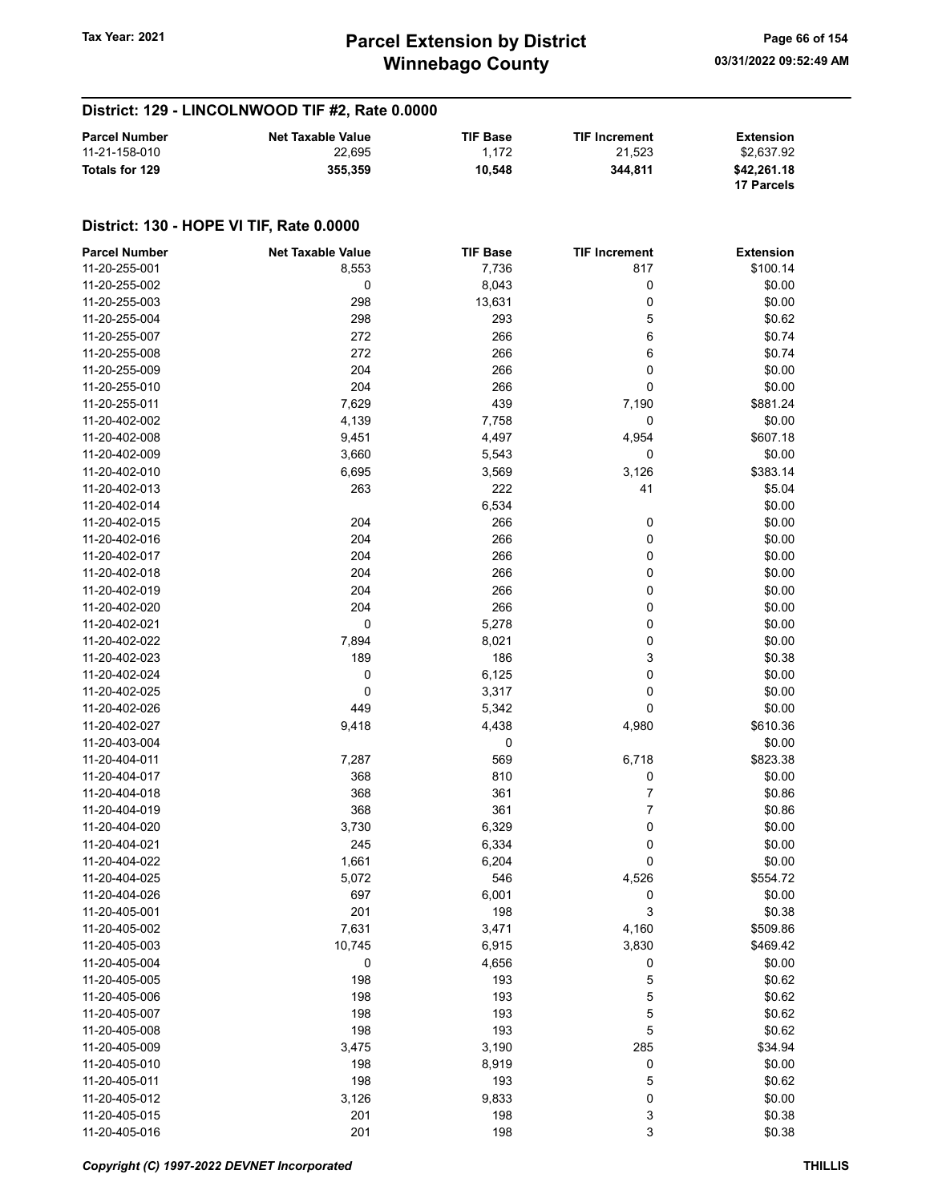### District: 129 - LINCOLNWOOD TIF #2, Rate 0.0000

| Parcel Number | Net Taxable Value | TIF Base | TIF Increment | Extension |
|---|---|---|---|---|
| 11-21-158-010 | 22,695 | 1,172 | 21,523 | $2,637.92 |
| **Totals for 129** | **355,359** | **10,548** | **344,811** | **$42,261.18** |
| | | | | **17 Parcels** |

### District: 130 - HOPE VI TIF, Rate 0.0000

| Parcel Number | Net Taxable Value | TIF Base | TIF Increment | Extension |
|---|---|---|---|---|
| 11-20-255-001 | 8,553 | 7,736 | 817 | $100.14 |
| 11-20-255-002 | 0 | 8,043 | 0 | $0.00 |
| 11-20-255-003 | 298 | 13,631 | 0 | $0.00 |
| 11-20-255-004 | 298 | 293 | 5 | $0.62 |
| 11-20-255-007 | 272 | 266 | 6 | $0.74 |
| 11-20-255-008 | 272 | 266 | 6 | $0.74 |
| 11-20-255-009 | 204 | 266 | 0 | $0.00 |
| 11-20-255-010 | 204 | 266 | 0 | $0.00 |
| 11-20-255-011 | 7,629 | 439 | 7,190 | $881.24 |
| 11-20-402-002 | 4,139 | 7,758 | 0 | $0.00 |
| 11-20-402-008 | 9,451 | 4,497 | 4,954 | $607.18 |
| 11-20-402-009 | 3,660 | 5,543 | 0 | $0.00 |
| 11-20-402-010 | 6,695 | 3,569 | 3,126 | $383.14 |
| 11-20-402-013 | 263 | 222 | 41 | $5.04 |
| 11-20-402-014 | | 6,534 | | $0.00 |
| 11-20-402-015 | 204 | 266 | 0 | $0.00 |
| 11-20-402-016 | 204 | 266 | 0 | $0.00 |
| 11-20-402-017 | 204 | 266 | 0 | $0.00 |
| 11-20-402-018 | 204 | 266 | 0 | $0.00 |
| 11-20-402-019 | 204 | 266 | 0 | $0.00 |
| 11-20-402-020 | 204 | 266 | 0 | $0.00 |
| 11-20-402-021 | 0 | 5,278 | 0 | $0.00 |
| 11-20-402-022 | 7,894 | 8,021 | 0 | $0.00 |
| 11-20-402-023 | 189 | 186 | 3 | $0.38 |
| 11-20-402-024 | 0 | 6,125 | 0 | $0.00 |
| 11-20-402-025 | 0 | 3,317 | 0 | $0.00 |
| 11-20-402-026 | 449 | 5,342 | 0 | $0.00 |
| 11-20-402-027 | 9,418 | 4,438 | 4,980 | $610.36 |
| 11-20-403-004 | | 0 | | $0.00 |
| 11-20-404-011 | 7,287 | 569 | 6,718 | $823.38 |
| 11-20-404-017 | 368 | 810 | 0 | $0.00 |
| 11-20-404-018 | 368 | 361 | 7 | $0.86 |
| 11-20-404-019 | 368 | 361 | 7 | $0.86 |
| 11-20-404-020 | 3,730 | 6,329 | 0 | $0.00 |
| 11-20-404-021 | 245 | 6,334 | 0 | $0.00 |
| 11-20-404-022 | 1,661 | 6,204 | 0 | $0.00 |
| 11-20-404-025 | 5,072 | 546 | 4,526 | $554.72 |
| 11-20-404-026 | 697 | 6,001 | 0 | $0.00 |
| 11-20-405-001 | 201 | 198 | 3 | $0.38 |
| 11-20-405-002 | 7,631 | 3,471 | 4,160 | $509.86 |
| 11-20-405-003 | 10,745 | 6,915 | 3,830 | $469.42 |
| 11-20-405-004 | 0 | 4,656 | 0 | $0.00 |
| 11-20-405-005 | 198 | 193 | 5 | $0.62 |
| 11-20-405-006 | 198 | 193 | 5 | $0.62 |
| 11-20-405-007 | 198 | 193 | 5 | $0.62 |
| 11-20-405-008 | 198 | 193 | 5 | $0.62 |
| 11-20-405-009 | 3,475 | 3,190 | 285 | $34.94 |
| 11-20-405-010 | 198 | 8,919 | 0 | $0.00 |
| 11-20-405-011 | 198 | 193 | 5 | $0.62 |
| 11-20-405-012 | 3,126 | 9,833 | 0 | $0.00 |
| 11-20-405-015 | 201 | 198 | 3 | $0.38 |
| 11-20-405-016 | 201 | 198 | 3 | $0.38 |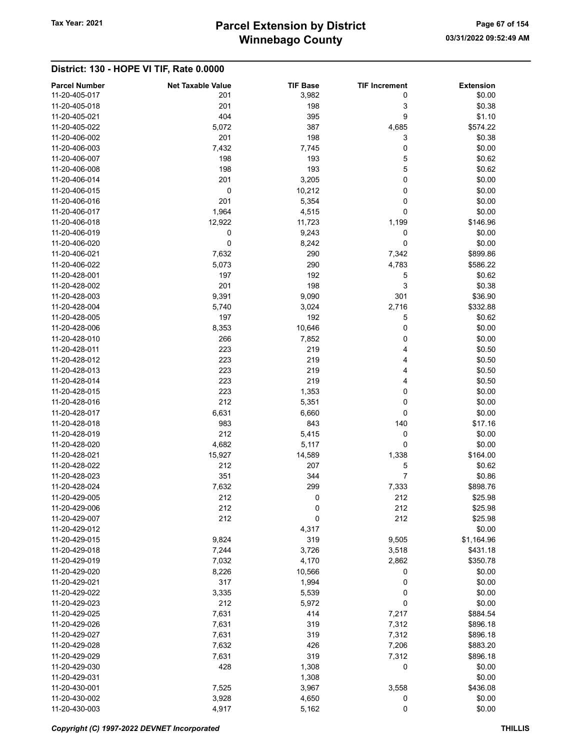## District: 130 - HOPE VI TIF, Rate 0.0000

| Parcel Number | Net Taxable Value | TIF Base | TIF Increment | Extension |
|---|---|---|---|---|
| 11-20-405-017 | 201 | 3,982 | 0 | $0.00 |
| 11-20-405-018 | 201 | 198 | 3 | $0.38 |
| 11-20-405-021 | 404 | 395 | 9 | $1.10 |
| 11-20-405-022 | 5,072 | 387 | 4,685 | $574.22 |
| 11-20-406-002 | 201 | 198 | 3 | $0.38 |
| 11-20-406-003 | 7,432 | 7,745 | 0 | $0.00 |
| 11-20-406-007 | 198 | 193 | 5 | $0.62 |
| 11-20-406-008 | 198 | 193 | 5 | $0.62 |
| 11-20-406-014 | 201 | 3,205 | 0 | $0.00 |
| 11-20-406-015 | 0 | 10,212 | 0 | $0.00 |
| 11-20-406-016 | 201 | 5,354 | 0 | $0.00 |
| 11-20-406-017 | 1,964 | 4,515 | 0 | $0.00 |
| 11-20-406-018 | 12,922 | 11,723 | 1,199 | $146.96 |
| 11-20-406-019 | 0 | 9,243 | 0 | $0.00 |
| 11-20-406-020 | 0 | 8,242 | 0 | $0.00 |
| 11-20-406-021 | 7,632 | 290 | 7,342 | $899.86 |
| 11-20-406-022 | 5,073 | 290 | 4,783 | $586.22 |
| 11-20-428-001 | 197 | 192 | 5 | $0.62 |
| 11-20-428-002 | 201 | 198 | 3 | $0.38 |
| 11-20-428-003 | 9,391 | 9,090 | 301 | $36.90 |
| 11-20-428-004 | 5,740 | 3,024 | 2,716 | $332.88 |
| 11-20-428-005 | 197 | 192 | 5 | $0.62 |
| 11-20-428-006 | 8,353 | 10,646 | 0 | $0.00 |
| 11-20-428-010 | 266 | 7,852 | 0 | $0.00 |
| 11-20-428-011 | 223 | 219 | 4 | $0.50 |
| 11-20-428-012 | 223 | 219 | 4 | $0.50 |
| 11-20-428-013 | 223 | 219 | 4 | $0.50 |
| 11-20-428-014 | 223 | 219 | 4 | $0.50 |
| 11-20-428-015 | 223 | 1,353 | 0 | $0.00 |
| 11-20-428-016 | 212 | 5,351 | 0 | $0.00 |
| 11-20-428-017 | 6,631 | 6,660 | 0 | $0.00 |
| 11-20-428-018 | 983 | 843 | 140 | $17.16 |
| 11-20-428-019 | 212 | 5,415 | 0 | $0.00 |
| 11-20-428-020 | 4,682 | 5,117 | 0 | $0.00 |
| 11-20-428-021 | 15,927 | 14,589 | 1,338 | $164.00 |
| 11-20-428-022 | 212 | 207 | 5 | $0.62 |
| 11-20-428-023 | 351 | 344 | 7 | $0.86 |
| 11-20-428-024 | 7,632 | 299 | 7,333 | $898.76 |
| 11-20-429-005 | 212 | 0 | 212 | $25.98 |
| 11-20-429-006 | 212 | 0 | 212 | $25.98 |
| 11-20-429-007 | 212 | 0 | 212 | $25.98 |
| 11-20-429-012 | | 4,317 | | $0.00 |
| 11-20-429-015 | 9,824 | 319 | 9,505 | $1,164.96 |
| 11-20-429-018 | 7,244 | 3,726 | 3,518 | $431.18 |
| 11-20-429-019 | 7,032 | 4,170 | 2,862 | $350.78 |
| 11-20-429-020 | 8,226 | 10,566 | 0 | $0.00 |
| 11-20-429-021 | 317 | 1,994 | 0 | $0.00 |
| 11-20-429-022 | 3,335 | 5,539 | 0 | $0.00 |
| 11-20-429-023 | 212 | 5,972 | 0 | $0.00 |
| 11-20-429-025 | 7,631 | 414 | 7,217 | $884.54 |
| 11-20-429-026 | 7,631 | 319 | 7,312 | $896.18 |
| 11-20-429-027 | 7,631 | 319 | 7,312 | $896.18 |
| 11-20-429-028 | 7,632 | 426 | 7,206 | $883.20 |
| 11-20-429-029 | 7,631 | 319 | 7,312 | $896.18 |
| 11-20-429-030 | 428 | 1,308 | 0 | $0.00 |
| 11-20-429-031 | | 1,308 | | $0.00 |
| 11-20-430-001 | 7,525 | 3,967 | 3,558 | $436.08 |
| 11-20-430-002 | 3,928 | 4,650 | 0 | $0.00 |
| 11-20-430-003 | 4,917 | 5,162 | 0 | $0.00 |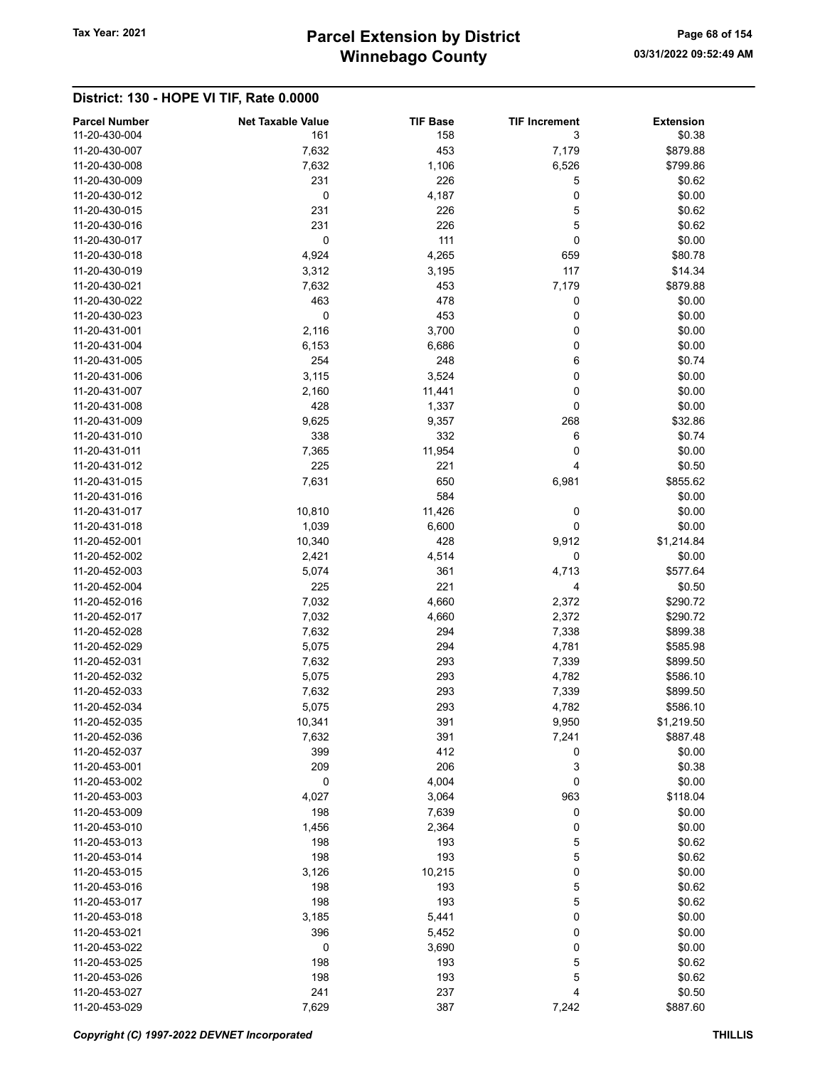## District: 130 - HOPE VI TIF, Rate 0.0000

| Parcel Number | Net Taxable Value | TIF Base | TIF Increment | Extension |
|---|---|---|---|---|
| 11-20-430-004 | 161 | 158 | 3 | $0.38 |
| 11-20-430-007 | 7,632 | 453 | 7,179 | $879.88 |
| 11-20-430-008 | 7,632 | 1,106 | 6,526 | $799.86 |
| 11-20-430-009 | 231 | 226 | 5 | $0.62 |
| 11-20-430-012 | 0 | 4,187 | 0 | $0.00 |
| 11-20-430-015 | 231 | 226 | 5 | $0.62 |
| 11-20-430-016 | 231 | 226 | 5 | $0.62 |
| 11-20-430-017 | 0 | 111 | 0 | $0.00 |
| 11-20-430-018 | 4,924 | 4,265 | 659 | $80.78 |
| 11-20-430-019 | 3,312 | 3,195 | 117 | $14.34 |
| 11-20-430-021 | 7,632 | 453 | 7,179 | $879.88 |
| 11-20-430-022 | 463 | 478 | 0 | $0.00 |
| 11-20-430-023 | 0 | 453 | 0 | $0.00 |
| 11-20-431-001 | 2,116 | 3,700 | 0 | $0.00 |
| 11-20-431-004 | 6,153 | 6,686 | 0 | $0.00 |
| 11-20-431-005 | 254 | 248 | 6 | $0.74 |
| 11-20-431-006 | 3,115 | 3,524 | 0 | $0.00 |
| 11-20-431-007 | 2,160 | 11,441 | 0 | $0.00 |
| 11-20-431-008 | 428 | 1,337 | 0 | $0.00 |
| 11-20-431-009 | 9,625 | 9,357 | 268 | $32.86 |
| 11-20-431-010 | 338 | 332 | 6 | $0.74 |
| 11-20-431-011 | 7,365 | 11,954 | 0 | $0.00 |
| 11-20-431-012 | 225 | 221 | 4 | $0.50 |
| 11-20-431-015 | 7,631 | 650 | 6,981 | $855.62 |
| 11-20-431-016 | | 584 | | $0.00 |
| 11-20-431-017 | 10,810 | 11,426 | 0 | $0.00 |
| 11-20-431-018 | 1,039 | 6,600 | 0 | $0.00 |
| 11-20-452-001 | 10,340 | 428 | 9,912 | $1,214.84 |
| 11-20-452-002 | 2,421 | 4,514 | 0 | $0.00 |
| 11-20-452-003 | 5,074 | 361 | 4,713 | $577.64 |
| 11-20-452-004 | 225 | 221 | 4 | $0.50 |
| 11-20-452-016 | 7,032 | 4,660 | 2,372 | $290.72 |
| 11-20-452-017 | 7,032 | 4,660 | 2,372 | $290.72 |
| 11-20-452-028 | 7,632 | 294 | 7,338 | $899.38 |
| 11-20-452-029 | 5,075 | 294 | 4,781 | $585.98 |
| 11-20-452-031 | 7,632 | 293 | 7,339 | $899.50 |
| 11-20-452-032 | 5,075 | 293 | 4,782 | $586.10 |
| 11-20-452-033 | 7,632 | 293 | 7,339 | $899.50 |
| 11-20-452-034 | 5,075 | 293 | 4,782 | $586.10 |
| 11-20-452-035 | 10,341 | 391 | 9,950 | $1,219.50 |
| 11-20-452-036 | 7,632 | 391 | 7,241 | $887.48 |
| 11-20-452-037 | 399 | 412 | 0 | $0.00 |
| 11-20-453-001 | 209 | 206 | 3 | $0.38 |
| 11-20-453-002 | 0 | 4,004 | 0 | $0.00 |
| 11-20-453-003 | 4,027 | 3,064 | 963 | $118.04 |
| 11-20-453-009 | 198 | 7,639 | 0 | $0.00 |
| 11-20-453-010 | 1,456 | 2,364 | 0 | $0.00 |
| 11-20-453-013 | 198 | 193 | 5 | $0.62 |
| 11-20-453-014 | 198 | 193 | 5 | $0.62 |
| 11-20-453-015 | 3,126 | 10,215 | 0 | $0.00 |
| 11-20-453-016 | 198 | 193 | 5 | $0.62 |
| 11-20-453-017 | 198 | 193 | 5 | $0.62 |
| 11-20-453-018 | 3,185 | 5,441 | 0 | $0.00 |
| 11-20-453-021 | 396 | 5,452 | 0 | $0.00 |
| 11-20-453-022 | 0 | 3,690 | 0 | $0.00 |
| 11-20-453-025 | 198 | 193 | 5 | $0.62 |
| 11-20-453-026 | 198 | 193 | 5 | $0.62 |
| 11-20-453-027 | 241 | 237 | 4 | $0.50 |
| 11-20-453-029 | 7,629 | 387 | 7,242 | $887.60 |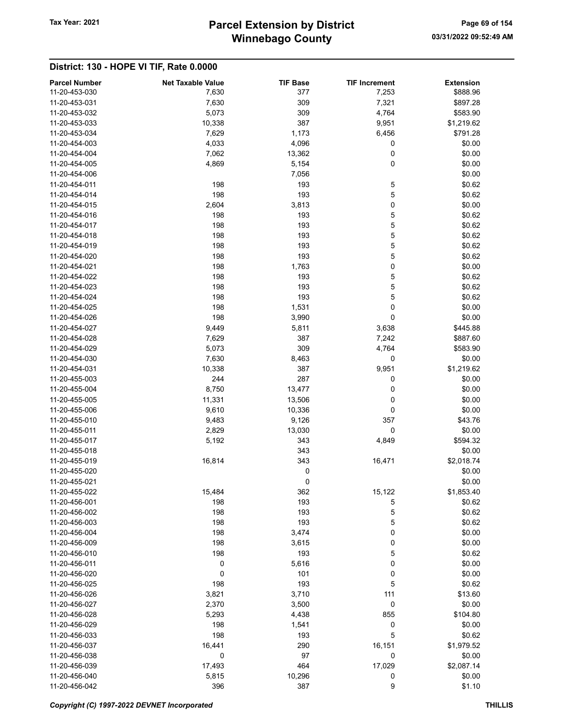## District: 130 - HOPE VI TIF, Rate 0.0000

| Parcel Number | Net Taxable Value | TIF Base | TIF Increment | Extension |
|---|---|---|---|---|
| 11-20-453-030 | 7,630 | 377 | 7,253 | $888.96 |
| 11-20-453-031 | 7,630 | 309 | 7,321 | $897.28 |
| 11-20-453-032 | 5,073 | 309 | 4,764 | $583.90 |
| 11-20-453-033 | 10,338 | 387 | 9,951 | $1,219.62 |
| 11-20-453-034 | 7,629 | 1,173 | 6,456 | $791.28 |
| 11-20-454-003 | 4,033 | 4,096 | 0 | $0.00 |
| 11-20-454-004 | 7,062 | 13,362 | 0 | $0.00 |
| 11-20-454-005 | 4,869 | 5,154 | 0 | $0.00 |
| 11-20-454-006 | | 7,056 | | $0.00 |
| 11-20-454-011 | 198 | 193 | 5 | $0.62 |
| 11-20-454-014 | 198 | 193 | 5 | $0.62 |
| 11-20-454-015 | 2,604 | 3,813 | 0 | $0.00 |
| 11-20-454-016 | 198 | 193 | 5 | $0.62 |
| 11-20-454-017 | 198 | 193 | 5 | $0.62 |
| 11-20-454-018 | 198 | 193 | 5 | $0.62 |
| 11-20-454-019 | 198 | 193 | 5 | $0.62 |
| 11-20-454-020 | 198 | 193 | 5 | $0.62 |
| 11-20-454-021 | 198 | 1,763 | 0 | $0.00 |
| 11-20-454-022 | 198 | 193 | 5 | $0.62 |
| 11-20-454-023 | 198 | 193 | 5 | $0.62 |
| 11-20-454-024 | 198 | 193 | 5 | $0.62 |
| 11-20-454-025 | 198 | 1,531 | 0 | $0.00 |
| 11-20-454-026 | 198 | 3,990 | 0 | $0.00 |
| 11-20-454-027 | 9,449 | 5,811 | 3,638 | $445.88 |
| 11-20-454-028 | 7,629 | 387 | 7,242 | $887.60 |
| 11-20-454-029 | 5,073 | 309 | 4,764 | $583.90 |
| 11-20-454-030 | 7,630 | 8,463 | 0 | $0.00 |
| 11-20-454-031 | 10,338 | 387 | 9,951 | $1,219.62 |
| 11-20-455-003 | 244 | 287 | 0 | $0.00 |
| 11-20-455-004 | 8,750 | 13,477 | 0 | $0.00 |
| 11-20-455-005 | 11,331 | 13,506 | 0 | $0.00 |
| 11-20-455-006 | 9,610 | 10,336 | 0 | $0.00 |
| 11-20-455-010 | 9,483 | 9,126 | 357 | $43.76 |
| 11-20-455-011 | 2,829 | 13,030 | 0 | $0.00 |
| 11-20-455-017 | 5,192 | 343 | 4,849 | $594.32 |
| 11-20-455-018 | | 343 | | $0.00 |
| 11-20-455-019 | 16,814 | 343 | 16,471 | $2,018.74 |
| 11-20-455-020 | | 0 | | $0.00 |
| 11-20-455-021 | | 0 | | $0.00 |
| 11-20-455-022 | 15,484 | 362 | 15,122 | $1,853.40 |
| 11-20-456-001 | 198 | 193 | 5 | $0.62 |
| 11-20-456-002 | 198 | 193 | 5 | $0.62 |
| 11-20-456-003 | 198 | 193 | 5 | $0.62 |
| 11-20-456-004 | 198 | 3,474 | 0 | $0.00 |
| 11-20-456-009 | 198 | 3,615 | 0 | $0.00 |
| 11-20-456-010 | 198 | 193 | 5 | $0.62 |
| 11-20-456-011 | 0 | 5,616 | 0 | $0.00 |
| 11-20-456-020 | 0 | 101 | 0 | $0.00 |
| 11-20-456-025 | 198 | 193 | 5 | $0.62 |
| 11-20-456-026 | 3,821 | 3,710 | 111 | $13.60 |
| 11-20-456-027 | 2,370 | 3,500 | 0 | $0.00 |
| 11-20-456-028 | 5,293 | 4,438 | 855 | $104.80 |
| 11-20-456-029 | 198 | 1,541 | 0 | $0.00 |
| 11-20-456-033 | 198 | 193 | 5 | $0.62 |
| 11-20-456-037 | 16,441 | 290 | 16,151 | $1,979.52 |
| 11-20-456-038 | 0 | 97 | 0 | $0.00 |
| 11-20-456-039 | 17,493 | 464 | 17,029 | $2,087.14 |
| 11-20-456-040 | 5,815 | 10,296 | 0 | $0.00 |
| 11-20-456-042 | 396 | 387 | 9 | $1.10 |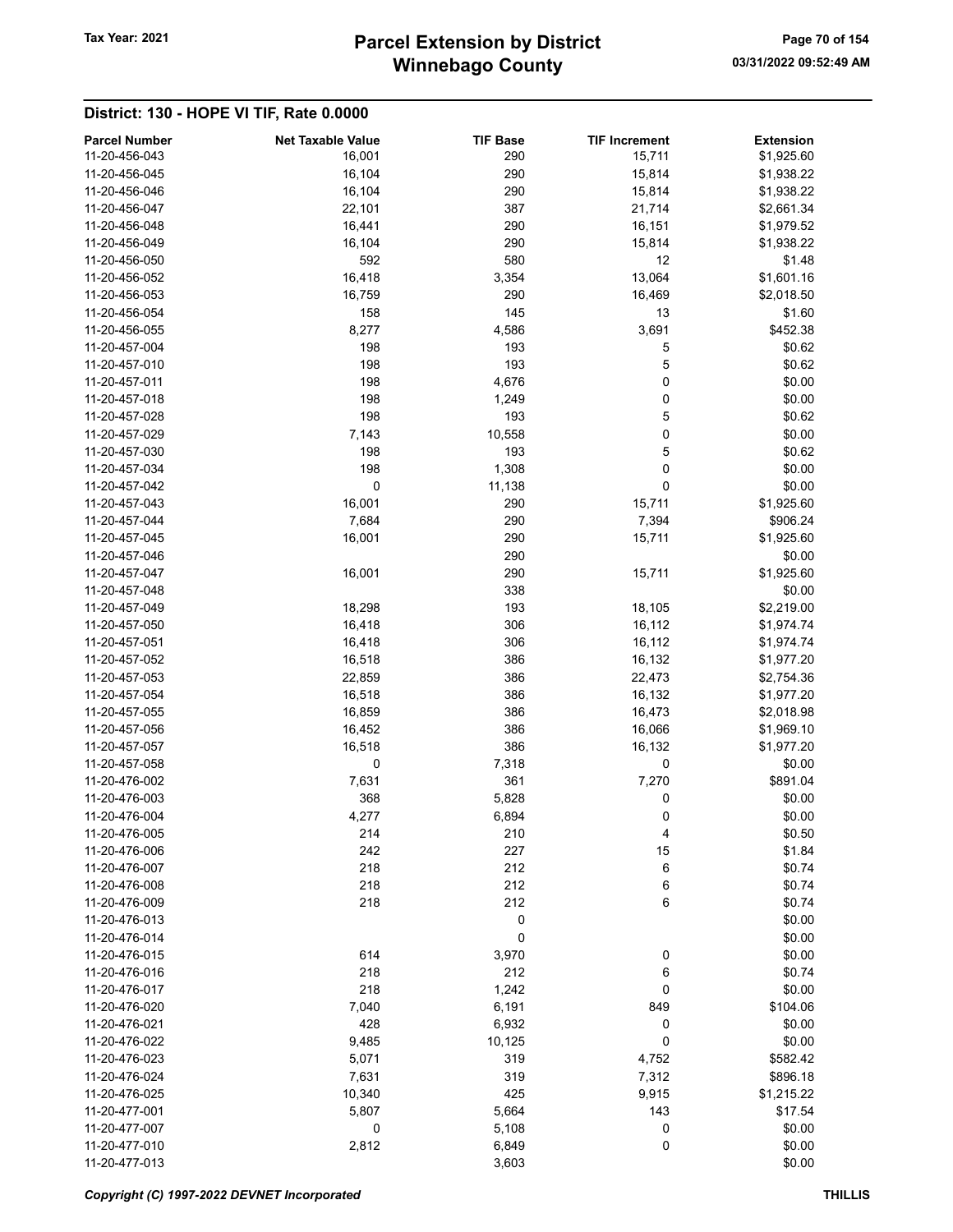## District: 130 - HOPE VI TIF, Rate 0.0000

| Parcel Number | Net Taxable Value | TIF Base | TIF Increment | Extension |
|---|---|---|---|---|
| 11-20-456-043 | 16,001 | 290 | 15,711 | $1,925.60 |
| 11-20-456-045 | 16,104 | 290 | 15,814 | $1,938.22 |
| 11-20-456-046 | 16,104 | 290 | 15,814 | $1,938.22 |
| 11-20-456-047 | 22,101 | 387 | 21,714 | $2,661.34 |
| 11-20-456-048 | 16,441 | 290 | 16,151 | $1,979.52 |
| 11-20-456-049 | 16,104 | 290 | 15,814 | $1,938.22 |
| 11-20-456-050 | 592 | 580 | 12 | $1.48 |
| 11-20-456-052 | 16,418 | 3,354 | 13,064 | $1,601.16 |
| 11-20-456-053 | 16,759 | 290 | 16,469 | $2,018.50 |
| 11-20-456-054 | 158 | 145 | 13 | $1.60 |
| 11-20-456-055 | 8,277 | 4,586 | 3,691 | $452.38 |
| 11-20-457-004 | 198 | 193 | 5 | $0.62 |
| 11-20-457-010 | 198 | 193 | 5 | $0.62 |
| 11-20-457-011 | 198 | 4,676 | 0 | $0.00 |
| 11-20-457-018 | 198 | 1,249 | 0 | $0.00 |
| 11-20-457-028 | 198 | 193 | 5 | $0.62 |
| 11-20-457-029 | 7,143 | 10,558 | 0 | $0.00 |
| 11-20-457-030 | 198 | 193 | 5 | $0.62 |
| 11-20-457-034 | 198 | 1,308 | 0 | $0.00 |
| 11-20-457-042 | 0 | 11,138 | 0 | $0.00 |
| 11-20-457-043 | 16,001 | 290 | 15,711 | $1,925.60 |
| 11-20-457-044 | 7,684 | 290 | 7,394 | $906.24 |
| 11-20-457-045 | 16,001 | 290 | 15,711 | $1,925.60 |
| 11-20-457-046 | | 290 | | $0.00 |
| 11-20-457-047 | 16,001 | 290 | 15,711 | $1,925.60 |
| 11-20-457-048 | | 338 | | $0.00 |
| 11-20-457-049 | 18,298 | 193 | 18,105 | $2,219.00 |
| 11-20-457-050 | 16,418 | 306 | 16,112 | $1,974.74 |
| 11-20-457-051 | 16,418 | 306 | 16,112 | $1,974.74 |
| 11-20-457-052 | 16,518 | 386 | 16,132 | $1,977.20 |
| 11-20-457-053 | 22,859 | 386 | 22,473 | $2,754.36 |
| 11-20-457-054 | 16,518 | 386 | 16,132 | $1,977.20 |
| 11-20-457-055 | 16,859 | 386 | 16,473 | $2,018.98 |
| 11-20-457-056 | 16,452 | 386 | 16,066 | $1,969.10 |
| 11-20-457-057 | 16,518 | 386 | 16,132 | $1,977.20 |
| 11-20-457-058 | 0 | 7,318 | 0 | $0.00 |
| 11-20-476-002 | 7,631 | 361 | 7,270 | $891.04 |
| 11-20-476-003 | 368 | 5,828 | 0 | $0.00 |
| 11-20-476-004 | 4,277 | 6,894 | 0 | $0.00 |
| 11-20-476-005 | 214 | 210 | 4 | $0.50 |
| 11-20-476-006 | 242 | 227 | 15 | $1.84 |
| 11-20-476-007 | 218 | 212 | 6 | $0.74 |
| 11-20-476-008 | 218 | 212 | 6 | $0.74 |
| 11-20-476-009 | 218 | 212 | 6 | $0.74 |
| 11-20-476-013 | | 0 | | $0.00 |
| 11-20-476-014 | | 0 | | $0.00 |
| 11-20-476-015 | 614 | 3,970 | 0 | $0.00 |
| 11-20-476-016 | 218 | 212 | 6 | $0.74 |
| 11-20-476-017 | 218 | 1,242 | 0 | $0.00 |
| 11-20-476-020 | 7,040 | 6,191 | 849 | $104.06 |
| 11-20-476-021 | 428 | 6,932 | 0 | $0.00 |
| 11-20-476-022 | 9,485 | 10,125 | 0 | $0.00 |
| 11-20-476-023 | 5,071 | 319 | 4,752 | $582.42 |
| 11-20-476-024 | 7,631 | 319 | 7,312 | $896.18 |
| 11-20-476-025 | 10,340 | 425 | 9,915 | $1,215.22 |
| 11-20-477-001 | 5,807 | 5,664 | 143 | $17.54 |
| 11-20-477-007 | 0 | 5,108 | 0 | $0.00 |
| 11-20-477-010 | 2,812 | 6,849 | 0 | $0.00 |
| 11-20-477-013 | | 3,603 | | $0.00 |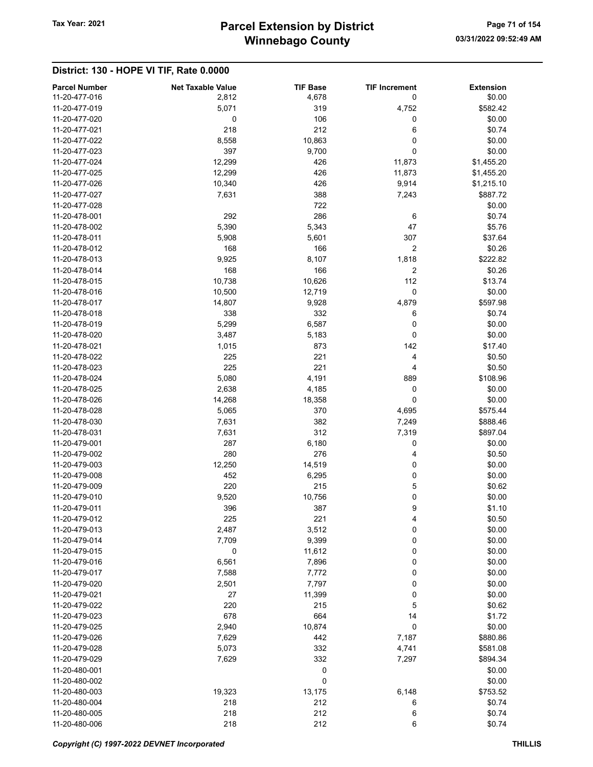## District: 130 - HOPE VI TIF, Rate 0.0000

| Parcel Number | Net Taxable Value | TIF Base | TIF Increment | Extension |
|---|---|---|---|---|
| 11-20-477-016 | 2,812 | 4,678 | 0 | $0.00 |
| 11-20-477-019 | 5,071 | 319 | 4,752 | $582.42 |
| 11-20-477-020 | 0 | 106 | 0 | $0.00 |
| 11-20-477-021 | 218 | 212 | 6 | $0.74 |
| 11-20-477-022 | 8,558 | 10,863 | 0 | $0.00 |
| 11-20-477-023 | 397 | 9,700 | 0 | $0.00 |
| 11-20-477-024 | 12,299 | 426 | 11,873 | $1,455.20 |
| 11-20-477-025 | 12,299 | 426 | 11,873 | $1,455.20 |
| 11-20-477-026 | 10,340 | 426 | 9,914 | $1,215.10 |
| 11-20-477-027 | 7,631 | 388 | 7,243 | $887.72 |
| 11-20-477-028 | | 722 | | $0.00 |
| 11-20-478-001 | 292 | 286 | 6 | $0.74 |
| 11-20-478-002 | 5,390 | 5,343 | 47 | $5.76 |
| 11-20-478-011 | 5,908 | 5,601 | 307 | $37.64 |
| 11-20-478-012 | 168 | 166 | 2 | $0.26 |
| 11-20-478-013 | 9,925 | 8,107 | 1,818 | $222.82 |
| 11-20-478-014 | 168 | 166 | 2 | $0.26 |
| 11-20-478-015 | 10,738 | 10,626 | 112 | $13.74 |
| 11-20-478-016 | 10,500 | 12,719 | 0 | $0.00 |
| 11-20-478-017 | 14,807 | 9,928 | 4,879 | $597.98 |
| 11-20-478-018 | 338 | 332 | 6 | $0.74 |
| 11-20-478-019 | 5,299 | 6,587 | 0 | $0.00 |
| 11-20-478-020 | 3,487 | 5,183 | 0 | $0.00 |
| 11-20-478-021 | 1,015 | 873 | 142 | $17.40 |
| 11-20-478-022 | 225 | 221 | 4 | $0.50 |
| 11-20-478-023 | 225 | 221 | 4 | $0.50 |
| 11-20-478-024 | 5,080 | 4,191 | 889 | $108.96 |
| 11-20-478-025 | 2,638 | 4,185 | 0 | $0.00 |
| 11-20-478-026 | 14,268 | 18,358 | 0 | $0.00 |
| 11-20-478-028 | 5,065 | 370 | 4,695 | $575.44 |
| 11-20-478-030 | 7,631 | 382 | 7,249 | $888.46 |
| 11-20-478-031 | 7,631 | 312 | 7,319 | $897.04 |
| 11-20-479-001 | 287 | 6,180 | 0 | $0.00 |
| 11-20-479-002 | 280 | 276 | 4 | $0.50 |
| 11-20-479-003 | 12,250 | 14,519 | 0 | $0.00 |
| 11-20-479-008 | 452 | 6,295 | 0 | $0.00 |
| 11-20-479-009 | 220 | 215 | 5 | $0.62 |
| 11-20-479-010 | 9,520 | 10,756 | 0 | $0.00 |
| 11-20-479-011 | 396 | 387 | 9 | $1.10 |
| 11-20-479-012 | 225 | 221 | 4 | $0.50 |
| 11-20-479-013 | 2,487 | 3,512 | 0 | $0.00 |
| 11-20-479-014 | 7,709 | 9,399 | 0 | $0.00 |
| 11-20-479-015 | 0 | 11,612 | 0 | $0.00 |
| 11-20-479-016 | 6,561 | 7,896 | 0 | $0.00 |
| 11-20-479-017 | 7,588 | 7,772 | 0 | $0.00 |
| 11-20-479-020 | 2,501 | 7,797 | 0 | $0.00 |
| 11-20-479-021 | 27 | 11,399 | 0 | $0.00 |
| 11-20-479-022 | 220 | 215 | 5 | $0.62 |
| 11-20-479-023 | 678 | 664 | 14 | $1.72 |
| 11-20-479-025 | 2,940 | 10,874 | 0 | $0.00 |
| 11-20-479-026 | 7,629 | 442 | 7,187 | $880.86 |
| 11-20-479-028 | 5,073 | 332 | 4,741 | $581.08 |
| 11-20-479-029 | 7,629 | 332 | 7,297 | $894.34 |
| 11-20-480-001 | | 0 | | $0.00 |
| 11-20-480-002 | | 0 | | $0.00 |
| 11-20-480-003 | 19,323 | 13,175 | 6,148 | $753.52 |
| 11-20-480-004 | 218 | 212 | 6 | $0.74 |
| 11-20-480-005 | 218 | 212 | 6 | $0.74 |
| 11-20-480-006 | 218 | 212 | 6 | $0.74 |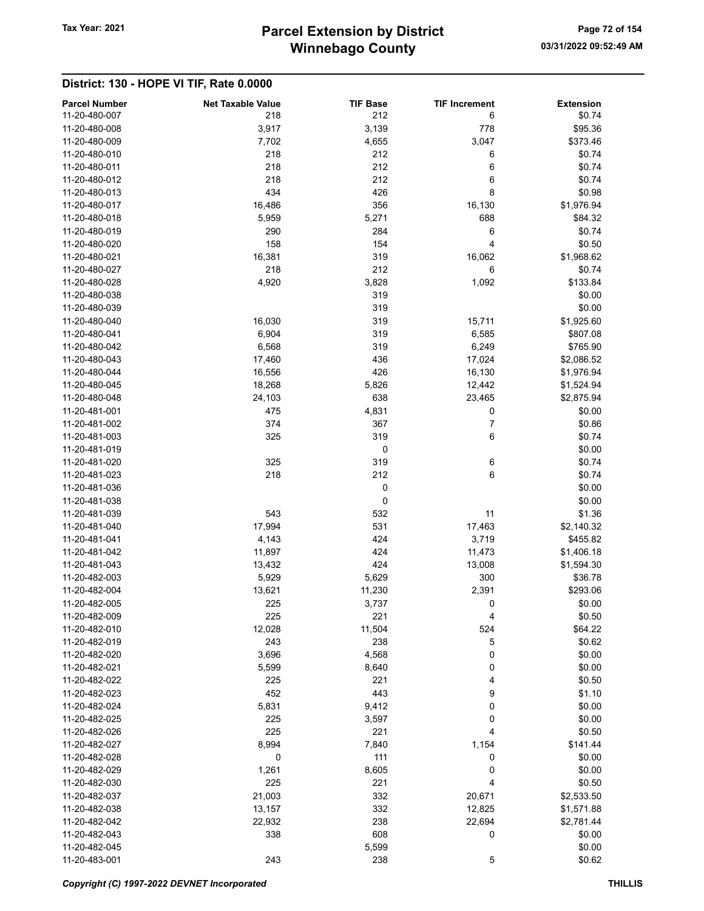## District: 130 - HOPE VI TIF, Rate 0.0000

| Parcel Number | Net Taxable Value | TIF Base | TIF Increment | Extension |
|---|---|---|---|---|
| 11-20-480-007 | 218 | 212 | 6 | $0.74 |
| 11-20-480-008 | 3,917 | 3,139 | 778 | $95.36 |
| 11-20-480-009 | 7,702 | 4,655 | 3,047 | $373.46 |
| 11-20-480-010 | 218 | 212 | 6 | $0.74 |
| 11-20-480-011 | 218 | 212 | 6 | $0.74 |
| 11-20-480-012 | 218 | 212 | 6 | $0.74 |
| 11-20-480-013 | 434 | 426 | 8 | $0.98 |
| 11-20-480-017 | 16,486 | 356 | 16,130 | $1,976.94 |
| 11-20-480-018 | 5,959 | 5,271 | 688 | $84.32 |
| 11-20-480-019 | 290 | 284 | 6 | $0.74 |
| 11-20-480-020 | 158 | 154 | 4 | $0.50 |
| 11-20-480-021 | 16,381 | 319 | 16,062 | $1,968.62 |
| 11-20-480-027 | 218 | 212 | 6 | $0.74 |
| 11-20-480-028 | 4,920 | 3,828 | 1,092 | $133.84 |
| 11-20-480-038 | | 319 | | $0.00 |
| 11-20-480-039 | | 319 | | $0.00 |
| 11-20-480-040 | 16,030 | 319 | 15,711 | $1,925.60 |
| 11-20-480-041 | 6,904 | 319 | 6,585 | $807.08 |
| 11-20-480-042 | 6,568 | 319 | 6,249 | $765.90 |
| 11-20-480-043 | 17,460 | 436 | 17,024 | $2,086.52 |
| 11-20-480-044 | 16,556 | 426 | 16,130 | $1,976.94 |
| 11-20-480-045 | 18,268 | 5,826 | 12,442 | $1,524.94 |
| 11-20-480-048 | 24,103 | 638 | 23,465 | $2,875.94 |
| 11-20-481-001 | 475 | 4,831 | 0 | $0.00 |
| 11-20-481-002 | 374 | 367 | 7 | $0.86 |
| 11-20-481-003 | 325 | 319 | 6 | $0.74 |
| 11-20-481-019 | | 0 | | $0.00 |
| 11-20-481-020 | 325 | 319 | 6 | $0.74 |
| 11-20-481-023 | 218 | 212 | 6 | $0.74 |
| 11-20-481-036 | | 0 | | $0.00 |
| 11-20-481-038 | | 0 | | $0.00 |
| 11-20-481-039 | 543 | 532 | 11 | $1.36 |
| 11-20-481-040 | 17,994 | 531 | 17,463 | $2,140.32 |
| 11-20-481-041 | 4,143 | 424 | 3,719 | $455.82 |
| 11-20-481-042 | 11,897 | 424 | 11,473 | $1,406.18 |
| 11-20-481-043 | 13,432 | 424 | 13,008 | $1,594.30 |
| 11-20-482-003 | 5,929 | 5,629 | 300 | $36.78 |
| 11-20-482-004 | 13,621 | 11,230 | 2,391 | $293.06 |
| 11-20-482-005 | 225 | 3,737 | 0 | $0.00 |
| 11-20-482-009 | 225 | 221 | 4 | $0.50 |
| 11-20-482-010 | 12,028 | 11,504 | 524 | $64.22 |
| 11-20-482-019 | 243 | 238 | 5 | $0.62 |
| 11-20-482-020 | 3,696 | 4,568 | 0 | $0.00 |
| 11-20-482-021 | 5,599 | 8,640 | 0 | $0.00 |
| 11-20-482-022 | 225 | 221 | 4 | $0.50 |
| 11-20-482-023 | 452 | 443 | 9 | $1.10 |
| 11-20-482-024 | 5,831 | 9,412 | 0 | $0.00 |
| 11-20-482-025 | 225 | 3,597 | 0 | $0.00 |
| 11-20-482-026 | 225 | 221 | 4 | $0.50 |
| 11-20-482-027 | 8,994 | 7,840 | 1,154 | $141.44 |
| 11-20-482-028 | 0 | 111 | 0 | $0.00 |
| 11-20-482-029 | 1,261 | 8,605 | 0 | $0.00 |
| 11-20-482-030 | 225 | 221 | 4 | $0.50 |
| 11-20-482-037 | 21,003 | 332 | 20,671 | $2,533.50 |
| 11-20-482-038 | 13,157 | 332 | 12,825 | $1,571.88 |
| 11-20-482-042 | 22,932 | 238 | 22,694 | $2,781.44 |
| 11-20-482-043 | 338 | 608 | 0 | $0.00 |
| 11-20-482-045 | | 5,599 | | $0.00 |
| 11-20-483-001 | 243 | 238 | 5 | $0.62 |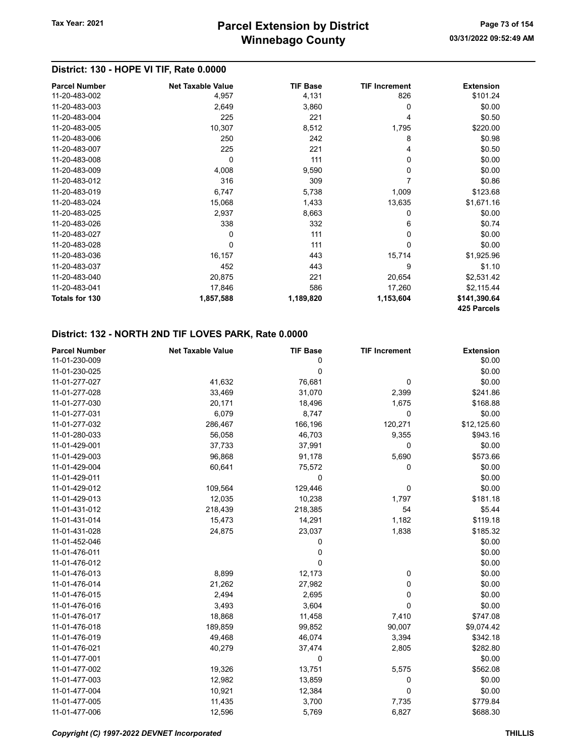## District: 130 - HOPE VI TIF, Rate 0.0000

| Parcel Number | Net Taxable Value | TIF Base | TIF Increment | Extension |
|---|---|---|---|---|
| 11-20-483-002 | 4,957 | 4,131 | 826 | $101.24 |
| 11-20-483-003 | 2,649 | 3,860 | 0 | $0.00 |
| 11-20-483-004 | 225 | 221 | 4 | $0.50 |
| 11-20-483-005 | 10,307 | 8,512 | 1,795 | $220.00 |
| 11-20-483-006 | 250 | 242 | 8 | $0.98 |
| 11-20-483-007 | 225 | 221 | 4 | $0.50 |
| 11-20-483-008 | 0 | 111 | 0 | $0.00 |
| 11-20-483-009 | 4,008 | 9,590 | 0 | $0.00 |
| 11-20-483-012 | 316 | 309 | 7 | $0.86 |
| 11-20-483-019 | 6,747 | 5,738 | 1,009 | $123.68 |
| 11-20-483-024 | 15,068 | 1,433 | 13,635 | $1,671.16 |
| 11-20-483-025 | 2,937 | 8,663 | 0 | $0.00 |
| 11-20-483-026 | 338 | 332 | 6 | $0.74 |
| 11-20-483-027 | 0 | 111 | 0 | $0.00 |
| 11-20-483-028 | 0 | 111 | 0 | $0.00 |
| 11-20-483-036 | 16,157 | 443 | 15,714 | $1,925.96 |
| 11-20-483-037 | 452 | 443 | 9 | $1.10 |
| 11-20-483-040 | 20,875 | 221 | 20,654 | $2,531.42 |
| 11-20-483-041 | 17,846 | 586 | 17,260 | $2,115.44 |
| **Totals for 130** | **1,857,588** | **1,189,820** | **1,153,604** | **$141,390.64** |
| | | | | **425 Parcels** |

## District: 132 - NORTH 2ND TIF LOVES PARK, Rate 0.0000

| Parcel Number | Net Taxable Value | TIF Base | TIF Increment | Extension |
|---|---|---|---|---|
| 11-01-230-009 | | 0 | | $0.00 |
| 11-01-230-025 | | 0 | | $0.00 |
| 11-01-277-027 | 41,632 | 76,681 | 0 | $0.00 |
| 11-01-277-028 | 33,469 | 31,070 | 2,399 | $241.86 |
| 11-01-277-030 | 20,171 | 18,496 | 1,675 | $168.88 |
| 11-01-277-031 | 6,079 | 8,747 | 0 | $0.00 |
| 11-01-277-032 | 286,467 | 166,196 | 120,271 | $12,125.60 |
| 11-01-280-033 | 56,058 | 46,703 | 9,355 | $943.16 |
| 11-01-429-001 | 37,733 | 37,991 | 0 | $0.00 |
| 11-01-429-003 | 96,868 | 91,178 | 5,690 | $573.66 |
| 11-01-429-004 | 60,641 | 75,572 | 0 | $0.00 |
| 11-01-429-011 | | 0 | | $0.00 |
| 11-01-429-012 | 109,564 | 129,446 | 0 | $0.00 |
| 11-01-429-013 | 12,035 | 10,238 | 1,797 | $181.18 |
| 11-01-431-012 | 218,439 | 218,385 | 54 | $5.44 |
| 11-01-431-014 | 15,473 | 14,291 | 1,182 | $119.18 |
| 11-01-431-028 | 24,875 | 23,037 | 1,838 | $185.32 |
| 11-01-452-046 | | 0 | | $0.00 |
| 11-01-476-011 | | 0 | | $0.00 |
| 11-01-476-012 | | 0 | | $0.00 |
| 11-01-476-013 | 8,899 | 12,173 | 0 | $0.00 |
| 11-01-476-014 | 21,262 | 27,982 | 0 | $0.00 |
| 11-01-476-015 | 2,494 | 2,695 | 0 | $0.00 |
| 11-01-476-016 | 3,493 | 3,604 | 0 | $0.00 |
| 11-01-476-017 | 18,868 | 11,458 | 7,410 | $747.08 |
| 11-01-476-018 | 189,859 | 99,852 | 90,007 | $9,074.42 |
| 11-01-476-019 | 49,468 | 46,074 | 3,394 | $342.18 |
| 11-01-476-021 | 40,279 | 37,474 | 2,805 | $282.80 |
| 11-01-477-001 | | 0 | | $0.00 |
| 11-01-477-002 | 19,326 | 13,751 | 5,575 | $562.08 |
| 11-01-477-003 | 12,982 | 13,859 | 0 | $0.00 |
| 11-01-477-004 | 10,921 | 12,384 | 0 | $0.00 |
| 11-01-477-005 | 11,435 | 3,700 | 7,735 | $779.84 |
| 11-01-477-006 | 12,596 | 5,769 | 6,827 | $688.30 |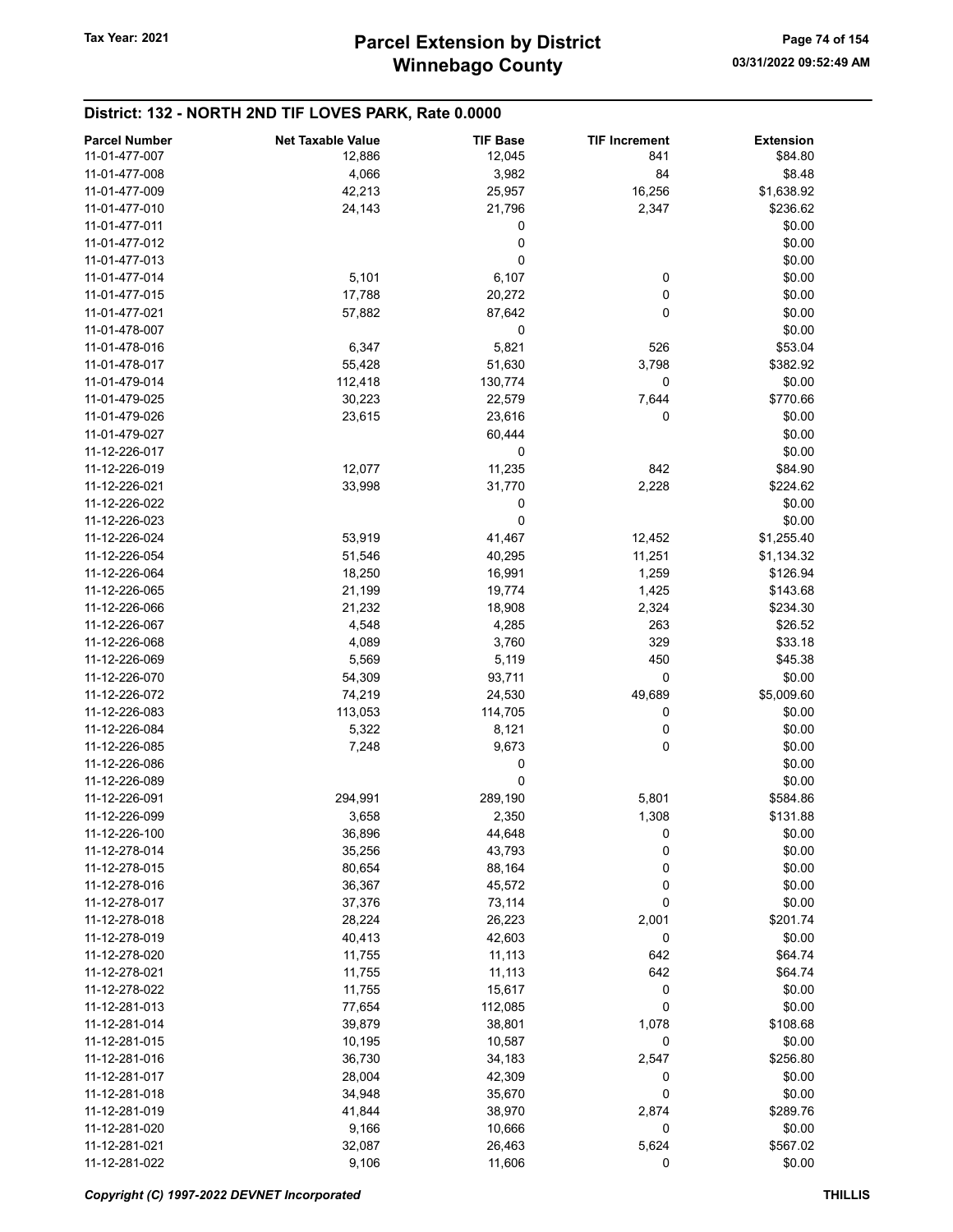## District: 132 - NORTH 2ND TIF LOVES PARK, Rate 0.0000

| Parcel Number | Net Taxable Value | TIF Base | TIF Increment | Extension |
|---|---|---|---|---|
| 11-01-477-007 | 12,886 | 12,045 | 841 | $84.80 |
| 11-01-477-008 | 4,066 | 3,982 | 84 | $8.48 |
| 11-01-477-009 | 42,213 | 25,957 | 16,256 | $1,638.92 |
| 11-01-477-010 | 24,143 | 21,796 | 2,347 | $236.62 |
| 11-01-477-011 | | 0 | | $0.00 |
| 11-01-477-012 | | 0 | | $0.00 |
| 11-01-477-013 | | 0 | | $0.00 |
| 11-01-477-014 | 5,101 | 6,107 | 0 | $0.00 |
| 11-01-477-015 | 17,788 | 20,272 | 0 | $0.00 |
| 11-01-477-021 | 57,882 | 87,642 | 0 | $0.00 |
| 11-01-478-007 | | 0 | | $0.00 |
| 11-01-478-016 | 6,347 | 5,821 | 526 | $53.04 |
| 11-01-478-017 | 55,428 | 51,630 | 3,798 | $382.92 |
| 11-01-479-014 | 112,418 | 130,774 | 0 | $0.00 |
| 11-01-479-025 | 30,223 | 22,579 | 7,644 | $770.66 |
| 11-01-479-026 | 23,615 | 23,616 | 0 | $0.00 |
| 11-01-479-027 | | 60,444 | | $0.00 |
| 11-12-226-017 | | 0 | | $0.00 |
| 11-12-226-019 | 12,077 | 11,235 | 842 | $84.90 |
| 11-12-226-021 | 33,998 | 31,770 | 2,228 | $224.62 |
| 11-12-226-022 | | 0 | | $0.00 |
| 11-12-226-023 | | 0 | | $0.00 |
| 11-12-226-024 | 53,919 | 41,467 | 12,452 | $1,255.40 |
| 11-12-226-054 | 51,546 | 40,295 | 11,251 | $1,134.32 |
| 11-12-226-064 | 18,250 | 16,991 | 1,259 | $126.94 |
| 11-12-226-065 | 21,199 | 19,774 | 1,425 | $143.68 |
| 11-12-226-066 | 21,232 | 18,908 | 2,324 | $234.30 |
| 11-12-226-067 | 4,548 | 4,285 | 263 | $26.52 |
| 11-12-226-068 | 4,089 | 3,760 | 329 | $33.18 |
| 11-12-226-069 | 5,569 | 5,119 | 450 | $45.38 |
| 11-12-226-070 | 54,309 | 93,711 | 0 | $0.00 |
| 11-12-226-072 | 74,219 | 24,530 | 49,689 | $5,009.60 |
| 11-12-226-083 | 113,053 | 114,705 | 0 | $0.00 |
| 11-12-226-084 | 5,322 | 8,121 | 0 | $0.00 |
| 11-12-226-085 | 7,248 | 9,673 | 0 | $0.00 |
| 11-12-226-086 | | 0 | | $0.00 |
| 11-12-226-089 | | 0 | | $0.00 |
| 11-12-226-091 | 294,991 | 289,190 | 5,801 | $584.86 |
| 11-12-226-099 | 3,658 | 2,350 | 1,308 | $131.88 |
| 11-12-226-100 | 36,896 | 44,648 | 0 | $0.00 |
| 11-12-278-014 | 35,256 | 43,793 | 0 | $0.00 |
| 11-12-278-015 | 80,654 | 88,164 | 0 | $0.00 |
| 11-12-278-016 | 36,367 | 45,572 | 0 | $0.00 |
| 11-12-278-017 | 37,376 | 73,114 | 0 | $0.00 |
| 11-12-278-018 | 28,224 | 26,223 | 2,001 | $201.74 |
| 11-12-278-019 | 40,413 | 42,603 | 0 | $0.00 |
| 11-12-278-020 | 11,755 | 11,113 | 642 | $64.74 |
| 11-12-278-021 | 11,755 | 11,113 | 642 | $64.74 |
| 11-12-278-022 | 11,755 | 15,617 | 0 | $0.00 |
| 11-12-281-013 | 77,654 | 112,085 | 0 | $0.00 |
| 11-12-281-014 | 39,879 | 38,801 | 1,078 | $108.68 |
| 11-12-281-015 | 10,195 | 10,587 | 0 | $0.00 |
| 11-12-281-016 | 36,730 | 34,183 | 2,547 | $256.80 |
| 11-12-281-017 | 28,004 | 42,309 | 0 | $0.00 |
| 11-12-281-018 | 34,948 | 35,670 | 0 | $0.00 |
| 11-12-281-019 | 41,844 | 38,970 | 2,874 | $289.76 |
| 11-12-281-020 | 9,166 | 10,666 | 0 | $0.00 |
| 11-12-281-021 | 32,087 | 26,463 | 5,624 | $567.02 |
| 11-12-281-022 | 9,106 | 11,606 | 0 | $0.00 |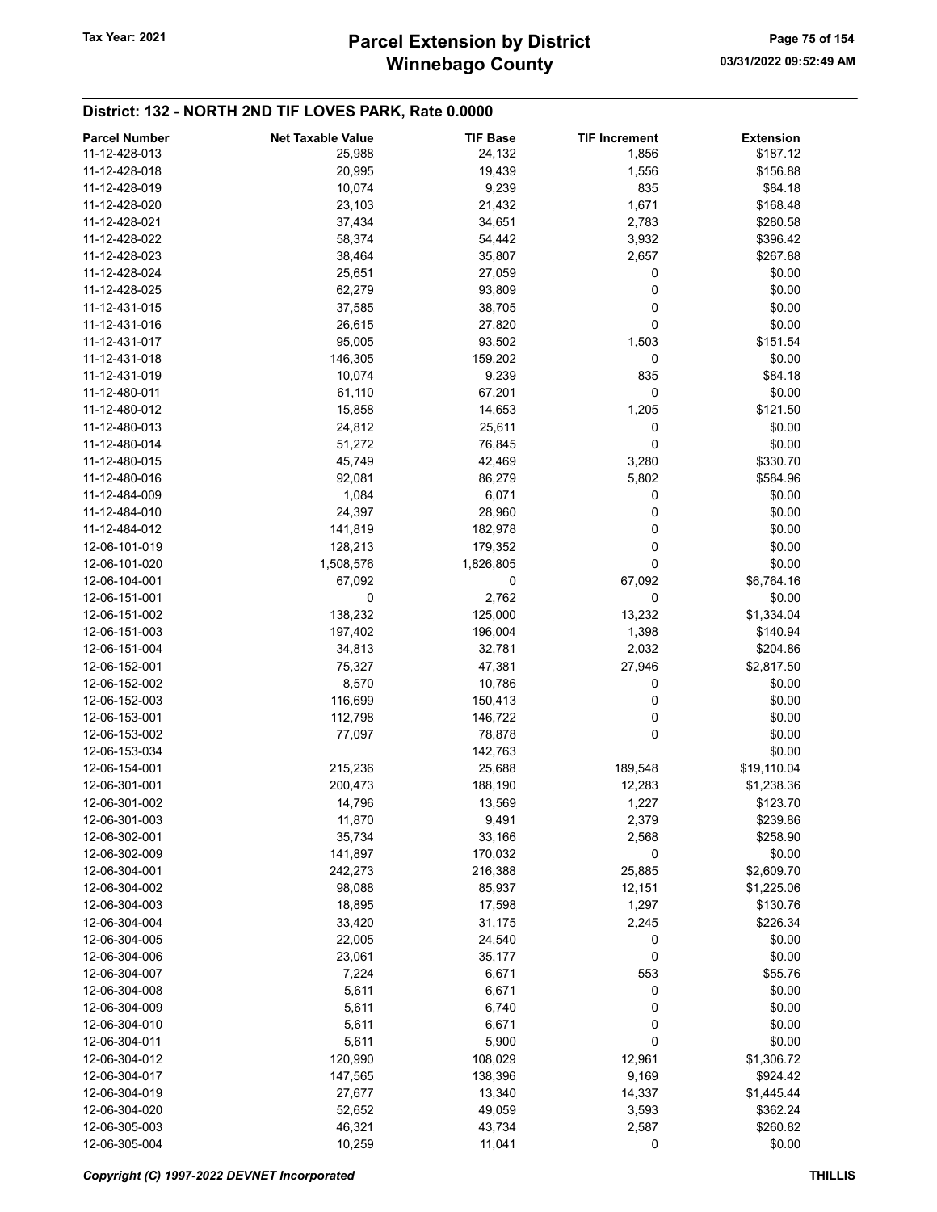## District: 132 - NORTH 2ND TIF LOVES PARK, Rate 0.0000

| Parcel Number | Net Taxable Value | TIF Base | TIF Increment | Extension |
|---|---|---|---|---|
| 11-12-428-013 | 25,988 | 24,132 | 1,856 | $187.12 |
| 11-12-428-018 | 20,995 | 19,439 | 1,556 | $156.88 |
| 11-12-428-019 | 10,074 | 9,239 | 835 | $84.18 |
| 11-12-428-020 | 23,103 | 21,432 | 1,671 | $168.48 |
| 11-12-428-021 | 37,434 | 34,651 | 2,783 | $280.58 |
| 11-12-428-022 | 58,374 | 54,442 | 3,932 | $396.42 |
| 11-12-428-023 | 38,464 | 35,807 | 2,657 | $267.88 |
| 11-12-428-024 | 25,651 | 27,059 | 0 | $0.00 |
| 11-12-428-025 | 62,279 | 93,809 | 0 | $0.00 |
| 11-12-431-015 | 37,585 | 38,705 | 0 | $0.00 |
| 11-12-431-016 | 26,615 | 27,820 | 0 | $0.00 |
| 11-12-431-017 | 95,005 | 93,502 | 1,503 | $151.54 |
| 11-12-431-018 | 146,305 | 159,202 | 0 | $0.00 |
| 11-12-431-019 | 10,074 | 9,239 | 835 | $84.18 |
| 11-12-480-011 | 61,110 | 67,201 | 0 | $0.00 |
| 11-12-480-012 | 15,858 | 14,653 | 1,205 | $121.50 |
| 11-12-480-013 | 24,812 | 25,611 | 0 | $0.00 |
| 11-12-480-014 | 51,272 | 76,845 | 0 | $0.00 |
| 11-12-480-015 | 45,749 | 42,469 | 3,280 | $330.70 |
| 11-12-480-016 | 92,081 | 86,279 | 5,802 | $584.96 |
| 11-12-484-009 | 1,084 | 6,071 | 0 | $0.00 |
| 11-12-484-010 | 24,397 | 28,960 | 0 | $0.00 |
| 11-12-484-012 | 141,819 | 182,978 | 0 | $0.00 |
| 12-06-101-019 | 128,213 | 179,352 | 0 | $0.00 |
| 12-06-101-020 | 1,508,576 | 1,826,805 | 0 | $0.00 |
| 12-06-104-001 | 67,092 | 0 | 67,092 | $6,764.16 |
| 12-06-151-001 | 0 | 2,762 | 0 | $0.00 |
| 12-06-151-002 | 138,232 | 125,000 | 13,232 | $1,334.04 |
| 12-06-151-003 | 197,402 | 196,004 | 1,398 | $140.94 |
| 12-06-151-004 | 34,813 | 32,781 | 2,032 | $204.86 |
| 12-06-152-001 | 75,327 | 47,381 | 27,946 | $2,817.50 |
| 12-06-152-002 | 8,570 | 10,786 | 0 | $0.00 |
| 12-06-152-003 | 116,699 | 150,413 | 0 | $0.00 |
| 12-06-153-001 | 112,798 | 146,722 | 0 | $0.00 |
| 12-06-153-002 | 77,097 | 78,878 | 0 | $0.00 |
| 12-06-153-034 | | 142,763 | | $0.00 |
| 12-06-154-001 | 215,236 | 25,688 | 189,548 | $19,110.04 |
| 12-06-301-001 | 200,473 | 188,190 | 12,283 | $1,238.36 |
| 12-06-301-002 | 14,796 | 13,569 | 1,227 | $123.70 |
| 12-06-301-003 | 11,870 | 9,491 | 2,379 | $239.86 |
| 12-06-302-001 | 35,734 | 33,166 | 2,568 | $258.90 |
| 12-06-302-009 | 141,897 | 170,032 | 0 | $0.00 |
| 12-06-304-001 | 242,273 | 216,388 | 25,885 | $2,609.70 |
| 12-06-304-002 | 98,088 | 85,937 | 12,151 | $1,225.06 |
| 12-06-304-003 | 18,895 | 17,598 | 1,297 | $130.76 |
| 12-06-304-004 | 33,420 | 31,175 | 2,245 | $226.34 |
| 12-06-304-005 | 22,005 | 24,540 | 0 | $0.00 |
| 12-06-304-006 | 23,061 | 35,177 | 0 | $0.00 |
| 12-06-304-007 | 7,224 | 6,671 | 553 | $55.76 |
| 12-06-304-008 | 5,611 | 6,671 | 0 | $0.00 |
| 12-06-304-009 | 5,611 | 6,740 | 0 | $0.00 |
| 12-06-304-010 | 5,611 | 6,671 | 0 | $0.00 |
| 12-06-304-011 | 5,611 | 5,900 | 0 | $0.00 |
| 12-06-304-012 | 120,990 | 108,029 | 12,961 | $1,306.72 |
| 12-06-304-017 | 147,565 | 138,396 | 9,169 | $924.42 |
| 12-06-304-019 | 27,677 | 13,340 | 14,337 | $1,445.44 |
| 12-06-304-020 | 52,652 | 49,059 | 3,593 | $362.24 |
| 12-06-305-003 | 46,321 | 43,734 | 2,587 | $260.82 |
| 12-06-305-004 | 10,259 | 11,041 | 0 | $0.00 |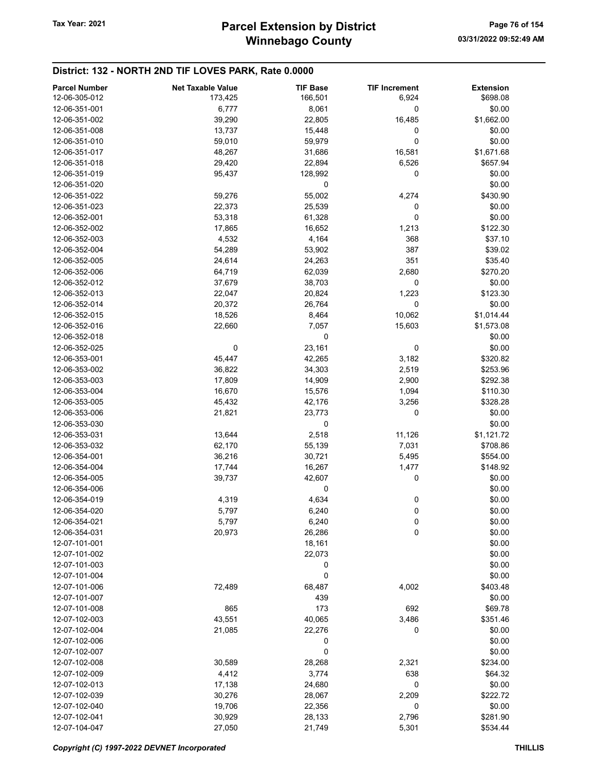## District: 132 - NORTH 2ND TIF LOVES PARK, Rate 0.0000

| Parcel Number | Net Taxable Value | TIF Base | TIF Increment | Extension |
|---|---|---|---|---|
| 12-06-305-012 | 173,425 | 166,501 | 6,924 | $698.08 |
| 12-06-351-001 | 6,777 | 8,061 | 0 | $0.00 |
| 12-06-351-002 | 39,290 | 22,805 | 16,485 | $1,662.00 |
| 12-06-351-008 | 13,737 | 15,448 | 0 | $0.00 |
| 12-06-351-010 | 59,010 | 59,979 | 0 | $0.00 |
| 12-06-351-017 | 48,267 | 31,686 | 16,581 | $1,671.68 |
| 12-06-351-018 | 29,420 | 22,894 | 6,526 | $657.94 |
| 12-06-351-019 | 95,437 | 128,992 | 0 | $0.00 |
| 12-06-351-020 | | 0 | | $0.00 |
| 12-06-351-022 | 59,276 | 55,002 | 4,274 | $430.90 |
| 12-06-351-023 | 22,373 | 25,539 | 0 | $0.00 |
| 12-06-352-001 | 53,318 | 61,328 | 0 | $0.00 |
| 12-06-352-002 | 17,865 | 16,652 | 1,213 | $122.30 |
| 12-06-352-003 | 4,532 | 4,164 | 368 | $37.10 |
| 12-06-352-004 | 54,289 | 53,902 | 387 | $39.02 |
| 12-06-352-005 | 24,614 | 24,263 | 351 | $35.40 |
| 12-06-352-006 | 64,719 | 62,039 | 2,680 | $270.20 |
| 12-06-352-012 | 37,679 | 38,703 | 0 | $0.00 |
| 12-06-352-013 | 22,047 | 20,824 | 1,223 | $123.30 |
| 12-06-352-014 | 20,372 | 26,764 | 0 | $0.00 |
| 12-06-352-015 | 18,526 | 8,464 | 10,062 | $1,014.44 |
| 12-06-352-016 | 22,660 | 7,057 | 15,603 | $1,573.08 |
| 12-06-352-018 | | 0 | | $0.00 |
| 12-06-352-025 | 0 | 23,161 | 0 | $0.00 |
| 12-06-353-001 | 45,447 | 42,265 | 3,182 | $320.82 |
| 12-06-353-002 | 36,822 | 34,303 | 2,519 | $253.96 |
| 12-06-353-003 | 17,809 | 14,909 | 2,900 | $292.38 |
| 12-06-353-004 | 16,670 | 15,576 | 1,094 | $110.30 |
| 12-06-353-005 | 45,432 | 42,176 | 3,256 | $328.28 |
| 12-06-353-006 | 21,821 | 23,773 | 0 | $0.00 |
| 12-06-353-030 | | 0 | | $0.00 |
| 12-06-353-031 | 13,644 | 2,518 | 11,126 | $1,121.72 |
| 12-06-353-032 | 62,170 | 55,139 | 7,031 | $708.86 |
| 12-06-354-001 | 36,216 | 30,721 | 5,495 | $554.00 |
| 12-06-354-004 | 17,744 | 16,267 | 1,477 | $148.92 |
| 12-06-354-005 | 39,737 | 42,607 | 0 | $0.00 |
| 12-06-354-006 | | 0 | | $0.00 |
| 12-06-354-019 | 4,319 | 4,634 | 0 | $0.00 |
| 12-06-354-020 | 5,797 | 6,240 | 0 | $0.00 |
| 12-06-354-021 | 5,797 | 6,240 | 0 | $0.00 |
| 12-06-354-031 | 20,973 | 26,286 | 0 | $0.00 |
| 12-07-101-001 | | 18,161 | | $0.00 |
| 12-07-101-002 | | 22,073 | | $0.00 |
| 12-07-101-003 | | 0 | | $0.00 |
| 12-07-101-004 | | 0 | | $0.00 |
| 12-07-101-006 | 72,489 | 68,487 | 4,002 | $403.48 |
| 12-07-101-007 | | 439 | | $0.00 |
| 12-07-101-008 | 865 | 173 | 692 | $69.78 |
| 12-07-102-003 | 43,551 | 40,065 | 3,486 | $351.46 |
| 12-07-102-004 | 21,085 | 22,276 | 0 | $0.00 |
| 12-07-102-006 | | 0 | | $0.00 |
| 12-07-102-007 | | 0 | | $0.00 |
| 12-07-102-008 | 30,589 | 28,268 | 2,321 | $234.00 |
| 12-07-102-009 | 4,412 | 3,774 | 638 | $64.32 |
| 12-07-102-013 | 17,138 | 24,680 | 0 | $0.00 |
| 12-07-102-039 | 30,276 | 28,067 | 2,209 | $222.72 |
| 12-07-102-040 | 19,706 | 22,356 | 0 | $0.00 |
| 12-07-102-041 | 30,929 | 28,133 | 2,796 | $281.90 |
| 12-07-104-047 | 27,050 | 21,749 | 5,301 | $534.44 |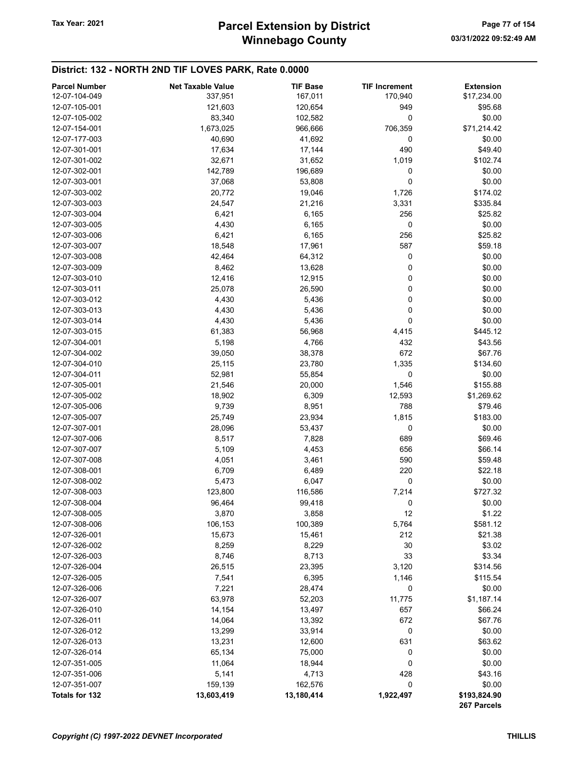## District: 132 - NORTH 2ND TIF LOVES PARK, Rate 0.0000

| Parcel Number | Net Taxable Value | TIF Base | TIF Increment | Extension |
|---|---|---|---|---|
| 12-07-104-049 | 337,951 | 167,011 | 170,940 | $17,234.00 |
| 12-07-105-001 | 121,603 | 120,654 | 949 | $95.68 |
| 12-07-105-002 | 83,340 | 102,582 | 0 | $0.00 |
| 12-07-154-001 | 1,673,025 | 966,666 | 706,359 | $71,214.42 |
| 12-07-177-003 | 40,690 | 41,692 | 0 | $0.00 |
| 12-07-301-001 | 17,634 | 17,144 | 490 | $49.40 |
| 12-07-301-002 | 32,671 | 31,652 | 1,019 | $102.74 |
| 12-07-302-001 | 142,789 | 196,689 | 0 | $0.00 |
| 12-07-303-001 | 37,068 | 53,808 | 0 | $0.00 |
| 12-07-303-002 | 20,772 | 19,046 | 1,726 | $174.02 |
| 12-07-303-003 | 24,547 | 21,216 | 3,331 | $335.84 |
| 12-07-303-004 | 6,421 | 6,165 | 256 | $25.82 |
| 12-07-303-005 | 4,430 | 6,165 | 0 | $0.00 |
| 12-07-303-006 | 6,421 | 6,165 | 256 | $25.82 |
| 12-07-303-007 | 18,548 | 17,961 | 587 | $59.18 |
| 12-07-303-008 | 42,464 | 64,312 | 0 | $0.00 |
| 12-07-303-009 | 8,462 | 13,628 | 0 | $0.00 |
| 12-07-303-010 | 12,416 | 12,915 | 0 | $0.00 |
| 12-07-303-011 | 25,078 | 26,590 | 0 | $0.00 |
| 12-07-303-012 | 4,430 | 5,436 | 0 | $0.00 |
| 12-07-303-013 | 4,430 | 5,436 | 0 | $0.00 |
| 12-07-303-014 | 4,430 | 5,436 | 0 | $0.00 |
| 12-07-303-015 | 61,383 | 56,968 | 4,415 | $445.12 |
| 12-07-304-001 | 5,198 | 4,766 | 432 | $43.56 |
| 12-07-304-002 | 39,050 | 38,378 | 672 | $67.76 |
| 12-07-304-010 | 25,115 | 23,780 | 1,335 | $134.60 |
| 12-07-304-011 | 52,981 | 55,854 | 0 | $0.00 |
| 12-07-305-001 | 21,546 | 20,000 | 1,546 | $155.88 |
| 12-07-305-002 | 18,902 | 6,309 | 12,593 | $1,269.62 |
| 12-07-305-006 | 9,739 | 8,951 | 788 | $79.46 |
| 12-07-305-007 | 25,749 | 23,934 | 1,815 | $183.00 |
| 12-07-307-001 | 28,096 | 53,437 | 0 | $0.00 |
| 12-07-307-006 | 8,517 | 7,828 | 689 | $69.46 |
| 12-07-307-007 | 5,109 | 4,453 | 656 | $66.14 |
| 12-07-307-008 | 4,051 | 3,461 | 590 | $59.48 |
| 12-07-308-001 | 6,709 | 6,489 | 220 | $22.18 |
| 12-07-308-002 | 5,473 | 6,047 | 0 | $0.00 |
| 12-07-308-003 | 123,800 | 116,586 | 7,214 | $727.32 |
| 12-07-308-004 | 96,464 | 99,418 | 0 | $0.00 |
| 12-07-308-005 | 3,870 | 3,858 | 12 | $1.22 |
| 12-07-308-006 | 106,153 | 100,389 | 5,764 | $581.12 |
| 12-07-326-001 | 15,673 | 15,461 | 212 | $21.38 |
| 12-07-326-002 | 8,259 | 8,229 | 30 | $3.02 |
| 12-07-326-003 | 8,746 | 8,713 | 33 | $3.34 |
| 12-07-326-004 | 26,515 | 23,395 | 3,120 | $314.56 |
| 12-07-326-005 | 7,541 | 6,395 | 1,146 | $115.54 |
| 12-07-326-006 | 7,221 | 28,474 | 0 | $0.00 |
| 12-07-326-007 | 63,978 | 52,203 | 11,775 | $1,187.14 |
| 12-07-326-010 | 14,154 | 13,497 | 657 | $66.24 |
| 12-07-326-011 | 14,064 | 13,392 | 672 | $67.76 |
| 12-07-326-012 | 13,299 | 33,914 | 0 | $0.00 |
| 12-07-326-013 | 13,231 | 12,600 | 631 | $63.62 |
| 12-07-326-014 | 65,134 | 75,000 | 0 | $0.00 |
| 12-07-351-005 | 11,064 | 18,944 | 0 | $0.00 |
| 12-07-351-006 | 5,141 | 4,713 | 428 | $43.16 |
| 12-07-351-007 | 159,139 | 162,576 | 0 | $0.00 |
| **Totals for 132** | **13,603,419** | **13,180,414** | **1,922,497** | **$193,824.90** |
| | | | | **267 Parcels** |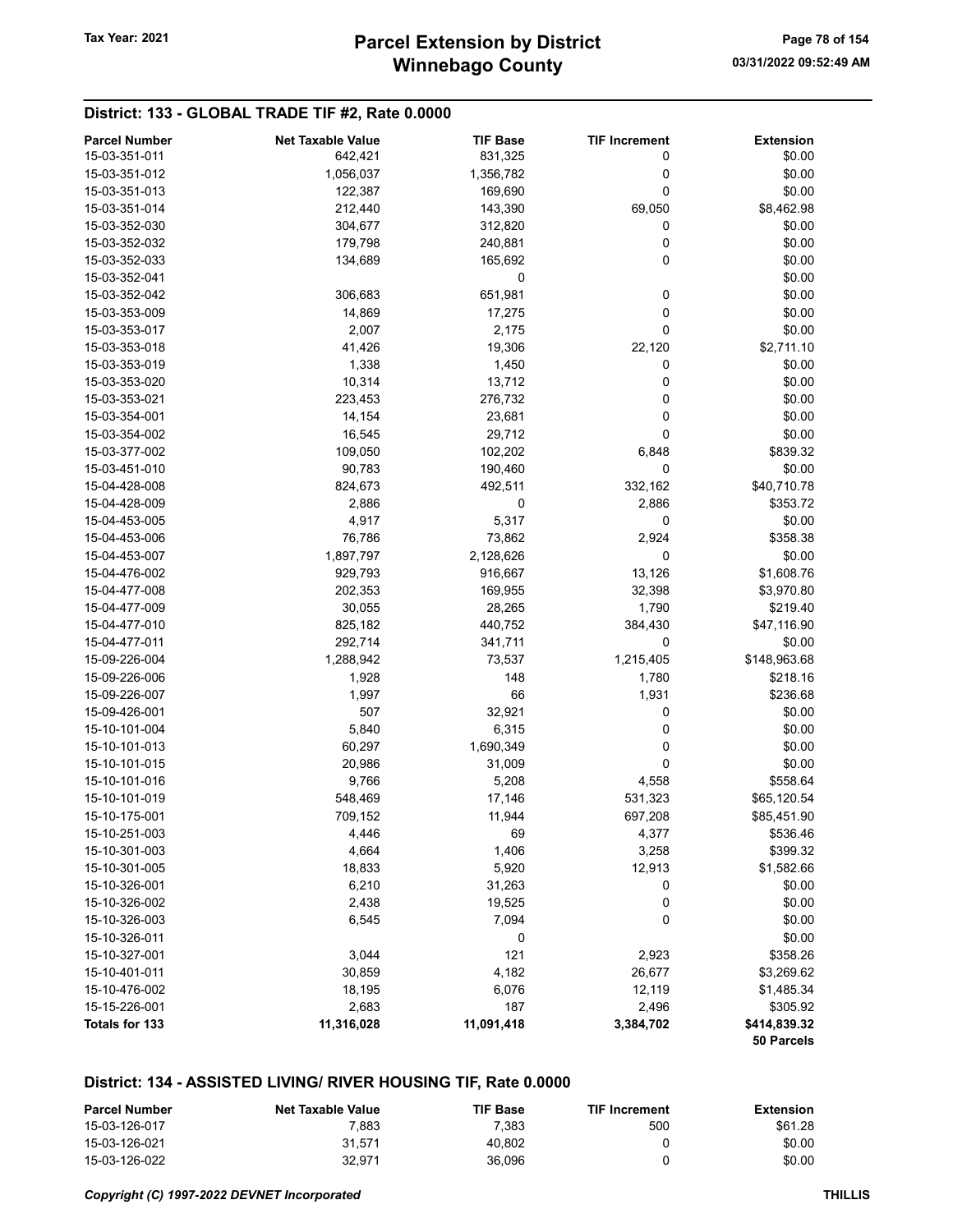## District: 133 - GLOBAL TRADE TIF #2, Rate 0.0000

| Parcel Number | Net Taxable Value | TIF Base | TIF Increment | Extension |
|---|---|---|---|---|
| 15-03-351-011 | 642,421 | 831,325 | 0 | $0.00 |
| 15-03-351-012 | 1,056,037 | 1,356,782 | 0 | $0.00 |
| 15-03-351-013 | 122,387 | 169,690 | 0 | $0.00 |
| 15-03-351-014 | 212,440 | 143,390 | 69,050 | $8,462.98 |
| 15-03-352-030 | 304,677 | 312,820 | 0 | $0.00 |
| 15-03-352-032 | 179,798 | 240,881 | 0 | $0.00 |
| 15-03-352-033 | 134,689 | 165,692 | 0 | $0.00 |
| 15-03-352-041 | | 0 | | $0.00 |
| 15-03-352-042 | 306,683 | 651,981 | 0 | $0.00 |
| 15-03-353-009 | 14,869 | 17,275 | 0 | $0.00 |
| 15-03-353-017 | 2,007 | 2,175 | 0 | $0.00 |
| 15-03-353-018 | 41,426 | 19,306 | 22,120 | $2,711.10 |
| 15-03-353-019 | 1,338 | 1,450 | 0 | $0.00 |
| 15-03-353-020 | 10,314 | 13,712 | 0 | $0.00 |
| 15-03-353-021 | 223,453 | 276,732 | 0 | $0.00 |
| 15-03-354-001 | 14,154 | 23,681 | 0 | $0.00 |
| 15-03-354-002 | 16,545 | 29,712 | 0 | $0.00 |
| 15-03-377-002 | 109,050 | 102,202 | 6,848 | $839.32 |
| 15-03-451-010 | 90,783 | 190,460 | 0 | $0.00 |
| 15-04-428-008 | 824,673 | 492,511 | 332,162 | $40,710.78 |
| 15-04-428-009 | 2,886 | 0 | 2,886 | $353.72 |
| 15-04-453-005 | 4,917 | 5,317 | 0 | $0.00 |
| 15-04-453-006 | 76,786 | 73,862 | 2,924 | $358.38 |
| 15-04-453-007 | 1,897,797 | 2,128,626 | 0 | $0.00 |
| 15-04-476-002 | 929,793 | 916,667 | 13,126 | $1,608.76 |
| 15-04-477-008 | 202,353 | 169,955 | 32,398 | $3,970.80 |
| 15-04-477-009 | 30,055 | 28,265 | 1,790 | $219.40 |
| 15-04-477-010 | 825,182 | 440,752 | 384,430 | $47,116.90 |
| 15-04-477-011 | 292,714 | 341,711 | 0 | $0.00 |
| 15-09-226-004 | 1,288,942 | 73,537 | 1,215,405 | $148,963.68 |
| 15-09-226-006 | 1,928 | 148 | 1,780 | $218.16 |
| 15-09-226-007 | 1,997 | 66 | 1,931 | $236.68 |
| 15-09-426-001 | 507 | 32,921 | 0 | $0.00 |
| 15-10-101-004 | 5,840 | 6,315 | 0 | $0.00 |
| 15-10-101-013 | 60,297 | 1,690,349 | 0 | $0.00 |
| 15-10-101-015 | 20,986 | 31,009 | 0 | $0.00 |
| 15-10-101-016 | 9,766 | 5,208 | 4,558 | $558.64 |
| 15-10-101-019 | 548,469 | 17,146 | 531,323 | $65,120.54 |
| 15-10-175-001 | 709,152 | 11,944 | 697,208 | $85,451.90 |
| 15-10-251-003 | 4,446 | 69 | 4,377 | $536.46 |
| 15-10-301-003 | 4,664 | 1,406 | 3,258 | $399.32 |
| 15-10-301-005 | 18,833 | 5,920 | 12,913 | $1,582.66 |
| 15-10-326-001 | 6,210 | 31,263 | 0 | $0.00 |
| 15-10-326-002 | 2,438 | 19,525 | 0 | $0.00 |
| 15-10-326-003 | 6,545 | 7,094 | 0 | $0.00 |
| 15-10-326-011 | | 0 | | $0.00 |
| 15-10-327-001 | 3,044 | 121 | 2,923 | $358.26 |
| 15-10-401-011 | 30,859 | 4,182 | 26,677 | $3,269.62 |
| 15-10-476-002 | 18,195 | 6,076 | 12,119 | $1,485.34 |
| 15-15-226-001 | 2,683 | 187 | 2,496 | $305.92 |
| **Totals for 133** | **11,316,028** | **11,091,418** | **3,384,702** | **$414,839.32** |
| | | | | **50 Parcels** |

## District: 134 - ASSISTED LIVING/ RIVER HOUSING TIF, Rate 0.0000

| Parcel Number | Net Taxable Value | TIF Base | TIF Increment | Extension |
|---|---|---|---|---|
| 15-03-126-017 | 7,883 | 7,383 | 500 | $61.28 |
| 15-03-126-021 | 31,571 | 40,802 | 0 | $0.00 |
| 15-03-126-022 | 32,971 | 36,096 | 0 | $0.00 |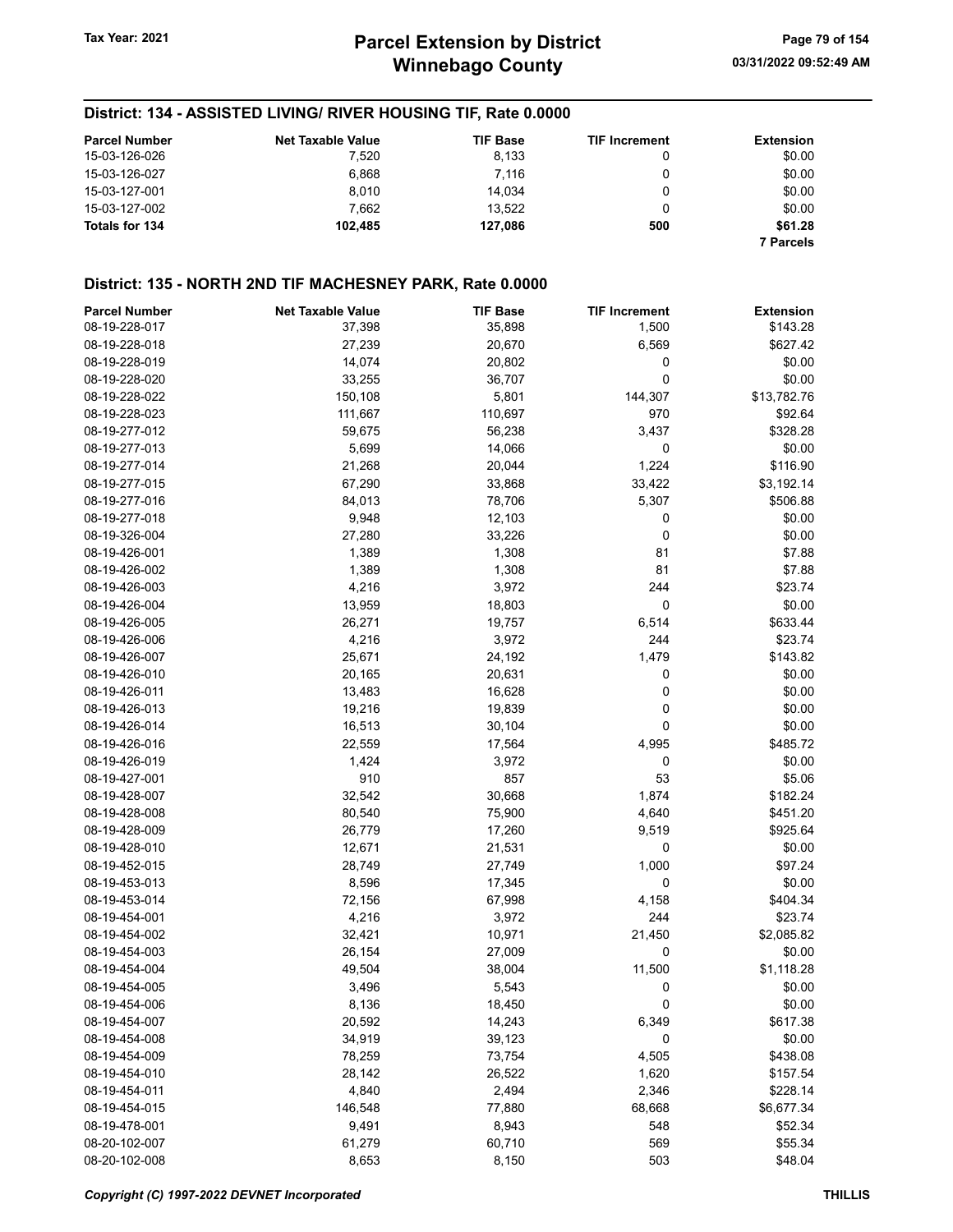## District: 134 - ASSISTED LIVING/ RIVER HOUSING TIF, Rate 0.0000

| Parcel Number | Net Taxable Value | TIF Base | TIF Increment | Extension |
|---|---|---|---|---|
| 15-03-126-026 | 7,520 | 8,133 | 0 | $0.00 |
| 15-03-126-027 | 6,868 | 7,116 | 0 | $0.00 |
| 15-03-127-001 | 8,010 | 14,034 | 0 | $0.00 |
| 15-03-127-002 | 7,662 | 13,522 | 0 | $0.00 |
| **Totals for 134** | **102,485** | **127,086** | **500** | **$61.28** |
| | | | | **7 Parcels** |

## District: 135 - NORTH 2ND TIF MACHESNEY PARK, Rate 0.0000

| Parcel Number | Net Taxable Value | TIF Base | TIF Increment | Extension |
|---|---|---|---|---|
| 08-19-228-017 | 37,398 | 35,898 | 1,500 | $143.28 |
| 08-19-228-018 | 27,239 | 20,670 | 6,569 | $627.42 |
| 08-19-228-019 | 14,074 | 20,802 | 0 | $0.00 |
| 08-19-228-020 | 33,255 | 36,707 | 0 | $0.00 |
| 08-19-228-022 | 150,108 | 5,801 | 144,307 | $13,782.76 |
| 08-19-228-023 | 111,667 | 110,697 | 970 | $92.64 |
| 08-19-277-012 | 59,675 | 56,238 | 3,437 | $328.28 |
| 08-19-277-013 | 5,699 | 14,066 | 0 | $0.00 |
| 08-19-277-014 | 21,268 | 20,044 | 1,224 | $116.90 |
| 08-19-277-015 | 67,290 | 33,868 | 33,422 | $3,192.14 |
| 08-19-277-016 | 84,013 | 78,706 | 5,307 | $506.88 |
| 08-19-277-018 | 9,948 | 12,103 | 0 | $0.00 |
| 08-19-326-004 | 27,280 | 33,226 | 0 | $0.00 |
| 08-19-426-001 | 1,389 | 1,308 | 81 | $7.88 |
| 08-19-426-002 | 1,389 | 1,308 | 81 | $7.88 |
| 08-19-426-003 | 4,216 | 3,972 | 244 | $23.74 |
| 08-19-426-004 | 13,959 | 18,803 | 0 | $0.00 |
| 08-19-426-005 | 26,271 | 19,757 | 6,514 | $633.44 |
| 08-19-426-006 | 4,216 | 3,972 | 244 | $23.74 |
| 08-19-426-007 | 25,671 | 24,192 | 1,479 | $143.82 |
| 08-19-426-010 | 20,165 | 20,631 | 0 | $0.00 |
| 08-19-426-011 | 13,483 | 16,628 | 0 | $0.00 |
| 08-19-426-013 | 19,216 | 19,839 | 0 | $0.00 |
| 08-19-426-014 | 16,513 | 30,104 | 0 | $0.00 |
| 08-19-426-016 | 22,559 | 17,564 | 4,995 | $485.72 |
| 08-19-426-019 | 1,424 | 3,972 | 0 | $0.00 |
| 08-19-427-001 | 910 | 857 | 53 | $5.06 |
| 08-19-428-007 | 32,542 | 30,668 | 1,874 | $182.24 |
| 08-19-428-008 | 80,540 | 75,900 | 4,640 | $451.20 |
| 08-19-428-009 | 26,779 | 17,260 | 9,519 | $925.64 |
| 08-19-428-010 | 12,671 | 21,531 | 0 | $0.00 |
| 08-19-452-015 | 28,749 | 27,749 | 1,000 | $97.24 |
| 08-19-453-013 | 8,596 | 17,345 | 0 | $0.00 |
| 08-19-453-014 | 72,156 | 67,998 | 4,158 | $404.34 |
| 08-19-454-001 | 4,216 | 3,972 | 244 | $23.74 |
| 08-19-454-002 | 32,421 | 10,971 | 21,450 | $2,085.82 |
| 08-19-454-003 | 26,154 | 27,009 | 0 | $0.00 |
| 08-19-454-004 | 49,504 | 38,004 | 11,500 | $1,118.28 |
| 08-19-454-005 | 3,496 | 5,543 | 0 | $0.00 |
| 08-19-454-006 | 8,136 | 18,450 | 0 | $0.00 |
| 08-19-454-007 | 20,592 | 14,243 | 6,349 | $617.38 |
| 08-19-454-008 | 34,919 | 39,123 | 0 | $0.00 |
| 08-19-454-009 | 78,259 | 73,754 | 4,505 | $438.08 |
| 08-19-454-010 | 28,142 | 26,522 | 1,620 | $157.54 |
| 08-19-454-011 | 4,840 | 2,494 | 2,346 | $228.14 |
| 08-19-454-015 | 146,548 | 77,880 | 68,668 | $6,677.34 |
| 08-19-478-001 | 9,491 | 8,943 | 548 | $52.34 |
| 08-20-102-007 | 61,279 | 60,710 | 569 | $55.34 |
| 08-20-102-008 | 8,653 | 8,150 | 503 | $48.04 |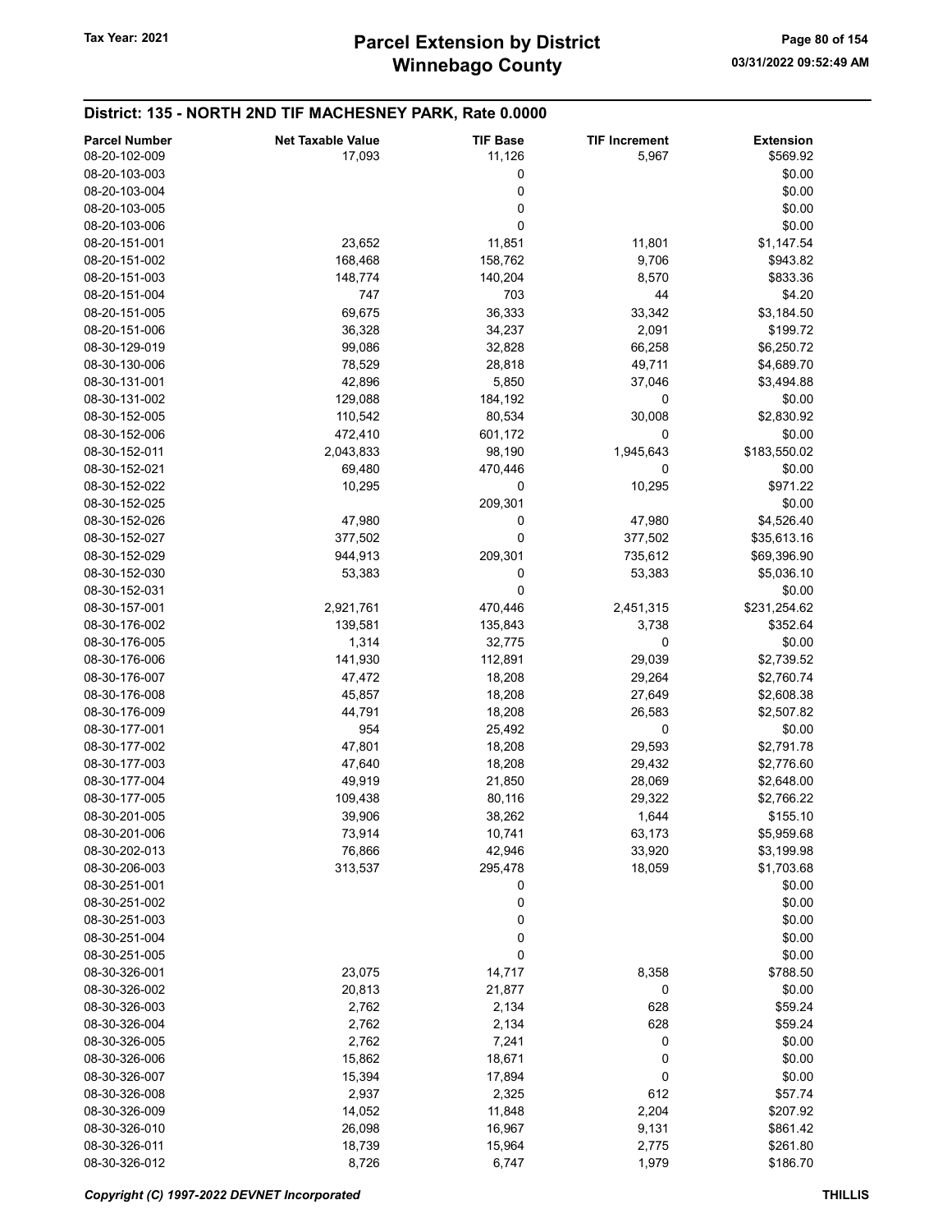## District: 135 - NORTH 2ND TIF MACHESNEY PARK, Rate 0.0000

| Parcel Number | Net Taxable Value | TIF Base | TIF Increment | Extension |
|---|---|---|---|---|
| 08-20-102-009 | 17,093 | 11,126 | 5,967 | $569.92 |
| 08-20-103-003 | | 0 | | $0.00 |
| 08-20-103-004 | | 0 | | $0.00 |
| 08-20-103-005 | | 0 | | $0.00 |
| 08-20-103-006 | | 0 | | $0.00 |
| 08-20-151-001 | 23,652 | 11,851 | 11,801 | $1,147.54 |
| 08-20-151-002 | 168,468 | 158,762 | 9,706 | $943.82 |
| 08-20-151-003 | 148,774 | 140,204 | 8,570 | $833.36 |
| 08-20-151-004 | 747 | 703 | 44 | $4.20 |
| 08-20-151-005 | 69,675 | 36,333 | 33,342 | $3,184.50 |
| 08-20-151-006 | 36,328 | 34,237 | 2,091 | $199.72 |
| 08-30-129-019 | 99,086 | 32,828 | 66,258 | $6,250.72 |
| 08-30-130-006 | 78,529 | 28,818 | 49,711 | $4,689.70 |
| 08-30-131-001 | 42,896 | 5,850 | 37,046 | $3,494.88 |
| 08-30-131-002 | 129,088 | 184,192 | 0 | $0.00 |
| 08-30-152-005 | 110,542 | 80,534 | 30,008 | $2,830.92 |
| 08-30-152-006 | 472,410 | 601,172 | 0 | $0.00 |
| 08-30-152-011 | 2,043,833 | 98,190 | 1,945,643 | $183,550.02 |
| 08-30-152-021 | 69,480 | 470,446 | 0 | $0.00 |
| 08-30-152-022 | 10,295 | 0 | 10,295 | $971.22 |
| 08-30-152-025 | | 209,301 | | $0.00 |
| 08-30-152-026 | 47,980 | 0 | 47,980 | $4,526.40 |
| 08-30-152-027 | 377,502 | 0 | 377,502 | $35,613.16 |
| 08-30-152-029 | 944,913 | 209,301 | 735,612 | $69,396.90 |
| 08-30-152-030 | 53,383 | 0 | 53,383 | $5,036.10 |
| 08-30-152-031 | | 0 | | $0.00 |
| 08-30-157-001 | 2,921,761 | 470,446 | 2,451,315 | $231,254.62 |
| 08-30-176-002 | 139,581 | 135,843 | 3,738 | $352.64 |
| 08-30-176-005 | 1,314 | 32,775 | 0 | $0.00 |
| 08-30-176-006 | 141,930 | 112,891 | 29,039 | $2,739.52 |
| 08-30-176-007 | 47,472 | 18,208 | 29,264 | $2,760.74 |
| 08-30-176-008 | 45,857 | 18,208 | 27,649 | $2,608.38 |
| 08-30-176-009 | 44,791 | 18,208 | 26,583 | $2,507.82 |
| 08-30-177-001 | 954 | 25,492 | 0 | $0.00 |
| 08-30-177-002 | 47,801 | 18,208 | 29,593 | $2,791.78 |
| 08-30-177-003 | 47,640 | 18,208 | 29,432 | $2,776.60 |
| 08-30-177-004 | 49,919 | 21,850 | 28,069 | $2,648.00 |
| 08-30-177-005 | 109,438 | 80,116 | 29,322 | $2,766.22 |
| 08-30-201-005 | 39,906 | 38,262 | 1,644 | $155.10 |
| 08-30-201-006 | 73,914 | 10,741 | 63,173 | $5,959.68 |
| 08-30-202-013 | 76,866 | 42,946 | 33,920 | $3,199.98 |
| 08-30-206-003 | 313,537 | 295,478 | 18,059 | $1,703.68 |
| 08-30-251-001 | | 0 | | $0.00 |
| 08-30-251-002 | | 0 | | $0.00 |
| 08-30-251-003 | | 0 | | $0.00 |
| 08-30-251-004 | | 0 | | $0.00 |
| 08-30-251-005 | | 0 | | $0.00 |
| 08-30-326-001 | 23,075 | 14,717 | 8,358 | $788.50 |
| 08-30-326-002 | 20,813 | 21,877 | 0 | $0.00 |
| 08-30-326-003 | 2,762 | 2,134 | 628 | $59.24 |
| 08-30-326-004 | 2,762 | 2,134 | 628 | $59.24 |
| 08-30-326-005 | 2,762 | 7,241 | 0 | $0.00 |
| 08-30-326-006 | 15,862 | 18,671 | 0 | $0.00 |
| 08-30-326-007 | 15,394 | 17,894 | 0 | $0.00 |
| 08-30-326-008 | 2,937 | 2,325 | 612 | $57.74 |
| 08-30-326-009 | 14,052 | 11,848 | 2,204 | $207.92 |
| 08-30-326-010 | 26,098 | 16,967 | 9,131 | $861.42 |
| 08-30-326-011 | 18,739 | 15,964 | 2,775 | $261.80 |
| 08-30-326-012 | 8,726 | 6,747 | 1,979 | $186.70 |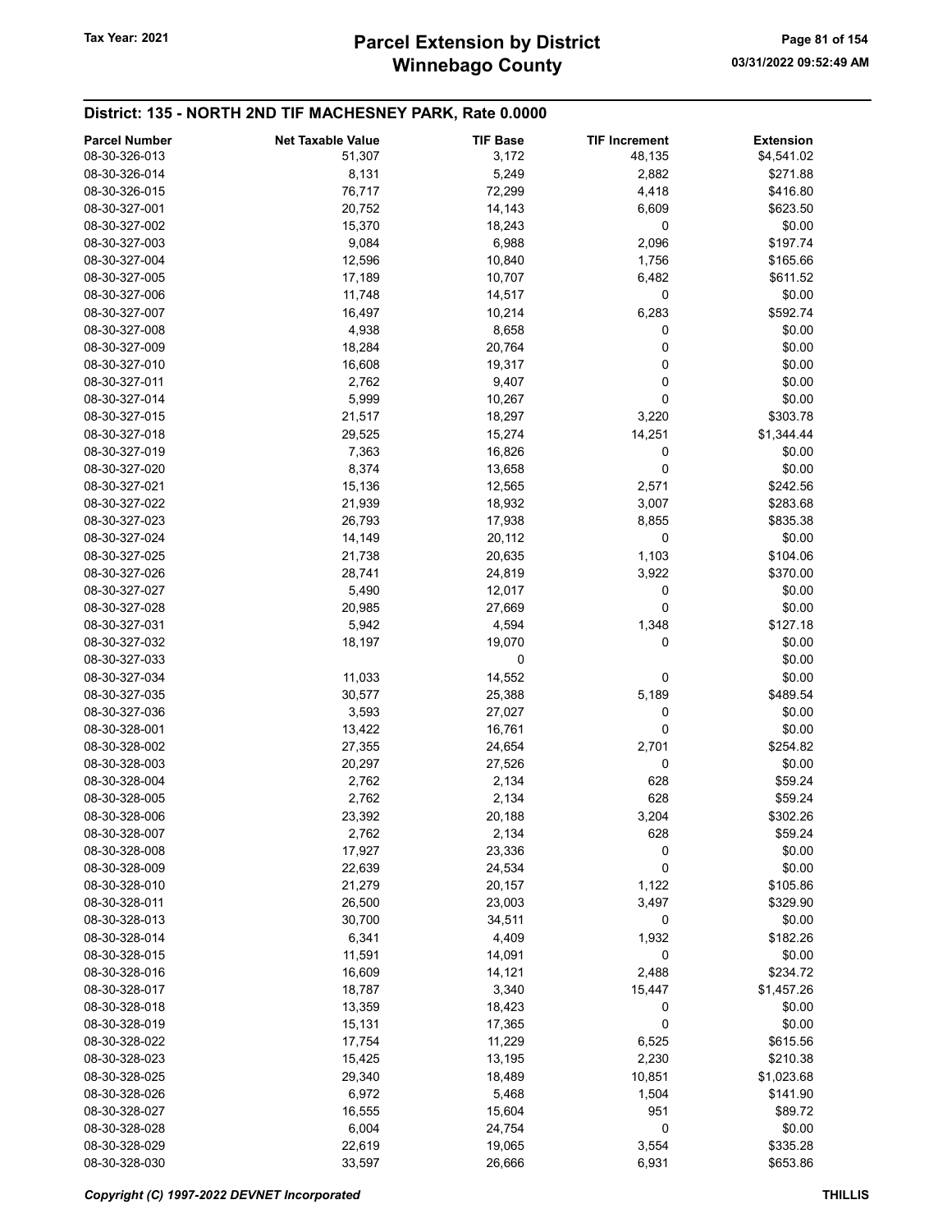## District: 135 - NORTH 2ND TIF MACHESNEY PARK, Rate 0.0000

| Parcel Number | Net Taxable Value | TIF Base | TIF Increment | Extension |
|---|---|---|---|---|
| 08-30-326-013 | 51,307 | 3,172 | 48,135 | $4,541.02 |
| 08-30-326-014 | 8,131 | 5,249 | 2,882 | $271.88 |
| 08-30-326-015 | 76,717 | 72,299 | 4,418 | $416.80 |
| 08-30-327-001 | 20,752 | 14,143 | 6,609 | $623.50 |
| 08-30-327-002 | 15,370 | 18,243 | 0 | $0.00 |
| 08-30-327-003 | 9,084 | 6,988 | 2,096 | $197.74 |
| 08-30-327-004 | 12,596 | 10,840 | 1,756 | $165.66 |
| 08-30-327-005 | 17,189 | 10,707 | 6,482 | $611.52 |
| 08-30-327-006 | 11,748 | 14,517 | 0 | $0.00 |
| 08-30-327-007 | 16,497 | 10,214 | 6,283 | $592.74 |
| 08-30-327-008 | 4,938 | 8,658 | 0 | $0.00 |
| 08-30-327-009 | 18,284 | 20,764 | 0 | $0.00 |
| 08-30-327-010 | 16,608 | 19,317 | 0 | $0.00 |
| 08-30-327-011 | 2,762 | 9,407 | 0 | $0.00 |
| 08-30-327-014 | 5,999 | 10,267 | 0 | $0.00 |
| 08-30-327-015 | 21,517 | 18,297 | 3,220 | $303.78 |
| 08-30-327-018 | 29,525 | 15,274 | 14,251 | $1,344.44 |
| 08-30-327-019 | 7,363 | 16,826 | 0 | $0.00 |
| 08-30-327-020 | 8,374 | 13,658 | 0 | $0.00 |
| 08-30-327-021 | 15,136 | 12,565 | 2,571 | $242.56 |
| 08-30-327-022 | 21,939 | 18,932 | 3,007 | $283.68 |
| 08-30-327-023 | 26,793 | 17,938 | 8,855 | $835.38 |
| 08-30-327-024 | 14,149 | 20,112 | 0 | $0.00 |
| 08-30-327-025 | 21,738 | 20,635 | 1,103 | $104.06 |
| 08-30-327-026 | 28,741 | 24,819 | 3,922 | $370.00 |
| 08-30-327-027 | 5,490 | 12,017 | 0 | $0.00 |
| 08-30-327-028 | 20,985 | 27,669 | 0 | $0.00 |
| 08-30-327-031 | 5,942 | 4,594 | 1,348 | $127.18 |
| 08-30-327-032 | 18,197 | 19,070 | 0 | $0.00 |
| 08-30-327-033 | | 0 | | $0.00 |
| 08-30-327-034 | 11,033 | 14,552 | 0 | $0.00 |
| 08-30-327-035 | 30,577 | 25,388 | 5,189 | $489.54 |
| 08-30-327-036 | 3,593 | 27,027 | 0 | $0.00 |
| 08-30-328-001 | 13,422 | 16,761 | 0 | $0.00 |
| 08-30-328-002 | 27,355 | 24,654 | 2,701 | $254.82 |
| 08-30-328-003 | 20,297 | 27,526 | 0 | $0.00 |
| 08-30-328-004 | 2,762 | 2,134 | 628 | $59.24 |
| 08-30-328-005 | 2,762 | 2,134 | 628 | $59.24 |
| 08-30-328-006 | 23,392 | 20,188 | 3,204 | $302.26 |
| 08-30-328-007 | 2,762 | 2,134 | 628 | $59.24 |
| 08-30-328-008 | 17,927 | 23,336 | 0 | $0.00 |
| 08-30-328-009 | 22,639 | 24,534 | 0 | $0.00 |
| 08-30-328-010 | 21,279 | 20,157 | 1,122 | $105.86 |
| 08-30-328-011 | 26,500 | 23,003 | 3,497 | $329.90 |
| 08-30-328-013 | 30,700 | 34,511 | 0 | $0.00 |
| 08-30-328-014 | 6,341 | 4,409 | 1,932 | $182.26 |
| 08-30-328-015 | 11,591 | 14,091 | 0 | $0.00 |
| 08-30-328-016 | 16,609 | 14,121 | 2,488 | $234.72 |
| 08-30-328-017 | 18,787 | 3,340 | 15,447 | $1,457.26 |
| 08-30-328-018 | 13,359 | 18,423 | 0 | $0.00 |
| 08-30-328-019 | 15,131 | 17,365 | 0 | $0.00 |
| 08-30-328-022 | 17,754 | 11,229 | 6,525 | $615.56 |
| 08-30-328-023 | 15,425 | 13,195 | 2,230 | $210.38 |
| 08-30-328-025 | 29,340 | 18,489 | 10,851 | $1,023.68 |
| 08-30-328-026 | 6,972 | 5,468 | 1,504 | $141.90 |
| 08-30-328-027 | 16,555 | 15,604 | 951 | $89.72 |
| 08-30-328-028 | 6,004 | 24,754 | 0 | $0.00 |
| 08-30-328-029 | 22,619 | 19,065 | 3,554 | $335.28 |
| 08-30-328-030 | 33,597 | 26,666 | 6,931 | $653.86 |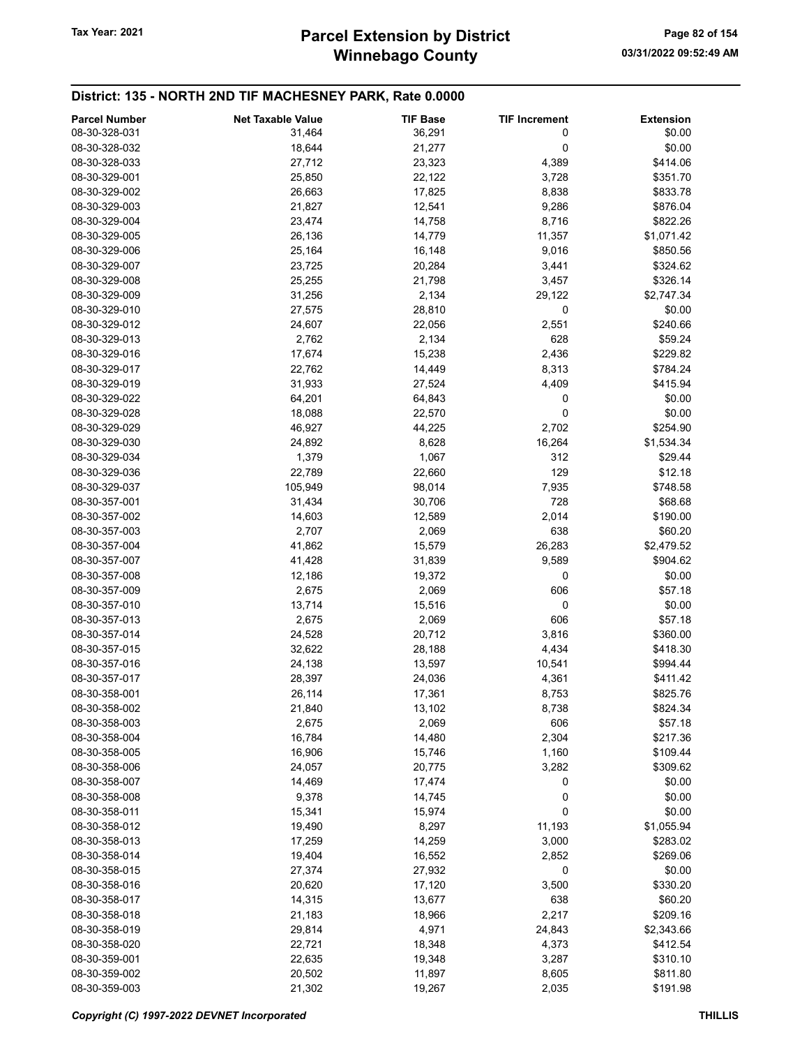## District: 135 - NORTH 2ND TIF MACHESNEY PARK, Rate 0.0000

| Parcel Number | Net Taxable Value | TIF Base | TIF Increment | Extension |
|---|---|---|---|---|
| 08-30-328-031 | 31,464 | 36,291 | 0 | $0.00 |
| 08-30-328-032 | 18,644 | 21,277 | 0 | $0.00 |
| 08-30-328-033 | 27,712 | 23,323 | 4,389 | $414.06 |
| 08-30-329-001 | 25,850 | 22,122 | 3,728 | $351.70 |
| 08-30-329-002 | 26,663 | 17,825 | 8,838 | $833.78 |
| 08-30-329-003 | 21,827 | 12,541 | 9,286 | $876.04 |
| 08-30-329-004 | 23,474 | 14,758 | 8,716 | $822.26 |
| 08-30-329-005 | 26,136 | 14,779 | 11,357 | $1,071.42 |
| 08-30-329-006 | 25,164 | 16,148 | 9,016 | $850.56 |
| 08-30-329-007 | 23,725 | 20,284 | 3,441 | $324.62 |
| 08-30-329-008 | 25,255 | 21,798 | 3,457 | $326.14 |
| 08-30-329-009 | 31,256 | 2,134 | 29,122 | $2,747.34 |
| 08-30-329-010 | 27,575 | 28,810 | 0 | $0.00 |
| 08-30-329-012 | 24,607 | 22,056 | 2,551 | $240.66 |
| 08-30-329-013 | 2,762 | 2,134 | 628 | $59.24 |
| 08-30-329-016 | 17,674 | 15,238 | 2,436 | $229.82 |
| 08-30-329-017 | 22,762 | 14,449 | 8,313 | $784.24 |
| 08-30-329-019 | 31,933 | 27,524 | 4,409 | $415.94 |
| 08-30-329-022 | 64,201 | 64,843 | 0 | $0.00 |
| 08-30-329-028 | 18,088 | 22,570 | 0 | $0.00 |
| 08-30-329-029 | 46,927 | 44,225 | 2,702 | $254.90 |
| 08-30-329-030 | 24,892 | 8,628 | 16,264 | $1,534.34 |
| 08-30-329-034 | 1,379 | 1,067 | 312 | $29.44 |
| 08-30-329-036 | 22,789 | 22,660 | 129 | $12.18 |
| 08-30-329-037 | 105,949 | 98,014 | 7,935 | $748.58 |
| 08-30-357-001 | 31,434 | 30,706 | 728 | $68.68 |
| 08-30-357-002 | 14,603 | 12,589 | 2,014 | $190.00 |
| 08-30-357-003 | 2,707 | 2,069 | 638 | $60.20 |
| 08-30-357-004 | 41,862 | 15,579 | 26,283 | $2,479.52 |
| 08-30-357-007 | 41,428 | 31,839 | 9,589 | $904.62 |
| 08-30-357-008 | 12,186 | 19,372 | 0 | $0.00 |
| 08-30-357-009 | 2,675 | 2,069 | 606 | $57.18 |
| 08-30-357-010 | 13,714 | 15,516 | 0 | $0.00 |
| 08-30-357-013 | 2,675 | 2,069 | 606 | $57.18 |
| 08-30-357-014 | 24,528 | 20,712 | 3,816 | $360.00 |
| 08-30-357-015 | 32,622 | 28,188 | 4,434 | $418.30 |
| 08-30-357-016 | 24,138 | 13,597 | 10,541 | $994.44 |
| 08-30-357-017 | 28,397 | 24,036 | 4,361 | $411.42 |
| 08-30-358-001 | 26,114 | 17,361 | 8,753 | $825.76 |
| 08-30-358-002 | 21,840 | 13,102 | 8,738 | $824.34 |
| 08-30-358-003 | 2,675 | 2,069 | 606 | $57.18 |
| 08-30-358-004 | 16,784 | 14,480 | 2,304 | $217.36 |
| 08-30-358-005 | 16,906 | 15,746 | 1,160 | $109.44 |
| 08-30-358-006 | 24,057 | 20,775 | 3,282 | $309.62 |
| 08-30-358-007 | 14,469 | 17,474 | 0 | $0.00 |
| 08-30-358-008 | 9,378 | 14,745 | 0 | $0.00 |
| 08-30-358-011 | 15,341 | 15,974 | 0 | $0.00 |
| 08-30-358-012 | 19,490 | 8,297 | 11,193 | $1,055.94 |
| 08-30-358-013 | 17,259 | 14,259 | 3,000 | $283.02 |
| 08-30-358-014 | 19,404 | 16,552 | 2,852 | $269.06 |
| 08-30-358-015 | 27,374 | 27,932 | 0 | $0.00 |
| 08-30-358-016 | 20,620 | 17,120 | 3,500 | $330.20 |
| 08-30-358-017 | 14,315 | 13,677 | 638 | $60.20 |
| 08-30-358-018 | 21,183 | 18,966 | 2,217 | $209.16 |
| 08-30-358-019 | 29,814 | 4,971 | 24,843 | $2,343.66 |
| 08-30-358-020 | 22,721 | 18,348 | 4,373 | $412.54 |
| 08-30-359-001 | 22,635 | 19,348 | 3,287 | $310.10 |
| 08-30-359-002 | 20,502 | 11,897 | 8,605 | $811.80 |
| 08-30-359-003 | 21,302 | 19,267 | 2,035 | $191.98 |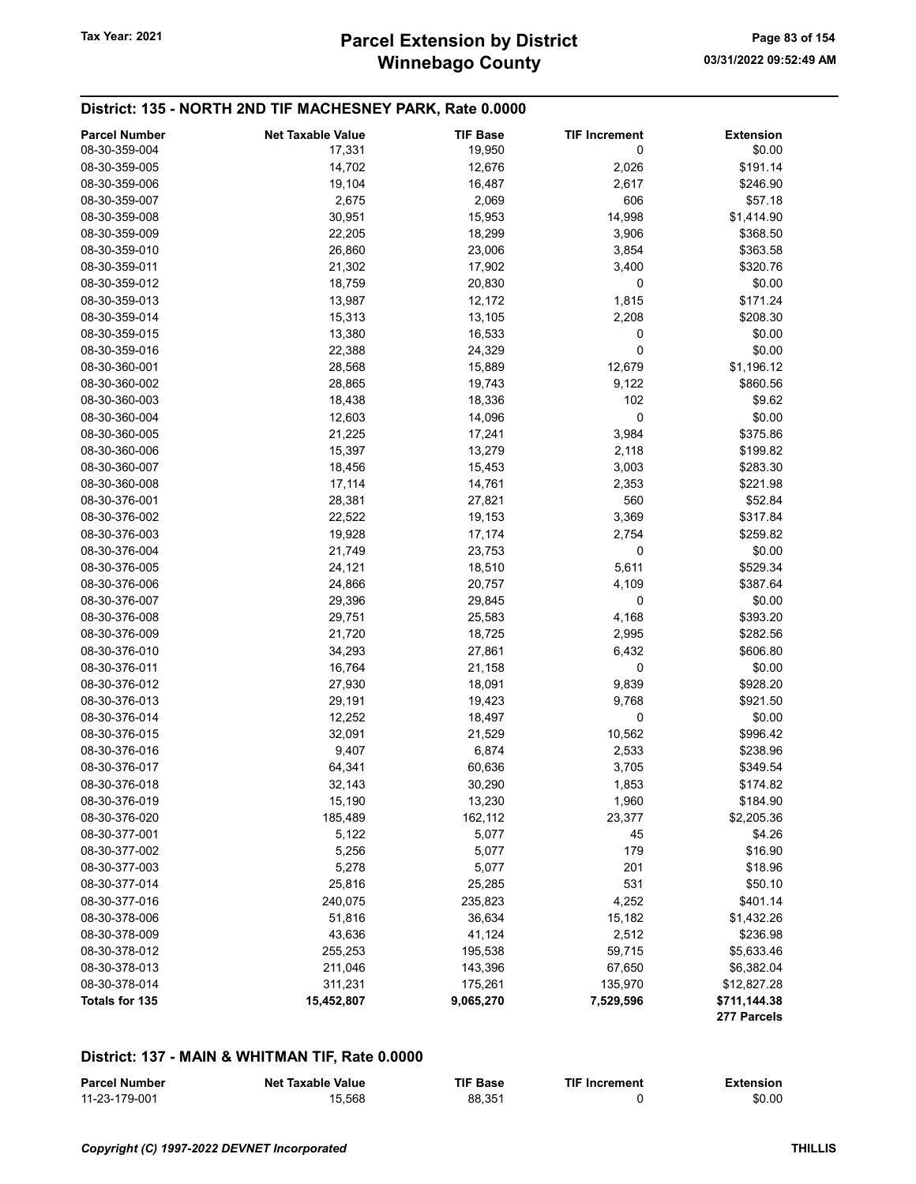## District: 135 - NORTH 2ND TIF MACHESNEY PARK, Rate 0.0000

| Parcel Number | Net Taxable Value | TIF Base | TIF Increment | Extension |
|---|---|---|---|---|
| 08-30-359-004 | 17,331 | 19,950 | 0 | $0.00 |
| 08-30-359-005 | 14,702 | 12,676 | 2,026 | $191.14 |
| 08-30-359-006 | 19,104 | 16,487 | 2,617 | $246.90 |
| 08-30-359-007 | 2,675 | 2,069 | 606 | $57.18 |
| 08-30-359-008 | 30,951 | 15,953 | 14,998 | $1,414.90 |
| 08-30-359-009 | 22,205 | 18,299 | 3,906 | $368.50 |
| 08-30-359-010 | 26,860 | 23,006 | 3,854 | $363.58 |
| 08-30-359-011 | 21,302 | 17,902 | 3,400 | $320.76 |
| 08-30-359-012 | 18,759 | 20,830 | 0 | $0.00 |
| 08-30-359-013 | 13,987 | 12,172 | 1,815 | $171.24 |
| 08-30-359-014 | 15,313 | 13,105 | 2,208 | $208.30 |
| 08-30-359-015 | 13,380 | 16,533 | 0 | $0.00 |
| 08-30-359-016 | 22,388 | 24,329 | 0 | $0.00 |
| 08-30-360-001 | 28,568 | 15,889 | 12,679 | $1,196.12 |
| 08-30-360-002 | 28,865 | 19,743 | 9,122 | $860.56 |
| 08-30-360-003 | 18,438 | 18,336 | 102 | $9.62 |
| 08-30-360-004 | 12,603 | 14,096 | 0 | $0.00 |
| 08-30-360-005 | 21,225 | 17,241 | 3,984 | $375.86 |
| 08-30-360-006 | 15,397 | 13,279 | 2,118 | $199.82 |
| 08-30-360-007 | 18,456 | 15,453 | 3,003 | $283.30 |
| 08-30-360-008 | 17,114 | 14,761 | 2,353 | $221.98 |
| 08-30-376-001 | 28,381 | 27,821 | 560 | $52.84 |
| 08-30-376-002 | 22,522 | 19,153 | 3,369 | $317.84 |
| 08-30-376-003 | 19,928 | 17,174 | 2,754 | $259.82 |
| 08-30-376-004 | 21,749 | 23,753 | 0 | $0.00 |
| 08-30-376-005 | 24,121 | 18,510 | 5,611 | $529.34 |
| 08-30-376-006 | 24,866 | 20,757 | 4,109 | $387.64 |
| 08-30-376-007 | 29,396 | 29,845 | 0 | $0.00 |
| 08-30-376-008 | 29,751 | 25,583 | 4,168 | $393.20 |
| 08-30-376-009 | 21,720 | 18,725 | 2,995 | $282.56 |
| 08-30-376-010 | 34,293 | 27,861 | 6,432 | $606.80 |
| 08-30-376-011 | 16,764 | 21,158 | 0 | $0.00 |
| 08-30-376-012 | 27,930 | 18,091 | 9,839 | $928.20 |
| 08-30-376-013 | 29,191 | 19,423 | 9,768 | $921.50 |
| 08-30-376-014 | 12,252 | 18,497 | 0 | $0.00 |
| 08-30-376-015 | 32,091 | 21,529 | 10,562 | $996.42 |
| 08-30-376-016 | 9,407 | 6,874 | 2,533 | $238.96 |
| 08-30-376-017 | 64,341 | 60,636 | 3,705 | $349.54 |
| 08-30-376-018 | 32,143 | 30,290 | 1,853 | $174.82 |
| 08-30-376-019 | 15,190 | 13,230 | 1,960 | $184.90 |
| 08-30-376-020 | 185,489 | 162,112 | 23,377 | $2,205.36 |
| 08-30-377-001 | 5,122 | 5,077 | 45 | $4.26 |
| 08-30-377-002 | 5,256 | 5,077 | 179 | $16.90 |
| 08-30-377-003 | 5,278 | 5,077 | 201 | $18.96 |
| 08-30-377-014 | 25,816 | 25,285 | 531 | $50.10 |
| 08-30-377-016 | 240,075 | 235,823 | 4,252 | $401.14 |
| 08-30-378-006 | 51,816 | 36,634 | 15,182 | $1,432.26 |
| 08-30-378-009 | 43,636 | 41,124 | 2,512 | $236.98 |
| 08-30-378-012 | 255,253 | 195,538 | 59,715 | $5,633.46 |
| 08-30-378-013 | 211,046 | 143,396 | 67,650 | $6,382.04 |
| 08-30-378-014 | 311,231 | 175,261 | 135,970 | $12,827.28 |
| **Totals for 135** | **15,452,807** | **9,065,270** | **7,529,596** | **$711,144.38** |
| | | | | **277 Parcels** |

## District: 137 - MAIN & WHITMAN TIF, Rate 0.0000

| Parcel Number | Net Taxable Value | TIF Base | TIF Increment | Extension |
|---|---|---|---|---|
| 11-23-179-001 | 15,568 | 88,351 | 0 | $0.00 |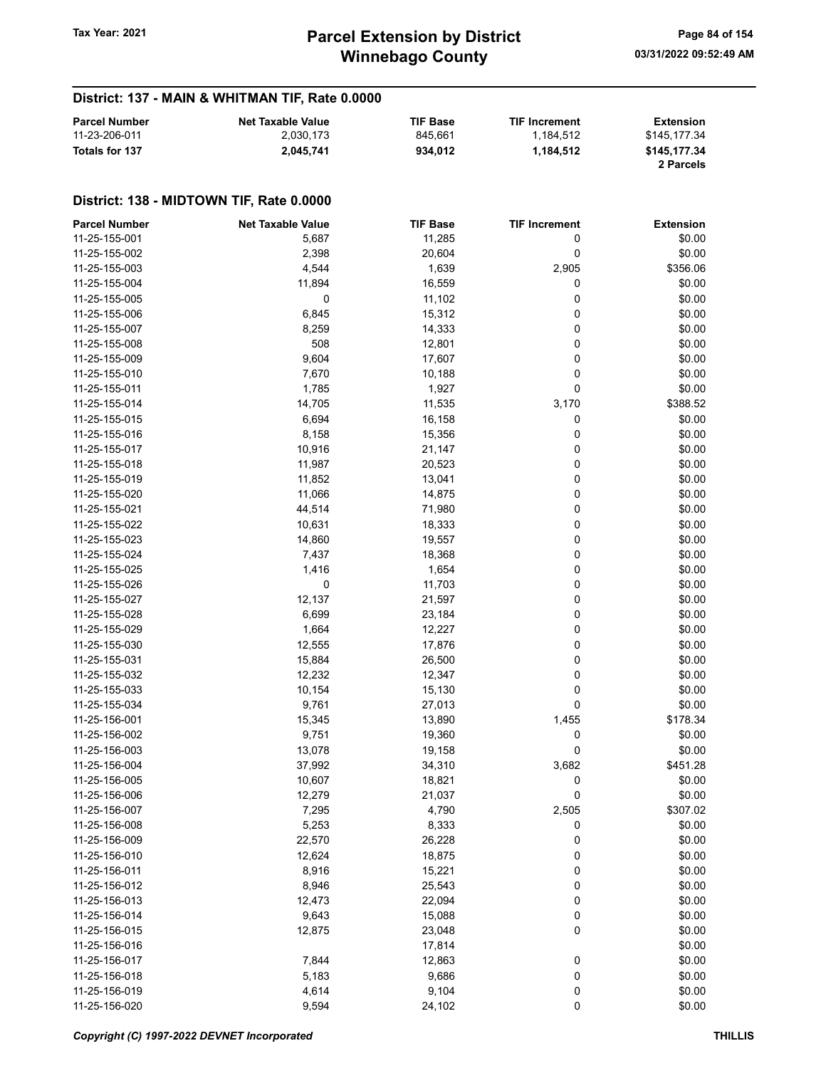## District: 137 - MAIN & WHITMAN TIF, Rate 0.0000

| Parcel Number | Net Taxable Value | TIF Base | TIF Increment | Extension |
|---|---|---|---|---|
| 11-23-206-011 | 2,030,173 | 845,661 | 1,184,512 | $145,177.34 |
| **Totals for 137** | **2,045,741** | **934,012** | **1,184,512** | **$145,177.34** |
| | | | | **2 Parcels** |

## District: 138 - MIDTOWN TIF, Rate 0.0000

| Parcel Number | Net Taxable Value | TIF Base | TIF Increment | Extension |
|---|---|---|---|---|
| 11-25-155-001 | 5,687 | 11,285 | 0 | $0.00 |
| 11-25-155-002 | 2,398 | 20,604 | 0 | $0.00 |
| 11-25-155-003 | 4,544 | 1,639 | 2,905 | $356.06 |
| 11-25-155-004 | 11,894 | 16,559 | 0 | $0.00 |
| 11-25-155-005 | 0 | 11,102 | 0 | $0.00 |
| 11-25-155-006 | 6,845 | 15,312 | 0 | $0.00 |
| 11-25-155-007 | 8,259 | 14,333 | 0 | $0.00 |
| 11-25-155-008 | 508 | 12,801 | 0 | $0.00 |
| 11-25-155-009 | 9,604 | 17,607 | 0 | $0.00 |
| 11-25-155-010 | 7,670 | 10,188 | 0 | $0.00 |
| 11-25-155-011 | 1,785 | 1,927 | 0 | $0.00 |
| 11-25-155-014 | 14,705 | 11,535 | 3,170 | $388.52 |
| 11-25-155-015 | 6,694 | 16,158 | 0 | $0.00 |
| 11-25-155-016 | 8,158 | 15,356 | 0 | $0.00 |
| 11-25-155-017 | 10,916 | 21,147 | 0 | $0.00 |
| 11-25-155-018 | 11,987 | 20,523 | 0 | $0.00 |
| 11-25-155-019 | 11,852 | 13,041 | 0 | $0.00 |
| 11-25-155-020 | 11,066 | 14,875 | 0 | $0.00 |
| 11-25-155-021 | 44,514 | 71,980 | 0 | $0.00 |
| 11-25-155-022 | 10,631 | 18,333 | 0 | $0.00 |
| 11-25-155-023 | 14,860 | 19,557 | 0 | $0.00 |
| 11-25-155-024 | 7,437 | 18,368 | 0 | $0.00 |
| 11-25-155-025 | 1,416 | 1,654 | 0 | $0.00 |
| 11-25-155-026 | 0 | 11,703 | 0 | $0.00 |
| 11-25-155-027 | 12,137 | 21,597 | 0 | $0.00 |
| 11-25-155-028 | 6,699 | 23,184 | 0 | $0.00 |
| 11-25-155-029 | 1,664 | 12,227 | 0 | $0.00 |
| 11-25-155-030 | 12,555 | 17,876 | 0 | $0.00 |
| 11-25-155-031 | 15,884 | 26,500 | 0 | $0.00 |
| 11-25-155-032 | 12,232 | 12,347 | 0 | $0.00 |
| 11-25-155-033 | 10,154 | 15,130 | 0 | $0.00 |
| 11-25-155-034 | 9,761 | 27,013 | 0 | $0.00 |
| 11-25-156-001 | 15,345 | 13,890 | 1,455 | $178.34 |
| 11-25-156-002 | 9,751 | 19,360 | 0 | $0.00 |
| 11-25-156-003 | 13,078 | 19,158 | 0 | $0.00 |
| 11-25-156-004 | 37,992 | 34,310 | 3,682 | $451.28 |
| 11-25-156-005 | 10,607 | 18,821 | 0 | $0.00 |
| 11-25-156-006 | 12,279 | 21,037 | 0 | $0.00 |
| 11-25-156-007 | 7,295 | 4,790 | 2,505 | $307.02 |
| 11-25-156-008 | 5,253 | 8,333 | 0 | $0.00 |
| 11-25-156-009 | 22,570 | 26,228 | 0 | $0.00 |
| 11-25-156-010 | 12,624 | 18,875 | 0 | $0.00 |
| 11-25-156-011 | 8,916 | 15,221 | 0 | $0.00 |
| 11-25-156-012 | 8,946 | 25,543 | 0 | $0.00 |
| 11-25-156-013 | 12,473 | 22,094 | 0 | $0.00 |
| 11-25-156-014 | 9,643 | 15,088 | 0 | $0.00 |
| 11-25-156-015 | 12,875 | 23,048 | 0 | $0.00 |
| 11-25-156-016 | | 17,814 | | $0.00 |
| 11-25-156-017 | 7,844 | 12,863 | 0 | $0.00 |
| 11-25-156-018 | 5,183 | 9,686 | 0 | $0.00 |
| 11-25-156-019 | 4,614 | 9,104 | 0 | $0.00 |
| 11-25-156-020 | 9,594 | 24,102 | 0 | $0.00 |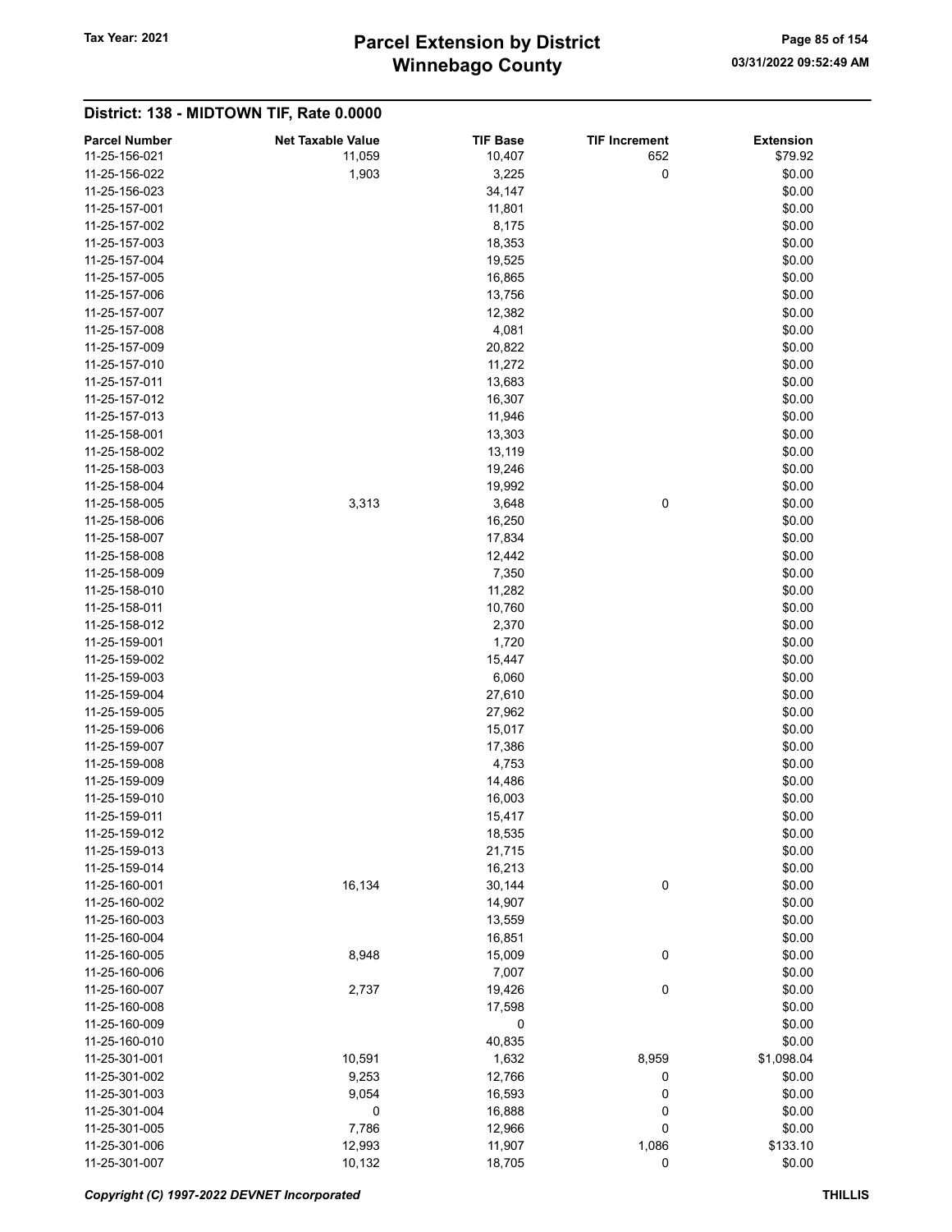## District: 138 - MIDTOWN TIF, Rate 0.0000

| Parcel Number | Net Taxable Value | TIF Base | TIF Increment | Extension |
|---|---|---|---|---|
| 11-25-156-021 | 11,059 | 10,407 | 652 | $79.92 |
| 11-25-156-022 | 1,903 | 3,225 | 0 | $0.00 |
| 11-25-156-023 | | 34,147 | | $0.00 |
| 11-25-157-001 | | 11,801 | | $0.00 |
| 11-25-157-002 | | 8,175 | | $0.00 |
| 11-25-157-003 | | 18,353 | | $0.00 |
| 11-25-157-004 | | 19,525 | | $0.00 |
| 11-25-157-005 | | 16,865 | | $0.00 |
| 11-25-157-006 | | 13,756 | | $0.00 |
| 11-25-157-007 | | 12,382 | | $0.00 |
| 11-25-157-008 | | 4,081 | | $0.00 |
| 11-25-157-009 | | 20,822 | | $0.00 |
| 11-25-157-010 | | 11,272 | | $0.00 |
| 11-25-157-011 | | 13,683 | | $0.00 |
| 11-25-157-012 | | 16,307 | | $0.00 |
| 11-25-157-013 | | 11,946 | | $0.00 |
| 11-25-158-001 | | 13,303 | | $0.00 |
| 11-25-158-002 | | 13,119 | | $0.00 |
| 11-25-158-003 | | 19,246 | | $0.00 |
| 11-25-158-004 | | 19,992 | | $0.00 |
| 11-25-158-005 | 3,313 | 3,648 | 0 | $0.00 |
| 11-25-158-006 | | 16,250 | | $0.00 |
| 11-25-158-007 | | 17,834 | | $0.00 |
| 11-25-158-008 | | 12,442 | | $0.00 |
| 11-25-158-009 | | 7,350 | | $0.00 |
| 11-25-158-010 | | 11,282 | | $0.00 |
| 11-25-158-011 | | 10,760 | | $0.00 |
| 11-25-158-012 | | 2,370 | | $0.00 |
| 11-25-159-001 | | 1,720 | | $0.00 |
| 11-25-159-002 | | 15,447 | | $0.00 |
| 11-25-159-003 | | 6,060 | | $0.00 |
| 11-25-159-004 | | 27,610 | | $0.00 |
| 11-25-159-005 | | 27,962 | | $0.00 |
| 11-25-159-006 | | 15,017 | | $0.00 |
| 11-25-159-007 | | 17,386 | | $0.00 |
| 11-25-159-008 | | 4,753 | | $0.00 |
| 11-25-159-009 | | 14,486 | | $0.00 |
| 11-25-159-010 | | 16,003 | | $0.00 |
| 11-25-159-011 | | 15,417 | | $0.00 |
| 11-25-159-012 | | 18,535 | | $0.00 |
| 11-25-159-013 | | 21,715 | | $0.00 |
| 11-25-159-014 | | 16,213 | | $0.00 |
| 11-25-160-001 | 16,134 | 30,144 | 0 | $0.00 |
| 11-25-160-002 | | 14,907 | | $0.00 |
| 11-25-160-003 | | 13,559 | | $0.00 |
| 11-25-160-004 | | 16,851 | | $0.00 |
| 11-25-160-005 | 8,948 | 15,009 | 0 | $0.00 |
| 11-25-160-006 | | 7,007 | | $0.00 |
| 11-25-160-007 | 2,737 | 19,426 | 0 | $0.00 |
| 11-25-160-008 | | 17,598 | | $0.00 |
| 11-25-160-009 | | 0 | | $0.00 |
| 11-25-160-010 | | 40,835 | | $0.00 |
| 11-25-301-001 | 10,591 | 1,632 | 8,959 | $1,098.04 |
| 11-25-301-002 | 9,253 | 12,766 | 0 | $0.00 |
| 11-25-301-003 | 9,054 | 16,593 | 0 | $0.00 |
| 11-25-301-004 | 0 | 16,888 | 0 | $0.00 |
| 11-25-301-005 | 7,786 | 12,966 | 0 | $0.00 |
| 11-25-301-006 | 12,993 | 11,907 | 1,086 | $133.10 |
| 11-25-301-007 | 10,132 | 18,705 | 0 | $0.00 |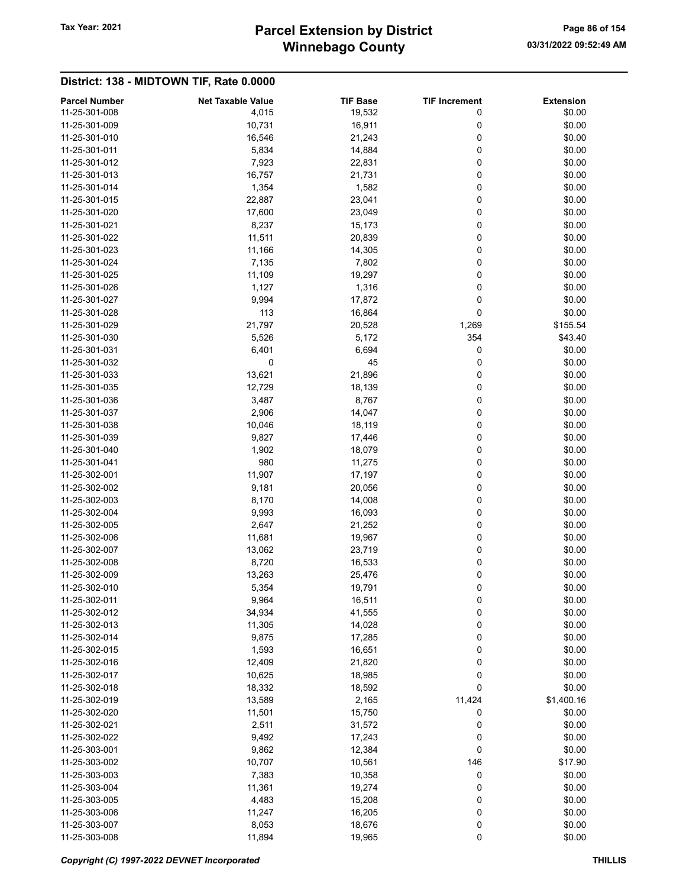# Parcel Extension by District
# Winnebago County

Tax Year: 2021

## District: 138 - MIDTOWN TIF, Rate 0.0000

| Parcel Number | Net Taxable Value | TIF Base | TIF Increment | Extension |
|---|---|---|---|---|
| 11-25-301-008 | 4,015 | 19,532 | 0 | $0.00 |
| 11-25-301-009 | 10,731 | 16,911 | 0 | $0.00 |
| 11-25-301-010 | 16,546 | 21,243 | 0 | $0.00 |
| 11-25-301-011 | 5,834 | 14,884 | 0 | $0.00 |
| 11-25-301-012 | 7,923 | 22,831 | 0 | $0.00 |
| 11-25-301-013 | 16,757 | 21,731 | 0 | $0.00 |
| 11-25-301-014 | 1,354 | 1,582 | 0 | $0.00 |
| 11-25-301-015 | 22,887 | 23,041 | 0 | $0.00 |
| 11-25-301-020 | 17,600 | 23,049 | 0 | $0.00 |
| 11-25-301-021 | 8,237 | 15,173 | 0 | $0.00 |
| 11-25-301-022 | 11,511 | 20,839 | 0 | $0.00 |
| 11-25-301-023 | 11,166 | 14,305 | 0 | $0.00 |
| 11-25-301-024 | 7,135 | 7,802 | 0 | $0.00 |
| 11-25-301-025 | 11,109 | 19,297 | 0 | $0.00 |
| 11-25-301-026 | 1,127 | 1,316 | 0 | $0.00 |
| 11-25-301-027 | 9,994 | 17,872 | 0 | $0.00 |
| 11-25-301-028 | 113 | 16,864 | 0 | $0.00 |
| 11-25-301-029 | 21,797 | 20,528 | 1,269 | $155.54 |
| 11-25-301-030 | 5,526 | 5,172 | 354 | $43.40 |
| 11-25-301-031 | 6,401 | 6,694 | 0 | $0.00 |
| 11-25-301-032 | 0 | 45 | 0 | $0.00 |
| 11-25-301-033 | 13,621 | 21,896 | 0 | $0.00 |
| 11-25-301-035 | 12,729 | 18,139 | 0 | $0.00 |
| 11-25-301-036 | 3,487 | 8,767 | 0 | $0.00 |
| 11-25-301-037 | 2,906 | 14,047 | 0 | $0.00 |
| 11-25-301-038 | 10,046 | 18,119 | 0 | $0.00 |
| 11-25-301-039 | 9,827 | 17,446 | 0 | $0.00 |
| 11-25-301-040 | 1,902 | 18,079 | 0 | $0.00 |
| 11-25-301-041 | 980 | 11,275 | 0 | $0.00 |
| 11-25-302-001 | 11,907 | 17,197 | 0 | $0.00 |
| 11-25-302-002 | 9,181 | 20,056 | 0 | $0.00 |
| 11-25-302-003 | 8,170 | 14,008 | 0 | $0.00 |
| 11-25-302-004 | 9,993 | 16,093 | 0 | $0.00 |
| 11-25-302-005 | 2,647 | 21,252 | 0 | $0.00 |
| 11-25-302-006 | 11,681 | 19,967 | 0 | $0.00 |
| 11-25-302-007 | 13,062 | 23,719 | 0 | $0.00 |
| 11-25-302-008 | 8,720 | 16,533 | 0 | $0.00 |
| 11-25-302-009 | 13,263 | 25,476 | 0 | $0.00 |
| 11-25-302-010 | 5,354 | 19,791 | 0 | $0.00 |
| 11-25-302-011 | 9,964 | 16,511 | 0 | $0.00 |
| 11-25-302-012 | 34,934 | 41,555 | 0 | $0.00 |
| 11-25-302-013 | 11,305 | 14,028 | 0 | $0.00 |
| 11-25-302-014 | 9,875 | 17,285 | 0 | $0.00 |
| 11-25-302-015 | 1,593 | 16,651 | 0 | $0.00 |
| 11-25-302-016 | 12,409 | 21,820 | 0 | $0.00 |
| 11-25-302-017 | 10,625 | 18,985 | 0 | $0.00 |
| 11-25-302-018 | 18,332 | 18,592 | 0 | $0.00 |
| 11-25-302-019 | 13,589 | 2,165 | 11,424 | $1,400.16 |
| 11-25-302-020 | 11,501 | 15,750 | 0 | $0.00 |
| 11-25-302-021 | 2,511 | 31,572 | 0 | $0.00 |
| 11-25-302-022 | 9,492 | 17,243 | 0 | $0.00 |
| 11-25-303-001 | 9,862 | 12,384 | 0 | $0.00 |
| 11-25-303-002 | 10,707 | 10,561 | 146 | $17.90 |
| 11-25-303-003 | 7,383 | 10,358 | 0 | $0.00 |
| 11-25-303-004 | 11,361 | 19,274 | 0 | $0.00 |
| 11-25-303-005 | 4,483 | 15,208 | 0 | $0.00 |
| 11-25-303-006 | 11,247 | 16,205 | 0 | $0.00 |
| 11-25-303-007 | 8,053 | 18,676 | 0 | $0.00 |
| 11-25-303-008 | 11,894 | 19,965 | 0 | $0.00 |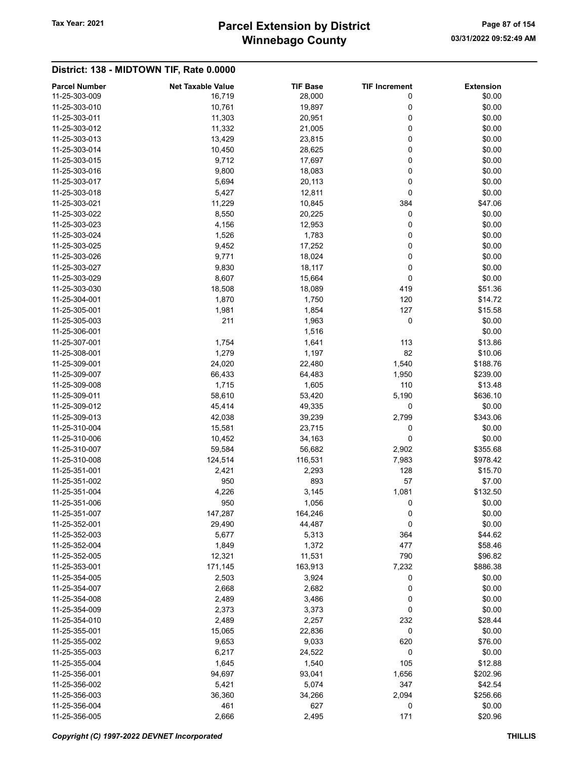## District: 138 - MIDTOWN TIF, Rate 0.0000

| Parcel Number | Net Taxable Value | TIF Base | TIF Increment | Extension |
|---|---|---|---|---|
| 11-25-303-009 | 16,719 | 28,000 | 0 | $0.00 |
| 11-25-303-010 | 10,761 | 19,897 | 0 | $0.00 |
| 11-25-303-011 | 11,303 | 20,951 | 0 | $0.00 |
| 11-25-303-012 | 11,332 | 21,005 | 0 | $0.00 |
| 11-25-303-013 | 13,429 | 23,815 | 0 | $0.00 |
| 11-25-303-014 | 10,450 | 28,625 | 0 | $0.00 |
| 11-25-303-015 | 9,712 | 17,697 | 0 | $0.00 |
| 11-25-303-016 | 9,800 | 18,083 | 0 | $0.00 |
| 11-25-303-017 | 5,694 | 20,113 | 0 | $0.00 |
| 11-25-303-018 | 5,427 | 12,811 | 0 | $0.00 |
| 11-25-303-021 | 11,229 | 10,845 | 384 | $47.06 |
| 11-25-303-022 | 8,550 | 20,225 | 0 | $0.00 |
| 11-25-303-023 | 4,156 | 12,953 | 0 | $0.00 |
| 11-25-303-024 | 1,526 | 1,783 | 0 | $0.00 |
| 11-25-303-025 | 9,452 | 17,252 | 0 | $0.00 |
| 11-25-303-026 | 9,771 | 18,024 | 0 | $0.00 |
| 11-25-303-027 | 9,830 | 18,117 | 0 | $0.00 |
| 11-25-303-029 | 8,607 | 15,664 | 0 | $0.00 |
| 11-25-303-030 | 18,508 | 18,089 | 419 | $51.36 |
| 11-25-304-001 | 1,870 | 1,750 | 120 | $14.72 |
| 11-25-305-001 | 1,981 | 1,854 | 127 | $15.58 |
| 11-25-305-003 | 211 | 1,963 | 0 | $0.00 |
| 11-25-306-001 | | 1,516 | | $0.00 |
| 11-25-307-001 | 1,754 | 1,641 | 113 | $13.86 |
| 11-25-308-001 | 1,279 | 1,197 | 82 | $10.06 |
| 11-25-309-001 | 24,020 | 22,480 | 1,540 | $188.76 |
| 11-25-309-007 | 66,433 | 64,483 | 1,950 | $239.00 |
| 11-25-309-008 | 1,715 | 1,605 | 110 | $13.48 |
| 11-25-309-011 | 58,610 | 53,420 | 5,190 | $636.10 |
| 11-25-309-012 | 45,414 | 49,335 | 0 | $0.00 |
| 11-25-309-013 | 42,038 | 39,239 | 2,799 | $343.06 |
| 11-25-310-004 | 15,581 | 23,715 | 0 | $0.00 |
| 11-25-310-006 | 10,452 | 34,163 | 0 | $0.00 |
| 11-25-310-007 | 59,584 | 56,682 | 2,902 | $355.68 |
| 11-25-310-008 | 124,514 | 116,531 | 7,983 | $978.42 |
| 11-25-351-001 | 2,421 | 2,293 | 128 | $15.70 |
| 11-25-351-002 | 950 | 893 | 57 | $7.00 |
| 11-25-351-004 | 4,226 | 3,145 | 1,081 | $132.50 |
| 11-25-351-006 | 950 | 1,056 | 0 | $0.00 |
| 11-25-351-007 | 147,287 | 164,246 | 0 | $0.00 |
| 11-25-352-001 | 29,490 | 44,487 | 0 | $0.00 |
| 11-25-352-003 | 5,677 | 5,313 | 364 | $44.62 |
| 11-25-352-004 | 1,849 | 1,372 | 477 | $58.46 |
| 11-25-352-005 | 12,321 | 11,531 | 790 | $96.82 |
| 11-25-353-001 | 171,145 | 163,913 | 7,232 | $886.38 |
| 11-25-354-005 | 2,503 | 3,924 | 0 | $0.00 |
| 11-25-354-007 | 2,668 | 2,682 | 0 | $0.00 |
| 11-25-354-008 | 2,489 | 3,486 | 0 | $0.00 |
| 11-25-354-009 | 2,373 | 3,373 | 0 | $0.00 |
| 11-25-354-010 | 2,489 | 2,257 | 232 | $28.44 |
| 11-25-355-001 | 15,065 | 22,836 | 0 | $0.00 |
| 11-25-355-002 | 9,653 | 9,033 | 620 | $76.00 |
| 11-25-355-003 | 6,217 | 24,522 | 0 | $0.00 |
| 11-25-355-004 | 1,645 | 1,540 | 105 | $12.88 |
| 11-25-356-001 | 94,697 | 93,041 | 1,656 | $202.96 |
| 11-25-356-002 | 5,421 | 5,074 | 347 | $42.54 |
| 11-25-356-003 | 36,360 | 34,266 | 2,094 | $256.66 |
| 11-25-356-004 | 461 | 627 | 0 | $0.00 |
| 11-25-356-005 | 2,666 | 2,495 | 171 | $20.96 |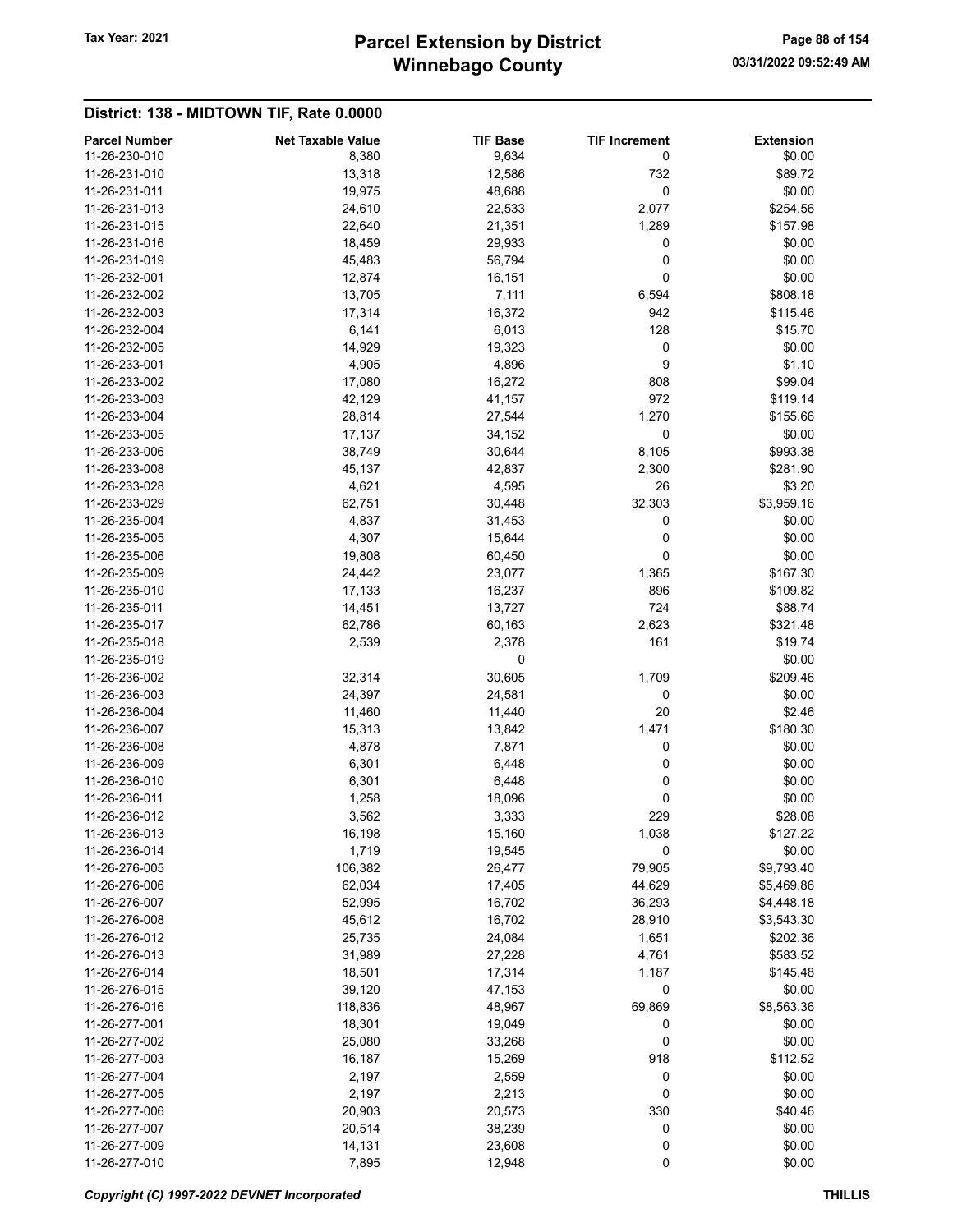## District: 138 - MIDTOWN TIF, Rate 0.0000

| Parcel Number | Net Taxable Value | TIF Base | TIF Increment | Extension |
|---|---|---|---|---|
| 11-26-230-010 | 8,380 | 9,634 | 0 | $0.00 |
| 11-26-231-010 | 13,318 | 12,586 | 732 | $89.72 |
| 11-26-231-011 | 19,975 | 48,688 | 0 | $0.00 |
| 11-26-231-013 | 24,610 | 22,533 | 2,077 | $254.56 |
| 11-26-231-015 | 22,640 | 21,351 | 1,289 | $157.98 |
| 11-26-231-016 | 18,459 | 29,933 | 0 | $0.00 |
| 11-26-231-019 | 45,483 | 56,794 | 0 | $0.00 |
| 11-26-232-001 | 12,874 | 16,151 | 0 | $0.00 |
| 11-26-232-002 | 13,705 | 7,111 | 6,594 | $808.18 |
| 11-26-232-003 | 17,314 | 16,372 | 942 | $115.46 |
| 11-26-232-004 | 6,141 | 6,013 | 128 | $15.70 |
| 11-26-232-005 | 14,929 | 19,323 | 0 | $0.00 |
| 11-26-233-001 | 4,905 | 4,896 | 9 | $1.10 |
| 11-26-233-002 | 17,080 | 16,272 | 808 | $99.04 |
| 11-26-233-003 | 42,129 | 41,157 | 972 | $119.14 |
| 11-26-233-004 | 28,814 | 27,544 | 1,270 | $155.66 |
| 11-26-233-005 | 17,137 | 34,152 | 0 | $0.00 |
| 11-26-233-006 | 38,749 | 30,644 | 8,105 | $993.38 |
| 11-26-233-008 | 45,137 | 42,837 | 2,300 | $281.90 |
| 11-26-233-028 | 4,621 | 4,595 | 26 | $3.20 |
| 11-26-233-029 | 62,751 | 30,448 | 32,303 | $3,959.16 |
| 11-26-235-004 | 4,837 | 31,453 | 0 | $0.00 |
| 11-26-235-005 | 4,307 | 15,644 | 0 | $0.00 |
| 11-26-235-006 | 19,808 | 60,450 | 0 | $0.00 |
| 11-26-235-009 | 24,442 | 23,077 | 1,365 | $167.30 |
| 11-26-235-010 | 17,133 | 16,237 | 896 | $109.82 |
| 11-26-235-011 | 14,451 | 13,727 | 724 | $88.74 |
| 11-26-235-017 | 62,786 | 60,163 | 2,623 | $321.48 |
| 11-26-235-018 | 2,539 | 2,378 | 161 | $19.74 |
| 11-26-235-019 | | 0 | | $0.00 |
| 11-26-236-002 | 32,314 | 30,605 | 1,709 | $209.46 |
| 11-26-236-003 | 24,397 | 24,581 | 0 | $0.00 |
| 11-26-236-004 | 11,460 | 11,440 | 20 | $2.46 |
| 11-26-236-007 | 15,313 | 13,842 | 1,471 | $180.30 |
| 11-26-236-008 | 4,878 | 7,871 | 0 | $0.00 |
| 11-26-236-009 | 6,301 | 6,448 | 0 | $0.00 |
| 11-26-236-010 | 6,301 | 6,448 | 0 | $0.00 |
| 11-26-236-011 | 1,258 | 18,096 | 0 | $0.00 |
| 11-26-236-012 | 3,562 | 3,333 | 229 | $28.08 |
| 11-26-236-013 | 16,198 | 15,160 | 1,038 | $127.22 |
| 11-26-236-014 | 1,719 | 19,545 | 0 | $0.00 |
| 11-26-276-005 | 106,382 | 26,477 | 79,905 | $9,793.40 |
| 11-26-276-006 | 62,034 | 17,405 | 44,629 | $5,469.86 |
| 11-26-276-007 | 52,995 | 16,702 | 36,293 | $4,448.18 |
| 11-26-276-008 | 45,612 | 16,702 | 28,910 | $3,543.30 |
| 11-26-276-012 | 25,735 | 24,084 | 1,651 | $202.36 |
| 11-26-276-013 | 31,989 | 27,228 | 4,761 | $583.52 |
| 11-26-276-014 | 18,501 | 17,314 | 1,187 | $145.48 |
| 11-26-276-015 | 39,120 | 47,153 | 0 | $0.00 |
| 11-26-276-016 | 118,836 | 48,967 | 69,869 | $8,563.36 |
| 11-26-277-001 | 18,301 | 19,049 | 0 | $0.00 |
| 11-26-277-002 | 25,080 | 33,268 | 0 | $0.00 |
| 11-26-277-003 | 16,187 | 15,269 | 918 | $112.52 |
| 11-26-277-004 | 2,197 | 2,559 | 0 | $0.00 |
| 11-26-277-005 | 2,197 | 2,213 | 0 | $0.00 |
| 11-26-277-006 | 20,903 | 20,573 | 330 | $40.46 |
| 11-26-277-007 | 20,514 | 38,239 | 0 | $0.00 |
| 11-26-277-009 | 14,131 | 23,608 | 0 | $0.00 |
| 11-26-277-010 | 7,895 | 12,948 | 0 | $0.00 |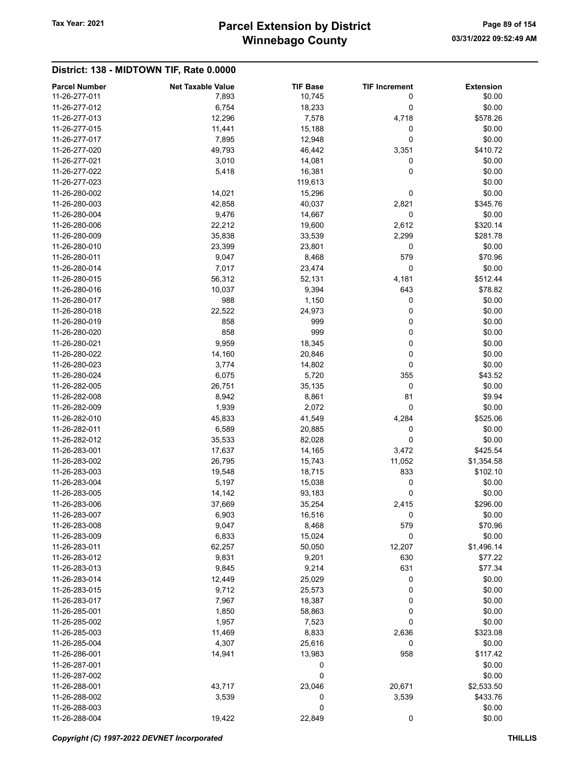## District: 138 - MIDTOWN TIF, Rate 0.0000

| Parcel Number | Net Taxable Value | TIF Base | TIF Increment | Extension |
|---|---|---|---|---|
| 11-26-277-011 | 7,893 | 10,745 | 0 | $0.00 |
| 11-26-277-012 | 6,754 | 18,233 | 0 | $0.00 |
| 11-26-277-013 | 12,296 | 7,578 | 4,718 | $578.26 |
| 11-26-277-015 | 11,441 | 15,188 | 0 | $0.00 |
| 11-26-277-017 | 7,895 | 12,948 | 0 | $0.00 |
| 11-26-277-020 | 49,793 | 46,442 | 3,351 | $410.72 |
| 11-26-277-021 | 3,010 | 14,081 | 0 | $0.00 |
| 11-26-277-022 | 5,418 | 16,381 | 0 | $0.00 |
| 11-26-277-023 | | 119,613 | | $0.00 |
| 11-26-280-002 | 14,021 | 15,296 | 0 | $0.00 |
| 11-26-280-003 | 42,858 | 40,037 | 2,821 | $345.76 |
| 11-26-280-004 | 9,476 | 14,667 | 0 | $0.00 |
| 11-26-280-006 | 22,212 | 19,600 | 2,612 | $320.14 |
| 11-26-280-009 | 35,838 | 33,539 | 2,299 | $281.78 |
| 11-26-280-010 | 23,399 | 23,801 | 0 | $0.00 |
| 11-26-280-011 | 9,047 | 8,468 | 579 | $70.96 |
| 11-26-280-014 | 7,017 | 23,474 | 0 | $0.00 |
| 11-26-280-015 | 56,312 | 52,131 | 4,181 | $512.44 |
| 11-26-280-016 | 10,037 | 9,394 | 643 | $78.82 |
| 11-26-280-017 | 988 | 1,150 | 0 | $0.00 |
| 11-26-280-018 | 22,522 | 24,973 | 0 | $0.00 |
| 11-26-280-019 | 858 | 999 | 0 | $0.00 |
| 11-26-280-020 | 858 | 999 | 0 | $0.00 |
| 11-26-280-021 | 9,959 | 18,345 | 0 | $0.00 |
| 11-26-280-022 | 14,160 | 20,846 | 0 | $0.00 |
| 11-26-280-023 | 3,774 | 14,802 | 0 | $0.00 |
| 11-26-280-024 | 6,075 | 5,720 | 355 | $43.52 |
| 11-26-282-005 | 26,751 | 35,135 | 0 | $0.00 |
| 11-26-282-008 | 8,942 | 8,861 | 81 | $9.94 |
| 11-26-282-009 | 1,939 | 2,072 | 0 | $0.00 |
| 11-26-282-010 | 45,833 | 41,549 | 4,284 | $525.06 |
| 11-26-282-011 | 6,589 | 20,885 | 0 | $0.00 |
| 11-26-282-012 | 35,533 | 82,028 | 0 | $0.00 |
| 11-26-283-001 | 17,637 | 14,165 | 3,472 | $425.54 |
| 11-26-283-002 | 26,795 | 15,743 | 11,052 | $1,354.58 |
| 11-26-283-003 | 19,548 | 18,715 | 833 | $102.10 |
| 11-26-283-004 | 5,197 | 15,038 | 0 | $0.00 |
| 11-26-283-005 | 14,142 | 93,183 | 0 | $0.00 |
| 11-26-283-006 | 37,669 | 35,254 | 2,415 | $296.00 |
| 11-26-283-007 | 6,903 | 16,516 | 0 | $0.00 |
| 11-26-283-008 | 9,047 | 8,468 | 579 | $70.96 |
| 11-26-283-009 | 6,833 | 15,024 | 0 | $0.00 |
| 11-26-283-011 | 62,257 | 50,050 | 12,207 | $1,496.14 |
| 11-26-283-012 | 9,831 | 9,201 | 630 | $77.22 |
| 11-26-283-013 | 9,845 | 9,214 | 631 | $77.34 |
| 11-26-283-014 | 12,449 | 25,029 | 0 | $0.00 |
| 11-26-283-015 | 9,712 | 25,573 | 0 | $0.00 |
| 11-26-283-017 | 7,967 | 18,387 | 0 | $0.00 |
| 11-26-285-001 | 1,850 | 58,863 | 0 | $0.00 |
| 11-26-285-002 | 1,957 | 7,523 | 0 | $0.00 |
| 11-26-285-003 | 11,469 | 8,833 | 2,636 | $323.08 |
| 11-26-285-004 | 4,307 | 25,616 | 0 | $0.00 |
| 11-26-286-001 | 14,941 | 13,983 | 958 | $117.42 |
| 11-26-287-001 | | 0 | | $0.00 |
| 11-26-287-002 | | 0 | | $0.00 |
| 11-26-288-001 | 43,717 | 23,046 | 20,671 | $2,533.50 |
| 11-26-288-002 | 3,539 | 0 | 3,539 | $433.76 |
| 11-26-288-003 | | 0 | | $0.00 |
| 11-26-288-004 | 19,422 | 22,849 | 0 | $0.00 |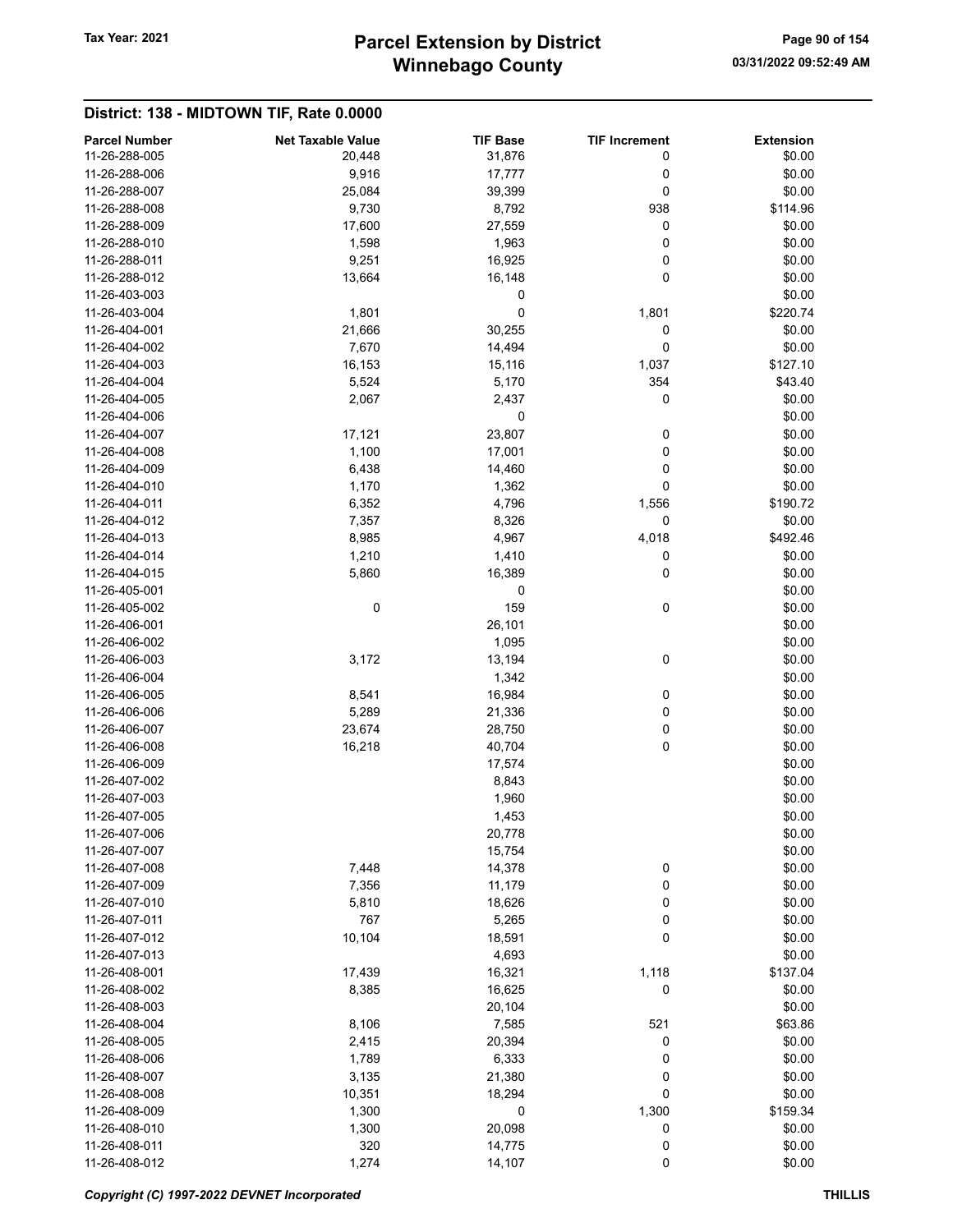## District: 138 - MIDTOWN TIF, Rate 0.0000

| Parcel Number | Net Taxable Value | TIF Base | TIF Increment | Extension |
|---|---|---|---|---|
| 11-26-288-005 | 20,448 | 31,876 | 0 | $0.00 |
| 11-26-288-006 | 9,916 | 17,777 | 0 | $0.00 |
| 11-26-288-007 | 25,084 | 39,399 | 0 | $0.00 |
| 11-26-288-008 | 9,730 | 8,792 | 938 | $114.96 |
| 11-26-288-009 | 17,600 | 27,559 | 0 | $0.00 |
| 11-26-288-010 | 1,598 | 1,963 | 0 | $0.00 |
| 11-26-288-011 | 9,251 | 16,925 | 0 | $0.00 |
| 11-26-288-012 | 13,664 | 16,148 | 0 | $0.00 |
| 11-26-403-003 | | 0 | | $0.00 |
| 11-26-403-004 | 1,801 | 0 | 1,801 | $220.74 |
| 11-26-404-001 | 21,666 | 30,255 | 0 | $0.00 |
| 11-26-404-002 | 7,670 | 14,494 | 0 | $0.00 |
| 11-26-404-003 | 16,153 | 15,116 | 1,037 | $127.10 |
| 11-26-404-004 | 5,524 | 5,170 | 354 | $43.40 |
| 11-26-404-005 | 2,067 | 2,437 | 0 | $0.00 |
| 11-26-404-006 | | 0 | | $0.00 |
| 11-26-404-007 | 17,121 | 23,807 | 0 | $0.00 |
| 11-26-404-008 | 1,100 | 17,001 | 0 | $0.00 |
| 11-26-404-009 | 6,438 | 14,460 | 0 | $0.00 |
| 11-26-404-010 | 1,170 | 1,362 | 0 | $0.00 |
| 11-26-404-011 | 6,352 | 4,796 | 1,556 | $190.72 |
| 11-26-404-012 | 7,357 | 8,326 | 0 | $0.00 |
| 11-26-404-013 | 8,985 | 4,967 | 4,018 | $492.46 |
| 11-26-404-014 | 1,210 | 1,410 | 0 | $0.00 |
| 11-26-404-015 | 5,860 | 16,389 | 0 | $0.00 |
| 11-26-405-001 | | 0 | | $0.00 |
| 11-26-405-002 | 0 | 159 | 0 | $0.00 |
| 11-26-406-001 | | 26,101 | | $0.00 |
| 11-26-406-002 | | 1,095 | | $0.00 |
| 11-26-406-003 | 3,172 | 13,194 | 0 | $0.00 |
| 11-26-406-004 | | 1,342 | | $0.00 |
| 11-26-406-005 | 8,541 | 16,984 | 0 | $0.00 |
| 11-26-406-006 | 5,289 | 21,336 | 0 | $0.00 |
| 11-26-406-007 | 23,674 | 28,750 | 0 | $0.00 |
| 11-26-406-008 | 16,218 | 40,704 | 0 | $0.00 |
| 11-26-406-009 | | 17,574 | | $0.00 |
| 11-26-407-002 | | 8,843 | | $0.00 |
| 11-26-407-003 | | 1,960 | | $0.00 |
| 11-26-407-005 | | 1,453 | | $0.00 |
| 11-26-407-006 | | 20,778 | | $0.00 |
| 11-26-407-007 | | 15,754 | | $0.00 |
| 11-26-407-008 | 7,448 | 14,378 | 0 | $0.00 |
| 11-26-407-009 | 7,356 | 11,179 | 0 | $0.00 |
| 11-26-407-010 | 5,810 | 18,626 | 0 | $0.00 |
| 11-26-407-011 | 767 | 5,265 | 0 | $0.00 |
| 11-26-407-012 | 10,104 | 18,591 | 0 | $0.00 |
| 11-26-407-013 | | 4,693 | | $0.00 |
| 11-26-408-001 | 17,439 | 16,321 | 1,118 | $137.04 |
| 11-26-408-002 | 8,385 | 16,625 | 0 | $0.00 |
| 11-26-408-003 | | 20,104 | | $0.00 |
| 11-26-408-004 | 8,106 | 7,585 | 521 | $63.86 |
| 11-26-408-005 | 2,415 | 20,394 | 0 | $0.00 |
| 11-26-408-006 | 1,789 | 6,333 | 0 | $0.00 |
| 11-26-408-007 | 3,135 | 21,380 | 0 | $0.00 |
| 11-26-408-008 | 10,351 | 18,294 | 0 | $0.00 |
| 11-26-408-009 | 1,300 | 0 | 1,300 | $159.34 |
| 11-26-408-010 | 1,300 | 20,098 | 0 | $0.00 |
| 11-26-408-011 | 320 | 14,775 | 0 | $0.00 |
| 11-26-408-012 | 1,274 | 14,107 | 0 | $0.00 |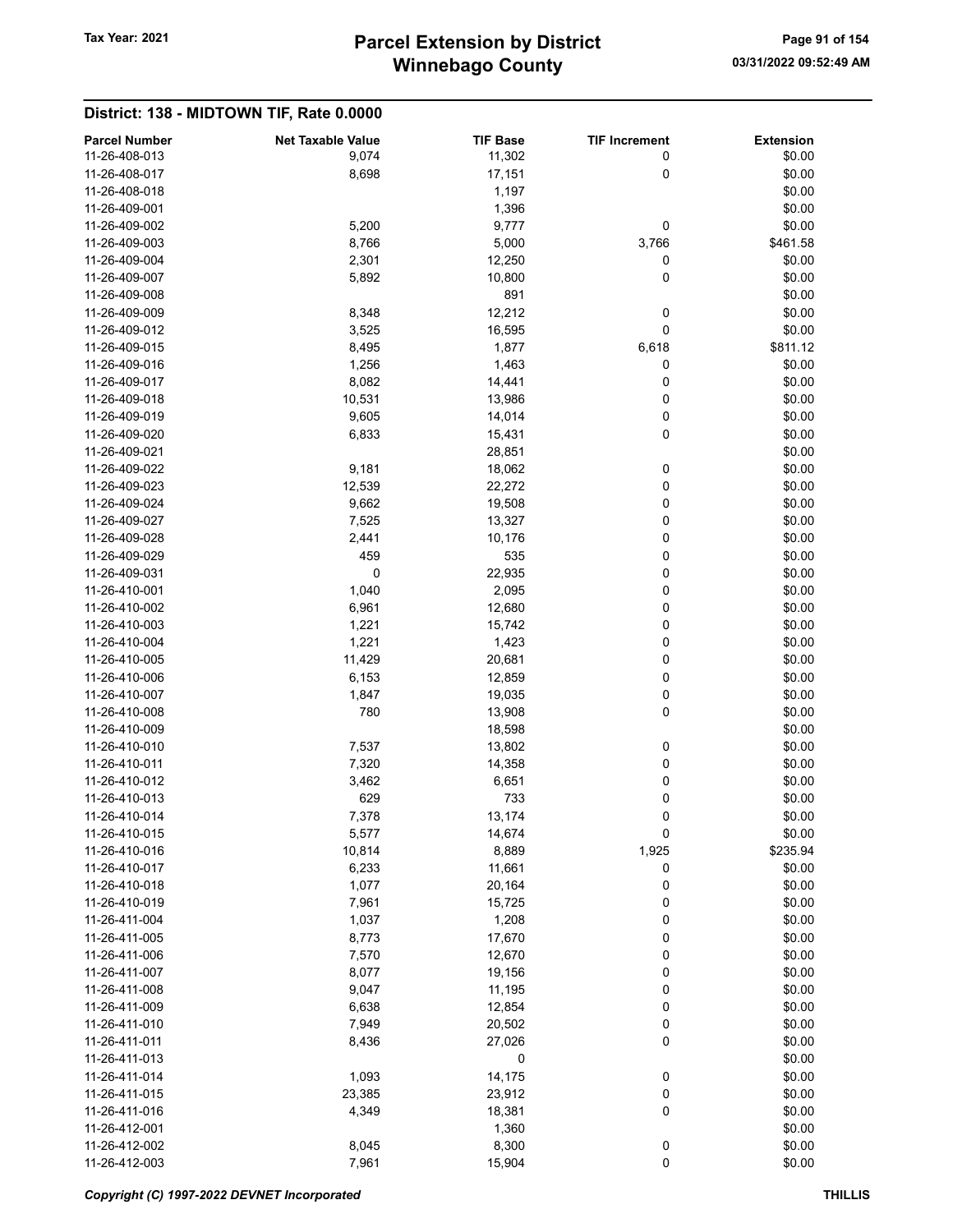## District: 138 - MIDTOWN TIF, Rate 0.0000

| Parcel Number | Net Taxable Value | TIF Base | TIF Increment | Extension |
|---|---|---|---|---|
| 11-26-408-013 | 9,074 | 11,302 | 0 | $0.00 |
| 11-26-408-017 | 8,698 | 17,151 | 0 | $0.00 |
| 11-26-408-018 | | 1,197 | | $0.00 |
| 11-26-409-001 | | 1,396 | | $0.00 |
| 11-26-409-002 | 5,200 | 9,777 | 0 | $0.00 |
| 11-26-409-003 | 8,766 | 5,000 | 3,766 | $461.58 |
| 11-26-409-004 | 2,301 | 12,250 | 0 | $0.00 |
| 11-26-409-007 | 5,892 | 10,800 | 0 | $0.00 |
| 11-26-409-008 | | 891 | | $0.00 |
| 11-26-409-009 | 8,348 | 12,212 | 0 | $0.00 |
| 11-26-409-012 | 3,525 | 16,595 | 0 | $0.00 |
| 11-26-409-015 | 8,495 | 1,877 | 6,618 | $811.12 |
| 11-26-409-016 | 1,256 | 1,463 | 0 | $0.00 |
| 11-26-409-017 | 8,082 | 14,441 | 0 | $0.00 |
| 11-26-409-018 | 10,531 | 13,986 | 0 | $0.00 |
| 11-26-409-019 | 9,605 | 14,014 | 0 | $0.00 |
| 11-26-409-020 | 6,833 | 15,431 | 0 | $0.00 |
| 11-26-409-021 | | 28,851 | | $0.00 |
| 11-26-409-022 | 9,181 | 18,062 | 0 | $0.00 |
| 11-26-409-023 | 12,539 | 22,272 | 0 | $0.00 |
| 11-26-409-024 | 9,662 | 19,508 | 0 | $0.00 |
| 11-26-409-027 | 7,525 | 13,327 | 0 | $0.00 |
| 11-26-409-028 | 2,441 | 10,176 | 0 | $0.00 |
| 11-26-409-029 | 459 | 535 | 0 | $0.00 |
| 11-26-409-031 | 0 | 22,935 | 0 | $0.00 |
| 11-26-410-001 | 1,040 | 2,095 | 0 | $0.00 |
| 11-26-410-002 | 6,961 | 12,680 | 0 | $0.00 |
| 11-26-410-003 | 1,221 | 15,742 | 0 | $0.00 |
| 11-26-410-004 | 1,221 | 1,423 | 0 | $0.00 |
| 11-26-410-005 | 11,429 | 20,681 | 0 | $0.00 |
| 11-26-410-006 | 6,153 | 12,859 | 0 | $0.00 |
| 11-26-410-007 | 1,847 | 19,035 | 0 | $0.00 |
| 11-26-410-008 | 780 | 13,908 | 0 | $0.00 |
| 11-26-410-009 | | 18,598 | | $0.00 |
| 11-26-410-010 | 7,537 | 13,802 | 0 | $0.00 |
| 11-26-410-011 | 7,320 | 14,358 | 0 | $0.00 |
| 11-26-410-012 | 3,462 | 6,651 | 0 | $0.00 |
| 11-26-410-013 | 629 | 733 | 0 | $0.00 |
| 11-26-410-014 | 7,378 | 13,174 | 0 | $0.00 |
| 11-26-410-015 | 5,577 | 14,674 | 0 | $0.00 |
| 11-26-410-016 | 10,814 | 8,889 | 1,925 | $235.94 |
| 11-26-410-017 | 6,233 | 11,661 | 0 | $0.00 |
| 11-26-410-018 | 1,077 | 20,164 | 0 | $0.00 |
| 11-26-410-019 | 7,961 | 15,725 | 0 | $0.00 |
| 11-26-411-004 | 1,037 | 1,208 | 0 | $0.00 |
| 11-26-411-005 | 8,773 | 17,670 | 0 | $0.00 |
| 11-26-411-006 | 7,570 | 12,670 | 0 | $0.00 |
| 11-26-411-007 | 8,077 | 19,156 | 0 | $0.00 |
| 11-26-411-008 | 9,047 | 11,195 | 0 | $0.00 |
| 11-26-411-009 | 6,638 | 12,854 | 0 | $0.00 |
| 11-26-411-010 | 7,949 | 20,502 | 0 | $0.00 |
| 11-26-411-011 | 8,436 | 27,026 | 0 | $0.00 |
| 11-26-411-013 | | 0 | | $0.00 |
| 11-26-411-014 | 1,093 | 14,175 | 0 | $0.00 |
| 11-26-411-015 | 23,385 | 23,912 | 0 | $0.00 |
| 11-26-411-016 | 4,349 | 18,381 | 0 | $0.00 |
| 11-26-412-001 | | 1,360 | | $0.00 |
| 11-26-412-002 | 8,045 | 8,300 | 0 | $0.00 |
| 11-26-412-003 | 7,961 | 15,904 | 0 | $0.00 |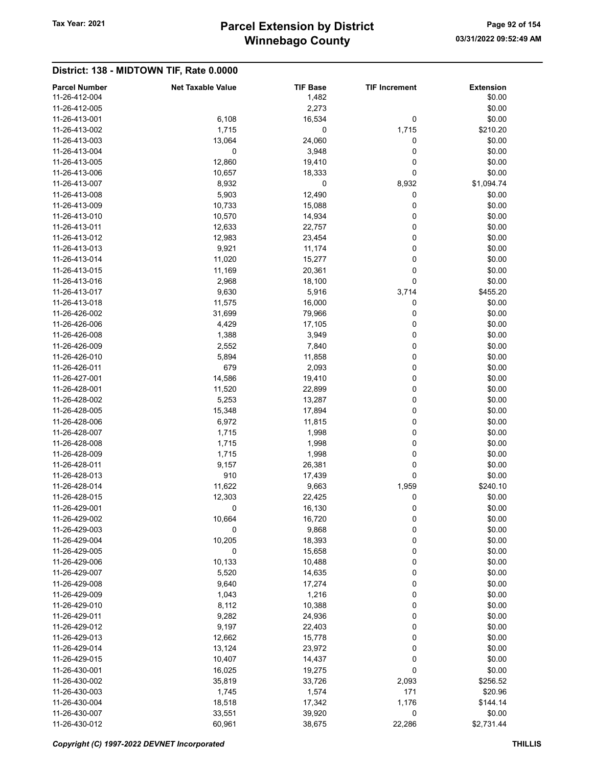## District: 138 - MIDTOWN TIF, Rate 0.0000

| Parcel Number | Net Taxable Value | TIF Base | TIF Increment | Extension |
|---|---|---|---|---|
| 11-26-412-004 | | 1,482 | | $0.00 |
| 11-26-412-005 | | 2,273 | | $0.00 |
| 11-26-413-001 | 6,108 | 16,534 | 0 | $0.00 |
| 11-26-413-002 | 1,715 | 0 | 1,715 | $210.20 |
| 11-26-413-003 | 13,064 | 24,060 | 0 | $0.00 |
| 11-26-413-004 | 0 | 3,948 | 0 | $0.00 |
| 11-26-413-005 | 12,860 | 19,410 | 0 | $0.00 |
| 11-26-413-006 | 10,657 | 18,333 | 0 | $0.00 |
| 11-26-413-007 | 8,932 | 0 | 8,932 | $1,094.74 |
| 11-26-413-008 | 5,903 | 12,490 | 0 | $0.00 |
| 11-26-413-009 | 10,733 | 15,088 | 0 | $0.00 |
| 11-26-413-010 | 10,570 | 14,934 | 0 | $0.00 |
| 11-26-413-011 | 12,633 | 22,757 | 0 | $0.00 |
| 11-26-413-012 | 12,983 | 23,454 | 0 | $0.00 |
| 11-26-413-013 | 9,921 | 11,174 | 0 | $0.00 |
| 11-26-413-014 | 11,020 | 15,277 | 0 | $0.00 |
| 11-26-413-015 | 11,169 | 20,361 | 0 | $0.00 |
| 11-26-413-016 | 2,968 | 18,100 | 0 | $0.00 |
| 11-26-413-017 | 9,630 | 5,916 | 3,714 | $455.20 |
| 11-26-413-018 | 11,575 | 16,000 | 0 | $0.00 |
| 11-26-426-002 | 31,699 | 79,966 | 0 | $0.00 |
| 11-26-426-006 | 4,429 | 17,105 | 0 | $0.00 |
| 11-26-426-008 | 1,388 | 3,949 | 0 | $0.00 |
| 11-26-426-009 | 2,552 | 7,840 | 0 | $0.00 |
| 11-26-426-010 | 5,894 | 11,858 | 0 | $0.00 |
| 11-26-426-011 | 679 | 2,093 | 0 | $0.00 |
| 11-26-427-001 | 14,586 | 19,410 | 0 | $0.00 |
| 11-26-428-001 | 11,520 | 22,899 | 0 | $0.00 |
| 11-26-428-002 | 5,253 | 13,287 | 0 | $0.00 |
| 11-26-428-005 | 15,348 | 17,894 | 0 | $0.00 |
| 11-26-428-006 | 6,972 | 11,815 | 0 | $0.00 |
| 11-26-428-007 | 1,715 | 1,998 | 0 | $0.00 |
| 11-26-428-008 | 1,715 | 1,998 | 0 | $0.00 |
| 11-26-428-009 | 1,715 | 1,998 | 0 | $0.00 |
| 11-26-428-011 | 9,157 | 26,381 | 0 | $0.00 |
| 11-26-428-013 | 910 | 17,439 | 0 | $0.00 |
| 11-26-428-014 | 11,622 | 9,663 | 1,959 | $240.10 |
| 11-26-428-015 | 12,303 | 22,425 | 0 | $0.00 |
| 11-26-429-001 | 0 | 16,130 | 0 | $0.00 |
| 11-26-429-002 | 10,664 | 16,720 | 0 | $0.00 |
| 11-26-429-003 | 0 | 9,868 | 0 | $0.00 |
| 11-26-429-004 | 10,205 | 18,393 | 0 | $0.00 |
| 11-26-429-005 | 0 | 15,658 | 0 | $0.00 |
| 11-26-429-006 | 10,133 | 10,488 | 0 | $0.00 |
| 11-26-429-007 | 5,520 | 14,635 | 0 | $0.00 |
| 11-26-429-008 | 9,640 | 17,274 | 0 | $0.00 |
| 11-26-429-009 | 1,043 | 1,216 | 0 | $0.00 |
| 11-26-429-010 | 8,112 | 10,388 | 0 | $0.00 |
| 11-26-429-011 | 9,282 | 24,936 | 0 | $0.00 |
| 11-26-429-012 | 9,197 | 22,403 | 0 | $0.00 |
| 11-26-429-013 | 12,662 | 15,778 | 0 | $0.00 |
| 11-26-429-014 | 13,124 | 23,972 | 0 | $0.00 |
| 11-26-429-015 | 10,407 | 14,437 | 0 | $0.00 |
| 11-26-430-001 | 16,025 | 19,275 | 0 | $0.00 |
| 11-26-430-002 | 35,819 | 33,726 | 2,093 | $256.52 |
| 11-26-430-003 | 1,745 | 1,574 | 171 | $20.96 |
| 11-26-430-004 | 18,518 | 17,342 | 1,176 | $144.14 |
| 11-26-430-007 | 33,551 | 39,920 | 0 | $0.00 |
| 11-26-430-012 | 60,961 | 38,675 | 22,286 | $2,731.44 |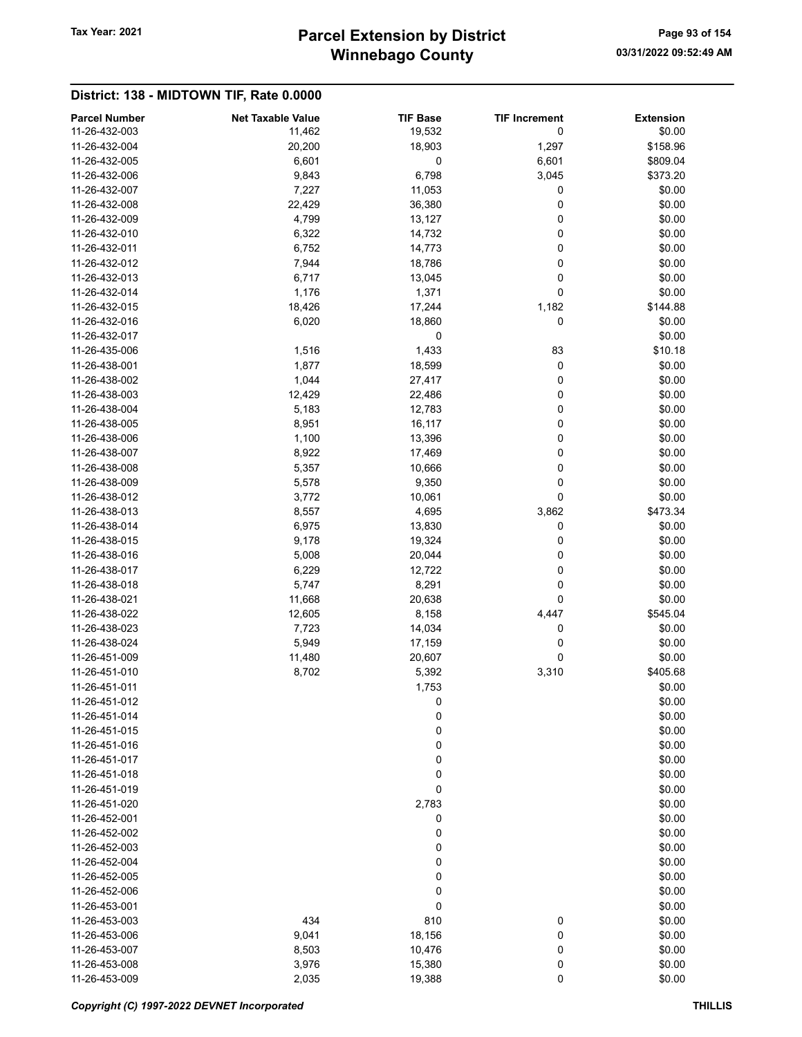## District: 138 - MIDTOWN TIF, Rate 0.0000

| Parcel Number | Net Taxable Value | TIF Base | TIF Increment | Extension |
|---|---|---|---|---|
| 11-26-432-003 | 11,462 | 19,532 | 0 | $0.00 |
| 11-26-432-004 | 20,200 | 18,903 | 1,297 | $158.96 |
| 11-26-432-005 | 6,601 | 0 | 6,601 | $809.04 |
| 11-26-432-006 | 9,843 | 6,798 | 3,045 | $373.20 |
| 11-26-432-007 | 7,227 | 11,053 | 0 | $0.00 |
| 11-26-432-008 | 22,429 | 36,380 | 0 | $0.00 |
| 11-26-432-009 | 4,799 | 13,127 | 0 | $0.00 |
| 11-26-432-010 | 6,322 | 14,732 | 0 | $0.00 |
| 11-26-432-011 | 6,752 | 14,773 | 0 | $0.00 |
| 11-26-432-012 | 7,944 | 18,786 | 0 | $0.00 |
| 11-26-432-013 | 6,717 | 13,045 | 0 | $0.00 |
| 11-26-432-014 | 1,176 | 1,371 | 0 | $0.00 |
| 11-26-432-015 | 18,426 | 17,244 | 1,182 | $144.88 |
| 11-26-432-016 | 6,020 | 18,860 | 0 | $0.00 |
| 11-26-432-017 | | 0 | | $0.00 |
| 11-26-435-006 | 1,516 | 1,433 | 83 | $10.18 |
| 11-26-438-001 | 1,877 | 18,599 | 0 | $0.00 |
| 11-26-438-002 | 1,044 | 27,417 | 0 | $0.00 |
| 11-26-438-003 | 12,429 | 22,486 | 0 | $0.00 |
| 11-26-438-004 | 5,183 | 12,783 | 0 | $0.00 |
| 11-26-438-005 | 8,951 | 16,117 | 0 | $0.00 |
| 11-26-438-006 | 1,100 | 13,396 | 0 | $0.00 |
| 11-26-438-007 | 8,922 | 17,469 | 0 | $0.00 |
| 11-26-438-008 | 5,357 | 10,666 | 0 | $0.00 |
| 11-26-438-009 | 5,578 | 9,350 | 0 | $0.00 |
| 11-26-438-012 | 3,772 | 10,061 | 0 | $0.00 |
| 11-26-438-013 | 8,557 | 4,695 | 3,862 | $473.34 |
| 11-26-438-014 | 6,975 | 13,830 | 0 | $0.00 |
| 11-26-438-015 | 9,178 | 19,324 | 0 | $0.00 |
| 11-26-438-016 | 5,008 | 20,044 | 0 | $0.00 |
| 11-26-438-017 | 6,229 | 12,722 | 0 | $0.00 |
| 11-26-438-018 | 5,747 | 8,291 | 0 | $0.00 |
| 11-26-438-021 | 11,668 | 20,638 | 0 | $0.00 |
| 11-26-438-022 | 12,605 | 8,158 | 4,447 | $545.04 |
| 11-26-438-023 | 7,723 | 14,034 | 0 | $0.00 |
| 11-26-438-024 | 5,949 | 17,159 | 0 | $0.00 |
| 11-26-451-009 | 11,480 | 20,607 | 0 | $0.00 |
| 11-26-451-010 | 8,702 | 5,392 | 3,310 | $405.68 |
| 11-26-451-011 | | 1,753 | | $0.00 |
| 11-26-451-012 | | 0 | | $0.00 |
| 11-26-451-014 | | 0 | | $0.00 |
| 11-26-451-015 | | 0 | | $0.00 |
| 11-26-451-016 | | 0 | | $0.00 |
| 11-26-451-017 | | 0 | | $0.00 |
| 11-26-451-018 | | 0 | | $0.00 |
| 11-26-451-019 | | 0 | | $0.00 |
| 11-26-451-020 | | 2,783 | | $0.00 |
| 11-26-452-001 | | 0 | | $0.00 |
| 11-26-452-002 | | 0 | | $0.00 |
| 11-26-452-003 | | 0 | | $0.00 |
| 11-26-452-004 | | 0 | | $0.00 |
| 11-26-452-005 | | 0 | | $0.00 |
| 11-26-452-006 | | 0 | | $0.00 |
| 11-26-453-001 | | 0 | | $0.00 |
| 11-26-453-003 | 434 | 810 | 0 | $0.00 |
| 11-26-453-006 | 9,041 | 18,156 | 0 | $0.00 |
| 11-26-453-007 | 8,503 | 10,476 | 0 | $0.00 |
| 11-26-453-008 | 3,976 | 15,380 | 0 | $0.00 |
| 11-26-453-009 | 2,035 | 19,388 | 0 | $0.00 |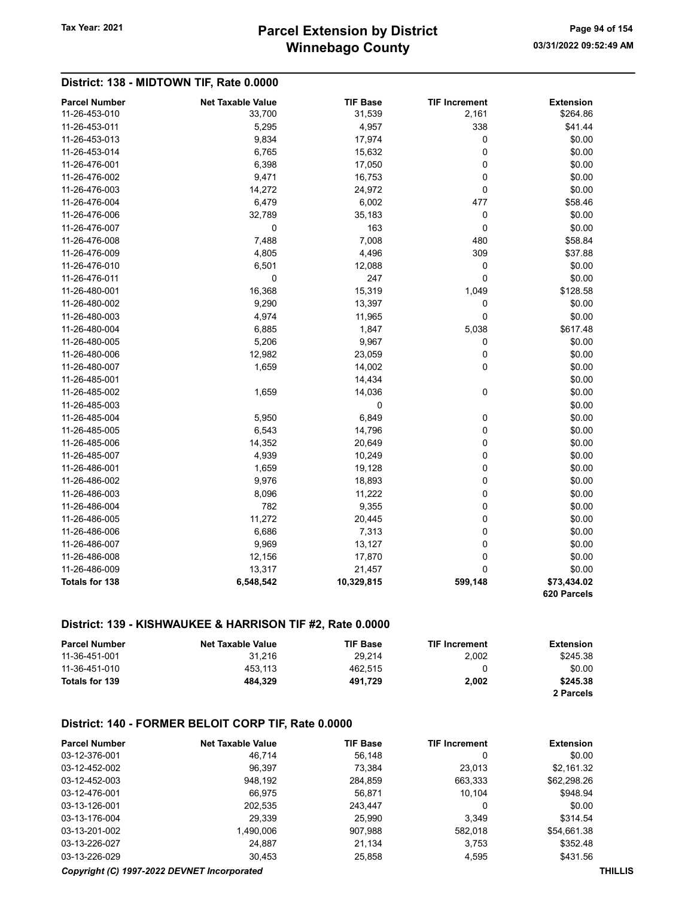## District: 138 - MIDTOWN TIF, Rate 0.0000

| Parcel Number | Net Taxable Value | TIF Base | TIF Increment | Extension |
|---|---|---|---|---|
| 11-26-453-010 | 33,700 | 31,539 | 2,161 | $264.86 |
| 11-26-453-011 | 5,295 | 4,957 | 338 | $41.44 |
| 11-26-453-013 | 9,834 | 17,974 | 0 | $0.00 |
| 11-26-453-014 | 6,765 | 15,632 | 0 | $0.00 |
| 11-26-476-001 | 6,398 | 17,050 | 0 | $0.00 |
| 11-26-476-002 | 9,471 | 16,753 | 0 | $0.00 |
| 11-26-476-003 | 14,272 | 24,972 | 0 | $0.00 |
| 11-26-476-004 | 6,479 | 6,002 | 477 | $58.46 |
| 11-26-476-006 | 32,789 | 35,183 | 0 | $0.00 |
| 11-26-476-007 | 0 | 163 | 0 | $0.00 |
| 11-26-476-008 | 7,488 | 7,008 | 480 | $58.84 |
| 11-26-476-009 | 4,805 | 4,496 | 309 | $37.88 |
| 11-26-476-010 | 6,501 | 12,088 | 0 | $0.00 |
| 11-26-476-011 | 0 | 247 | 0 | $0.00 |
| 11-26-480-001 | 16,368 | 15,319 | 1,049 | $128.58 |
| 11-26-480-002 | 9,290 | 13,397 | 0 | $0.00 |
| 11-26-480-003 | 4,974 | 11,965 | 0 | $0.00 |
| 11-26-480-004 | 6,885 | 1,847 | 5,038 | $617.48 |
| 11-26-480-005 | 5,206 | 9,967 | 0 | $0.00 |
| 11-26-480-006 | 12,982 | 23,059 | 0 | $0.00 |
| 11-26-480-007 | 1,659 | 14,002 | 0 | $0.00 |
| 11-26-485-001 | | 14,434 | | $0.00 |
| 11-26-485-002 | 1,659 | 14,036 | 0 | $0.00 |
| 11-26-485-003 | | 0 | | $0.00 |
| 11-26-485-004 | 5,950 | 6,849 | 0 | $0.00 |
| 11-26-485-005 | 6,543 | 14,796 | 0 | $0.00 |
| 11-26-485-006 | 14,352 | 20,649 | 0 | $0.00 |
| 11-26-485-007 | 4,939 | 10,249 | 0 | $0.00 |
| 11-26-486-001 | 1,659 | 19,128 | 0 | $0.00 |
| 11-26-486-002 | 9,976 | 18,893 | 0 | $0.00 |
| 11-26-486-003 | 8,096 | 11,222 | 0 | $0.00 |
| 11-26-486-004 | 782 | 9,355 | 0 | $0.00 |
| 11-26-486-005 | 11,272 | 20,445 | 0 | $0.00 |
| 11-26-486-006 | 6,686 | 7,313 | 0 | $0.00 |
| 11-26-486-007 | 9,969 | 13,127 | 0 | $0.00 |
| 11-26-486-008 | 12,156 | 17,870 | 0 | $0.00 |
| 11-26-486-009 | 13,317 | 21,457 | 0 | $0.00 |
| **Totals for 138** | **6,548,542** | **10,329,815** | **599,148** | **$73,434.02** |
| | | | | **620 Parcels** |

## District: 139 - KISHWAUKEE & HARRISON TIF #2, Rate 0.0000

| Parcel Number | Net Taxable Value | TIF Base | TIF Increment | Extension |
|---|---|---|---|---|
| 11-36-451-001 | 31,216 | 29,214 | 2,002 | $245.38 |
| 11-36-451-010 | 453,113 | 462,515 | 0 | $0.00 |
| **Totals for 139** | **484,329** | **491,729** | **2,002** | **$245.38** |
| | | | | **2 Parcels** |

## District: 140 - FORMER BELOIT CORP TIF, Rate 0.0000

| Parcel Number | Net Taxable Value | TIF Base | TIF Increment | Extension |
|---|---|---|---|---|
| 03-12-376-001 | 46,714 | 56,148 | 0 | $0.00 |
| 03-12-452-002 | 96,397 | 73,384 | 23,013 | $2,161.32 |
| 03-12-452-003 | 948,192 | 284,859 | 663,333 | $62,298.26 |
| 03-12-476-001 | 66,975 | 56,871 | 10,104 | $948.94 |
| 03-13-126-001 | 202,535 | 243,447 | 0 | $0.00 |
| 03-13-176-004 | 29,339 | 25,990 | 3,349 | $314.54 |
| 03-13-201-002 | 1,490,006 | 907,988 | 582,018 | $54,661.38 |
| 03-13-226-027 | 24,887 | 21,134 | 3,753 | $352.48 |
| 03-13-226-029 | 30,453 | 25,858 | 4,595 | $431.56 |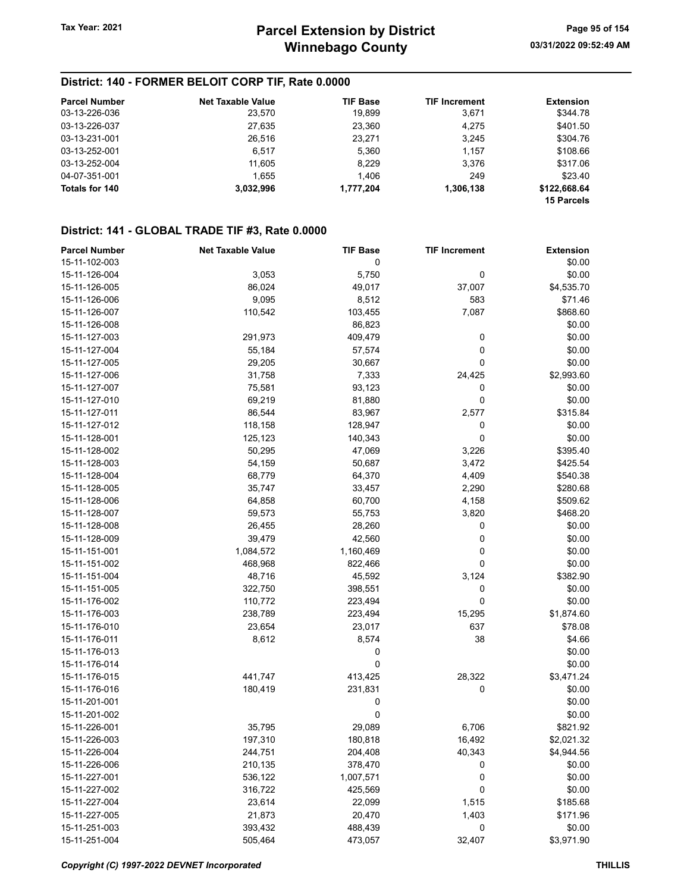## District: 140 - FORMER BELOIT CORP TIF, Rate 0.0000

| Parcel Number | Net Taxable Value | TIF Base | TIF Increment | Extension |
|---|---|---|---|---|
| 03-13-226-036 | 23,570 | 19,899 | 3,671 | $344.78 |
| 03-13-226-037 | 27,635 | 23,360 | 4,275 | $401.50 |
| 03-13-231-001 | 26,516 | 23,271 | 3,245 | $304.76 |
| 03-13-252-001 | 6,517 | 5,360 | 1,157 | $108.66 |
| 03-13-252-004 | 11,605 | 8,229 | 3,376 | $317.06 |
| 04-07-351-001 | 1,655 | 1,406 | 249 | $23.40 |
| **Totals for 140** | **3,032,996** | **1,777,204** | **1,306,138** | **$122,668.64** |
| | | | | **15 Parcels** |

## District: 141 - GLOBAL TRADE TIF #3, Rate 0.0000

| Parcel Number | Net Taxable Value | TIF Base | TIF Increment | Extension |
|---|---|---|---|---|
| 15-11-102-003 | | 0 | | $0.00 |
| 15-11-126-004 | 3,053 | 5,750 | 0 | $0.00 |
| 15-11-126-005 | 86,024 | 49,017 | 37,007 | $4,535.70 |
| 15-11-126-006 | 9,095 | 8,512 | 583 | $71.46 |
| 15-11-126-007 | 110,542 | 103,455 | 7,087 | $868.60 |
| 15-11-126-008 | | 86,823 | | $0.00 |
| 15-11-127-003 | 291,973 | 409,479 | 0 | $0.00 |
| 15-11-127-004 | 55,184 | 57,574 | 0 | $0.00 |
| 15-11-127-005 | 29,205 | 30,667 | 0 | $0.00 |
| 15-11-127-006 | 31,758 | 7,333 | 24,425 | $2,993.60 |
| 15-11-127-007 | 75,581 | 93,123 | 0 | $0.00 |
| 15-11-127-010 | 69,219 | 81,880 | 0 | $0.00 |
| 15-11-127-011 | 86,544 | 83,967 | 2,577 | $315.84 |
| 15-11-127-012 | 118,158 | 128,947 | 0 | $0.00 |
| 15-11-128-001 | 125,123 | 140,343 | 0 | $0.00 |
| 15-11-128-002 | 50,295 | 47,069 | 3,226 | $395.40 |
| 15-11-128-003 | 54,159 | 50,687 | 3,472 | $425.54 |
| 15-11-128-004 | 68,779 | 64,370 | 4,409 | $540.38 |
| 15-11-128-005 | 35,747 | 33,457 | 2,290 | $280.68 |
| 15-11-128-006 | 64,858 | 60,700 | 4,158 | $509.62 |
| 15-11-128-007 | 59,573 | 55,753 | 3,820 | $468.20 |
| 15-11-128-008 | 26,455 | 28,260 | 0 | $0.00 |
| 15-11-128-009 | 39,479 | 42,560 | 0 | $0.00 |
| 15-11-151-001 | 1,084,572 | 1,160,469 | 0 | $0.00 |
| 15-11-151-002 | 468,968 | 822,466 | 0 | $0.00 |
| 15-11-151-004 | 48,716 | 45,592 | 3,124 | $382.90 |
| 15-11-151-005 | 322,750 | 398,551 | 0 | $0.00 |
| 15-11-176-002 | 110,772 | 223,494 | 0 | $0.00 |
| 15-11-176-003 | 238,789 | 223,494 | 15,295 | $1,874.60 |
| 15-11-176-010 | 23,654 | 23,017 | 637 | $78.08 |
| 15-11-176-011 | 8,612 | 8,574 | 38 | $4.66 |
| 15-11-176-013 | | 0 | | $0.00 |
| 15-11-176-014 | | 0 | | $0.00 |
| 15-11-176-015 | 441,747 | 413,425 | 28,322 | $3,471.24 |
| 15-11-176-016 | 180,419 | 231,831 | 0 | $0.00 |
| 15-11-201-001 | | 0 | | $0.00 |
| 15-11-201-002 | | 0 | | $0.00 |
| 15-11-226-001 | 35,795 | 29,089 | 6,706 | $821.92 |
| 15-11-226-003 | 197,310 | 180,818 | 16,492 | $2,021.32 |
| 15-11-226-004 | 244,751 | 204,408 | 40,343 | $4,944.56 |
| 15-11-226-006 | 210,135 | 378,470 | 0 | $0.00 |
| 15-11-227-001 | 536,122 | 1,007,571 | 0 | $0.00 |
| 15-11-227-002 | 316,722 | 425,569 | 0 | $0.00 |
| 15-11-227-004 | 23,614 | 22,099 | 1,515 | $185.68 |
| 15-11-227-005 | 21,873 | 20,470 | 1,403 | $171.96 |
| 15-11-251-003 | 393,432 | 488,439 | 0 | $0.00 |
| 15-11-251-004 | 505,464 | 473,057 | 32,407 | $3,971.90 |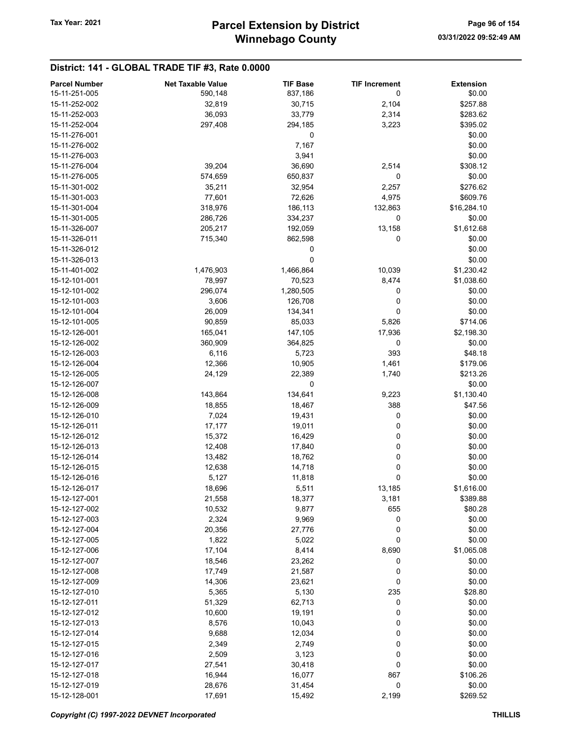## District: 141 - GLOBAL TRADE TIF #3, Rate 0.0000

| Parcel Number | Net Taxable Value | TIF Base | TIF Increment | Extension |
|---|---|---|---|---|
| 15-11-251-005 | 590,148 | 837,186 | 0 | $0.00 |
| 15-11-252-002 | 32,819 | 30,715 | 2,104 | $257.88 |
| 15-11-252-003 | 36,093 | 33,779 | 2,314 | $283.62 |
| 15-11-252-004 | 297,408 | 294,185 | 3,223 | $395.02 |
| 15-11-276-001 | | 0 | | $0.00 |
| 15-11-276-002 | | 7,167 | | $0.00 |
| 15-11-276-003 | | 3,941 | | $0.00 |
| 15-11-276-004 | 39,204 | 36,690 | 2,514 | $308.12 |
| 15-11-276-005 | 574,659 | 650,837 | 0 | $0.00 |
| 15-11-301-002 | 35,211 | 32,954 | 2,257 | $276.62 |
| 15-11-301-003 | 77,601 | 72,626 | 4,975 | $609.76 |
| 15-11-301-004 | 318,976 | 186,113 | 132,863 | $16,284.10 |
| 15-11-301-005 | 286,726 | 334,237 | 0 | $0.00 |
| 15-11-326-007 | 205,217 | 192,059 | 13,158 | $1,612.68 |
| 15-11-326-011 | 715,340 | 862,598 | 0 | $0.00 |
| 15-11-326-012 | | 0 | | $0.00 |
| 15-11-326-013 | | 0 | | $0.00 |
| 15-11-401-002 | 1,476,903 | 1,466,864 | 10,039 | $1,230.42 |
| 15-12-101-001 | 78,997 | 70,523 | 8,474 | $1,038.60 |
| 15-12-101-002 | 296,074 | 1,280,505 | 0 | $0.00 |
| 15-12-101-003 | 3,606 | 126,708 | 0 | $0.00 |
| 15-12-101-004 | 26,009 | 134,341 | 0 | $0.00 |
| 15-12-101-005 | 90,859 | 85,033 | 5,826 | $714.06 |
| 15-12-126-001 | 165,041 | 147,105 | 17,936 | $2,198.30 |
| 15-12-126-002 | 360,909 | 364,825 | 0 | $0.00 |
| 15-12-126-003 | 6,116 | 5,723 | 393 | $48.18 |
| 15-12-126-004 | 12,366 | 10,905 | 1,461 | $179.06 |
| 15-12-126-005 | 24,129 | 22,389 | 1,740 | $213.26 |
| 15-12-126-007 | | 0 | | $0.00 |
| 15-12-126-008 | 143,864 | 134,641 | 9,223 | $1,130.40 |
| 15-12-126-009 | 18,855 | 18,467 | 388 | $47.56 |
| 15-12-126-010 | 7,024 | 19,431 | 0 | $0.00 |
| 15-12-126-011 | 17,177 | 19,011 | 0 | $0.00 |
| 15-12-126-012 | 15,372 | 16,429 | 0 | $0.00 |
| 15-12-126-013 | 12,408 | 17,840 | 0 | $0.00 |
| 15-12-126-014 | 13,482 | 18,762 | 0 | $0.00 |
| 15-12-126-015 | 12,638 | 14,718 | 0 | $0.00 |
| 15-12-126-016 | 5,127 | 11,818 | 0 | $0.00 |
| 15-12-126-017 | 18,696 | 5,511 | 13,185 | $1,616.00 |
| 15-12-127-001 | 21,558 | 18,377 | 3,181 | $389.88 |
| 15-12-127-002 | 10,532 | 9,877 | 655 | $80.28 |
| 15-12-127-003 | 2,324 | 9,969 | 0 | $0.00 |
| 15-12-127-004 | 20,356 | 27,776 | 0 | $0.00 |
| 15-12-127-005 | 1,822 | 5,022 | 0 | $0.00 |
| 15-12-127-006 | 17,104 | 8,414 | 8,690 | $1,065.08 |
| 15-12-127-007 | 18,546 | 23,262 | 0 | $0.00 |
| 15-12-127-008 | 17,749 | 21,587 | 0 | $0.00 |
| 15-12-127-009 | 14,306 | 23,621 | 0 | $0.00 |
| 15-12-127-010 | 5,365 | 5,130 | 235 | $28.80 |
| 15-12-127-011 | 51,329 | 62,713 | 0 | $0.00 |
| 15-12-127-012 | 10,600 | 19,191 | 0 | $0.00 |
| 15-12-127-013 | 8,576 | 10,043 | 0 | $0.00 |
| 15-12-127-014 | 9,688 | 12,034 | 0 | $0.00 |
| 15-12-127-015 | 2,349 | 2,749 | 0 | $0.00 |
| 15-12-127-016 | 2,509 | 3,123 | 0 | $0.00 |
| 15-12-127-017 | 27,541 | 30,418 | 0 | $0.00 |
| 15-12-127-018 | 16,944 | 16,077 | 867 | $106.26 |
| 15-12-127-019 | 28,676 | 31,454 | 0 | $0.00 |
| 15-12-128-001 | 17,691 | 15,492 | 2,199 | $269.52 |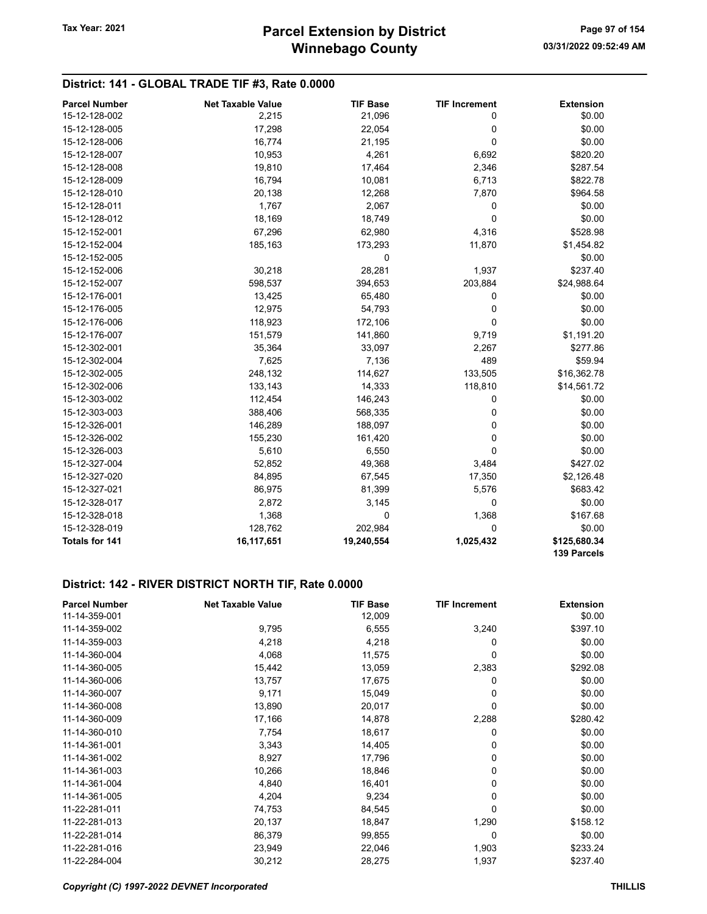## District: 141 - GLOBAL TRADE TIF #3, Rate 0.0000

| Parcel Number | Net Taxable Value | TIF Base | TIF Increment | Extension |
|---|---|---|---|---|
| 15-12-128-002 | 2,215 | 21,096 | 0 | $0.00 |
| 15-12-128-005 | 17,298 | 22,054 | 0 | $0.00 |
| 15-12-128-006 | 16,774 | 21,195 | 0 | $0.00 |
| 15-12-128-007 | 10,953 | 4,261 | 6,692 | $820.20 |
| 15-12-128-008 | 19,810 | 17,464 | 2,346 | $287.54 |
| 15-12-128-009 | 16,794 | 10,081 | 6,713 | $822.78 |
| 15-12-128-010 | 20,138 | 12,268 | 7,870 | $964.58 |
| 15-12-128-011 | 1,767 | 2,067 | 0 | $0.00 |
| 15-12-128-012 | 18,169 | 18,749 | 0 | $0.00 |
| 15-12-152-001 | 67,296 | 62,980 | 4,316 | $528.98 |
| 15-12-152-004 | 185,163 | 173,293 | 11,870 | $1,454.82 |
| 15-12-152-005 | | 0 | | $0.00 |
| 15-12-152-006 | 30,218 | 28,281 | 1,937 | $237.40 |
| 15-12-152-007 | 598,537 | 394,653 | 203,884 | $24,988.64 |
| 15-12-176-001 | 13,425 | 65,480 | 0 | $0.00 |
| 15-12-176-005 | 12,975 | 54,793 | 0 | $0.00 |
| 15-12-176-006 | 118,923 | 172,106 | 0 | $0.00 |
| 15-12-176-007 | 151,579 | 141,860 | 9,719 | $1,191.20 |
| 15-12-302-001 | 35,364 | 33,097 | 2,267 | $277.86 |
| 15-12-302-004 | 7,625 | 7,136 | 489 | $59.94 |
| 15-12-302-005 | 248,132 | 114,627 | 133,505 | $16,362.78 |
| 15-12-302-006 | 133,143 | 14,333 | 118,810 | $14,561.72 |
| 15-12-303-002 | 112,454 | 146,243 | 0 | $0.00 |
| 15-12-303-003 | 388,406 | 568,335 | 0 | $0.00 |
| 15-12-326-001 | 146,289 | 188,097 | 0 | $0.00 |
| 15-12-326-002 | 155,230 | 161,420 | 0 | $0.00 |
| 15-12-326-003 | 5,610 | 6,550 | 0 | $0.00 |
| 15-12-327-004 | 52,852 | 49,368 | 3,484 | $427.02 |
| 15-12-327-020 | 84,895 | 67,545 | 17,350 | $2,126.48 |
| 15-12-327-021 | 86,975 | 81,399 | 5,576 | $683.42 |
| 15-12-328-017 | 2,872 | 3,145 | 0 | $0.00 |
| 15-12-328-018 | 1,368 | 0 | 1,368 | $167.68 |
| 15-12-328-019 | 128,762 | 202,984 | 0 | $0.00 |
| **Totals for 141** | **16,117,651** | **19,240,554** | **1,025,432** | **$125,680.34** |
| | | | | **139 Parcels** |

## District: 142 - RIVER DISTRICT NORTH TIF, Rate 0.0000

| Parcel Number | Net Taxable Value | TIF Base | TIF Increment | Extension |
|---|---|---|---|---|
| 11-14-359-001 | | 12,009 | | $0.00 |
| 11-14-359-002 | 9,795 | 6,555 | 3,240 | $397.10 |
| 11-14-359-003 | 4,218 | 4,218 | 0 | $0.00 |
| 11-14-360-004 | 4,068 | 11,575 | 0 | $0.00 |
| 11-14-360-005 | 15,442 | 13,059 | 2,383 | $292.08 |
| 11-14-360-006 | 13,757 | 17,675 | 0 | $0.00 |
| 11-14-360-007 | 9,171 | 15,049 | 0 | $0.00 |
| 11-14-360-008 | 13,890 | 20,017 | 0 | $0.00 |
| 11-14-360-009 | 17,166 | 14,878 | 2,288 | $280.42 |
| 11-14-360-010 | 7,754 | 18,617 | 0 | $0.00 |
| 11-14-361-001 | 3,343 | 14,405 | 0 | $0.00 |
| 11-14-361-002 | 8,927 | 17,796 | 0 | $0.00 |
| 11-14-361-003 | 10,266 | 18,846 | 0 | $0.00 |
| 11-14-361-004 | 4,840 | 16,401 | 0 | $0.00 |
| 11-14-361-005 | 4,204 | 9,234 | 0 | $0.00 |
| 11-22-281-011 | 74,753 | 84,545 | 0 | $0.00 |
| 11-22-281-013 | 20,137 | 18,847 | 1,290 | $158.12 |
| 11-22-281-014 | 86,379 | 99,855 | 0 | $0.00 |
| 11-22-281-016 | 23,949 | 22,046 | 1,903 | $233.24 |
| 11-22-284-004 | 30,212 | 28,275 | 1,937 | $237.40 |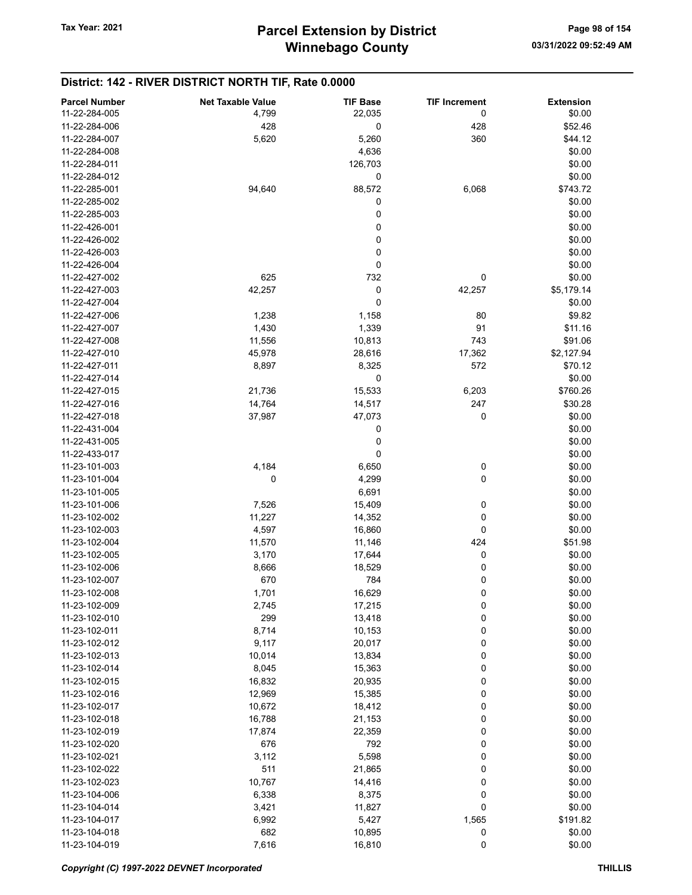## District: 142 - RIVER DISTRICT NORTH TIF, Rate 0.0000

| Parcel Number | Net Taxable Value | TIF Base | TIF Increment | Extension |
|---|---|---|---|---|
| 11-22-284-005 | 4,799 | 22,035 | 0 | $0.00 |
| 11-22-284-006 | 428 | 0 | 428 | $52.46 |
| 11-22-284-007 | 5,620 | 5,260 | 360 | $44.12 |
| 11-22-284-008 | | 4,636 | | $0.00 |
| 11-22-284-011 | | 126,703 | | $0.00 |
| 11-22-284-012 | | 0 | | $0.00 |
| 11-22-285-001 | 94,640 | 88,572 | 6,068 | $743.72 |
| 11-22-285-002 | | 0 | | $0.00 |
| 11-22-285-003 | | 0 | | $0.00 |
| 11-22-426-001 | | 0 | | $0.00 |
| 11-22-426-002 | | 0 | | $0.00 |
| 11-22-426-003 | | 0 | | $0.00 |
| 11-22-426-004 | | 0 | | $0.00 |
| 11-22-427-002 | 625 | 732 | 0 | $0.00 |
| 11-22-427-003 | 42,257 | 0 | 42,257 | $5,179.14 |
| 11-22-427-004 | | 0 | | $0.00 |
| 11-22-427-006 | 1,238 | 1,158 | 80 | $9.82 |
| 11-22-427-007 | 1,430 | 1,339 | 91 | $11.16 |
| 11-22-427-008 | 11,556 | 10,813 | 743 | $91.06 |
| 11-22-427-010 | 45,978 | 28,616 | 17,362 | $2,127.94 |
| 11-22-427-011 | 8,897 | 8,325 | 572 | $70.12 |
| 11-22-427-014 | | 0 | | $0.00 |
| 11-22-427-015 | 21,736 | 15,533 | 6,203 | $760.26 |
| 11-22-427-016 | 14,764 | 14,517 | 247 | $30.28 |
| 11-22-427-018 | 37,987 | 47,073 | 0 | $0.00 |
| 11-22-431-004 | | 0 | | $0.00 |
| 11-22-431-005 | | 0 | | $0.00 |
| 11-22-433-017 | | 0 | | $0.00 |
| 11-23-101-003 | 4,184 | 6,650 | 0 | $0.00 |
| 11-23-101-004 | 0 | 4,299 | 0 | $0.00 |
| 11-23-101-005 | | 6,691 | | $0.00 |
| 11-23-101-006 | 7,526 | 15,409 | 0 | $0.00 |
| 11-23-102-002 | 11,227 | 14,352 | 0 | $0.00 |
| 11-23-102-003 | 4,597 | 16,860 | 0 | $0.00 |
| 11-23-102-004 | 11,570 | 11,146 | 424 | $51.98 |
| 11-23-102-005 | 3,170 | 17,644 | 0 | $0.00 |
| 11-23-102-006 | 8,666 | 18,529 | 0 | $0.00 |
| 11-23-102-007 | 670 | 784 | 0 | $0.00 |
| 11-23-102-008 | 1,701 | 16,629 | 0 | $0.00 |
| 11-23-102-009 | 2,745 | 17,215 | 0 | $0.00 |
| 11-23-102-010 | 299 | 13,418 | 0 | $0.00 |
| 11-23-102-011 | 8,714 | 10,153 | 0 | $0.00 |
| 11-23-102-012 | 9,117 | 20,017 | 0 | $0.00 |
| 11-23-102-013 | 10,014 | 13,834 | 0 | $0.00 |
| 11-23-102-014 | 8,045 | 15,363 | 0 | $0.00 |
| 11-23-102-015 | 16,832 | 20,935 | 0 | $0.00 |
| 11-23-102-016 | 12,969 | 15,385 | 0 | $0.00 |
| 11-23-102-017 | 10,672 | 18,412 | 0 | $0.00 |
| 11-23-102-018 | 16,788 | 21,153 | 0 | $0.00 |
| 11-23-102-019 | 17,874 | 22,359 | 0 | $0.00 |
| 11-23-102-020 | 676 | 792 | 0 | $0.00 |
| 11-23-102-021 | 3,112 | 5,598 | 0 | $0.00 |
| 11-23-102-022 | 511 | 21,865 | 0 | $0.00 |
| 11-23-102-023 | 10,767 | 14,416 | 0 | $0.00 |
| 11-23-104-006 | 6,338 | 8,375 | 0 | $0.00 |
| 11-23-104-014 | 3,421 | 11,827 | 0 | $0.00 |
| 11-23-104-017 | 6,992 | 5,427 | 1,565 | $191.82 |
| 11-23-104-018 | 682 | 10,895 | 0 | $0.00 |
| 11-23-104-019 | 7,616 | 16,810 | 0 | $0.00 |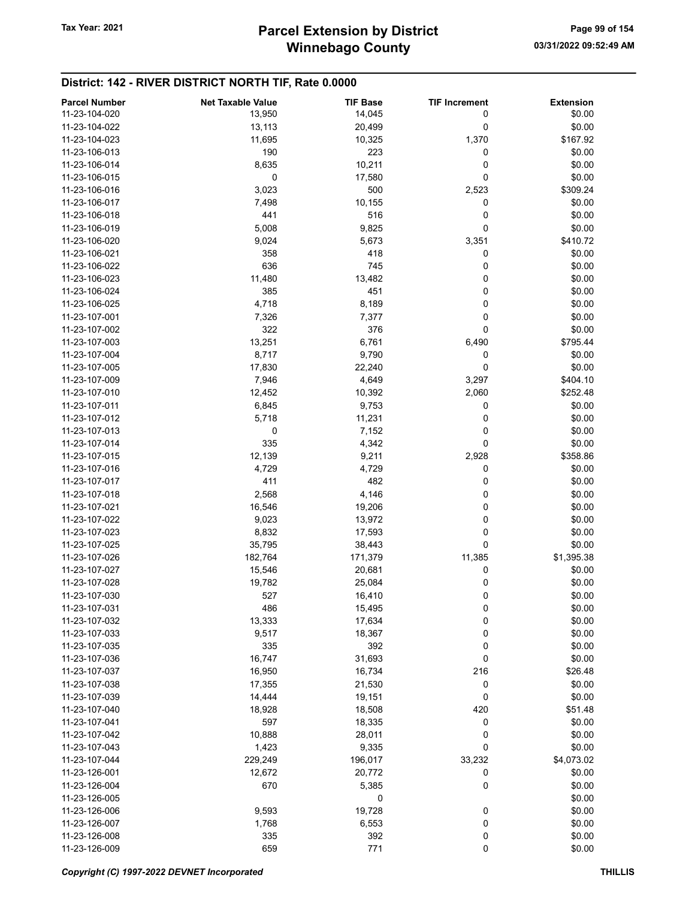## District: 142 - RIVER DISTRICT NORTH TIF, Rate 0.0000

| Parcel Number | Net Taxable Value | TIF Base | TIF Increment | Extension |
|---|---|---|---|---|
| 11-23-104-020 | 13,950 | 14,045 | 0 | $0.00 |
| 11-23-104-022 | 13,113 | 20,499 | 0 | $0.00 |
| 11-23-104-023 | 11,695 | 10,325 | 1,370 | $167.92 |
| 11-23-106-013 | 190 | 223 | 0 | $0.00 |
| 11-23-106-014 | 8,635 | 10,211 | 0 | $0.00 |
| 11-23-106-015 | 0 | 17,580 | 0 | $0.00 |
| 11-23-106-016 | 3,023 | 500 | 2,523 | $309.24 |
| 11-23-106-017 | 7,498 | 10,155 | 0 | $0.00 |
| 11-23-106-018 | 441 | 516 | 0 | $0.00 |
| 11-23-106-019 | 5,008 | 9,825 | 0 | $0.00 |
| 11-23-106-020 | 9,024 | 5,673 | 3,351 | $410.72 |
| 11-23-106-021 | 358 | 418 | 0 | $0.00 |
| 11-23-106-022 | 636 | 745 | 0 | $0.00 |
| 11-23-106-023 | 11,480 | 13,482 | 0 | $0.00 |
| 11-23-106-024 | 385 | 451 | 0 | $0.00 |
| 11-23-106-025 | 4,718 | 8,189 | 0 | $0.00 |
| 11-23-107-001 | 7,326 | 7,377 | 0 | $0.00 |
| 11-23-107-002 | 322 | 376 | 0 | $0.00 |
| 11-23-107-003 | 13,251 | 6,761 | 6,490 | $795.44 |
| 11-23-107-004 | 8,717 | 9,790 | 0 | $0.00 |
| 11-23-107-005 | 17,830 | 22,240 | 0 | $0.00 |
| 11-23-107-009 | 7,946 | 4,649 | 3,297 | $404.10 |
| 11-23-107-010 | 12,452 | 10,392 | 2,060 | $252.48 |
| 11-23-107-011 | 6,845 | 9,753 | 0 | $0.00 |
| 11-23-107-012 | 5,718 | 11,231 | 0 | $0.00 |
| 11-23-107-013 | 0 | 7,152 | 0 | $0.00 |
| 11-23-107-014 | 335 | 4,342 | 0 | $0.00 |
| 11-23-107-015 | 12,139 | 9,211 | 2,928 | $358.86 |
| 11-23-107-016 | 4,729 | 4,729 | 0 | $0.00 |
| 11-23-107-017 | 411 | 482 | 0 | $0.00 |
| 11-23-107-018 | 2,568 | 4,146 | 0 | $0.00 |
| 11-23-107-021 | 16,546 | 19,206 | 0 | $0.00 |
| 11-23-107-022 | 9,023 | 13,972 | 0 | $0.00 |
| 11-23-107-023 | 8,832 | 17,593 | 0 | $0.00 |
| 11-23-107-025 | 35,795 | 38,443 | 0 | $0.00 |
| 11-23-107-026 | 182,764 | 171,379 | 11,385 | $1,395.38 |
| 11-23-107-027 | 15,546 | 20,681 | 0 | $0.00 |
| 11-23-107-028 | 19,782 | 25,084 | 0 | $0.00 |
| 11-23-107-030 | 527 | 16,410 | 0 | $0.00 |
| 11-23-107-031 | 486 | 15,495 | 0 | $0.00 |
| 11-23-107-032 | 13,333 | 17,634 | 0 | $0.00 |
| 11-23-107-033 | 9,517 | 18,367 | 0 | $0.00 |
| 11-23-107-035 | 335 | 392 | 0 | $0.00 |
| 11-23-107-036 | 16,747 | 31,693 | 0 | $0.00 |
| 11-23-107-037 | 16,950 | 16,734 | 216 | $26.48 |
| 11-23-107-038 | 17,355 | 21,530 | 0 | $0.00 |
| 11-23-107-039 | 14,444 | 19,151 | 0 | $0.00 |
| 11-23-107-040 | 18,928 | 18,508 | 420 | $51.48 |
| 11-23-107-041 | 597 | 18,335 | 0 | $0.00 |
| 11-23-107-042 | 10,888 | 28,011 | 0 | $0.00 |
| 11-23-107-043 | 1,423 | 9,335 | 0 | $0.00 |
| 11-23-107-044 | 229,249 | 196,017 | 33,232 | $4,073.02 |
| 11-23-126-001 | 12,672 | 20,772 | 0 | $0.00 |
| 11-23-126-004 | 670 | 5,385 | 0 | $0.00 |
| 11-23-126-005 | | 0 | | $0.00 |
| 11-23-126-006 | 9,593 | 19,728 | 0 | $0.00 |
| 11-23-126-007 | 1,768 | 6,553 | 0 | $0.00 |
| 11-23-126-008 | 335 | 392 | 0 | $0.00 |
| 11-23-126-009 | 659 | 771 | 0 | $0.00 |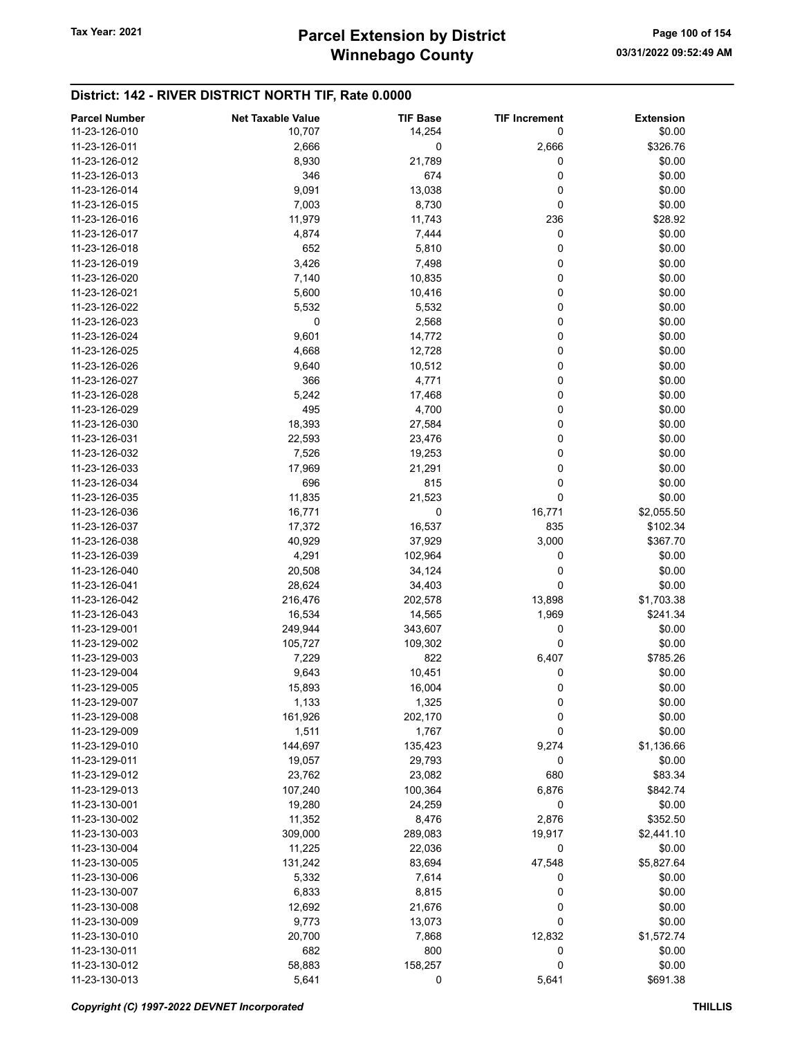## District: 142 - RIVER DISTRICT NORTH TIF, Rate 0.0000

| Parcel Number | Net Taxable Value | TIF Base | TIF Increment | Extension |
|---|---|---|---|---|
| 11-23-126-010 | 10,707 | 14,254 | 0 | $0.00 |
| 11-23-126-011 | 2,666 | 0 | 2,666 | $326.76 |
| 11-23-126-012 | 8,930 | 21,789 | 0 | $0.00 |
| 11-23-126-013 | 346 | 674 | 0 | $0.00 |
| 11-23-126-014 | 9,091 | 13,038 | 0 | $0.00 |
| 11-23-126-015 | 7,003 | 8,730 | 0 | $0.00 |
| 11-23-126-016 | 11,979 | 11,743 | 236 | $28.92 |
| 11-23-126-017 | 4,874 | 7,444 | 0 | $0.00 |
| 11-23-126-018 | 652 | 5,810 | 0 | $0.00 |
| 11-23-126-019 | 3,426 | 7,498 | 0 | $0.00 |
| 11-23-126-020 | 7,140 | 10,835 | 0 | $0.00 |
| 11-23-126-021 | 5,600 | 10,416 | 0 | $0.00 |
| 11-23-126-022 | 5,532 | 5,532 | 0 | $0.00 |
| 11-23-126-023 | 0 | 2,568 | 0 | $0.00 |
| 11-23-126-024 | 9,601 | 14,772 | 0 | $0.00 |
| 11-23-126-025 | 4,668 | 12,728 | 0 | $0.00 |
| 11-23-126-026 | 9,640 | 10,512 | 0 | $0.00 |
| 11-23-126-027 | 366 | 4,771 | 0 | $0.00 |
| 11-23-126-028 | 5,242 | 17,468 | 0 | $0.00 |
| 11-23-126-029 | 495 | 4,700 | 0 | $0.00 |
| 11-23-126-030 | 18,393 | 27,584 | 0 | $0.00 |
| 11-23-126-031 | 22,593 | 23,476 | 0 | $0.00 |
| 11-23-126-032 | 7,526 | 19,253 | 0 | $0.00 |
| 11-23-126-033 | 17,969 | 21,291 | 0 | $0.00 |
| 11-23-126-034 | 696 | 815 | 0 | $0.00 |
| 11-23-126-035 | 11,835 | 21,523 | 0 | $0.00 |
| 11-23-126-036 | 16,771 | 0 | 16,771 | $2,055.50 |
| 11-23-126-037 | 17,372 | 16,537 | 835 | $102.34 |
| 11-23-126-038 | 40,929 | 37,929 | 3,000 | $367.70 |
| 11-23-126-039 | 4,291 | 102,964 | 0 | $0.00 |
| 11-23-126-040 | 20,508 | 34,124 | 0 | $0.00 |
| 11-23-126-041 | 28,624 | 34,403 | 0 | $0.00 |
| 11-23-126-042 | 216,476 | 202,578 | 13,898 | $1,703.38 |
| 11-23-126-043 | 16,534 | 14,565 | 1,969 | $241.34 |
| 11-23-129-001 | 249,944 | 343,607 | 0 | $0.00 |
| 11-23-129-002 | 105,727 | 109,302 | 0 | $0.00 |
| 11-23-129-003 | 7,229 | 822 | 6,407 | $785.26 |
| 11-23-129-004 | 9,643 | 10,451 | 0 | $0.00 |
| 11-23-129-005 | 15,893 | 16,004 | 0 | $0.00 |
| 11-23-129-007 | 1,133 | 1,325 | 0 | $0.00 |
| 11-23-129-008 | 161,926 | 202,170 | 0 | $0.00 |
| 11-23-129-009 | 1,511 | 1,767 | 0 | $0.00 |
| 11-23-129-010 | 144,697 | 135,423 | 9,274 | $1,136.66 |
| 11-23-129-011 | 19,057 | 29,793 | 0 | $0.00 |
| 11-23-129-012 | 23,762 | 23,082 | 680 | $83.34 |
| 11-23-129-013 | 107,240 | 100,364 | 6,876 | $842.74 |
| 11-23-130-001 | 19,280 | 24,259 | 0 | $0.00 |
| 11-23-130-002 | 11,352 | 8,476 | 2,876 | $352.50 |
| 11-23-130-003 | 309,000 | 289,083 | 19,917 | $2,441.10 |
| 11-23-130-004 | 11,225 | 22,036 | 0 | $0.00 |
| 11-23-130-005 | 131,242 | 83,694 | 47,548 | $5,827.64 |
| 11-23-130-006 | 5,332 | 7,614 | 0 | $0.00 |
| 11-23-130-007 | 6,833 | 8,815 | 0 | $0.00 |
| 11-23-130-008 | 12,692 | 21,676 | 0 | $0.00 |
| 11-23-130-009 | 9,773 | 13,073 | 0 | $0.00 |
| 11-23-130-010 | 20,700 | 7,868 | 12,832 | $1,572.74 |
| 11-23-130-011 | 682 | 800 | 0 | $0.00 |
| 11-23-130-012 | 58,883 | 158,257 | 0 | $0.00 |
| 11-23-130-013 | 5,641 | 0 | 5,641 | $691.38 |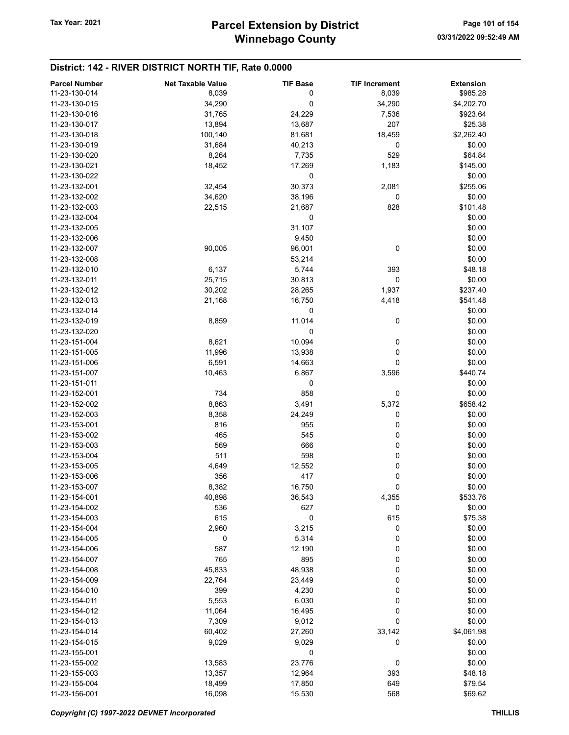## District: 142 - RIVER DISTRICT NORTH TIF, Rate 0.0000

| Parcel Number | Net Taxable Value | TIF Base | TIF Increment | Extension |
|---|---|---|---|---|
| 11-23-130-014 | 8,039 | 0 | 8,039 | $985.28 |
| 11-23-130-015 | 34,290 | 0 | 34,290 | $4,202.70 |
| 11-23-130-016 | 31,765 | 24,229 | 7,536 | $923.64 |
| 11-23-130-017 | 13,894 | 13,687 | 207 | $25.38 |
| 11-23-130-018 | 100,140 | 81,681 | 18,459 | $2,262.40 |
| 11-23-130-019 | 31,684 | 40,213 | 0 | $0.00 |
| 11-23-130-020 | 8,264 | 7,735 | 529 | $64.84 |
| 11-23-130-021 | 18,452 | 17,269 | 1,183 | $145.00 |
| 11-23-130-022 | | 0 | | $0.00 |
| 11-23-132-001 | 32,454 | 30,373 | 2,081 | $255.06 |
| 11-23-132-002 | 34,620 | 38,196 | 0 | $0.00 |
| 11-23-132-003 | 22,515 | 21,687 | 828 | $101.48 |
| 11-23-132-004 | | 0 | | $0.00 |
| 11-23-132-005 | | 31,107 | | $0.00 |
| 11-23-132-006 | | 9,450 | | $0.00 |
| 11-23-132-007 | 90,005 | 96,001 | 0 | $0.00 |
| 11-23-132-008 | | 53,214 | | $0.00 |
| 11-23-132-010 | 6,137 | 5,744 | 393 | $48.18 |
| 11-23-132-011 | 25,715 | 30,813 | 0 | $0.00 |
| 11-23-132-012 | 30,202 | 28,265 | 1,937 | $237.40 |
| 11-23-132-013 | 21,168 | 16,750 | 4,418 | $541.48 |
| 11-23-132-014 | | 0 | | $0.00 |
| 11-23-132-019 | 8,859 | 11,014 | 0 | $0.00 |
| 11-23-132-020 | | 0 | | $0.00 |
| 11-23-151-004 | 8,621 | 10,094 | 0 | $0.00 |
| 11-23-151-005 | 11,996 | 13,938 | 0 | $0.00 |
| 11-23-151-006 | 6,591 | 14,663 | 0 | $0.00 |
| 11-23-151-007 | 10,463 | 6,867 | 3,596 | $440.74 |
| 11-23-151-011 | | 0 | | $0.00 |
| 11-23-152-001 | 734 | 858 | 0 | $0.00 |
| 11-23-152-002 | 8,863 | 3,491 | 5,372 | $658.42 |
| 11-23-152-003 | 8,358 | 24,249 | 0 | $0.00 |
| 11-23-153-001 | 816 | 955 | 0 | $0.00 |
| 11-23-153-002 | 465 | 545 | 0 | $0.00 |
| 11-23-153-003 | 569 | 666 | 0 | $0.00 |
| 11-23-153-004 | 511 | 598 | 0 | $0.00 |
| 11-23-153-005 | 4,649 | 12,552 | 0 | $0.00 |
| 11-23-153-006 | 356 | 417 | 0 | $0.00 |
| 11-23-153-007 | 8,382 | 16,750 | 0 | $0.00 |
| 11-23-154-001 | 40,898 | 36,543 | 4,355 | $533.76 |
| 11-23-154-002 | 536 | 627 | 0 | $0.00 |
| 11-23-154-003 | 615 | 0 | 615 | $75.38 |
| 11-23-154-004 | 2,960 | 3,215 | 0 | $0.00 |
| 11-23-154-005 | 0 | 5,314 | 0 | $0.00 |
| 11-23-154-006 | 587 | 12,190 | 0 | $0.00 |
| 11-23-154-007 | 765 | 895 | 0 | $0.00 |
| 11-23-154-008 | 45,833 | 48,938 | 0 | $0.00 |
| 11-23-154-009 | 22,764 | 23,449 | 0 | $0.00 |
| 11-23-154-010 | 399 | 4,230 | 0 | $0.00 |
| 11-23-154-011 | 5,553 | 6,030 | 0 | $0.00 |
| 11-23-154-012 | 11,064 | 16,495 | 0 | $0.00 |
| 11-23-154-013 | 7,309 | 9,012 | 0 | $0.00 |
| 11-23-154-014 | 60,402 | 27,260 | 33,142 | $4,061.98 |
| 11-23-154-015 | 9,029 | 9,029 | 0 | $0.00 |
| 11-23-155-001 | | 0 | | $0.00 |
| 11-23-155-002 | 13,583 | 23,776 | 0 | $0.00 |
| 11-23-155-003 | 13,357 | 12,964 | 393 | $48.18 |
| 11-23-155-004 | 18,499 | 17,850 | 649 | $79.54 |
| 11-23-156-001 | 16,098 | 15,530 | 568 | $69.62 |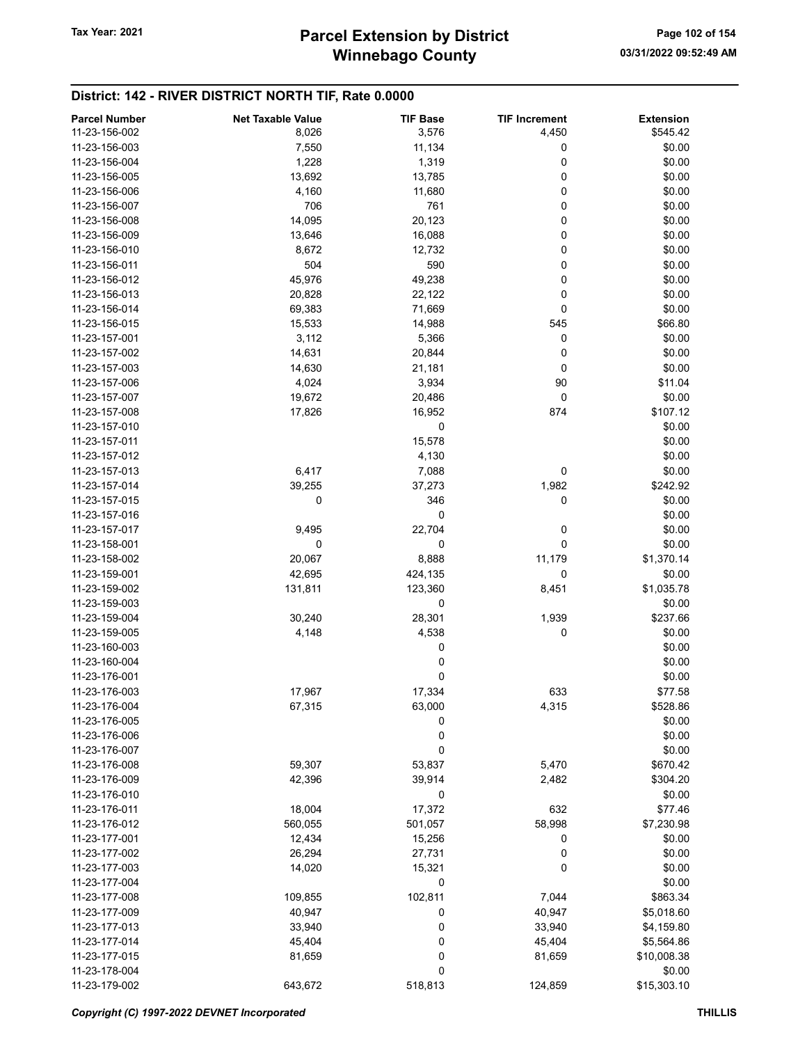## District: 142 - RIVER DISTRICT NORTH TIF, Rate 0.0000

| Parcel Number | Net Taxable Value | TIF Base | TIF Increment | Extension |
|---|---|---|---|---|
| 11-23-156-002 | 8,026 | 3,576 | 4,450 | $545.42 |
| 11-23-156-003 | 7,550 | 11,134 | 0 | $0.00 |
| 11-23-156-004 | 1,228 | 1,319 | 0 | $0.00 |
| 11-23-156-005 | 13,692 | 13,785 | 0 | $0.00 |
| 11-23-156-006 | 4,160 | 11,680 | 0 | $0.00 |
| 11-23-156-007 | 706 | 761 | 0 | $0.00 |
| 11-23-156-008 | 14,095 | 20,123 | 0 | $0.00 |
| 11-23-156-009 | 13,646 | 16,088 | 0 | $0.00 |
| 11-23-156-010 | 8,672 | 12,732 | 0 | $0.00 |
| 11-23-156-011 | 504 | 590 | 0 | $0.00 |
| 11-23-156-012 | 45,976 | 49,238 | 0 | $0.00 |
| 11-23-156-013 | 20,828 | 22,122 | 0 | $0.00 |
| 11-23-156-014 | 69,383 | 71,669 | 0 | $0.00 |
| 11-23-156-015 | 15,533 | 14,988 | 545 | $66.80 |
| 11-23-157-001 | 3,112 | 5,366 | 0 | $0.00 |
| 11-23-157-002 | 14,631 | 20,844 | 0 | $0.00 |
| 11-23-157-003 | 14,630 | 21,181 | 0 | $0.00 |
| 11-23-157-006 | 4,024 | 3,934 | 90 | $11.04 |
| 11-23-157-007 | 19,672 | 20,486 | 0 | $0.00 |
| 11-23-157-008 | 17,826 | 16,952 | 874 | $107.12 |
| 11-23-157-010 | | 0 | | $0.00 |
| 11-23-157-011 | | 15,578 | | $0.00 |
| 11-23-157-012 | | 4,130 | | $0.00 |
| 11-23-157-013 | 6,417 | 7,088 | 0 | $0.00 |
| 11-23-157-014 | 39,255 | 37,273 | 1,982 | $242.92 |
| 11-23-157-015 | 0 | 346 | 0 | $0.00 |
| 11-23-157-016 | | 0 | | $0.00 |
| 11-23-157-017 | 9,495 | 22,704 | 0 | $0.00 |
| 11-23-158-001 | 0 | 0 | 0 | $0.00 |
| 11-23-158-002 | 20,067 | 8,888 | 11,179 | $1,370.14 |
| 11-23-159-001 | 42,695 | 424,135 | 0 | $0.00 |
| 11-23-159-002 | 131,811 | 123,360 | 8,451 | $1,035.78 |
| 11-23-159-003 | | 0 | | $0.00 |
| 11-23-159-004 | 30,240 | 28,301 | 1,939 | $237.66 |
| 11-23-159-005 | 4,148 | 4,538 | 0 | $0.00 |
| 11-23-160-003 | | 0 | | $0.00 |
| 11-23-160-004 | | 0 | | $0.00 |
| 11-23-176-001 | | 0 | | $0.00 |
| 11-23-176-003 | 17,967 | 17,334 | 633 | $77.58 |
| 11-23-176-004 | 67,315 | 63,000 | 4,315 | $528.86 |
| 11-23-176-005 | | 0 | | $0.00 |
| 11-23-176-006 | | 0 | | $0.00 |
| 11-23-176-007 | | 0 | | $0.00 |
| 11-23-176-008 | 59,307 | 53,837 | 5,470 | $670.42 |
| 11-23-176-009 | 42,396 | 39,914 | 2,482 | $304.20 |
| 11-23-176-010 | | 0 | | $0.00 |
| 11-23-176-011 | 18,004 | 17,372 | 632 | $77.46 |
| 11-23-176-012 | 560,055 | 501,057 | 58,998 | $7,230.98 |
| 11-23-177-001 | 12,434 | 15,256 | 0 | $0.00 |
| 11-23-177-002 | 26,294 | 27,731 | 0 | $0.00 |
| 11-23-177-003 | 14,020 | 15,321 | 0 | $0.00 |
| 11-23-177-004 | | 0 | | $0.00 |
| 11-23-177-008 | 109,855 | 102,811 | 7,044 | $863.34 |
| 11-23-177-009 | 40,947 | 0 | 40,947 | $5,018.60 |
| 11-23-177-013 | 33,940 | 0 | 33,940 | $4,159.80 |
| 11-23-177-014 | 45,404 | 0 | 45,404 | $5,564.86 |
| 11-23-177-015 | 81,659 | 0 | 81,659 | $10,008.38 |
| 11-23-178-004 | | 0 | | $0.00 |
| 11-23-179-002 | 643,672 | 518,813 | 124,859 | $15,303.10 |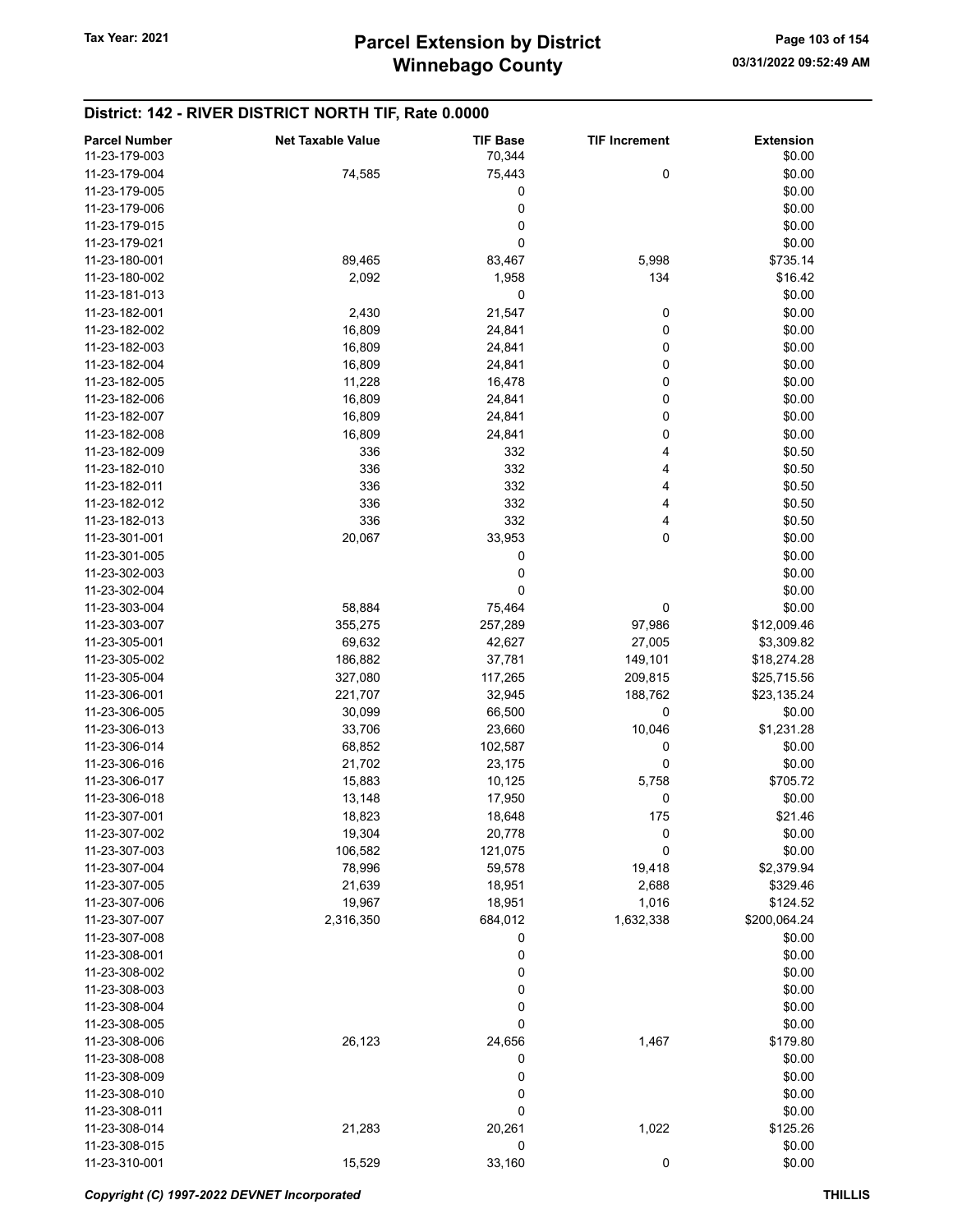## District: 142 - RIVER DISTRICT NORTH TIF, Rate 0.0000

| Parcel Number | Net Taxable Value | TIF Base | TIF Increment | Extension |
|---|---|---|---|---|
| 11-23-179-003 | | 70,344 | | $0.00 |
| 11-23-179-004 | 74,585 | 75,443 | 0 | $0.00 |
| 11-23-179-005 | | 0 | | $0.00 |
| 11-23-179-006 | | 0 | | $0.00 |
| 11-23-179-015 | | 0 | | $0.00 |
| 11-23-179-021 | | 0 | | $0.00 |
| 11-23-180-001 | 89,465 | 83,467 | 5,998 | $735.14 |
| 11-23-180-002 | 2,092 | 1,958 | 134 | $16.42 |
| 11-23-181-013 | | 0 | | $0.00 |
| 11-23-182-001 | 2,430 | 21,547 | 0 | $0.00 |
| 11-23-182-002 | 16,809 | 24,841 | 0 | $0.00 |
| 11-23-182-003 | 16,809 | 24,841 | 0 | $0.00 |
| 11-23-182-004 | 16,809 | 24,841 | 0 | $0.00 |
| 11-23-182-005 | 11,228 | 16,478 | 0 | $0.00 |
| 11-23-182-006 | 16,809 | 24,841 | 0 | $0.00 |
| 11-23-182-007 | 16,809 | 24,841 | 0 | $0.00 |
| 11-23-182-008 | 16,809 | 24,841 | 0 | $0.00 |
| 11-23-182-009 | 336 | 332 | 4 | $0.50 |
| 11-23-182-010 | 336 | 332 | 4 | $0.50 |
| 11-23-182-011 | 336 | 332 | 4 | $0.50 |
| 11-23-182-012 | 336 | 332 | 4 | $0.50 |
| 11-23-182-013 | 336 | 332 | 4 | $0.50 |
| 11-23-301-001 | 20,067 | 33,953 | 0 | $0.00 |
| 11-23-301-005 | | 0 | | $0.00 |
| 11-23-302-003 | | 0 | | $0.00 |
| 11-23-302-004 | | 0 | | $0.00 |
| 11-23-303-004 | 58,884 | 75,464 | 0 | $0.00 |
| 11-23-303-007 | 355,275 | 257,289 | 97,986 | $12,009.46 |
| 11-23-305-001 | 69,632 | 42,627 | 27,005 | $3,309.82 |
| 11-23-305-002 | 186,882 | 37,781 | 149,101 | $18,274.28 |
| 11-23-305-004 | 327,080 | 117,265 | 209,815 | $25,715.56 |
| 11-23-306-001 | 221,707 | 32,945 | 188,762 | $23,135.24 |
| 11-23-306-005 | 30,099 | 66,500 | 0 | $0.00 |
| 11-23-306-013 | 33,706 | 23,660 | 10,046 | $1,231.28 |
| 11-23-306-014 | 68,852 | 102,587 | 0 | $0.00 |
| 11-23-306-016 | 21,702 | 23,175 | 0 | $0.00 |
| 11-23-306-017 | 15,883 | 10,125 | 5,758 | $705.72 |
| 11-23-306-018 | 13,148 | 17,950 | 0 | $0.00 |
| 11-23-307-001 | 18,823 | 18,648 | 175 | $21.46 |
| 11-23-307-002 | 19,304 | 20,778 | 0 | $0.00 |
| 11-23-307-003 | 106,582 | 121,075 | 0 | $0.00 |
| 11-23-307-004 | 78,996 | 59,578 | 19,418 | $2,379.94 |
| 11-23-307-005 | 21,639 | 18,951 | 2,688 | $329.46 |
| 11-23-307-006 | 19,967 | 18,951 | 1,016 | $124.52 |
| 11-23-307-007 | 2,316,350 | 684,012 | 1,632,338 | $200,064.24 |
| 11-23-307-008 | | 0 | | $0.00 |
| 11-23-308-001 | | 0 | | $0.00 |
| 11-23-308-002 | | 0 | | $0.00 |
| 11-23-308-003 | | 0 | | $0.00 |
| 11-23-308-004 | | 0 | | $0.00 |
| 11-23-308-005 | | 0 | | $0.00 |
| 11-23-308-006 | 26,123 | 24,656 | 1,467 | $179.80 |
| 11-23-308-008 | | 0 | | $0.00 |
| 11-23-308-009 | | 0 | | $0.00 |
| 11-23-308-010 | | 0 | | $0.00 |
| 11-23-308-011 | | 0 | | $0.00 |
| 11-23-308-014 | 21,283 | 20,261 | 1,022 | $125.26 |
| 11-23-308-015 | | 0 | | $0.00 |
| 11-23-310-001 | 15,529 | 33,160 | 0 | $0.00 |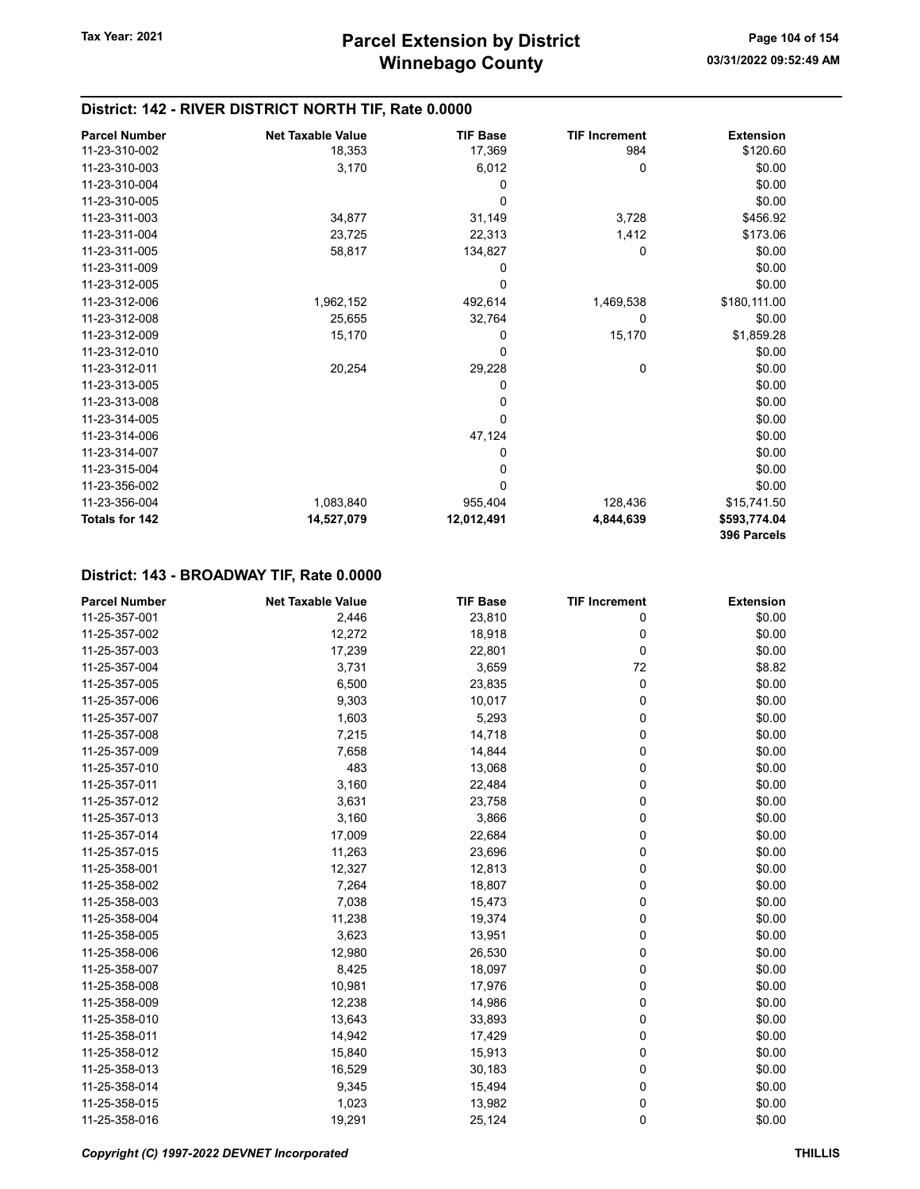## District: 142 - RIVER DISTRICT NORTH TIF, Rate 0.0000

| Parcel Number | Net Taxable Value | TIF Base | TIF Increment | Extension |
|---|---|---|---|---|
| 11-23-310-002 | 18,353 | 17,369 | 984 | $120.60 |
| 11-23-310-003 | 3,170 | 6,012 | 0 | $0.00 |
| 11-23-310-004 | | 0 | | $0.00 |
| 11-23-310-005 | | 0 | | $0.00 |
| 11-23-311-003 | 34,877 | 31,149 | 3,728 | $456.92 |
| 11-23-311-004 | 23,725 | 22,313 | 1,412 | $173.06 |
| 11-23-311-005 | 58,817 | 134,827 | 0 | $0.00 |
| 11-23-311-009 | | 0 | | $0.00 |
| 11-23-312-005 | | 0 | | $0.00 |
| 11-23-312-006 | 1,962,152 | 492,614 | 1,469,538 | $180,111.00 |
| 11-23-312-008 | 25,655 | 32,764 | 0 | $0.00 |
| 11-23-312-009 | 15,170 | 0 | 15,170 | $1,859.28 |
| 11-23-312-010 | | 0 | | $0.00 |
| 11-23-312-011 | 20,254 | 29,228 | 0 | $0.00 |
| 11-23-313-005 | | 0 | | $0.00 |
| 11-23-313-008 | | 0 | | $0.00 |
| 11-23-314-005 | | 0 | | $0.00 |
| 11-23-314-006 | | 47,124 | | $0.00 |
| 11-23-314-007 | | 0 | | $0.00 |
| 11-23-315-004 | | 0 | | $0.00 |
| 11-23-356-002 | | 0 | | $0.00 |
| 11-23-356-004 | 1,083,840 | 955,404 | 128,436 | $15,741.50 |
| **Totals for 142** | **14,527,079** | **12,012,491** | **4,844,639** | **$593,774.04** |
| | | | | **396 Parcels** |

## District: 143 - BROADWAY TIF, Rate 0.0000

| Parcel Number | Net Taxable Value | TIF Base | TIF Increment | Extension |
|---|---|---|---|---|
| 11-25-357-001 | 2,446 | 23,810 | 0 | $0.00 |
| 11-25-357-002 | 12,272 | 18,918 | 0 | $0.00 |
| 11-25-357-003 | 17,239 | 22,801 | 0 | $0.00 |
| 11-25-357-004 | 3,731 | 3,659 | 72 | $8.82 |
| 11-25-357-005 | 6,500 | 23,835 | 0 | $0.00 |
| 11-25-357-006 | 9,303 | 10,017 | 0 | $0.00 |
| 11-25-357-007 | 1,603 | 5,293 | 0 | $0.00 |
| 11-25-357-008 | 7,215 | 14,718 | 0 | $0.00 |
| 11-25-357-009 | 7,658 | 14,844 | 0 | $0.00 |
| 11-25-357-010 | 483 | 13,068 | 0 | $0.00 |
| 11-25-357-011 | 3,160 | 22,484 | 0 | $0.00 |
| 11-25-357-012 | 3,631 | 23,758 | 0 | $0.00 |
| 11-25-357-013 | 3,160 | 3,866 | 0 | $0.00 |
| 11-25-357-014 | 17,009 | 22,684 | 0 | $0.00 |
| 11-25-357-015 | 11,263 | 23,696 | 0 | $0.00 |
| 11-25-358-001 | 12,327 | 12,813 | 0 | $0.00 |
| 11-25-358-002 | 7,264 | 18,807 | 0 | $0.00 |
| 11-25-358-003 | 7,038 | 15,473 | 0 | $0.00 |
| 11-25-358-004 | 11,238 | 19,374 | 0 | $0.00 |
| 11-25-358-005 | 3,623 | 13,951 | 0 | $0.00 |
| 11-25-358-006 | 12,980 | 26,530 | 0 | $0.00 |
| 11-25-358-007 | 8,425 | 18,097 | 0 | $0.00 |
| 11-25-358-008 | 10,981 | 17,976 | 0 | $0.00 |
| 11-25-358-009 | 12,238 | 14,986 | 0 | $0.00 |
| 11-25-358-010 | 13,643 | 33,893 | 0 | $0.00 |
| 11-25-358-011 | 14,942 | 17,429 | 0 | $0.00 |
| 11-25-358-012 | 15,840 | 15,913 | 0 | $0.00 |
| 11-25-358-013 | 16,529 | 30,183 | 0 | $0.00 |
| 11-25-358-014 | 9,345 | 15,494 | 0 | $0.00 |
| 11-25-358-015 | 1,023 | 13,982 | 0 | $0.00 |
| 11-25-358-016 | 19,291 | 25,124 | 0 | $0.00 |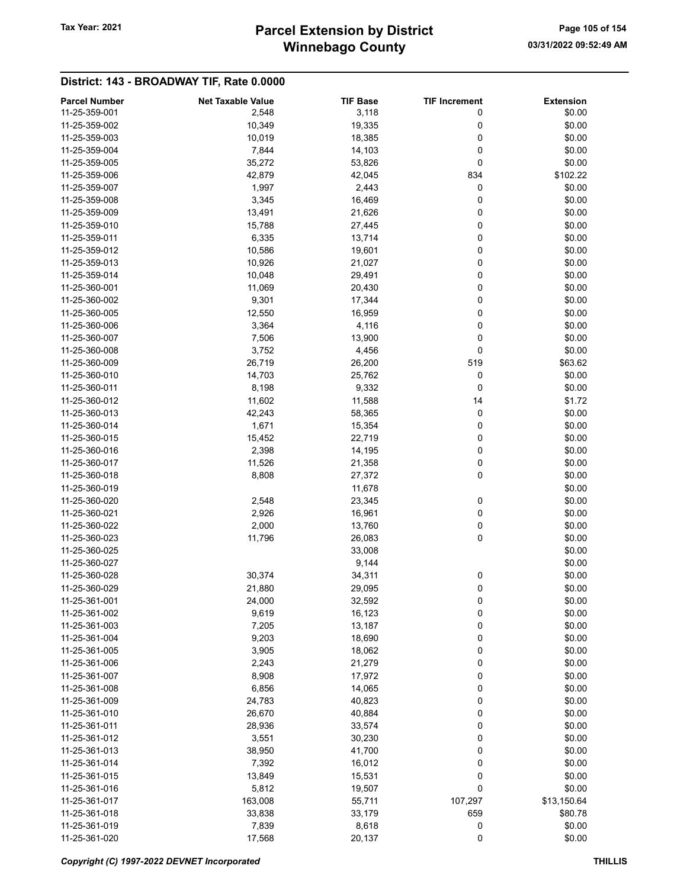## District: 143 - BROADWAY TIF, Rate 0.0000

| Parcel Number | Net Taxable Value | TIF Base | TIF Increment | Extension |
|---|---|---|---|---|
| 11-25-359-001 | 2,548 | 3,118 | 0 | $0.00 |
| 11-25-359-002 | 10,349 | 19,335 | 0 | $0.00 |
| 11-25-359-003 | 10,019 | 18,385 | 0 | $0.00 |
| 11-25-359-004 | 7,844 | 14,103 | 0 | $0.00 |
| 11-25-359-005 | 35,272 | 53,826 | 0 | $0.00 |
| 11-25-359-006 | 42,879 | 42,045 | 834 | $102.22 |
| 11-25-359-007 | 1,997 | 2,443 | 0 | $0.00 |
| 11-25-359-008 | 3,345 | 16,469 | 0 | $0.00 |
| 11-25-359-009 | 13,491 | 21,626 | 0 | $0.00 |
| 11-25-359-010 | 15,788 | 27,445 | 0 | $0.00 |
| 11-25-359-011 | 6,335 | 13,714 | 0 | $0.00 |
| 11-25-359-012 | 10,586 | 19,601 | 0 | $0.00 |
| 11-25-359-013 | 10,926 | 21,027 | 0 | $0.00 |
| 11-25-359-014 | 10,048 | 29,491 | 0 | $0.00 |
| 11-25-360-001 | 11,069 | 20,430 | 0 | $0.00 |
| 11-25-360-002 | 9,301 | 17,344 | 0 | $0.00 |
| 11-25-360-005 | 12,550 | 16,959 | 0 | $0.00 |
| 11-25-360-006 | 3,364 | 4,116 | 0 | $0.00 |
| 11-25-360-007 | 7,506 | 13,900 | 0 | $0.00 |
| 11-25-360-008 | 3,752 | 4,456 | 0 | $0.00 |
| 11-25-360-009 | 26,719 | 26,200 | 519 | $63.62 |
| 11-25-360-010 | 14,703 | 25,762 | 0 | $0.00 |
| 11-25-360-011 | 8,198 | 9,332 | 0 | $0.00 |
| 11-25-360-012 | 11,602 | 11,588 | 14 | $1.72 |
| 11-25-360-013 | 42,243 | 58,365 | 0 | $0.00 |
| 11-25-360-014 | 1,671 | 15,354 | 0 | $0.00 |
| 11-25-360-015 | 15,452 | 22,719 | 0 | $0.00 |
| 11-25-360-016 | 2,398 | 14,195 | 0 | $0.00 |
| 11-25-360-017 | 11,526 | 21,358 | 0 | $0.00 |
| 11-25-360-018 | 8,808 | 27,372 | 0 | $0.00 |
| 11-25-360-019 | | 11,678 | | $0.00 |
| 11-25-360-020 | 2,548 | 23,345 | 0 | $0.00 |
| 11-25-360-021 | 2,926 | 16,961 | 0 | $0.00 |
| 11-25-360-022 | 2,000 | 13,760 | 0 | $0.00 |
| 11-25-360-023 | 11,796 | 26,083 | 0 | $0.00 |
| 11-25-360-025 | | 33,008 | | $0.00 |
| 11-25-360-027 | | 9,144 | | $0.00 |
| 11-25-360-028 | 30,374 | 34,311 | 0 | $0.00 |
| 11-25-360-029 | 21,880 | 29,095 | 0 | $0.00 |
| 11-25-361-001 | 24,000 | 32,592 | 0 | $0.00 |
| 11-25-361-002 | 9,619 | 16,123 | 0 | $0.00 |
| 11-25-361-003 | 7,205 | 13,187 | 0 | $0.00 |
| 11-25-361-004 | 9,203 | 18,690 | 0 | $0.00 |
| 11-25-361-005 | 3,905 | 18,062 | 0 | $0.00 |
| 11-25-361-006 | 2,243 | 21,279 | 0 | $0.00 |
| 11-25-361-007 | 8,908 | 17,972 | 0 | $0.00 |
| 11-25-361-008 | 6,856 | 14,065 | 0 | $0.00 |
| 11-25-361-009 | 24,783 | 40,823 | 0 | $0.00 |
| 11-25-361-010 | 26,670 | 40,884 | 0 | $0.00 |
| 11-25-361-011 | 28,936 | 33,574 | 0 | $0.00 |
| 11-25-361-012 | 3,551 | 30,230 | 0 | $0.00 |
| 11-25-361-013 | 38,950 | 41,700 | 0 | $0.00 |
| 11-25-361-014 | 7,392 | 16,012 | 0 | $0.00 |
| 11-25-361-015 | 13,849 | 15,531 | 0 | $0.00 |
| 11-25-361-016 | 5,812 | 19,507 | 0 | $0.00 |
| 11-25-361-017 | 163,008 | 55,711 | 107,297 | $13,150.64 |
| 11-25-361-018 | 33,838 | 33,179 | 659 | $80.78 |
| 11-25-361-019 | 7,839 | 8,618 | 0 | $0.00 |
| 11-25-361-020 | 17,568 | 20,137 | 0 | $0.00 |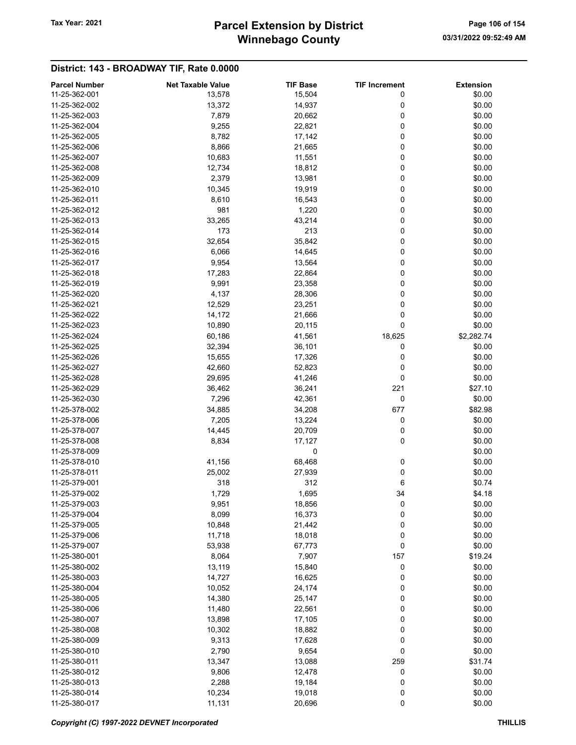## District: 143 - BROADWAY TIF, Rate 0.0000

| Parcel Number | Net Taxable Value | TIF Base | TIF Increment | Extension |
|---|---|---|---|---|
| 11-25-362-001 | 13,578 | 15,504 | 0 | $0.00 |
| 11-25-362-002 | 13,372 | 14,937 | 0 | $0.00 |
| 11-25-362-003 | 7,879 | 20,662 | 0 | $0.00 |
| 11-25-362-004 | 9,255 | 22,821 | 0 | $0.00 |
| 11-25-362-005 | 8,782 | 17,142 | 0 | $0.00 |
| 11-25-362-006 | 8,866 | 21,665 | 0 | $0.00 |
| 11-25-362-007 | 10,683 | 11,551 | 0 | $0.00 |
| 11-25-362-008 | 12,734 | 18,812 | 0 | $0.00 |
| 11-25-362-009 | 2,379 | 13,981 | 0 | $0.00 |
| 11-25-362-010 | 10,345 | 19,919 | 0 | $0.00 |
| 11-25-362-011 | 8,610 | 16,543 | 0 | $0.00 |
| 11-25-362-012 | 981 | 1,220 | 0 | $0.00 |
| 11-25-362-013 | 33,265 | 43,214 | 0 | $0.00 |
| 11-25-362-014 | 173 | 213 | 0 | $0.00 |
| 11-25-362-015 | 32,654 | 35,842 | 0 | $0.00 |
| 11-25-362-016 | 6,066 | 14,645 | 0 | $0.00 |
| 11-25-362-017 | 9,954 | 13,564 | 0 | $0.00 |
| 11-25-362-018 | 17,283 | 22,864 | 0 | $0.00 |
| 11-25-362-019 | 9,991 | 23,358 | 0 | $0.00 |
| 11-25-362-020 | 4,137 | 28,306 | 0 | $0.00 |
| 11-25-362-021 | 12,529 | 23,251 | 0 | $0.00 |
| 11-25-362-022 | 14,172 | 21,666 | 0 | $0.00 |
| 11-25-362-023 | 10,890 | 20,115 | 0 | $0.00 |
| 11-25-362-024 | 60,186 | 41,561 | 18,625 | $2,282.74 |
| 11-25-362-025 | 32,394 | 36,101 | 0 | $0.00 |
| 11-25-362-026 | 15,655 | 17,326 | 0 | $0.00 |
| 11-25-362-027 | 42,660 | 52,823 | 0 | $0.00 |
| 11-25-362-028 | 29,695 | 41,246 | 0 | $0.00 |
| 11-25-362-029 | 36,462 | 36,241 | 221 | $27.10 |
| 11-25-362-030 | 7,296 | 42,361 | 0 | $0.00 |
| 11-25-378-002 | 34,885 | 34,208 | 677 | $82.98 |
| 11-25-378-006 | 7,205 | 13,224 | 0 | $0.00 |
| 11-25-378-007 | 14,445 | 20,709 | 0 | $0.00 |
| 11-25-378-008 | 8,834 | 17,127 | 0 | $0.00 |
| 11-25-378-009 | | 0 | | $0.00 |
| 11-25-378-010 | 41,156 | 68,468 | 0 | $0.00 |
| 11-25-378-011 | 25,002 | 27,939 | 0 | $0.00 |
| 11-25-379-001 | 318 | 312 | 6 | $0.74 |
| 11-25-379-002 | 1,729 | 1,695 | 34 | $4.18 |
| 11-25-379-003 | 9,951 | 18,856 | 0 | $0.00 |
| 11-25-379-004 | 8,099 | 16,373 | 0 | $0.00 |
| 11-25-379-005 | 10,848 | 21,442 | 0 | $0.00 |
| 11-25-379-006 | 11,718 | 18,018 | 0 | $0.00 |
| 11-25-379-007 | 53,938 | 67,773 | 0 | $0.00 |
| 11-25-380-001 | 8,064 | 7,907 | 157 | $19.24 |
| 11-25-380-002 | 13,119 | 15,840 | 0 | $0.00 |
| 11-25-380-003 | 14,727 | 16,625 | 0 | $0.00 |
| 11-25-380-004 | 10,052 | 24,174 | 0 | $0.00 |
| 11-25-380-005 | 14,380 | 25,147 | 0 | $0.00 |
| 11-25-380-006 | 11,480 | 22,561 | 0 | $0.00 |
| 11-25-380-007 | 13,898 | 17,105 | 0 | $0.00 |
| 11-25-380-008 | 10,302 | 18,882 | 0 | $0.00 |
| 11-25-380-009 | 9,313 | 17,628 | 0 | $0.00 |
| 11-25-380-010 | 2,790 | 9,654 | 0 | $0.00 |
| 11-25-380-011 | 13,347 | 13,088 | 259 | $31.74 |
| 11-25-380-012 | 9,806 | 12,478 | 0 | $0.00 |
| 11-25-380-013 | 2,288 | 19,184 | 0 | $0.00 |
| 11-25-380-014 | 10,234 | 19,018 | 0 | $0.00 |
| 11-25-380-017 | 11,131 | 20,696 | 0 | $0.00 |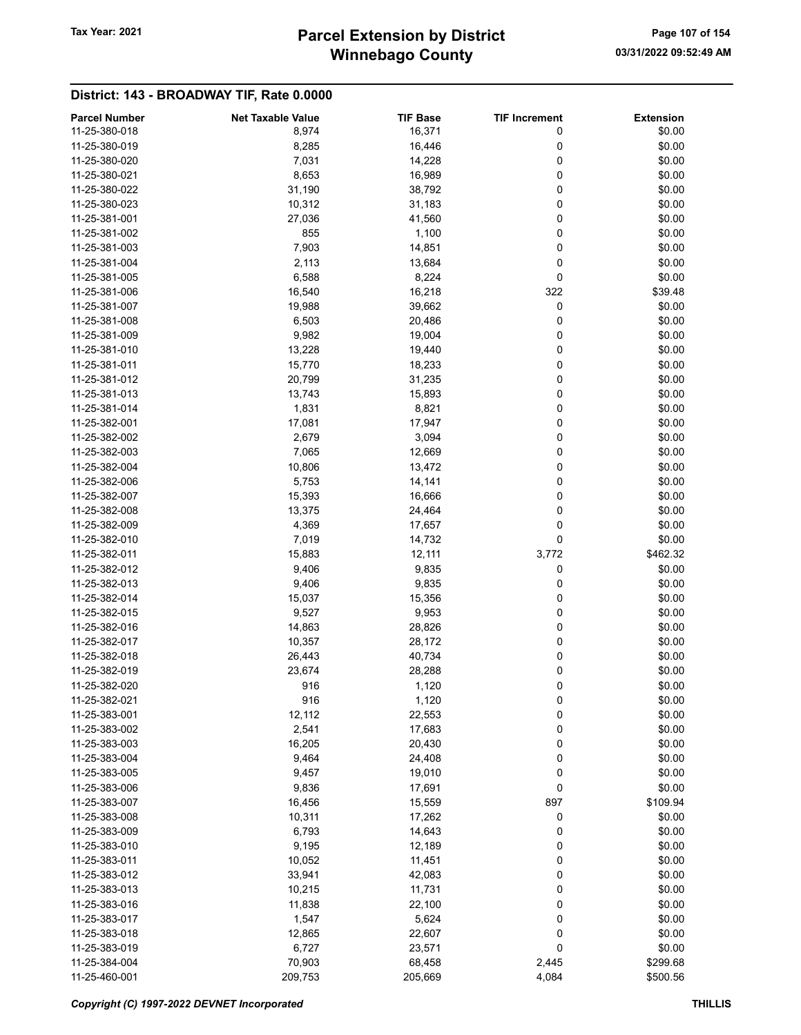## District: 143 - BROADWAY TIF, Rate 0.0000

| Parcel Number | Net Taxable Value | TIF Base | TIF Increment | Extension |
|---|---|---|---|---|
| 11-25-380-018 | 8,974 | 16,371 | 0 | $0.00 |
| 11-25-380-019 | 8,285 | 16,446 | 0 | $0.00 |
| 11-25-380-020 | 7,031 | 14,228 | 0 | $0.00 |
| 11-25-380-021 | 8,653 | 16,989 | 0 | $0.00 |
| 11-25-380-022 | 31,190 | 38,792 | 0 | $0.00 |
| 11-25-380-023 | 10,312 | 31,183 | 0 | $0.00 |
| 11-25-381-001 | 27,036 | 41,560 | 0 | $0.00 |
| 11-25-381-002 | 855 | 1,100 | 0 | $0.00 |
| 11-25-381-003 | 7,903 | 14,851 | 0 | $0.00 |
| 11-25-381-004 | 2,113 | 13,684 | 0 | $0.00 |
| 11-25-381-005 | 6,588 | 8,224 | 0 | $0.00 |
| 11-25-381-006 | 16,540 | 16,218 | 322 | $39.48 |
| 11-25-381-007 | 19,988 | 39,662 | 0 | $0.00 |
| 11-25-381-008 | 6,503 | 20,486 | 0 | $0.00 |
| 11-25-381-009 | 9,982 | 19,004 | 0 | $0.00 |
| 11-25-381-010 | 13,228 | 19,440 | 0 | $0.00 |
| 11-25-381-011 | 15,770 | 18,233 | 0 | $0.00 |
| 11-25-381-012 | 20,799 | 31,235 | 0 | $0.00 |
| 11-25-381-013 | 13,743 | 15,893 | 0 | $0.00 |
| 11-25-381-014 | 1,831 | 8,821 | 0 | $0.00 |
| 11-25-382-001 | 17,081 | 17,947 | 0 | $0.00 |
| 11-25-382-002 | 2,679 | 3,094 | 0 | $0.00 |
| 11-25-382-003 | 7,065 | 12,669 | 0 | $0.00 |
| 11-25-382-004 | 10,806 | 13,472 | 0 | $0.00 |
| 11-25-382-006 | 5,753 | 14,141 | 0 | $0.00 |
| 11-25-382-007 | 15,393 | 16,666 | 0 | $0.00 |
| 11-25-382-008 | 13,375 | 24,464 | 0 | $0.00 |
| 11-25-382-009 | 4,369 | 17,657 | 0 | $0.00 |
| 11-25-382-010 | 7,019 | 14,732 | 0 | $0.00 |
| 11-25-382-011 | 15,883 | 12,111 | 3,772 | $462.32 |
| 11-25-382-012 | 9,406 | 9,835 | 0 | $0.00 |
| 11-25-382-013 | 9,406 | 9,835 | 0 | $0.00 |
| 11-25-382-014 | 15,037 | 15,356 | 0 | $0.00 |
| 11-25-382-015 | 9,527 | 9,953 | 0 | $0.00 |
| 11-25-382-016 | 14,863 | 28,826 | 0 | $0.00 |
| 11-25-382-017 | 10,357 | 28,172 | 0 | $0.00 |
| 11-25-382-018 | 26,443 | 40,734 | 0 | $0.00 |
| 11-25-382-019 | 23,674 | 28,288 | 0 | $0.00 |
| 11-25-382-020 | 916 | 1,120 | 0 | $0.00 |
| 11-25-382-021 | 916 | 1,120 | 0 | $0.00 |
| 11-25-383-001 | 12,112 | 22,553 | 0 | $0.00 |
| 11-25-383-002 | 2,541 | 17,683 | 0 | $0.00 |
| 11-25-383-003 | 16,205 | 20,430 | 0 | $0.00 |
| 11-25-383-004 | 9,464 | 24,408 | 0 | $0.00 |
| 11-25-383-005 | 9,457 | 19,010 | 0 | $0.00 |
| 11-25-383-006 | 9,836 | 17,691 | 0 | $0.00 |
| 11-25-383-007 | 16,456 | 15,559 | 897 | $109.94 |
| 11-25-383-008 | 10,311 | 17,262 | 0 | $0.00 |
| 11-25-383-009 | 6,793 | 14,643 | 0 | $0.00 |
| 11-25-383-010 | 9,195 | 12,189 | 0 | $0.00 |
| 11-25-383-011 | 10,052 | 11,451 | 0 | $0.00 |
| 11-25-383-012 | 33,941 | 42,083 | 0 | $0.00 |
| 11-25-383-013 | 10,215 | 11,731 | 0 | $0.00 |
| 11-25-383-016 | 11,838 | 22,100 | 0 | $0.00 |
| 11-25-383-017 | 1,547 | 5,624 | 0 | $0.00 |
| 11-25-383-018 | 12,865 | 22,607 | 0 | $0.00 |
| 11-25-383-019 | 6,727 | 23,571 | 0 | $0.00 |
| 11-25-384-004 | 70,903 | 68,458 | 2,445 | $299.68 |
| 11-25-460-001 | 209,753 | 205,669 | 4,084 | $500.56 |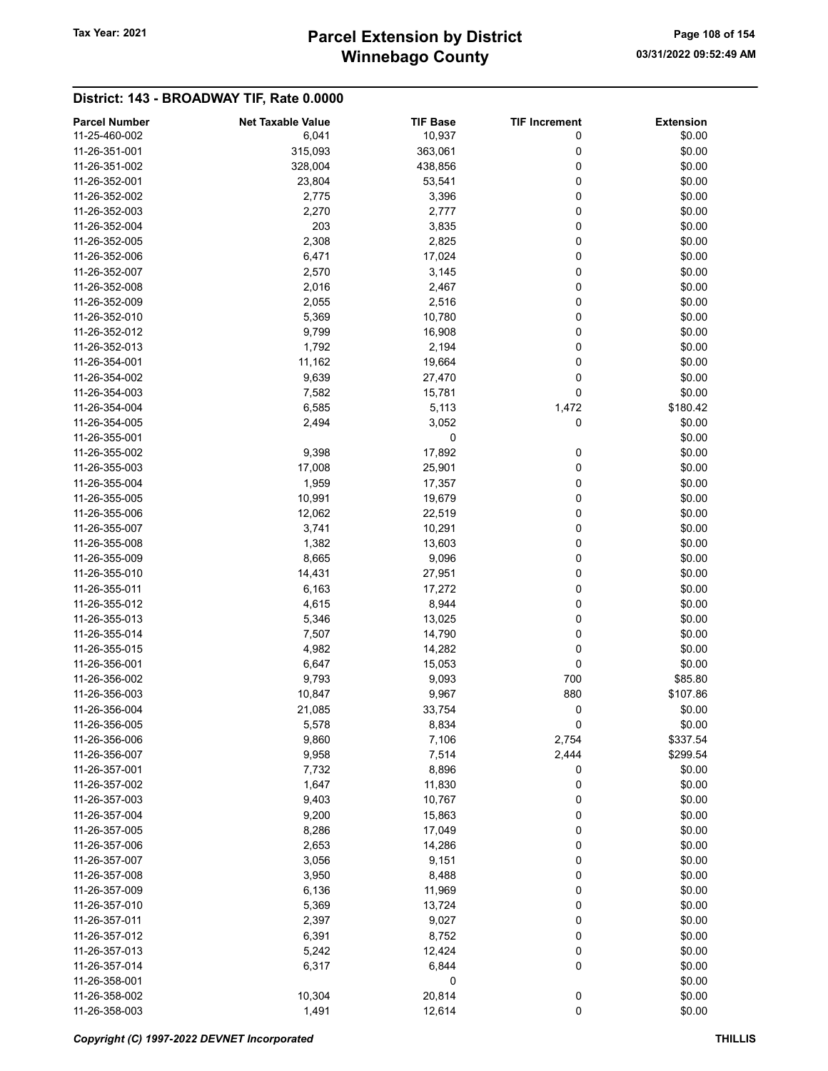## District: 143 - BROADWAY TIF, Rate 0.0000

| Parcel Number | Net Taxable Value | TIF Base | TIF Increment | Extension |
|---|---|---|---|---|
| 11-25-460-002 | 6,041 | 10,937 | 0 | $0.00 |
| 11-26-351-001 | 315,093 | 363,061 | 0 | $0.00 |
| 11-26-351-002 | 328,004 | 438,856 | 0 | $0.00 |
| 11-26-352-001 | 23,804 | 53,541 | 0 | $0.00 |
| 11-26-352-002 | 2,775 | 3,396 | 0 | $0.00 |
| 11-26-352-003 | 2,270 | 2,777 | 0 | $0.00 |
| 11-26-352-004 | 203 | 3,835 | 0 | $0.00 |
| 11-26-352-005 | 2,308 | 2,825 | 0 | $0.00 |
| 11-26-352-006 | 6,471 | 17,024 | 0 | $0.00 |
| 11-26-352-007 | 2,570 | 3,145 | 0 | $0.00 |
| 11-26-352-008 | 2,016 | 2,467 | 0 | $0.00 |
| 11-26-352-009 | 2,055 | 2,516 | 0 | $0.00 |
| 11-26-352-010 | 5,369 | 10,780 | 0 | $0.00 |
| 11-26-352-012 | 9,799 | 16,908 | 0 | $0.00 |
| 11-26-352-013 | 1,792 | 2,194 | 0 | $0.00 |
| 11-26-354-001 | 11,162 | 19,664 | 0 | $0.00 |
| 11-26-354-002 | 9,639 | 27,470 | 0 | $0.00 |
| 11-26-354-003 | 7,582 | 15,781 | 0 | $0.00 |
| 11-26-354-004 | 6,585 | 5,113 | 1,472 | $180.42 |
| 11-26-354-005 | 2,494 | 3,052 | 0 | $0.00 |
| 11-26-355-001 | | 0 | | $0.00 |
| 11-26-355-002 | 9,398 | 17,892 | 0 | $0.00 |
| 11-26-355-003 | 17,008 | 25,901 | 0 | $0.00 |
| 11-26-355-004 | 1,959 | 17,357 | 0 | $0.00 |
| 11-26-355-005 | 10,991 | 19,679 | 0 | $0.00 |
| 11-26-355-006 | 12,062 | 22,519 | 0 | $0.00 |
| 11-26-355-007 | 3,741 | 10,291 | 0 | $0.00 |
| 11-26-355-008 | 1,382 | 13,603 | 0 | $0.00 |
| 11-26-355-009 | 8,665 | 9,096 | 0 | $0.00 |
| 11-26-355-010 | 14,431 | 27,951 | 0 | $0.00 |
| 11-26-355-011 | 6,163 | 17,272 | 0 | $0.00 |
| 11-26-355-012 | 4,615 | 8,944 | 0 | $0.00 |
| 11-26-355-013 | 5,346 | 13,025 | 0 | $0.00 |
| 11-26-355-014 | 7,507 | 14,790 | 0 | $0.00 |
| 11-26-355-015 | 4,982 | 14,282 | 0 | $0.00 |
| 11-26-356-001 | 6,647 | 15,053 | 0 | $0.00 |
| 11-26-356-002 | 9,793 | 9,093 | 700 | $85.80 |
| 11-26-356-003 | 10,847 | 9,967 | 880 | $107.86 |
| 11-26-356-004 | 21,085 | 33,754 | 0 | $0.00 |
| 11-26-356-005 | 5,578 | 8,834 | 0 | $0.00 |
| 11-26-356-006 | 9,860 | 7,106 | 2,754 | $337.54 |
| 11-26-356-007 | 9,958 | 7,514 | 2,444 | $299.54 |
| 11-26-357-001 | 7,732 | 8,896 | 0 | $0.00 |
| 11-26-357-002 | 1,647 | 11,830 | 0 | $0.00 |
| 11-26-357-003 | 9,403 | 10,767 | 0 | $0.00 |
| 11-26-357-004 | 9,200 | 15,863 | 0 | $0.00 |
| 11-26-357-005 | 8,286 | 17,049 | 0 | $0.00 |
| 11-26-357-006 | 2,653 | 14,286 | 0 | $0.00 |
| 11-26-357-007 | 3,056 | 9,151 | 0 | $0.00 |
| 11-26-357-008 | 3,950 | 8,488 | 0 | $0.00 |
| 11-26-357-009 | 6,136 | 11,969 | 0 | $0.00 |
| 11-26-357-010 | 5,369 | 13,724 | 0 | $0.00 |
| 11-26-357-011 | 2,397 | 9,027 | 0 | $0.00 |
| 11-26-357-012 | 6,391 | 8,752 | 0 | $0.00 |
| 11-26-357-013 | 5,242 | 12,424 | 0 | $0.00 |
| 11-26-357-014 | 6,317 | 6,844 | 0 | $0.00 |
| 11-26-358-001 | | 0 | | $0.00 |
| 11-26-358-002 | 10,304 | 20,814 | 0 | $0.00 |
| 11-26-358-003 | 1,491 | 12,614 | 0 | $0.00 |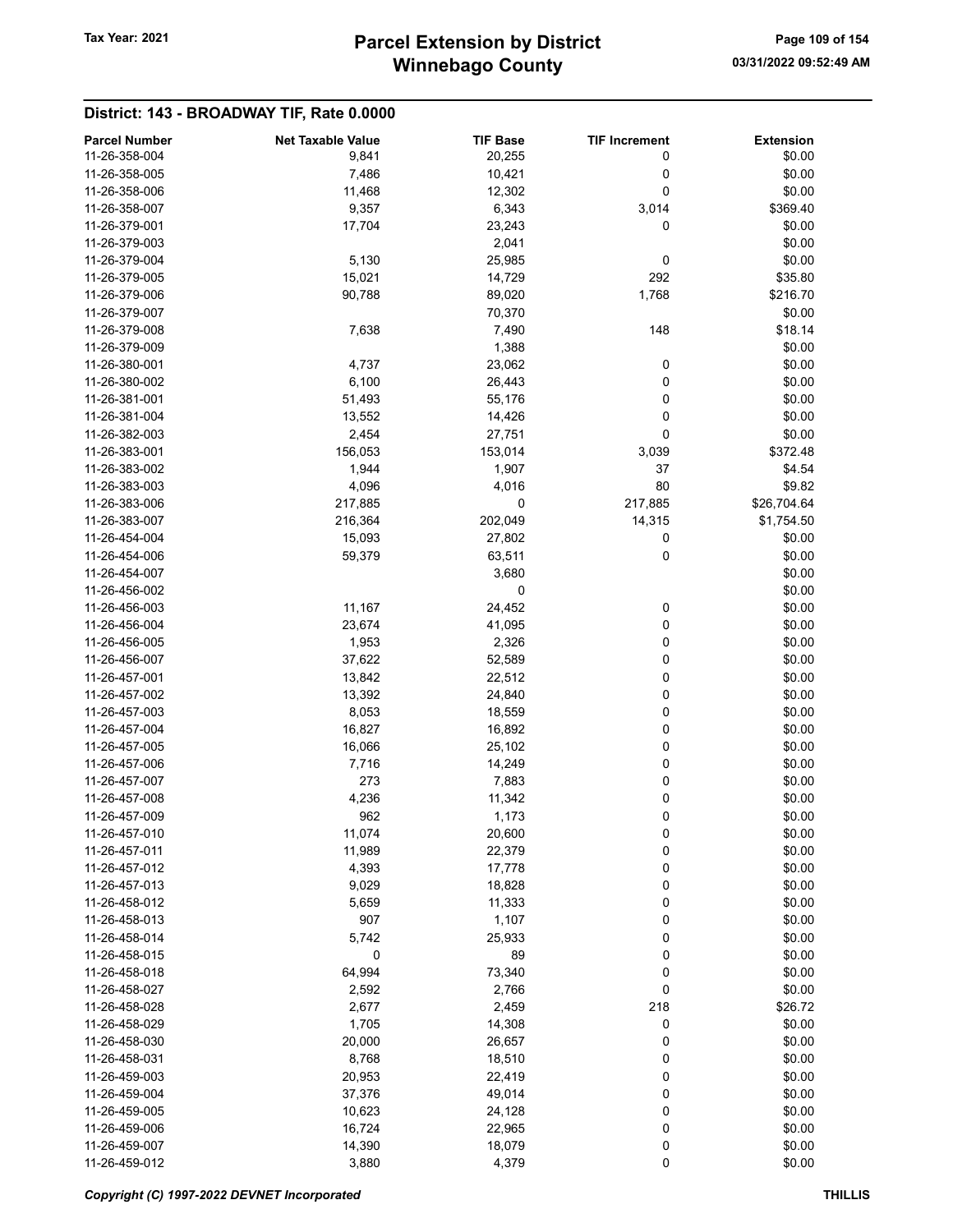## District: 143 - BROADWAY TIF, Rate 0.0000

| Parcel Number | Net Taxable Value | TIF Base | TIF Increment | Extension |
|---|---|---|---|---|
| 11-26-358-004 | 9,841 | 20,255 | 0 | $0.00 |
| 11-26-358-005 | 7,486 | 10,421 | 0 | $0.00 |
| 11-26-358-006 | 11,468 | 12,302 | 0 | $0.00 |
| 11-26-358-007 | 9,357 | 6,343 | 3,014 | $369.40 |
| 11-26-379-001 | 17,704 | 23,243 | 0 | $0.00 |
| 11-26-379-003 | | 2,041 | | $0.00 |
| 11-26-379-004 | 5,130 | 25,985 | 0 | $0.00 |
| 11-26-379-005 | 15,021 | 14,729 | 292 | $35.80 |
| 11-26-379-006 | 90,788 | 89,020 | 1,768 | $216.70 |
| 11-26-379-007 | | 70,370 | | $0.00 |
| 11-26-379-008 | 7,638 | 7,490 | 148 | $18.14 |
| 11-26-379-009 | | 1,388 | | $0.00 |
| 11-26-380-001 | 4,737 | 23,062 | 0 | $0.00 |
| 11-26-380-002 | 6,100 | 26,443 | 0 | $0.00 |
| 11-26-381-001 | 51,493 | 55,176 | 0 | $0.00 |
| 11-26-381-004 | 13,552 | 14,426 | 0 | $0.00 |
| 11-26-382-003 | 2,454 | 27,751 | 0 | $0.00 |
| 11-26-383-001 | 156,053 | 153,014 | 3,039 | $372.48 |
| 11-26-383-002 | 1,944 | 1,907 | 37 | $4.54 |
| 11-26-383-003 | 4,096 | 4,016 | 80 | $9.82 |
| 11-26-383-006 | 217,885 | 0 | 217,885 | $26,704.64 |
| 11-26-383-007 | 216,364 | 202,049 | 14,315 | $1,754.50 |
| 11-26-454-004 | 15,093 | 27,802 | 0 | $0.00 |
| 11-26-454-006 | 59,379 | 63,511 | 0 | $0.00 |
| 11-26-454-007 | | 3,680 | | $0.00 |
| 11-26-456-002 | | 0 | | $0.00 |
| 11-26-456-003 | 11,167 | 24,452 | 0 | $0.00 |
| 11-26-456-004 | 23,674 | 41,095 | 0 | $0.00 |
| 11-26-456-005 | 1,953 | 2,326 | 0 | $0.00 |
| 11-26-456-007 | 37,622 | 52,589 | 0 | $0.00 |
| 11-26-457-001 | 13,842 | 22,512 | 0 | $0.00 |
| 11-26-457-002 | 13,392 | 24,840 | 0 | $0.00 |
| 11-26-457-003 | 8,053 | 18,559 | 0 | $0.00 |
| 11-26-457-004 | 16,827 | 16,892 | 0 | $0.00 |
| 11-26-457-005 | 16,066 | 25,102 | 0 | $0.00 |
| 11-26-457-006 | 7,716 | 14,249 | 0 | $0.00 |
| 11-26-457-007 | 273 | 7,883 | 0 | $0.00 |
| 11-26-457-008 | 4,236 | 11,342 | 0 | $0.00 |
| 11-26-457-009 | 962 | 1,173 | 0 | $0.00 |
| 11-26-457-010 | 11,074 | 20,600 | 0 | $0.00 |
| 11-26-457-011 | 11,989 | 22,379 | 0 | $0.00 |
| 11-26-457-012 | 4,393 | 17,778 | 0 | $0.00 |
| 11-26-457-013 | 9,029 | 18,828 | 0 | $0.00 |
| 11-26-458-012 | 5,659 | 11,333 | 0 | $0.00 |
| 11-26-458-013 | 907 | 1,107 | 0 | $0.00 |
| 11-26-458-014 | 5,742 | 25,933 | 0 | $0.00 |
| 11-26-458-015 | 0 | 89 | 0 | $0.00 |
| 11-26-458-018 | 64,994 | 73,340 | 0 | $0.00 |
| 11-26-458-027 | 2,592 | 2,766 | 0 | $0.00 |
| 11-26-458-028 | 2,677 | 2,459 | 218 | $26.72 |
| 11-26-458-029 | 1,705 | 14,308 | 0 | $0.00 |
| 11-26-458-030 | 20,000 | 26,657 | 0 | $0.00 |
| 11-26-458-031 | 8,768 | 18,510 | 0 | $0.00 |
| 11-26-459-003 | 20,953 | 22,419 | 0 | $0.00 |
| 11-26-459-004 | 37,376 | 49,014 | 0 | $0.00 |
| 11-26-459-005 | 10,623 | 24,128 | 0 | $0.00 |
| 11-26-459-006 | 16,724 | 22,965 | 0 | $0.00 |
| 11-26-459-007 | 14,390 | 18,079 | 0 | $0.00 |
| 11-26-459-012 | 3,880 | 4,379 | 0 | $0.00 |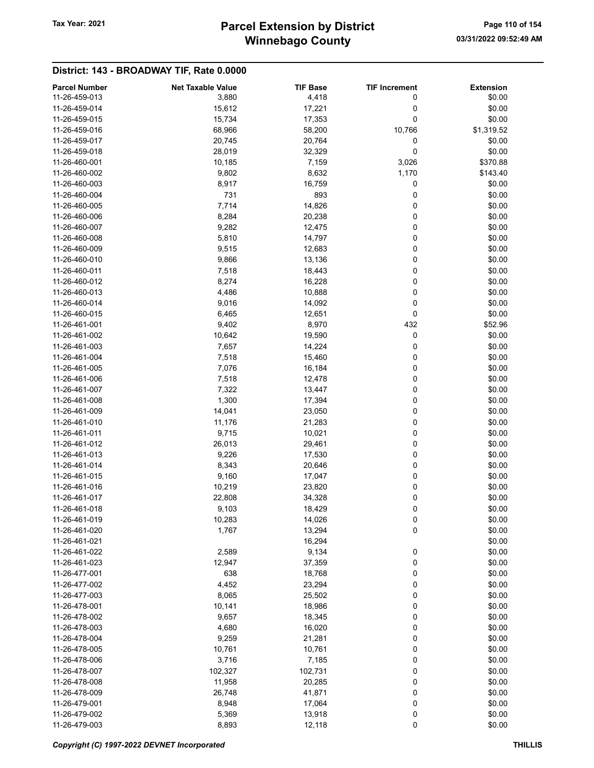## District: 143 - BROADWAY TIF, Rate 0.0000

| Parcel Number | Net Taxable Value | TIF Base | TIF Increment | Extension |
|---|---|---|---|---|
| 11-26-459-013 | 3,880 | 4,418 | 0 | $0.00 |
| 11-26-459-014 | 15,612 | 17,221 | 0 | $0.00 |
| 11-26-459-015 | 15,734 | 17,353 | 0 | $0.00 |
| 11-26-459-016 | 68,966 | 58,200 | 10,766 | $1,319.52 |
| 11-26-459-017 | 20,745 | 20,764 | 0 | $0.00 |
| 11-26-459-018 | 28,019 | 32,329 | 0 | $0.00 |
| 11-26-460-001 | 10,185 | 7,159 | 3,026 | $370.88 |
| 11-26-460-002 | 9,802 | 8,632 | 1,170 | $143.40 |
| 11-26-460-003 | 8,917 | 16,759 | 0 | $0.00 |
| 11-26-460-004 | 731 | 893 | 0 | $0.00 |
| 11-26-460-005 | 7,714 | 14,826 | 0 | $0.00 |
| 11-26-460-006 | 8,284 | 20,238 | 0 | $0.00 |
| 11-26-460-007 | 9,282 | 12,475 | 0 | $0.00 |
| 11-26-460-008 | 5,810 | 14,797 | 0 | $0.00 |
| 11-26-460-009 | 9,515 | 12,683 | 0 | $0.00 |
| 11-26-460-010 | 9,866 | 13,136 | 0 | $0.00 |
| 11-26-460-011 | 7,518 | 18,443 | 0 | $0.00 |
| 11-26-460-012 | 8,274 | 16,228 | 0 | $0.00 |
| 11-26-460-013 | 4,486 | 10,888 | 0 | $0.00 |
| 11-26-460-014 | 9,016 | 14,092 | 0 | $0.00 |
| 11-26-460-015 | 6,465 | 12,651 | 0 | $0.00 |
| 11-26-461-001 | 9,402 | 8,970 | 432 | $52.96 |
| 11-26-461-002 | 10,642 | 19,590 | 0 | $0.00 |
| 11-26-461-003 | 7,657 | 14,224 | 0 | $0.00 |
| 11-26-461-004 | 7,518 | 15,460 | 0 | $0.00 |
| 11-26-461-005 | 7,076 | 16,184 | 0 | $0.00 |
| 11-26-461-006 | 7,518 | 12,478 | 0 | $0.00 |
| 11-26-461-007 | 7,322 | 13,447 | 0 | $0.00 |
| 11-26-461-008 | 1,300 | 17,394 | 0 | $0.00 |
| 11-26-461-009 | 14,041 | 23,050 | 0 | $0.00 |
| 11-26-461-010 | 11,176 | 21,283 | 0 | $0.00 |
| 11-26-461-011 | 9,715 | 10,021 | 0 | $0.00 |
| 11-26-461-012 | 26,013 | 29,461 | 0 | $0.00 |
| 11-26-461-013 | 9,226 | 17,530 | 0 | $0.00 |
| 11-26-461-014 | 8,343 | 20,646 | 0 | $0.00 |
| 11-26-461-015 | 9,160 | 17,047 | 0 | $0.00 |
| 11-26-461-016 | 10,219 | 23,820 | 0 | $0.00 |
| 11-26-461-017 | 22,808 | 34,328 | 0 | $0.00 |
| 11-26-461-018 | 9,103 | 18,429 | 0 | $0.00 |
| 11-26-461-019 | 10,283 | 14,026 | 0 | $0.00 |
| 11-26-461-020 | 1,767 | 13,294 | 0 | $0.00 |
| 11-26-461-021 | | 16,294 | | $0.00 |
| 11-26-461-022 | 2,589 | 9,134 | 0 | $0.00 |
| 11-26-461-023 | 12,947 | 37,359 | 0 | $0.00 |
| 11-26-477-001 | 638 | 18,768 | 0 | $0.00 |
| 11-26-477-002 | 4,452 | 23,294 | 0 | $0.00 |
| 11-26-477-003 | 8,065 | 25,502 | 0 | $0.00 |
| 11-26-478-001 | 10,141 | 18,986 | 0 | $0.00 |
| 11-26-478-002 | 9,657 | 18,345 | 0 | $0.00 |
| 11-26-478-003 | 4,680 | 16,020 | 0 | $0.00 |
| 11-26-478-004 | 9,259 | 21,281 | 0 | $0.00 |
| 11-26-478-005 | 10,761 | 10,761 | 0 | $0.00 |
| 11-26-478-006 | 3,716 | 7,185 | 0 | $0.00 |
| 11-26-478-007 | 102,327 | 102,731 | 0 | $0.00 |
| 11-26-478-008 | 11,958 | 20,285 | 0 | $0.00 |
| 11-26-478-009 | 26,748 | 41,871 | 0 | $0.00 |
| 11-26-479-001 | 8,948 | 17,064 | 0 | $0.00 |
| 11-26-479-002 | 5,369 | 13,918 | 0 | $0.00 |
| 11-26-479-003 | 8,893 | 12,118 | 0 | $0.00 |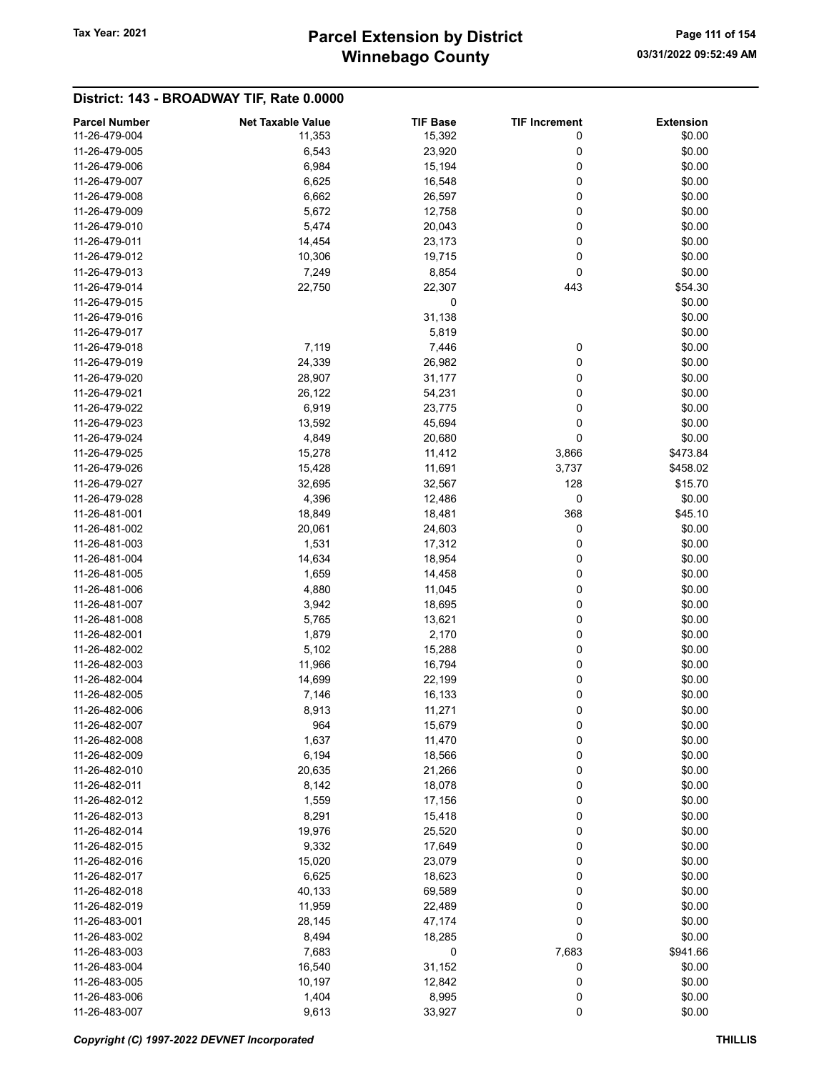## District: 143 - BROADWAY TIF, Rate 0.0000

| Parcel Number | Net Taxable Value | TIF Base | TIF Increment | Extension |
|---|---|---|---|---|
| 11-26-479-004 | 11,353 | 15,392 | 0 | $0.00 |
| 11-26-479-005 | 6,543 | 23,920 | 0 | $0.00 |
| 11-26-479-006 | 6,984 | 15,194 | 0 | $0.00 |
| 11-26-479-007 | 6,625 | 16,548 | 0 | $0.00 |
| 11-26-479-008 | 6,662 | 26,597 | 0 | $0.00 |
| 11-26-479-009 | 5,672 | 12,758 | 0 | $0.00 |
| 11-26-479-010 | 5,474 | 20,043 | 0 | $0.00 |
| 11-26-479-011 | 14,454 | 23,173 | 0 | $0.00 |
| 11-26-479-012 | 10,306 | 19,715 | 0 | $0.00 |
| 11-26-479-013 | 7,249 | 8,854 | 0 | $0.00 |
| 11-26-479-014 | 22,750 | 22,307 | 443 | $54.30 |
| 11-26-479-015 | | 0 | | $0.00 |
| 11-26-479-016 | | 31,138 | | $0.00 |
| 11-26-479-017 | | 5,819 | | $0.00 |
| 11-26-479-018 | 7,119 | 7,446 | 0 | $0.00 |
| 11-26-479-019 | 24,339 | 26,982 | 0 | $0.00 |
| 11-26-479-020 | 28,907 | 31,177 | 0 | $0.00 |
| 11-26-479-021 | 26,122 | 54,231 | 0 | $0.00 |
| 11-26-479-022 | 6,919 | 23,775 | 0 | $0.00 |
| 11-26-479-023 | 13,592 | 45,694 | 0 | $0.00 |
| 11-26-479-024 | 4,849 | 20,680 | 0 | $0.00 |
| 11-26-479-025 | 15,278 | 11,412 | 3,866 | $473.84 |
| 11-26-479-026 | 15,428 | 11,691 | 3,737 | $458.02 |
| 11-26-479-027 | 32,695 | 32,567 | 128 | $15.70 |
| 11-26-479-028 | 4,396 | 12,486 | 0 | $0.00 |
| 11-26-481-001 | 18,849 | 18,481 | 368 | $45.10 |
| 11-26-481-002 | 20,061 | 24,603 | 0 | $0.00 |
| 11-26-481-003 | 1,531 | 17,312 | 0 | $0.00 |
| 11-26-481-004 | 14,634 | 18,954 | 0 | $0.00 |
| 11-26-481-005 | 1,659 | 14,458 | 0 | $0.00 |
| 11-26-481-006 | 4,880 | 11,045 | 0 | $0.00 |
| 11-26-481-007 | 3,942 | 18,695 | 0 | $0.00 |
| 11-26-481-008 | 5,765 | 13,621 | 0 | $0.00 |
| 11-26-482-001 | 1,879 | 2,170 | 0 | $0.00 |
| 11-26-482-002 | 5,102 | 15,288 | 0 | $0.00 |
| 11-26-482-003 | 11,966 | 16,794 | 0 | $0.00 |
| 11-26-482-004 | 14,699 | 22,199 | 0 | $0.00 |
| 11-26-482-005 | 7,146 | 16,133 | 0 | $0.00 |
| 11-26-482-006 | 8,913 | 11,271 | 0 | $0.00 |
| 11-26-482-007 | 964 | 15,679 | 0 | $0.00 |
| 11-26-482-008 | 1,637 | 11,470 | 0 | $0.00 |
| 11-26-482-009 | 6,194 | 18,566 | 0 | $0.00 |
| 11-26-482-010 | 20,635 | 21,266 | 0 | $0.00 |
| 11-26-482-011 | 8,142 | 18,078 | 0 | $0.00 |
| 11-26-482-012 | 1,559 | 17,156 | 0 | $0.00 |
| 11-26-482-013 | 8,291 | 15,418 | 0 | $0.00 |
| 11-26-482-014 | 19,976 | 25,520 | 0 | $0.00 |
| 11-26-482-015 | 9,332 | 17,649 | 0 | $0.00 |
| 11-26-482-016 | 15,020 | 23,079 | 0 | $0.00 |
| 11-26-482-017 | 6,625 | 18,623 | 0 | $0.00 |
| 11-26-482-018 | 40,133 | 69,589 | 0 | $0.00 |
| 11-26-482-019 | 11,959 | 22,489 | 0 | $0.00 |
| 11-26-483-001 | 28,145 | 47,174 | 0 | $0.00 |
| 11-26-483-002 | 8,494 | 18,285 | 0 | $0.00 |
| 11-26-483-003 | 7,683 | 0 | 7,683 | $941.66 |
| 11-26-483-004 | 16,540 | 31,152 | 0 | $0.00 |
| 11-26-483-005 | 10,197 | 12,842 | 0 | $0.00 |
| 11-26-483-006 | 1,404 | 8,995 | 0 | $0.00 |
| 11-26-483-007 | 9,613 | 33,927 | 0 | $0.00 |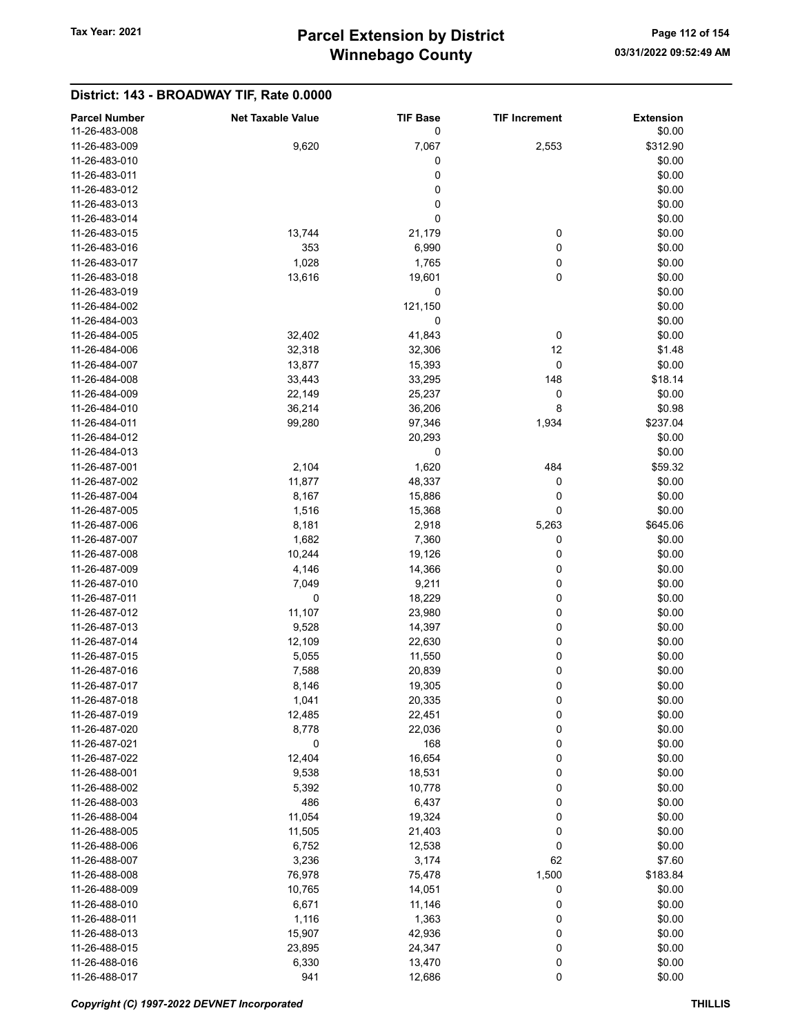## District: 143 - BROADWAY TIF, Rate 0.0000

| Parcel Number | Net Taxable Value | TIF Base | TIF Increment | Extension |
|---|---|---|---|---|
| 11-26-483-008 | | 0 | | $0.00 |
| 11-26-483-009 | 9,620 | 7,067 | 2,553 | $312.90 |
| 11-26-483-010 | | 0 | | $0.00 |
| 11-26-483-011 | | 0 | | $0.00 |
| 11-26-483-012 | | 0 | | $0.00 |
| 11-26-483-013 | | 0 | | $0.00 |
| 11-26-483-014 | | 0 | | $0.00 |
| 11-26-483-015 | 13,744 | 21,179 | 0 | $0.00 |
| 11-26-483-016 | 353 | 6,990 | 0 | $0.00 |
| 11-26-483-017 | 1,028 | 1,765 | 0 | $0.00 |
| 11-26-483-018 | 13,616 | 19,601 | 0 | $0.00 |
| 11-26-483-019 | | 0 | | $0.00 |
| 11-26-484-002 | | 121,150 | | $0.00 |
| 11-26-484-003 | | 0 | | $0.00 |
| 11-26-484-005 | 32,402 | 41,843 | 0 | $0.00 |
| 11-26-484-006 | 32,318 | 32,306 | 12 | $1.48 |
| 11-26-484-007 | 13,877 | 15,393 | 0 | $0.00 |
| 11-26-484-008 | 33,443 | 33,295 | 148 | $18.14 |
| 11-26-484-009 | 22,149 | 25,237 | 0 | $0.00 |
| 11-26-484-010 | 36,214 | 36,206 | 8 | $0.98 |
| 11-26-484-011 | 99,280 | 97,346 | 1,934 | $237.04 |
| 11-26-484-012 | | 20,293 | | $0.00 |
| 11-26-484-013 | | 0 | | $0.00 |
| 11-26-487-001 | 2,104 | 1,620 | 484 | $59.32 |
| 11-26-487-002 | 11,877 | 48,337 | 0 | $0.00 |
| 11-26-487-004 | 8,167 | 15,886 | 0 | $0.00 |
| 11-26-487-005 | 1,516 | 15,368 | 0 | $0.00 |
| 11-26-487-006 | 8,181 | 2,918 | 5,263 | $645.06 |
| 11-26-487-007 | 1,682 | 7,360 | 0 | $0.00 |
| 11-26-487-008 | 10,244 | 19,126 | 0 | $0.00 |
| 11-26-487-009 | 4,146 | 14,366 | 0 | $0.00 |
| 11-26-487-010 | 7,049 | 9,211 | 0 | $0.00 |
| 11-26-487-011 | 0 | 18,229 | 0 | $0.00 |
| 11-26-487-012 | 11,107 | 23,980 | 0 | $0.00 |
| 11-26-487-013 | 9,528 | 14,397 | 0 | $0.00 |
| 11-26-487-014 | 12,109 | 22,630 | 0 | $0.00 |
| 11-26-487-015 | 5,055 | 11,550 | 0 | $0.00 |
| 11-26-487-016 | 7,588 | 20,839 | 0 | $0.00 |
| 11-26-487-017 | 8,146 | 19,305 | 0 | $0.00 |
| 11-26-487-018 | 1,041 | 20,335 | 0 | $0.00 |
| 11-26-487-019 | 12,485 | 22,451 | 0 | $0.00 |
| 11-26-487-020 | 8,778 | 22,036 | 0 | $0.00 |
| 11-26-487-021 | 0 | 168 | 0 | $0.00 |
| 11-26-487-022 | 12,404 | 16,654 | 0 | $0.00 |
| 11-26-488-001 | 9,538 | 18,531 | 0 | $0.00 |
| 11-26-488-002 | 5,392 | 10,778 | 0 | $0.00 |
| 11-26-488-003 | 486 | 6,437 | 0 | $0.00 |
| 11-26-488-004 | 11,054 | 19,324 | 0 | $0.00 |
| 11-26-488-005 | 11,505 | 21,403 | 0 | $0.00 |
| 11-26-488-006 | 6,752 | 12,538 | 0 | $0.00 |
| 11-26-488-007 | 3,236 | 3,174 | 62 | $7.60 |
| 11-26-488-008 | 76,978 | 75,478 | 1,500 | $183.84 |
| 11-26-488-009 | 10,765 | 14,051 | 0 | $0.00 |
| 11-26-488-010 | 6,671 | 11,146 | 0 | $0.00 |
| 11-26-488-011 | 1,116 | 1,363 | 0 | $0.00 |
| 11-26-488-013 | 15,907 | 42,936 | 0 | $0.00 |
| 11-26-488-015 | 23,895 | 24,347 | 0 | $0.00 |
| 11-26-488-016 | 6,330 | 13,470 | 0 | $0.00 |
| 11-26-488-017 | 941 | 12,686 | 0 | $0.00 |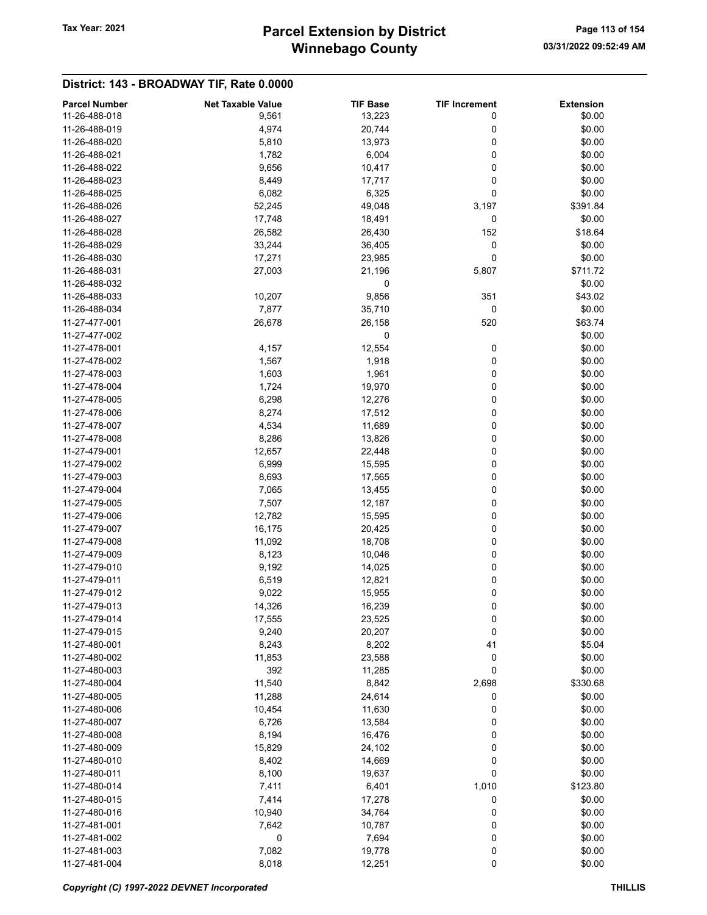## District: 143 - BROADWAY TIF, Rate 0.0000

| Parcel Number | Net Taxable Value | TIF Base | TIF Increment | Extension |
|---|---|---|---|---|
| 11-26-488-018 | 9,561 | 13,223 | 0 | $0.00 |
| 11-26-488-019 | 4,974 | 20,744 | 0 | $0.00 |
| 11-26-488-020 | 5,810 | 13,973 | 0 | $0.00 |
| 11-26-488-021 | 1,782 | 6,004 | 0 | $0.00 |
| 11-26-488-022 | 9,656 | 10,417 | 0 | $0.00 |
| 11-26-488-023 | 8,449 | 17,717 | 0 | $0.00 |
| 11-26-488-025 | 6,082 | 6,325 | 0 | $0.00 |
| 11-26-488-026 | 52,245 | 49,048 | 3,197 | $391.84 |
| 11-26-488-027 | 17,748 | 18,491 | 0 | $0.00 |
| 11-26-488-028 | 26,582 | 26,430 | 152 | $18.64 |
| 11-26-488-029 | 33,244 | 36,405 | 0 | $0.00 |
| 11-26-488-030 | 17,271 | 23,985 | 0 | $0.00 |
| 11-26-488-031 | 27,003 | 21,196 | 5,807 | $711.72 |
| 11-26-488-032 | | 0 | | $0.00 |
| 11-26-488-033 | 10,207 | 9,856 | 351 | $43.02 |
| 11-26-488-034 | 7,877 | 35,710 | 0 | $0.00 |
| 11-27-477-001 | 26,678 | 26,158 | 520 | $63.74 |
| 11-27-477-002 | | 0 | | $0.00 |
| 11-27-478-001 | 4,157 | 12,554 | 0 | $0.00 |
| 11-27-478-002 | 1,567 | 1,918 | 0 | $0.00 |
| 11-27-478-003 | 1,603 | 1,961 | 0 | $0.00 |
| 11-27-478-004 | 1,724 | 19,970 | 0 | $0.00 |
| 11-27-478-005 | 6,298 | 12,276 | 0 | $0.00 |
| 11-27-478-006 | 8,274 | 17,512 | 0 | $0.00 |
| 11-27-478-007 | 4,534 | 11,689 | 0 | $0.00 |
| 11-27-478-008 | 8,286 | 13,826 | 0 | $0.00 |
| 11-27-479-001 | 12,657 | 22,448 | 0 | $0.00 |
| 11-27-479-002 | 6,999 | 15,595 | 0 | $0.00 |
| 11-27-479-003 | 8,693 | 17,565 | 0 | $0.00 |
| 11-27-479-004 | 7,065 | 13,455 | 0 | $0.00 |
| 11-27-479-005 | 7,507 | 12,187 | 0 | $0.00 |
| 11-27-479-006 | 12,782 | 15,595 | 0 | $0.00 |
| 11-27-479-007 | 16,175 | 20,425 | 0 | $0.00 |
| 11-27-479-008 | 11,092 | 18,708 | 0 | $0.00 |
| 11-27-479-009 | 8,123 | 10,046 | 0 | $0.00 |
| 11-27-479-010 | 9,192 | 14,025 | 0 | $0.00 |
| 11-27-479-011 | 6,519 | 12,821 | 0 | $0.00 |
| 11-27-479-012 | 9,022 | 15,955 | 0 | $0.00 |
| 11-27-479-013 | 14,326 | 16,239 | 0 | $0.00 |
| 11-27-479-014 | 17,555 | 23,525 | 0 | $0.00 |
| 11-27-479-015 | 9,240 | 20,207 | 0 | $0.00 |
| 11-27-480-001 | 8,243 | 8,202 | 41 | $5.04 |
| 11-27-480-002 | 11,853 | 23,588 | 0 | $0.00 |
| 11-27-480-003 | 392 | 11,285 | 0 | $0.00 |
| 11-27-480-004 | 11,540 | 8,842 | 2,698 | $330.68 |
| 11-27-480-005 | 11,288 | 24,614 | 0 | $0.00 |
| 11-27-480-006 | 10,454 | 11,630 | 0 | $0.00 |
| 11-27-480-007 | 6,726 | 13,584 | 0 | $0.00 |
| 11-27-480-008 | 8,194 | 16,476 | 0 | $0.00 |
| 11-27-480-009 | 15,829 | 24,102 | 0 | $0.00 |
| 11-27-480-010 | 8,402 | 14,669 | 0 | $0.00 |
| 11-27-480-011 | 8,100 | 19,637 | 0 | $0.00 |
| 11-27-480-014 | 7,411 | 6,401 | 1,010 | $123.80 |
| 11-27-480-015 | 7,414 | 17,278 | 0 | $0.00 |
| 11-27-480-016 | 10,940 | 34,764 | 0 | $0.00 |
| 11-27-481-001 | 7,642 | 10,787 | 0 | $0.00 |
| 11-27-481-002 | 0 | 7,694 | 0 | $0.00 |
| 11-27-481-003 | 7,082 | 19,778 | 0 | $0.00 |
| 11-27-481-004 | 8,018 | 12,251 | 0 | $0.00 |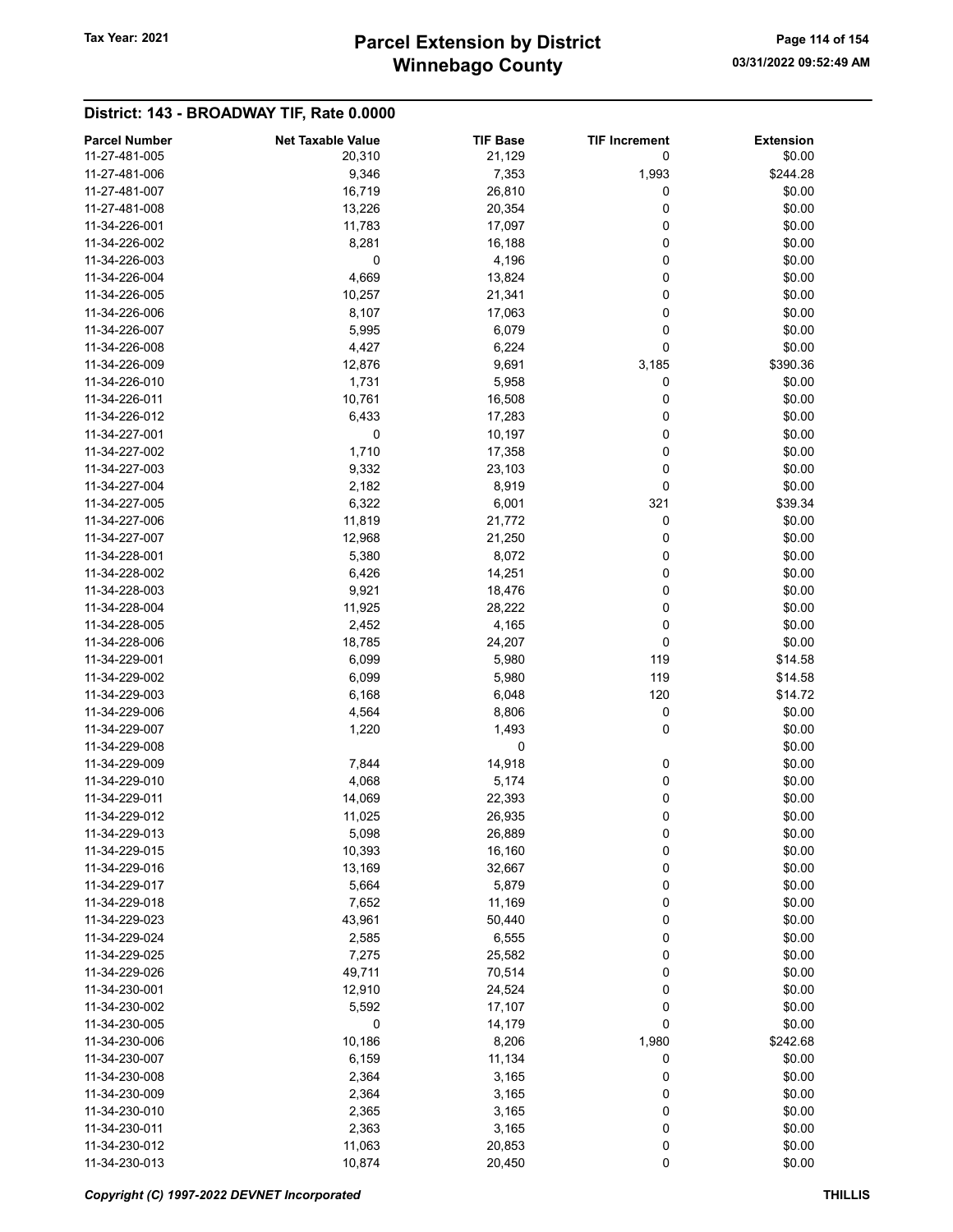## District: 143 - BROADWAY TIF, Rate 0.0000

| Parcel Number | Net Taxable Value | TIF Base | TIF Increment | Extension |
|---|---|---|---|---|
| 11-27-481-005 | 20,310 | 21,129 | 0 | $0.00 |
| 11-27-481-006 | 9,346 | 7,353 | 1,993 | $244.28 |
| 11-27-481-007 | 16,719 | 26,810 | 0 | $0.00 |
| 11-27-481-008 | 13,226 | 20,354 | 0 | $0.00 |
| 11-34-226-001 | 11,783 | 17,097 | 0 | $0.00 |
| 11-34-226-002 | 8,281 | 16,188 | 0 | $0.00 |
| 11-34-226-003 | 0 | 4,196 | 0 | $0.00 |
| 11-34-226-004 | 4,669 | 13,824 | 0 | $0.00 |
| 11-34-226-005 | 10,257 | 21,341 | 0 | $0.00 |
| 11-34-226-006 | 8,107 | 17,063 | 0 | $0.00 |
| 11-34-226-007 | 5,995 | 6,079 | 0 | $0.00 |
| 11-34-226-008 | 4,427 | 6,224 | 0 | $0.00 |
| 11-34-226-009 | 12,876 | 9,691 | 3,185 | $390.36 |
| 11-34-226-010 | 1,731 | 5,958 | 0 | $0.00 |
| 11-34-226-011 | 10,761 | 16,508 | 0 | $0.00 |
| 11-34-226-012 | 6,433 | 17,283 | 0 | $0.00 |
| 11-34-227-001 | 0 | 10,197 | 0 | $0.00 |
| 11-34-227-002 | 1,710 | 17,358 | 0 | $0.00 |
| 11-34-227-003 | 9,332 | 23,103 | 0 | $0.00 |
| 11-34-227-004 | 2,182 | 8,919 | 0 | $0.00 |
| 11-34-227-005 | 6,322 | 6,001 | 321 | $39.34 |
| 11-34-227-006 | 11,819 | 21,772 | 0 | $0.00 |
| 11-34-227-007 | 12,968 | 21,250 | 0 | $0.00 |
| 11-34-228-001 | 5,380 | 8,072 | 0 | $0.00 |
| 11-34-228-002 | 6,426 | 14,251 | 0 | $0.00 |
| 11-34-228-003 | 9,921 | 18,476 | 0 | $0.00 |
| 11-34-228-004 | 11,925 | 28,222 | 0 | $0.00 |
| 11-34-228-005 | 2,452 | 4,165 | 0 | $0.00 |
| 11-34-228-006 | 18,785 | 24,207 | 0 | $0.00 |
| 11-34-229-001 | 6,099 | 5,980 | 119 | $14.58 |
| 11-34-229-002 | 6,099 | 5,980 | 119 | $14.58 |
| 11-34-229-003 | 6,168 | 6,048 | 120 | $14.72 |
| 11-34-229-006 | 4,564 | 8,806 | 0 | $0.00 |
| 11-34-229-007 | 1,220 | 1,493 | 0 | $0.00 |
| 11-34-229-008 | | 0 | | $0.00 |
| 11-34-229-009 | 7,844 | 14,918 | 0 | $0.00 |
| 11-34-229-010 | 4,068 | 5,174 | 0 | $0.00 |
| 11-34-229-011 | 14,069 | 22,393 | 0 | $0.00 |
| 11-34-229-012 | 11,025 | 26,935 | 0 | $0.00 |
| 11-34-229-013 | 5,098 | 26,889 | 0 | $0.00 |
| 11-34-229-015 | 10,393 | 16,160 | 0 | $0.00 |
| 11-34-229-016 | 13,169 | 32,667 | 0 | $0.00 |
| 11-34-229-017 | 5,664 | 5,879 | 0 | $0.00 |
| 11-34-229-018 | 7,652 | 11,169 | 0 | $0.00 |
| 11-34-229-023 | 43,961 | 50,440 | 0 | $0.00 |
| 11-34-229-024 | 2,585 | 6,555 | 0 | $0.00 |
| 11-34-229-025 | 7,275 | 25,582 | 0 | $0.00 |
| 11-34-229-026 | 49,711 | 70,514 | 0 | $0.00 |
| 11-34-230-001 | 12,910 | 24,524 | 0 | $0.00 |
| 11-34-230-002 | 5,592 | 17,107 | 0 | $0.00 |
| 11-34-230-005 | 0 | 14,179 | 0 | $0.00 |
| 11-34-230-006 | 10,186 | 8,206 | 1,980 | $242.68 |
| 11-34-230-007 | 6,159 | 11,134 | 0 | $0.00 |
| 11-34-230-008 | 2,364 | 3,165 | 0 | $0.00 |
| 11-34-230-009 | 2,364 | 3,165 | 0 | $0.00 |
| 11-34-230-010 | 2,365 | 3,165 | 0 | $0.00 |
| 11-34-230-011 | 2,363 | 3,165 | 0 | $0.00 |
| 11-34-230-012 | 11,063 | 20,853 | 0 | $0.00 |
| 11-34-230-013 | 10,874 | 20,450 | 0 | $0.00 |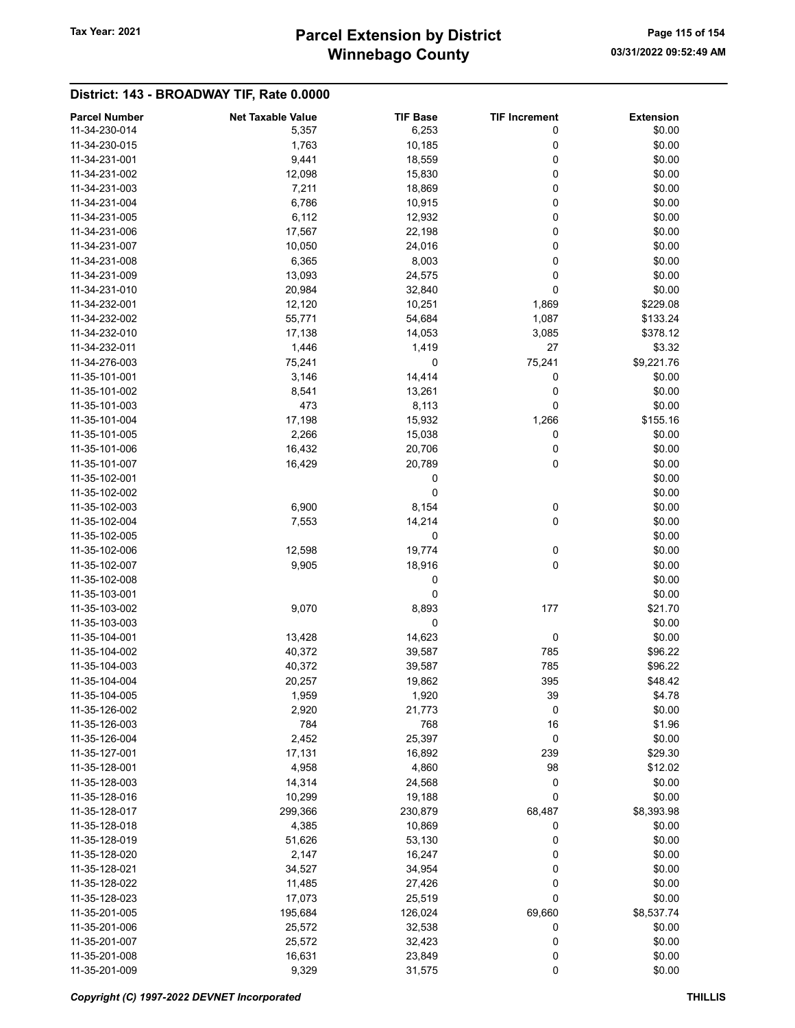## District: 143 - BROADWAY TIF, Rate 0.0000

| Parcel Number | Net Taxable Value | TIF Base | TIF Increment | Extension |
|---|---|---|---|---|
| 11-34-230-014 | 5,357 | 6,253 | 0 | $0.00 |
| 11-34-230-015 | 1,763 | 10,185 | 0 | $0.00 |
| 11-34-231-001 | 9,441 | 18,559 | 0 | $0.00 |
| 11-34-231-002 | 12,098 | 15,830 | 0 | $0.00 |
| 11-34-231-003 | 7,211 | 18,869 | 0 | $0.00 |
| 11-34-231-004 | 6,786 | 10,915 | 0 | $0.00 |
| 11-34-231-005 | 6,112 | 12,932 | 0 | $0.00 |
| 11-34-231-006 | 17,567 | 22,198 | 0 | $0.00 |
| 11-34-231-007 | 10,050 | 24,016 | 0 | $0.00 |
| 11-34-231-008 | 6,365 | 8,003 | 0 | $0.00 |
| 11-34-231-009 | 13,093 | 24,575 | 0 | $0.00 |
| 11-34-231-010 | 20,984 | 32,840 | 0 | $0.00 |
| 11-34-232-001 | 12,120 | 10,251 | 1,869 | $229.08 |
| 11-34-232-002 | 55,771 | 54,684 | 1,087 | $133.24 |
| 11-34-232-010 | 17,138 | 14,053 | 3,085 | $378.12 |
| 11-34-232-011 | 1,446 | 1,419 | 27 | $3.32 |
| 11-34-276-003 | 75,241 | 0 | 75,241 | $9,221.76 |
| 11-35-101-001 | 3,146 | 14,414 | 0 | $0.00 |
| 11-35-101-002 | 8,541 | 13,261 | 0 | $0.00 |
| 11-35-101-003 | 473 | 8,113 | 0 | $0.00 |
| 11-35-101-004 | 17,198 | 15,932 | 1,266 | $155.16 |
| 11-35-101-005 | 2,266 | 15,038 | 0 | $0.00 |
| 11-35-101-006 | 16,432 | 20,706 | 0 | $0.00 |
| 11-35-101-007 | 16,429 | 20,789 | 0 | $0.00 |
| 11-35-102-001 | | 0 | | $0.00 |
| 11-35-102-002 | | 0 | | $0.00 |
| 11-35-102-003 | 6,900 | 8,154 | 0 | $0.00 |
| 11-35-102-004 | 7,553 | 14,214 | 0 | $0.00 |
| 11-35-102-005 | | 0 | | $0.00 |
| 11-35-102-006 | 12,598 | 19,774 | 0 | $0.00 |
| 11-35-102-007 | 9,905 | 18,916 | 0 | $0.00 |
| 11-35-102-008 | | 0 | | $0.00 |
| 11-35-103-001 | | 0 | | $0.00 |
| 11-35-103-002 | 9,070 | 8,893 | 177 | $21.70 |
| 11-35-103-003 | | 0 | | $0.00 |
| 11-35-104-001 | 13,428 | 14,623 | 0 | $0.00 |
| 11-35-104-002 | 40,372 | 39,587 | 785 | $96.22 |
| 11-35-104-003 | 40,372 | 39,587 | 785 | $96.22 |
| 11-35-104-004 | 20,257 | 19,862 | 395 | $48.42 |
| 11-35-104-005 | 1,959 | 1,920 | 39 | $4.78 |
| 11-35-126-002 | 2,920 | 21,773 | 0 | $0.00 |
| 11-35-126-003 | 784 | 768 | 16 | $1.96 |
| 11-35-126-004 | 2,452 | 25,397 | 0 | $0.00 |
| 11-35-127-001 | 17,131 | 16,892 | 239 | $29.30 |
| 11-35-128-001 | 4,958 | 4,860 | 98 | $12.02 |
| 11-35-128-003 | 14,314 | 24,568 | 0 | $0.00 |
| 11-35-128-016 | 10,299 | 19,188 | 0 | $0.00 |
| 11-35-128-017 | 299,366 | 230,879 | 68,487 | $8,393.98 |
| 11-35-128-018 | 4,385 | 10,869 | 0 | $0.00 |
| 11-35-128-019 | 51,626 | 53,130 | 0 | $0.00 |
| 11-35-128-020 | 2,147 | 16,247 | 0 | $0.00 |
| 11-35-128-021 | 34,527 | 34,954 | 0 | $0.00 |
| 11-35-128-022 | 11,485 | 27,426 | 0 | $0.00 |
| 11-35-128-023 | 17,073 | 25,519 | 0 | $0.00 |
| 11-35-201-005 | 195,684 | 126,024 | 69,660 | $8,537.74 |
| 11-35-201-006 | 25,572 | 32,538 | 0 | $0.00 |
| 11-35-201-007 | 25,572 | 32,423 | 0 | $0.00 |
| 11-35-201-008 | 16,631 | 23,849 | 0 | $0.00 |
| 11-35-201-009 | 9,329 | 31,575 | 0 | $0.00 |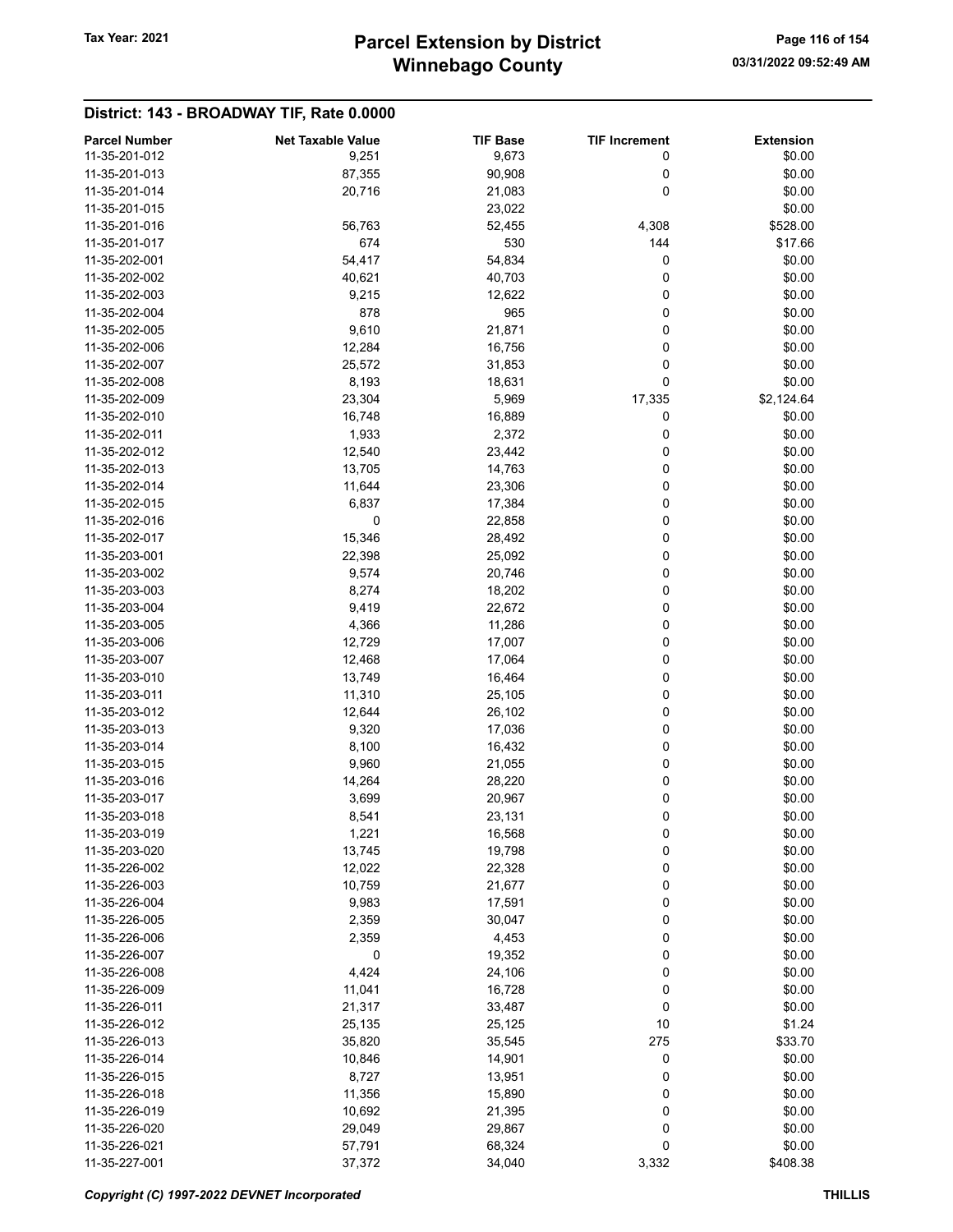## District: 143 - BROADWAY TIF, Rate 0.0000

| Parcel Number | Net Taxable Value | TIF Base | TIF Increment | Extension |
|---|---|---|---|---|
| 11-35-201-012 | 9,251 | 9,673 | 0 | $0.00 |
| 11-35-201-013 | 87,355 | 90,908 | 0 | $0.00 |
| 11-35-201-014 | 20,716 | 21,083 | 0 | $0.00 |
| 11-35-201-015 | | 23,022 | | $0.00 |
| 11-35-201-016 | 56,763 | 52,455 | 4,308 | $528.00 |
| 11-35-201-017 | 674 | 530 | 144 | $17.66 |
| 11-35-202-001 | 54,417 | 54,834 | 0 | $0.00 |
| 11-35-202-002 | 40,621 | 40,703 | 0 | $0.00 |
| 11-35-202-003 | 9,215 | 12,622 | 0 | $0.00 |
| 11-35-202-004 | 878 | 965 | 0 | $0.00 |
| 11-35-202-005 | 9,610 | 21,871 | 0 | $0.00 |
| 11-35-202-006 | 12,284 | 16,756 | 0 | $0.00 |
| 11-35-202-007 | 25,572 | 31,853 | 0 | $0.00 |
| 11-35-202-008 | 8,193 | 18,631 | 0 | $0.00 |
| 11-35-202-009 | 23,304 | 5,969 | 17,335 | $2,124.64 |
| 11-35-202-010 | 16,748 | 16,889 | 0 | $0.00 |
| 11-35-202-011 | 1,933 | 2,372 | 0 | $0.00 |
| 11-35-202-012 | 12,540 | 23,442 | 0 | $0.00 |
| 11-35-202-013 | 13,705 | 14,763 | 0 | $0.00 |
| 11-35-202-014 | 11,644 | 23,306 | 0 | $0.00 |
| 11-35-202-015 | 6,837 | 17,384 | 0 | $0.00 |
| 11-35-202-016 | 0 | 22,858 | 0 | $0.00 |
| 11-35-202-017 | 15,346 | 28,492 | 0 | $0.00 |
| 11-35-203-001 | 22,398 | 25,092 | 0 | $0.00 |
| 11-35-203-002 | 9,574 | 20,746 | 0 | $0.00 |
| 11-35-203-003 | 8,274 | 18,202 | 0 | $0.00 |
| 11-35-203-004 | 9,419 | 22,672 | 0 | $0.00 |
| 11-35-203-005 | 4,366 | 11,286 | 0 | $0.00 |
| 11-35-203-006 | 12,729 | 17,007 | 0 | $0.00 |
| 11-35-203-007 | 12,468 | 17,064 | 0 | $0.00 |
| 11-35-203-010 | 13,749 | 16,464 | 0 | $0.00 |
| 11-35-203-011 | 11,310 | 25,105 | 0 | $0.00 |
| 11-35-203-012 | 12,644 | 26,102 | 0 | $0.00 |
| 11-35-203-013 | 9,320 | 17,036 | 0 | $0.00 |
| 11-35-203-014 | 8,100 | 16,432 | 0 | $0.00 |
| 11-35-203-015 | 9,960 | 21,055 | 0 | $0.00 |
| 11-35-203-016 | 14,264 | 28,220 | 0 | $0.00 |
| 11-35-203-017 | 3,699 | 20,967 | 0 | $0.00 |
| 11-35-203-018 | 8,541 | 23,131 | 0 | $0.00 |
| 11-35-203-019 | 1,221 | 16,568 | 0 | $0.00 |
| 11-35-203-020 | 13,745 | 19,798 | 0 | $0.00 |
| 11-35-226-002 | 12,022 | 22,328 | 0 | $0.00 |
| 11-35-226-003 | 10,759 | 21,677 | 0 | $0.00 |
| 11-35-226-004 | 9,983 | 17,591 | 0 | $0.00 |
| 11-35-226-005 | 2,359 | 30,047 | 0 | $0.00 |
| 11-35-226-006 | 2,359 | 4,453 | 0 | $0.00 |
| 11-35-226-007 | 0 | 19,352 | 0 | $0.00 |
| 11-35-226-008 | 4,424 | 24,106 | 0 | $0.00 |
| 11-35-226-009 | 11,041 | 16,728 | 0 | $0.00 |
| 11-35-226-011 | 21,317 | 33,487 | 0 | $0.00 |
| 11-35-226-012 | 25,135 | 25,125 | 10 | $1.24 |
| 11-35-226-013 | 35,820 | 35,545 | 275 | $33.70 |
| 11-35-226-014 | 10,846 | 14,901 | 0 | $0.00 |
| 11-35-226-015 | 8,727 | 13,951 | 0 | $0.00 |
| 11-35-226-018 | 11,356 | 15,890 | 0 | $0.00 |
| 11-35-226-019 | 10,692 | 21,395 | 0 | $0.00 |
| 11-35-226-020 | 29,049 | 29,867 | 0 | $0.00 |
| 11-35-226-021 | 57,791 | 68,324 | 0 | $0.00 |
| 11-35-227-001 | 37,372 | 34,040 | 3,332 | $408.38 |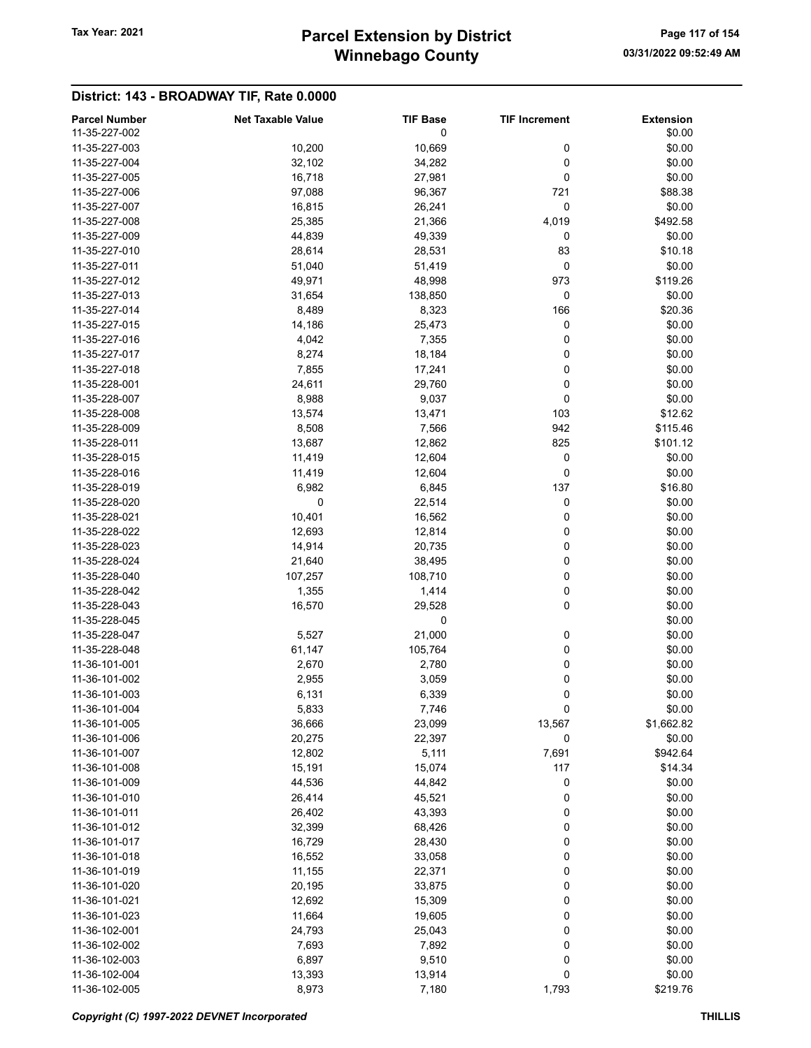## District: 143 - BROADWAY TIF, Rate 0.0000

| Parcel Number | Net Taxable Value | TIF Base | TIF Increment | Extension |
|---|---|---|---|---|
| 11-35-227-002 | | 0 | | $0.00 |
| 11-35-227-003 | 10,200 | 10,669 | 0 | $0.00 |
| 11-35-227-004 | 32,102 | 34,282 | 0 | $0.00 |
| 11-35-227-005 | 16,718 | 27,981 | 0 | $0.00 |
| 11-35-227-006 | 97,088 | 96,367 | 721 | $88.38 |
| 11-35-227-007 | 16,815 | 26,241 | 0 | $0.00 |
| 11-35-227-008 | 25,385 | 21,366 | 4,019 | $492.58 |
| 11-35-227-009 | 44,839 | 49,339 | 0 | $0.00 |
| 11-35-227-010 | 28,614 | 28,531 | 83 | $10.18 |
| 11-35-227-011 | 51,040 | 51,419 | 0 | $0.00 |
| 11-35-227-012 | 49,971 | 48,998 | 973 | $119.26 |
| 11-35-227-013 | 31,654 | 138,850 | 0 | $0.00 |
| 11-35-227-014 | 8,489 | 8,323 | 166 | $20.36 |
| 11-35-227-015 | 14,186 | 25,473 | 0 | $0.00 |
| 11-35-227-016 | 4,042 | 7,355 | 0 | $0.00 |
| 11-35-227-017 | 8,274 | 18,184 | 0 | $0.00 |
| 11-35-227-018 | 7,855 | 17,241 | 0 | $0.00 |
| 11-35-228-001 | 24,611 | 29,760 | 0 | $0.00 |
| 11-35-228-007 | 8,988 | 9,037 | 0 | $0.00 |
| 11-35-228-008 | 13,574 | 13,471 | 103 | $12.62 |
| 11-35-228-009 | 8,508 | 7,566 | 942 | $115.46 |
| 11-35-228-011 | 13,687 | 12,862 | 825 | $101.12 |
| 11-35-228-015 | 11,419 | 12,604 | 0 | $0.00 |
| 11-35-228-016 | 11,419 | 12,604 | 0 | $0.00 |
| 11-35-228-019 | 6,982 | 6,845 | 137 | $16.80 |
| 11-35-228-020 | 0 | 22,514 | 0 | $0.00 |
| 11-35-228-021 | 10,401 | 16,562 | 0 | $0.00 |
| 11-35-228-022 | 12,693 | 12,814 | 0 | $0.00 |
| 11-35-228-023 | 14,914 | 20,735 | 0 | $0.00 |
| 11-35-228-024 | 21,640 | 38,495 | 0 | $0.00 |
| 11-35-228-040 | 107,257 | 108,710 | 0 | $0.00 |
| 11-35-228-042 | 1,355 | 1,414 | 0 | $0.00 |
| 11-35-228-043 | 16,570 | 29,528 | 0 | $0.00 |
| 11-35-228-045 | | 0 | | $0.00 |
| 11-35-228-047 | 5,527 | 21,000 | 0 | $0.00 |
| 11-35-228-048 | 61,147 | 105,764 | 0 | $0.00 |
| 11-36-101-001 | 2,670 | 2,780 | 0 | $0.00 |
| 11-36-101-002 | 2,955 | 3,059 | 0 | $0.00 |
| 11-36-101-003 | 6,131 | 6,339 | 0 | $0.00 |
| 11-36-101-004 | 5,833 | 7,746 | 0 | $0.00 |
| 11-36-101-005 | 36,666 | 23,099 | 13,567 | $1,662.82 |
| 11-36-101-006 | 20,275 | 22,397 | 0 | $0.00 |
| 11-36-101-007 | 12,802 | 5,111 | 7,691 | $942.64 |
| 11-36-101-008 | 15,191 | 15,074 | 117 | $14.34 |
| 11-36-101-009 | 44,536 | 44,842 | 0 | $0.00 |
| 11-36-101-010 | 26,414 | 45,521 | 0 | $0.00 |
| 11-36-101-011 | 26,402 | 43,393 | 0 | $0.00 |
| 11-36-101-012 | 32,399 | 68,426 | 0 | $0.00 |
| 11-36-101-017 | 16,729 | 28,430 | 0 | $0.00 |
| 11-36-101-018 | 16,552 | 33,058 | 0 | $0.00 |
| 11-36-101-019 | 11,155 | 22,371 | 0 | $0.00 |
| 11-36-101-020 | 20,195 | 33,875 | 0 | $0.00 |
| 11-36-101-021 | 12,692 | 15,309 | 0 | $0.00 |
| 11-36-101-023 | 11,664 | 19,605 | 0 | $0.00 |
| 11-36-102-001 | 24,793 | 25,043 | 0 | $0.00 |
| 11-36-102-002 | 7,693 | 7,892 | 0 | $0.00 |
| 11-36-102-003 | 6,897 | 9,510 | 0 | $0.00 |
| 11-36-102-004 | 13,393 | 13,914 | 0 | $0.00 |
| 11-36-102-005 | 8,973 | 7,180 | 1,793 | $219.76 |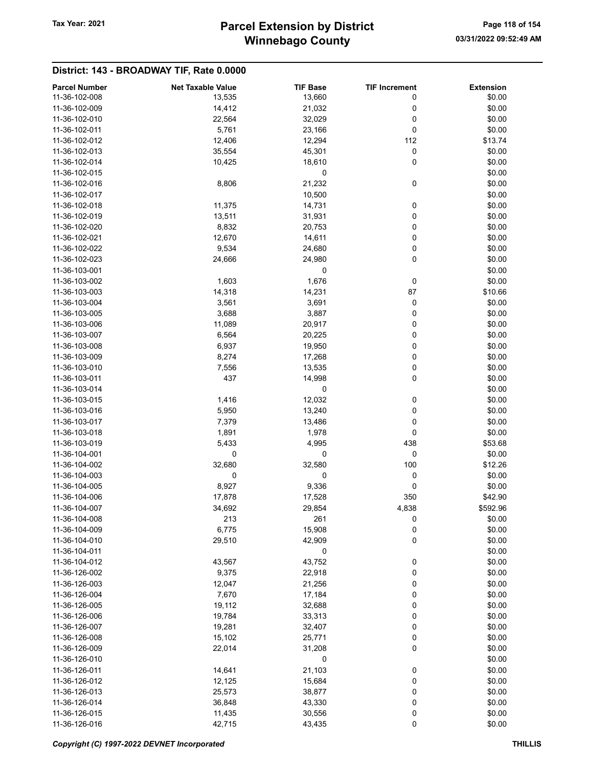## District: 143 - BROADWAY TIF, Rate 0.0000

| Parcel Number | Net Taxable Value | TIF Base | TIF Increment | Extension |
|---|---|---|---|---|
| 11-36-102-008 | 13,535 | 13,660 | 0 | $0.00 |
| 11-36-102-009 | 14,412 | 21,032 | 0 | $0.00 |
| 11-36-102-010 | 22,564 | 32,029 | 0 | $0.00 |
| 11-36-102-011 | 5,761 | 23,166 | 0 | $0.00 |
| 11-36-102-012 | 12,406 | 12,294 | 112 | $13.74 |
| 11-36-102-013 | 35,554 | 45,301 | 0 | $0.00 |
| 11-36-102-014 | 10,425 | 18,610 | 0 | $0.00 |
| 11-36-102-015 | | 0 | | $0.00 |
| 11-36-102-016 | 8,806 | 21,232 | 0 | $0.00 |
| 11-36-102-017 | | 10,500 | | $0.00 |
| 11-36-102-018 | 11,375 | 14,731 | 0 | $0.00 |
| 11-36-102-019 | 13,511 | 31,931 | 0 | $0.00 |
| 11-36-102-020 | 8,832 | 20,753 | 0 | $0.00 |
| 11-36-102-021 | 12,670 | 14,611 | 0 | $0.00 |
| 11-36-102-022 | 9,534 | 24,680 | 0 | $0.00 |
| 11-36-102-023 | 24,666 | 24,980 | 0 | $0.00 |
| 11-36-103-001 | | 0 | | $0.00 |
| 11-36-103-002 | 1,603 | 1,676 | 0 | $0.00 |
| 11-36-103-003 | 14,318 | 14,231 | 87 | $10.66 |
| 11-36-103-004 | 3,561 | 3,691 | 0 | $0.00 |
| 11-36-103-005 | 3,688 | 3,887 | 0 | $0.00 |
| 11-36-103-006 | 11,089 | 20,917 | 0 | $0.00 |
| 11-36-103-007 | 6,564 | 20,225 | 0 | $0.00 |
| 11-36-103-008 | 6,937 | 19,950 | 0 | $0.00 |
| 11-36-103-009 | 8,274 | 17,268 | 0 | $0.00 |
| 11-36-103-010 | 7,556 | 13,535 | 0 | $0.00 |
| 11-36-103-011 | 437 | 14,998 | 0 | $0.00 |
| 11-36-103-014 | | 0 | | $0.00 |
| 11-36-103-015 | 1,416 | 12,032 | 0 | $0.00 |
| 11-36-103-016 | 5,950 | 13,240 | 0 | $0.00 |
| 11-36-103-017 | 7,379 | 13,486 | 0 | $0.00 |
| 11-36-103-018 | 1,891 | 1,978 | 0 | $0.00 |
| 11-36-103-019 | 5,433 | 4,995 | 438 | $53.68 |
| 11-36-104-001 | 0 | 0 | 0 | $0.00 |
| 11-36-104-002 | 32,680 | 32,580 | 100 | $12.26 |
| 11-36-104-003 | 0 | 0 | 0 | $0.00 |
| 11-36-104-005 | 8,927 | 9,336 | 0 | $0.00 |
| 11-36-104-006 | 17,878 | 17,528 | 350 | $42.90 |
| 11-36-104-007 | 34,692 | 29,854 | 4,838 | $592.96 |
| 11-36-104-008 | 213 | 261 | 0 | $0.00 |
| 11-36-104-009 | 6,775 | 15,908 | 0 | $0.00 |
| 11-36-104-010 | 29,510 | 42,909 | 0 | $0.00 |
| 11-36-104-011 | | 0 | | $0.00 |
| 11-36-104-012 | 43,567 | 43,752 | 0 | $0.00 |
| 11-36-126-002 | 9,375 | 22,918 | 0 | $0.00 |
| 11-36-126-003 | 12,047 | 21,256 | 0 | $0.00 |
| 11-36-126-004 | 7,670 | 17,184 | 0 | $0.00 |
| 11-36-126-005 | 19,112 | 32,688 | 0 | $0.00 |
| 11-36-126-006 | 19,784 | 33,313 | 0 | $0.00 |
| 11-36-126-007 | 19,281 | 32,407 | 0 | $0.00 |
| 11-36-126-008 | 15,102 | 25,771 | 0 | $0.00 |
| 11-36-126-009 | 22,014 | 31,208 | 0 | $0.00 |
| 11-36-126-010 | | 0 | | $0.00 |
| 11-36-126-011 | 14,641 | 21,103 | 0 | $0.00 |
| 11-36-126-012 | 12,125 | 15,684 | 0 | $0.00 |
| 11-36-126-013 | 25,573 | 38,877 | 0 | $0.00 |
| 11-36-126-014 | 36,848 | 43,330 | 0 | $0.00 |
| 11-36-126-015 | 11,435 | 30,556 | 0 | $0.00 |
| 11-36-126-016 | 42,715 | 43,435 | 0 | $0.00 |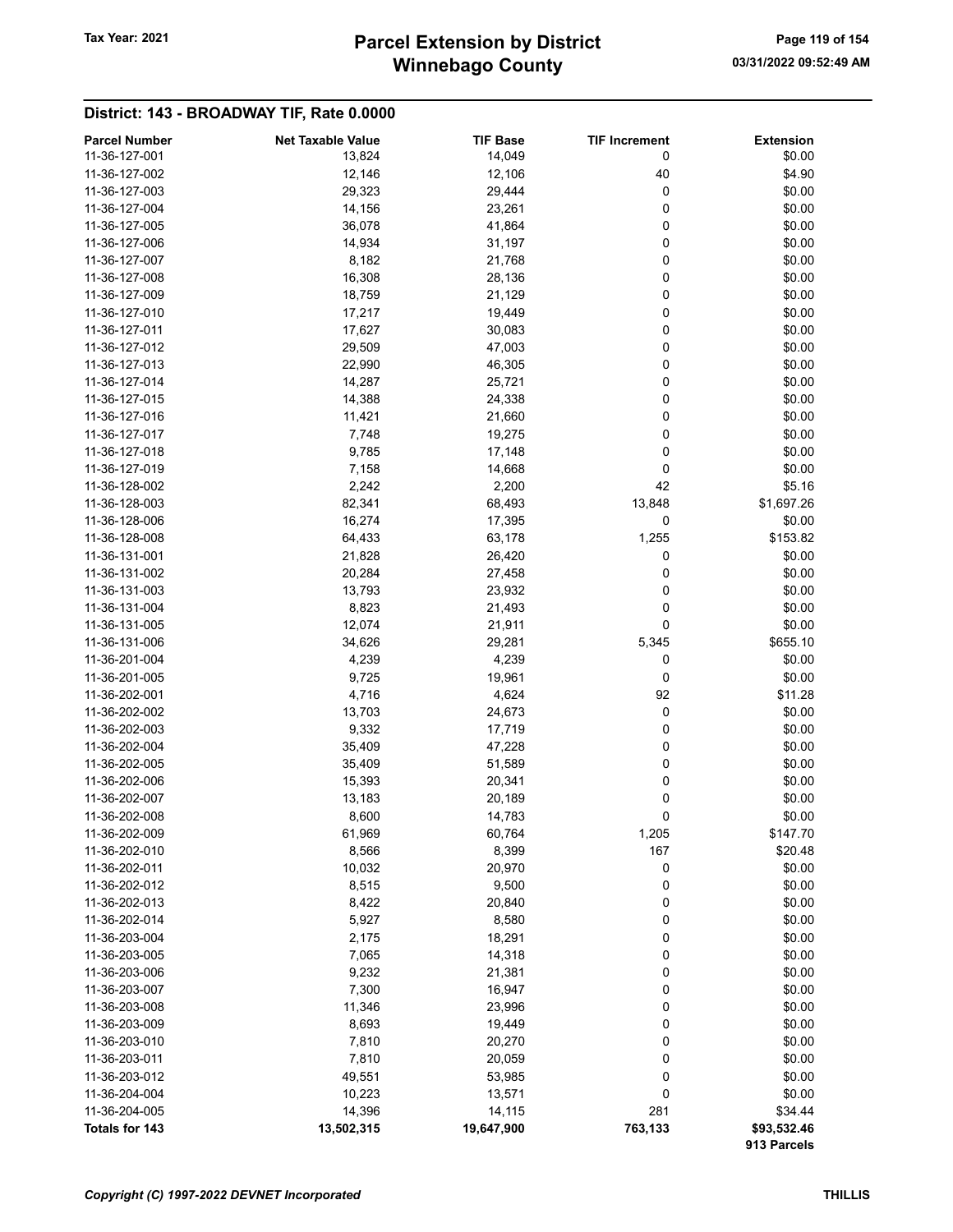## District: 143 - BROADWAY TIF, Rate 0.0000

| Parcel Number | Net Taxable Value | TIF Base | TIF Increment | Extension |
|---|---|---|---|---|
| 11-36-127-001 | 13,824 | 14,049 | 0 | $0.00 |
| 11-36-127-002 | 12,146 | 12,106 | 40 | $4.90 |
| 11-36-127-003 | 29,323 | 29,444 | 0 | $0.00 |
| 11-36-127-004 | 14,156 | 23,261 | 0 | $0.00 |
| 11-36-127-005 | 36,078 | 41,864 | 0 | $0.00 |
| 11-36-127-006 | 14,934 | 31,197 | 0 | $0.00 |
| 11-36-127-007 | 8,182 | 21,768 | 0 | $0.00 |
| 11-36-127-008 | 16,308 | 28,136 | 0 | $0.00 |
| 11-36-127-009 | 18,759 | 21,129 | 0 | $0.00 |
| 11-36-127-010 | 17,217 | 19,449 | 0 | $0.00 |
| 11-36-127-011 | 17,627 | 30,083 | 0 | $0.00 |
| 11-36-127-012 | 29,509 | 47,003 | 0 | $0.00 |
| 11-36-127-013 | 22,990 | 46,305 | 0 | $0.00 |
| 11-36-127-014 | 14,287 | 25,721 | 0 | $0.00 |
| 11-36-127-015 | 14,388 | 24,338 | 0 | $0.00 |
| 11-36-127-016 | 11,421 | 21,660 | 0 | $0.00 |
| 11-36-127-017 | 7,748 | 19,275 | 0 | $0.00 |
| 11-36-127-018 | 9,785 | 17,148 | 0 | $0.00 |
| 11-36-127-019 | 7,158 | 14,668 | 0 | $0.00 |
| 11-36-128-002 | 2,242 | 2,200 | 42 | $5.16 |
| 11-36-128-003 | 82,341 | 68,493 | 13,848 | $1,697.26 |
| 11-36-128-006 | 16,274 | 17,395 | 0 | $0.00 |
| 11-36-128-008 | 64,433 | 63,178 | 1,255 | $153.82 |
| 11-36-131-001 | 21,828 | 26,420 | 0 | $0.00 |
| 11-36-131-002 | 20,284 | 27,458 | 0 | $0.00 |
| 11-36-131-003 | 13,793 | 23,932 | 0 | $0.00 |
| 11-36-131-004 | 8,823 | 21,493 | 0 | $0.00 |
| 11-36-131-005 | 12,074 | 21,911 | 0 | $0.00 |
| 11-36-131-006 | 34,626 | 29,281 | 5,345 | $655.10 |
| 11-36-201-004 | 4,239 | 4,239 | 0 | $0.00 |
| 11-36-201-005 | 9,725 | 19,961 | 0 | $0.00 |
| 11-36-202-001 | 4,716 | 4,624 | 92 | $11.28 |
| 11-36-202-002 | 13,703 | 24,673 | 0 | $0.00 |
| 11-36-202-003 | 9,332 | 17,719 | 0 | $0.00 |
| 11-36-202-004 | 35,409 | 47,228 | 0 | $0.00 |
| 11-36-202-005 | 35,409 | 51,589 | 0 | $0.00 |
| 11-36-202-006 | 15,393 | 20,341 | 0 | $0.00 |
| 11-36-202-007 | 13,183 | 20,189 | 0 | $0.00 |
| 11-36-202-008 | 8,600 | 14,783 | 0 | $0.00 |
| 11-36-202-009 | 61,969 | 60,764 | 1,205 | $147.70 |
| 11-36-202-010 | 8,566 | 8,399 | 167 | $20.48 |
| 11-36-202-011 | 10,032 | 20,970 | 0 | $0.00 |
| 11-36-202-012 | 8,515 | 9,500 | 0 | $0.00 |
| 11-36-202-013 | 8,422 | 20,840 | 0 | $0.00 |
| 11-36-202-014 | 5,927 | 8,580 | 0 | $0.00 |
| 11-36-203-004 | 2,175 | 18,291 | 0 | $0.00 |
| 11-36-203-005 | 7,065 | 14,318 | 0 | $0.00 |
| 11-36-203-006 | 9,232 | 21,381 | 0 | $0.00 |
| 11-36-203-007 | 7,300 | 16,947 | 0 | $0.00 |
| 11-36-203-008 | 11,346 | 23,996 | 0 | $0.00 |
| 11-36-203-009 | 8,693 | 19,449 | 0 | $0.00 |
| 11-36-203-010 | 7,810 | 20,270 | 0 | $0.00 |
| 11-36-203-011 | 7,810 | 20,059 | 0 | $0.00 |
| 11-36-203-012 | 49,551 | 53,985 | 0 | $0.00 |
| 11-36-204-004 | 10,223 | 13,571 | 0 | $0.00 |
| 11-36-204-005 | 14,396 | 14,115 | 281 | $34.44 |
| **Totals for 143** | **13,502,315** | **19,647,900** | **763,133** | **$93,532.46** |
| | | | | **913 Parcels** |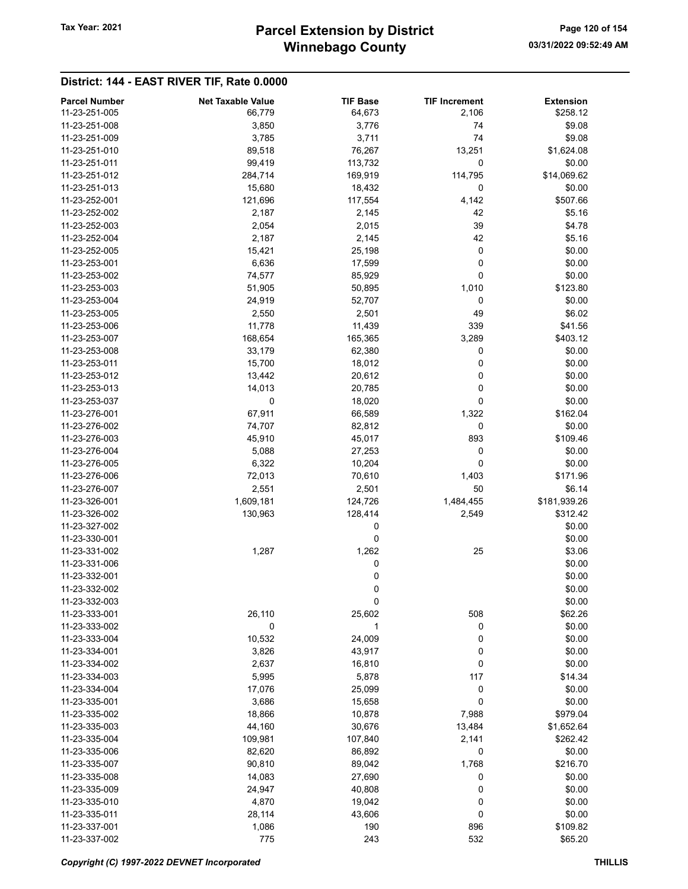## District: 144 - EAST RIVER TIF, Rate 0.0000

| Parcel Number | Net Taxable Value | TIF Base | TIF Increment | Extension |
|---|---|---|---|---|
| 11-23-251-005 | 66,779 | 64,673 | 2,106 | $258.12 |
| 11-23-251-008 | 3,850 | 3,776 | 74 | $9.08 |
| 11-23-251-009 | 3,785 | 3,711 | 74 | $9.08 |
| 11-23-251-010 | 89,518 | 76,267 | 13,251 | $1,624.08 |
| 11-23-251-011 | 99,419 | 113,732 | 0 | $0.00 |
| 11-23-251-012 | 284,714 | 169,919 | 114,795 | $14,069.62 |
| 11-23-251-013 | 15,680 | 18,432 | 0 | $0.00 |
| 11-23-252-001 | 121,696 | 117,554 | 4,142 | $507.66 |
| 11-23-252-002 | 2,187 | 2,145 | 42 | $5.16 |
| 11-23-252-003 | 2,054 | 2,015 | 39 | $4.78 |
| 11-23-252-004 | 2,187 | 2,145 | 42 | $5.16 |
| 11-23-252-005 | 15,421 | 25,198 | 0 | $0.00 |
| 11-23-253-001 | 6,636 | 17,599 | 0 | $0.00 |
| 11-23-253-002 | 74,577 | 85,929 | 0 | $0.00 |
| 11-23-253-003 | 51,905 | 50,895 | 1,010 | $123.80 |
| 11-23-253-004 | 24,919 | 52,707 | 0 | $0.00 |
| 11-23-253-005 | 2,550 | 2,501 | 49 | $6.02 |
| 11-23-253-006 | 11,778 | 11,439 | 339 | $41.56 |
| 11-23-253-007 | 168,654 | 165,365 | 3,289 | $403.12 |
| 11-23-253-008 | 33,179 | 62,380 | 0 | $0.00 |
| 11-23-253-011 | 15,700 | 18,012 | 0 | $0.00 |
| 11-23-253-012 | 13,442 | 20,612 | 0 | $0.00 |
| 11-23-253-013 | 14,013 | 20,785 | 0 | $0.00 |
| 11-23-253-037 | 0 | 18,020 | 0 | $0.00 |
| 11-23-276-001 | 67,911 | 66,589 | 1,322 | $162.04 |
| 11-23-276-002 | 74,707 | 82,812 | 0 | $0.00 |
| 11-23-276-003 | 45,910 | 45,017 | 893 | $109.46 |
| 11-23-276-004 | 5,088 | 27,253 | 0 | $0.00 |
| 11-23-276-005 | 6,322 | 10,204 | 0 | $0.00 |
| 11-23-276-006 | 72,013 | 70,610 | 1,403 | $171.96 |
| 11-23-276-007 | 2,551 | 2,501 | 50 | $6.14 |
| 11-23-326-001 | 1,609,181 | 124,726 | 1,484,455 | $181,939.26 |
| 11-23-326-002 | 130,963 | 128,414 | 2,549 | $312.42 |
| 11-23-327-002 | | 0 | | $0.00 |
| 11-23-330-001 | | 0 | | $0.00 |
| 11-23-331-002 | 1,287 | 1,262 | 25 | $3.06 |
| 11-23-331-006 | | 0 | | $0.00 |
| 11-23-332-001 | | 0 | | $0.00 |
| 11-23-332-002 | | 0 | | $0.00 |
| 11-23-332-003 | | 0 | | $0.00 |
| 11-23-333-001 | 26,110 | 25,602 | 508 | $62.26 |
| 11-23-333-002 | 0 | 1 | 0 | $0.00 |
| 11-23-333-004 | 10,532 | 24,009 | 0 | $0.00 |
| 11-23-334-001 | 3,826 | 43,917 | 0 | $0.00 |
| 11-23-334-002 | 2,637 | 16,810 | 0 | $0.00 |
| 11-23-334-003 | 5,995 | 5,878 | 117 | $14.34 |
| 11-23-334-004 | 17,076 | 25,099 | 0 | $0.00 |
| 11-23-335-001 | 3,686 | 15,658 | 0 | $0.00 |
| 11-23-335-002 | 18,866 | 10,878 | 7,988 | $979.04 |
| 11-23-335-003 | 44,160 | 30,676 | 13,484 | $1,652.64 |
| 11-23-335-004 | 109,981 | 107,840 | 2,141 | $262.42 |
| 11-23-335-006 | 82,620 | 86,892 | 0 | $0.00 |
| 11-23-335-007 | 90,810 | 89,042 | 1,768 | $216.70 |
| 11-23-335-008 | 14,083 | 27,690 | 0 | $0.00 |
| 11-23-335-009 | 24,947 | 40,808 | 0 | $0.00 |
| 11-23-335-010 | 4,870 | 19,042 | 0 | $0.00 |
| 11-23-335-011 | 28,114 | 43,606 | 0 | $0.00 |
| 11-23-337-001 | 1,086 | 190 | 896 | $109.82 |
| 11-23-337-002 | 775 | 243 | 532 | $65.20 |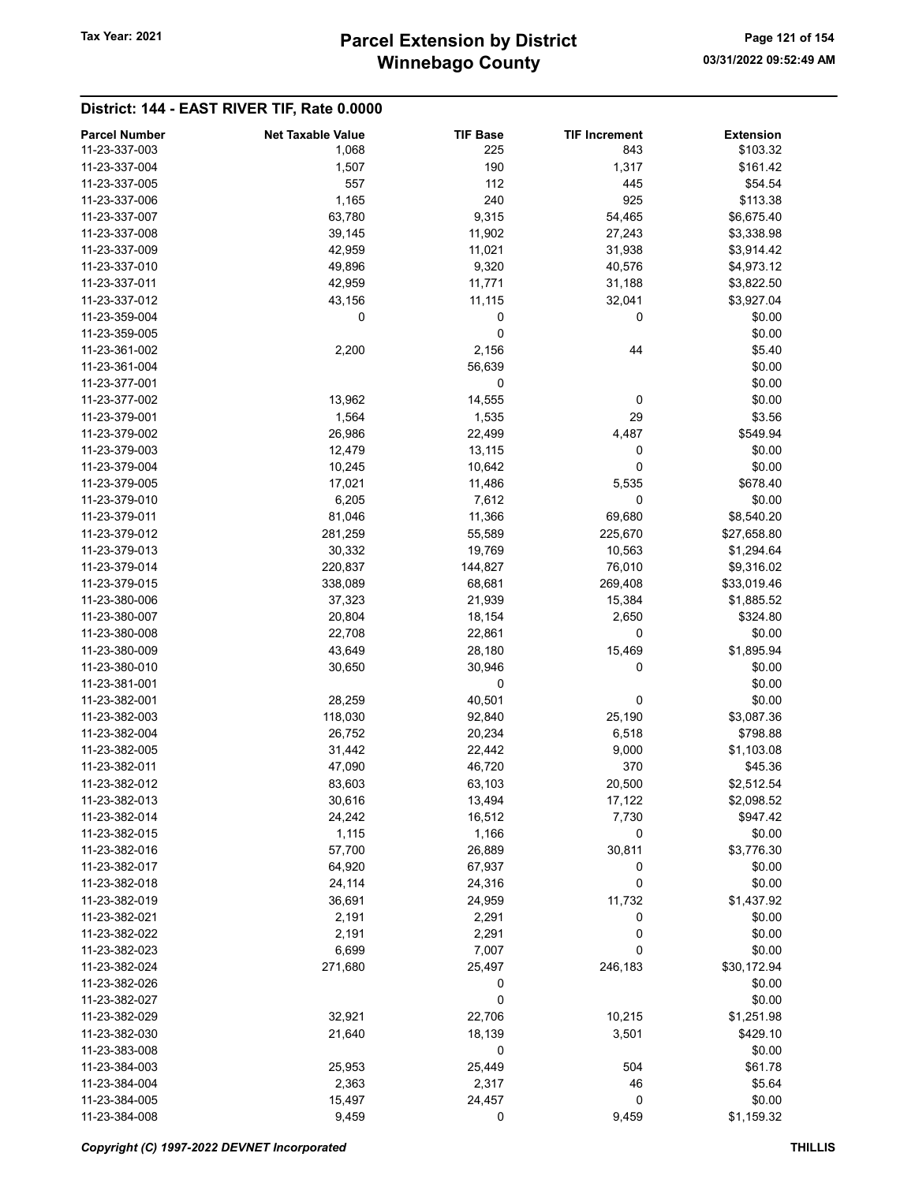## District: 144 - EAST RIVER TIF, Rate 0.0000

| Parcel Number | Net Taxable Value | TIF Base | TIF Increment | Extension |
|---|---|---|---|---|
| 11-23-337-003 | 1,068 | 225 | 843 | $103.32 |
| 11-23-337-004 | 1,507 | 190 | 1,317 | $161.42 |
| 11-23-337-005 | 557 | 112 | 445 | $54.54 |
| 11-23-337-006 | 1,165 | 240 | 925 | $113.38 |
| 11-23-337-007 | 63,780 | 9,315 | 54,465 | $6,675.40 |
| 11-23-337-008 | 39,145 | 11,902 | 27,243 | $3,338.98 |
| 11-23-337-009 | 42,959 | 11,021 | 31,938 | $3,914.42 |
| 11-23-337-010 | 49,896 | 9,320 | 40,576 | $4,973.12 |
| 11-23-337-011 | 42,959 | 11,771 | 31,188 | $3,822.50 |
| 11-23-337-012 | 43,156 | 11,115 | 32,041 | $3,927.04 |
| 11-23-359-004 | 0 | 0 | 0 | $0.00 |
| 11-23-359-005 | | 0 | | $0.00 |
| 11-23-361-002 | 2,200 | 2,156 | 44 | $5.40 |
| 11-23-361-004 | | 56,639 | | $0.00 |
| 11-23-377-001 | | 0 | | $0.00 |
| 11-23-377-002 | 13,962 | 14,555 | 0 | $0.00 |
| 11-23-379-001 | 1,564 | 1,535 | 29 | $3.56 |
| 11-23-379-002 | 26,986 | 22,499 | 4,487 | $549.94 |
| 11-23-379-003 | 12,479 | 13,115 | 0 | $0.00 |
| 11-23-379-004 | 10,245 | 10,642 | 0 | $0.00 |
| 11-23-379-005 | 17,021 | 11,486 | 5,535 | $678.40 |
| 11-23-379-010 | 6,205 | 7,612 | 0 | $0.00 |
| 11-23-379-011 | 81,046 | 11,366 | 69,680 | $8,540.20 |
| 11-23-379-012 | 281,259 | 55,589 | 225,670 | $27,658.80 |
| 11-23-379-013 | 30,332 | 19,769 | 10,563 | $1,294.64 |
| 11-23-379-014 | 220,837 | 144,827 | 76,010 | $9,316.02 |
| 11-23-379-015 | 338,089 | 68,681 | 269,408 | $33,019.46 |
| 11-23-380-006 | 37,323 | 21,939 | 15,384 | $1,885.52 |
| 11-23-380-007 | 20,804 | 18,154 | 2,650 | $324.80 |
| 11-23-380-008 | 22,708 | 22,861 | 0 | $0.00 |
| 11-23-380-009 | 43,649 | 28,180 | 15,469 | $1,895.94 |
| 11-23-380-010 | 30,650 | 30,946 | 0 | $0.00 |
| 11-23-381-001 | | 0 | | $0.00 |
| 11-23-382-001 | 28,259 | 40,501 | 0 | $0.00 |
| 11-23-382-003 | 118,030 | 92,840 | 25,190 | $3,087.36 |
| 11-23-382-004 | 26,752 | 20,234 | 6,518 | $798.88 |
| 11-23-382-005 | 31,442 | 22,442 | 9,000 | $1,103.08 |
| 11-23-382-011 | 47,090 | 46,720 | 370 | $45.36 |
| 11-23-382-012 | 83,603 | 63,103 | 20,500 | $2,512.54 |
| 11-23-382-013 | 30,616 | 13,494 | 17,122 | $2,098.52 |
| 11-23-382-014 | 24,242 | 16,512 | 7,730 | $947.42 |
| 11-23-382-015 | 1,115 | 1,166 | 0 | $0.00 |
| 11-23-382-016 | 57,700 | 26,889 | 30,811 | $3,776.30 |
| 11-23-382-017 | 64,920 | 67,937 | 0 | $0.00 |
| 11-23-382-018 | 24,114 | 24,316 | 0 | $0.00 |
| 11-23-382-019 | 36,691 | 24,959 | 11,732 | $1,437.92 |
| 11-23-382-021 | 2,191 | 2,291 | 0 | $0.00 |
| 11-23-382-022 | 2,191 | 2,291 | 0 | $0.00 |
| 11-23-382-023 | 6,699 | 7,007 | 0 | $0.00 |
| 11-23-382-024 | 271,680 | 25,497 | 246,183 | $30,172.94 |
| 11-23-382-026 | | 0 | | $0.00 |
| 11-23-382-027 | | 0 | | $0.00 |
| 11-23-382-029 | 32,921 | 22,706 | 10,215 | $1,251.98 |
| 11-23-382-030 | 21,640 | 18,139 | 3,501 | $429.10 |
| 11-23-383-008 | | 0 | | $0.00 |
| 11-23-384-003 | 25,953 | 25,449 | 504 | $61.78 |
| 11-23-384-004 | 2,363 | 2,317 | 46 | $5.64 |
| 11-23-384-005 | 15,497 | 24,457 | 0 | $0.00 |
| 11-23-384-008 | 9,459 | 0 | 9,459 | $1,159.32 |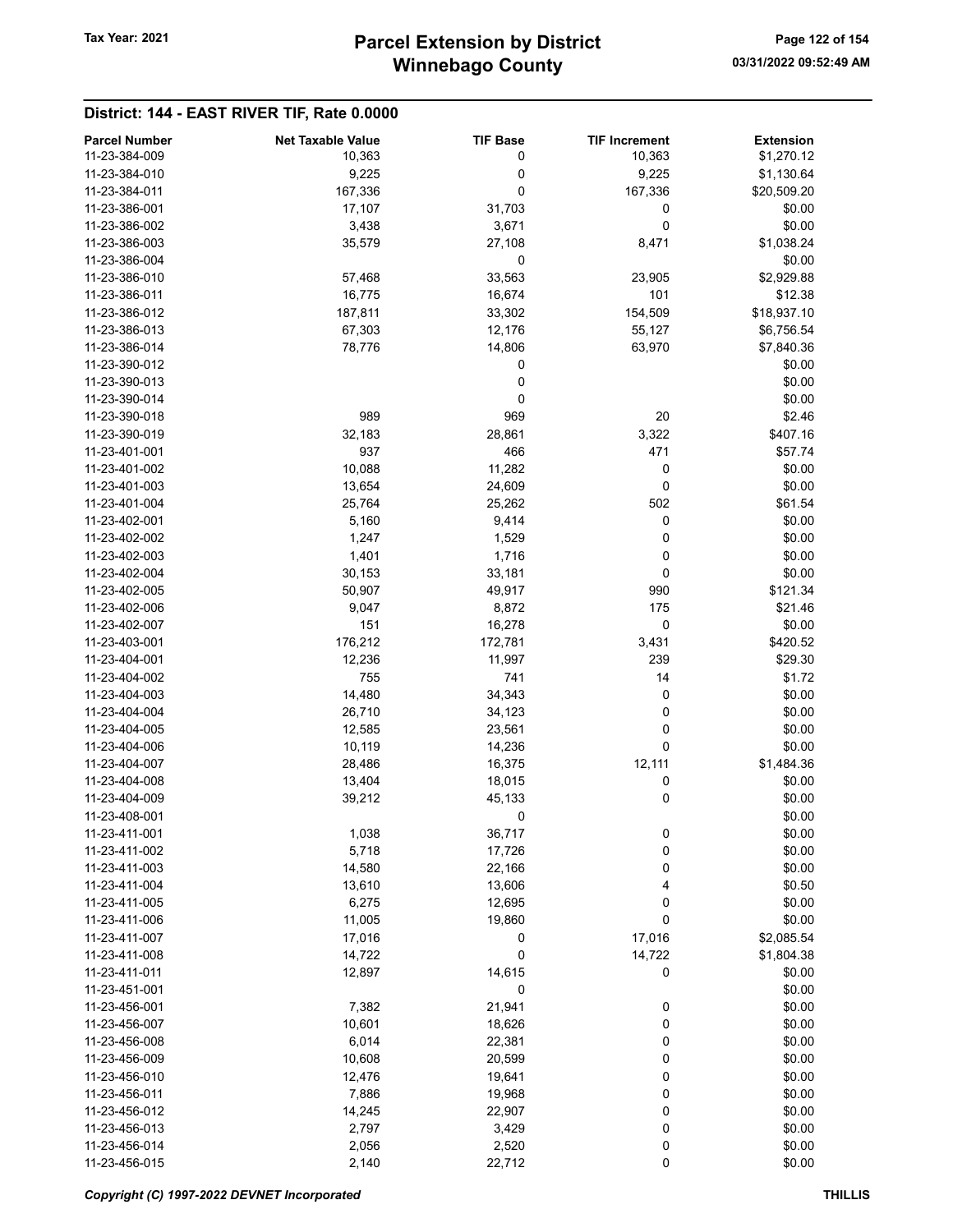## District: 144 - EAST RIVER TIF, Rate 0.0000

| Parcel Number | Net Taxable Value | TIF Base | TIF Increment | Extension |
|---|---|---|---|---|
| 11-23-384-009 | 10,363 | 0 | 10,363 | $1,270.12 |
| 11-23-384-010 | 9,225 | 0 | 9,225 | $1,130.64 |
| 11-23-384-011 | 167,336 | 0 | 167,336 | $20,509.20 |
| 11-23-386-001 | 17,107 | 31,703 | 0 | $0.00 |
| 11-23-386-002 | 3,438 | 3,671 | 0 | $0.00 |
| 11-23-386-003 | 35,579 | 27,108 | 8,471 | $1,038.24 |
| 11-23-386-004 | | 0 | | $0.00 |
| 11-23-386-010 | 57,468 | 33,563 | 23,905 | $2,929.88 |
| 11-23-386-011 | 16,775 | 16,674 | 101 | $12.38 |
| 11-23-386-012 | 187,811 | 33,302 | 154,509 | $18,937.10 |
| 11-23-386-013 | 67,303 | 12,176 | 55,127 | $6,756.54 |
| 11-23-386-014 | 78,776 | 14,806 | 63,970 | $7,840.36 |
| 11-23-390-012 | | 0 | | $0.00 |
| 11-23-390-013 | | 0 | | $0.00 |
| 11-23-390-014 | | 0 | | $0.00 |
| 11-23-390-018 | 989 | 969 | 20 | $2.46 |
| 11-23-390-019 | 32,183 | 28,861 | 3,322 | $407.16 |
| 11-23-401-001 | 937 | 466 | 471 | $57.74 |
| 11-23-401-002 | 10,088 | 11,282 | 0 | $0.00 |
| 11-23-401-003 | 13,654 | 24,609 | 0 | $0.00 |
| 11-23-401-004 | 25,764 | 25,262 | 502 | $61.54 |
| 11-23-402-001 | 5,160 | 9,414 | 0 | $0.00 |
| 11-23-402-002 | 1,247 | 1,529 | 0 | $0.00 |
| 11-23-402-003 | 1,401 | 1,716 | 0 | $0.00 |
| 11-23-402-004 | 30,153 | 33,181 | 0 | $0.00 |
| 11-23-402-005 | 50,907 | 49,917 | 990 | $121.34 |
| 11-23-402-006 | 9,047 | 8,872 | 175 | $21.46 |
| 11-23-402-007 | 151 | 16,278 | 0 | $0.00 |
| 11-23-403-001 | 176,212 | 172,781 | 3,431 | $420.52 |
| 11-23-404-001 | 12,236 | 11,997 | 239 | $29.30 |
| 11-23-404-002 | 755 | 741 | 14 | $1.72 |
| 11-23-404-003 | 14,480 | 34,343 | 0 | $0.00 |
| 11-23-404-004 | 26,710 | 34,123 | 0 | $0.00 |
| 11-23-404-005 | 12,585 | 23,561 | 0 | $0.00 |
| 11-23-404-006 | 10,119 | 14,236 | 0 | $0.00 |
| 11-23-404-007 | 28,486 | 16,375 | 12,111 | $1,484.36 |
| 11-23-404-008 | 13,404 | 18,015 | 0 | $0.00 |
| 11-23-404-009 | 39,212 | 45,133 | 0 | $0.00 |
| 11-23-408-001 | | 0 | | $0.00 |
| 11-23-411-001 | 1,038 | 36,717 | 0 | $0.00 |
| 11-23-411-002 | 5,718 | 17,726 | 0 | $0.00 |
| 11-23-411-003 | 14,580 | 22,166 | 0 | $0.00 |
| 11-23-411-004 | 13,610 | 13,606 | 4 | $0.50 |
| 11-23-411-005 | 6,275 | 12,695 | 0 | $0.00 |
| 11-23-411-006 | 11,005 | 19,860 | 0 | $0.00 |
| 11-23-411-007 | 17,016 | 0 | 17,016 | $2,085.54 |
| 11-23-411-008 | 14,722 | 0 | 14,722 | $1,804.38 |
| 11-23-411-011 | 12,897 | 14,615 | 0 | $0.00 |
| 11-23-451-001 | | 0 | | $0.00 |
| 11-23-456-001 | 7,382 | 21,941 | 0 | $0.00 |
| 11-23-456-007 | 10,601 | 18,626 | 0 | $0.00 |
| 11-23-456-008 | 6,014 | 22,381 | 0 | $0.00 |
| 11-23-456-009 | 10,608 | 20,599 | 0 | $0.00 |
| 11-23-456-010 | 12,476 | 19,641 | 0 | $0.00 |
| 11-23-456-011 | 7,886 | 19,968 | 0 | $0.00 |
| 11-23-456-012 | 14,245 | 22,907 | 0 | $0.00 |
| 11-23-456-013 | 2,797 | 3,429 | 0 | $0.00 |
| 11-23-456-014 | 2,056 | 2,520 | 0 | $0.00 |
| 11-23-456-015 | 2,140 | 22,712 | 0 | $0.00 |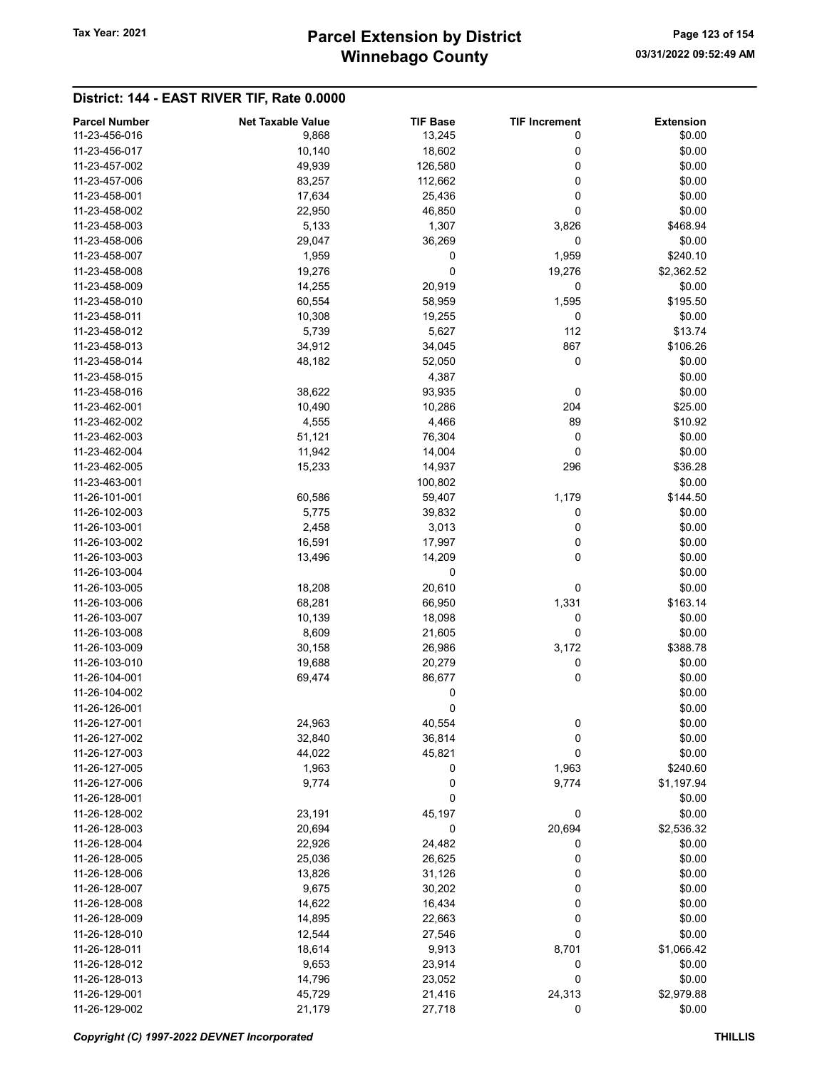## District: 144 - EAST RIVER TIF, Rate 0.0000

| Parcel Number | Net Taxable Value | TIF Base | TIF Increment | Extension |
|---|---|---|---|---|
| 11-23-456-016 | 9,868 | 13,245 | 0 | $0.00 |
| 11-23-456-017 | 10,140 | 18,602 | 0 | $0.00 |
| 11-23-457-002 | 49,939 | 126,580 | 0 | $0.00 |
| 11-23-457-006 | 83,257 | 112,662 | 0 | $0.00 |
| 11-23-458-001 | 17,634 | 25,436 | 0 | $0.00 |
| 11-23-458-002 | 22,950 | 46,850 | 0 | $0.00 |
| 11-23-458-003 | 5,133 | 1,307 | 3,826 | $468.94 |
| 11-23-458-006 | 29,047 | 36,269 | 0 | $0.00 |
| 11-23-458-007 | 1,959 | 0 | 1,959 | $240.10 |
| 11-23-458-008 | 19,276 | 0 | 19,276 | $2,362.52 |
| 11-23-458-009 | 14,255 | 20,919 | 0 | $0.00 |
| 11-23-458-010 | 60,554 | 58,959 | 1,595 | $195.50 |
| 11-23-458-011 | 10,308 | 19,255 | 0 | $0.00 |
| 11-23-458-012 | 5,739 | 5,627 | 112 | $13.74 |
| 11-23-458-013 | 34,912 | 34,045 | 867 | $106.26 |
| 11-23-458-014 | 48,182 | 52,050 | 0 | $0.00 |
| 11-23-458-015 | | 4,387 | | $0.00 |
| 11-23-458-016 | 38,622 | 93,935 | 0 | $0.00 |
| 11-23-462-001 | 10,490 | 10,286 | 204 | $25.00 |
| 11-23-462-002 | 4,555 | 4,466 | 89 | $10.92 |
| 11-23-462-003 | 51,121 | 76,304 | 0 | $0.00 |
| 11-23-462-004 | 11,942 | 14,004 | 0 | $0.00 |
| 11-23-462-005 | 15,233 | 14,937 | 296 | $36.28 |
| 11-23-463-001 | | 100,802 | | $0.00 |
| 11-26-101-001 | 60,586 | 59,407 | 1,179 | $144.50 |
| 11-26-102-003 | 5,775 | 39,832 | 0 | $0.00 |
| 11-26-103-001 | 2,458 | 3,013 | 0 | $0.00 |
| 11-26-103-002 | 16,591 | 17,997 | 0 | $0.00 |
| 11-26-103-003 | 13,496 | 14,209 | 0 | $0.00 |
| 11-26-103-004 | | 0 | | $0.00 |
| 11-26-103-005 | 18,208 | 20,610 | 0 | $0.00 |
| 11-26-103-006 | 68,281 | 66,950 | 1,331 | $163.14 |
| 11-26-103-007 | 10,139 | 18,098 | 0 | $0.00 |
| 11-26-103-008 | 8,609 | 21,605 | 0 | $0.00 |
| 11-26-103-009 | 30,158 | 26,986 | 3,172 | $388.78 |
| 11-26-103-010 | 19,688 | 20,279 | 0 | $0.00 |
| 11-26-104-001 | 69,474 | 86,677 | 0 | $0.00 |
| 11-26-104-002 | | 0 | | $0.00 |
| 11-26-126-001 | | 0 | | $0.00 |
| 11-26-127-001 | 24,963 | 40,554 | 0 | $0.00 |
| 11-26-127-002 | 32,840 | 36,814 | 0 | $0.00 |
| 11-26-127-003 | 44,022 | 45,821 | 0 | $0.00 |
| 11-26-127-005 | 1,963 | 0 | 1,963 | $240.60 |
| 11-26-127-006 | 9,774 | 0 | 9,774 | $1,197.94 |
| 11-26-128-001 | | 0 | | $0.00 |
| 11-26-128-002 | 23,191 | 45,197 | 0 | $0.00 |
| 11-26-128-003 | 20,694 | 0 | 20,694 | $2,536.32 |
| 11-26-128-004 | 22,926 | 24,482 | 0 | $0.00 |
| 11-26-128-005 | 25,036 | 26,625 | 0 | $0.00 |
| 11-26-128-006 | 13,826 | 31,126 | 0 | $0.00 |
| 11-26-128-007 | 9,675 | 30,202 | 0 | $0.00 |
| 11-26-128-008 | 14,622 | 16,434 | 0 | $0.00 |
| 11-26-128-009 | 14,895 | 22,663 | 0 | $0.00 |
| 11-26-128-010 | 12,544 | 27,546 | 0 | $0.00 |
| 11-26-128-011 | 18,614 | 9,913 | 8,701 | $1,066.42 |
| 11-26-128-012 | 9,653 | 23,914 | 0 | $0.00 |
| 11-26-128-013 | 14,796 | 23,052 | 0 | $0.00 |
| 11-26-129-001 | 45,729 | 21,416 | 24,313 | $2,979.88 |
| 11-26-129-002 | 21,179 | 27,718 | 0 | $0.00 |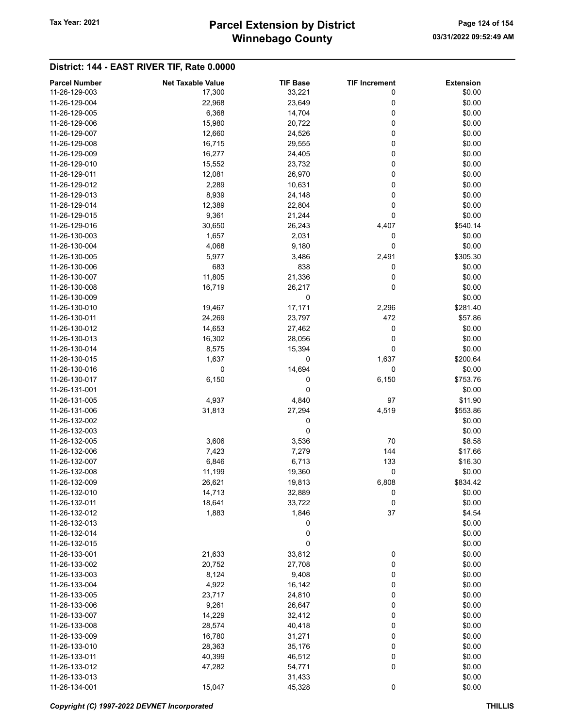# Parcel Extension by District
# Winnebago County

Tax Year: 2021

03/31/2022 09:52:49 AM

## District: 144 - EAST RIVER TIF, Rate 0.0000

| Parcel Number | Net Taxable Value | TIF Base | TIF Increment | Extension |
|---|---|---|---|---|
| 11-26-129-003 | 17,300 | 33,221 | 0 | $0.00 |
| 11-26-129-004 | 22,968 | 23,649 | 0 | $0.00 |
| 11-26-129-005 | 6,368 | 14,704 | 0 | $0.00 |
| 11-26-129-006 | 15,980 | 20,722 | 0 | $0.00 |
| 11-26-129-007 | 12,660 | 24,526 | 0 | $0.00 |
| 11-26-129-008 | 16,715 | 29,555 | 0 | $0.00 |
| 11-26-129-009 | 16,277 | 24,405 | 0 | $0.00 |
| 11-26-129-010 | 15,552 | 23,732 | 0 | $0.00 |
| 11-26-129-011 | 12,081 | 26,970 | 0 | $0.00 |
| 11-26-129-012 | 2,289 | 10,631 | 0 | $0.00 |
| 11-26-129-013 | 8,939 | 24,148 | 0 | $0.00 |
| 11-26-129-014 | 12,389 | 22,804 | 0 | $0.00 |
| 11-26-129-015 | 9,361 | 21,244 | 0 | $0.00 |
| 11-26-129-016 | 30,650 | 26,243 | 4,407 | $540.14 |
| 11-26-130-003 | 1,657 | 2,031 | 0 | $0.00 |
| 11-26-130-004 | 4,068 | 9,180 | 0 | $0.00 |
| 11-26-130-005 | 5,977 | 3,486 | 2,491 | $305.30 |
| 11-26-130-006 | 683 | 838 | 0 | $0.00 |
| 11-26-130-007 | 11,805 | 21,336 | 0 | $0.00 |
| 11-26-130-008 | 16,719 | 26,217 | 0 | $0.00 |
| 11-26-130-009 | | 0 | | $0.00 |
| 11-26-130-010 | 19,467 | 17,171 | 2,296 | $281.40 |
| 11-26-130-011 | 24,269 | 23,797 | 472 | $57.86 |
| 11-26-130-012 | 14,653 | 27,462 | 0 | $0.00 |
| 11-26-130-013 | 16,302 | 28,056 | 0 | $0.00 |
| 11-26-130-014 | 8,575 | 15,394 | 0 | $0.00 |
| 11-26-130-015 | 1,637 | 0 | 1,637 | $200.64 |
| 11-26-130-016 | 0 | 14,694 | 0 | $0.00 |
| 11-26-130-017 | 6,150 | 0 | 6,150 | $753.76 |
| 11-26-131-001 | | 0 | | $0.00 |
| 11-26-131-005 | 4,937 | 4,840 | 97 | $11.90 |
| 11-26-131-006 | 31,813 | 27,294 | 4,519 | $553.86 |
| 11-26-132-002 | | 0 | | $0.00 |
| 11-26-132-003 | | 0 | | $0.00 |
| 11-26-132-005 | 3,606 | 3,536 | 70 | $8.58 |
| 11-26-132-006 | 7,423 | 7,279 | 144 | $17.66 |
| 11-26-132-007 | 6,846 | 6,713 | 133 | $16.30 |
| 11-26-132-008 | 11,199 | 19,360 | 0 | $0.00 |
| 11-26-132-009 | 26,621 | 19,813 | 6,808 | $834.42 |
| 11-26-132-010 | 14,713 | 32,889 | 0 | $0.00 |
| 11-26-132-011 | 18,641 | 33,722 | 0 | $0.00 |
| 11-26-132-012 | 1,883 | 1,846 | 37 | $4.54 |
| 11-26-132-013 | | 0 | | $0.00 |
| 11-26-132-014 | | 0 | | $0.00 |
| 11-26-132-015 | | 0 | | $0.00 |
| 11-26-133-001 | 21,633 | 33,812 | 0 | $0.00 |
| 11-26-133-002 | 20,752 | 27,708 | 0 | $0.00 |
| 11-26-133-003 | 8,124 | 9,408 | 0 | $0.00 |
| 11-26-133-004 | 4,922 | 16,142 | 0 | $0.00 |
| 11-26-133-005 | 23,717 | 24,810 | 0 | $0.00 |
| 11-26-133-006 | 9,261 | 26,647 | 0 | $0.00 |
| 11-26-133-007 | 14,229 | 32,412 | 0 | $0.00 |
| 11-26-133-008 | 28,574 | 40,418 | 0 | $0.00 |
| 11-26-133-009 | 16,780 | 31,271 | 0 | $0.00 |
| 11-26-133-010 | 28,363 | 35,176 | 0 | $0.00 |
| 11-26-133-011 | 40,399 | 46,512 | 0 | $0.00 |
| 11-26-133-012 | 47,282 | 54,771 | 0 | $0.00 |
| 11-26-133-013 | | 31,433 | | $0.00 |
| 11-26-134-001 | 15,047 | 45,328 | 0 | $0.00 |

*Copyright (C) 1997-2022 DEVNET Incorporated* THILLIS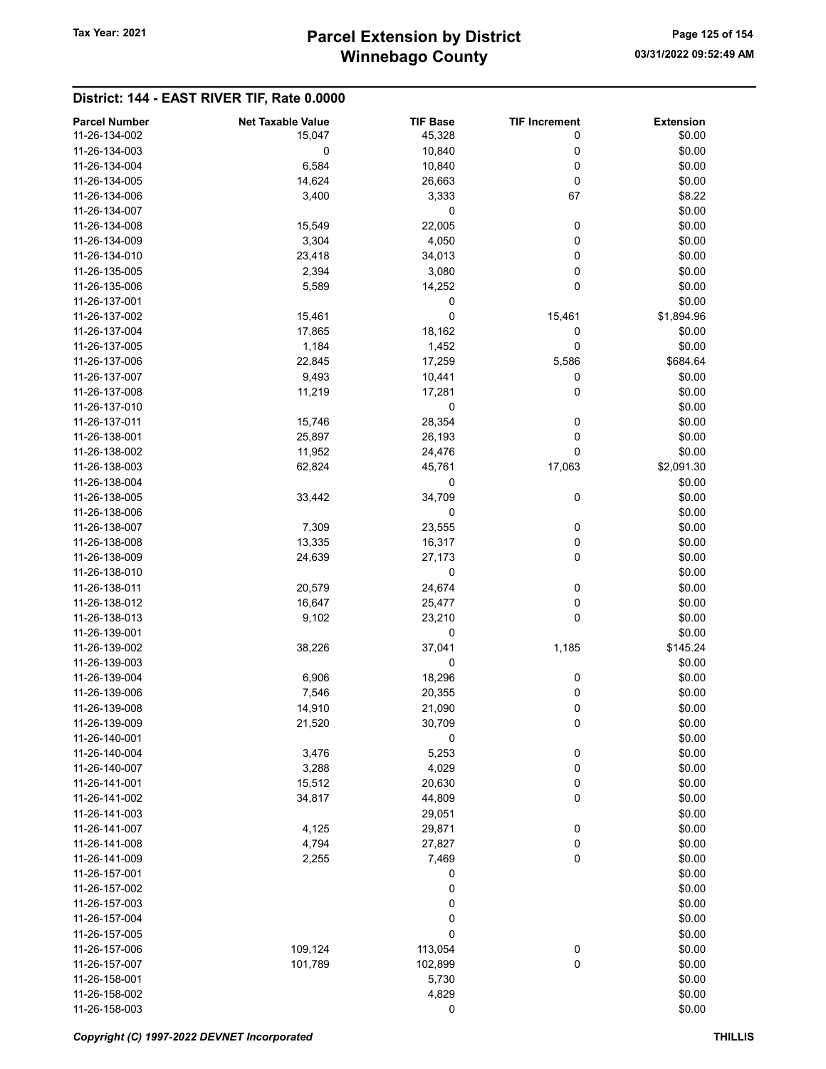## District: 144 - EAST RIVER TIF, Rate 0.0000

| Parcel Number | Net Taxable Value | TIF Base | TIF Increment | Extension |
|---|---|---|---|---|
| 11-26-134-002 | 15,047 | 45,328 | 0 | $0.00 |
| 11-26-134-003 | 0 | 10,840 | 0 | $0.00 |
| 11-26-134-004 | 6,584 | 10,840 | 0 | $0.00 |
| 11-26-134-005 | 14,624 | 26,663 | 0 | $0.00 |
| 11-26-134-006 | 3,400 | 3,333 | 67 | $8.22 |
| 11-26-134-007 | | 0 | | $0.00 |
| 11-26-134-008 | 15,549 | 22,005 | 0 | $0.00 |
| 11-26-134-009 | 3,304 | 4,050 | 0 | $0.00 |
| 11-26-134-010 | 23,418 | 34,013 | 0 | $0.00 |
| 11-26-135-005 | 2,394 | 3,080 | 0 | $0.00 |
| 11-26-135-006 | 5,589 | 14,252 | 0 | $0.00 |
| 11-26-137-001 | | 0 | | $0.00 |
| 11-26-137-002 | 15,461 | 0 | 15,461 | $1,894.96 |
| 11-26-137-004 | 17,865 | 18,162 | 0 | $0.00 |
| 11-26-137-005 | 1,184 | 1,452 | 0 | $0.00 |
| 11-26-137-006 | 22,845 | 17,259 | 5,586 | $684.64 |
| 11-26-137-007 | 9,493 | 10,441 | 0 | $0.00 |
| 11-26-137-008 | 11,219 | 17,281 | 0 | $0.00 |
| 11-26-137-010 | | 0 | | $0.00 |
| 11-26-137-011 | 15,746 | 28,354 | 0 | $0.00 |
| 11-26-138-001 | 25,897 | 26,193 | 0 | $0.00 |
| 11-26-138-002 | 11,952 | 24,476 | 0 | $0.00 |
| 11-26-138-003 | 62,824 | 45,761 | 17,063 | $2,091.30 |
| 11-26-138-004 | | 0 | | $0.00 |
| 11-26-138-005 | 33,442 | 34,709 | 0 | $0.00 |
| 11-26-138-006 | | 0 | | $0.00 |
| 11-26-138-007 | 7,309 | 23,555 | 0 | $0.00 |
| 11-26-138-008 | 13,335 | 16,317 | 0 | $0.00 |
| 11-26-138-009 | 24,639 | 27,173 | 0 | $0.00 |
| 11-26-138-010 | | 0 | | $0.00 |
| 11-26-138-011 | 20,579 | 24,674 | 0 | $0.00 |
| 11-26-138-012 | 16,647 | 25,477 | 0 | $0.00 |
| 11-26-138-013 | 9,102 | 23,210 | 0 | $0.00 |
| 11-26-139-001 | | 0 | | $0.00 |
| 11-26-139-002 | 38,226 | 37,041 | 1,185 | $145.24 |
| 11-26-139-003 | | 0 | | $0.00 |
| 11-26-139-004 | 6,906 | 18,296 | 0 | $0.00 |
| 11-26-139-006 | 7,546 | 20,355 | 0 | $0.00 |
| 11-26-139-008 | 14,910 | 21,090 | 0 | $0.00 |
| 11-26-139-009 | 21,520 | 30,709 | 0 | $0.00 |
| 11-26-140-001 | | 0 | | $0.00 |
| 11-26-140-004 | 3,476 | 5,253 | 0 | $0.00 |
| 11-26-140-007 | 3,288 | 4,029 | 0 | $0.00 |
| 11-26-141-001 | 15,512 | 20,630 | 0 | $0.00 |
| 11-26-141-002 | 34,817 | 44,809 | 0 | $0.00 |
| 11-26-141-003 | | 29,051 | | $0.00 |
| 11-26-141-007 | 4,125 | 29,871 | 0 | $0.00 |
| 11-26-141-008 | 4,794 | 27,827 | 0 | $0.00 |
| 11-26-141-009 | 2,255 | 7,469 | 0 | $0.00 |
| 11-26-157-001 | | 0 | | $0.00 |
| 11-26-157-002 | | 0 | | $0.00 |
| 11-26-157-003 | | 0 | | $0.00 |
| 11-26-157-004 | | 0 | | $0.00 |
| 11-26-157-005 | | 0 | | $0.00 |
| 11-26-157-006 | 109,124 | 113,054 | 0 | $0.00 |
| 11-26-157-007 | 101,789 | 102,899 | 0 | $0.00 |
| 11-26-158-001 | | 5,730 | | $0.00 |
| 11-26-158-002 | | 4,829 | | $0.00 |
| 11-26-158-003 | | 0 | | $0.00 |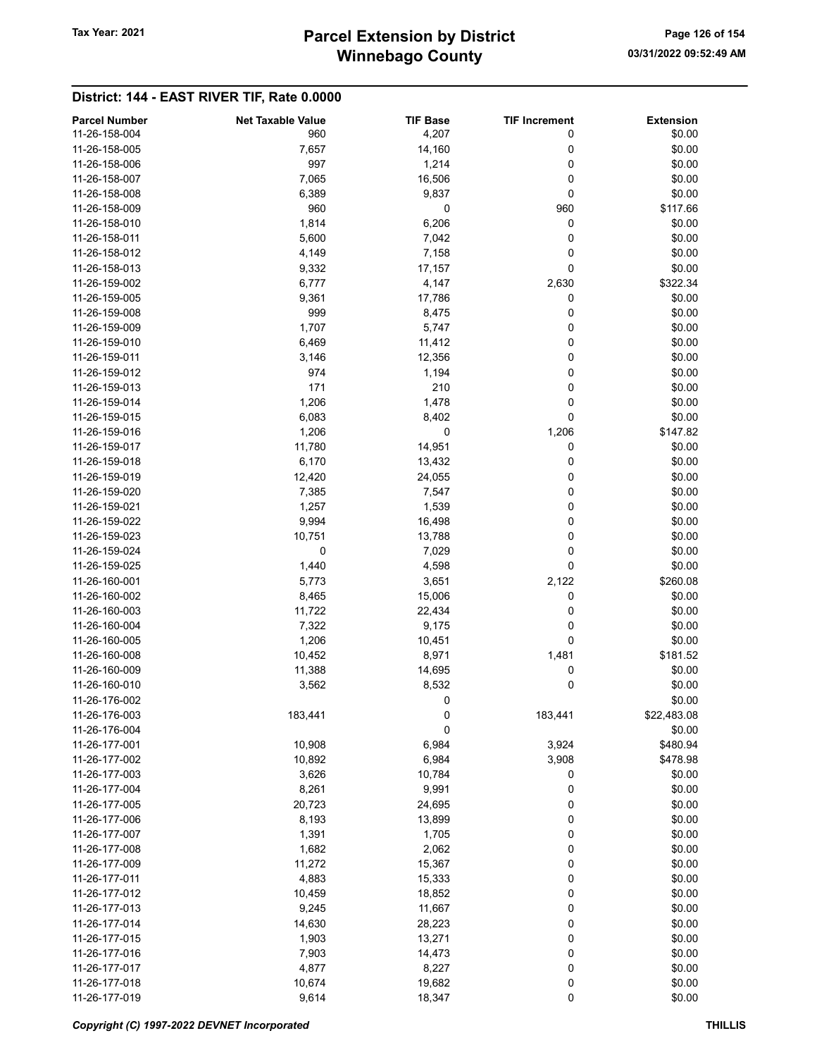## District: 144 - EAST RIVER TIF, Rate 0.0000

| Parcel Number | Net Taxable Value | TIF Base | TIF Increment | Extension |
|---|---|---|---|---|
| 11-26-158-004 | 960 | 4,207 | 0 | $0.00 |
| 11-26-158-005 | 7,657 | 14,160 | 0 | $0.00 |
| 11-26-158-006 | 997 | 1,214 | 0 | $0.00 |
| 11-26-158-007 | 7,065 | 16,506 | 0 | $0.00 |
| 11-26-158-008 | 6,389 | 9,837 | 0 | $0.00 |
| 11-26-158-009 | 960 | 0 | 960 | $117.66 |
| 11-26-158-010 | 1,814 | 6,206 | 0 | $0.00 |
| 11-26-158-011 | 5,600 | 7,042 | 0 | $0.00 |
| 11-26-158-012 | 4,149 | 7,158 | 0 | $0.00 |
| 11-26-158-013 | 9,332 | 17,157 | 0 | $0.00 |
| 11-26-159-002 | 6,777 | 4,147 | 2,630 | $322.34 |
| 11-26-159-005 | 9,361 | 17,786 | 0 | $0.00 |
| 11-26-159-008 | 999 | 8,475 | 0 | $0.00 |
| 11-26-159-009 | 1,707 | 5,747 | 0 | $0.00 |
| 11-26-159-010 | 6,469 | 11,412 | 0 | $0.00 |
| 11-26-159-011 | 3,146 | 12,356 | 0 | $0.00 |
| 11-26-159-012 | 974 | 1,194 | 0 | $0.00 |
| 11-26-159-013 | 171 | 210 | 0 | $0.00 |
| 11-26-159-014 | 1,206 | 1,478 | 0 | $0.00 |
| 11-26-159-015 | 6,083 | 8,402 | 0 | $0.00 |
| 11-26-159-016 | 1,206 | 0 | 1,206 | $147.82 |
| 11-26-159-017 | 11,780 | 14,951 | 0 | $0.00 |
| 11-26-159-018 | 6,170 | 13,432 | 0 | $0.00 |
| 11-26-159-019 | 12,420 | 24,055 | 0 | $0.00 |
| 11-26-159-020 | 7,385 | 7,547 | 0 | $0.00 |
| 11-26-159-021 | 1,257 | 1,539 | 0 | $0.00 |
| 11-26-159-022 | 9,994 | 16,498 | 0 | $0.00 |
| 11-26-159-023 | 10,751 | 13,788 | 0 | $0.00 |
| 11-26-159-024 | 0 | 7,029 | 0 | $0.00 |
| 11-26-159-025 | 1,440 | 4,598 | 0 | $0.00 |
| 11-26-160-001 | 5,773 | 3,651 | 2,122 | $260.08 |
| 11-26-160-002 | 8,465 | 15,006 | 0 | $0.00 |
| 11-26-160-003 | 11,722 | 22,434 | 0 | $0.00 |
| 11-26-160-004 | 7,322 | 9,175 | 0 | $0.00 |
| 11-26-160-005 | 1,206 | 10,451 | 0 | $0.00 |
| 11-26-160-008 | 10,452 | 8,971 | 1,481 | $181.52 |
| 11-26-160-009 | 11,388 | 14,695 | 0 | $0.00 |
| 11-26-160-010 | 3,562 | 8,532 | 0 | $0.00 |
| 11-26-176-002 | | 0 | | $0.00 |
| 11-26-176-003 | 183,441 | 0 | 183,441 | $22,483.08 |
| 11-26-176-004 | | 0 | | $0.00 |
| 11-26-177-001 | 10,908 | 6,984 | 3,924 | $480.94 |
| 11-26-177-002 | 10,892 | 6,984 | 3,908 | $478.98 |
| 11-26-177-003 | 3,626 | 10,784 | 0 | $0.00 |
| 11-26-177-004 | 8,261 | 9,991 | 0 | $0.00 |
| 11-26-177-005 | 20,723 | 24,695 | 0 | $0.00 |
| 11-26-177-006 | 8,193 | 13,899 | 0 | $0.00 |
| 11-26-177-007 | 1,391 | 1,705 | 0 | $0.00 |
| 11-26-177-008 | 1,682 | 2,062 | 0 | $0.00 |
| 11-26-177-009 | 11,272 | 15,367 | 0 | $0.00 |
| 11-26-177-011 | 4,883 | 15,333 | 0 | $0.00 |
| 11-26-177-012 | 10,459 | 18,852 | 0 | $0.00 |
| 11-26-177-013 | 9,245 | 11,667 | 0 | $0.00 |
| 11-26-177-014 | 14,630 | 28,223 | 0 | $0.00 |
| 11-26-177-015 | 1,903 | 13,271 | 0 | $0.00 |
| 11-26-177-016 | 7,903 | 14,473 | 0 | $0.00 |
| 11-26-177-017 | 4,877 | 8,227 | 0 | $0.00 |
| 11-26-177-018 | 10,674 | 19,682 | 0 | $0.00 |
| 11-26-177-019 | 9,614 | 18,347 | 0 | $0.00 |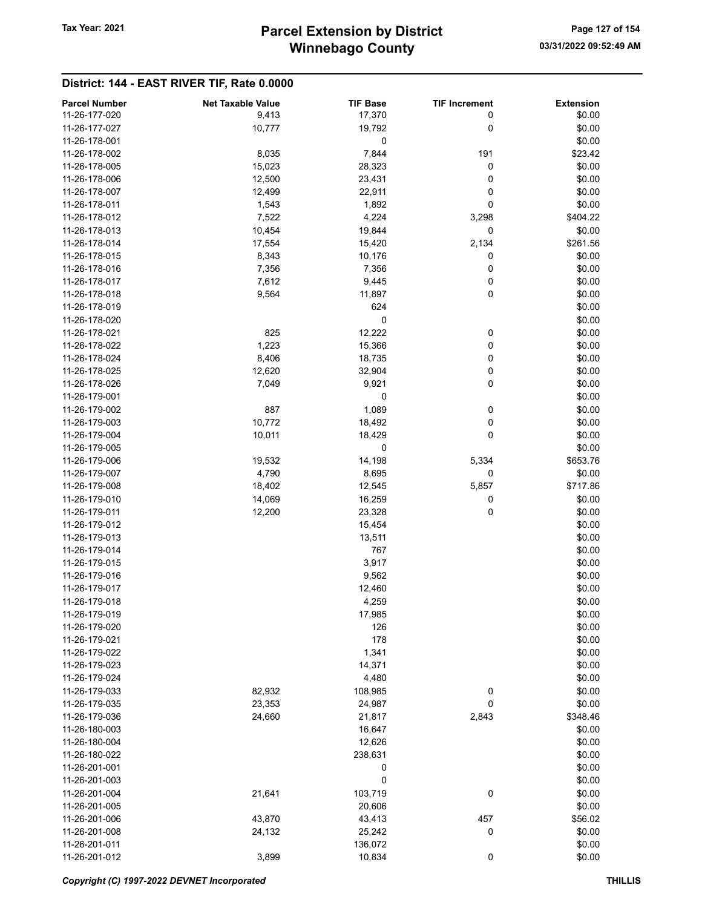## District: 144 - EAST RIVER TIF, Rate 0.0000

| Parcel Number | Net Taxable Value | TIF Base | TIF Increment | Extension |
|---|---|---|---|---|
| 11-26-177-020 | 9,413 | 17,370 | 0 | $0.00 |
| 11-26-177-027 | 10,777 | 19,792 | 0 | $0.00 |
| 11-26-178-001 | | 0 | | $0.00 |
| 11-26-178-002 | 8,035 | 7,844 | 191 | $23.42 |
| 11-26-178-005 | 15,023 | 28,323 | 0 | $0.00 |
| 11-26-178-006 | 12,500 | 23,431 | 0 | $0.00 |
| 11-26-178-007 | 12,499 | 22,911 | 0 | $0.00 |
| 11-26-178-011 | 1,543 | 1,892 | 0 | $0.00 |
| 11-26-178-012 | 7,522 | 4,224 | 3,298 | $404.22 |
| 11-26-178-013 | 10,454 | 19,844 | 0 | $0.00 |
| 11-26-178-014 | 17,554 | 15,420 | 2,134 | $261.56 |
| 11-26-178-015 | 8,343 | 10,176 | 0 | $0.00 |
| 11-26-178-016 | 7,356 | 7,356 | 0 | $0.00 |
| 11-26-178-017 | 7,612 | 9,445 | 0 | $0.00 |
| 11-26-178-018 | 9,564 | 11,897 | 0 | $0.00 |
| 11-26-178-019 | | 624 | | $0.00 |
| 11-26-178-020 | | 0 | | $0.00 |
| 11-26-178-021 | 825 | 12,222 | 0 | $0.00 |
| 11-26-178-022 | 1,223 | 15,366 | 0 | $0.00 |
| 11-26-178-024 | 8,406 | 18,735 | 0 | $0.00 |
| 11-26-178-025 | 12,620 | 32,904 | 0 | $0.00 |
| 11-26-178-026 | 7,049 | 9,921 | 0 | $0.00 |
| 11-26-179-001 | | 0 | | $0.00 |
| 11-26-179-002 | 887 | 1,089 | 0 | $0.00 |
| 11-26-179-003 | 10,772 | 18,492 | 0 | $0.00 |
| 11-26-179-004 | 10,011 | 18,429 | 0 | $0.00 |
| 11-26-179-005 | | 0 | | $0.00 |
| 11-26-179-006 | 19,532 | 14,198 | 5,334 | $653.76 |
| 11-26-179-007 | 4,790 | 8,695 | 0 | $0.00 |
| 11-26-179-008 | 18,402 | 12,545 | 5,857 | $717.86 |
| 11-26-179-010 | 14,069 | 16,259 | 0 | $0.00 |
| 11-26-179-011 | 12,200 | 23,328 | 0 | $0.00 |
| 11-26-179-012 | | 15,454 | | $0.00 |
| 11-26-179-013 | | 13,511 | | $0.00 |
| 11-26-179-014 | | 767 | | $0.00 |
| 11-26-179-015 | | 3,917 | | $0.00 |
| 11-26-179-016 | | 9,562 | | $0.00 |
| 11-26-179-017 | | 12,460 | | $0.00 |
| 11-26-179-018 | | 4,259 | | $0.00 |
| 11-26-179-019 | | 17,985 | | $0.00 |
| 11-26-179-020 | | 126 | | $0.00 |
| 11-26-179-021 | | 178 | | $0.00 |
| 11-26-179-022 | | 1,341 | | $0.00 |
| 11-26-179-023 | | 14,371 | | $0.00 |
| 11-26-179-024 | | 4,480 | | $0.00 |
| 11-26-179-033 | 82,932 | 108,985 | 0 | $0.00 |
| 11-26-179-035 | 23,353 | 24,987 | 0 | $0.00 |
| 11-26-179-036 | 24,660 | 21,817 | 2,843 | $348.46 |
| 11-26-180-003 | | 16,647 | | $0.00 |
| 11-26-180-004 | | 12,626 | | $0.00 |
| 11-26-180-022 | | 238,631 | | $0.00 |
| 11-26-201-001 | | 0 | | $0.00 |
| 11-26-201-003 | | 0 | | $0.00 |
| 11-26-201-004 | 21,641 | 103,719 | 0 | $0.00 |
| 11-26-201-005 | | 20,606 | | $0.00 |
| 11-26-201-006 | 43,870 | 43,413 | 457 | $56.02 |
| 11-26-201-008 | 24,132 | 25,242 | 0 | $0.00 |
| 11-26-201-011 | | 136,072 | | $0.00 |
| 11-26-201-012 | 3,899 | 10,834 | 0 | $0.00 |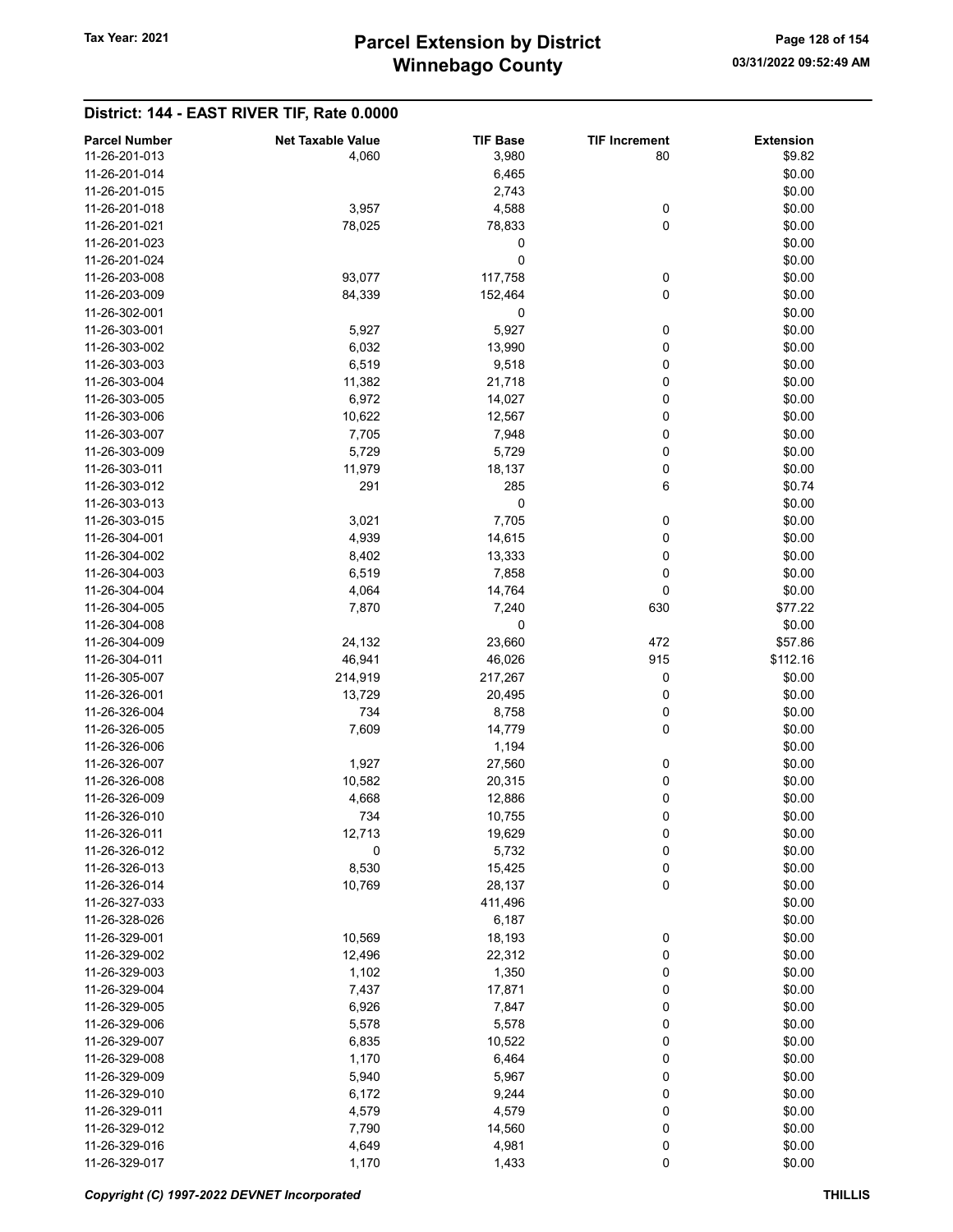## District: 144 - EAST RIVER TIF, Rate 0.0000

| Parcel Number | Net Taxable Value | TIF Base | TIF Increment | Extension |
|---|---|---|---|---|
| 11-26-201-013 | 4,060 | 3,980 | 80 | $9.82 |
| 11-26-201-014 | | 6,465 | | $0.00 |
| 11-26-201-015 | | 2,743 | | $0.00 |
| 11-26-201-018 | 3,957 | 4,588 | 0 | $0.00 |
| 11-26-201-021 | 78,025 | 78,833 | 0 | $0.00 |
| 11-26-201-023 | | 0 | | $0.00 |
| 11-26-201-024 | | 0 | | $0.00 |
| 11-26-203-008 | 93,077 | 117,758 | 0 | $0.00 |
| 11-26-203-009 | 84,339 | 152,464 | 0 | $0.00 |
| 11-26-302-001 | | 0 | | $0.00 |
| 11-26-303-001 | 5,927 | 5,927 | 0 | $0.00 |
| 11-26-303-002 | 6,032 | 13,990 | 0 | $0.00 |
| 11-26-303-003 | 6,519 | 9,518 | 0 | $0.00 |
| 11-26-303-004 | 11,382 | 21,718 | 0 | $0.00 |
| 11-26-303-005 | 6,972 | 14,027 | 0 | $0.00 |
| 11-26-303-006 | 10,622 | 12,567 | 0 | $0.00 |
| 11-26-303-007 | 7,705 | 7,948 | 0 | $0.00 |
| 11-26-303-009 | 5,729 | 5,729 | 0 | $0.00 |
| 11-26-303-011 | 11,979 | 18,137 | 0 | $0.00 |
| 11-26-303-012 | 291 | 285 | 6 | $0.74 |
| 11-26-303-013 | | 0 | | $0.00 |
| 11-26-303-015 | 3,021 | 7,705 | 0 | $0.00 |
| 11-26-304-001 | 4,939 | 14,615 | 0 | $0.00 |
| 11-26-304-002 | 8,402 | 13,333 | 0 | $0.00 |
| 11-26-304-003 | 6,519 | 7,858 | 0 | $0.00 |
| 11-26-304-004 | 4,064 | 14,764 | 0 | $0.00 |
| 11-26-304-005 | 7,870 | 7,240 | 630 | $77.22 |
| 11-26-304-008 | | 0 | | $0.00 |
| 11-26-304-009 | 24,132 | 23,660 | 472 | $57.86 |
| 11-26-304-011 | 46,941 | 46,026 | 915 | $112.16 |
| 11-26-305-007 | 214,919 | 217,267 | 0 | $0.00 |
| 11-26-326-001 | 13,729 | 20,495 | 0 | $0.00 |
| 11-26-326-004 | 734 | 8,758 | 0 | $0.00 |
| 11-26-326-005 | 7,609 | 14,779 | 0 | $0.00 |
| 11-26-326-006 | | 1,194 | | $0.00 |
| 11-26-326-007 | 1,927 | 27,560 | 0 | $0.00 |
| 11-26-326-008 | 10,582 | 20,315 | 0 | $0.00 |
| 11-26-326-009 | 4,668 | 12,886 | 0 | $0.00 |
| 11-26-326-010 | 734 | 10,755 | 0 | $0.00 |
| 11-26-326-011 | 12,713 | 19,629 | 0 | $0.00 |
| 11-26-326-012 | 0 | 5,732 | 0 | $0.00 |
| 11-26-326-013 | 8,530 | 15,425 | 0 | $0.00 |
| 11-26-326-014 | 10,769 | 28,137 | 0 | $0.00 |
| 11-26-327-033 | | 411,496 | | $0.00 |
| 11-26-328-026 | | 6,187 | | $0.00 |
| 11-26-329-001 | 10,569 | 18,193 | 0 | $0.00 |
| 11-26-329-002 | 12,496 | 22,312 | 0 | $0.00 |
| 11-26-329-003 | 1,102 | 1,350 | 0 | $0.00 |
| 11-26-329-004 | 7,437 | 17,871 | 0 | $0.00 |
| 11-26-329-005 | 6,926 | 7,847 | 0 | $0.00 |
| 11-26-329-006 | 5,578 | 5,578 | 0 | $0.00 |
| 11-26-329-007 | 6,835 | 10,522 | 0 | $0.00 |
| 11-26-329-008 | 1,170 | 6,464 | 0 | $0.00 |
| 11-26-329-009 | 5,940 | 5,967 | 0 | $0.00 |
| 11-26-329-010 | 6,172 | 9,244 | 0 | $0.00 |
| 11-26-329-011 | 4,579 | 4,579 | 0 | $0.00 |
| 11-26-329-012 | 7,790 | 14,560 | 0 | $0.00 |
| 11-26-329-016 | 4,649 | 4,981 | 0 | $0.00 |
| 11-26-329-017 | 1,170 | 1,433 | 0 | $0.00 |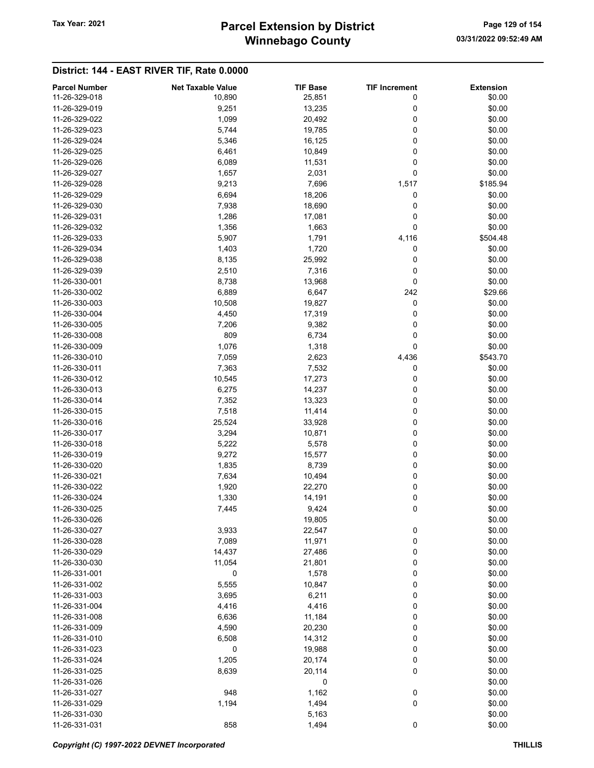## District: 144 - EAST RIVER TIF, Rate 0.0000

| Parcel Number | Net Taxable Value | TIF Base | TIF Increment | Extension |
|---|---|---|---|---|
| 11-26-329-018 | 10,890 | 25,851 | 0 | $0.00 |
| 11-26-329-019 | 9,251 | 13,235 | 0 | $0.00 |
| 11-26-329-022 | 1,099 | 20,492 | 0 | $0.00 |
| 11-26-329-023 | 5,744 | 19,785 | 0 | $0.00 |
| 11-26-329-024 | 5,346 | 16,125 | 0 | $0.00 |
| 11-26-329-025 | 6,461 | 10,849 | 0 | $0.00 |
| 11-26-329-026 | 6,089 | 11,531 | 0 | $0.00 |
| 11-26-329-027 | 1,657 | 2,031 | 0 | $0.00 |
| 11-26-329-028 | 9,213 | 7,696 | 1,517 | $185.94 |
| 11-26-329-029 | 6,694 | 18,206 | 0 | $0.00 |
| 11-26-329-030 | 7,938 | 18,690 | 0 | $0.00 |
| 11-26-329-031 | 1,286 | 17,081 | 0 | $0.00 |
| 11-26-329-032 | 1,356 | 1,663 | 0 | $0.00 |
| 11-26-329-033 | 5,907 | 1,791 | 4,116 | $504.48 |
| 11-26-329-034 | 1,403 | 1,720 | 0 | $0.00 |
| 11-26-329-038 | 8,135 | 25,992 | 0 | $0.00 |
| 11-26-329-039 | 2,510 | 7,316 | 0 | $0.00 |
| 11-26-330-001 | 8,738 | 13,968 | 0 | $0.00 |
| 11-26-330-002 | 6,889 | 6,647 | 242 | $29.66 |
| 11-26-330-003 | 10,508 | 19,827 | 0 | $0.00 |
| 11-26-330-004 | 4,450 | 17,319 | 0 | $0.00 |
| 11-26-330-005 | 7,206 | 9,382 | 0 | $0.00 |
| 11-26-330-008 | 809 | 6,734 | 0 | $0.00 |
| 11-26-330-009 | 1,076 | 1,318 | 0 | $0.00 |
| 11-26-330-010 | 7,059 | 2,623 | 4,436 | $543.70 |
| 11-26-330-011 | 7,363 | 7,532 | 0 | $0.00 |
| 11-26-330-012 | 10,545 | 17,273 | 0 | $0.00 |
| 11-26-330-013 | 6,275 | 14,237 | 0 | $0.00 |
| 11-26-330-014 | 7,352 | 13,323 | 0 | $0.00 |
| 11-26-330-015 | 7,518 | 11,414 | 0 | $0.00 |
| 11-26-330-016 | 25,524 | 33,928 | 0 | $0.00 |
| 11-26-330-017 | 3,294 | 10,871 | 0 | $0.00 |
| 11-26-330-018 | 5,222 | 5,578 | 0 | $0.00 |
| 11-26-330-019 | 9,272 | 15,577 | 0 | $0.00 |
| 11-26-330-020 | 1,835 | 8,739 | 0 | $0.00 |
| 11-26-330-021 | 7,634 | 10,494 | 0 | $0.00 |
| 11-26-330-022 | 1,920 | 22,270 | 0 | $0.00 |
| 11-26-330-024 | 1,330 | 14,191 | 0 | $0.00 |
| 11-26-330-025 | 7,445 | 9,424 | 0 | $0.00 |
| 11-26-330-026 | | 19,805 | | $0.00 |
| 11-26-330-027 | 3,933 | 22,547 | 0 | $0.00 |
| 11-26-330-028 | 7,089 | 11,971 | 0 | $0.00 |
| 11-26-330-029 | 14,437 | 27,486 | 0 | $0.00 |
| 11-26-330-030 | 11,054 | 21,801 | 0 | $0.00 |
| 11-26-331-001 | 0 | 1,578 | 0 | $0.00 |
| 11-26-331-002 | 5,555 | 10,847 | 0 | $0.00 |
| 11-26-331-003 | 3,695 | 6,211 | 0 | $0.00 |
| 11-26-331-004 | 4,416 | 4,416 | 0 | $0.00 |
| 11-26-331-008 | 6,636 | 11,184 | 0 | $0.00 |
| 11-26-331-009 | 4,590 | 20,230 | 0 | $0.00 |
| 11-26-331-010 | 6,508 | 14,312 | 0 | $0.00 |
| 11-26-331-023 | 0 | 19,988 | 0 | $0.00 |
| 11-26-331-024 | 1,205 | 20,174 | 0 | $0.00 |
| 11-26-331-025 | 8,639 | 20,114 | 0 | $0.00 |
| 11-26-331-026 | | 0 | | $0.00 |
| 11-26-331-027 | 948 | 1,162 | 0 | $0.00 |
| 11-26-331-029 | 1,194 | 1,494 | 0 | $0.00 |
| 11-26-331-030 | | 5,163 | | $0.00 |
| 11-26-331-031 | 858 | 1,494 | 0 | $0.00 |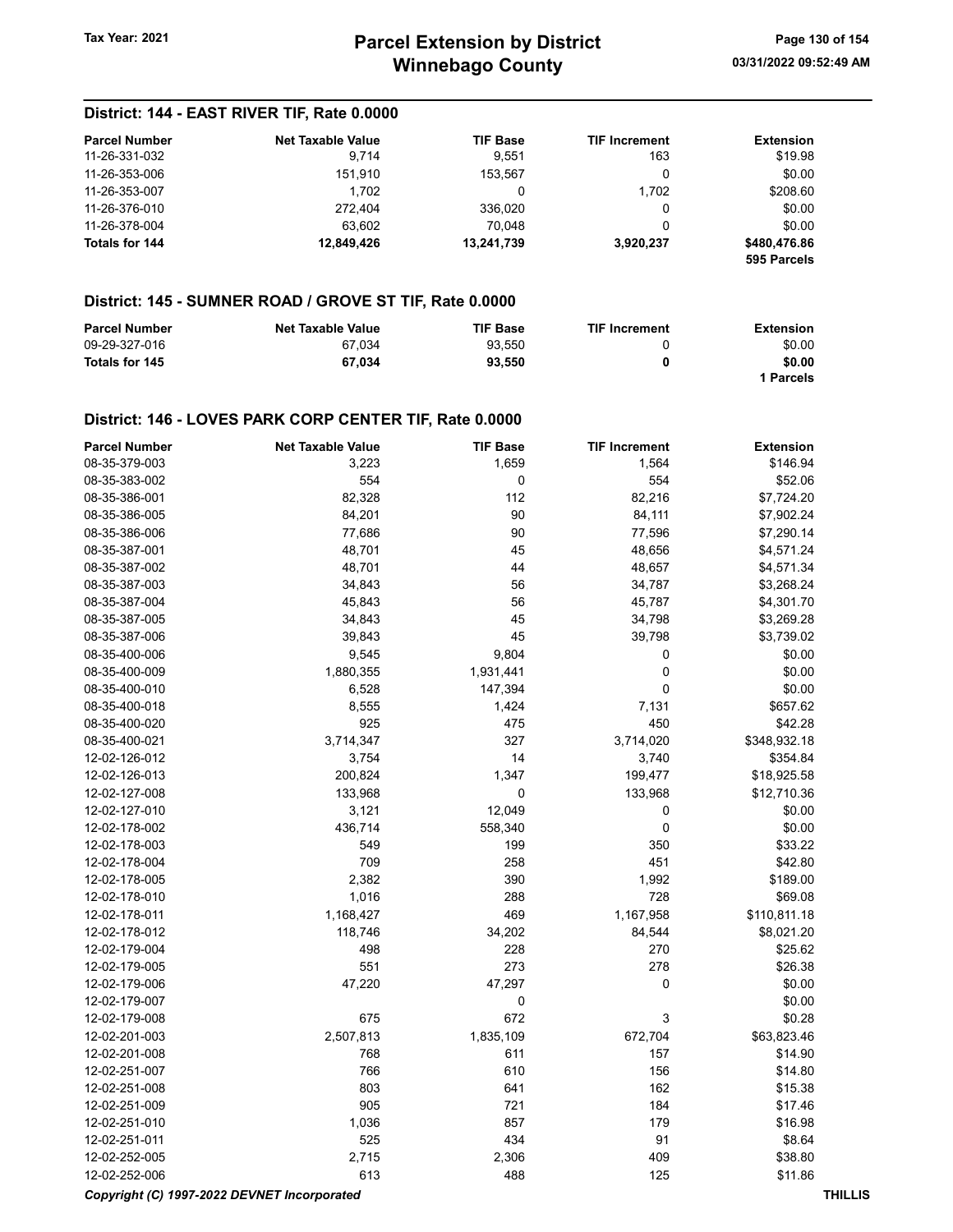## District: 144 - EAST RIVER TIF, Rate 0.0000

| Parcel Number | Net Taxable Value | TIF Base | TIF Increment | Extension |
|---|---|---|---|---|
| 11-26-331-032 | 9,714 | 9,551 | 163 | $19.98 |
| 11-26-353-006 | 151,910 | 153,567 | 0 | $0.00 |
| 11-26-353-007 | 1,702 | 0 | 1,702 | $208.60 |
| 11-26-376-010 | 272,404 | 336,020 | 0 | $0.00 |
| 11-26-378-004 | 63,602 | 70,048 | 0 | $0.00 |
| **Totals for 144** | **12,849,426** | **13,241,739** | **3,920,237** | **$480,476.86** |
| | | | | **595 Parcels** |

## District: 145 - SUMNER ROAD / GROVE ST TIF, Rate 0.0000

| Parcel Number | Net Taxable Value | TIF Base | TIF Increment | Extension |
|---|---|---|---|---|
| 09-29-327-016 | 67,034 | 93,550 | 0 | $0.00 |
| **Totals for 145** | **67,034** | **93,550** | **0** | **$0.00** |
| | | | | **1 Parcels** |

## District: 146 - LOVES PARK CORP CENTER TIF, Rate 0.0000

| Parcel Number | Net Taxable Value | TIF Base | TIF Increment | Extension |
|---|---|---|---|---|
| 08-35-379-003 | 3,223 | 1,659 | 1,564 | $146.94 |
| 08-35-383-002 | 554 | 0 | 554 | $52.06 |
| 08-35-386-001 | 82,328 | 112 | 82,216 | $7,724.20 |
| 08-35-386-005 | 84,201 | 90 | 84,111 | $7,902.24 |
| 08-35-386-006 | 77,686 | 90 | 77,596 | $7,290.14 |
| 08-35-387-001 | 48,701 | 45 | 48,656 | $4,571.24 |
| 08-35-387-002 | 48,701 | 44 | 48,657 | $4,571.34 |
| 08-35-387-003 | 34,843 | 56 | 34,787 | $3,268.24 |
| 08-35-387-004 | 45,843 | 56 | 45,787 | $4,301.70 |
| 08-35-387-005 | 34,843 | 45 | 34,798 | $3,269.28 |
| 08-35-387-006 | 39,843 | 45 | 39,798 | $3,739.02 |
| 08-35-400-006 | 9,545 | 9,804 | 0 | $0.00 |
| 08-35-400-009 | 1,880,355 | 1,931,441 | 0 | $0.00 |
| 08-35-400-010 | 6,528 | 147,394 | 0 | $0.00 |
| 08-35-400-018 | 8,555 | 1,424 | 7,131 | $657.62 |
| 08-35-400-020 | 925 | 475 | 450 | $42.28 |
| 08-35-400-021 | 3,714,347 | 327 | 3,714,020 | $348,932.18 |
| 12-02-126-012 | 3,754 | 14 | 3,740 | $354.84 |
| 12-02-126-013 | 200,824 | 1,347 | 199,477 | $18,925.58 |
| 12-02-127-008 | 133,968 | 0 | 133,968 | $12,710.36 |
| 12-02-127-010 | 3,121 | 12,049 | 0 | $0.00 |
| 12-02-178-002 | 436,714 | 558,340 | 0 | $0.00 |
| 12-02-178-003 | 549 | 199 | 350 | $33.22 |
| 12-02-178-004 | 709 | 258 | 451 | $42.80 |
| 12-02-178-005 | 2,382 | 390 | 1,992 | $189.00 |
| 12-02-178-010 | 1,016 | 288 | 728 | $69.08 |
| 12-02-178-011 | 1,168,427 | 469 | 1,167,958 | $110,811.18 |
| 12-02-178-012 | 118,746 | 34,202 | 84,544 | $8,021.20 |
| 12-02-179-004 | 498 | 228 | 270 | $25.62 |
| 12-02-179-005 | 551 | 273 | 278 | $26.38 |
| 12-02-179-006 | 47,220 | 47,297 | 0 | $0.00 |
| 12-02-179-007 | | 0 | | $0.00 |
| 12-02-179-008 | 675 | 672 | 3 | $0.28 |
| 12-02-201-003 | 2,507,813 | 1,835,109 | 672,704 | $63,823.46 |
| 12-02-201-008 | 768 | 611 | 157 | $14.90 |
| 12-02-251-007 | 766 | 610 | 156 | $14.80 |
| 12-02-251-008 | 803 | 641 | 162 | $15.38 |
| 12-02-251-009 | 905 | 721 | 184 | $17.46 |
| 12-02-251-010 | 1,036 | 857 | 179 | $16.98 |
| 12-02-251-011 | 525 | 434 | 91 | $8.64 |
| 12-02-252-005 | 2,715 | 2,306 | 409 | $38.80 |
| 12-02-252-006 | 613 | 488 | 125 | $11.86 |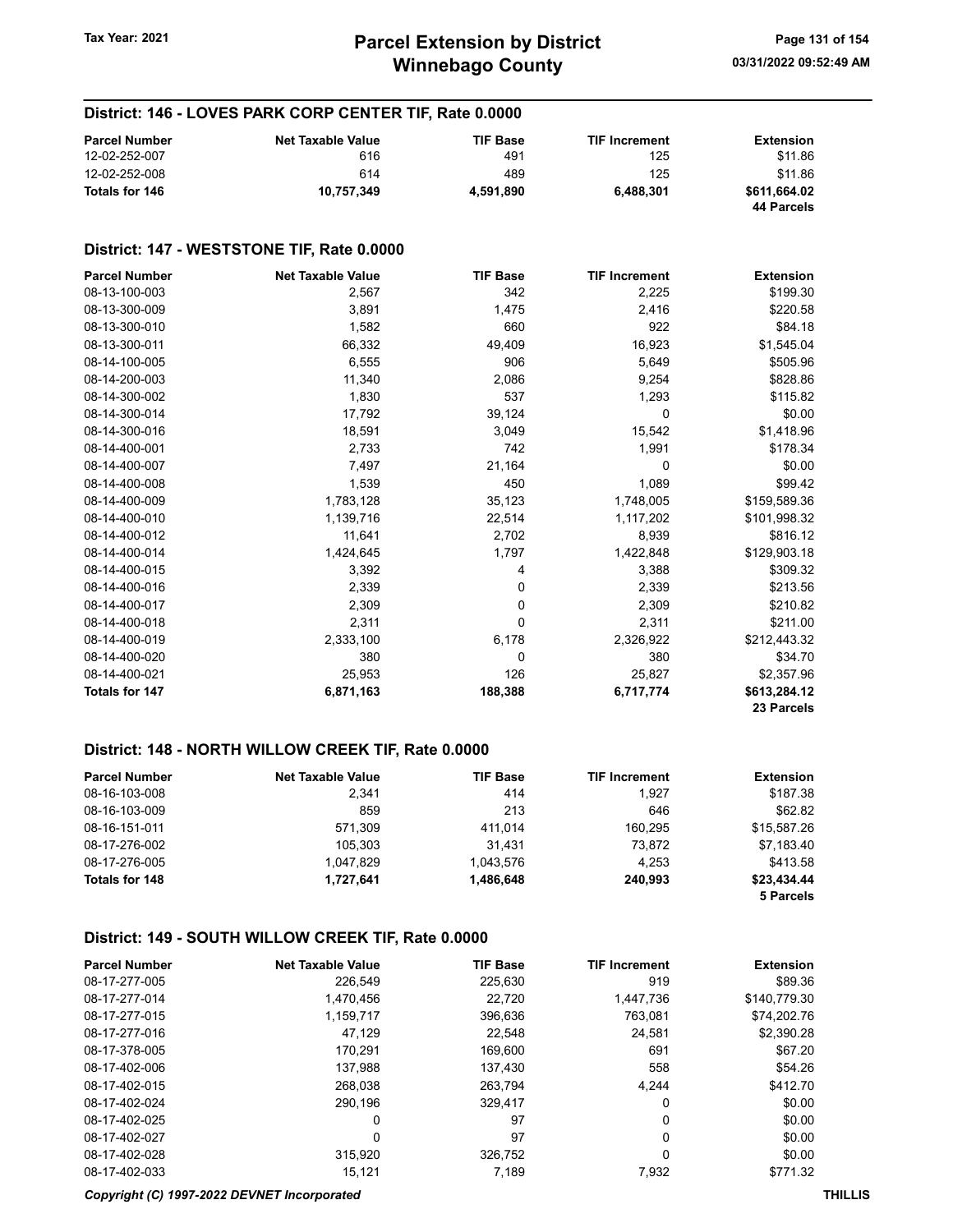## District: 146 - LOVES PARK CORP CENTER TIF, Rate 0.0000

| Parcel Number | Net Taxable Value | TIF Base | TIF Increment | Extension |
|---|---|---|---|---|
| 12-02-252-007 | 616 | 491 | 125 | $11.86 |
| 12-02-252-008 | 614 | 489 | 125 | $11.86 |
| **Totals for 146** | **10,757,349** | **4,591,890** | **6,488,301** | **$611,664.02** |
| | | | | **44 Parcels** |

## District: 147 - WESTSTONE TIF, Rate 0.0000

| Parcel Number | Net Taxable Value | TIF Base | TIF Increment | Extension |
|---|---|---|---|---|
| 08-13-100-003 | 2,567 | 342 | 2,225 | $199.30 |
| 08-13-300-009 | 3,891 | 1,475 | 2,416 | $220.58 |
| 08-13-300-010 | 1,582 | 660 | 922 | $84.18 |
| 08-13-300-011 | 66,332 | 49,409 | 16,923 | $1,545.04 |
| 08-14-100-005 | 6,555 | 906 | 5,649 | $505.96 |
| 08-14-200-003 | 11,340 | 2,086 | 9,254 | $828.86 |
| 08-14-300-002 | 1,830 | 537 | 1,293 | $115.82 |
| 08-14-300-014 | 17,792 | 39,124 | 0 | $0.00 |
| 08-14-300-016 | 18,591 | 3,049 | 15,542 | $1,418.96 |
| 08-14-400-001 | 2,733 | 742 | 1,991 | $178.34 |
| 08-14-400-007 | 7,497 | 21,164 | 0 | $0.00 |
| 08-14-400-008 | 1,539 | 450 | 1,089 | $99.42 |
| 08-14-400-009 | 1,783,128 | 35,123 | 1,748,005 | $159,589.36 |
| 08-14-400-010 | 1,139,716 | 22,514 | 1,117,202 | $101,998.32 |
| 08-14-400-012 | 11,641 | 2,702 | 8,939 | $816.12 |
| 08-14-400-014 | 1,424,645 | 1,797 | 1,422,848 | $129,903.18 |
| 08-14-400-015 | 3,392 | 4 | 3,388 | $309.32 |
| 08-14-400-016 | 2,339 | 0 | 2,339 | $213.56 |
| 08-14-400-017 | 2,309 | 0 | 2,309 | $210.82 |
| 08-14-400-018 | 2,311 | 0 | 2,311 | $211.00 |
| 08-14-400-019 | 2,333,100 | 6,178 | 2,326,922 | $212,443.32 |
| 08-14-400-020 | 380 | 0 | 380 | $34.70 |
| 08-14-400-021 | 25,953 | 126 | 25,827 | $2,357.96 |
| **Totals for 147** | **6,871,163** | **188,388** | **6,717,774** | **$613,284.12** |
| | | | | **23 Parcels** |

## District: 148 - NORTH WILLOW CREEK TIF, Rate 0.0000

| Parcel Number | Net Taxable Value | TIF Base | TIF Increment | Extension |
|---|---|---|---|---|
| 08-16-103-008 | 2,341 | 414 | 1,927 | $187.38 |
| 08-16-103-009 | 859 | 213 | 646 | $62.82 |
| 08-16-151-011 | 571,309 | 411,014 | 160,295 | $15,587.26 |
| 08-17-276-002 | 105,303 | 31,431 | 73,872 | $7,183.40 |
| 08-17-276-005 | 1,047,829 | 1,043,576 | 4,253 | $413.58 |
| **Totals for 148** | **1,727,641** | **1,486,648** | **240,993** | **$23,434.44** |
| | | | | **5 Parcels** |

## District: 149 - SOUTH WILLOW CREEK TIF, Rate 0.0000

| Parcel Number | Net Taxable Value | TIF Base | TIF Increment | Extension |
|---|---|---|---|---|
| 08-17-277-005 | 226,549 | 225,630 | 919 | $89.36 |
| 08-17-277-014 | 1,470,456 | 22,720 | 1,447,736 | $140,779.30 |
| 08-17-277-015 | 1,159,717 | 396,636 | 763,081 | $74,202.76 |
| 08-17-277-016 | 47,129 | 22,548 | 24,581 | $2,390.28 |
| 08-17-378-005 | 170,291 | 169,600 | 691 | $67.20 |
| 08-17-402-006 | 137,988 | 137,430 | 558 | $54.26 |
| 08-17-402-015 | 268,038 | 263,794 | 4,244 | $412.70 |
| 08-17-402-024 | 290,196 | 329,417 | 0 | $0.00 |
| 08-17-402-025 | 0 | 97 | 0 | $0.00 |
| 08-17-402-027 | 0 | 97 | 0 | $0.00 |
| 08-17-402-028 | 315,920 | 326,752 | 0 | $0.00 |
| 08-17-402-033 | 15,121 | 7,189 | 7,932 | $771.32 |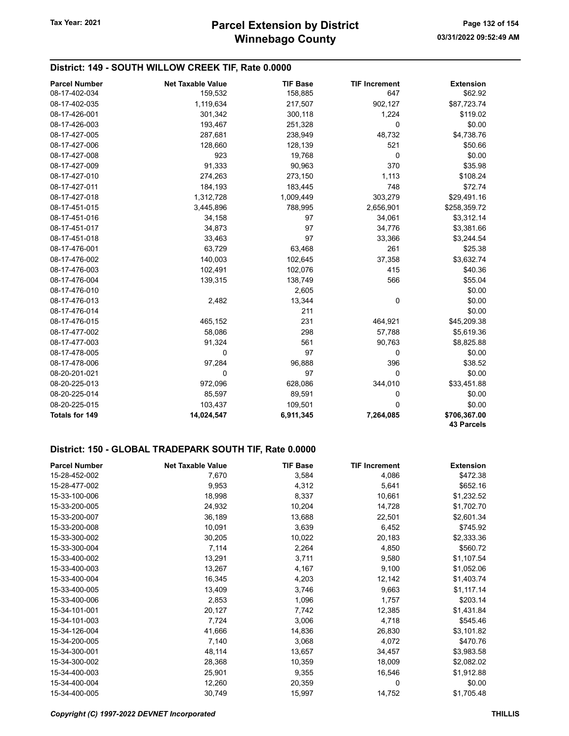## District: 149 - SOUTH WILLOW CREEK TIF, Rate 0.0000

| Parcel Number | Net Taxable Value | TIF Base | TIF Increment | Extension |
|---|---|---|---|---|
| 08-17-402-034 | 159,532 | 158,885 | 647 | $62.92 |
| 08-17-402-035 | 1,119,634 | 217,507 | 902,127 | $87,723.74 |
| 08-17-426-001 | 301,342 | 300,118 | 1,224 | $119.02 |
| 08-17-426-003 | 193,467 | 251,328 | 0 | $0.00 |
| 08-17-427-005 | 287,681 | 238,949 | 48,732 | $4,738.76 |
| 08-17-427-006 | 128,660 | 128,139 | 521 | $50.66 |
| 08-17-427-008 | 923 | 19,768 | 0 | $0.00 |
| 08-17-427-009 | 91,333 | 90,963 | 370 | $35.98 |
| 08-17-427-010 | 274,263 | 273,150 | 1,113 | $108.24 |
| 08-17-427-011 | 184,193 | 183,445 | 748 | $72.74 |
| 08-17-427-018 | 1,312,728 | 1,009,449 | 303,279 | $29,491.16 |
| 08-17-451-015 | 3,445,896 | 788,995 | 2,656,901 | $258,359.72 |
| 08-17-451-016 | 34,158 | 97 | 34,061 | $3,312.14 |
| 08-17-451-017 | 34,873 | 97 | 34,776 | $3,381.66 |
| 08-17-451-018 | 33,463 | 97 | 33,366 | $3,244.54 |
| 08-17-476-001 | 63,729 | 63,468 | 261 | $25.38 |
| 08-17-476-002 | 140,003 | 102,645 | 37,358 | $3,632.74 |
| 08-17-476-003 | 102,491 | 102,076 | 415 | $40.36 |
| 08-17-476-004 | 139,315 | 138,749 | 566 | $55.04 |
| 08-17-476-010 | | 2,605 | | $0.00 |
| 08-17-476-013 | 2,482 | 13,344 | 0 | $0.00 |
| 08-17-476-014 | | 211 | | $0.00 |
| 08-17-476-015 | 465,152 | 231 | 464,921 | $45,209.38 |
| 08-17-477-002 | 58,086 | 298 | 57,788 | $5,619.36 |
| 08-17-477-003 | 91,324 | 561 | 90,763 | $8,825.88 |
| 08-17-478-005 | 0 | 97 | 0 | $0.00 |
| 08-17-478-006 | 97,284 | 96,888 | 396 | $38.52 |
| 08-20-201-021 | 0 | 97 | 0 | $0.00 |
| 08-20-225-013 | 972,096 | 628,086 | 344,010 | $33,451.88 |
| 08-20-225-014 | 85,597 | 89,591 | 0 | $0.00 |
| 08-20-225-015 | 103,437 | 109,501 | 0 | $0.00 |
| **Totals for 149** | **14,024,547** | **6,911,345** | **7,264,085** | **$706,367.00** |
| | | | | **43 Parcels** |

## District: 150 - GLOBAL TRADEPARK SOUTH TIF, Rate 0.0000

| Parcel Number | Net Taxable Value | TIF Base | TIF Increment | Extension |
|---|---|---|---|---|
| 15-28-452-002 | 7,670 | 3,584 | 4,086 | $472.38 |
| 15-28-477-002 | 9,953 | 4,312 | 5,641 | $652.16 |
| 15-33-100-006 | 18,998 | 8,337 | 10,661 | $1,232.52 |
| 15-33-200-005 | 24,932 | 10,204 | 14,728 | $1,702.70 |
| 15-33-200-007 | 36,189 | 13,688 | 22,501 | $2,601.34 |
| 15-33-200-008 | 10,091 | 3,639 | 6,452 | $745.92 |
| 15-33-300-002 | 30,205 | 10,022 | 20,183 | $2,333.36 |
| 15-33-300-004 | 7,114 | 2,264 | 4,850 | $560.72 |
| 15-33-400-002 | 13,291 | 3,711 | 9,580 | $1,107.54 |
| 15-33-400-003 | 13,267 | 4,167 | 9,100 | $1,052.06 |
| 15-33-400-004 | 16,345 | 4,203 | 12,142 | $1,403.74 |
| 15-33-400-005 | 13,409 | 3,746 | 9,663 | $1,117.14 |
| 15-33-400-006 | 2,853 | 1,096 | 1,757 | $203.14 |
| 15-34-101-001 | 20,127 | 7,742 | 12,385 | $1,431.84 |
| 15-34-101-003 | 7,724 | 3,006 | 4,718 | $545.46 |
| 15-34-126-004 | 41,666 | 14,836 | 26,830 | $3,101.82 |
| 15-34-200-005 | 7,140 | 3,068 | 4,072 | $470.76 |
| 15-34-300-001 | 48,114 | 13,657 | 34,457 | $3,983.58 |
| 15-34-300-002 | 28,368 | 10,359 | 18,009 | $2,082.02 |
| 15-34-400-003 | 25,901 | 9,355 | 16,546 | $1,912.88 |
| 15-34-400-004 | 12,260 | 20,359 | 0 | $0.00 |
| 15-34-400-005 | 30,749 | 15,997 | 14,752 | $1,705.48 |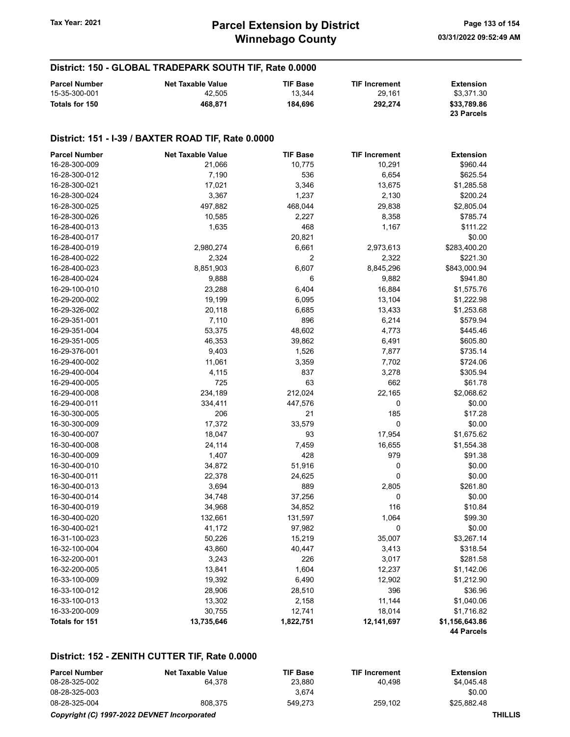## District: 150 - GLOBAL TRADEPARK SOUTH TIF, Rate 0.0000

| Parcel Number | Net Taxable Value | TIF Base | TIF Increment | Extension |
|---|---|---|---|---|
| 15-35-300-001 | 42,505 | 13,344 | 29,161 | $3,371.30 |
| **Totals for 150** | **468,871** | **184,696** | **292,274** | **$33,789.86** |
| | | | | **23 Parcels** |

## District: 151 - I-39 / BAXTER ROAD TIF, Rate 0.0000

| Parcel Number | Net Taxable Value | TIF Base | TIF Increment | Extension |
|---|---|---|---|---|
| 16-28-300-009 | 21,066 | 10,775 | 10,291 | $960.44 |
| 16-28-300-012 | 7,190 | 536 | 6,654 | $625.54 |
| 16-28-300-021 | 17,021 | 3,346 | 13,675 | $1,285.58 |
| 16-28-300-024 | 3,367 | 1,237 | 2,130 | $200.24 |
| 16-28-300-025 | 497,882 | 468,044 | 29,838 | $2,805.04 |
| 16-28-300-026 | 10,585 | 2,227 | 8,358 | $785.74 |
| 16-28-400-013 | 1,635 | 468 | 1,167 | $111.22 |
| 16-28-400-017 | | 20,821 | | $0.00 |
| 16-28-400-019 | 2,980,274 | 6,661 | 2,973,613 | $283,400.20 |
| 16-28-400-022 | 2,324 | 2 | 2,322 | $221.30 |
| 16-28-400-023 | 8,851,903 | 6,607 | 8,845,296 | $843,000.94 |
| 16-28-400-024 | 9,888 | 6 | 9,882 | $941.80 |
| 16-29-100-010 | 23,288 | 6,404 | 16,884 | $1,575.76 |
| 16-29-200-002 | 19,199 | 6,095 | 13,104 | $1,222.98 |
| 16-29-326-002 | 20,118 | 6,685 | 13,433 | $1,253.68 |
| 16-29-351-001 | 7,110 | 896 | 6,214 | $579.94 |
| 16-29-351-004 | 53,375 | 48,602 | 4,773 | $445.46 |
| 16-29-351-005 | 46,353 | 39,862 | 6,491 | $605.80 |
| 16-29-376-001 | 9,403 | 1,526 | 7,877 | $735.14 |
| 16-29-400-002 | 11,061 | 3,359 | 7,702 | $724.06 |
| 16-29-400-004 | 4,115 | 837 | 3,278 | $305.94 |
| 16-29-400-005 | 725 | 63 | 662 | $61.78 |
| 16-29-400-008 | 234,189 | 212,024 | 22,165 | $2,068.62 |
| 16-29-400-011 | 334,411 | 447,576 | 0 | $0.00 |
| 16-30-300-005 | 206 | 21 | 185 | $17.28 |
| 16-30-300-009 | 17,372 | 33,579 | 0 | $0.00 |
| 16-30-400-007 | 18,047 | 93 | 17,954 | $1,675.62 |
| 16-30-400-008 | 24,114 | 7,459 | 16,655 | $1,554.38 |
| 16-30-400-009 | 1,407 | 428 | 979 | $91.38 |
| 16-30-400-010 | 34,872 | 51,916 | 0 | $0.00 |
| 16-30-400-011 | 22,378 | 24,625 | 0 | $0.00 |
| 16-30-400-013 | 3,694 | 889 | 2,805 | $261.80 |
| 16-30-400-014 | 34,748 | 37,256 | 0 | $0.00 |
| 16-30-400-019 | 34,968 | 34,852 | 116 | $10.84 |
| 16-30-400-020 | 132,661 | 131,597 | 1,064 | $99.30 |
| 16-30-400-021 | 41,172 | 97,982 | 0 | $0.00 |
| 16-31-100-023 | 50,226 | 15,219 | 35,007 | $3,267.14 |
| 16-32-100-004 | 43,860 | 40,447 | 3,413 | $318.54 |
| 16-32-200-001 | 3,243 | 226 | 3,017 | $281.58 |
| 16-32-200-005 | 13,841 | 1,604 | 12,237 | $1,142.06 |
| 16-33-100-009 | 19,392 | 6,490 | 12,902 | $1,212.90 |
| 16-33-100-012 | 28,906 | 28,510 | 396 | $36.96 |
| 16-33-100-013 | 13,302 | 2,158 | 11,144 | $1,040.06 |
| 16-33-200-009 | 30,755 | 12,741 | 18,014 | $1,716.82 |
| **Totals for 151** | **13,735,646** | **1,822,751** | **12,141,697** | **$1,156,643.86** |
| | | | | **44 Parcels** |

## District: 152 - ZENITH CUTTER TIF, Rate 0.0000

| Parcel Number | Net Taxable Value | TIF Base | TIF Increment | Extension |
|---|---|---|---|---|
| 08-28-325-002 | 64,378 | 23,880 | 40,498 | $4,045.48 |
| 08-28-325-003 | | 3,674 | | $0.00 |
| 08-28-325-004 | 808,375 | 549,273 | 259,102 | $25,882.48 |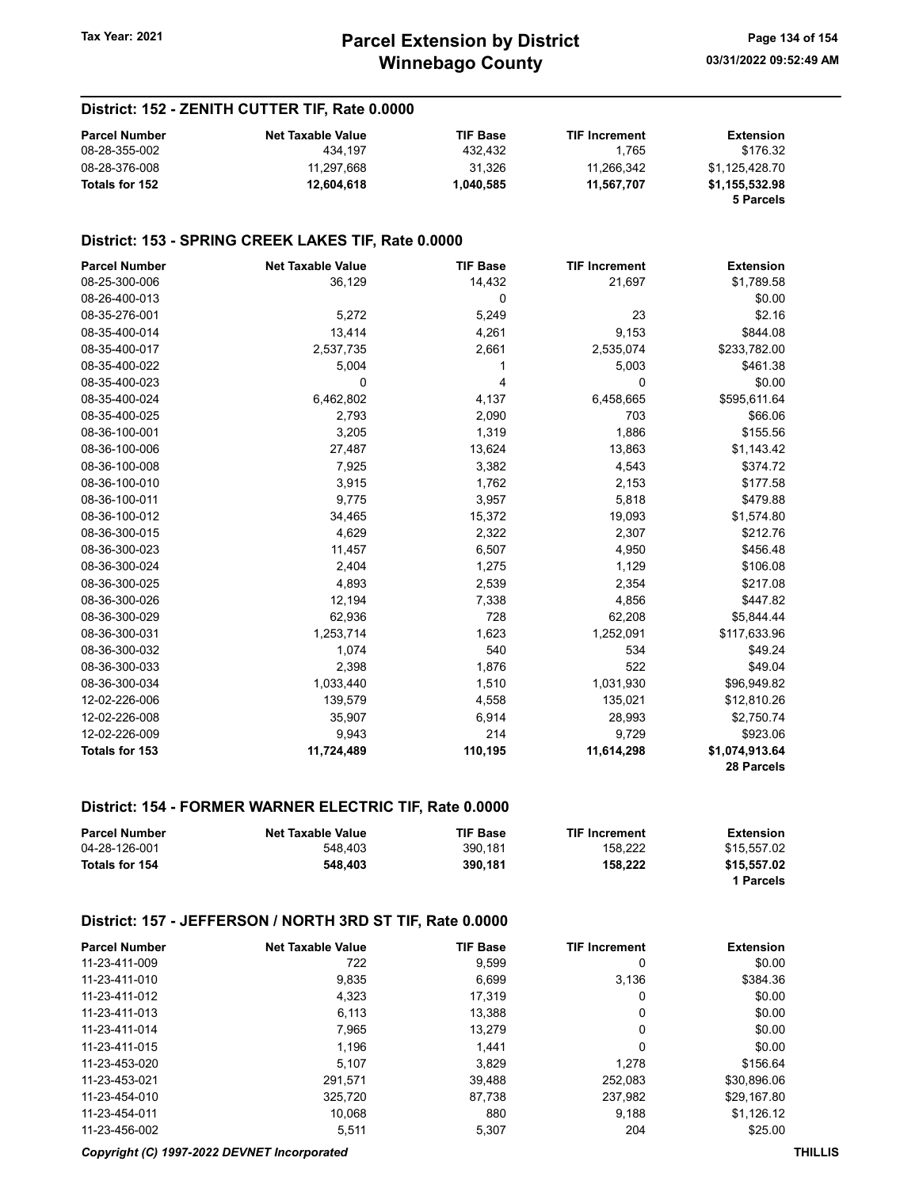## District: 152 - ZENITH CUTTER TIF, Rate 0.0000

| Parcel Number | Net Taxable Value | TIF Base | TIF Increment | Extension |
|---|---|---|---|---|
| 08-28-355-002 | 434,197 | 432,432 | 1,765 | $176.32 |
| 08-28-376-008 | 11,297,668 | 31,326 | 11,266,342 | $1,125,428.70 |
| **Totals for 152** | **12,604,618** | **1,040,585** | **11,567,707** | **$1,155,532.98** |
| | | | | **5 Parcels** |

## District: 153 - SPRING CREEK LAKES TIF, Rate 0.0000

| Parcel Number | Net Taxable Value | TIF Base | TIF Increment | Extension |
|---|---|---|---|---|
| 08-25-300-006 | 36,129 | 14,432 | 21,697 | $1,789.58 |
| 08-26-400-013 | | 0 | | $0.00 |
| 08-35-276-001 | 5,272 | 5,249 | 23 | $2.16 |
| 08-35-400-014 | 13,414 | 4,261 | 9,153 | $844.08 |
| 08-35-400-017 | 2,537,735 | 2,661 | 2,535,074 | $233,782.00 |
| 08-35-400-022 | 5,004 | 1 | 5,003 | $461.38 |
| 08-35-400-023 | 0 | 4 | 0 | $0.00 |
| 08-35-400-024 | 6,462,802 | 4,137 | 6,458,665 | $595,611.64 |
| 08-35-400-025 | 2,793 | 2,090 | 703 | $66.06 |
| 08-36-100-001 | 3,205 | 1,319 | 1,886 | $155.56 |
| 08-36-100-006 | 27,487 | 13,624 | 13,863 | $1,143.42 |
| 08-36-100-008 | 7,925 | 3,382 | 4,543 | $374.72 |
| 08-36-100-010 | 3,915 | 1,762 | 2,153 | $177.58 |
| 08-36-100-011 | 9,775 | 3,957 | 5,818 | $479.88 |
| 08-36-100-012 | 34,465 | 15,372 | 19,093 | $1,574.80 |
| 08-36-300-015 | 4,629 | 2,322 | 2,307 | $212.76 |
| 08-36-300-023 | 11,457 | 6,507 | 4,950 | $456.48 |
| 08-36-300-024 | 2,404 | 1,275 | 1,129 | $106.08 |
| 08-36-300-025 | 4,893 | 2,539 | 2,354 | $217.08 |
| 08-36-300-026 | 12,194 | 7,338 | 4,856 | $447.82 |
| 08-36-300-029 | 62,936 | 728 | 62,208 | $5,844.44 |
| 08-36-300-031 | 1,253,714 | 1,623 | 1,252,091 | $117,633.96 |
| 08-36-300-032 | 1,074 | 540 | 534 | $49.24 |
| 08-36-300-033 | 2,398 | 1,876 | 522 | $49.04 |
| 08-36-300-034 | 1,033,440 | 1,510 | 1,031,930 | $96,949.82 |
| 12-02-226-006 | 139,579 | 4,558 | 135,021 | $12,810.26 |
| 12-02-226-008 | 35,907 | 6,914 | 28,993 | $2,750.74 |
| 12-02-226-009 | 9,943 | 214 | 9,729 | $923.06 |
| **Totals for 153** | **11,724,489** | **110,195** | **11,614,298** | **$1,074,913.64** |
| | | | | **28 Parcels** |

## District: 154 - FORMER WARNER ELECTRIC TIF, Rate 0.0000

| Parcel Number | Net Taxable Value | TIF Base | TIF Increment | Extension |
|---|---|---|---|---|
| 04-28-126-001 | 548,403 | 390,181 | 158,222 | $15,557.02 |
| **Totals for 154** | **548,403** | **390,181** | **158,222** | **$15,557.02** |
| | | | | **1 Parcels** |

## District: 157 - JEFFERSON / NORTH 3RD ST TIF, Rate 0.0000

| Parcel Number | Net Taxable Value | TIF Base | TIF Increment | Extension |
|---|---|---|---|---|
| 11-23-411-009 | 722 | 9,599 | 0 | $0.00 |
| 11-23-411-010 | 9,835 | 6,699 | 3,136 | $384.36 |
| 11-23-411-012 | 4,323 | 17,319 | 0 | $0.00 |
| 11-23-411-013 | 6,113 | 13,388 | 0 | $0.00 |
| 11-23-411-014 | 7,965 | 13,279 | 0 | $0.00 |
| 11-23-411-015 | 1,196 | 1,441 | 0 | $0.00 |
| 11-23-453-020 | 5,107 | 3,829 | 1,278 | $156.64 |
| 11-23-453-021 | 291,571 | 39,488 | 252,083 | $30,896.06 |
| 11-23-454-010 | 325,720 | 87,738 | 237,982 | $29,167.80 |
| 11-23-454-011 | 10,068 | 880 | 9,188 | $1,126.12 |
| 11-23-456-002 | 5,511 | 5,307 | 204 | $25.00 |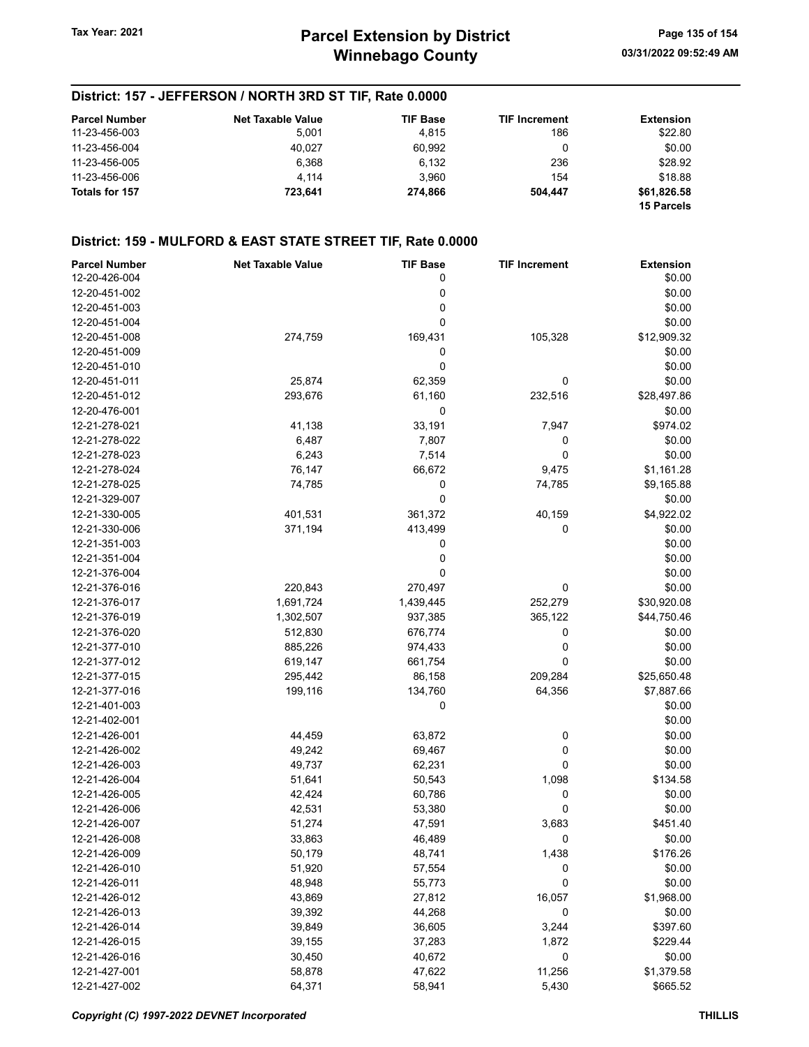## District: 157 - JEFFERSON / NORTH 3RD ST TIF, Rate 0.0000

| Parcel Number | Net Taxable Value | TIF Base | TIF Increment | Extension |
|---|---|---|---|---|
| 11-23-456-003 | 5,001 | 4,815 | 186 | $22.80 |
| 11-23-456-004 | 40,027 | 60,992 | 0 | $0.00 |
| 11-23-456-005 | 6,368 | 6,132 | 236 | $28.92 |
| 11-23-456-006 | 4,114 | 3,960 | 154 | $18.88 |
| **Totals for 157** | **723,641** | **274,866** | **504,447** | **$61,826.58** |
| | | | | **15 Parcels** |

## District: 159 - MULFORD & EAST STATE STREET TIF, Rate 0.0000

| Parcel Number | Net Taxable Value | TIF Base | TIF Increment | Extension |
|---|---|---|---|---|
| 12-20-426-004 | | 0 | | $0.00 |
| 12-20-451-002 | | 0 | | $0.00 |
| 12-20-451-003 | | 0 | | $0.00 |
| 12-20-451-004 | | 0 | | $0.00 |
| 12-20-451-008 | 274,759 | 169,431 | 105,328 | $12,909.32 |
| 12-20-451-009 | | 0 | | $0.00 |
| 12-20-451-010 | | 0 | | $0.00 |
| 12-20-451-011 | 25,874 | 62,359 | 0 | $0.00 |
| 12-20-451-012 | 293,676 | 61,160 | 232,516 | $28,497.86 |
| 12-20-476-001 | | 0 | | $0.00 |
| 12-21-278-021 | 41,138 | 33,191 | 7,947 | $974.02 |
| 12-21-278-022 | 6,487 | 7,807 | 0 | $0.00 |
| 12-21-278-023 | 6,243 | 7,514 | 0 | $0.00 |
| 12-21-278-024 | 76,147 | 66,672 | 9,475 | $1,161.28 |
| 12-21-278-025 | 74,785 | 0 | 74,785 | $9,165.88 |
| 12-21-329-007 | | 0 | | $0.00 |
| 12-21-330-005 | 401,531 | 361,372 | 40,159 | $4,922.02 |
| 12-21-330-006 | 371,194 | 413,499 | 0 | $0.00 |
| 12-21-351-003 | | 0 | | $0.00 |
| 12-21-351-004 | | 0 | | $0.00 |
| 12-21-376-004 | | 0 | | $0.00 |
| 12-21-376-016 | 220,843 | 270,497 | 0 | $0.00 |
| 12-21-376-017 | 1,691,724 | 1,439,445 | 252,279 | $30,920.08 |
| 12-21-376-019 | 1,302,507 | 937,385 | 365,122 | $44,750.46 |
| 12-21-376-020 | 512,830 | 676,774 | 0 | $0.00 |
| 12-21-377-010 | 885,226 | 974,433 | 0 | $0.00 |
| 12-21-377-012 | 619,147 | 661,754 | 0 | $0.00 |
| 12-21-377-015 | 295,442 | 86,158 | 209,284 | $25,650.48 |
| 12-21-377-016 | 199,116 | 134,760 | 64,356 | $7,887.66 |
| 12-21-401-003 | | 0 | | $0.00 |
| 12-21-402-001 | | | | $0.00 |
| 12-21-426-001 | 44,459 | 63,872 | 0 | $0.00 |
| 12-21-426-002 | 49,242 | 69,467 | 0 | $0.00 |
| 12-21-426-003 | 49,737 | 62,231 | 0 | $0.00 |
| 12-21-426-004 | 51,641 | 50,543 | 1,098 | $134.58 |
| 12-21-426-005 | 42,424 | 60,786 | 0 | $0.00 |
| 12-21-426-006 | 42,531 | 53,380 | 0 | $0.00 |
| 12-21-426-007 | 51,274 | 47,591 | 3,683 | $451.40 |
| 12-21-426-008 | 33,863 | 46,489 | 0 | $0.00 |
| 12-21-426-009 | 50,179 | 48,741 | 1,438 | $176.26 |
| 12-21-426-010 | 51,920 | 57,554 | 0 | $0.00 |
| 12-21-426-011 | 48,948 | 55,773 | 0 | $0.00 |
| 12-21-426-012 | 43,869 | 27,812 | 16,057 | $1,968.00 |
| 12-21-426-013 | 39,392 | 44,268 | 0 | $0.00 |
| 12-21-426-014 | 39,849 | 36,605 | 3,244 | $397.60 |
| 12-21-426-015 | 39,155 | 37,283 | 1,872 | $229.44 |
| 12-21-426-016 | 30,450 | 40,672 | 0 | $0.00 |
| 12-21-427-001 | 58,878 | 47,622 | 11,256 | $1,379.58 |
| 12-21-427-002 | 64,371 | 58,941 | 5,430 | $665.52 |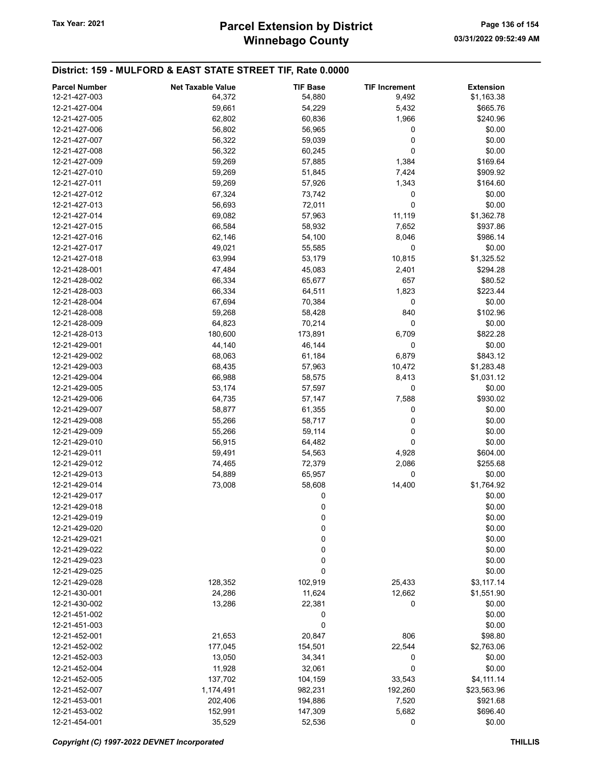## District: 159 - MULFORD & EAST STATE STREET TIF, Rate 0.0000

| Parcel Number | Net Taxable Value | TIF Base | TIF Increment | Extension |
|---|---|---|---|---|
| 12-21-427-003 | 64,372 | 54,880 | 9,492 | $1,163.38 |
| 12-21-427-004 | 59,661 | 54,229 | 5,432 | $665.76 |
| 12-21-427-005 | 62,802 | 60,836 | 1,966 | $240.96 |
| 12-21-427-006 | 56,802 | 56,965 | 0 | $0.00 |
| 12-21-427-007 | 56,322 | 59,039 | 0 | $0.00 |
| 12-21-427-008 | 56,322 | 60,245 | 0 | $0.00 |
| 12-21-427-009 | 59,269 | 57,885 | 1,384 | $169.64 |
| 12-21-427-010 | 59,269 | 51,845 | 7,424 | $909.92 |
| 12-21-427-011 | 59,269 | 57,926 | 1,343 | $164.60 |
| 12-21-427-012 | 67,324 | 73,742 | 0 | $0.00 |
| 12-21-427-013 | 56,693 | 72,011 | 0 | $0.00 |
| 12-21-427-014 | 69,082 | 57,963 | 11,119 | $1,362.78 |
| 12-21-427-015 | 66,584 | 58,932 | 7,652 | $937.86 |
| 12-21-427-016 | 62,146 | 54,100 | 8,046 | $986.14 |
| 12-21-427-017 | 49,021 | 55,585 | 0 | $0.00 |
| 12-21-427-018 | 63,994 | 53,179 | 10,815 | $1,325.52 |
| 12-21-428-001 | 47,484 | 45,083 | 2,401 | $294.28 |
| 12-21-428-002 | 66,334 | 65,677 | 657 | $80.52 |
| 12-21-428-003 | 66,334 | 64,511 | 1,823 | $223.44 |
| 12-21-428-004 | 67,694 | 70,384 | 0 | $0.00 |
| 12-21-428-008 | 59,268 | 58,428 | 840 | $102.96 |
| 12-21-428-009 | 64,823 | 70,214 | 0 | $0.00 |
| 12-21-428-013 | 180,600 | 173,891 | 6,709 | $822.28 |
| 12-21-429-001 | 44,140 | 46,144 | 0 | $0.00 |
| 12-21-429-002 | 68,063 | 61,184 | 6,879 | $843.12 |
| 12-21-429-003 | 68,435 | 57,963 | 10,472 | $1,283.48 |
| 12-21-429-004 | 66,988 | 58,575 | 8,413 | $1,031.12 |
| 12-21-429-005 | 53,174 | 57,597 | 0 | $0.00 |
| 12-21-429-006 | 64,735 | 57,147 | 7,588 | $930.02 |
| 12-21-429-007 | 58,877 | 61,355 | 0 | $0.00 |
| 12-21-429-008 | 55,266 | 58,717 | 0 | $0.00 |
| 12-21-429-009 | 55,266 | 59,114 | 0 | $0.00 |
| 12-21-429-010 | 56,915 | 64,482 | 0 | $0.00 |
| 12-21-429-011 | 59,491 | 54,563 | 4,928 | $604.00 |
| 12-21-429-012 | 74,465 | 72,379 | 2,086 | $255.68 |
| 12-21-429-013 | 54,889 | 65,957 | 0 | $0.00 |
| 12-21-429-014 | 73,008 | 58,608 | 14,400 | $1,764.92 |
| 12-21-429-017 | | 0 | | $0.00 |
| 12-21-429-018 | | 0 | | $0.00 |
| 12-21-429-019 | | 0 | | $0.00 |
| 12-21-429-020 | | 0 | | $0.00 |
| 12-21-429-021 | | 0 | | $0.00 |
| 12-21-429-022 | | 0 | | $0.00 |
| 12-21-429-023 | | 0 | | $0.00 |
| 12-21-429-025 | | 0 | | $0.00 |
| 12-21-429-028 | 128,352 | 102,919 | 25,433 | $3,117.14 |
| 12-21-430-001 | 24,286 | 11,624 | 12,662 | $1,551.90 |
| 12-21-430-002 | 13,286 | 22,381 | 0 | $0.00 |
| 12-21-451-002 | | 0 | | $0.00 |
| 12-21-451-003 | | 0 | | $0.00 |
| 12-21-452-001 | 21,653 | 20,847 | 806 | $98.80 |
| 12-21-452-002 | 177,045 | 154,501 | 22,544 | $2,763.06 |
| 12-21-452-003 | 13,050 | 34,341 | 0 | $0.00 |
| 12-21-452-004 | 11,928 | 32,061 | 0 | $0.00 |
| 12-21-452-005 | 137,702 | 104,159 | 33,543 | $4,111.14 |
| 12-21-452-007 | 1,174,491 | 982,231 | 192,260 | $23,563.96 |
| 12-21-453-001 | 202,406 | 194,886 | 7,520 | $921.68 |
| 12-21-453-002 | 152,991 | 147,309 | 5,682 | $696.40 |
| 12-21-454-001 | 35,529 | 52,536 | 0 | $0.00 |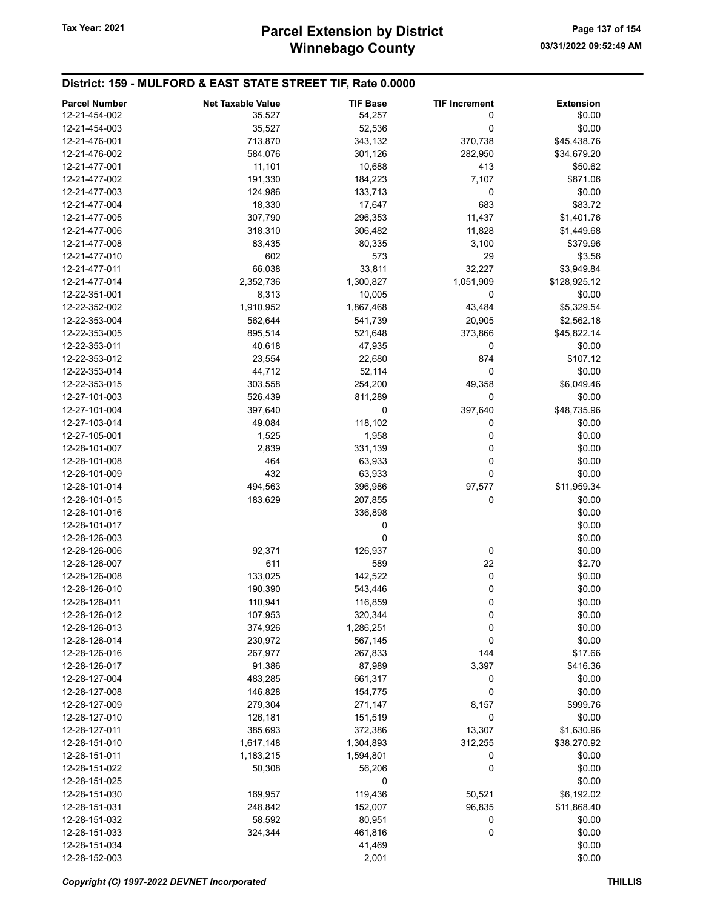## District: 159 - MULFORD & EAST STATE STREET TIF, Rate 0.0000

| Parcel Number | Net Taxable Value | TIF Base | TIF Increment | Extension |
|---|---|---|---|---|
| 12-21-454-002 | 35,527 | 54,257 | 0 | $0.00 |
| 12-21-454-003 | 35,527 | 52,536 | 0 | $0.00 |
| 12-21-476-001 | 713,870 | 343,132 | 370,738 | $45,438.76 |
| 12-21-476-002 | 584,076 | 301,126 | 282,950 | $34,679.20 |
| 12-21-477-001 | 11,101 | 10,688 | 413 | $50.62 |
| 12-21-477-002 | 191,330 | 184,223 | 7,107 | $871.06 |
| 12-21-477-003 | 124,986 | 133,713 | 0 | $0.00 |
| 12-21-477-004 | 18,330 | 17,647 | 683 | $83.72 |
| 12-21-477-005 | 307,790 | 296,353 | 11,437 | $1,401.76 |
| 12-21-477-006 | 318,310 | 306,482 | 11,828 | $1,449.68 |
| 12-21-477-008 | 83,435 | 80,335 | 3,100 | $379.96 |
| 12-21-477-010 | 602 | 573 | 29 | $3.56 |
| 12-21-477-011 | 66,038 | 33,811 | 32,227 | $3,949.84 |
| 12-21-477-014 | 2,352,736 | 1,300,827 | 1,051,909 | $128,925.12 |
| 12-22-351-001 | 8,313 | 10,005 | 0 | $0.00 |
| 12-22-352-002 | 1,910,952 | 1,867,468 | 43,484 | $5,329.54 |
| 12-22-353-004 | 562,644 | 541,739 | 20,905 | $2,562.18 |
| 12-22-353-005 | 895,514 | 521,648 | 373,866 | $45,822.14 |
| 12-22-353-011 | 40,618 | 47,935 | 0 | $0.00 |
| 12-22-353-012 | 23,554 | 22,680 | 874 | $107.12 |
| 12-22-353-014 | 44,712 | 52,114 | 0 | $0.00 |
| 12-22-353-015 | 303,558 | 254,200 | 49,358 | $6,049.46 |
| 12-27-101-003 | 526,439 | 811,289 | 0 | $0.00 |
| 12-27-101-004 | 397,640 | 0 | 397,640 | $48,735.96 |
| 12-27-103-014 | 49,084 | 118,102 | 0 | $0.00 |
| 12-27-105-001 | 1,525 | 1,958 | 0 | $0.00 |
| 12-28-101-007 | 2,839 | 331,139 | 0 | $0.00 |
| 12-28-101-008 | 464 | 63,933 | 0 | $0.00 |
| 12-28-101-009 | 432 | 63,933 | 0 | $0.00 |
| 12-28-101-014 | 494,563 | 396,986 | 97,577 | $11,959.34 |
| 12-28-101-015 | 183,629 | 207,855 | 0 | $0.00 |
| 12-28-101-016 | | 336,898 | | $0.00 |
| 12-28-101-017 | | 0 | | $0.00 |
| 12-28-126-003 | | 0 | | $0.00 |
| 12-28-126-006 | 92,371 | 126,937 | 0 | $0.00 |
| 12-28-126-007 | 611 | 589 | 22 | $2.70 |
| 12-28-126-008 | 133,025 | 142,522 | 0 | $0.00 |
| 12-28-126-010 | 190,390 | 543,446 | 0 | $0.00 |
| 12-28-126-011 | 110,941 | 116,859 | 0 | $0.00 |
| 12-28-126-012 | 107,953 | 320,344 | 0 | $0.00 |
| 12-28-126-013 | 374,926 | 1,286,251 | 0 | $0.00 |
| 12-28-126-014 | 230,972 | 567,145 | 0 | $0.00 |
| 12-28-126-016 | 267,977 | 267,833 | 144 | $17.66 |
| 12-28-126-017 | 91,386 | 87,989 | 3,397 | $416.36 |
| 12-28-127-004 | 483,285 | 661,317 | 0 | $0.00 |
| 12-28-127-008 | 146,828 | 154,775 | 0 | $0.00 |
| 12-28-127-009 | 279,304 | 271,147 | 8,157 | $999.76 |
| 12-28-127-010 | 126,181 | 151,519 | 0 | $0.00 |
| 12-28-127-011 | 385,693 | 372,386 | 13,307 | $1,630.96 |
| 12-28-151-010 | 1,617,148 | 1,304,893 | 312,255 | $38,270.92 |
| 12-28-151-011 | 1,183,215 | 1,594,801 | 0 | $0.00 |
| 12-28-151-022 | 50,308 | 56,206 | 0 | $0.00 |
| 12-28-151-025 | | 0 | | $0.00 |
| 12-28-151-030 | 169,957 | 119,436 | 50,521 | $6,192.02 |
| 12-28-151-031 | 248,842 | 152,007 | 96,835 | $11,868.40 |
| 12-28-151-032 | 58,592 | 80,951 | 0 | $0.00 |
| 12-28-151-033 | 324,344 | 461,816 | 0 | $0.00 |
| 12-28-151-034 | | 41,469 | | $0.00 |
| 12-28-152-003 | | 2,001 | | $0.00 |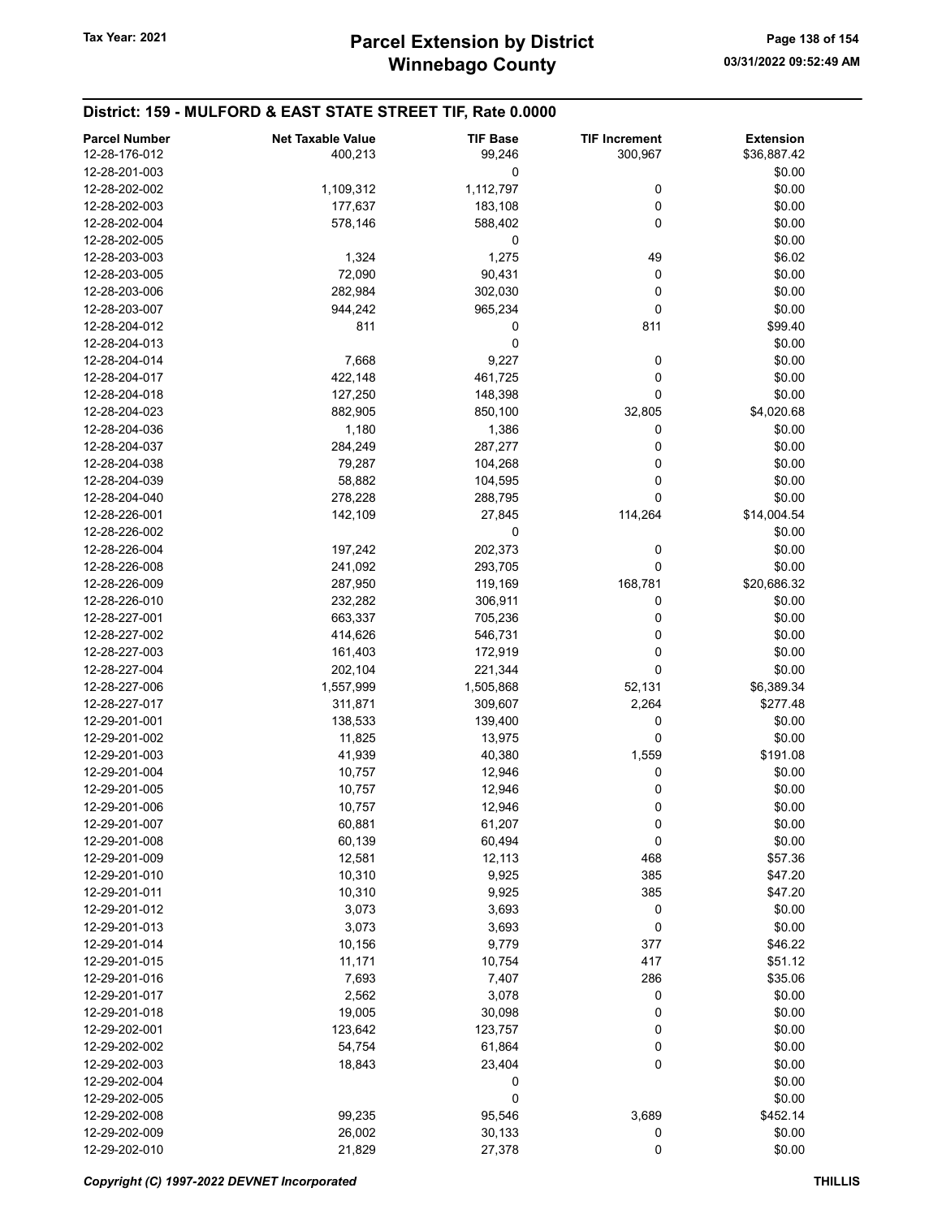## District: 159 - MULFORD & EAST STATE STREET TIF, Rate 0.0000

| Parcel Number | Net Taxable Value | TIF Base | TIF Increment | Extension |
|---|---|---|---|---|
| 12-28-176-012 | 400,213 | 99,246 | 300,967 | $36,887.42 |
| 12-28-201-003 | | 0 | | $0.00 |
| 12-28-202-002 | 1,109,312 | 1,112,797 | 0 | $0.00 |
| 12-28-202-003 | 177,637 | 183,108 | 0 | $0.00 |
| 12-28-202-004 | 578,146 | 588,402 | 0 | $0.00 |
| 12-28-202-005 | | 0 | | $0.00 |
| 12-28-203-003 | 1,324 | 1,275 | 49 | $6.02 |
| 12-28-203-005 | 72,090 | 90,431 | 0 | $0.00 |
| 12-28-203-006 | 282,984 | 302,030 | 0 | $0.00 |
| 12-28-203-007 | 944,242 | 965,234 | 0 | $0.00 |
| 12-28-204-012 | 811 | 0 | 811 | $99.40 |
| 12-28-204-013 | | 0 | | $0.00 |
| 12-28-204-014 | 7,668 | 9,227 | 0 | $0.00 |
| 12-28-204-017 | 422,148 | 461,725 | 0 | $0.00 |
| 12-28-204-018 | 127,250 | 148,398 | 0 | $0.00 |
| 12-28-204-023 | 882,905 | 850,100 | 32,805 | $4,020.68 |
| 12-28-204-036 | 1,180 | 1,386 | 0 | $0.00 |
| 12-28-204-037 | 284,249 | 287,277 | 0 | $0.00 |
| 12-28-204-038 | 79,287 | 104,268 | 0 | $0.00 |
| 12-28-204-039 | 58,882 | 104,595 | 0 | $0.00 |
| 12-28-204-040 | 278,228 | 288,795 | 0 | $0.00 |
| 12-28-226-001 | 142,109 | 27,845 | 114,264 | $14,004.54 |
| 12-28-226-002 | | 0 | | $0.00 |
| 12-28-226-004 | 197,242 | 202,373 | 0 | $0.00 |
| 12-28-226-008 | 241,092 | 293,705 | 0 | $0.00 |
| 12-28-226-009 | 287,950 | 119,169 | 168,781 | $20,686.32 |
| 12-28-226-010 | 232,282 | 306,911 | 0 | $0.00 |
| 12-28-227-001 | 663,337 | 705,236 | 0 | $0.00 |
| 12-28-227-002 | 414,626 | 546,731 | 0 | $0.00 |
| 12-28-227-003 | 161,403 | 172,919 | 0 | $0.00 |
| 12-28-227-004 | 202,104 | 221,344 | 0 | $0.00 |
| 12-28-227-006 | 1,557,999 | 1,505,868 | 52,131 | $6,389.34 |
| 12-28-227-017 | 311,871 | 309,607 | 2,264 | $277.48 |
| 12-29-201-001 | 138,533 | 139,400 | 0 | $0.00 |
| 12-29-201-002 | 11,825 | 13,975 | 0 | $0.00 |
| 12-29-201-003 | 41,939 | 40,380 | 1,559 | $191.08 |
| 12-29-201-004 | 10,757 | 12,946 | 0 | $0.00 |
| 12-29-201-005 | 10,757 | 12,946 | 0 | $0.00 |
| 12-29-201-006 | 10,757 | 12,946 | 0 | $0.00 |
| 12-29-201-007 | 60,881 | 61,207 | 0 | $0.00 |
| 12-29-201-008 | 60,139 | 60,494 | 0 | $0.00 |
| 12-29-201-009 | 12,581 | 12,113 | 468 | $57.36 |
| 12-29-201-010 | 10,310 | 9,925 | 385 | $47.20 |
| 12-29-201-011 | 10,310 | 9,925 | 385 | $47.20 |
| 12-29-201-012 | 3,073 | 3,693 | 0 | $0.00 |
| 12-29-201-013 | 3,073 | 3,693 | 0 | $0.00 |
| 12-29-201-014 | 10,156 | 9,779 | 377 | $46.22 |
| 12-29-201-015 | 11,171 | 10,754 | 417 | $51.12 |
| 12-29-201-016 | 7,693 | 7,407 | 286 | $35.06 |
| 12-29-201-017 | 2,562 | 3,078 | 0 | $0.00 |
| 12-29-201-018 | 19,005 | 30,098 | 0 | $0.00 |
| 12-29-202-001 | 123,642 | 123,757 | 0 | $0.00 |
| 12-29-202-002 | 54,754 | 61,864 | 0 | $0.00 |
| 12-29-202-003 | 18,843 | 23,404 | 0 | $0.00 |
| 12-29-202-004 | | 0 | | $0.00 |
| 12-29-202-005 | | 0 | | $0.00 |
| 12-29-202-008 | 99,235 | 95,546 | 3,689 | $452.14 |
| 12-29-202-009 | 26,002 | 30,133 | 0 | $0.00 |
| 12-29-202-010 | 21,829 | 27,378 | 0 | $0.00 |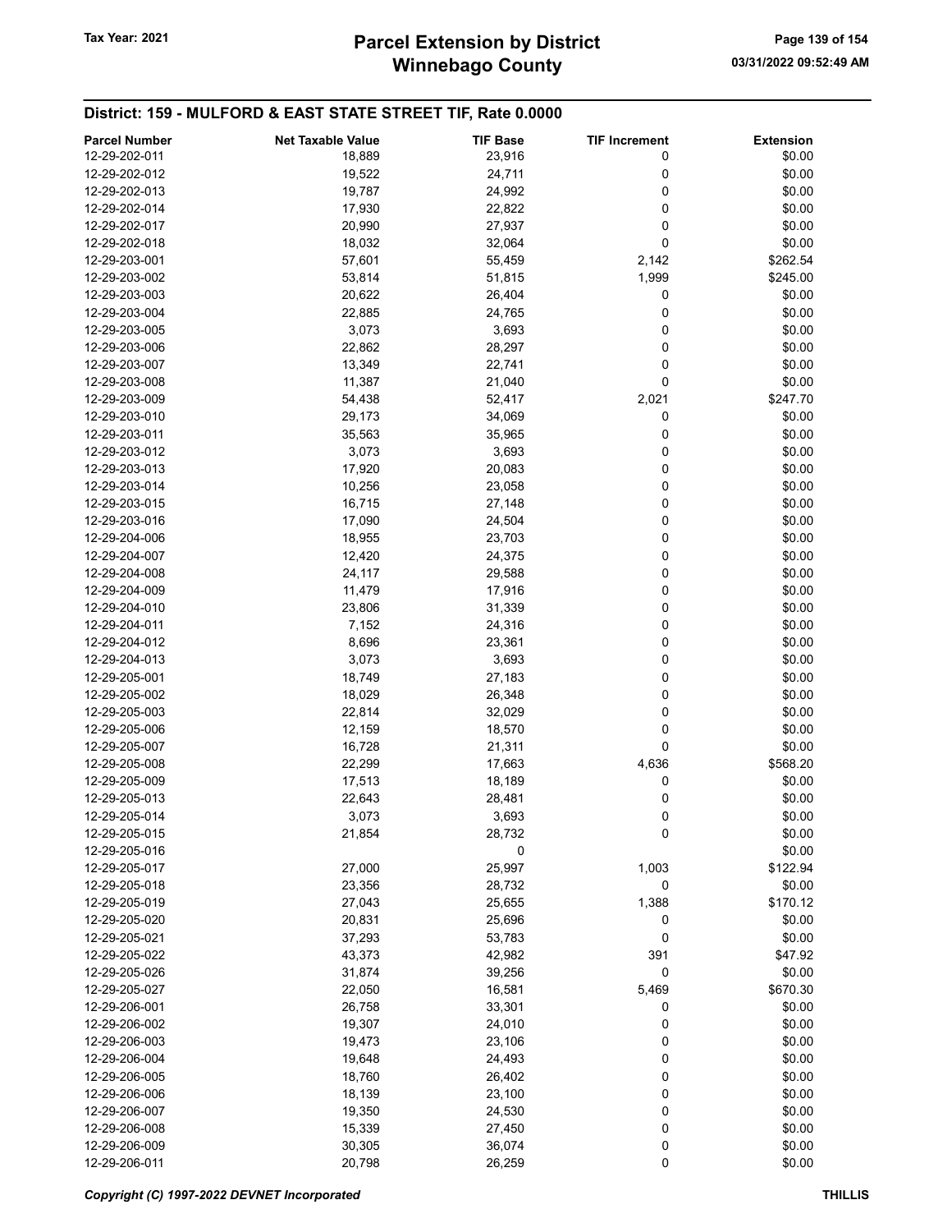## District: 159 - MULFORD & EAST STATE STREET TIF, Rate 0.0000

| Parcel Number | Net Taxable Value | TIF Base | TIF Increment | Extension |
|---|---|---|---|---|
| 12-29-202-011 | 18,889 | 23,916 | 0 | $0.00 |
| 12-29-202-012 | 19,522 | 24,711 | 0 | $0.00 |
| 12-29-202-013 | 19,787 | 24,992 | 0 | $0.00 |
| 12-29-202-014 | 17,930 | 22,822 | 0 | $0.00 |
| 12-29-202-017 | 20,990 | 27,937 | 0 | $0.00 |
| 12-29-202-018 | 18,032 | 32,064 | 0 | $0.00 |
| 12-29-203-001 | 57,601 | 55,459 | 2,142 | $262.54 |
| 12-29-203-002 | 53,814 | 51,815 | 1,999 | $245.00 |
| 12-29-203-003 | 20,622 | 26,404 | 0 | $0.00 |
| 12-29-203-004 | 22,885 | 24,765 | 0 | $0.00 |
| 12-29-203-005 | 3,073 | 3,693 | 0 | $0.00 |
| 12-29-203-006 | 22,862 | 28,297 | 0 | $0.00 |
| 12-29-203-007 | 13,349 | 22,741 | 0 | $0.00 |
| 12-29-203-008 | 11,387 | 21,040 | 0 | $0.00 |
| 12-29-203-009 | 54,438 | 52,417 | 2,021 | $247.70 |
| 12-29-203-010 | 29,173 | 34,069 | 0 | $0.00 |
| 12-29-203-011 | 35,563 | 35,965 | 0 | $0.00 |
| 12-29-203-012 | 3,073 | 3,693 | 0 | $0.00 |
| 12-29-203-013 | 17,920 | 20,083 | 0 | $0.00 |
| 12-29-203-014 | 10,256 | 23,058 | 0 | $0.00 |
| 12-29-203-015 | 16,715 | 27,148 | 0 | $0.00 |
| 12-29-203-016 | 17,090 | 24,504 | 0 | $0.00 |
| 12-29-204-006 | 18,955 | 23,703 | 0 | $0.00 |
| 12-29-204-007 | 12,420 | 24,375 | 0 | $0.00 |
| 12-29-204-008 | 24,117 | 29,588 | 0 | $0.00 |
| 12-29-204-009 | 11,479 | 17,916 | 0 | $0.00 |
| 12-29-204-010 | 23,806 | 31,339 | 0 | $0.00 |
| 12-29-204-011 | 7,152 | 24,316 | 0 | $0.00 |
| 12-29-204-012 | 8,696 | 23,361 | 0 | $0.00 |
| 12-29-204-013 | 3,073 | 3,693 | 0 | $0.00 |
| 12-29-205-001 | 18,749 | 27,183 | 0 | $0.00 |
| 12-29-205-002 | 18,029 | 26,348 | 0 | $0.00 |
| 12-29-205-003 | 22,814 | 32,029 | 0 | $0.00 |
| 12-29-205-006 | 12,159 | 18,570 | 0 | $0.00 |
| 12-29-205-007 | 16,728 | 21,311 | 0 | $0.00 |
| 12-29-205-008 | 22,299 | 17,663 | 4,636 | $568.20 |
| 12-29-205-009 | 17,513 | 18,189 | 0 | $0.00 |
| 12-29-205-013 | 22,643 | 28,481 | 0 | $0.00 |
| 12-29-205-014 | 3,073 | 3,693 | 0 | $0.00 |
| 12-29-205-015 | 21,854 | 28,732 | 0 | $0.00 |
| 12-29-205-016 | | 0 | | $0.00 |
| 12-29-205-017 | 27,000 | 25,997 | 1,003 | $122.94 |
| 12-29-205-018 | 23,356 | 28,732 | 0 | $0.00 |
| 12-29-205-019 | 27,043 | 25,655 | 1,388 | $170.12 |
| 12-29-205-020 | 20,831 | 25,696 | 0 | $0.00 |
| 12-29-205-021 | 37,293 | 53,783 | 0 | $0.00 |
| 12-29-205-022 | 43,373 | 42,982 | 391 | $47.92 |
| 12-29-205-026 | 31,874 | 39,256 | 0 | $0.00 |
| 12-29-205-027 | 22,050 | 16,581 | 5,469 | $670.30 |
| 12-29-206-001 | 26,758 | 33,301 | 0 | $0.00 |
| 12-29-206-002 | 19,307 | 24,010 | 0 | $0.00 |
| 12-29-206-003 | 19,473 | 23,106 | 0 | $0.00 |
| 12-29-206-004 | 19,648 | 24,493 | 0 | $0.00 |
| 12-29-206-005 | 18,760 | 26,402 | 0 | $0.00 |
| 12-29-206-006 | 18,139 | 23,100 | 0 | $0.00 |
| 12-29-206-007 | 19,350 | 24,530 | 0 | $0.00 |
| 12-29-206-008 | 15,339 | 27,450 | 0 | $0.00 |
| 12-29-206-009 | 30,305 | 36,074 | 0 | $0.00 |
| 12-29-206-011 | 20,798 | 26,259 | 0 | $0.00 |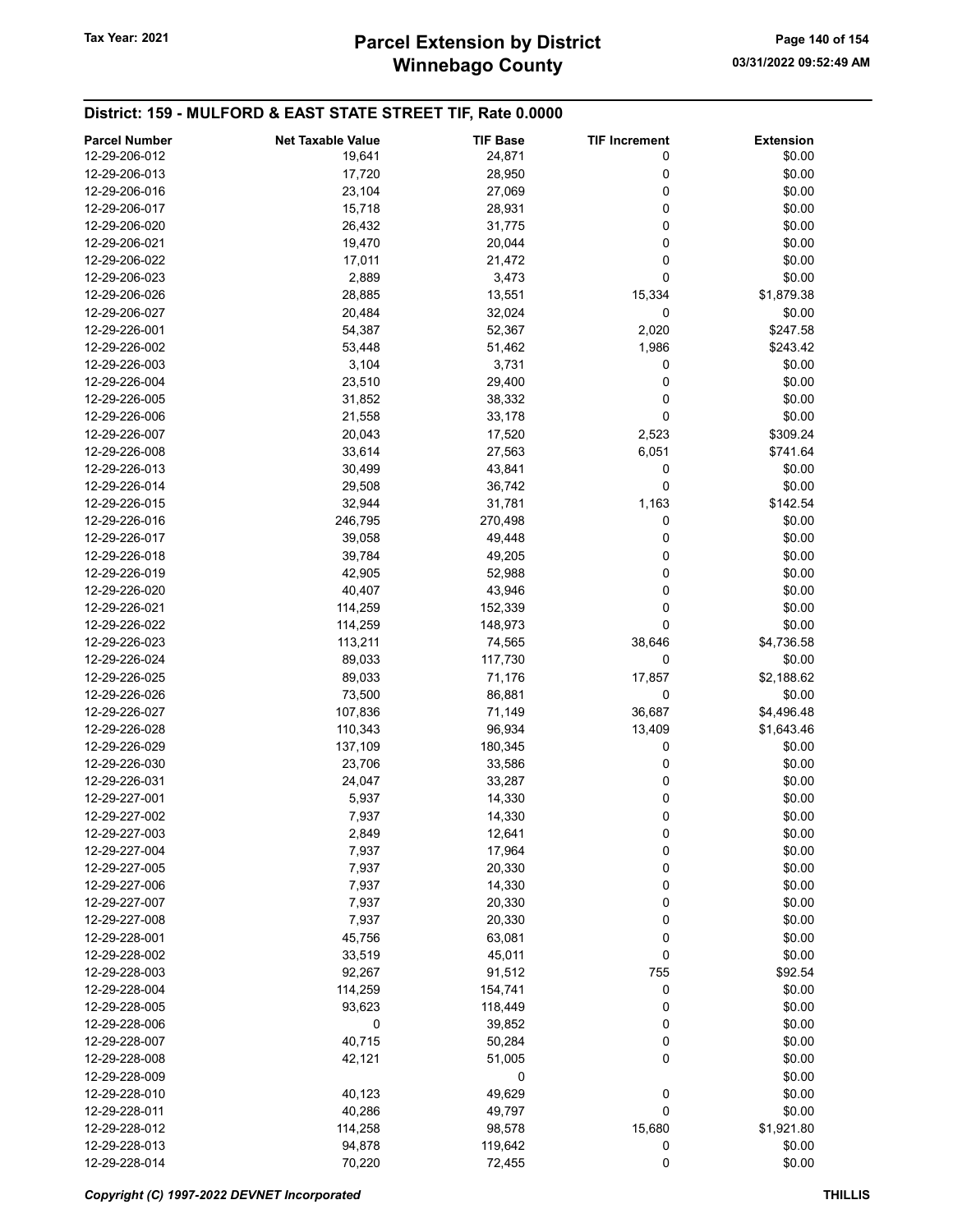## District: 159 - MULFORD & EAST STATE STREET TIF, Rate 0.0000

| Parcel Number | Net Taxable Value | TIF Base | TIF Increment | Extension |
|---|---|---|---|---|
| 12-29-206-012 | 19,641 | 24,871 | 0 | $0.00 |
| 12-29-206-013 | 17,720 | 28,950 | 0 | $0.00 |
| 12-29-206-016 | 23,104 | 27,069 | 0 | $0.00 |
| 12-29-206-017 | 15,718 | 28,931 | 0 | $0.00 |
| 12-29-206-020 | 26,432 | 31,775 | 0 | $0.00 |
| 12-29-206-021 | 19,470 | 20,044 | 0 | $0.00 |
| 12-29-206-022 | 17,011 | 21,472 | 0 | $0.00 |
| 12-29-206-023 | 2,889 | 3,473 | 0 | $0.00 |
| 12-29-206-026 | 28,885 | 13,551 | 15,334 | $1,879.38 |
| 12-29-206-027 | 20,484 | 32,024 | 0 | $0.00 |
| 12-29-226-001 | 54,387 | 52,367 | 2,020 | $247.58 |
| 12-29-226-002 | 53,448 | 51,462 | 1,986 | $243.42 |
| 12-29-226-003 | 3,104 | 3,731 | 0 | $0.00 |
| 12-29-226-004 | 23,510 | 29,400 | 0 | $0.00 |
| 12-29-226-005 | 31,852 | 38,332 | 0 | $0.00 |
| 12-29-226-006 | 21,558 | 33,178 | 0 | $0.00 |
| 12-29-226-007 | 20,043 | 17,520 | 2,523 | $309.24 |
| 12-29-226-008 | 33,614 | 27,563 | 6,051 | $741.64 |
| 12-29-226-013 | 30,499 | 43,841 | 0 | $0.00 |
| 12-29-226-014 | 29,508 | 36,742 | 0 | $0.00 |
| 12-29-226-015 | 32,944 | 31,781 | 1,163 | $142.54 |
| 12-29-226-016 | 246,795 | 270,498 | 0 | $0.00 |
| 12-29-226-017 | 39,058 | 49,448 | 0 | $0.00 |
| 12-29-226-018 | 39,784 | 49,205 | 0 | $0.00 |
| 12-29-226-019 | 42,905 | 52,988 | 0 | $0.00 |
| 12-29-226-020 | 40,407 | 43,946 | 0 | $0.00 |
| 12-29-226-021 | 114,259 | 152,339 | 0 | $0.00 |
| 12-29-226-022 | 114,259 | 148,973 | 0 | $0.00 |
| 12-29-226-023 | 113,211 | 74,565 | 38,646 | $4,736.58 |
| 12-29-226-024 | 89,033 | 117,730 | 0 | $0.00 |
| 12-29-226-025 | 89,033 | 71,176 | 17,857 | $2,188.62 |
| 12-29-226-026 | 73,500 | 86,881 | 0 | $0.00 |
| 12-29-226-027 | 107,836 | 71,149 | 36,687 | $4,496.48 |
| 12-29-226-028 | 110,343 | 96,934 | 13,409 | $1,643.46 |
| 12-29-226-029 | 137,109 | 180,345 | 0 | $0.00 |
| 12-29-226-030 | 23,706 | 33,586 | 0 | $0.00 |
| 12-29-226-031 | 24,047 | 33,287 | 0 | $0.00 |
| 12-29-227-001 | 5,937 | 14,330 | 0 | $0.00 |
| 12-29-227-002 | 7,937 | 14,330 | 0 | $0.00 |
| 12-29-227-003 | 2,849 | 12,641 | 0 | $0.00 |
| 12-29-227-004 | 7,937 | 17,964 | 0 | $0.00 |
| 12-29-227-005 | 7,937 | 20,330 | 0 | $0.00 |
| 12-29-227-006 | 7,937 | 14,330 | 0 | $0.00 |
| 12-29-227-007 | 7,937 | 20,330 | 0 | $0.00 |
| 12-29-227-008 | 7,937 | 20,330 | 0 | $0.00 |
| 12-29-228-001 | 45,756 | 63,081 | 0 | $0.00 |
| 12-29-228-002 | 33,519 | 45,011 | 0 | $0.00 |
| 12-29-228-003 | 92,267 | 91,512 | 755 | $92.54 |
| 12-29-228-004 | 114,259 | 154,741 | 0 | $0.00 |
| 12-29-228-005 | 93,623 | 118,449 | 0 | $0.00 |
| 12-29-228-006 | 0 | 39,852 | 0 | $0.00 |
| 12-29-228-007 | 40,715 | 50,284 | 0 | $0.00 |
| 12-29-228-008 | 42,121 | 51,005 | 0 | $0.00 |
| 12-29-228-009 | | 0 | | $0.00 |
| 12-29-228-010 | 40,123 | 49,629 | 0 | $0.00 |
| 12-29-228-011 | 40,286 | 49,797 | 0 | $0.00 |
| 12-29-228-012 | 114,258 | 98,578 | 15,680 | $1,921.80 |
| 12-29-228-013 | 94,878 | 119,642 | 0 | $0.00 |
| 12-29-228-014 | 70,220 | 72,455 | 0 | $0.00 |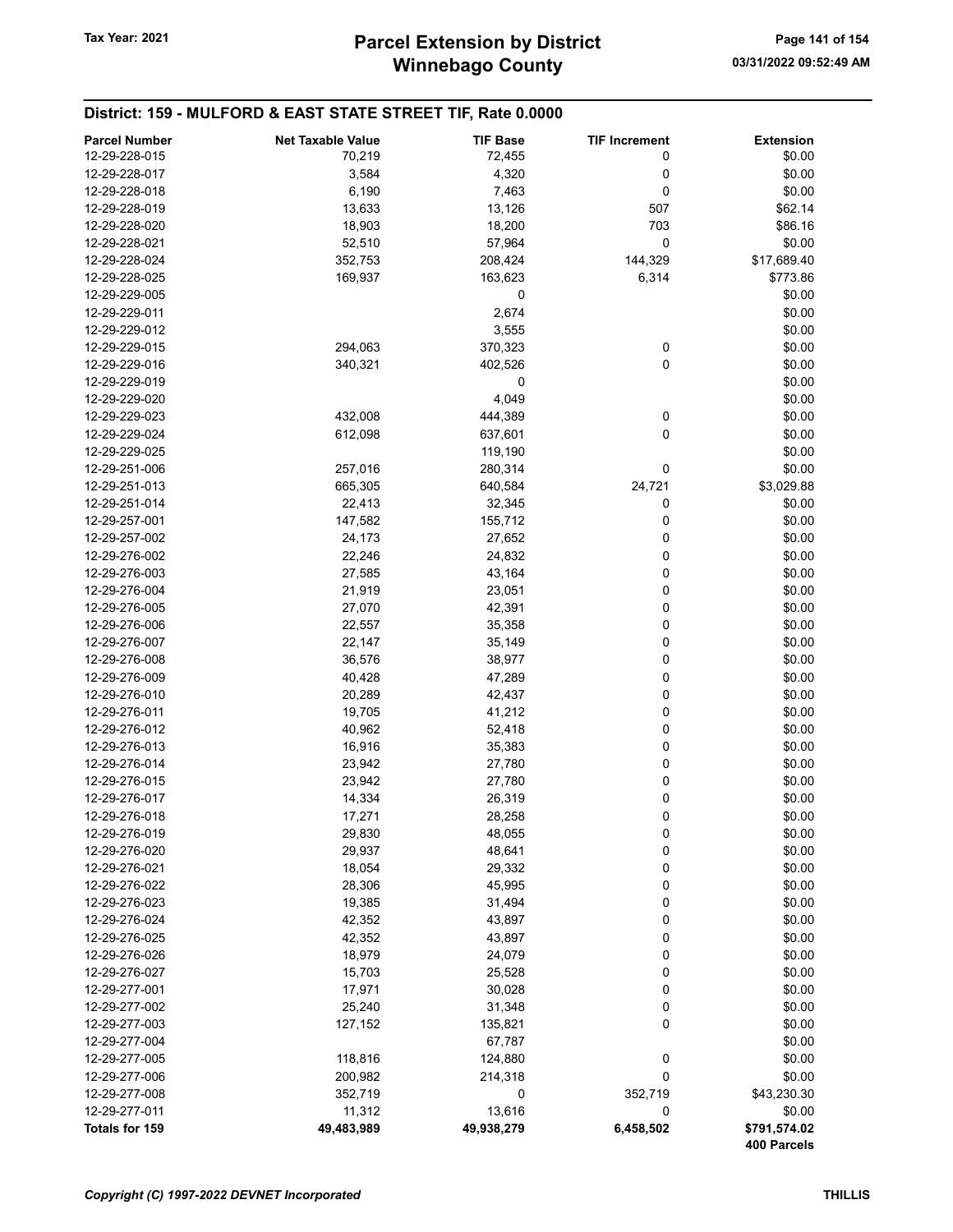## District: 159 - MULFORD & EAST STATE STREET TIF, Rate 0.0000

| Parcel Number | Net Taxable Value | TIF Base | TIF Increment | Extension |
|---|---|---|---|---|
| 12-29-228-015 | 70,219 | 72,455 | 0 | $0.00 |
| 12-29-228-017 | 3,584 | 4,320 | 0 | $0.00 |
| 12-29-228-018 | 6,190 | 7,463 | 0 | $0.00 |
| 12-29-228-019 | 13,633 | 13,126 | 507 | $62.14 |
| 12-29-228-020 | 18,903 | 18,200 | 703 | $86.16 |
| 12-29-228-021 | 52,510 | 57,964 | 0 | $0.00 |
| 12-29-228-024 | 352,753 | 208,424 | 144,329 | $17,689.40 |
| 12-29-228-025 | 169,937 | 163,623 | 6,314 | $773.86 |
| 12-29-229-005 | | 0 | | $0.00 |
| 12-29-229-011 | | 2,674 | | $0.00 |
| 12-29-229-012 | | 3,555 | | $0.00 |
| 12-29-229-015 | 294,063 | 370,323 | 0 | $0.00 |
| 12-29-229-016 | 340,321 | 402,526 | 0 | $0.00 |
| 12-29-229-019 | | 0 | | $0.00 |
| 12-29-229-020 | | 4,049 | | $0.00 |
| 12-29-229-023 | 432,008 | 444,389 | 0 | $0.00 |
| 12-29-229-024 | 612,098 | 637,601 | 0 | $0.00 |
| 12-29-229-025 | | 119,190 | | $0.00 |
| 12-29-251-006 | 257,016 | 280,314 | 0 | $0.00 |
| 12-29-251-013 | 665,305 | 640,584 | 24,721 | $3,029.88 |
| 12-29-251-014 | 22,413 | 32,345 | 0 | $0.00 |
| 12-29-257-001 | 147,582 | 155,712 | 0 | $0.00 |
| 12-29-257-002 | 24,173 | 27,652 | 0 | $0.00 |
| 12-29-276-002 | 22,246 | 24,832 | 0 | $0.00 |
| 12-29-276-003 | 27,585 | 43,164 | 0 | $0.00 |
| 12-29-276-004 | 21,919 | 23,051 | 0 | $0.00 |
| 12-29-276-005 | 27,070 | 42,391 | 0 | $0.00 |
| 12-29-276-006 | 22,557 | 35,358 | 0 | $0.00 |
| 12-29-276-007 | 22,147 | 35,149 | 0 | $0.00 |
| 12-29-276-008 | 36,576 | 38,977 | 0 | $0.00 |
| 12-29-276-009 | 40,428 | 47,289 | 0 | $0.00 |
| 12-29-276-010 | 20,289 | 42,437 | 0 | $0.00 |
| 12-29-276-011 | 19,705 | 41,212 | 0 | $0.00 |
| 12-29-276-012 | 40,962 | 52,418 | 0 | $0.00 |
| 12-29-276-013 | 16,916 | 35,383 | 0 | $0.00 |
| 12-29-276-014 | 23,942 | 27,780 | 0 | $0.00 |
| 12-29-276-015 | 23,942 | 27,780 | 0 | $0.00 |
| 12-29-276-017 | 14,334 | 26,319 | 0 | $0.00 |
| 12-29-276-018 | 17,271 | 28,258 | 0 | $0.00 |
| 12-29-276-019 | 29,830 | 48,055 | 0 | $0.00 |
| 12-29-276-020 | 29,937 | 48,641 | 0 | $0.00 |
| 12-29-276-021 | 18,054 | 29,332 | 0 | $0.00 |
| 12-29-276-022 | 28,306 | 45,995 | 0 | $0.00 |
| 12-29-276-023 | 19,385 | 31,494 | 0 | $0.00 |
| 12-29-276-024 | 42,352 | 43,897 | 0 | $0.00 |
| 12-29-276-025 | 42,352 | 43,897 | 0 | $0.00 |
| 12-29-276-026 | 18,979 | 24,079 | 0 | $0.00 |
| 12-29-276-027 | 15,703 | 25,528 | 0 | $0.00 |
| 12-29-277-001 | 17,971 | 30,028 | 0 | $0.00 |
| 12-29-277-002 | 25,240 | 31,348 | 0 | $0.00 |
| 12-29-277-003 | 127,152 | 135,821 | 0 | $0.00 |
| 12-29-277-004 | | 67,787 | | $0.00 |
| 12-29-277-005 | 118,816 | 124,880 | 0 | $0.00 |
| 12-29-277-006 | 200,982 | 214,318 | 0 | $0.00 |
| 12-29-277-008 | 352,719 | 0 | 352,719 | $43,230.30 |
| 12-29-277-011 | 11,312 | 13,616 | 0 | $0.00 |
| **Totals for 159** | **49,483,989** | **49,938,279** | **6,458,502** | **$791,574.02** |
| | | | | **400 Parcels** |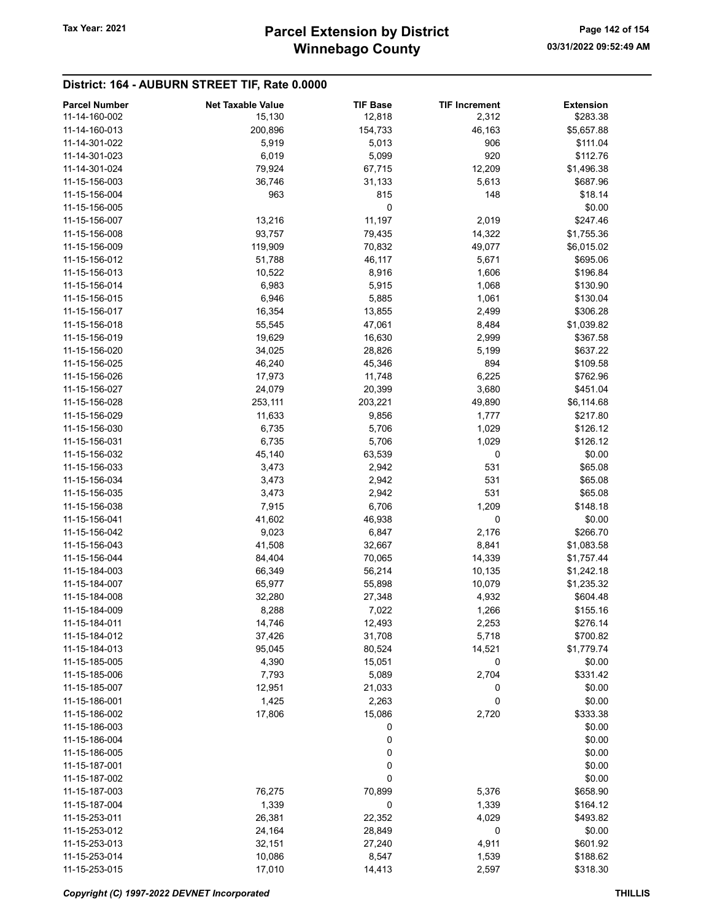## District: 164 - AUBURN STREET TIF, Rate 0.0000

| Parcel Number | Net Taxable Value | TIF Base | TIF Increment | Extension |
|---|---|---|---|---|
| 11-14-160-002 | 15,130 | 12,818 | 2,312 | $283.38 |
| 11-14-160-013 | 200,896 | 154,733 | 46,163 | $5,657.88 |
| 11-14-301-022 | 5,919 | 5,013 | 906 | $111.04 |
| 11-14-301-023 | 6,019 | 5,099 | 920 | $112.76 |
| 11-14-301-024 | 79,924 | 67,715 | 12,209 | $1,496.38 |
| 11-15-156-003 | 36,746 | 31,133 | 5,613 | $687.96 |
| 11-15-156-004 | 963 | 815 | 148 | $18.14 |
| 11-15-156-005 | | 0 | | $0.00 |
| 11-15-156-007 | 13,216 | 11,197 | 2,019 | $247.46 |
| 11-15-156-008 | 93,757 | 79,435 | 14,322 | $1,755.36 |
| 11-15-156-009 | 119,909 | 70,832 | 49,077 | $6,015.02 |
| 11-15-156-012 | 51,788 | 46,117 | 5,671 | $695.06 |
| 11-15-156-013 | 10,522 | 8,916 | 1,606 | $196.84 |
| 11-15-156-014 | 6,983 | 5,915 | 1,068 | $130.90 |
| 11-15-156-015 | 6,946 | 5,885 | 1,061 | $130.04 |
| 11-15-156-017 | 16,354 | 13,855 | 2,499 | $306.28 |
| 11-15-156-018 | 55,545 | 47,061 | 8,484 | $1,039.82 |
| 11-15-156-019 | 19,629 | 16,630 | 2,999 | $367.58 |
| 11-15-156-020 | 34,025 | 28,826 | 5,199 | $637.22 |
| 11-15-156-025 | 46,240 | 45,346 | 894 | $109.58 |
| 11-15-156-026 | 17,973 | 11,748 | 6,225 | $762.96 |
| 11-15-156-027 | 24,079 | 20,399 | 3,680 | $451.04 |
| 11-15-156-028 | 253,111 | 203,221 | 49,890 | $6,114.68 |
| 11-15-156-029 | 11,633 | 9,856 | 1,777 | $217.80 |
| 11-15-156-030 | 6,735 | 5,706 | 1,029 | $126.12 |
| 11-15-156-031 | 6,735 | 5,706 | 1,029 | $126.12 |
| 11-15-156-032 | 45,140 | 63,539 | 0 | $0.00 |
| 11-15-156-033 | 3,473 | 2,942 | 531 | $65.08 |
| 11-15-156-034 | 3,473 | 2,942 | 531 | $65.08 |
| 11-15-156-035 | 3,473 | 2,942 | 531 | $65.08 |
| 11-15-156-038 | 7,915 | 6,706 | 1,209 | $148.18 |
| 11-15-156-041 | 41,602 | 46,938 | 0 | $0.00 |
| 11-15-156-042 | 9,023 | 6,847 | 2,176 | $266.70 |
| 11-15-156-043 | 41,508 | 32,667 | 8,841 | $1,083.58 |
| 11-15-156-044 | 84,404 | 70,065 | 14,339 | $1,757.44 |
| 11-15-184-003 | 66,349 | 56,214 | 10,135 | $1,242.18 |
| 11-15-184-007 | 65,977 | 55,898 | 10,079 | $1,235.32 |
| 11-15-184-008 | 32,280 | 27,348 | 4,932 | $604.48 |
| 11-15-184-009 | 8,288 | 7,022 | 1,266 | $155.16 |
| 11-15-184-011 | 14,746 | 12,493 | 2,253 | $276.14 |
| 11-15-184-012 | 37,426 | 31,708 | 5,718 | $700.82 |
| 11-15-184-013 | 95,045 | 80,524 | 14,521 | $1,779.74 |
| 11-15-185-005 | 4,390 | 15,051 | 0 | $0.00 |
| 11-15-185-006 | 7,793 | 5,089 | 2,704 | $331.42 |
| 11-15-185-007 | 12,951 | 21,033 | 0 | $0.00 |
| 11-15-186-001 | 1,425 | 2,263 | 0 | $0.00 |
| 11-15-186-002 | 17,806 | 15,086 | 2,720 | $333.38 |
| 11-15-186-003 | | 0 | | $0.00 |
| 11-15-186-004 | | 0 | | $0.00 |
| 11-15-186-005 | | 0 | | $0.00 |
| 11-15-187-001 | | 0 | | $0.00 |
| 11-15-187-002 | | 0 | | $0.00 |
| 11-15-187-003 | 76,275 | 70,899 | 5,376 | $658.90 |
| 11-15-187-004 | 1,339 | 0 | 1,339 | $164.12 |
| 11-15-253-011 | 26,381 | 22,352 | 4,029 | $493.82 |
| 11-15-253-012 | 24,164 | 28,849 | 0 | $0.00 |
| 11-15-253-013 | 32,151 | 27,240 | 4,911 | $601.92 |
| 11-15-253-014 | 10,086 | 8,547 | 1,539 | $188.62 |
| 11-15-253-015 | 17,010 | 14,413 | 2,597 | $318.30 |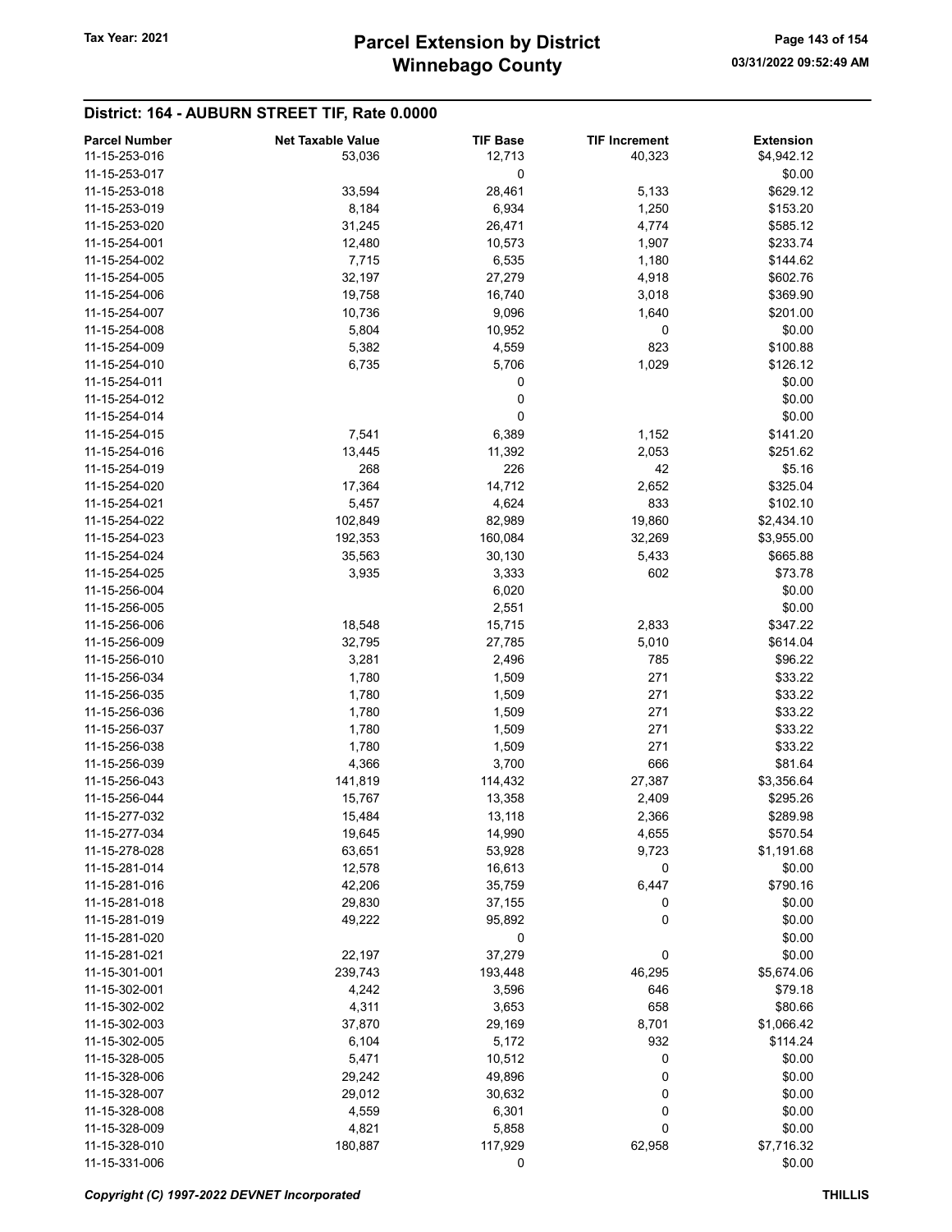## District: 164 - AUBURN STREET TIF, Rate 0.0000

| Parcel Number | Net Taxable Value | TIF Base | TIF Increment | Extension |
|---|---|---|---|---|
| 11-15-253-016 | 53,036 | 12,713 | 40,323 | $4,942.12 |
| 11-15-253-017 | | 0 | | $0.00 |
| 11-15-253-018 | 33,594 | 28,461 | 5,133 | $629.12 |
| 11-15-253-019 | 8,184 | 6,934 | 1,250 | $153.20 |
| 11-15-253-020 | 31,245 | 26,471 | 4,774 | $585.12 |
| 11-15-254-001 | 12,480 | 10,573 | 1,907 | $233.74 |
| 11-15-254-002 | 7,715 | 6,535 | 1,180 | $144.62 |
| 11-15-254-005 | 32,197 | 27,279 | 4,918 | $602.76 |
| 11-15-254-006 | 19,758 | 16,740 | 3,018 | $369.90 |
| 11-15-254-007 | 10,736 | 9,096 | 1,640 | $201.00 |
| 11-15-254-008 | 5,804 | 10,952 | 0 | $0.00 |
| 11-15-254-009 | 5,382 | 4,559 | 823 | $100.88 |
| 11-15-254-010 | 6,735 | 5,706 | 1,029 | $126.12 |
| 11-15-254-011 | | 0 | | $0.00 |
| 11-15-254-012 | | 0 | | $0.00 |
| 11-15-254-014 | | 0 | | $0.00 |
| 11-15-254-015 | 7,541 | 6,389 | 1,152 | $141.20 |
| 11-15-254-016 | 13,445 | 11,392 | 2,053 | $251.62 |
| 11-15-254-019 | 268 | 226 | 42 | $5.16 |
| 11-15-254-020 | 17,364 | 14,712 | 2,652 | $325.04 |
| 11-15-254-021 | 5,457 | 4,624 | 833 | $102.10 |
| 11-15-254-022 | 102,849 | 82,989 | 19,860 | $2,434.10 |
| 11-15-254-023 | 192,353 | 160,084 | 32,269 | $3,955.00 |
| 11-15-254-024 | 35,563 | 30,130 | 5,433 | $665.88 |
| 11-15-254-025 | 3,935 | 3,333 | 602 | $73.78 |
| 11-15-256-004 | | 6,020 | | $0.00 |
| 11-15-256-005 | | 2,551 | | $0.00 |
| 11-15-256-006 | 18,548 | 15,715 | 2,833 | $347.22 |
| 11-15-256-009 | 32,795 | 27,785 | 5,010 | $614.04 |
| 11-15-256-010 | 3,281 | 2,496 | 785 | $96.22 |
| 11-15-256-034 | 1,780 | 1,509 | 271 | $33.22 |
| 11-15-256-035 | 1,780 | 1,509 | 271 | $33.22 |
| 11-15-256-036 | 1,780 | 1,509 | 271 | $33.22 |
| 11-15-256-037 | 1,780 | 1,509 | 271 | $33.22 |
| 11-15-256-038 | 1,780 | 1,509 | 271 | $33.22 |
| 11-15-256-039 | 4,366 | 3,700 | 666 | $81.64 |
| 11-15-256-043 | 141,819 | 114,432 | 27,387 | $3,356.64 |
| 11-15-256-044 | 15,767 | 13,358 | 2,409 | $295.26 |
| 11-15-277-032 | 15,484 | 13,118 | 2,366 | $289.98 |
| 11-15-277-034 | 19,645 | 14,990 | 4,655 | $570.54 |
| 11-15-278-028 | 63,651 | 53,928 | 9,723 | $1,191.68 |
| 11-15-281-014 | 12,578 | 16,613 | 0 | $0.00 |
| 11-15-281-016 | 42,206 | 35,759 | 6,447 | $790.16 |
| 11-15-281-018 | 29,830 | 37,155 | 0 | $0.00 |
| 11-15-281-019 | 49,222 | 95,892 | 0 | $0.00 |
| 11-15-281-020 | | 0 | | $0.00 |
| 11-15-281-021 | 22,197 | 37,279 | 0 | $0.00 |
| 11-15-301-001 | 239,743 | 193,448 | 46,295 | $5,674.06 |
| 11-15-302-001 | 4,242 | 3,596 | 646 | $79.18 |
| 11-15-302-002 | 4,311 | 3,653 | 658 | $80.66 |
| 11-15-302-003 | 37,870 | 29,169 | 8,701 | $1,066.42 |
| 11-15-302-005 | 6,104 | 5,172 | 932 | $114.24 |
| 11-15-328-005 | 5,471 | 10,512 | 0 | $0.00 |
| 11-15-328-006 | 29,242 | 49,896 | 0 | $0.00 |
| 11-15-328-007 | 29,012 | 30,632 | 0 | $0.00 |
| 11-15-328-008 | 4,559 | 6,301 | 0 | $0.00 |
| 11-15-328-009 | 4,821 | 5,858 | 0 | $0.00 |
| 11-15-328-010 | 180,887 | 117,929 | 62,958 | $7,716.32 |
| 11-15-331-006 | | 0 | | $0.00 |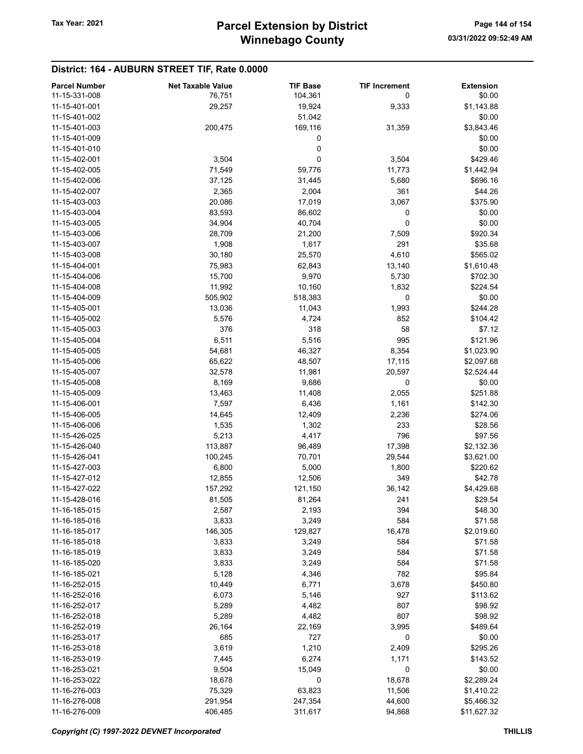## District: 164 - AUBURN STREET TIF, Rate 0.0000

| Parcel Number | Net Taxable Value | TIF Base | TIF Increment | Extension |
|---|---|---|---|---|
| 11-15-331-008 | 76,751 | 104,361 | 0 | $0.00 |
| 11-15-401-001 | 29,257 | 19,924 | 9,333 | $1,143.88 |
| 11-15-401-002 | | 51,042 | | $0.00 |
| 11-15-401-003 | 200,475 | 169,116 | 31,359 | $3,843.46 |
| 11-15-401-009 | | 0 | | $0.00 |
| 11-15-401-010 | | 0 | | $0.00 |
| 11-15-402-001 | 3,504 | 0 | 3,504 | $429.46 |
| 11-15-402-005 | 71,549 | 59,776 | 11,773 | $1,442.94 |
| 11-15-402-006 | 37,125 | 31,445 | 5,680 | $696.16 |
| 11-15-402-007 | 2,365 | 2,004 | 361 | $44.26 |
| 11-15-403-003 | 20,086 | 17,019 | 3,067 | $375.90 |
| 11-15-403-004 | 83,593 | 86,602 | 0 | $0.00 |
| 11-15-403-005 | 34,904 | 40,704 | 0 | $0.00 |
| 11-15-403-006 | 28,709 | 21,200 | 7,509 | $920.34 |
| 11-15-403-007 | 1,908 | 1,617 | 291 | $35.68 |
| 11-15-403-008 | 30,180 | 25,570 | 4,610 | $565.02 |
| 11-15-404-001 | 75,983 | 62,843 | 13,140 | $1,610.48 |
| 11-15-404-006 | 15,700 | 9,970 | 5,730 | $702.30 |
| 11-15-404-008 | 11,992 | 10,160 | 1,832 | $224.54 |
| 11-15-404-009 | 505,902 | 518,383 | 0 | $0.00 |
| 11-15-405-001 | 13,036 | 11,043 | 1,993 | $244.28 |
| 11-15-405-002 | 5,576 | 4,724 | 852 | $104.42 |
| 11-15-405-003 | 376 | 318 | 58 | $7.12 |
| 11-15-405-004 | 6,511 | 5,516 | 995 | $121.96 |
| 11-15-405-005 | 54,681 | 46,327 | 8,354 | $1,023.90 |
| 11-15-405-006 | 65,622 | 48,507 | 17,115 | $2,097.68 |
| 11-15-405-007 | 32,578 | 11,981 | 20,597 | $2,524.44 |
| 11-15-405-008 | 8,169 | 9,686 | 0 | $0.00 |
| 11-15-405-009 | 13,463 | 11,408 | 2,055 | $251.88 |
| 11-15-406-001 | 7,597 | 6,436 | 1,161 | $142.30 |
| 11-15-406-005 | 14,645 | 12,409 | 2,236 | $274.06 |
| 11-15-406-006 | 1,535 | 1,302 | 233 | $28.56 |
| 11-15-426-025 | 5,213 | 4,417 | 796 | $97.56 |
| 11-15-426-040 | 113,887 | 96,489 | 17,398 | $2,132.36 |
| 11-15-426-041 | 100,245 | 70,701 | 29,544 | $3,621.00 |
| 11-15-427-003 | 6,800 | 5,000 | 1,800 | $220.62 |
| 11-15-427-012 | 12,855 | 12,506 | 349 | $42.78 |
| 11-15-427-022 | 157,292 | 121,150 | 36,142 | $4,429.68 |
| 11-15-428-016 | 81,505 | 81,264 | 241 | $29.54 |
| 11-16-185-015 | 2,587 | 2,193 | 394 | $48.30 |
| 11-16-185-016 | 3,833 | 3,249 | 584 | $71.58 |
| 11-16-185-017 | 146,305 | 129,827 | 16,478 | $2,019.60 |
| 11-16-185-018 | 3,833 | 3,249 | 584 | $71.58 |
| 11-16-185-019 | 3,833 | 3,249 | 584 | $71.58 |
| 11-16-185-020 | 3,833 | 3,249 | 584 | $71.58 |
| 11-16-185-021 | 5,128 | 4,346 | 782 | $95.84 |
| 11-16-252-015 | 10,449 | 6,771 | 3,678 | $450.80 |
| 11-16-252-016 | 6,073 | 5,146 | 927 | $113.62 |
| 11-16-252-017 | 5,289 | 4,482 | 807 | $98.92 |
| 11-16-252-018 | 5,289 | 4,482 | 807 | $98.92 |
| 11-16-252-019 | 26,164 | 22,169 | 3,995 | $489.64 |
| 11-16-253-017 | 685 | 727 | 0 | $0.00 |
| 11-16-253-018 | 3,619 | 1,210 | 2,409 | $295.26 |
| 11-16-253-019 | 7,445 | 6,274 | 1,171 | $143.52 |
| 11-16-253-021 | 9,504 | 15,049 | 0 | $0.00 |
| 11-16-253-022 | 18,678 | 0 | 18,678 | $2,289.24 |
| 11-16-276-003 | 75,329 | 63,823 | 11,506 | $1,410.22 |
| 11-16-276-008 | 291,954 | 247,354 | 44,600 | $5,466.32 |
| 11-16-276-009 | 406,485 | 311,617 | 94,868 | $11,627.32 |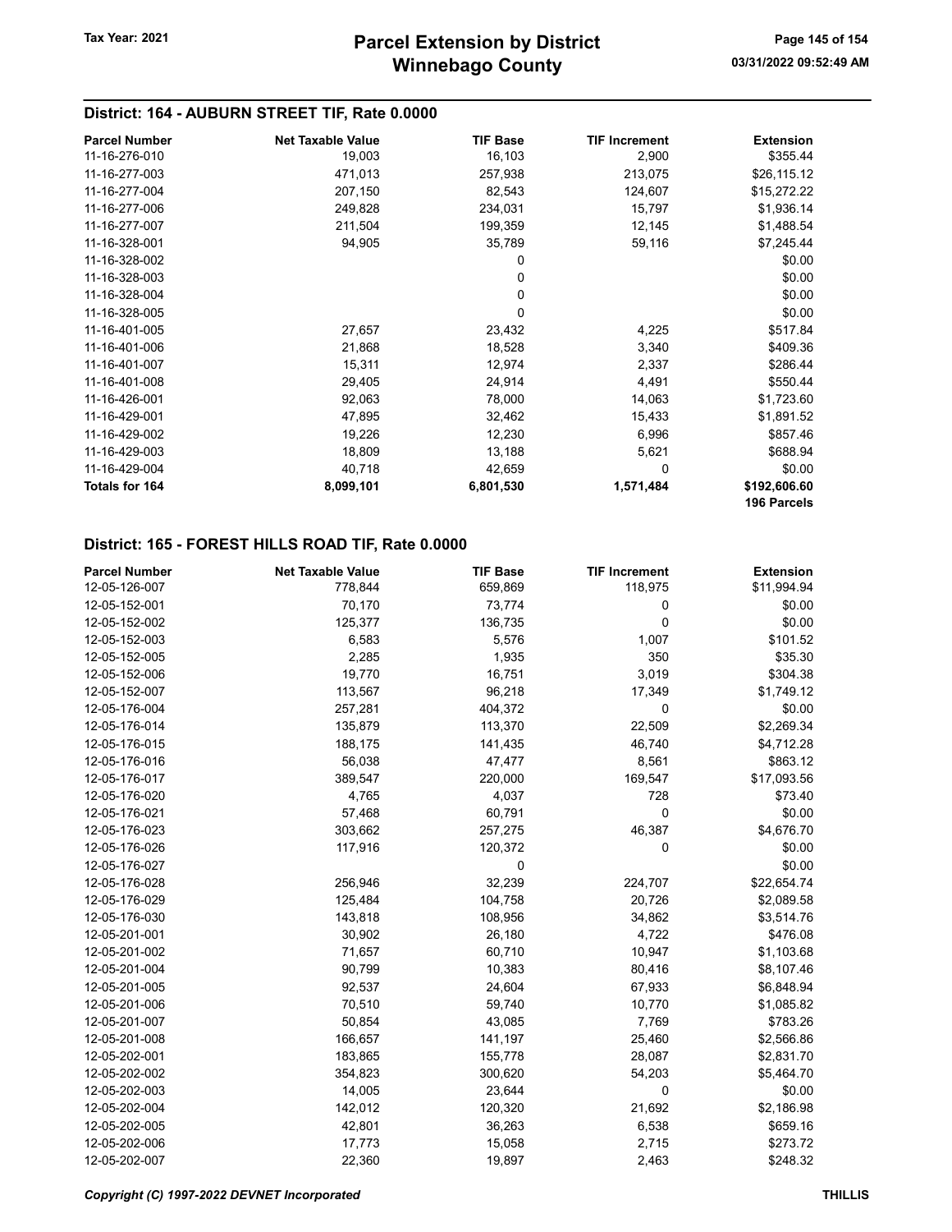## District: 164 - AUBURN STREET TIF, Rate 0.0000

| Parcel Number | Net Taxable Value | TIF Base | TIF Increment | Extension |
|---|---|---|---|---|
| 11-16-276-010 | 19,003 | 16,103 | 2,900 | $355.44 |
| 11-16-277-003 | 471,013 | 257,938 | 213,075 | $26,115.12 |
| 11-16-277-004 | 207,150 | 82,543 | 124,607 | $15,272.22 |
| 11-16-277-006 | 249,828 | 234,031 | 15,797 | $1,936.14 |
| 11-16-277-007 | 211,504 | 199,359 | 12,145 | $1,488.54 |
| 11-16-328-001 | 94,905 | 35,789 | 59,116 | $7,245.44 |
| 11-16-328-002 | | 0 | | $0.00 |
| 11-16-328-003 | | 0 | | $0.00 |
| 11-16-328-004 | | 0 | | $0.00 |
| 11-16-328-005 | | 0 | | $0.00 |
| 11-16-401-005 | 27,657 | 23,432 | 4,225 | $517.84 |
| 11-16-401-006 | 21,868 | 18,528 | 3,340 | $409.36 |
| 11-16-401-007 | 15,311 | 12,974 | 2,337 | $286.44 |
| 11-16-401-008 | 29,405 | 24,914 | 4,491 | $550.44 |
| 11-16-426-001 | 92,063 | 78,000 | 14,063 | $1,723.60 |
| 11-16-429-001 | 47,895 | 32,462 | 15,433 | $1,891.52 |
| 11-16-429-002 | 19,226 | 12,230 | 6,996 | $857.46 |
| 11-16-429-003 | 18,809 | 13,188 | 5,621 | $688.94 |
| 11-16-429-004 | 40,718 | 42,659 | 0 | $0.00 |
| **Totals for 164** | **8,099,101** | **6,801,530** | **1,571,484** | **$192,606.60** |
| | | | | **196 Parcels** |

## District: 165 - FOREST HILLS ROAD TIF, Rate 0.0000

| Parcel Number | Net Taxable Value | TIF Base | TIF Increment | Extension |
|---|---|---|---|---|
| 12-05-126-007 | 778,844 | 659,869 | 118,975 | $11,994.94 |
| 12-05-152-001 | 70,170 | 73,774 | 0 | $0.00 |
| 12-05-152-002 | 125,377 | 136,735 | 0 | $0.00 |
| 12-05-152-003 | 6,583 | 5,576 | 1,007 | $101.52 |
| 12-05-152-005 | 2,285 | 1,935 | 350 | $35.30 |
| 12-05-152-006 | 19,770 | 16,751 | 3,019 | $304.38 |
| 12-05-152-007 | 113,567 | 96,218 | 17,349 | $1,749.12 |
| 12-05-176-004 | 257,281 | 404,372 | 0 | $0.00 |
| 12-05-176-014 | 135,879 | 113,370 | 22,509 | $2,269.34 |
| 12-05-176-015 | 188,175 | 141,435 | 46,740 | $4,712.28 |
| 12-05-176-016 | 56,038 | 47,477 | 8,561 | $863.12 |
| 12-05-176-017 | 389,547 | 220,000 | 169,547 | $17,093.56 |
| 12-05-176-020 | 4,765 | 4,037 | 728 | $73.40 |
| 12-05-176-021 | 57,468 | 60,791 | 0 | $0.00 |
| 12-05-176-023 | 303,662 | 257,275 | 46,387 | $4,676.70 |
| 12-05-176-026 | 117,916 | 120,372 | 0 | $0.00 |
| 12-05-176-027 | | 0 | | $0.00 |
| 12-05-176-028 | 256,946 | 32,239 | 224,707 | $22,654.74 |
| 12-05-176-029 | 125,484 | 104,758 | 20,726 | $2,089.58 |
| 12-05-176-030 | 143,818 | 108,956 | 34,862 | $3,514.76 |
| 12-05-201-001 | 30,902 | 26,180 | 4,722 | $476.08 |
| 12-05-201-002 | 71,657 | 60,710 | 10,947 | $1,103.68 |
| 12-05-201-004 | 90,799 | 10,383 | 80,416 | $8,107.46 |
| 12-05-201-005 | 92,537 | 24,604 | 67,933 | $6,848.94 |
| 12-05-201-006 | 70,510 | 59,740 | 10,770 | $1,085.82 |
| 12-05-201-007 | 50,854 | 43,085 | 7,769 | $783.26 |
| 12-05-201-008 | 166,657 | 141,197 | 25,460 | $2,566.86 |
| 12-05-202-001 | 183,865 | 155,778 | 28,087 | $2,831.70 |
| 12-05-202-002 | 354,823 | 300,620 | 54,203 | $5,464.70 |
| 12-05-202-003 | 14,005 | 23,644 | 0 | $0.00 |
| 12-05-202-004 | 142,012 | 120,320 | 21,692 | $2,186.98 |
| 12-05-202-005 | 42,801 | 36,263 | 6,538 | $659.16 |
| 12-05-202-006 | 17,773 | 15,058 | 2,715 | $273.72 |
| 12-05-202-007 | 22,360 | 19,897 | 2,463 | $248.32 |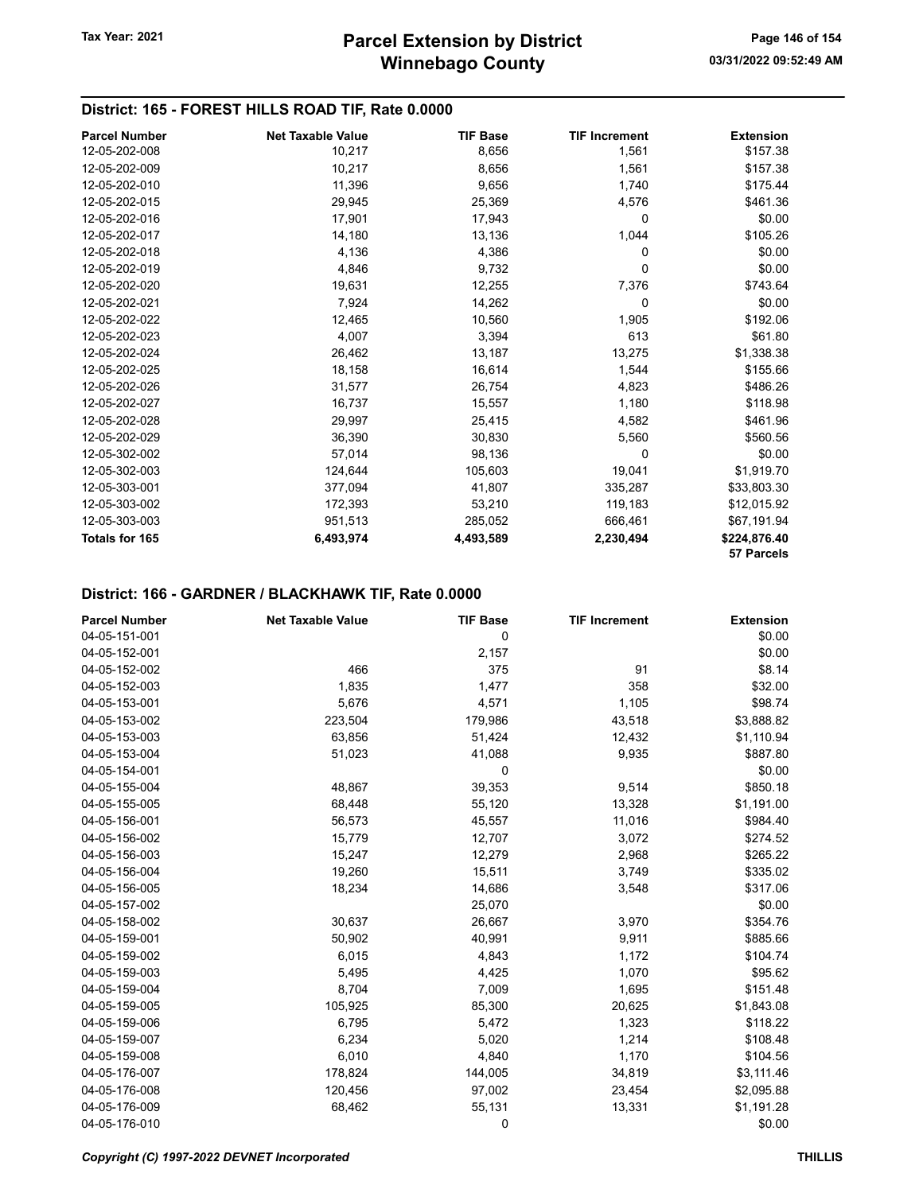## District: 165 - FOREST HILLS ROAD TIF, Rate 0.0000

| Parcel Number | Net Taxable Value | TIF Base | TIF Increment | Extension |
|---|---|---|---|---|
| 12-05-202-008 | 10,217 | 8,656 | 1,561 | $157.38 |
| 12-05-202-009 | 10,217 | 8,656 | 1,561 | $157.38 |
| 12-05-202-010 | 11,396 | 9,656 | 1,740 | $175.44 |
| 12-05-202-015 | 29,945 | 25,369 | 4,576 | $461.36 |
| 12-05-202-016 | 17,901 | 17,943 | 0 | $0.00 |
| 12-05-202-017 | 14,180 | 13,136 | 1,044 | $105.26 |
| 12-05-202-018 | 4,136 | 4,386 | 0 | $0.00 |
| 12-05-202-019 | 4,846 | 9,732 | 0 | $0.00 |
| 12-05-202-020 | 19,631 | 12,255 | 7,376 | $743.64 |
| 12-05-202-021 | 7,924 | 14,262 | 0 | $0.00 |
| 12-05-202-022 | 12,465 | 10,560 | 1,905 | $192.06 |
| 12-05-202-023 | 4,007 | 3,394 | 613 | $61.80 |
| 12-05-202-024 | 26,462 | 13,187 | 13,275 | $1,338.38 |
| 12-05-202-025 | 18,158 | 16,614 | 1,544 | $155.66 |
| 12-05-202-026 | 31,577 | 26,754 | 4,823 | $486.26 |
| 12-05-202-027 | 16,737 | 15,557 | 1,180 | $118.98 |
| 12-05-202-028 | 29,997 | 25,415 | 4,582 | $461.96 |
| 12-05-202-029 | 36,390 | 30,830 | 5,560 | $560.56 |
| 12-05-302-002 | 57,014 | 98,136 | 0 | $0.00 |
| 12-05-302-003 | 124,644 | 105,603 | 19,041 | $1,919.70 |
| 12-05-303-001 | 377,094 | 41,807 | 335,287 | $33,803.30 |
| 12-05-303-002 | 172,393 | 53,210 | 119,183 | $12,015.92 |
| 12-05-303-003 | 951,513 | 285,052 | 666,461 | $67,191.94 |
| **Totals for 165** | **6,493,974** | **4,493,589** | **2,230,494** | **$224,876.40** |
| | | | | **57 Parcels** |

## District: 166 - GARDNER / BLACKHAWK TIF, Rate 0.0000

| Parcel Number | Net Taxable Value | TIF Base | TIF Increment | Extension |
|---|---|---|---|---|
| 04-05-151-001 | | 0 | | $0.00 |
| 04-05-152-001 | | 2,157 | | $0.00 |
| 04-05-152-002 | 466 | 375 | 91 | $8.14 |
| 04-05-152-003 | 1,835 | 1,477 | 358 | $32.00 |
| 04-05-153-001 | 5,676 | 4,571 | 1,105 | $98.74 |
| 04-05-153-002 | 223,504 | 179,986 | 43,518 | $3,888.82 |
| 04-05-153-003 | 63,856 | 51,424 | 12,432 | $1,110.94 |
| 04-05-153-004 | 51,023 | 41,088 | 9,935 | $887.80 |
| 04-05-154-001 | | 0 | | $0.00 |
| 04-05-155-004 | 48,867 | 39,353 | 9,514 | $850.18 |
| 04-05-155-005 | 68,448 | 55,120 | 13,328 | $1,191.00 |
| 04-05-156-001 | 56,573 | 45,557 | 11,016 | $984.40 |
| 04-05-156-002 | 15,779 | 12,707 | 3,072 | $274.52 |
| 04-05-156-003 | 15,247 | 12,279 | 2,968 | $265.22 |
| 04-05-156-004 | 19,260 | 15,511 | 3,749 | $335.02 |
| 04-05-156-005 | 18,234 | 14,686 | 3,548 | $317.06 |
| 04-05-157-002 | | 25,070 | | $0.00 |
| 04-05-158-002 | 30,637 | 26,667 | 3,970 | $354.76 |
| 04-05-159-001 | 50,902 | 40,991 | 9,911 | $885.66 |
| 04-05-159-002 | 6,015 | 4,843 | 1,172 | $104.74 |
| 04-05-159-003 | 5,495 | 4,425 | 1,070 | $95.62 |
| 04-05-159-004 | 8,704 | 7,009 | 1,695 | $151.48 |
| 04-05-159-005 | 105,925 | 85,300 | 20,625 | $1,843.08 |
| 04-05-159-006 | 6,795 | 5,472 | 1,323 | $118.22 |
| 04-05-159-007 | 6,234 | 5,020 | 1,214 | $108.48 |
| 04-05-159-008 | 6,010 | 4,840 | 1,170 | $104.56 |
| 04-05-176-007 | 178,824 | 144,005 | 34,819 | $3,111.46 |
| 04-05-176-008 | 120,456 | 97,002 | 23,454 | $2,095.88 |
| 04-05-176-009 | 68,462 | 55,131 | 13,331 | $1,191.28 |
| 04-05-176-010 | | 0 | | $0.00 |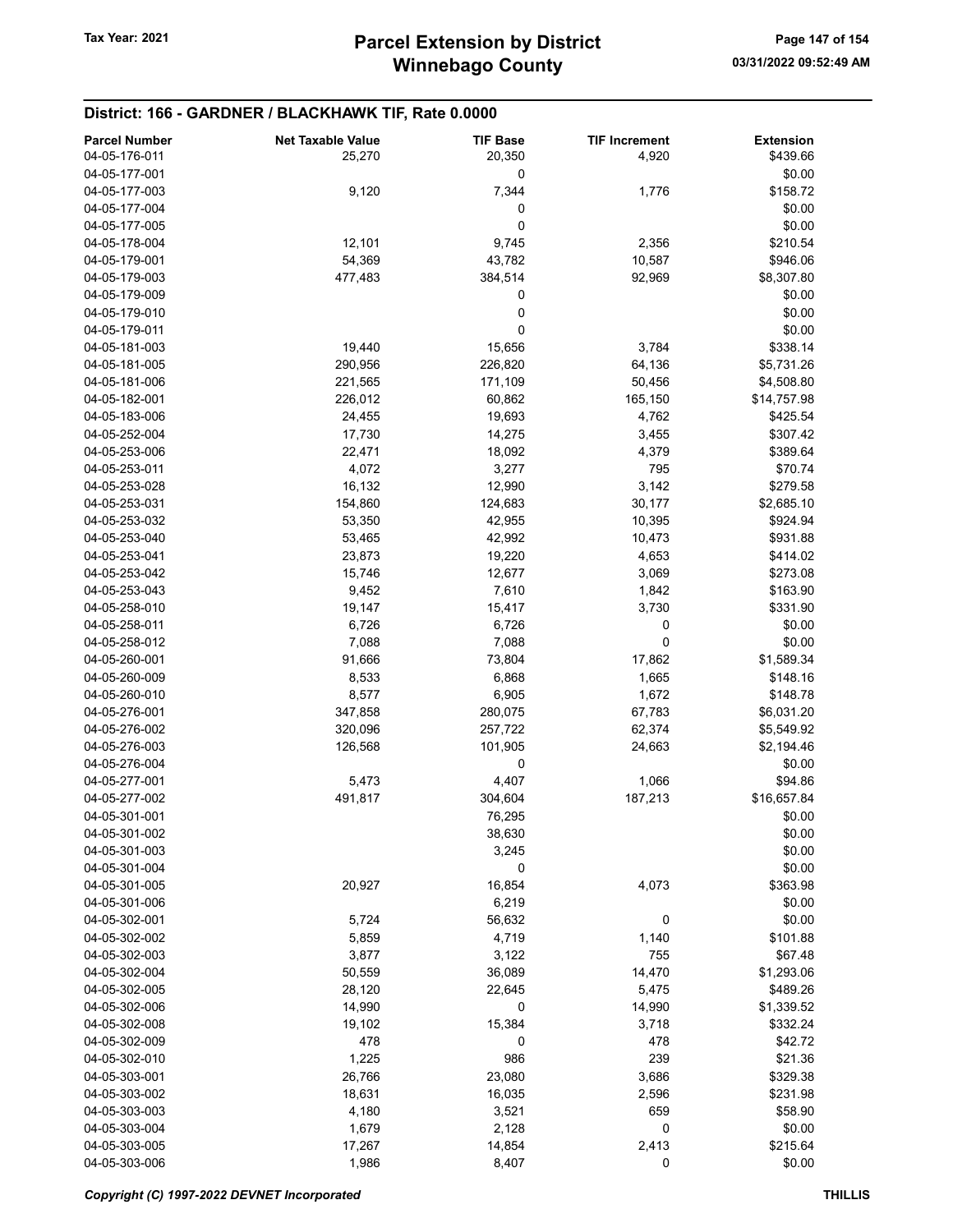## District: 166 - GARDNER / BLACKHAWK TIF, Rate 0.0000

| Parcel Number | Net Taxable Value | TIF Base | TIF Increment | Extension |
|---|---|---|---|---|
| 04-05-176-011 | 25,270 | 20,350 | 4,920 | $439.66 |
| 04-05-177-001 | | 0 | | $0.00 |
| 04-05-177-003 | 9,120 | 7,344 | 1,776 | $158.72 |
| 04-05-177-004 | | 0 | | $0.00 |
| 04-05-177-005 | | 0 | | $0.00 |
| 04-05-178-004 | 12,101 | 9,745 | 2,356 | $210.54 |
| 04-05-179-001 | 54,369 | 43,782 | 10,587 | $946.06 |
| 04-05-179-003 | 477,483 | 384,514 | 92,969 | $8,307.80 |
| 04-05-179-009 | | 0 | | $0.00 |
| 04-05-179-010 | | 0 | | $0.00 |
| 04-05-179-011 | | 0 | | $0.00 |
| 04-05-181-003 | 19,440 | 15,656 | 3,784 | $338.14 |
| 04-05-181-005 | 290,956 | 226,820 | 64,136 | $5,731.26 |
| 04-05-181-006 | 221,565 | 171,109 | 50,456 | $4,508.80 |
| 04-05-182-001 | 226,012 | 60,862 | 165,150 | $14,757.98 |
| 04-05-183-006 | 24,455 | 19,693 | 4,762 | $425.54 |
| 04-05-252-004 | 17,730 | 14,275 | 3,455 | $307.42 |
| 04-05-253-006 | 22,471 | 18,092 | 4,379 | $389.64 |
| 04-05-253-011 | 4,072 | 3,277 | 795 | $70.74 |
| 04-05-253-028 | 16,132 | 12,990 | 3,142 | $279.58 |
| 04-05-253-031 | 154,860 | 124,683 | 30,177 | $2,685.10 |
| 04-05-253-032 | 53,350 | 42,955 | 10,395 | $924.94 |
| 04-05-253-040 | 53,465 | 42,992 | 10,473 | $931.88 |
| 04-05-253-041 | 23,873 | 19,220 | 4,653 | $414.02 |
| 04-05-253-042 | 15,746 | 12,677 | 3,069 | $273.08 |
| 04-05-253-043 | 9,452 | 7,610 | 1,842 | $163.90 |
| 04-05-258-010 | 19,147 | 15,417 | 3,730 | $331.90 |
| 04-05-258-011 | 6,726 | 6,726 | 0 | $0.00 |
| 04-05-258-012 | 7,088 | 7,088 | 0 | $0.00 |
| 04-05-260-001 | 91,666 | 73,804 | 17,862 | $1,589.34 |
| 04-05-260-009 | 8,533 | 6,868 | 1,665 | $148.16 |
| 04-05-260-010 | 8,577 | 6,905 | 1,672 | $148.78 |
| 04-05-276-001 | 347,858 | 280,075 | 67,783 | $6,031.20 |
| 04-05-276-002 | 320,096 | 257,722 | 62,374 | $5,549.92 |
| 04-05-276-003 | 126,568 | 101,905 | 24,663 | $2,194.46 |
| 04-05-276-004 | | 0 | | $0.00 |
| 04-05-277-001 | 5,473 | 4,407 | 1,066 | $94.86 |
| 04-05-277-002 | 491,817 | 304,604 | 187,213 | $16,657.84 |
| 04-05-301-001 | | 76,295 | | $0.00 |
| 04-05-301-002 | | 38,630 | | $0.00 |
| 04-05-301-003 | | 3,245 | | $0.00 |
| 04-05-301-004 | | 0 | | $0.00 |
| 04-05-301-005 | 20,927 | 16,854 | 4,073 | $363.98 |
| 04-05-301-006 | | 6,219 | | $0.00 |
| 04-05-302-001 | 5,724 | 56,632 | 0 | $0.00 |
| 04-05-302-002 | 5,859 | 4,719 | 1,140 | $101.88 |
| 04-05-302-003 | 3,877 | 3,122 | 755 | $67.48 |
| 04-05-302-004 | 50,559 | 36,089 | 14,470 | $1,293.06 |
| 04-05-302-005 | 28,120 | 22,645 | 5,475 | $489.26 |
| 04-05-302-006 | 14,990 | 0 | 14,990 | $1,339.52 |
| 04-05-302-008 | 19,102 | 15,384 | 3,718 | $332.24 |
| 04-05-302-009 | 478 | 0 | 478 | $42.72 |
| 04-05-302-010 | 1,225 | 986 | 239 | $21.36 |
| 04-05-303-001 | 26,766 | 23,080 | 3,686 | $329.38 |
| 04-05-303-002 | 18,631 | 16,035 | 2,596 | $231.98 |
| 04-05-303-003 | 4,180 | 3,521 | 659 | $58.90 |
| 04-05-303-004 | 1,679 | 2,128 | 0 | $0.00 |
| 04-05-303-005 | 17,267 | 14,854 | 2,413 | $215.64 |
| 04-05-303-006 | 1,986 | 8,407 | 0 | $0.00 |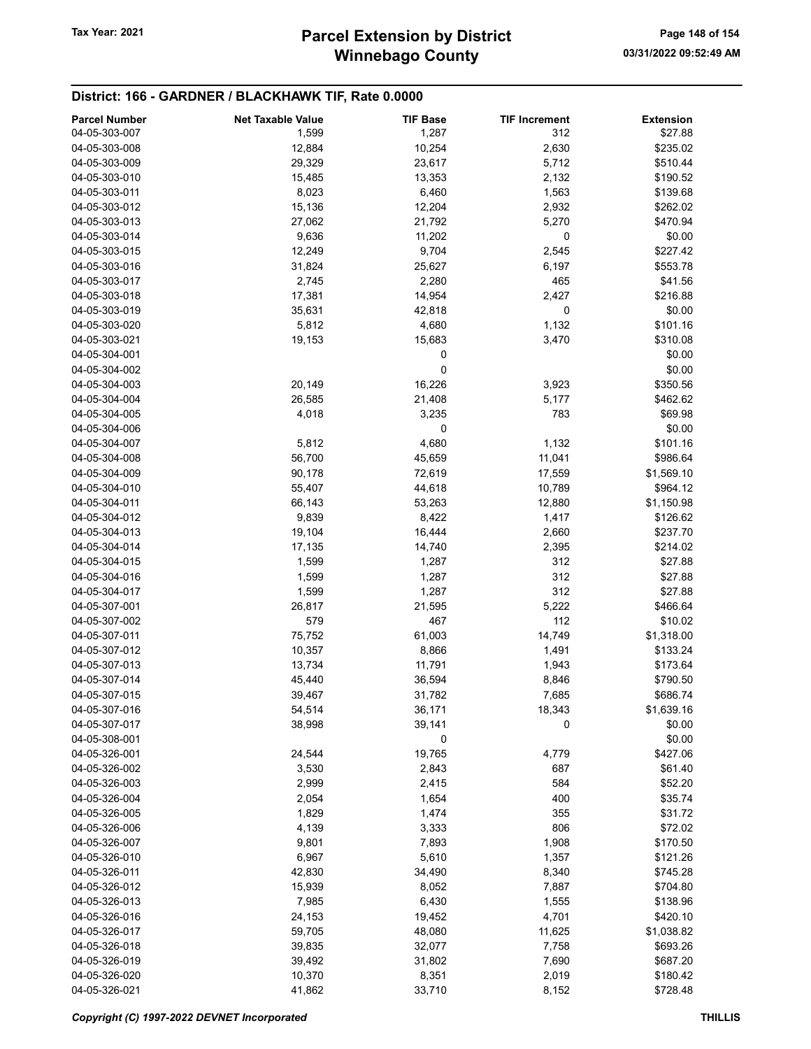## District: 166 - GARDNER / BLACKHAWK TIF, Rate 0.0000

| Parcel Number | Net Taxable Value | TIF Base | TIF Increment | Extension |
|---|---|---|---|---|
| 04-05-303-007 | 1,599 | 1,287 | 312 | $27.88 |
| 04-05-303-008 | 12,884 | 10,254 | 2,630 | $235.02 |
| 04-05-303-009 | 29,329 | 23,617 | 5,712 | $510.44 |
| 04-05-303-010 | 15,485 | 13,353 | 2,132 | $190.52 |
| 04-05-303-011 | 8,023 | 6,460 | 1,563 | $139.68 |
| 04-05-303-012 | 15,136 | 12,204 | 2,932 | $262.02 |
| 04-05-303-013 | 27,062 | 21,792 | 5,270 | $470.94 |
| 04-05-303-014 | 9,636 | 11,202 | 0 | $0.00 |
| 04-05-303-015 | 12,249 | 9,704 | 2,545 | $227.42 |
| 04-05-303-016 | 31,824 | 25,627 | 6,197 | $553.78 |
| 04-05-303-017 | 2,745 | 2,280 | 465 | $41.56 |
| 04-05-303-018 | 17,381 | 14,954 | 2,427 | $216.88 |
| 04-05-303-019 | 35,631 | 42,818 | 0 | $0.00 |
| 04-05-303-020 | 5,812 | 4,680 | 1,132 | $101.16 |
| 04-05-303-021 | 19,153 | 15,683 | 3,470 | $310.08 |
| 04-05-304-001 | | 0 | | $0.00 |
| 04-05-304-002 | | 0 | | $0.00 |
| 04-05-304-003 | 20,149 | 16,226 | 3,923 | $350.56 |
| 04-05-304-004 | 26,585 | 21,408 | 5,177 | $462.62 |
| 04-05-304-005 | 4,018 | 3,235 | 783 | $69.98 |
| 04-05-304-006 | | 0 | | $0.00 |
| 04-05-304-007 | 5,812 | 4,680 | 1,132 | $101.16 |
| 04-05-304-008 | 56,700 | 45,659 | 11,041 | $986.64 |
| 04-05-304-009 | 90,178 | 72,619 | 17,559 | $1,569.10 |
| 04-05-304-010 | 55,407 | 44,618 | 10,789 | $964.12 |
| 04-05-304-011 | 66,143 | 53,263 | 12,880 | $1,150.98 |
| 04-05-304-012 | 9,839 | 8,422 | 1,417 | $126.62 |
| 04-05-304-013 | 19,104 | 16,444 | 2,660 | $237.70 |
| 04-05-304-014 | 17,135 | 14,740 | 2,395 | $214.02 |
| 04-05-304-015 | 1,599 | 1,287 | 312 | $27.88 |
| 04-05-304-016 | 1,599 | 1,287 | 312 | $27.88 |
| 04-05-304-017 | 1,599 | 1,287 | 312 | $27.88 |
| 04-05-307-001 | 26,817 | 21,595 | 5,222 | $466.64 |
| 04-05-307-002 | 579 | 467 | 112 | $10.02 |
| 04-05-307-011 | 75,752 | 61,003 | 14,749 | $1,318.00 |
| 04-05-307-012 | 10,357 | 8,866 | 1,491 | $133.24 |
| 04-05-307-013 | 13,734 | 11,791 | 1,943 | $173.64 |
| 04-05-307-014 | 45,440 | 36,594 | 8,846 | $790.50 |
| 04-05-307-015 | 39,467 | 31,782 | 7,685 | $686.74 |
| 04-05-307-016 | 54,514 | 36,171 | 18,343 | $1,639.16 |
| 04-05-307-017 | 38,998 | 39,141 | 0 | $0.00 |
| 04-05-308-001 | | 0 | | $0.00 |
| 04-05-326-001 | 24,544 | 19,765 | 4,779 | $427.06 |
| 04-05-326-002 | 3,530 | 2,843 | 687 | $61.40 |
| 04-05-326-003 | 2,999 | 2,415 | 584 | $52.20 |
| 04-05-326-004 | 2,054 | 1,654 | 400 | $35.74 |
| 04-05-326-005 | 1,829 | 1,474 | 355 | $31.72 |
| 04-05-326-006 | 4,139 | 3,333 | 806 | $72.02 |
| 04-05-326-007 | 9,801 | 7,893 | 1,908 | $170.50 |
| 04-05-326-010 | 6,967 | 5,610 | 1,357 | $121.26 |
| 04-05-326-011 | 42,830 | 34,490 | 8,340 | $745.28 |
| 04-05-326-012 | 15,939 | 8,052 | 7,887 | $704.80 |
| 04-05-326-013 | 7,985 | 6,430 | 1,555 | $138.96 |
| 04-05-326-016 | 24,153 | 19,452 | 4,701 | $420.10 |
| 04-05-326-017 | 59,705 | 48,080 | 11,625 | $1,038.82 |
| 04-05-326-018 | 39,835 | 32,077 | 7,758 | $693.26 |
| 04-05-326-019 | 39,492 | 31,802 | 7,690 | $687.20 |
| 04-05-326-020 | 10,370 | 8,351 | 2,019 | $180.42 |
| 04-05-326-021 | 41,862 | 33,710 | 8,152 | $728.48 |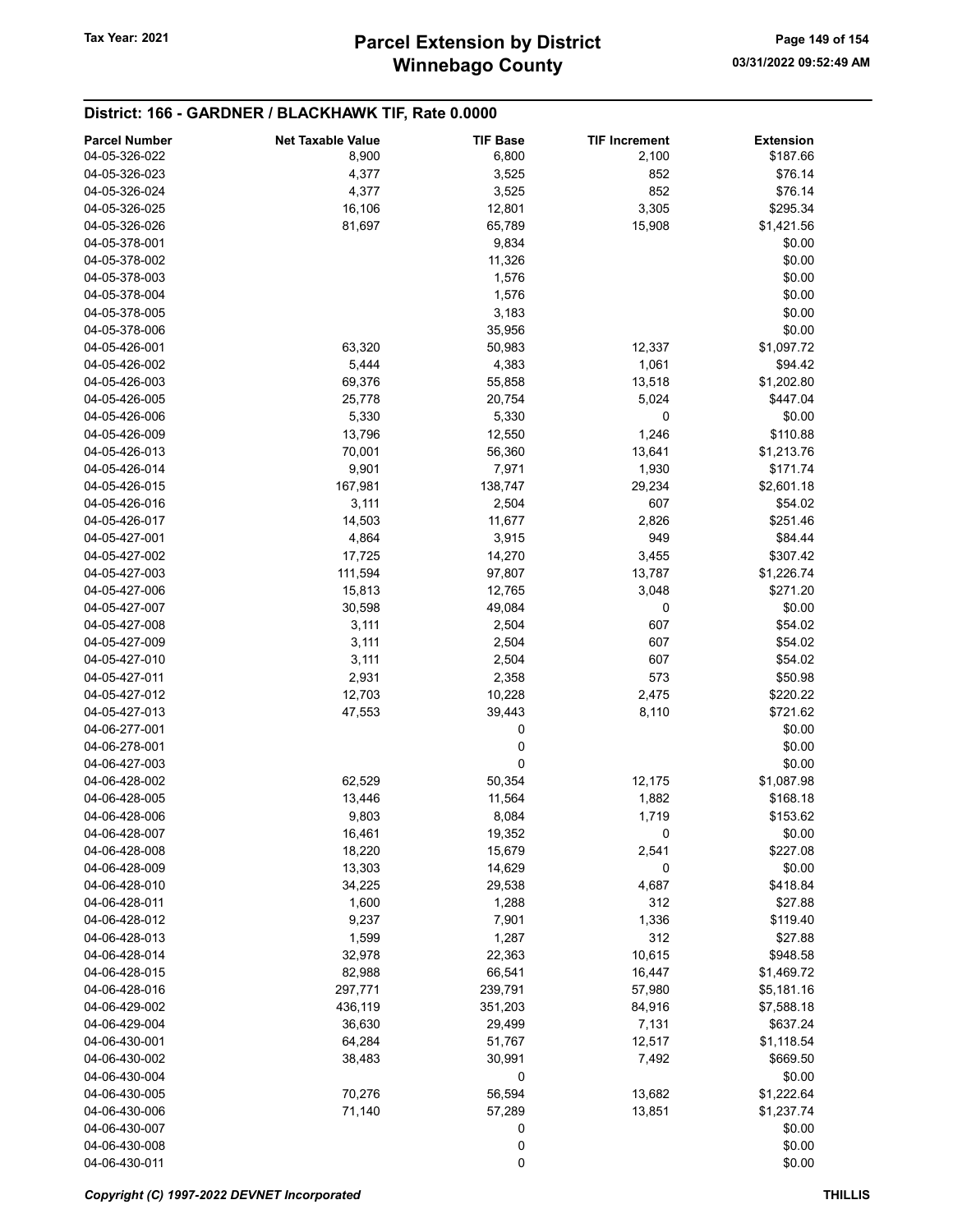## District: 166 - GARDNER / BLACKHAWK TIF, Rate 0.0000

| Parcel Number | Net Taxable Value | TIF Base | TIF Increment | Extension |
|---|---|---|---|---|
| 04-05-326-022 | 8,900 | 6,800 | 2,100 | $187.66 |
| 04-05-326-023 | 4,377 | 3,525 | 852 | $76.14 |
| 04-05-326-024 | 4,377 | 3,525 | 852 | $76.14 |
| 04-05-326-025 | 16,106 | 12,801 | 3,305 | $295.34 |
| 04-05-326-026 | 81,697 | 65,789 | 15,908 | $1,421.56 |
| 04-05-378-001 | | 9,834 | | $0.00 |
| 04-05-378-002 | | 11,326 | | $0.00 |
| 04-05-378-003 | | 1,576 | | $0.00 |
| 04-05-378-004 | | 1,576 | | $0.00 |
| 04-05-378-005 | | 3,183 | | $0.00 |
| 04-05-378-006 | | 35,956 | | $0.00 |
| 04-05-426-001 | 63,320 | 50,983 | 12,337 | $1,097.72 |
| 04-05-426-002 | 5,444 | 4,383 | 1,061 | $94.42 |
| 04-05-426-003 | 69,376 | 55,858 | 13,518 | $1,202.80 |
| 04-05-426-005 | 25,778 | 20,754 | 5,024 | $447.04 |
| 04-05-426-006 | 5,330 | 5,330 | 0 | $0.00 |
| 04-05-426-009 | 13,796 | 12,550 | 1,246 | $110.88 |
| 04-05-426-013 | 70,001 | 56,360 | 13,641 | $1,213.76 |
| 04-05-426-014 | 9,901 | 7,971 | 1,930 | $171.74 |
| 04-05-426-015 | 167,981 | 138,747 | 29,234 | $2,601.18 |
| 04-05-426-016 | 3,111 | 2,504 | 607 | $54.02 |
| 04-05-426-017 | 14,503 | 11,677 | 2,826 | $251.46 |
| 04-05-427-001 | 4,864 | 3,915 | 949 | $84.44 |
| 04-05-427-002 | 17,725 | 14,270 | 3,455 | $307.42 |
| 04-05-427-003 | 111,594 | 97,807 | 13,787 | $1,226.74 |
| 04-05-427-006 | 15,813 | 12,765 | 3,048 | $271.20 |
| 04-05-427-007 | 30,598 | 49,084 | 0 | $0.00 |
| 04-05-427-008 | 3,111 | 2,504 | 607 | $54.02 |
| 04-05-427-009 | 3,111 | 2,504 | 607 | $54.02 |
| 04-05-427-010 | 3,111 | 2,504 | 607 | $54.02 |
| 04-05-427-011 | 2,931 | 2,358 | 573 | $50.98 |
| 04-05-427-012 | 12,703 | 10,228 | 2,475 | $220.22 |
| 04-05-427-013 | 47,553 | 39,443 | 8,110 | $721.62 |
| 04-06-277-001 | | 0 | | $0.00 |
| 04-06-278-001 | | 0 | | $0.00 |
| 04-06-427-003 | | 0 | | $0.00 |
| 04-06-428-002 | 62,529 | 50,354 | 12,175 | $1,087.98 |
| 04-06-428-005 | 13,446 | 11,564 | 1,882 | $168.18 |
| 04-06-428-006 | 9,803 | 8,084 | 1,719 | $153.62 |
| 04-06-428-007 | 16,461 | 19,352 | 0 | $0.00 |
| 04-06-428-008 | 18,220 | 15,679 | 2,541 | $227.08 |
| 04-06-428-009 | 13,303 | 14,629 | 0 | $0.00 |
| 04-06-428-010 | 34,225 | 29,538 | 4,687 | $418.84 |
| 04-06-428-011 | 1,600 | 1,288 | 312 | $27.88 |
| 04-06-428-012 | 9,237 | 7,901 | 1,336 | $119.40 |
| 04-06-428-013 | 1,599 | 1,287 | 312 | $27.88 |
| 04-06-428-014 | 32,978 | 22,363 | 10,615 | $948.58 |
| 04-06-428-015 | 82,988 | 66,541 | 16,447 | $1,469.72 |
| 04-06-428-016 | 297,771 | 239,791 | 57,980 | $5,181.16 |
| 04-06-429-002 | 436,119 | 351,203 | 84,916 | $7,588.18 |
| 04-06-429-004 | 36,630 | 29,499 | 7,131 | $637.24 |
| 04-06-430-001 | 64,284 | 51,767 | 12,517 | $1,118.54 |
| 04-06-430-002 | 38,483 | 30,991 | 7,492 | $669.50 |
| 04-06-430-004 | | 0 | | $0.00 |
| 04-06-430-005 | 70,276 | 56,594 | 13,682 | $1,222.64 |
| 04-06-430-006 | 71,140 | 57,289 | 13,851 | $1,237.74 |
| 04-06-430-007 | | 0 | | $0.00 |
| 04-06-430-008 | | 0 | | $0.00 |
| 04-06-430-011 | | 0 | | $0.00 |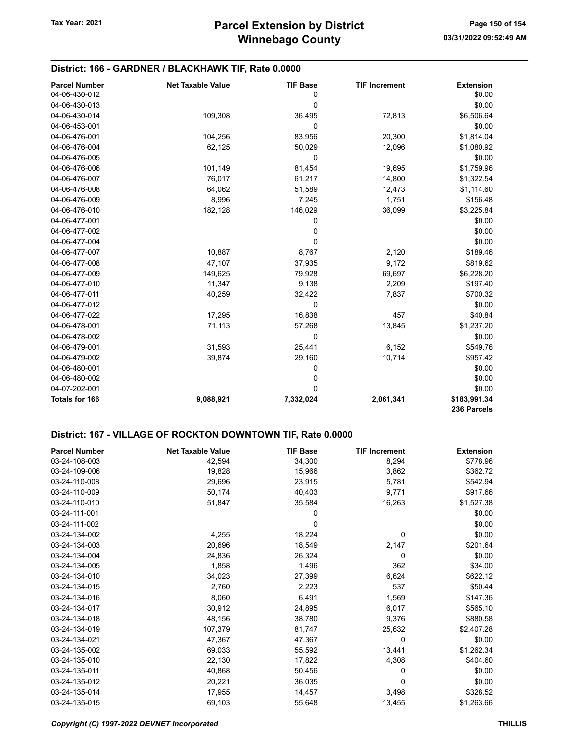## District: 166 - GARDNER / BLACKHAWK TIF, Rate 0.0000

| Parcel Number | Net Taxable Value | TIF Base | TIF Increment | Extension |
|---|---|---|---|---|
| 04-06-430-012 | | 0 | | $0.00 |
| 04-06-430-013 | | 0 | | $0.00 |
| 04-06-430-014 | 109,308 | 36,495 | 72,813 | $6,506.64 |
| 04-06-453-001 | | 0 | | $0.00 |
| 04-06-476-001 | 104,256 | 83,956 | 20,300 | $1,814.04 |
| 04-06-476-004 | 62,125 | 50,029 | 12,096 | $1,080.92 |
| 04-06-476-005 | | 0 | | $0.00 |
| 04-06-476-006 | 101,149 | 81,454 | 19,695 | $1,759.96 |
| 04-06-476-007 | 76,017 | 61,217 | 14,800 | $1,322.54 |
| 04-06-476-008 | 64,062 | 51,589 | 12,473 | $1,114.60 |
| 04-06-476-009 | 8,996 | 7,245 | 1,751 | $156.48 |
| 04-06-476-010 | 182,128 | 146,029 | 36,099 | $3,225.84 |
| 04-06-477-001 | | 0 | | $0.00 |
| 04-06-477-002 | | 0 | | $0.00 |
| 04-06-477-004 | | 0 | | $0.00 |
| 04-06-477-007 | 10,887 | 8,767 | 2,120 | $189.46 |
| 04-06-477-008 | 47,107 | 37,935 | 9,172 | $819.62 |
| 04-06-477-009 | 149,625 | 79,928 | 69,697 | $6,228.20 |
| 04-06-477-010 | 11,347 | 9,138 | 2,209 | $197.40 |
| 04-06-477-011 | 40,259 | 32,422 | 7,837 | $700.32 |
| 04-06-477-012 | | 0 | | $0.00 |
| 04-06-477-022 | 17,295 | 16,838 | 457 | $40.84 |
| 04-06-478-001 | 71,113 | 57,268 | 13,845 | $1,237.20 |
| 04-06-478-002 | | 0 | | $0.00 |
| 04-06-479-001 | 31,593 | 25,441 | 6,152 | $549.76 |
| 04-06-479-002 | 39,874 | 29,160 | 10,714 | $957.42 |
| 04-06-480-001 | | 0 | | $0.00 |
| 04-06-480-002 | | 0 | | $0.00 |
| 04-07-202-001 | | 0 | | $0.00 |
| **Totals for 166** | **9,088,921** | **7,332,024** | **2,061,341** | **$183,991.34** |
| | | | | **236 Parcels** |

## District: 167 - VILLAGE OF ROCKTON DOWNTOWN TIF, Rate 0.0000

| Parcel Number | Net Taxable Value | TIF Base | TIF Increment | Extension |
|---|---|---|---|---|
| 03-24-108-003 | 42,594 | 34,300 | 8,294 | $778.96 |
| 03-24-109-006 | 19,828 | 15,966 | 3,862 | $362.72 |
| 03-24-110-008 | 29,696 | 23,915 | 5,781 | $542.94 |
| 03-24-110-009 | 50,174 | 40,403 | 9,771 | $917.66 |
| 03-24-110-010 | 51,847 | 35,584 | 16,263 | $1,527.38 |
| 03-24-111-001 | | 0 | | $0.00 |
| 03-24-111-002 | | 0 | | $0.00 |
| 03-24-134-002 | 4,255 | 18,224 | 0 | $0.00 |
| 03-24-134-003 | 20,696 | 18,549 | 2,147 | $201.64 |
| 03-24-134-004 | 24,836 | 26,324 | 0 | $0.00 |
| 03-24-134-005 | 1,858 | 1,496 | 362 | $34.00 |
| 03-24-134-010 | 34,023 | 27,399 | 6,624 | $622.12 |
| 03-24-134-015 | 2,760 | 2,223 | 537 | $50.44 |
| 03-24-134-016 | 8,060 | 6,491 | 1,569 | $147.36 |
| 03-24-134-017 | 30,912 | 24,895 | 6,017 | $565.10 |
| 03-24-134-018 | 48,156 | 38,780 | 9,376 | $880.58 |
| 03-24-134-019 | 107,379 | 81,747 | 25,632 | $2,407.28 |
| 03-24-134-021 | 47,367 | 47,367 | 0 | $0.00 |
| 03-24-135-002 | 69,033 | 55,592 | 13,441 | $1,262.34 |
| 03-24-135-010 | 22,130 | 17,822 | 4,308 | $404.60 |
| 03-24-135-011 | 40,868 | 50,456 | 0 | $0.00 |
| 03-24-135-012 | 20,221 | 36,035 | 0 | $0.00 |
| 03-24-135-014 | 17,955 | 14,457 | 3,498 | $328.52 |
| 03-24-135-015 | 69,103 | 55,648 | 13,455 | $1,263.66 |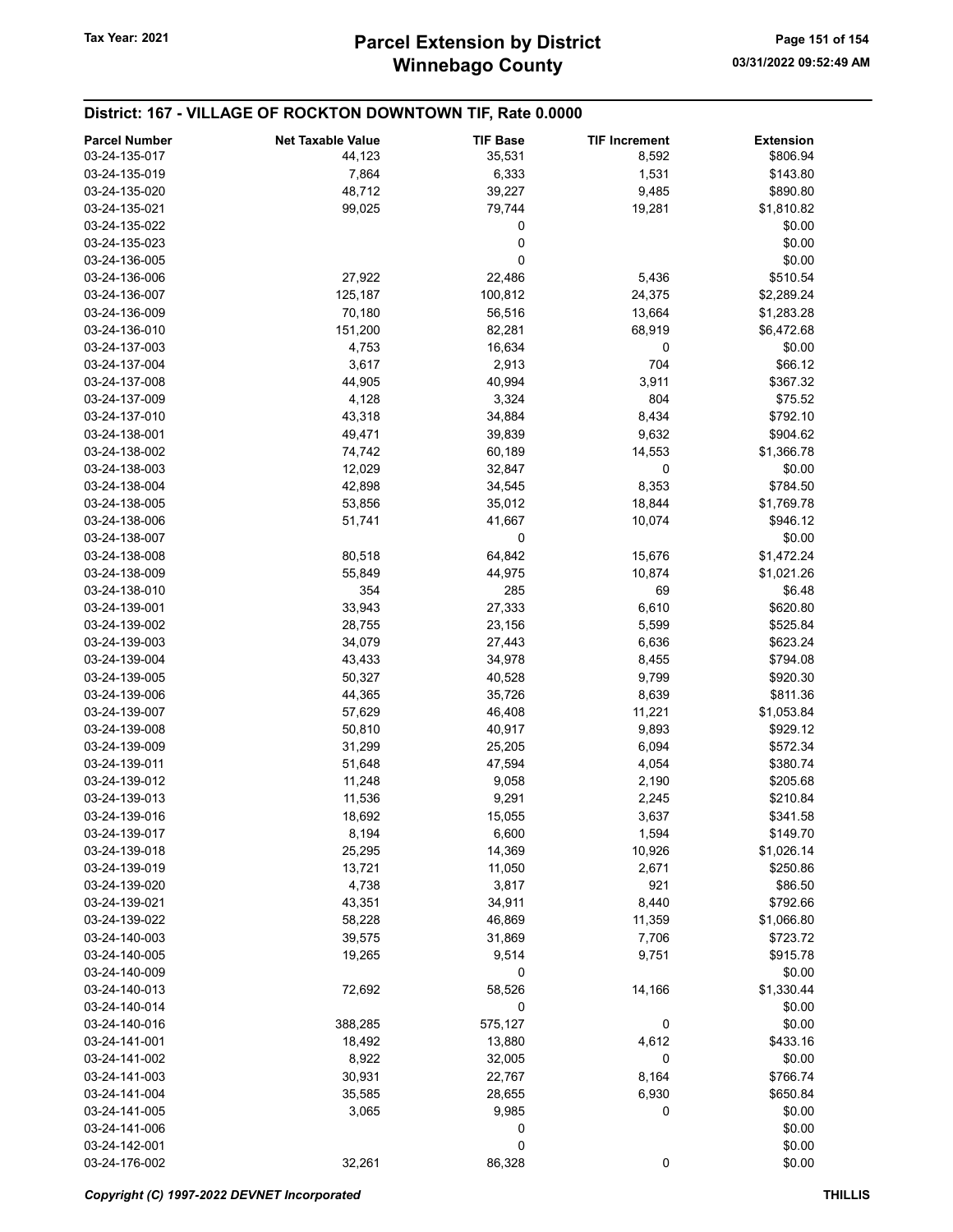# Parcel Extension by District
# Winnebago County

Tax Year: 2021

03/31/2022 09:52:49 AM

## District: 167 - VILLAGE OF ROCKTON DOWNTOWN TIF, Rate 0.0000

| Parcel Number | Net Taxable Value | TIF Base | TIF Increment | Extension |
|---|---|---|---|---|
| 03-24-135-017 | 44,123 | 35,531 | 8,592 | $806.94 |
| 03-24-135-019 | 7,864 | 6,333 | 1,531 | $143.80 |
| 03-24-135-020 | 48,712 | 39,227 | 9,485 | $890.80 |
| 03-24-135-021 | 99,025 | 79,744 | 19,281 | $1,810.82 |
| 03-24-135-022 | | 0 | | $0.00 |
| 03-24-135-023 | | 0 | | $0.00 |
| 03-24-136-005 | | 0 | | $0.00 |
| 03-24-136-006 | 27,922 | 22,486 | 5,436 | $510.54 |
| 03-24-136-007 | 125,187 | 100,812 | 24,375 | $2,289.24 |
| 03-24-136-009 | 70,180 | 56,516 | 13,664 | $1,283.28 |
| 03-24-136-010 | 151,200 | 82,281 | 68,919 | $6,472.68 |
| 03-24-137-003 | 4,753 | 16,634 | 0 | $0.00 |
| 03-24-137-004 | 3,617 | 2,913 | 704 | $66.12 |
| 03-24-137-008 | 44,905 | 40,994 | 3,911 | $367.32 |
| 03-24-137-009 | 4,128 | 3,324 | 804 | $75.52 |
| 03-24-137-010 | 43,318 | 34,884 | 8,434 | $792.10 |
| 03-24-138-001 | 49,471 | 39,839 | 9,632 | $904.62 |
| 03-24-138-002 | 74,742 | 60,189 | 14,553 | $1,366.78 |
| 03-24-138-003 | 12,029 | 32,847 | 0 | $0.00 |
| 03-24-138-004 | 42,898 | 34,545 | 8,353 | $784.50 |
| 03-24-138-005 | 53,856 | 35,012 | 18,844 | $1,769.78 |
| 03-24-138-006 | 51,741 | 41,667 | 10,074 | $946.12 |
| 03-24-138-007 | | 0 | | $0.00 |
| 03-24-138-008 | 80,518 | 64,842 | 15,676 | $1,472.24 |
| 03-24-138-009 | 55,849 | 44,975 | 10,874 | $1,021.26 |
| 03-24-138-010 | 354 | 285 | 69 | $6.48 |
| 03-24-139-001 | 33,943 | 27,333 | 6,610 | $620.80 |
| 03-24-139-002 | 28,755 | 23,156 | 5,599 | $525.84 |
| 03-24-139-003 | 34,079 | 27,443 | 6,636 | $623.24 |
| 03-24-139-004 | 43,433 | 34,978 | 8,455 | $794.08 |
| 03-24-139-005 | 50,327 | 40,528 | 9,799 | $920.30 |
| 03-24-139-006 | 44,365 | 35,726 | 8,639 | $811.36 |
| 03-24-139-007 | 57,629 | 46,408 | 11,221 | $1,053.84 |
| 03-24-139-008 | 50,810 | 40,917 | 9,893 | $929.12 |
| 03-24-139-009 | 31,299 | 25,205 | 6,094 | $572.34 |
| 03-24-139-011 | 51,648 | 47,594 | 4,054 | $380.74 |
| 03-24-139-012 | 11,248 | 9,058 | 2,190 | $205.68 |
| 03-24-139-013 | 11,536 | 9,291 | 2,245 | $210.84 |
| 03-24-139-016 | 18,692 | 15,055 | 3,637 | $341.58 |
| 03-24-139-017 | 8,194 | 6,600 | 1,594 | $149.70 |
| 03-24-139-018 | 25,295 | 14,369 | 10,926 | $1,026.14 |
| 03-24-139-019 | 13,721 | 11,050 | 2,671 | $250.86 |
| 03-24-139-020 | 4,738 | 3,817 | 921 | $86.50 |
| 03-24-139-021 | 43,351 | 34,911 | 8,440 | $792.66 |
| 03-24-139-022 | 58,228 | 46,869 | 11,359 | $1,066.80 |
| 03-24-140-003 | 39,575 | 31,869 | 7,706 | $723.72 |
| 03-24-140-005 | 19,265 | 9,514 | 9,751 | $915.78 |
| 03-24-140-009 | | 0 | | $0.00 |
| 03-24-140-013 | 72,692 | 58,526 | 14,166 | $1,330.44 |
| 03-24-140-014 | | 0 | | $0.00 |
| 03-24-140-016 | 388,285 | 575,127 | 0 | $0.00 |
| 03-24-141-001 | 18,492 | 13,880 | 4,612 | $433.16 |
| 03-24-141-002 | 8,922 | 32,005 | 0 | $0.00 |
| 03-24-141-003 | 30,931 | 22,767 | 8,164 | $766.74 |
| 03-24-141-004 | 35,585 | 28,655 | 6,930 | $650.84 |
| 03-24-141-005 | 3,065 | 9,985 | 0 | $0.00 |
| 03-24-141-006 | | 0 | | $0.00 |
| 03-24-142-001 | | 0 | | $0.00 |
| 03-24-176-002 | 32,261 | 86,328 | 0 | $0.00 |

*Copyright (C) 1997-2022 DEVNET Incorporated* **THILLIS**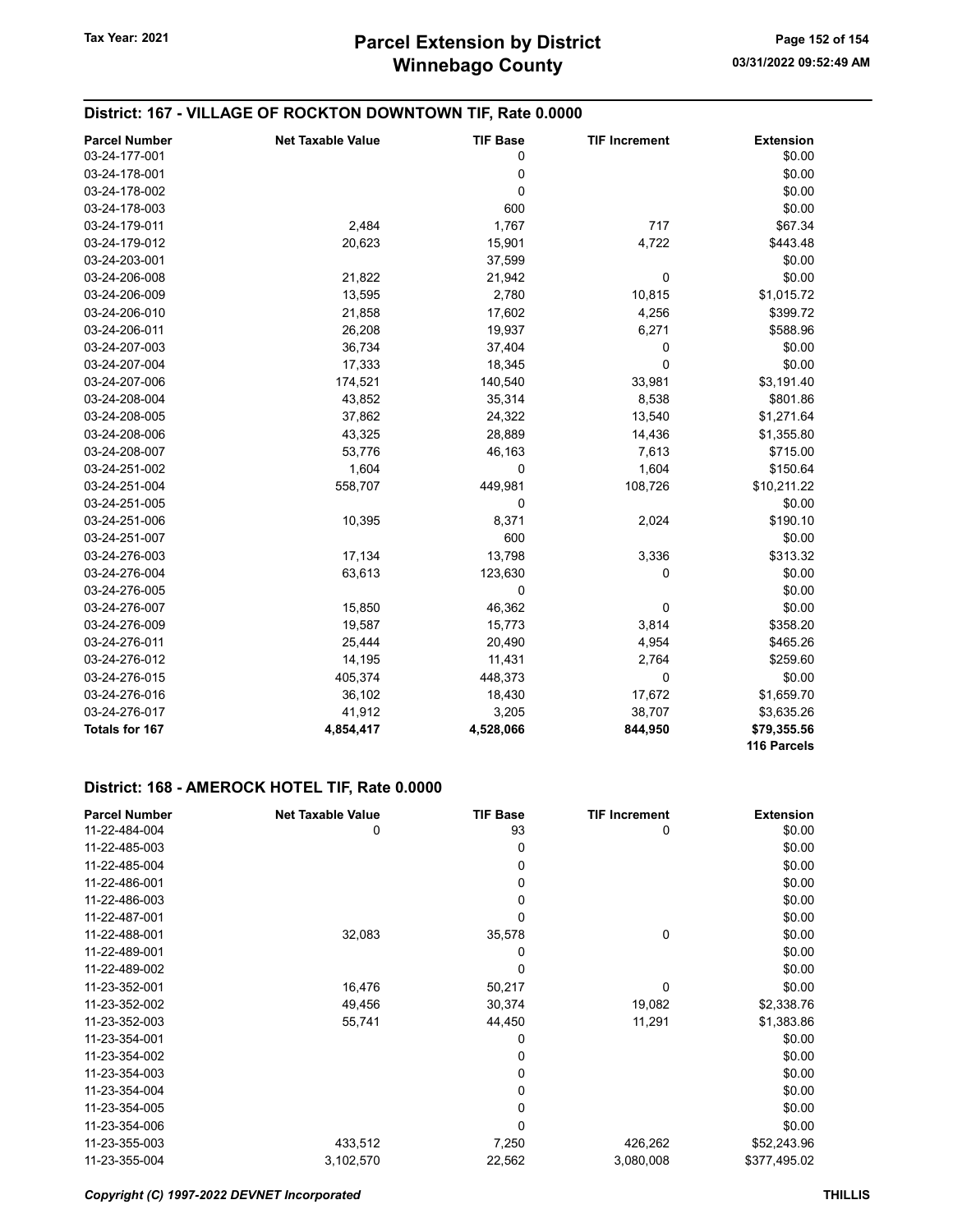### District: 167 - VILLAGE OF ROCKTON DOWNTOWN TIF, Rate 0.0000

| Parcel Number | Net Taxable Value | TIF Base | TIF Increment | Extension |
|---|---|---|---|---|
| 03-24-177-001 | | 0 | | $0.00 |
| 03-24-178-001 | | 0 | | $0.00 |
| 03-24-178-002 | | 0 | | $0.00 |
| 03-24-178-003 | | 600 | | $0.00 |
| 03-24-179-011 | 2,484 | 1,767 | 717 | $67.34 |
| 03-24-179-012 | 20,623 | 15,901 | 4,722 | $443.48 |
| 03-24-203-001 | | 37,599 | | $0.00 |
| 03-24-206-008 | 21,822 | 21,942 | 0 | $0.00 |
| 03-24-206-009 | 13,595 | 2,780 | 10,815 | $1,015.72 |
| 03-24-206-010 | 21,858 | 17,602 | 4,256 | $399.72 |
| 03-24-206-011 | 26,208 | 19,937 | 6,271 | $588.96 |
| 03-24-207-003 | 36,734 | 37,404 | 0 | $0.00 |
| 03-24-207-004 | 17,333 | 18,345 | 0 | $0.00 |
| 03-24-207-006 | 174,521 | 140,540 | 33,981 | $3,191.40 |
| 03-24-208-004 | 43,852 | 35,314 | 8,538 | $801.86 |
| 03-24-208-005 | 37,862 | 24,322 | 13,540 | $1,271.64 |
| 03-24-208-006 | 43,325 | 28,889 | 14,436 | $1,355.80 |
| 03-24-208-007 | 53,776 | 46,163 | 7,613 | $715.00 |
| 03-24-251-002 | 1,604 | 0 | 1,604 | $150.64 |
| 03-24-251-004 | 558,707 | 449,981 | 108,726 | $10,211.22 |
| 03-24-251-005 | | 0 | | $0.00 |
| 03-24-251-006 | 10,395 | 8,371 | 2,024 | $190.10 |
| 03-24-251-007 | | 600 | | $0.00 |
| 03-24-276-003 | 17,134 | 13,798 | 3,336 | $313.32 |
| 03-24-276-004 | 63,613 | 123,630 | 0 | $0.00 |
| 03-24-276-005 | | 0 | | $0.00 |
| 03-24-276-007 | 15,850 | 46,362 | 0 | $0.00 |
| 03-24-276-009 | 19,587 | 15,773 | 3,814 | $358.20 |
| 03-24-276-011 | 25,444 | 20,490 | 4,954 | $465.26 |
| 03-24-276-012 | 14,195 | 11,431 | 2,764 | $259.60 |
| 03-24-276-015 | 405,374 | 448,373 | 0 | $0.00 |
| 03-24-276-016 | 36,102 | 18,430 | 17,672 | $1,659.70 |
| 03-24-276-017 | 41,912 | 3,205 | 38,707 | $3,635.26 |
| **Totals for 167** | **4,854,417** | **4,528,066** | **844,950** | **$79,355.56** |
| | | | | **116 Parcels** |

### District: 168 - AMEROCK HOTEL TIF, Rate 0.0000

| Parcel Number | Net Taxable Value | TIF Base | TIF Increment | Extension |
|---|---|---|---|---|
| 11-22-484-004 | 0 | 93 | 0 | $0.00 |
| 11-22-485-003 | | 0 | | $0.00 |
| 11-22-485-004 | | 0 | | $0.00 |
| 11-22-486-001 | | 0 | | $0.00 |
| 11-22-486-003 | | 0 | | $0.00 |
| 11-22-487-001 | | 0 | | $0.00 |
| 11-22-488-001 | 32,083 | 35,578 | 0 | $0.00 |
| 11-22-489-001 | | 0 | | $0.00 |
| 11-22-489-002 | | 0 | | $0.00 |
| 11-23-352-001 | 16,476 | 50,217 | 0 | $0.00 |
| 11-23-352-002 | 49,456 | 30,374 | 19,082 | $2,338.76 |
| 11-23-352-003 | 55,741 | 44,450 | 11,291 | $1,383.86 |
| 11-23-354-001 | | 0 | | $0.00 |
| 11-23-354-002 | | 0 | | $0.00 |
| 11-23-354-003 | | 0 | | $0.00 |
| 11-23-354-004 | | 0 | | $0.00 |
| 11-23-354-005 | | 0 | | $0.00 |
| 11-23-354-006 | | 0 | | $0.00 |
| 11-23-355-003 | 433,512 | 7,250 | 426,262 | $52,243.96 |
| 11-23-355-004 | 3,102,570 | 22,562 | 3,080,008 | $377,495.02 |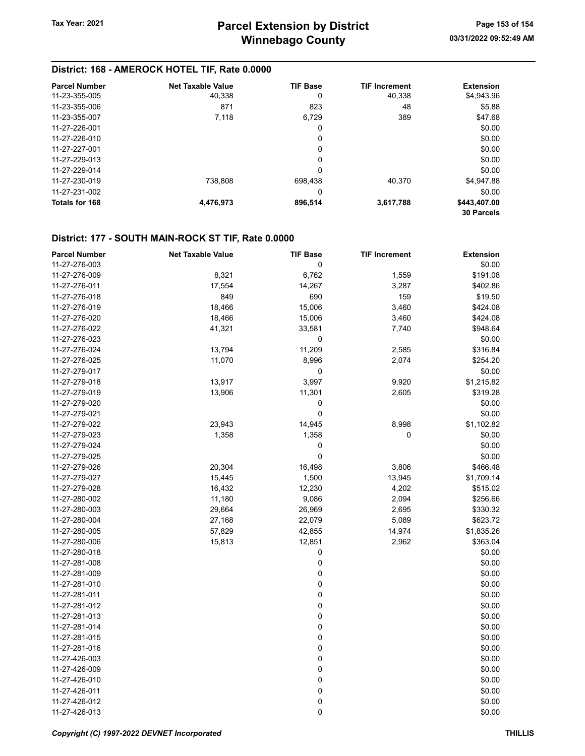## District: 168 - AMEROCK HOTEL TIF, Rate 0.0000

| Parcel Number | Net Taxable Value | TIF Base | TIF Increment | Extension |
|---|---|---|---|---|
| 11-23-355-005 | 40,338 | 0 | 40,338 | $4,943.96 |
| 11-23-355-006 | 871 | 823 | 48 | $5.88 |
| 11-23-355-007 | 7,118 | 6,729 | 389 | $47.68 |
| 11-27-226-001 | | 0 | | $0.00 |
| 11-27-226-010 | | 0 | | $0.00 |
| 11-27-227-001 | | 0 | | $0.00 |
| 11-27-229-013 | | 0 | | $0.00 |
| 11-27-229-014 | | 0 | | $0.00 |
| 11-27-230-019 | 738,808 | 698,438 | 40,370 | $4,947.88 |
| 11-27-231-002 | | 0 | | $0.00 |
| **Totals for 168** | **4,476,973** | **896,514** | **3,617,788** | **$443,407.00** <br> **30 Parcels** |

## District: 177 - SOUTH MAIN-ROCK ST TIF, Rate 0.0000

| Parcel Number | Net Taxable Value | TIF Base | TIF Increment | Extension |
|---|---|---|---|---|
| 11-27-276-003 | | 0 | | $0.00 |
| 11-27-276-009 | 8,321 | 6,762 | 1,559 | $191.08 |
| 11-27-276-011 | 17,554 | 14,267 | 3,287 | $402.86 |
| 11-27-276-018 | 849 | 690 | 159 | $19.50 |
| 11-27-276-019 | 18,466 | 15,006 | 3,460 | $424.08 |
| 11-27-276-020 | 18,466 | 15,006 | 3,460 | $424.08 |
| 11-27-276-022 | 41,321 | 33,581 | 7,740 | $948.64 |
| 11-27-276-023 | | 0 | | $0.00 |
| 11-27-276-024 | 13,794 | 11,209 | 2,585 | $316.84 |
| 11-27-276-025 | 11,070 | 8,996 | 2,074 | $254.20 |
| 11-27-279-017 | | 0 | | $0.00 |
| 11-27-279-018 | 13,917 | 3,997 | 9,920 | $1,215.82 |
| 11-27-279-019 | 13,906 | 11,301 | 2,605 | $319.28 |
| 11-27-279-020 | | 0 | | $0.00 |
| 11-27-279-021 | | 0 | | $0.00 |
| 11-27-279-022 | 23,943 | 14,945 | 8,998 | $1,102.82 |
| 11-27-279-023 | 1,358 | 1,358 | 0 | $0.00 |
| 11-27-279-024 | | 0 | | $0.00 |
| 11-27-279-025 | | 0 | | $0.00 |
| 11-27-279-026 | 20,304 | 16,498 | 3,806 | $466.48 |
| 11-27-279-027 | 15,445 | 1,500 | 13,945 | $1,709.14 |
| 11-27-279-028 | 16,432 | 12,230 | 4,202 | $515.02 |
| 11-27-280-002 | 11,180 | 9,086 | 2,094 | $256.66 |
| 11-27-280-003 | 29,664 | 26,969 | 2,695 | $330.32 |
| 11-27-280-004 | 27,168 | 22,079 | 5,089 | $623.72 |
| 11-27-280-005 | 57,829 | 42,855 | 14,974 | $1,835.26 |
| 11-27-280-006 | 15,813 | 12,851 | 2,962 | $363.04 |
| 11-27-280-018 | | 0 | | $0.00 |
| 11-27-281-008 | | 0 | | $0.00 |
| 11-27-281-009 | | 0 | | $0.00 |
| 11-27-281-010 | | 0 | | $0.00 |
| 11-27-281-011 | | 0 | | $0.00 |
| 11-27-281-012 | | 0 | | $0.00 |
| 11-27-281-013 | | 0 | | $0.00 |
| 11-27-281-014 | | 0 | | $0.00 |
| 11-27-281-015 | | 0 | | $0.00 |
| 11-27-281-016 | | 0 | | $0.00 |
| 11-27-426-003 | | 0 | | $0.00 |
| 11-27-426-009 | | 0 | | $0.00 |
| 11-27-426-010 | | 0 | | $0.00 |
| 11-27-426-011 | | 0 | | $0.00 |
| 11-27-426-012 | | 0 | | $0.00 |
| 11-27-426-013 | | 0 | | $0.00 |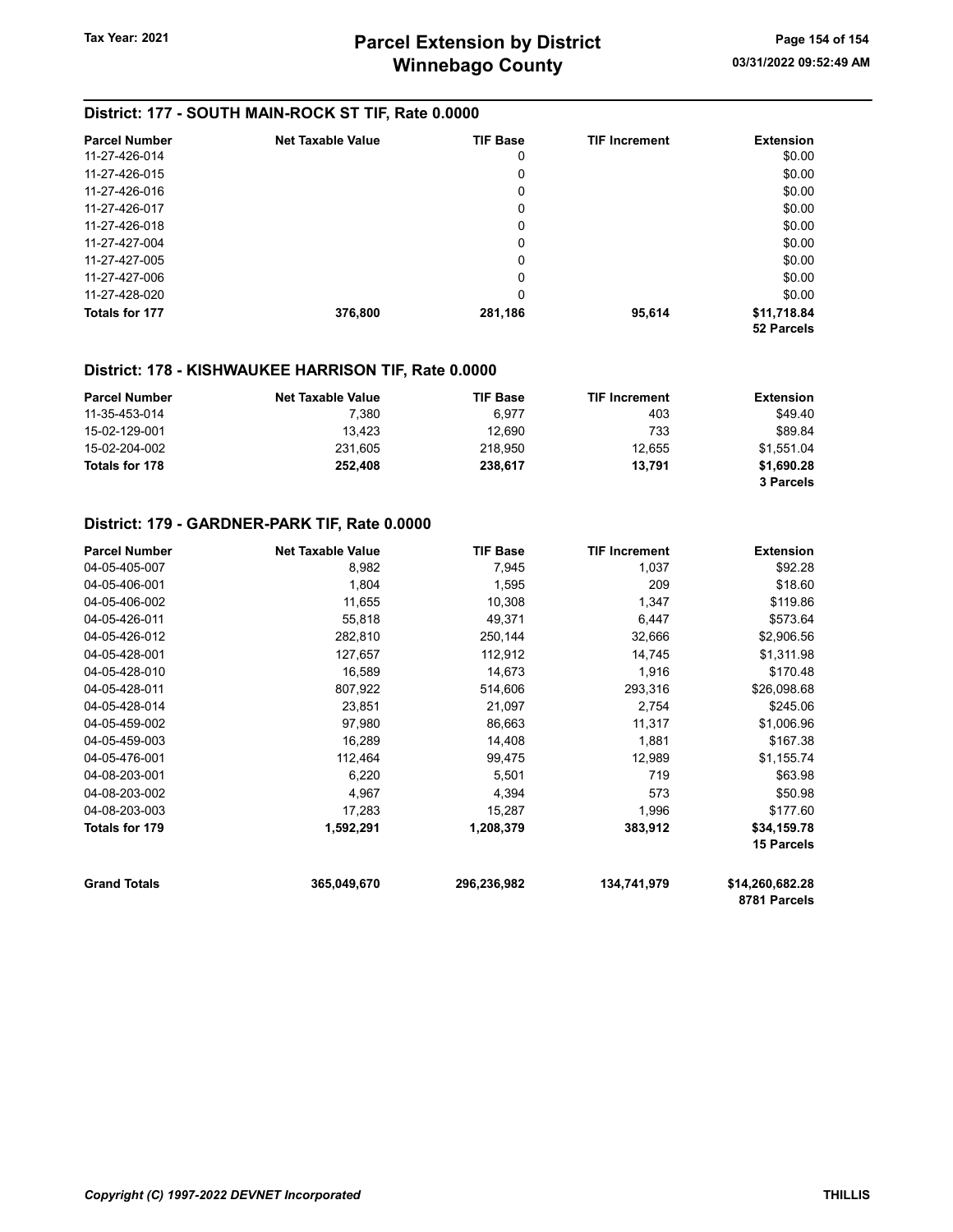## District: 177 - SOUTH MAIN-ROCK ST TIF, Rate 0.0000

| Parcel Number | Net Taxable Value | TIF Base | TIF Increment | Extension |
|---|---|---|---|---|
| 11-27-426-014 | | 0 | | $0.00 |
| 11-27-426-015 | | 0 | | $0.00 |
| 11-27-426-016 | | 0 | | $0.00 |
| 11-27-426-017 | | 0 | | $0.00 |
| 11-27-426-018 | | 0 | | $0.00 |
| 11-27-427-004 | | 0 | | $0.00 |
| 11-27-427-005 | | 0 | | $0.00 |
| 11-27-427-006 | | 0 | | $0.00 |
| 11-27-428-020 | | 0 | | $0.00 |
| **Totals for 177** | **376,800** | **281,186** | **95,614** | **$11,718.84** |
| | | | | **52 Parcels** |

## District: 178 - KISHWAUKEE HARRISON TIF, Rate 0.0000

| Parcel Number | Net Taxable Value | TIF Base | TIF Increment | Extension |
|---|---|---|---|---|
| 11-35-453-014 | 7,380 | 6,977 | 403 | $49.40 |
| 15-02-129-001 | 13,423 | 12,690 | 733 | $89.84 |
| 15-02-204-002 | 231,605 | 218,950 | 12,655 | $1,551.04 |
| **Totals for 178** | **252,408** | **238,617** | **13,791** | **$1,690.28** |
| | | | | **3 Parcels** |

## District: 179 - GARDNER-PARK TIF, Rate 0.0000

| Parcel Number | Net Taxable Value | TIF Base | TIF Increment | Extension |
|---|---|---|---|---|
| 04-05-405-007 | 8,982 | 7,945 | 1,037 | $92.28 |
| 04-05-406-001 | 1,804 | 1,595 | 209 | $18.60 |
| 04-05-406-002 | 11,655 | 10,308 | 1,347 | $119.86 |
| 04-05-426-011 | 55,818 | 49,371 | 6,447 | $573.64 |
| 04-05-426-012 | 282,810 | 250,144 | 32,666 | $2,906.56 |
| 04-05-428-001 | 127,657 | 112,912 | 14,745 | $1,311.98 |
| 04-05-428-010 | 16,589 | 14,673 | 1,916 | $170.48 |
| 04-05-428-011 | 807,922 | 514,606 | 293,316 | $26,098.68 |
| 04-05-428-014 | 23,851 | 21,097 | 2,754 | $245.06 |
| 04-05-459-002 | 97,980 | 86,663 | 11,317 | $1,006.96 |
| 04-05-459-003 | 16,289 | 14,408 | 1,881 | $167.38 |
| 04-05-476-001 | 112,464 | 99,475 | 12,989 | $1,155.74 |
| 04-08-203-001 | 6,220 | 5,501 | 719 | $63.98 |
| 04-08-203-002 | 4,967 | 4,394 | 573 | $50.98 |
| 04-08-203-003 | 17,283 | 15,287 | 1,996 | $177.60 |
| **Totals for 179** | **1,592,291** | **1,208,379** | **383,912** | **$34,159.78** |
| | | | | **15 Parcels** |
| | | | | |
| **Grand Totals** | **365,049,670** | **296,236,982** | **134,741,979** | **$14,260,682.28** |
| | | | | **8781 Parcels** |